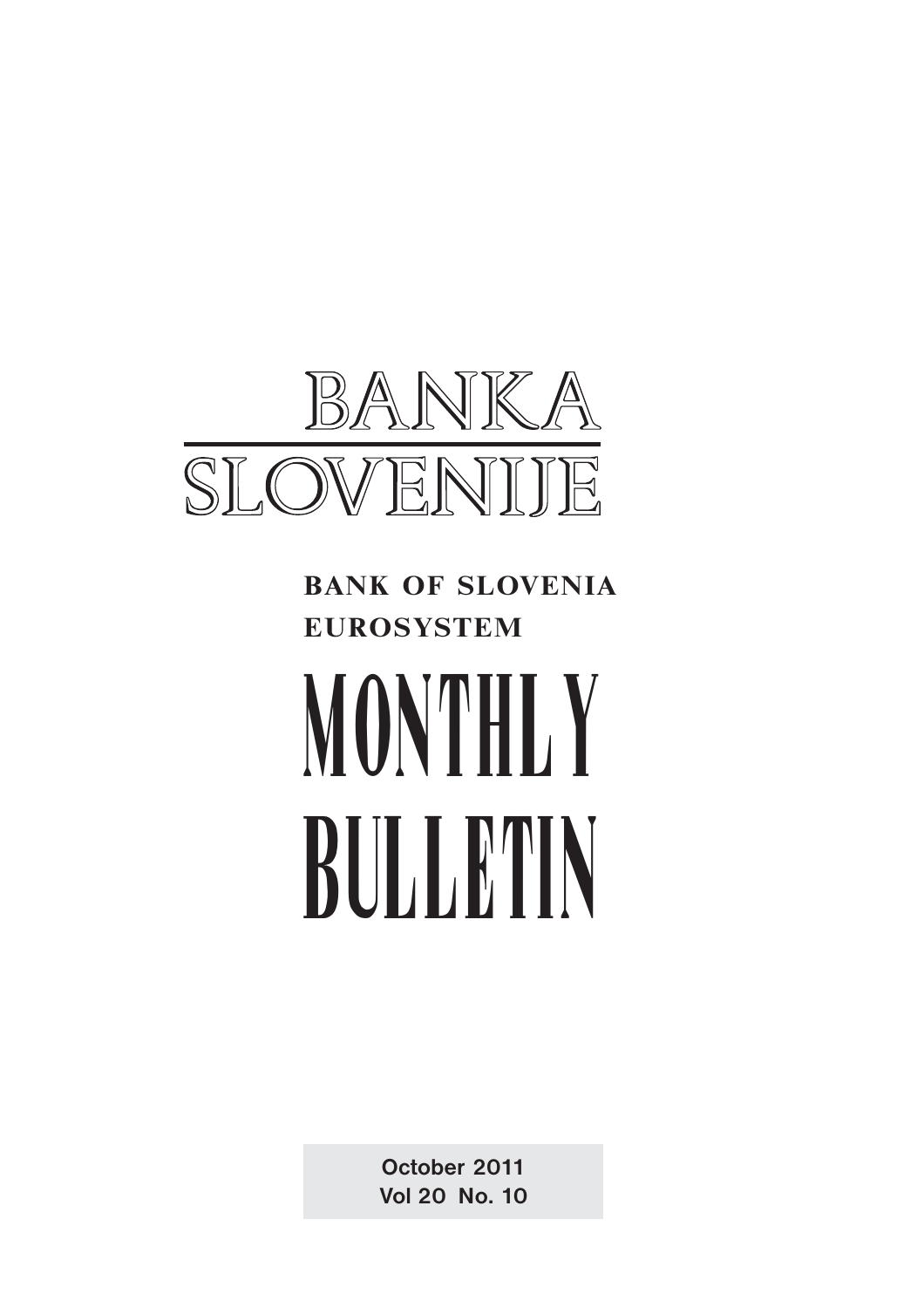# BANKA SLOVENIJE

**BANK OF SLOVENIA**
**EUROSYSTEM**

# MONTHLY BULLETIN

October 2011
Vol 20 No. 10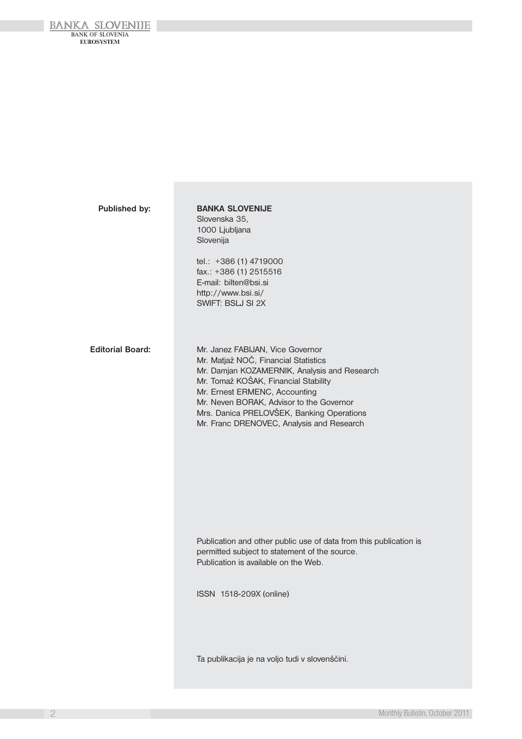**Published by:**

**BANKA SLOVENIJE**
Slovenska 35,
1000 Ljubljana
Slovenija

tel.: +386 (1) 4719000
fax.: +386 (1) 2515516
E-mail: bilten@bsi.si
http://www.bsi.si/
SWIFT: BSLJ SI 2X

**Editorial Board:**

Mr. Janez FABIJAN, Vice Governor
Mr. Matjaž NOČ, Financial Statistics
Mr. Damjan KOZAMERNIK, Analysis and Research
Mr. Tomaž KOŠAK, Financial Stability
Mr. Ernest ERMENC, Accounting
Mr. Neven BORAK, Advisor to the Governor
Mrs. Danica PRELOVŠEK, Banking Operations
Mr. Franc DRENOVEC, Analysis and Research

Publication and other public use of data from this publication is permitted subject to statement of the source.
Publication is available on the Web.

ISSN 1518-209X (online)

Ta publikacija je na voljo tudi v slovenščini.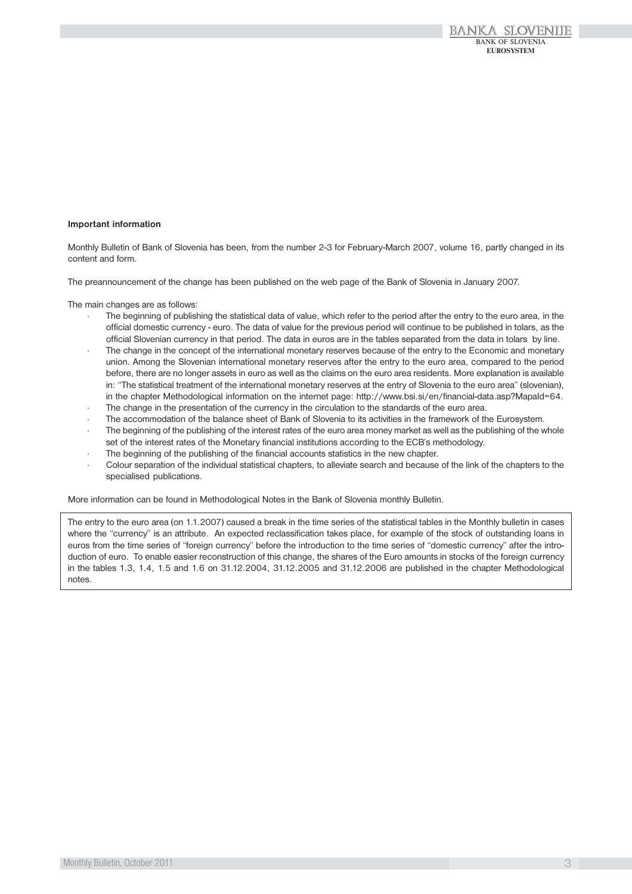**Important information**

Monthly Bulletin of Bank of Slovenia has been, from the number 2-3 for February-March 2007, volume 16, partly changed in its content and form.

The preannouncement of the change has been published on the web page of the Bank of Slovenia in January 2007.

The main changes are as follows:

- The beginning of publishing the statistical data of value, which refer to the period after the entry to the euro area, in the official domestic currency - euro. The data of value for the previous period will continue to be published in tolars, as the official Slovenian currency in that period. The data in euros are in the tables separated from the data in tolars by line.
- The change in the concept of the international monetary reserves because of the entry to the Economic and monetary union. Among the Slovenian international monetary reserves after the entry to the euro area, compared to the period before, there are no longer assets in euro as well as the claims on the euro area residents. More explanation is available in: "The statistical treatment of the international monetary reserves at the entry of Slovenia to the euro area" (slovenian), in the chapter Methodological information on the internet page: http://www.bsi.si/en/financial-data.asp?MapaId=64.
- The change in the presentation of the currency in the circulation to the standards of the euro area.
- The accommodation of the balance sheet of Bank of Slovenia to its activities in the framework of the Eurosystem.
- The beginning of the publishing of the interest rates of the euro area money market as well as the publishing of the whole set of the interest rates of the Monetary financial institutions according to the ECB's methodology.
- The beginning of the publishing of the financial accounts statistics in the new chapter.
- Colour separation of the individual statistical chapters, to alleviate search and because of the link of the chapters to the specialised publications.

More information can be found in Methodological Notes in the Bank of Slovenia monthly Bulletin.

The entry to the euro area (on 1.1.2007) caused a break in the time series of the statistical tables in the Monthly bulletin in cases where the "currency" is an attribute. An expected reclassification takes place, for example of the stock of outstanding loans in euros from the time series of "foreign currency" before the introduction to the time series of "domestic currency" after the introduction of euro. To enable easier reconstruction of this change, the shares of the Euro amounts in stocks of the foreign currency in the tables 1.3, 1.4, 1.5 and 1.6 on 31.12.2004, 31.12.2005 and 31.12.2006 are published in the chapter Methodological notes.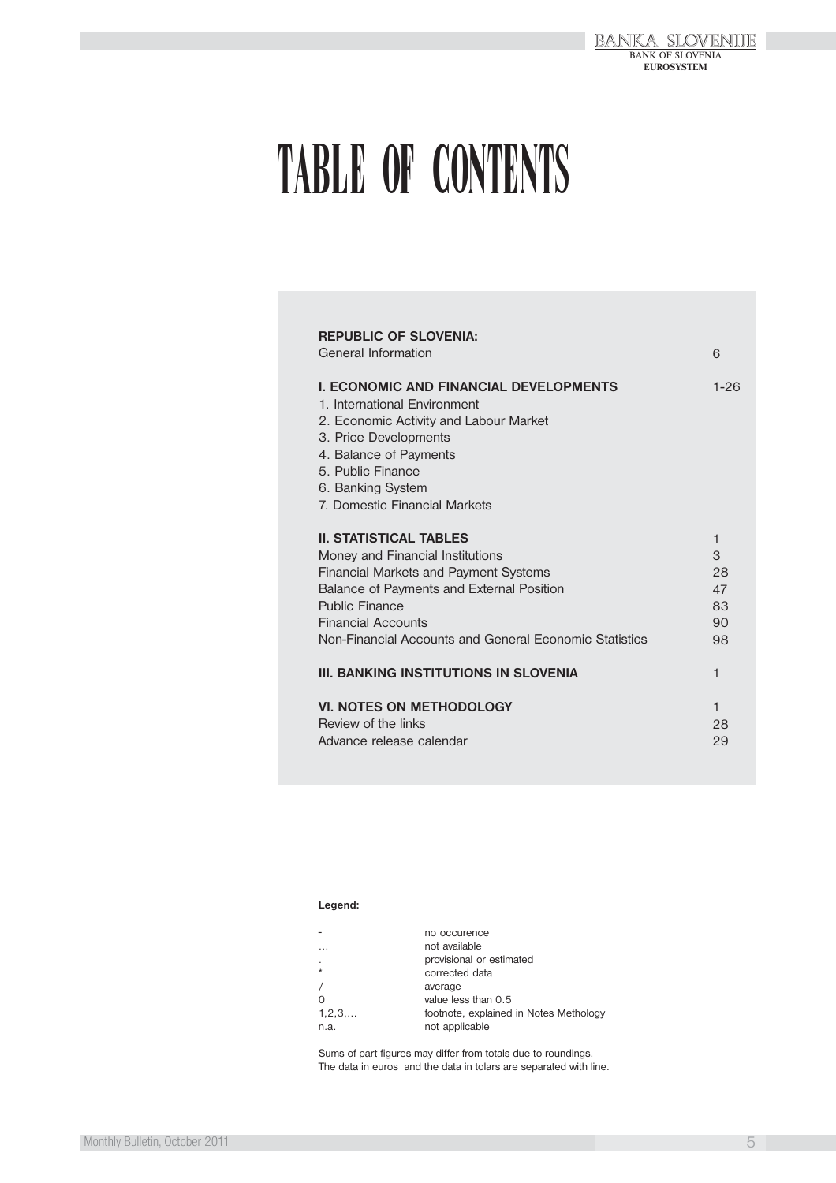# TABLE OF CONTENTS

| | |
|---|---|
| **REPUBLIC OF SLOVENIA:** | |
| General Information | 6 |
| | |
| **I. ECONOMIC AND FINANCIAL DEVELOPMENTS** | 1-26 |
| 1. International Environment | |
| 2. Economic Activity and Labour Market | |
| 3. Price Developments | |
| 4. Balance of Payments | |
| 5. Public Finance | |
| 6. Banking System | |
| 7. Domestic Financial Markets | |
| | |
| **II. STATISTICAL TABLES** | 1 |
| Money and Financial Institutions | 3 |
| Financial Markets and Payment Systems | 28 |
| Balance of Payments and External Position | 47 |
| Public Finance | 83 |
| Financial Accounts | 90 |
| Non-Financial Accounts and General Economic Statistics | 98 |
| | |
| **III. BANKING INSTITUTIONS IN SLOVENIA** | 1 |
| | |
| **VI. NOTES ON METHODOLOGY** | 1 |
| Review of the links | 28 |
| Advance release calendar | 29 |

**Legend:**

| | |
|---|---|
| - | no occurence |
| … | not available |
| . | provisional or estimated |
| * | corrected data |
| / | average |
| 0 | value less than 0.5 |
| 1,2,3,… | footnote, explained in Notes Methology |
| n.a. | not applicable |

Sums of part figures may differ from totals due to roundings.
The data in euros and the data in tolars are separated with line.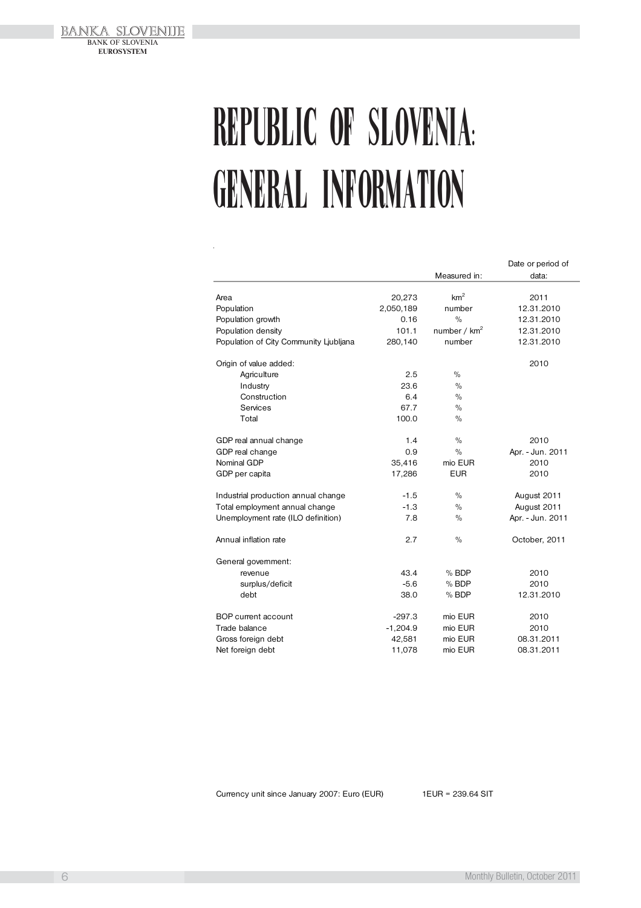# REPUBLIC OF SLOVENIA: GENERAL INFORMATION

| | | Measured in: | Date or period of data: |
|---|---|---|---|
| Area | 20,273 | km$^2$ | 2011 |
| Population | 2,050,189 | number | 12.31.2010 |
| Population growth | 0.16 | % | 12.31.2010 |
| Population density | 101.1 | number / km$^2$ | 12.31.2010 |
| Population of City Community Ljubljana | 280,140 | number | 12.31.2010 |
| | | | |
| Origin of value added: | | | 2010 |
| Agriculture | 2.5 | % | |
| Industry | 23.6 | % | |
| Construction | 6.4 | % | |
| Services | 67.7 | % | |
| Total | 100.0 | % | |
| | | | |
| GDP real annual change | 1.4 | % | 2010 |
| GDP real change | 0.9 | % | Apr. - Jun. 2011 |
| Nominal GDP | 35,416 | mio EUR | 2010 |
| GDP per capita | 17,286 | EUR | 2010 |
| | | | |
| Industrial production annual change | -1.5 | % | August 2011 |
| Total employment annual change | -1.3 | % | August 2011 |
| Unemployment rate (ILO definition) | 7.8 | % | Apr. - Jun. 2011 |
| | | | |
| Annual inflation rate | 2.7 | % | October, 2011 |
| | | | |
| General government: | | | |
| revenue | 43.4 | % BDP | 2010 |
| surplus/deficit | -5.6 | % BDP | 2010 |
| debt | 38.0 | % BDP | 12.31.2010 |
| | | | |
| BOP current account | -297.3 | mio EUR | 2010 |
| Trade balance | -1,204.9 | mio EUR | 2010 |
| Gross foreign debt | 42,581 | mio EUR | 08.31.2011 |
| Net foreign debt | 11,078 | mio EUR | 08.31.2011 |

Currency unit since January 2007: Euro (EUR) 1EUR = 239.64 SIT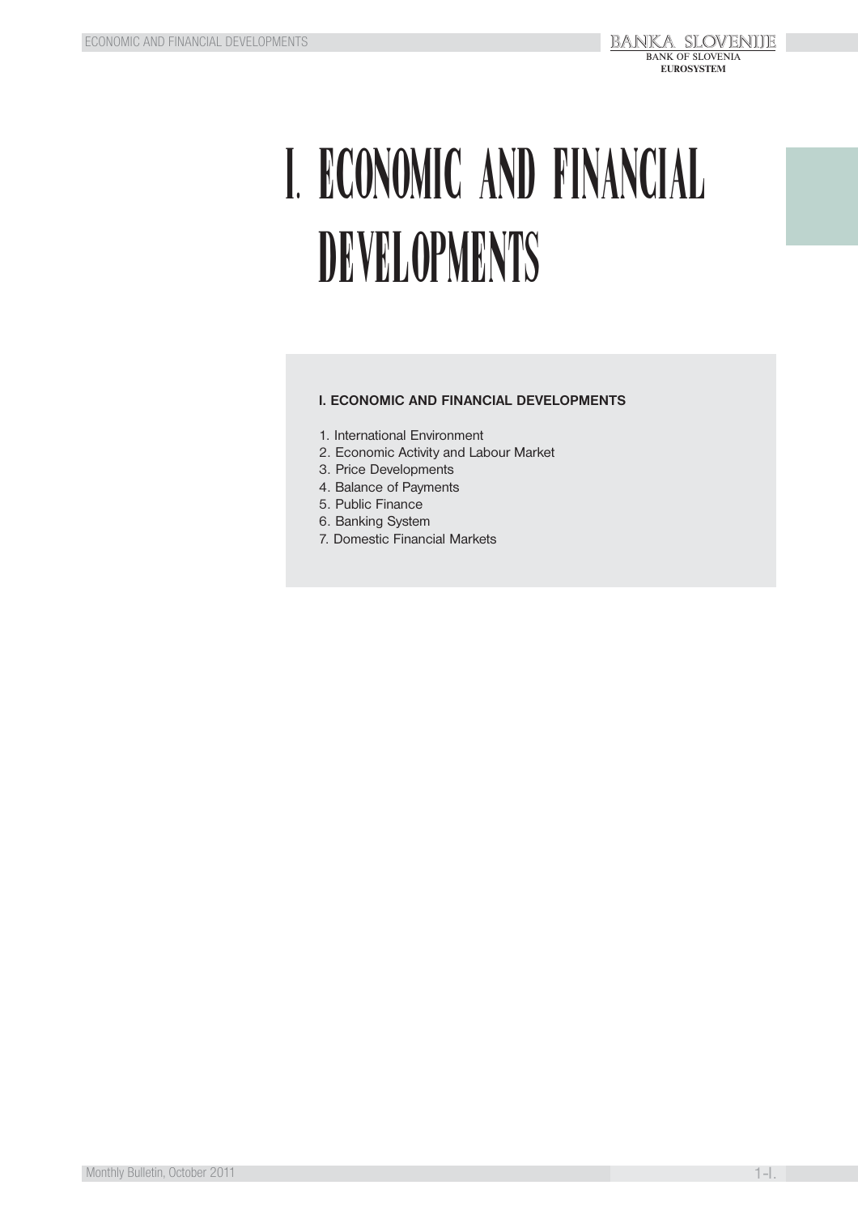# I. ECONOMIC AND FINANCIAL DEVELOPMENTS

**I. ECONOMIC AND FINANCIAL DEVELOPMENTS**

1. International Environment
2. Economic Activity and Labour Market
3. Price Developments
4. Balance of Payments
5. Public Finance
6. Banking System
7. Domestic Financial Markets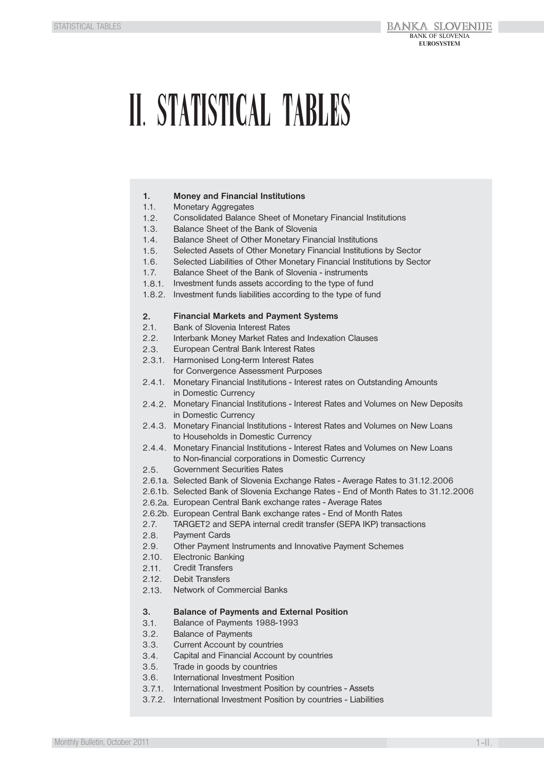# II. STATISTICAL TABLES

**1. Money and Financial Institutions**

- 1.1. Monetary Aggregates
- 1.2. Consolidated Balance Sheet of Monetary Financial Institutions
- 1.3. Balance Sheet of the Bank of Slovenia
- 1.4. Balance Sheet of Other Monetary Financial Institutions
- 1.5. Selected Assets of Other Monetary Financial Institutions by Sector
- 1.6. Selected Liabilities of Other Monetary Financial Institutions by Sector
- 1.7. Balance Sheet of the Bank of Slovenia - instruments
- 1.8.1. Investment funds assets according to the type of fund
- 1.8.2. Investment funds liabilities according to the type of fund

**2. Financial Markets and Payment Systems**

- 2.1. Bank of Slovenia Interest Rates
- 2.2. Interbank Money Market Rates and Indexation Clauses
- 2.3. European Central Bank Interest Rates
- 2.3.1. Harmonised Long-term Interest Rates for Convergence Assessment Purposes
- 2.4.1. Monetary Financial Institutions - Interest rates on Outstanding Amounts in Domestic Currency
- 2.4.2. Monetary Financial Institutions - Interest Rates and Volumes on New Deposits in Domestic Currency
- 2.4.3. Monetary Financial Institutions - Interest Rates and Volumes on New Loans to Households in Domestic Currency
- 2.4.4. Monetary Financial Institutions - Interest Rates and Volumes on New Loans to Non-financial corporations in Domestic Currency
- 2.5. Government Securities Rates
- 2.6.1a. Selected Bank of Slovenia Exchange Rates - Average Rates to 31.12.2006
- 2.6.1b. Selected Bank of Slovenia Exchange Rates - End of Month Rates to 31.12.2006
- 2.6.2a. European Central Bank exchange rates - Average Rates
- 2.6.2b. European Central Bank exchange rates - End of Month Rates
- 2.7. TARGET2 and SEPA internal credit transfer (SEPA IKP) transactions
- 2.8. Payment Cards
- 2.9. Other Payment Instruments and Innovative Payment Schemes
- 2.10. Electronic Banking
- 2.11. Credit Transfers
- 2.12. Debit Transfers
- 2.13. Network of Commercial Banks

**3. Balance of Payments and External Position**

- 3.1. Balance of Payments 1988-1993
- 3.2. Balance of Payments
- 3.3. Current Account by countries
- 3.4. Capital and Financial Account by countries
- 3.5. Trade in goods by countries
- 3.6. International Investment Position
- 3.7.1. International Investment Position by countries - Assets
- 3.7.2. International Investment Position by countries - Liabilities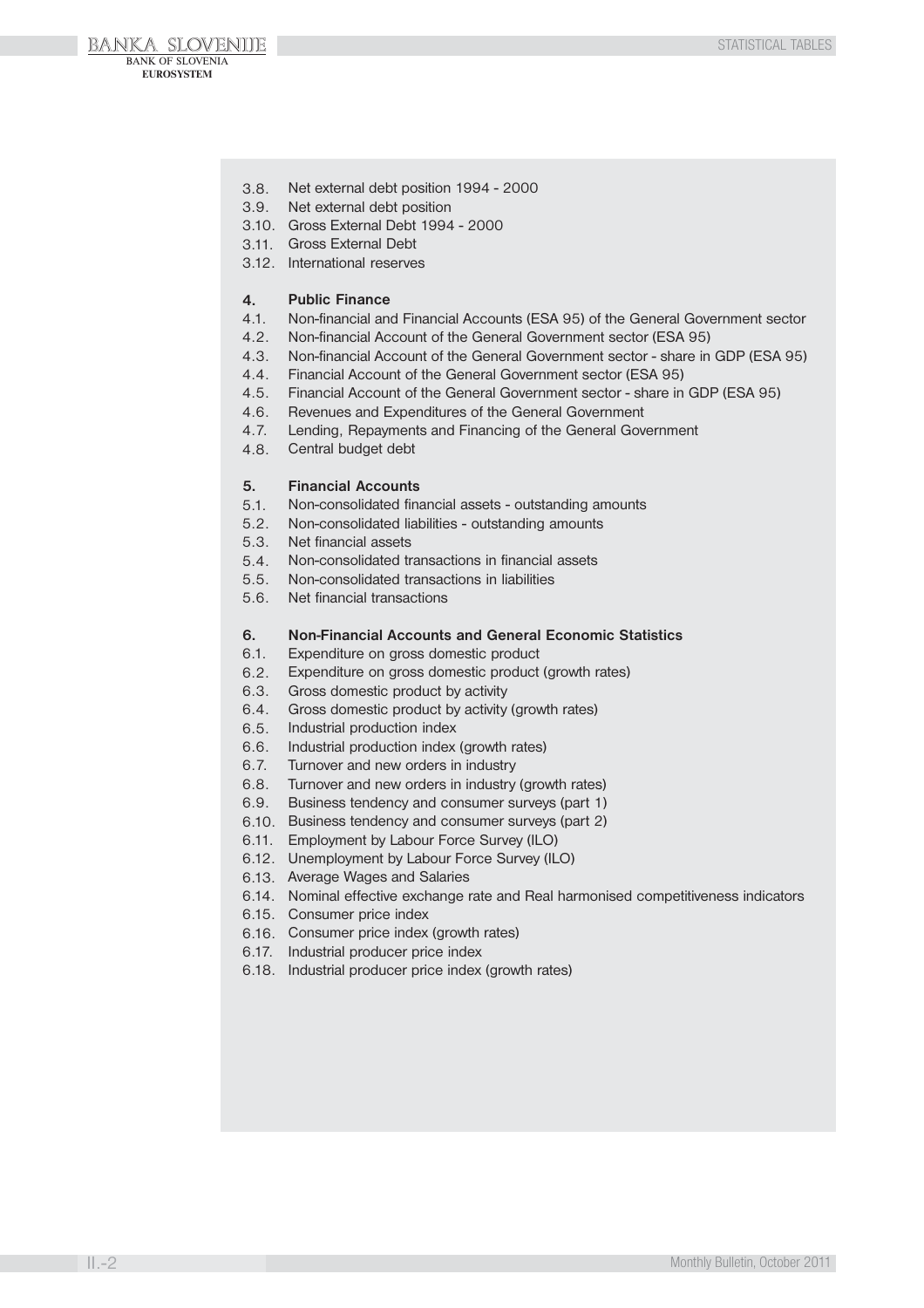3.8. Net external debt position 1994 - 2000
3.9. Net external debt position
3.10. Gross External Debt 1994 - 2000
3.11. Gross External Debt
3.12. International reserves

**4. Public Finance**

4.1. Non-financial and Financial Accounts (ESA 95) of the General Government sector
4.2. Non-financial Account of the General Government sector (ESA 95)
4.3. Non-financial Account of the General Government sector - share in GDP (ESA 95)
4.4. Financial Account of the General Government sector (ESA 95)
4.5. Financial Account of the General Government sector - share in GDP (ESA 95)
4.6. Revenues and Expenditures of the General Government
4.7. Lending, Repayments and Financing of the General Government
4.8. Central budget debt

**5. Financial Accounts**

5.1. Non-consolidated financial assets - outstanding amounts
5.2. Non-consolidated liabilities - outstanding amounts
5.3. Net financial assets
5.4. Non-consolidated transactions in financial assets
5.5. Non-consolidated transactions in liabilities
5.6. Net financial transactions

**6. Non-Financial Accounts and General Economic Statistics**

6.1. Expenditure on gross domestic product
6.2. Expenditure on gross domestic product (growth rates)
6.3. Gross domestic product by activity
6.4. Gross domestic product by activity (growth rates)
6.5. Industrial production index
6.6. Industrial production index (growth rates)
6.7. Turnover and new orders in industry
6.8. Turnover and new orders in industry (growth rates)
6.9. Business tendency and consumer surveys (part 1)
6.10. Business tendency and consumer surveys (part 2)
6.11. Employment by Labour Force Survey (ILO)
6.12. Unemployment by Labour Force Survey (ILO)
6.13. Average Wages and Salaries
6.14. Nominal effective exchange rate and Real harmonised competitiveness indicators
6.15. Consumer price index
6.16. Consumer price index (growth rates)
6.17. Industrial producer price index
6.18. Industrial producer price index (growth rates)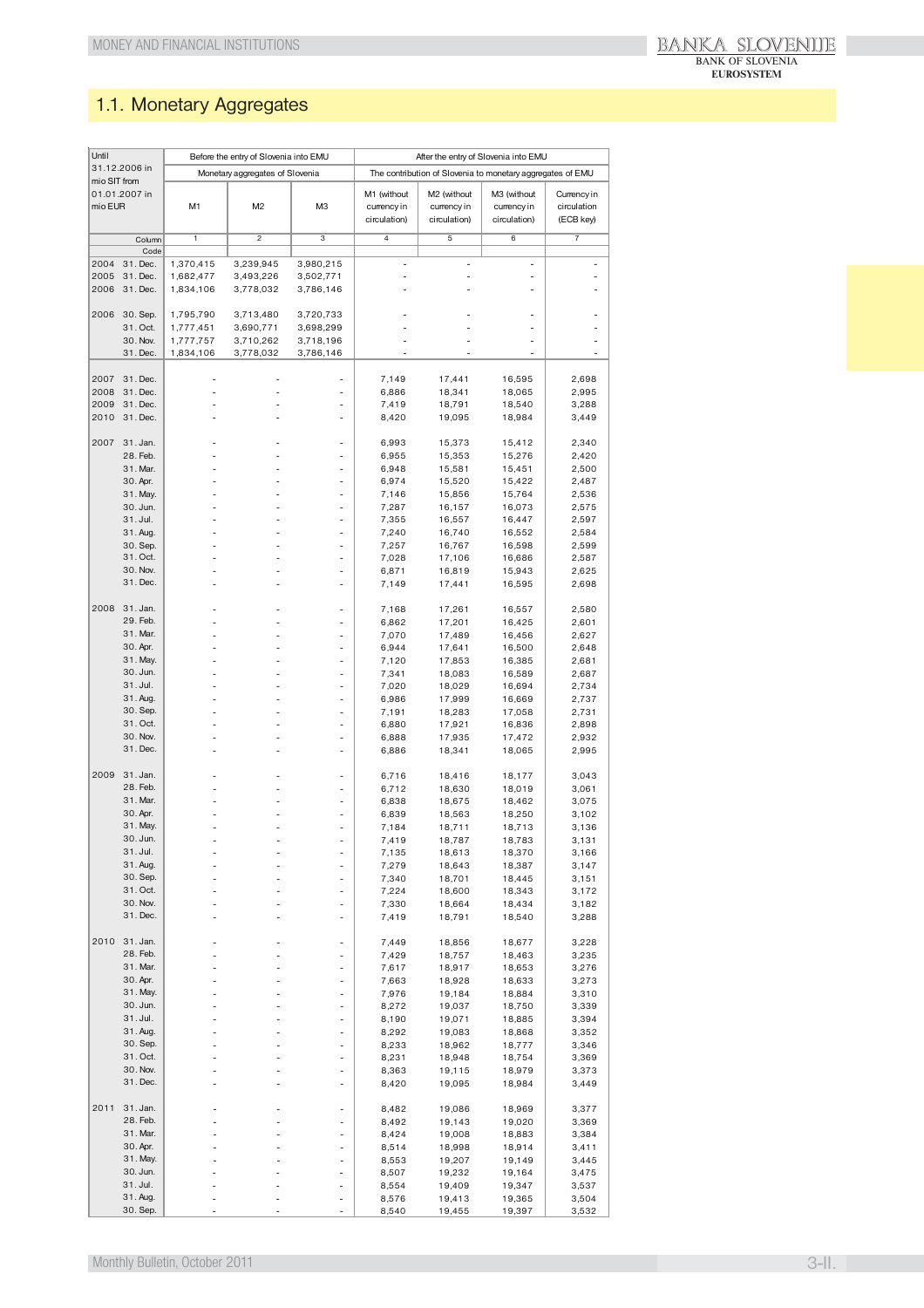## 1.1. Monetary Aggregates

| Until 31.12.2006 in mio SIT from 01.01.2007 in mio EUR | | Before the entry of Slovenia into EMU | | | After the entry of Slovenia into EMU | | | |
|---|---|---|---|---|---|---|---|---|
| | | Monetary aggregates of Slovenia | | | The contribution of Slovenia to monetary aggregates of EMU | | | |
| | | M1 | M2 | M3 | M1 (without currency in circulation) | M2 (without currency in circulation) | M3 (without currency in circulation) | Currency in circulation (ECB key) |
| | Column | 1 | 2 | 3 | 4 | 5 | 6 | 7 |
| | Code | | | | | | | |
| 2004 | 31. Dec. | 1,370,415 | 3,239,945 | 3,980,215 | - | - | - | - |
| 2005 | 31. Dec. | 1,682,477 | 3,493,226 | 3,502,771 | - | - | - | - |
| 2006 | 31. Dec. | 1,834,106 | 3,778,032 | 3,786,146 | - | - | - | - |
| 2006 | 30. Sep. | 1,795,790 | 3,713,480 | 3,720,733 | - | - | - | - |
| | 31. Oct. | 1,777,451 | 3,690,771 | 3,698,299 | - | - | - | - |
| | 30. Nov. | 1,777,757 | 3,710,262 | 3,718,196 | - | - | - | - |
| | 31. Dec. | 1,834,106 | 3,778,032 | 3,786,146 | - | - | - | - |
| 2007 | 31. Dec. | - | - | - | 7,149 | 17,441 | 16,595 | 2,698 |
| 2008 | 31. Dec. | - | - | - | 6,886 | 18,341 | 18,065 | 2,995 |
| 2009 | 31. Dec. | - | - | - | 7,419 | 18,791 | 18,540 | 3,288 |
| 2010 | 31. Dec. | - | - | - | 8,420 | 19,095 | 18,984 | 3,449 |
| 2007 | 31. Jan. | - | - | - | 6,993 | 15,373 | 15,412 | 2,340 |
| | 28. Feb. | - | - | - | 6,955 | 15,353 | 15,276 | 2,420 |
| | 31. Mar. | - | - | - | 6,948 | 15,581 | 15,451 | 2,500 |
| | 30. Apr. | - | - | - | 6,974 | 15,520 | 15,422 | 2,487 |
| | 31. May. | - | - | - | 7,146 | 15,856 | 15,764 | 2,536 |
| | 30. Jun. | - | - | - | 7,287 | 16,157 | 16,073 | 2,575 |
| | 31. Jul. | - | - | - | 7,355 | 16,557 | 16,447 | 2,597 |
| | 31. Aug. | - | - | - | 7,240 | 16,740 | 16,552 | 2,584 |
| | 30. Sep. | - | - | - | 7,257 | 16,767 | 16,598 | 2,599 |
| | 31. Oct. | - | - | - | 7,028 | 17,106 | 16,686 | 2,587 |
| | 30. Nov. | - | - | - | 6,871 | 16,819 | 15,943 | 2,625 |
| | 31. Dec. | - | - | - | 7,149 | 17,441 | 16,595 | 2,698 |
| 2008 | 31. Jan. | - | - | - | 7,168 | 17,261 | 16,557 | 2,580 |
| | 29. Feb. | - | - | - | 6,862 | 17,201 | 16,425 | 2,601 |
| | 31. Mar. | - | - | - | 7,070 | 17,489 | 16,456 | 2,627 |
| | 30. Apr. | - | - | - | 6,944 | 17,641 | 16,500 | 2,648 |
| | 31. May. | - | - | - | 7,120 | 17,853 | 16,385 | 2,681 |
| | 30. Jun. | - | - | - | 7,341 | 18,083 | 16,589 | 2,687 |
| | 31. Jul. | - | - | - | 7,020 | 18,029 | 16,694 | 2,734 |
| | 31. Aug. | - | - | - | 6,986 | 17,999 | 16,669 | 2,737 |
| | 30. Sep. | - | - | - | 7,191 | 18,283 | 17,058 | 2,731 |
| | 31. Oct. | - | - | - | 6,880 | 17,921 | 16,836 | 2,898 |
| | 30. Nov. | - | - | - | 6,888 | 17,935 | 17,472 | 2,932 |
| | 31. Dec. | - | - | - | 6,886 | 18,341 | 18,065 | 2,995 |
| 2009 | 31. Jan. | - | - | - | 6,716 | 18,416 | 18,177 | 3,043 |
| | 28. Feb. | - | - | - | 6,712 | 18,630 | 18,019 | 3,061 |
| | 31. Mar. | - | - | - | 6,838 | 18,675 | 18,462 | 3,075 |
| | 30. Apr. | - | - | - | 6,839 | 18,563 | 18,250 | 3,102 |
| | 31. May. | - | - | - | 7,184 | 18,711 | 18,713 | 3,136 |
| | 30. Jun. | - | - | - | 7,419 | 18,787 | 18,783 | 3,131 |
| | 31. Jul. | - | - | - | 7,135 | 18,613 | 18,370 | 3,166 |
| | 31. Aug. | - | - | - | 7,279 | 18,643 | 18,387 | 3,147 |
| | 30. Sep. | - | - | - | 7,340 | 18,701 | 18,445 | 3,151 |
| | 31. Oct. | - | - | - | 7,224 | 18,600 | 18,343 | 3,172 |
| | 30. Nov. | - | - | - | 7,330 | 18,664 | 18,434 | 3,182 |
| | 31. Dec. | - | - | - | 7,419 | 18,791 | 18,540 | 3,288 |
| 2010 | 31. Jan. | - | - | - | 7,449 | 18,856 | 18,677 | 3,228 |
| | 28. Feb. | - | - | - | 7,429 | 18,757 | 18,463 | 3,235 |
| | 31. Mar. | - | - | - | 7,617 | 18,917 | 18,653 | 3,276 |
| | 30. Apr. | - | - | - | 7,663 | 18,928 | 18,633 | 3,273 |
| | 31. May. | - | - | - | 7,976 | 19,184 | 18,884 | 3,310 |
| | 30. Jun. | - | - | - | 8,272 | 19,037 | 18,750 | 3,339 |
| | 31. Jul. | - | - | - | 8,190 | 19,071 | 18,885 | 3,394 |
| | 31. Aug. | - | - | - | 8,292 | 19,083 | 18,868 | 3,352 |
| | 30. Sep. | - | - | - | 8,233 | 18,962 | 18,777 | 3,346 |
| | 31. Oct. | - | - | - | 8,231 | 18,948 | 18,754 | 3,369 |
| | 30. Nov. | - | - | - | 8,363 | 19,115 | 18,979 | 3,373 |
| | 31. Dec. | - | - | - | 8,420 | 19,095 | 18,984 | 3,449 |
| 2011 | 31. Jan. | - | - | - | 8,482 | 19,086 | 18,969 | 3,377 |
| | 28. Feb. | - | - | - | 8,492 | 19,143 | 19,020 | 3,369 |
| | 31. Mar. | - | - | - | 8,424 | 19,008 | 18,883 | 3,384 |
| | 30. Apr. | - | - | - | 8,514 | 18,998 | 18,914 | 3,411 |
| | 31. May. | - | - | - | 8,553 | 19,207 | 19,149 | 3,445 |
| | 30. Jun. | - | - | - | 8,507 | 19,232 | 19,164 | 3,475 |
| | 31. Jul. | - | - | - | 8,554 | 19,409 | 19,347 | 3,537 |
| | 31. Aug. | - | - | - | 8,576 | 19,413 | 19,365 | 3,504 |
| | 30. Sep. | - | - | - | 8,540 | 19,455 | 19,397 | 3,532 |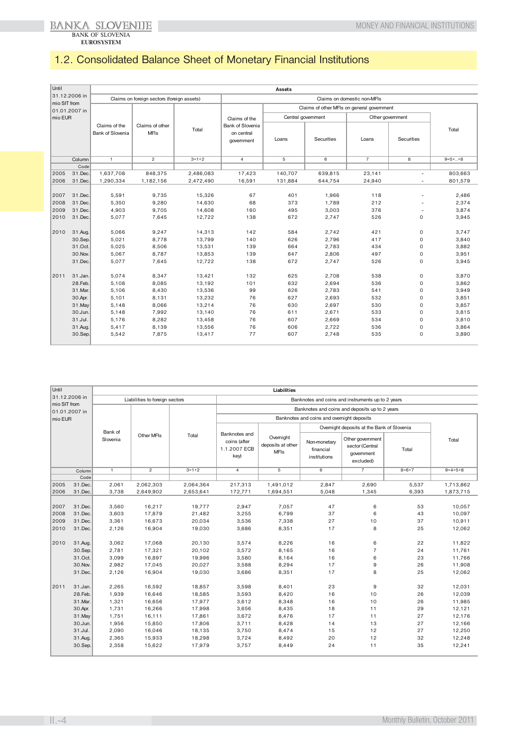## 1.2. Consolidated Balance Sheet of Monetary Financial Institutions

| Until 31.12.2006 in mio SIT from 01.01.2007 in mio EUR | | Assets | | | | | | | | |
|---|---|---|---|---|---|---|---|---|---|---|
| | | Claims on foreign sectors (foreign assets) | | | Claims on domestic non-MFIs | | | | | |
| | | | | | Claims of the Bank of Slovenia on central government | Claims of other MFIs on general government | | | | Total |
| | | | | | | Central government | | Other government | | |
| | | Claims of the Bank of Slovenia | Claims of other MFIs | Total | | Loans | Securities | Loans | Securities | |
| | Column | 1 | 2 | 3=1+2 | 4 | 5 | 6 | 7 | 8 | 9=5+..+8 |
| | Code | | | | | | | | | |
| 2005 | 31.Dec. | 1,637,708 | 848,375 | 2,486,083 | 17,423 | 140,707 | 639,815 | 23,141 | - | 803,663 |
| 2006 | 31.Dec. | 1,290,334 | 1,182,156 | 2,472,490 | 16,591 | 131,884 | 644,754 | 24,940 | - | 801,579 |
| 2007 | 31.Dec. | 5,591 | 9,735 | 15,326 | 67 | 401 | 1,966 | 118 | - | 2,486 |
| 2008 | 31.Dec. | 5,350 | 9,280 | 14,630 | 68 | 373 | 1,789 | 212 | - | 2,374 |
| 2009 | 31.Dec. | 4,903 | 9,705 | 14,608 | 160 | 495 | 3,003 | 376 | - | 3,874 |
| 2010 | 31.Dec. | 5,077 | 7,645 | 12,722 | 138 | 672 | 2,747 | 526 | 0 | 3,945 |
| 2010 | 31.Aug. | 5,066 | 9,247 | 14,313 | 142 | 584 | 2,742 | 421 | 0 | 3,747 |
| | 30.Sep. | 5,021 | 8,778 | 13,799 | 140 | 626 | 2,796 | 417 | 0 | 3,840 |
| | 31.Oct. | 5,025 | 8,506 | 13,531 | 139 | 664 | 2,783 | 434 | 0 | 3,882 |
| | 30.Nov. | 5,067 | 8,787 | 13,853 | 139 | 647 | 2,806 | 497 | 0 | 3,951 |
| | 31.Dec. | 5,077 | 7,645 | 12,722 | 138 | 672 | 2,747 | 526 | 0 | 3,945 |
| 2011 | 31.Jan. | 5,074 | 8,347 | 13,421 | 132 | 625 | 2,708 | 538 | 0 | 3,870 |
| | 28.Feb. | 5,108 | 8,085 | 13,192 | 101 | 632 | 2,694 | 536 | 0 | 3,862 |
| | 31.Mar. | 5,106 | 8,430 | 13,536 | 99 | 626 | 2,783 | 541 | 0 | 3,949 |
| | 30.Apr. | 5,101 | 8,131 | 13,232 | 76 | 627 | 2,693 | 532 | 0 | 3,851 |
| | 31.May | 5,148 | 8,066 | 13,214 | 76 | 630 | 2,697 | 530 | 0 | 3,857 |
| | 30.Jun. | 5,148 | 7,992 | 13,140 | 76 | 611 | 2,671 | 533 | 0 | 3,815 |
| | 31.Jul. | 5,176 | 8,282 | 13,458 | 76 | 607 | 2,669 | 534 | 0 | 3,810 |
| | 31.Aug. | 5,417 | 8,139 | 13,556 | 76 | 606 | 2,722 | 536 | 0 | 3,864 |
| | 30.Sep. | 5,542 | 7,875 | 13,417 | 77 | 607 | 2,748 | 535 | 0 | 3,890 |

| Until 31.12.2006 in mio SIT from 01.01.2007 in mio EUR | | Liabilities | | | | | | | | |
|---|---|---|---|---|---|---|---|---|---|---|
| | | Liabilities to foreign sectors | | | Banknotes and coins and instruments up to 2 years | | | | | |
| | | | | | Banknotes and coins and deposits up to 2 years | | | | | |
| | | | | | Banknotes and coins and overnight deposits | | | | | |
| | | | | | | | Overnight deposits at the Bank of Slovenia | | | Total |
| | | Bank of Slovenia | Other MFIs | Total | Banknotes and coins (after 1.1.2007 ECB key) | Overnight deposits at other MFIs | Non-monetary financial institutions | Other government sector (Central government excluded) | Total | |
| | Column | 1 | 2 | 3=1+2 | 4 | 5 | 6 | 7 | 8=6+7 | 9=4+5+8 |
| | Code | | | | | | | | | |
| 2005 | 31.Dec. | 2,061 | 2,062,303 | 2,064,364 | 217,313 | 1,491,012 | 2,847 | 2,690 | 5,537 | 1,713,862 |
| 2006 | 31.Dec. | 3,738 | 2,649,902 | 2,653,641 | 172,771 | 1,694,551 | 5,048 | 1,345 | 6,393 | 1,873,715 |
| 2007 | 31.Dec. | 3,560 | 16,217 | 19,777 | 2,947 | 7,057 | 47 | 6 | 53 | 10,057 |
| 2008 | 31.Dec. | 3,603 | 17,879 | 21,482 | 3,255 | 6,799 | 37 | 6 | 43 | 10,097 |
| 2009 | 31.Dec. | 3,361 | 16,673 | 20,034 | 3,536 | 7,338 | 27 | 10 | 37 | 10,911 |
| 2010 | 31.Dec. | 2,126 | 16,904 | 19,030 | 3,686 | 8,351 | 17 | 8 | 25 | 12,062 |
| 2010 | 31.Aug. | 3,062 | 17,068 | 20,130 | 3,574 | 8,226 | 16 | 6 | 22 | 11,822 |
| | 30.Sep. | 2,781 | 17,321 | 20,102 | 3,572 | 8,165 | 16 | 7 | 24 | 11,761 |
| | 31.Oct. | 3,099 | 16,897 | 19,996 | 3,580 | 8,164 | 16 | 6 | 23 | 11,766 |
| | 30.Nov. | 2,982 | 17,045 | 20,027 | 3,588 | 8,294 | 17 | 9 | 26 | 11,908 |
| | 31.Dec. | 2,126 | 16,904 | 19,030 | 3,686 | 8,351 | 17 | 8 | 25 | 12,062 |
| 2011 | 31.Jan. | 2,265 | 16,592 | 18,857 | 3,598 | 8,401 | 23 | 9 | 32 | 12,031 |
| | 28.Feb. | 1,939 | 16,646 | 18,585 | 3,593 | 8,420 | 16 | 10 | 26 | 12,039 |
| | 31.Mar. | 1,321 | 16,656 | 17,977 | 3,612 | 8,348 | 16 | 10 | 26 | 11,985 |
| | 30.Apr. | 1,731 | 16,266 | 17,998 | 3,656 | 8,435 | 18 | 11 | 29 | 12,121 |
| | 31.May | 1,751 | 16,111 | 17,861 | 3,672 | 8,476 | 17 | 11 | 27 | 12,176 |
| | 30.Jun. | 1,956 | 15,850 | 17,806 | 3,711 | 8,428 | 14 | 13 | 27 | 12,166 |
| | 31.Jul. | 2,090 | 16,046 | 18,135 | 3,750 | 8,474 | 15 | 12 | 27 | 12,250 |
| | 31.Aug. | 2,365 | 15,933 | 18,298 | 3,724 | 8,492 | 20 | 12 | 32 | 12,248 |
| | 30.Sep. | 2,358 | 15,622 | 17,979 | 3,757 | 8,449 | 24 | 11 | 35 | 12,241 |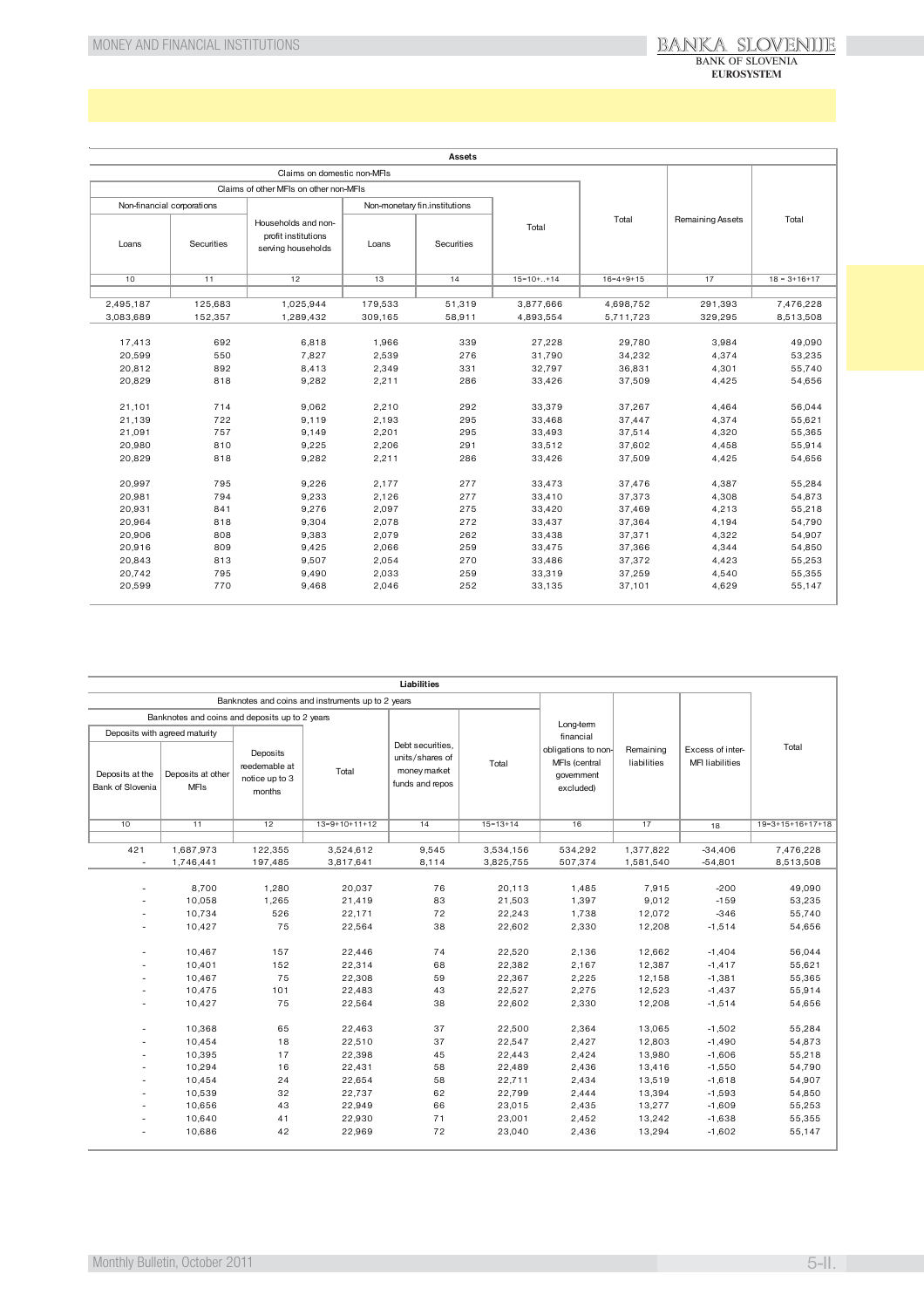| Assets | | | | | | | | |
|---|---|---|---|---|---|---|---|---|
| Claims on domestic non-MFIs | | | | | | | Remaining Assets | Total |
| Claims of other MFIs on other non-MFIs | | | | | | Total | | |
| Non-financial corporations | | Households and non-profit institutions serving households | Non-monetary fin.institutions | | Total | | | |
| Loans | Securities | | Loans | Securities | | | | |
| 10 | 11 | 12 | 13 | 14 | 15=10+..+14 | 16=4+9+15 | 17 | 18 = 3+16+17 |
| 2,495,187 | 125,683 | 1,025,944 | 179,533 | 51,319 | 3,877,666 | 4,698,752 | 291,393 | 7,476,228 |
| 3,083,689 | 152,357 | 1,289,432 | 309,165 | 58,911 | 4,893,554 | 5,711,723 | 329,295 | 8,513,508 |
| 17,413 | 692 | 6,818 | 1,966 | 339 | 27,228 | 29,780 | 3,984 | 49,090 |
| 20,599 | 550 | 7,827 | 2,539 | 276 | 31,790 | 34,232 | 4,374 | 53,235 |
| 20,812 | 892 | 8,413 | 2,349 | 331 | 32,797 | 36,831 | 4,301 | 55,740 |
| 20,829 | 818 | 9,282 | 2,211 | 286 | 33,426 | 37,509 | 4,425 | 54,656 |
| 21,101 | 714 | 9,062 | 2,210 | 292 | 33,379 | 37,267 | 4,464 | 56,044 |
| 21,139 | 722 | 9,119 | 2,193 | 295 | 33,468 | 37,447 | 4,374 | 55,621 |
| 21,091 | 757 | 9,149 | 2,201 | 295 | 33,493 | 37,514 | 4,320 | 55,365 |
| 20,980 | 810 | 9,225 | 2,206 | 291 | 33,512 | 37,602 | 4,458 | 55,914 |
| 20,829 | 818 | 9,282 | 2,211 | 286 | 33,426 | 37,509 | 4,425 | 54,656 |
| 20,997 | 795 | 9,226 | 2,177 | 277 | 33,473 | 37,476 | 4,387 | 55,284 |
| 20,981 | 794 | 9,233 | 2,126 | 277 | 33,410 | 37,373 | 4,308 | 54,873 |
| 20,931 | 841 | 9,276 | 2,097 | 275 | 33,420 | 37,469 | 4,213 | 55,218 |
| 20,964 | 818 | 9,304 | 2,078 | 272 | 33,437 | 37,364 | 4,194 | 54,790 |
| 20,906 | 808 | 9,383 | 2,079 | 262 | 33,438 | 37,371 | 4,322 | 54,907 |
| 20,916 | 809 | 9,425 | 2,066 | 259 | 33,475 | 37,366 | 4,344 | 54,850 |
| 20,843 | 813 | 9,507 | 2,054 | 270 | 33,486 | 37,372 | 4,423 | 55,253 |
| 20,742 | 795 | 9,490 | 2,033 | 259 | 33,319 | 37,259 | 4,540 | 55,355 |
| 20,599 | 770 | 9,468 | 2,046 | 252 | 33,135 | 37,101 | 4,629 | 55,147 |

| Liabilities | | | | | | | | | |
|---|---|---|---|---|---|---|---|---|---|
| Banknotes and coins and instruments up to 2 years | | | | | | Long-term financial obligations to non-MFIs (central government excluded) | Remaining liabilities | Excess of inter-MFI liabilities | Total |
| Banknotes and coins and deposits up to 2 years | | | | Debt securities, units/shares of money market funds and repos | Total | | | | |
| Deposits with agreed maturity | | Deposits reedemable at notice up to 3 months | Total | | | | | | |
| Deposits at the Bank of Slovenia | Deposits at other MFIs | | | | | | | | |
| 10 | 11 | 12 | 13=9+10+11+12 | 14 | 15=13+14 | 16 | 17 | 18 | 19=3+15+16+17+18 |
| 421 | 1,687,973 | 122,355 | 3,524,612 | 9,545 | 3,534,156 | 534,292 | 1,377,822 | -34,406 | 7,476,228 |
| - | 1,746,441 | 197,485 | 3,817,641 | 8,114 | 3,825,755 | 507,374 | 1,581,540 | -54,801 | 8,513,508 |
| - | 8,700 | 1,280 | 20,037 | 76 | 20,113 | 1,485 | 7,915 | -200 | 49,090 |
| - | 10,058 | 1,265 | 21,419 | 83 | 21,503 | 1,397 | 9,012 | -159 | 53,235 |
| - | 10,734 | 526 | 22,171 | 72 | 22,243 | 1,738 | 12,072 | -346 | 55,740 |
| - | 10,427 | 75 | 22,564 | 38 | 22,602 | 2,330 | 12,208 | -1,514 | 54,656 |
| - | 10,467 | 157 | 22,446 | 74 | 22,520 | 2,136 | 12,662 | -1,404 | 56,044 |
| - | 10,401 | 152 | 22,314 | 68 | 22,382 | 2,167 | 12,387 | -1,417 | 55,621 |
| - | 10,467 | 75 | 22,308 | 59 | 22,367 | 2,225 | 12,158 | -1,381 | 55,365 |
| - | 10,475 | 101 | 22,483 | 43 | 22,527 | 2,275 | 12,523 | -1,437 | 55,914 |
| - | 10,427 | 75 | 22,564 | 38 | 22,602 | 2,330 | 12,208 | -1,514 | 54,656 |
| - | 10,368 | 65 | 22,463 | 37 | 22,500 | 2,364 | 13,065 | -1,502 | 55,284 |
| - | 10,454 | 18 | 22,510 | 37 | 22,547 | 2,427 | 12,803 | -1,490 | 54,873 |
| - | 10,395 | 17 | 22,398 | 45 | 22,443 | 2,424 | 13,980 | -1,606 | 55,218 |
| - | 10,294 | 16 | 22,431 | 58 | 22,489 | 2,436 | 13,416 | -1,550 | 54,790 |
| - | 10,454 | 24 | 22,654 | 58 | 22,711 | 2,434 | 13,519 | -1,618 | 54,907 |
| - | 10,539 | 32 | 22,737 | 62 | 22,799 | 2,444 | 13,394 | -1,593 | 54,850 |
| - | 10,656 | 43 | 22,949 | 66 | 23,015 | 2,435 | 13,277 | -1,609 | 55,253 |
| - | 10,640 | 41 | 22,930 | 71 | 23,001 | 2,452 | 13,242 | -1,638 | 55,355 |
| - | 10,686 | 42 | 22,969 | 72 | 23,040 | 2,436 | 13,294 | -1,602 | 55,147 |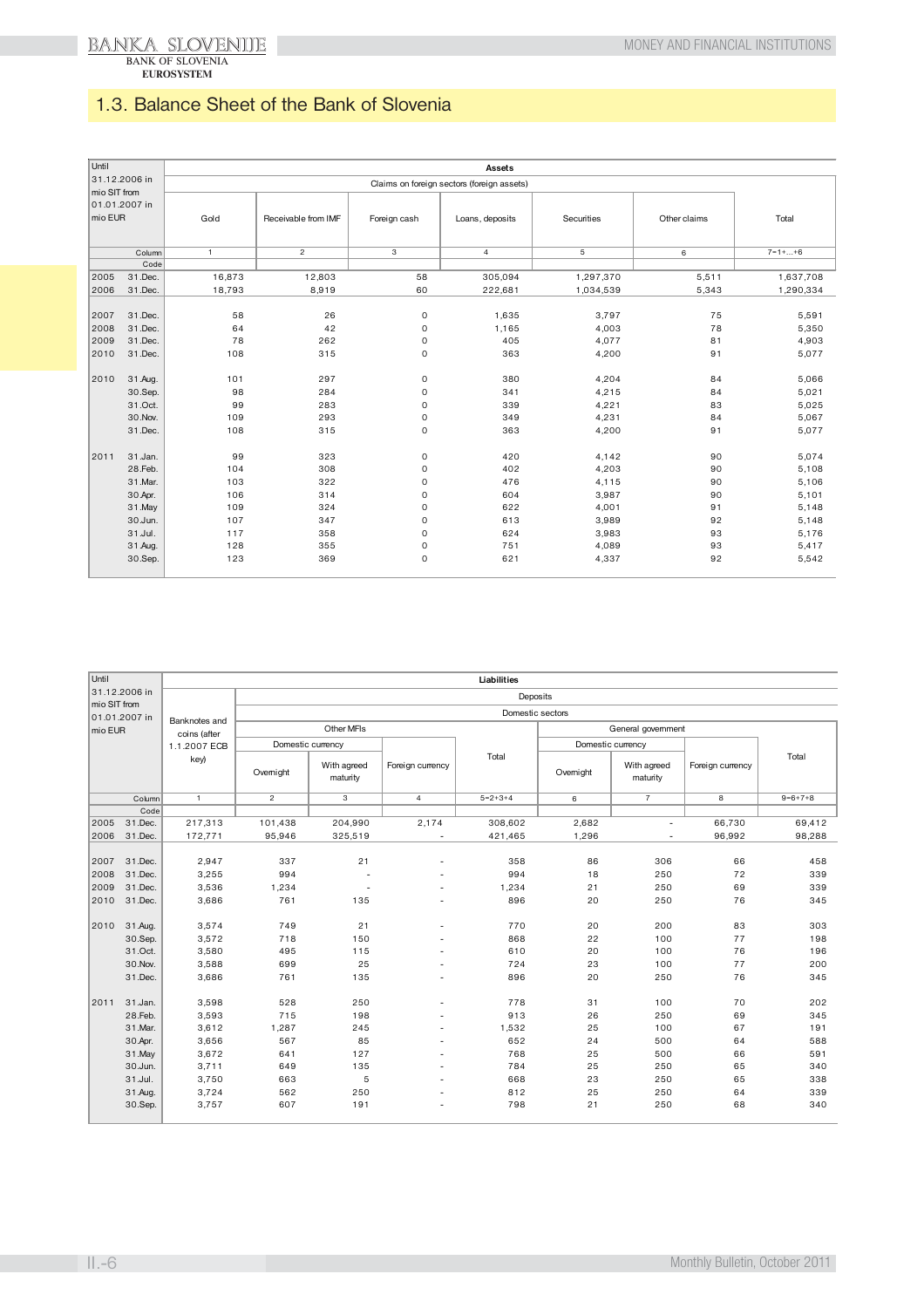## 1.3. Balance Sheet of the Bank of Slovenia

| Until 31.12.2006 in mio SIT from 01.01.2007 in mio EUR | | Assets | | | | | | |
|---|---|---|---|---|---|---|---|---|
| | | Claims on foreign sectors (foreign assets) | | | | | | |
| | | Gold | Receivable from IMF | Foreign cash | Loans, deposits | Securities | Other claims | Total |
| | Column | 1 | 2 | 3 | 4 | 5 | 6 | 7=1+...+6 |
| | Code | | | | | | | |
| 2005 | 31.Dec. | 16,873 | 12,803 | 58 | 305,094 | 1,297,370 | 5,511 | 1,637,708 |
| 2006 | 31.Dec. | 18,793 | 8,919 | 60 | 222,681 | 1,034,539 | 5,343 | 1,290,334 |
| 2007 | 31.Dec. | 58 | 26 | 0 | 1,635 | 3,797 | 75 | 5,591 |
| 2008 | 31.Dec. | 64 | 42 | 0 | 1,165 | 4,003 | 78 | 5,350 |
| 2009 | 31.Dec. | 78 | 262 | 0 | 405 | 4,077 | 81 | 4,903 |
| 2010 | 31.Dec. | 108 | 315 | 0 | 363 | 4,200 | 91 | 5,077 |
| 2010 | 31.Aug. | 101 | 297 | 0 | 380 | 4,204 | 84 | 5,066 |
| | 30.Sep. | 98 | 284 | 0 | 341 | 4,215 | 84 | 5,021 |
| | 31.Oct. | 99 | 283 | 0 | 339 | 4,221 | 83 | 5,025 |
| | 30.Nov. | 109 | 293 | 0 | 349 | 4,231 | 84 | 5,067 |
| | 31.Dec. | 108 | 315 | 0 | 363 | 4,200 | 91 | 5,077 |
| 2011 | 31.Jan. | 99 | 323 | 0 | 420 | 4,142 | 90 | 5,074 |
| | 28.Feb. | 104 | 308 | 0 | 402 | 4,203 | 90 | 5,108 |
| | 31.Mar. | 103 | 322 | 0 | 476 | 4,115 | 90 | 5,106 |
| | 30.Apr. | 106 | 314 | 0 | 604 | 3,987 | 90 | 5,101 |
| | 31.May | 109 | 324 | 0 | 622 | 4,001 | 91 | 5,148 |
| | 30.Jun. | 107 | 347 | 0 | 613 | 3,989 | 92 | 5,148 |
| | 31.Jul. | 117 | 358 | 0 | 624 | 3,983 | 93 | 5,176 |
| | 31.Aug. | 128 | 355 | 0 | 751 | 4,089 | 93 | 5,417 |
| | 30.Sep. | 123 | 369 | 0 | 621 | 4,337 | 92 | 5,542 |

| Until 31.12.2006 in mio SIT from 01.01.2007 in mio EUR | | Liabilities | | | | | | | | |
|---|---|---|---|---|---|---|---|---|---|---|
| | | Banknotes and coins (after 1.1.2007 ECB key) | Deposits | | | | | | | |
| | | | Domestic sectors | | | | | | | |
| | | | Other MFIs | | | | General government | | | |
| | | | Domestic currency | | Foreign currency | Total | Domestic currency | | Foreign currency | Total |
| | | | Overnight | With agreed maturity | | | Overnight | With agreed maturity | | |
| | Column | 1 | 2 | 3 | 4 | 5=2+3+4 | 6 | 7 | 8 | 9=6+7+8 |
| | Code | | | | | | | | | |
| 2005 | 31.Dec. | 217,313 | 101,438 | 204,990 | 2,174 | 308,602 | 2,682 | - | 66,730 | 69,412 |
| 2006 | 31.Dec. | 172,771 | 95,946 | 325,519 | - | 421,465 | 1,296 | - | 96,992 | 98,288 |
| 2007 | 31.Dec. | 2,947 | 337 | 21 | - | 358 | 86 | 306 | 66 | 458 |
| 2008 | 31.Dec. | 3,255 | 994 | - | - | 994 | 18 | 250 | 72 | 339 |
| 2009 | 31.Dec. | 3,536 | 1,234 | - | - | 1,234 | 21 | 250 | 69 | 339 |
| 2010 | 31.Dec. | 3,686 | 761 | 135 | - | 896 | 20 | 250 | 76 | 345 |
| 2010 | 31.Aug. | 3,574 | 749 | 21 | - | 770 | 20 | 200 | 83 | 303 |
| | 30.Sep. | 3,572 | 718 | 150 | - | 868 | 22 | 100 | 77 | 198 |
| | 31.Oct. | 3,580 | 495 | 115 | - | 610 | 20 | 100 | 76 | 196 |
| | 30.Nov. | 3,588 | 699 | 25 | - | 724 | 23 | 100 | 77 | 200 |
| | 31.Dec. | 3,686 | 761 | 135 | - | 896 | 20 | 250 | 76 | 345 |
| 2011 | 31.Jan. | 3,598 | 528 | 250 | - | 778 | 31 | 100 | 70 | 202 |
| | 28.Feb. | 3,593 | 715 | 198 | - | 913 | 26 | 250 | 69 | 345 |
| | 31.Mar. | 3,612 | 1,287 | 245 | - | 1,532 | 25 | 100 | 67 | 191 |
| | 30.Apr. | 3,656 | 567 | 85 | - | 652 | 24 | 500 | 64 | 588 |
| | 31.May | 3,672 | 641 | 127 | - | 768 | 25 | 500 | 66 | 591 |
| | 30.Jun. | 3,711 | 649 | 135 | - | 784 | 25 | 250 | 65 | 340 |
| | 31.Jul. | 3,750 | 663 | 5 | - | 668 | 23 | 250 | 65 | 338 |
| | 31.Aug. | 3,724 | 562 | 250 | - | 812 | 25 | 250 | 64 | 339 |
| | 30.Sep. | 3,757 | 607 | 191 | - | 798 | 21 | 250 | 68 | 340 |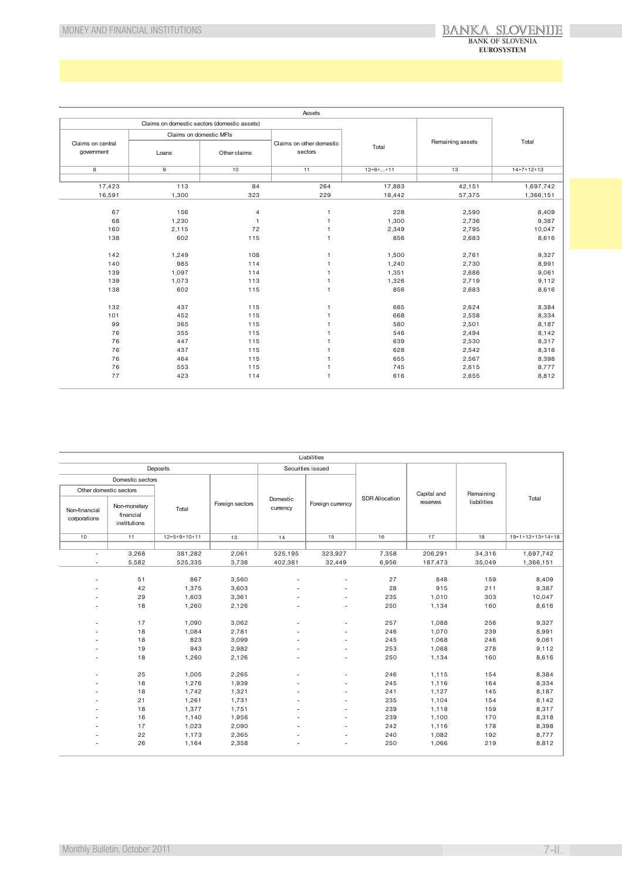| Assets | | | | | | |
|---|---|---|---|---|---|---|
| Claims on domestic sectors (domestic assets) | | | | | Remaining assets | Total |
| Claims on central government | Claims on domestic MFIs | | Claims on other domestic sectors | Total | | |
| | Loans | Other claims | | | | |
| 8 | 9 | 10 | 11 | 12=8+...+11 | 13 | 14=7+12+13 |
| | | | | | | |
| 17,423 | 113 | 84 | 264 | 17,883 | 42,151 | 1,697,742 |
| 16,591 | 1,300 | 323 | 229 | 18,442 | 57,375 | 1,366,151 |
| | | | | | | |
| 67 | 156 | 4 | 1 | 228 | 2,590 | 8,409 |
| 68 | 1,230 | 1 | 1 | 1,300 | 2,736 | 9,387 |
| 160 | 2,115 | 72 | 1 | 2,349 | 2,795 | 10,047 |
| 138 | 602 | 115 | 1 | 856 | 2,683 | 8,616 |
| | | | | | | |
| 142 | 1,249 | 108 | 1 | 1,500 | 2,761 | 9,327 |
| 140 | 985 | 114 | 1 | 1,240 | 2,730 | 8,991 |
| 139 | 1,097 | 114 | 1 | 1,351 | 2,686 | 9,061 |
| 139 | 1,073 | 113 | 1 | 1,326 | 2,719 | 9,112 |
| 138 | 602 | 115 | 1 | 856 | 2,683 | 8,616 |
| | | | | | | |
| 132 | 437 | 115 | 1 | 685 | 2,624 | 8,384 |
| 101 | 452 | 115 | 1 | 668 | 2,558 | 8,334 |
| 99 | 365 | 115 | 1 | 580 | 2,501 | 8,187 |
| 76 | 355 | 115 | 1 | 546 | 2,494 | 8,142 |
| 76 | 447 | 115 | 1 | 639 | 2,530 | 8,317 |
| 76 | 437 | 115 | 1 | 628 | 2,542 | 8,318 |
| 76 | 464 | 115 | 1 | 655 | 2,567 | 8,398 |
| 76 | 553 | 115 | 1 | 745 | 2,615 | 8,777 |
| 77 | 423 | 114 | 1 | 616 | 2,655 | 8,812 |

| Liabilities | | | | | | | | | |
|---|---|---|---|---|---|---|---|---|---|
| Deposits | | | | Securities issued | | SDR Allocation | Capital and reserves | Remaining liabilities | Total |
| Domestic sectors | | | Foreign sectors | Domestic currency | Foreign currency | | | | |
| Other domestic sectors | | Total | | | | | | | |
| Non-financial corporations | Non-monetary financial institutions | | | | | | | | |
| 10 | 11 | 12=5+9+10+11 | 13 | 14 | 15 | 16 | 17 | 18 | 19=1+12+13+14+18 |
| | | | | | | | | | |
| - | 3,268 | 381,282 | 2,061 | 525,195 | 323,927 | 7,358 | 206,291 | 34,316 | 1,697,742 |
| - | 5,582 | 525,335 | 3,738 | 402,381 | 32,449 | 6,956 | 187,473 | 35,049 | 1,366,151 |
| | | | | | | | | | |
| - | 51 | 867 | 3,560 | - | - | 27 | 848 | 159 | 8,409 |
| - | 42 | 1,375 | 3,603 | - | - | 28 | 915 | 211 | 9,387 |
| - | 29 | 1,603 | 3,361 | - | - | 235 | 1,010 | 303 | 10,047 |
| - | 18 | 1,260 | 2,126 | - | - | 250 | 1,134 | 160 | 8,616 |
| | | | | | | | | | |
| - | 17 | 1,090 | 3,062 | - | - | 257 | 1,088 | 256 | 9,327 |
| - | 18 | 1,084 | 2,781 | - | - | 246 | 1,070 | 239 | 8,991 |
| - | 18 | 823 | 3,099 | - | - | 245 | 1,068 | 246 | 9,061 |
| - | 19 | 943 | 2,982 | - | - | 253 | 1,068 | 278 | 9,112 |
| - | 18 | 1,260 | 2,126 | - | - | 250 | 1,134 | 160 | 8,616 |
| | | | | | | | | | |
| - | 25 | 1,005 | 2,265 | - | - | 246 | 1,115 | 154 | 8,384 |
| - | 18 | 1,276 | 1,939 | - | - | 245 | 1,116 | 164 | 8,334 |
| - | 18 | 1,742 | 1,321 | - | - | 241 | 1,127 | 145 | 8,187 |
| - | 21 | 1,261 | 1,731 | - | - | 235 | 1,104 | 154 | 8,142 |
| - | 18 | 1,377 | 1,751 | - | - | 239 | 1,118 | 159 | 8,317 |
| - | 16 | 1,140 | 1,956 | - | - | 239 | 1,100 | 170 | 8,318 |
| - | 17 | 1,023 | 2,090 | - | - | 242 | 1,116 | 178 | 8,398 |
| - | 22 | 1,173 | 2,365 | - | - | 240 | 1,082 | 192 | 8,777 |
| - | 26 | 1,164 | 2,358 | - | - | 250 | 1,066 | 219 | 8,812 |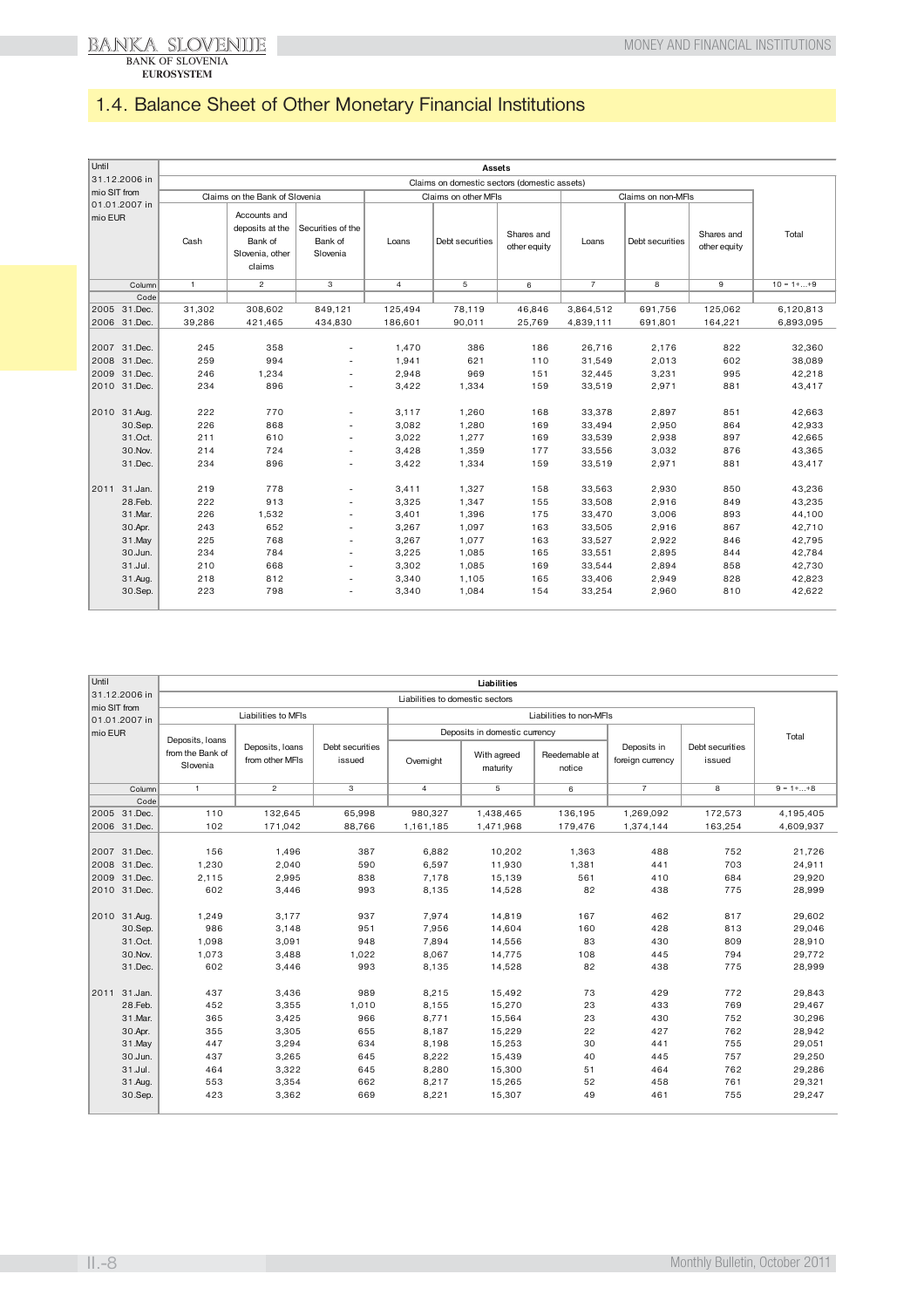## 1.4. Balance Sheet of Other Monetary Financial Institutions

| Until 31.12.2006 in mio SIT from 01.01.2007 in mio EUR | Assets | | | | | | | | | |
|---|---|---|---|---|---|---|---|---|---|---|
| | Claims on domestic sectors (domestic assets) | | | | | | | | | Total |
| | Claims on the Bank of Slovenia | | | Claims on other MFIs | | | Claims on non-MFIs | | | |
| | Cash | Accounts and deposits at the Bank of Slovenia, other claims | Securities of the Bank of Slovenia | Loans | Debt securities | Shares and other equity | Loans | Debt securities | Shares and other equity | |
| Column | 1 | 2 | 3 | 4 | 5 | 6 | 7 | 8 | 9 | 10 = 1+...+9 |
| Code | | | | | | | | | | |
| 2005 31.Dec. | 31,302 | 308,602 | 849,121 | 125,494 | 78,119 | 46,846 | 3,864,512 | 691,756 | 125,062 | 6,120,813 |
| 2006 31.Dec. | 39,286 | 421,465 | 434,830 | 186,601 | 90,011 | 25,769 | 4,839,111 | 691,801 | 164,221 | 6,893,095 |
| 2007 31.Dec. | 245 | 358 | - | 1,470 | 386 | 186 | 26,716 | 2,176 | 822 | 32,360 |
| 2008 31.Dec. | 259 | 994 | - | 1,941 | 621 | 110 | 31,549 | 2,013 | 602 | 38,089 |
| 2009 31.Dec. | 246 | 1,234 | - | 2,948 | 969 | 151 | 32,445 | 3,231 | 995 | 42,218 |
| 2010 31.Dec. | 234 | 896 | - | 3,422 | 1,334 | 159 | 33,519 | 2,971 | 881 | 43,417 |
| 2010 31.Aug. | 222 | 770 | - | 3,117 | 1,260 | 168 | 33,378 | 2,897 | 851 | 42,663 |
| 30.Sep. | 226 | 868 | - | 3,082 | 1,280 | 169 | 33,494 | 2,950 | 864 | 42,933 |
| 31.Oct. | 211 | 610 | - | 3,022 | 1,277 | 169 | 33,539 | 2,938 | 897 | 42,665 |
| 30.Nov. | 214 | 724 | - | 3,428 | 1,359 | 177 | 33,556 | 3,032 | 876 | 43,365 |
| 31.Dec. | 234 | 896 | - | 3,422 | 1,334 | 159 | 33,519 | 2,971 | 881 | 43,417 |
| 2011 31.Jan. | 219 | 778 | - | 3,411 | 1,327 | 158 | 33,563 | 2,930 | 850 | 43,236 |
| 28.Feb. | 222 | 913 | - | 3,325 | 1,347 | 155 | 33,508 | 2,916 | 849 | 43,235 |
| 31.Mar. | 226 | 1,532 | - | 3,401 | 1,396 | 175 | 33,470 | 3,006 | 893 | 44,100 |
| 30.Apr. | 243 | 652 | - | 3,267 | 1,097 | 163 | 33,505 | 2,916 | 867 | 42,710 |
| 31.May | 225 | 768 | - | 3,267 | 1,077 | 163 | 33,527 | 2,922 | 846 | 42,795 |
| 30.Jun. | 234 | 784 | - | 3,225 | 1,085 | 165 | 33,551 | 2,895 | 844 | 42,784 |
| 31.Jul. | 210 | 668 | - | 3,302 | 1,085 | 169 | 33,544 | 2,894 | 858 | 42,730 |
| 31.Aug. | 218 | 812 | - | 3,340 | 1,105 | 165 | 33,406 | 2,949 | 828 | 42,823 |
| 30.Sep. | 223 | 798 | - | 3,340 | 1,084 | 154 | 33,254 | 2,960 | 810 | 42,622 |

| Until 31.12.2006 in mio SIT from 01.01.2007 in mio EUR | Liabilities | | | | | | | | |
|---|---|---|---|---|---|---|---|---|---|
| | Liabilities to domestic sectors | | | | | | | | Total |
| | Liabilities to MFIs | | | Liabilities to non-MFIs | | | | | |
| | | | | Deposits in domestic currency | | | | | |
| | Deposits, loans from the Bank of Slovenia | Deposits, loans from other MFIs | Debt securities issued | Overnight | With agreed maturity | Reedemable at notice | Deposits in foreign currency | Debt securities issued | |
| Column | 1 | 2 | 3 | 4 | 5 | 6 | 7 | 8 | 9 = 1+...+8 |
| Code | | | | | | | | | |
| 2005 31.Dec. | 110 | 132,645 | 65,998 | 980,327 | 1,438,465 | 136,195 | 1,269,092 | 172,573 | 4,195,405 |
| 2006 31.Dec. | 102 | 171,042 | 88,766 | 1,161,185 | 1,471,968 | 179,476 | 1,374,144 | 163,254 | 4,609,937 |
| 2007 31.Dec. | 156 | 1,496 | 387 | 6,882 | 10,202 | 1,363 | 488 | 752 | 21,726 |
| 2008 31.Dec. | 1,230 | 2,040 | 590 | 6,597 | 11,930 | 1,381 | 441 | 703 | 24,911 |
| 2009 31.Dec. | 2,115 | 2,995 | 838 | 7,178 | 15,139 | 561 | 410 | 684 | 29,920 |
| 2010 31.Dec. | 602 | 3,446 | 993 | 8,135 | 14,528 | 82 | 438 | 775 | 28,999 |
| 2010 31.Aug. | 1,249 | 3,177 | 937 | 7,974 | 14,819 | 167 | 462 | 817 | 29,602 |
| 30.Sep. | 986 | 3,148 | 951 | 7,956 | 14,604 | 160 | 428 | 813 | 29,046 |
| 31.Oct. | 1,098 | 3,091 | 948 | 7,894 | 14,556 | 83 | 430 | 809 | 28,910 |
| 30.Nov. | 1,073 | 3,488 | 1,022 | 8,067 | 14,775 | 108 | 445 | 794 | 29,772 |
| 31.Dec. | 602 | 3,446 | 993 | 8,135 | 14,528 | 82 | 438 | 775 | 28,999 |
| 2011 31.Jan. | 437 | 3,436 | 989 | 8,215 | 15,492 | 73 | 429 | 772 | 29,843 |
| 28.Feb. | 452 | 3,355 | 1,010 | 8,155 | 15,270 | 23 | 433 | 769 | 29,467 |
| 31.Mar. | 365 | 3,425 | 966 | 8,771 | 15,564 | 23 | 430 | 752 | 30,296 |
| 30.Apr. | 355 | 3,305 | 655 | 8,187 | 15,229 | 22 | 427 | 762 | 28,942 |
| 31.May | 447 | 3,294 | 634 | 8,198 | 15,253 | 30 | 441 | 755 | 29,051 |
| 30.Jun. | 437 | 3,265 | 645 | 8,222 | 15,439 | 40 | 445 | 757 | 29,250 |
| 31.Jul. | 464 | 3,322 | 645 | 8,280 | 15,300 | 51 | 464 | 762 | 29,286 |
| 31.Aug. | 553 | 3,354 | 662 | 8,217 | 15,265 | 52 | 458 | 761 | 29,321 |
| 30.Sep. | 423 | 3,362 | 669 | 8,221 | 15,307 | 49 | 461 | 755 | 29,247 |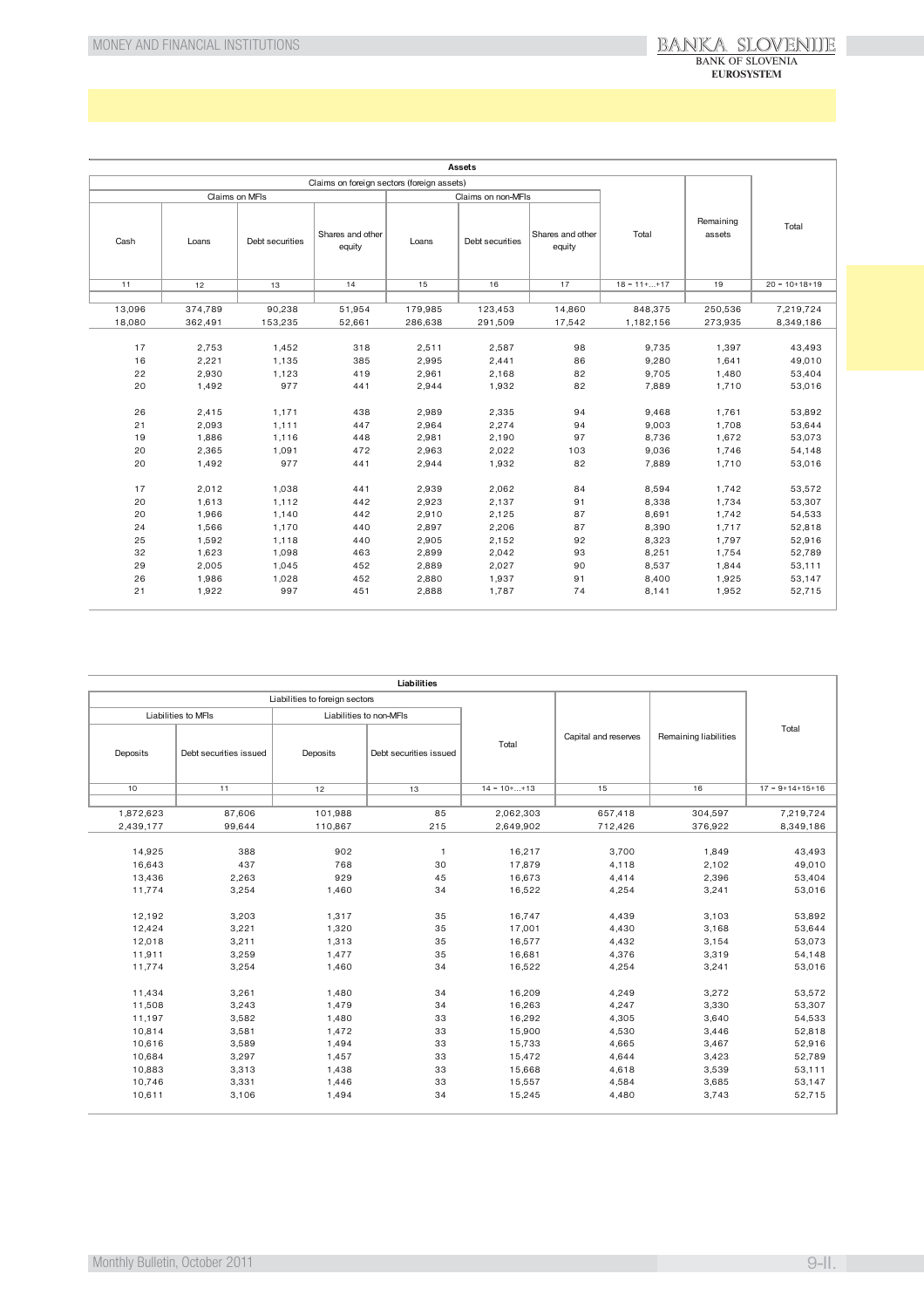| Assets | | | | | | | | | |
|---|---|---|---|---|---|---|---|---|---|
| Claims on foreign sectors (foreign assets) | | | | | | | | Remaining assets | Total |
| | Claims on MFIs | | | Claims on non-MFIs | | | Total | | |
| Cash | Loans | Debt securities | Shares and other equity | Loans | Debt securities | Shares and other equity | | | |
| 11 | 12 | 13 | 14 | 15 | 16 | 17 | 18 = 11+...+17 | 19 | 20 = 10+18+19 |
| 13,096 | 374,789 | 90,238 | 51,954 | 179,985 | 123,453 | 14,860 | 848,375 | 250,536 | 7,219,724 |
| 18,080 | 362,491 | 153,235 | 52,661 | 286,638 | 291,509 | 17,542 | 1,182,156 | 273,935 | 8,349,186 |
| | | | | | | | | | |
| 17 | 2,753 | 1,452 | 318 | 2,511 | 2,587 | 98 | 9,735 | 1,397 | 43,493 |
| 16 | 2,221 | 1,135 | 385 | 2,995 | 2,441 | 86 | 9,280 | 1,641 | 49,010 |
| 22 | 2,930 | 1,123 | 419 | 2,961 | 2,168 | 82 | 9,705 | 1,480 | 53,404 |
| 20 | 1,492 | 977 | 441 | 2,944 | 1,932 | 82 | 7,889 | 1,710 | 53,016 |
| | | | | | | | | | |
| 26 | 2,415 | 1,171 | 438 | 2,989 | 2,335 | 94 | 9,468 | 1,761 | 53,892 |
| 21 | 2,093 | 1,111 | 447 | 2,964 | 2,274 | 94 | 9,003 | 1,708 | 53,644 |
| 19 | 1,886 | 1,116 | 448 | 2,981 | 2,190 | 97 | 8,736 | 1,672 | 53,073 |
| 20 | 2,365 | 1,091 | 472 | 2,963 | 2,022 | 103 | 9,036 | 1,746 | 54,148 |
| 20 | 1,492 | 977 | 441 | 2,944 | 1,932 | 82 | 7,889 | 1,710 | 53,016 |
| | | | | | | | | | |
| 17 | 2,012 | 1,038 | 441 | 2,939 | 2,062 | 84 | 8,594 | 1,742 | 53,572 |
| 20 | 1,613 | 1,112 | 442 | 2,923 | 2,137 | 91 | 8,338 | 1,734 | 53,307 |
| 20 | 1,966 | 1,140 | 442 | 2,910 | 2,125 | 87 | 8,691 | 1,742 | 54,533 |
| 24 | 1,566 | 1,170 | 440 | 2,897 | 2,206 | 87 | 8,390 | 1,717 | 52,818 |
| 25 | 1,592 | 1,118 | 440 | 2,905 | 2,152 | 92 | 8,323 | 1,797 | 52,916 |
| 32 | 1,623 | 1,098 | 463 | 2,899 | 2,042 | 93 | 8,251 | 1,754 | 52,789 |
| 29 | 2,005 | 1,045 | 452 | 2,889 | 2,027 | 90 | 8,537 | 1,844 | 53,111 |
| 26 | 1,986 | 1,028 | 452 | 2,880 | 1,937 | 91 | 8,400 | 1,925 | 53,147 |
| 21 | 1,922 | 997 | 451 | 2,888 | 1,787 | 74 | 8,141 | 1,952 | 52,715 |

| Liabilities | | | | | | | |
|---|---|---|---|---|---|---|---|
| Liabilities to foreign sectors | | | | | Capital and reserves | Remaining liabilities | Total |
| Liabilities to MFIs | | Liabilities to non-MFIs | | Total | | | |
| Deposits | Debt securities issued | Deposits | Debt securities issued | | | | |
| 10 | 11 | 12 | 13 | 14 = 10+...+13 | 15 | 16 | 17 = 9+14+15+16 |
| 1,872,623 | 87,606 | 101,988 | 85 | 2,062,303 | 657,418 | 304,597 | 7,219,724 |
| 2,439,177 | 99,644 | 110,867 | 215 | 2,649,902 | 712,426 | 376,922 | 8,349,186 |
| | | | | | | | |
| 14,925 | 388 | 902 | 1 | 16,217 | 3,700 | 1,849 | 43,493 |
| 16,643 | 437 | 768 | 30 | 17,879 | 4,118 | 2,102 | 49,010 |
| 13,436 | 2,263 | 929 | 45 | 16,673 | 4,414 | 2,396 | 53,404 |
| 11,774 | 3,254 | 1,460 | 34 | 16,522 | 4,254 | 3,241 | 53,016 |
| | | | | | | | |
| 12,192 | 3,203 | 1,317 | 35 | 16,747 | 4,439 | 3,103 | 53,892 |
| 12,424 | 3,221 | 1,320 | 35 | 17,001 | 4,430 | 3,168 | 53,644 |
| 12,018 | 3,211 | 1,313 | 35 | 16,577 | 4,432 | 3,154 | 53,073 |
| 11,911 | 3,259 | 1,477 | 35 | 16,681 | 4,376 | 3,319 | 54,148 |
| 11,774 | 3,254 | 1,460 | 34 | 16,522 | 4,254 | 3,241 | 53,016 |
| | | | | | | | |
| 11,434 | 3,261 | 1,480 | 34 | 16,209 | 4,249 | 3,272 | 53,572 |
| 11,508 | 3,243 | 1,479 | 34 | 16,263 | 4,247 | 3,330 | 53,307 |
| 11,197 | 3,582 | 1,480 | 33 | 16,292 | 4,305 | 3,640 | 54,533 |
| 10,814 | 3,581 | 1,472 | 33 | 15,900 | 4,530 | 3,446 | 52,818 |
| 10,616 | 3,589 | 1,494 | 33 | 15,733 | 4,665 | 3,467 | 52,916 |
| 10,684 | 3,297 | 1,457 | 33 | 15,472 | 4,644 | 3,423 | 52,789 |
| 10,883 | 3,313 | 1,438 | 33 | 15,668 | 4,618 | 3,539 | 53,111 |
| 10,746 | 3,331 | 1,446 | 33 | 15,557 | 4,584 | 3,685 | 53,147 |
| 10,611 | 3,106 | 1,494 | 34 | 15,245 | 4,480 | 3,743 | 52,715 |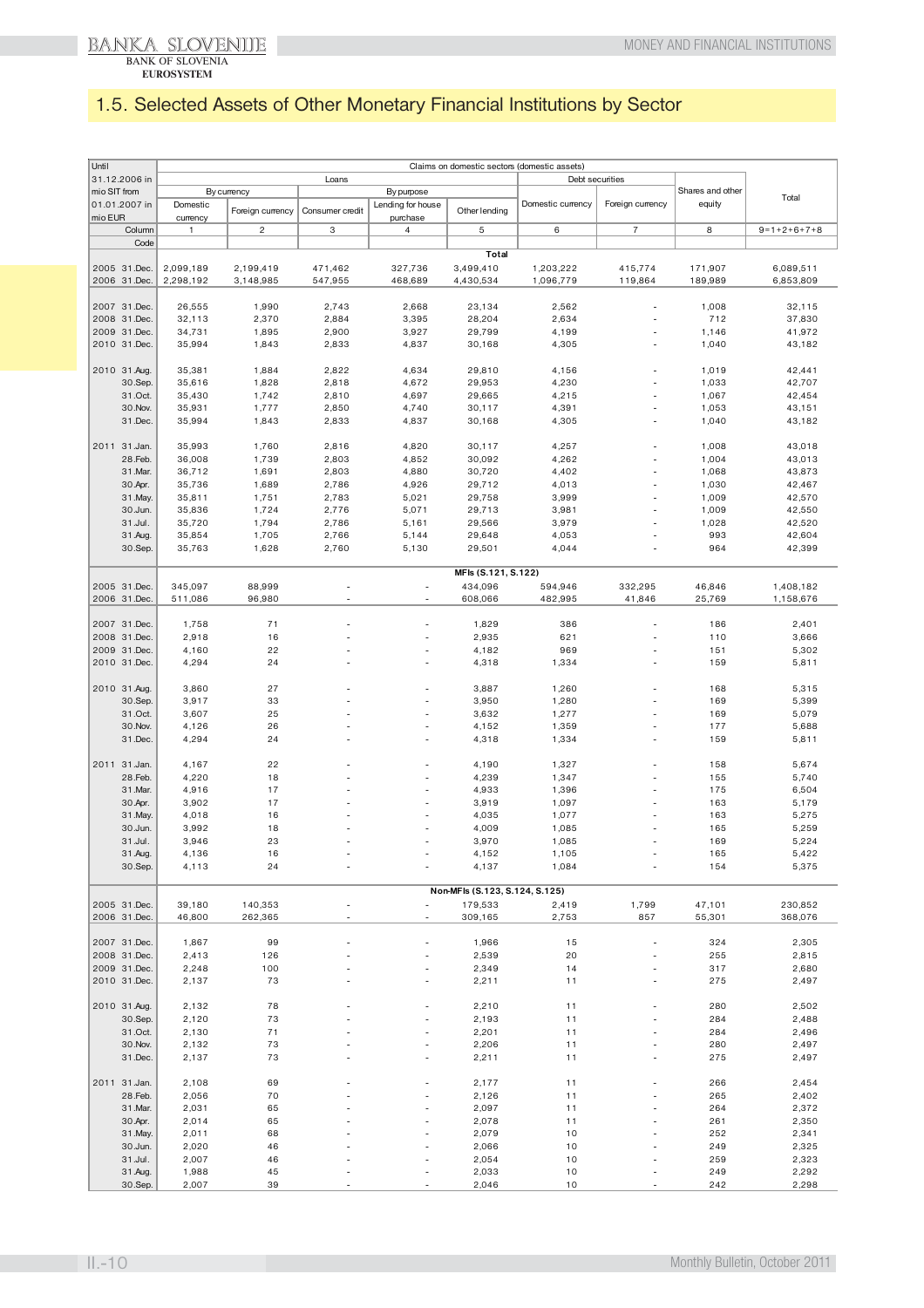## 1.5. Selected Assets of Other Monetary Financial Institutions by Sector

| Until 31.12.2006 in mio SIT from 01.01.2007 in mio EUR | Claims on domestic sectors (domestic assets) | | | | | | | | |
|---|---|---|---|---|---|---|---|---|---|
| | Loans | | | | | Debt securities | | Shares and other equity | Total |
| | By currency | | By purpose | | | Domestic currency | Foreign currency | | |
| | Domestic currency | Foreign currency | Consumer credit | Lending for house purchase | Other lending | | | | |
| Column | 1 | 2 | 3 | 4 | 5 | 6 | 7 | 8 | 9=1+2+6+7+8 |
| Code | | | | | | | | | |
| | | | | | **Total** | | | | |
| 2005 31.Dec. | 2,099,189 | 2,199,419 | 471,462 | 327,736 | 3,499,410 | 1,203,222 | 415,774 | 171,907 | 6,089,511 |
| 2006 31.Dec. | 2,298,192 | 3,148,985 | 547,955 | 468,689 | 4,430,534 | 1,096,779 | 119,864 | 189,989 | 6,853,809 |
| 2007 31.Dec. | 26,555 | 1,990 | 2,743 | 2,668 | 23,134 | 2,562 | - | 1,008 | 32,115 |
| 2008 31.Dec. | 32,113 | 2,370 | 2,884 | 3,395 | 28,204 | 2,634 | - | 712 | 37,830 |
| 2009 31.Dec. | 34,731 | 1,895 | 2,900 | 3,927 | 29,799 | 4,199 | - | 1,146 | 41,972 |
| 2010 31.Dec. | 35,994 | 1,843 | 2,833 | 4,837 | 30,168 | 4,305 | - | 1,040 | 43,182 |
| 2010 31.Aug. | 35,381 | 1,884 | 2,822 | 4,634 | 29,810 | 4,156 | - | 1,019 | 42,441 |
| 30.Sep. | 35,616 | 1,828 | 2,818 | 4,672 | 29,953 | 4,230 | - | 1,033 | 42,707 |
| 31.Oct. | 35,430 | 1,742 | 2,810 | 4,697 | 29,665 | 4,215 | - | 1,067 | 42,454 |
| 30.Nov. | 35,931 | 1,777 | 2,850 | 4,740 | 30,117 | 4,391 | - | 1,053 | 43,151 |
| 31.Dec. | 35,994 | 1,843 | 2,833 | 4,837 | 30,168 | 4,305 | - | 1,040 | 43,182 |
| 2011 31.Jan. | 35,993 | 1,760 | 2,816 | 4,820 | 30,117 | 4,257 | - | 1,008 | 43,018 |
| 28.Feb. | 36,008 | 1,739 | 2,803 | 4,852 | 30,092 | 4,262 | - | 1,004 | 43,013 |
| 31.Mar. | 36,712 | 1,691 | 2,803 | 4,880 | 30,720 | 4,402 | - | 1,068 | 43,873 |
| 30.Apr. | 35,736 | 1,689 | 2,786 | 4,926 | 29,712 | 4,013 | - | 1,030 | 42,467 |
| 31.May. | 35,811 | 1,751 | 2,783 | 5,021 | 29,758 | 3,999 | - | 1,009 | 42,570 |
| 30.Jun. | 35,836 | 1,724 | 2,776 | 5,071 | 29,713 | 3,981 | - | 1,009 | 42,550 |
| 31.Jul. | 35,720 | 1,794 | 2,786 | 5,161 | 29,566 | 3,979 | - | 1,028 | 42,520 |
| 31.Aug. | 35,854 | 1,705 | 2,766 | 5,144 | 29,648 | 4,053 | - | 993 | 42,604 |
| 30.Sep. | 35,763 | 1,628 | 2,760 | 5,130 | 29,501 | 4,044 | - | 964 | 42,399 |
| | | | | | **MFIs (S.121, S.122)** | | | | |
| 2005 31.Dec. | 345,097 | 88,999 | - | - | 434,096 | 594,946 | 332,295 | 46,846 | 1,408,182 |
| 2006 31.Dec. | 511,086 | 96,980 | - | - | 608,066 | 482,995 | 41,846 | 25,769 | 1,158,676 |
| 2007 31.Dec. | 1,758 | 71 | - | - | 1,829 | 386 | - | 186 | 2,401 |
| 2008 31.Dec. | 2,918 | 16 | - | - | 2,935 | 621 | - | 110 | 3,666 |
| 2009 31.Dec. | 4,160 | 22 | - | - | 4,182 | 969 | - | 151 | 5,302 |
| 2010 31.Dec. | 4,294 | 24 | - | - | 4,318 | 1,334 | - | 159 | 5,811 |
| 2010 31.Aug. | 3,860 | 27 | - | - | 3,887 | 1,260 | - | 168 | 5,315 |
| 30.Sep. | 3,917 | 33 | - | - | 3,950 | 1,280 | - | 169 | 5,399 |
| 31.Oct. | 3,607 | 25 | - | - | 3,632 | 1,277 | - | 169 | 5,079 |
| 30.Nov. | 4,126 | 26 | - | - | 4,152 | 1,359 | - | 177 | 5,688 |
| 31.Dec. | 4,294 | 24 | - | - | 4,318 | 1,334 | - | 159 | 5,811 |
| 2011 31.Jan. | 4,167 | 22 | - | - | 4,190 | 1,327 | - | 158 | 5,674 |
| 28.Feb. | 4,220 | 18 | - | - | 4,239 | 1,347 | - | 155 | 5,740 |
| 31.Mar. | 4,916 | 17 | - | - | 4,933 | 1,396 | - | 175 | 6,504 |
| 30.Apr. | 3,902 | 17 | - | - | 3,919 | 1,097 | - | 163 | 5,179 |
| 31.May. | 4,018 | 16 | - | - | 4,035 | 1,077 | - | 163 | 5,275 |
| 30.Jun. | 3,992 | 18 | - | - | 4,009 | 1,085 | - | 165 | 5,259 |
| 31.Jul. | 3,946 | 23 | - | - | 3,970 | 1,085 | - | 169 | 5,224 |
| 31.Aug. | 4,136 | 16 | - | - | 4,152 | 1,105 | - | 165 | 5,422 |
| 30.Sep. | 4,113 | 24 | - | - | 4,137 | 1,084 | - | 154 | 5,375 |
| | | | | | **Non-MFIs (S.123, S.124, S.125)** | | | | |
| 2005 31.Dec. | 39,180 | 140,353 | - | - | 179,533 | 2,419 | 1,799 | 47,101 | 230,852 |
| 2006 31.Dec. | 46,800 | 262,365 | - | - | 309,165 | 2,753 | 857 | 55,301 | 368,076 |
| 2007 31.Dec. | 1,867 | 99 | - | - | 1,966 | 15 | - | 324 | 2,305 |
| 2008 31.Dec. | 2,413 | 126 | - | - | 2,539 | 20 | - | 255 | 2,815 |
| 2009 31.Dec. | 2,248 | 100 | - | - | 2,349 | 14 | - | 317 | 2,680 |
| 2010 31.Dec. | 2,137 | 73 | - | - | 2,211 | 11 | - | 275 | 2,497 |
| 2010 31.Aug. | 2,132 | 78 | - | - | 2,210 | 11 | - | 280 | 2,502 |
| 30.Sep. | 2,120 | 73 | - | - | 2,193 | 11 | - | 284 | 2,488 |
| 31.Oct. | 2,130 | 71 | - | - | 2,201 | 11 | - | 284 | 2,496 |
| 30.Nov. | 2,132 | 73 | - | - | 2,206 | 11 | - | 280 | 2,497 |
| 31.Dec. | 2,137 | 73 | - | - | 2,211 | 11 | - | 275 | 2,497 |
| 2011 31.Jan. | 2,108 | 69 | - | - | 2,177 | 11 | - | 266 | 2,454 |
| 28.Feb. | 2,056 | 70 | - | - | 2,126 | 11 | - | 265 | 2,402 |
| 31.Mar. | 2,031 | 65 | - | - | 2,097 | 11 | - | 264 | 2,372 |
| 30.Apr. | 2,014 | 65 | - | - | 2,078 | 11 | - | 261 | 2,350 |
| 31.May. | 2,011 | 68 | - | - | 2,079 | 10 | - | 252 | 2,341 |
| 30.Jun. | 2,020 | 46 | - | - | 2,066 | 10 | - | 249 | 2,325 |
| 31.Jul. | 2,007 | 46 | - | - | 2,054 | 10 | - | 259 | 2,323 |
| 31.Aug. | 1,988 | 45 | - | - | 2,033 | 10 | - | 249 | 2,292 |
| 30.Sep. | 2,007 | 39 | - | - | 2,046 | 10 | - | 242 | 2,298 |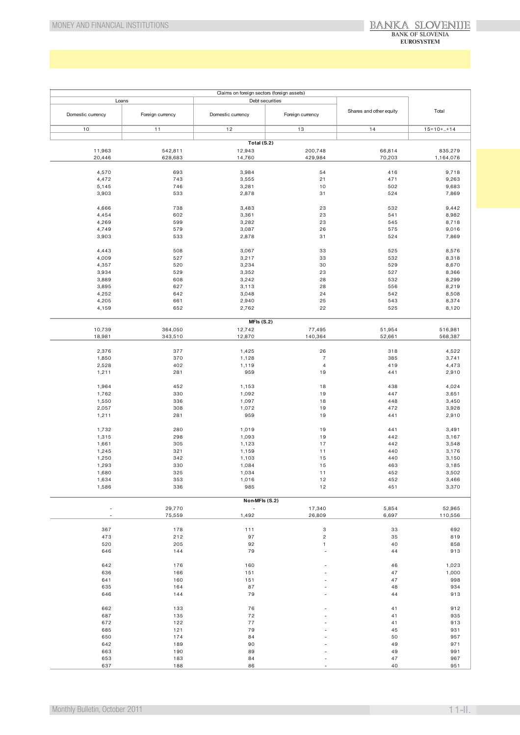| Claims on foreign sectors (foreign assets) | | | | | |
|---|---|---|---|---|---|
| Loans | | Debt securities | | Shares and other equity | Total |
| Domestic currency | Foreign currency | Domestic currency | Foreign currency | | |
| 10 | 11 | 12 | 13 | 14 | 15=10+..+14 |
| | | **Total (S.2)** | | | |
| 11,963 | 542,811 | 12,943 | 200,748 | 66,814 | 835,279 |
| 20,446 | 628,683 | 14,760 | 429,984 | 70,203 | 1,164,076 |
| | | | | | |
| 4,570 | 693 | 3,984 | 54 | 416 | 9,718 |
| 4,472 | 743 | 3,555 | 21 | 471 | 9,263 |
| 5,145 | 746 | 3,281 | 10 | 502 | 9,683 |
| 3,903 | 533 | 2,878 | 31 | 524 | 7,869 |
| | | | | | |
| 4,666 | 738 | 3,483 | 23 | 532 | 9,442 |
| 4,454 | 602 | 3,361 | 23 | 541 | 8,982 |
| 4,269 | 599 | 3,282 | 23 | 545 | 8,718 |
| 4,749 | 579 | 3,087 | 26 | 575 | 9,016 |
| 3,903 | 533 | 2,878 | 31 | 524 | 7,869 |
| | | | | | |
| 4,443 | 508 | 3,067 | 33 | 525 | 8,576 |
| 4,009 | 527 | 3,217 | 33 | 532 | 8,318 |
| 4,357 | 520 | 3,234 | 30 | 529 | 8,670 |
| 3,934 | 529 | 3,352 | 23 | 527 | 8,366 |
| 3,889 | 608 | 3,242 | 28 | 532 | 8,299 |
| 3,895 | 627 | 3,113 | 28 | 556 | 8,219 |
| 4,252 | 642 | 3,048 | 24 | 542 | 8,508 |
| 4,205 | 661 | 2,940 | 25 | 543 | 8,374 |
| 4,159 | 652 | 2,762 | 22 | 525 | 8,120 |
| | | **MFIs (S.2)** | | | |
| 10,739 | 364,050 | 12,742 | 77,495 | 51,954 | 516,981 |
| 18,981 | 343,510 | 12,870 | 140,364 | 52,661 | 568,387 |
| | | | | | |
| 2,376 | 377 | 1,425 | 26 | 318 | 4,522 |
| 1,850 | 370 | 1,128 | 7 | 385 | 3,741 |
| 2,528 | 402 | 1,119 | 4 | 419 | 4,473 |
| 1,211 | 281 | 959 | 19 | 441 | 2,910 |
| | | | | | |
| 1,964 | 452 | 1,153 | 18 | 438 | 4,024 |
| 1,762 | 330 | 1,092 | 19 | 447 | 3,651 |
| 1,550 | 336 | 1,097 | 18 | 448 | 3,450 |
| 2,057 | 308 | 1,072 | 19 | 472 | 3,928 |
| 1,211 | 281 | 959 | 19 | 441 | 2,910 |
| | | | | | |
| 1,732 | 280 | 1,019 | 19 | 441 | 3,491 |
| 1,315 | 298 | 1,093 | 19 | 442 | 3,167 |
| 1,661 | 305 | 1,123 | 17 | 442 | 3,548 |
| 1,245 | 321 | 1,159 | 11 | 440 | 3,176 |
| 1,250 | 342 | 1,103 | 15 | 440 | 3,150 |
| 1,293 | 330 | 1,084 | 15 | 463 | 3,185 |
| 1,680 | 325 | 1,034 | 11 | 452 | 3,502 |
| 1,634 | 353 | 1,016 | 12 | 452 | 3,466 |
| 1,586 | 336 | 985 | 12 | 451 | 3,370 |
| | | **Non-MFIs (S.2)** | | | |
| - | 29,770 | - | 17,340 | 5,854 | 52,965 |
| - | 75,559 | 1,492 | 26,809 | 6,697 | 110,556 |
| | | | | | |
| 367 | 178 | 111 | 3 | 33 | 692 |
| 473 | 212 | 97 | 2 | 35 | 819 |
| 520 | 205 | 92 | 1 | 40 | 858 |
| 646 | 144 | 79 | - | 44 | 913 |
| | | | | | |
| 642 | 176 | 160 | - | 46 | 1,023 |
| 636 | 166 | 151 | - | 47 | 1,000 |
| 641 | 160 | 151 | - | 47 | 998 |
| 635 | 164 | 87 | - | 48 | 934 |
| 646 | 144 | 79 | - | 44 | 913 |
| | | | | | |
| 662 | 133 | 76 | - | 41 | 912 |
| 687 | 135 | 72 | - | 41 | 935 |
| 672 | 122 | 77 | - | 41 | 913 |
| 685 | 121 | 79 | - | 45 | 931 |
| 650 | 174 | 84 | - | 50 | 957 |
| 642 | 189 | 90 | - | 49 | 971 |
| 663 | 190 | 89 | - | 49 | 991 |
| 653 | 183 | 84 | - | 47 | 967 |
| 637 | 188 | 86 | - | 40 | 951 |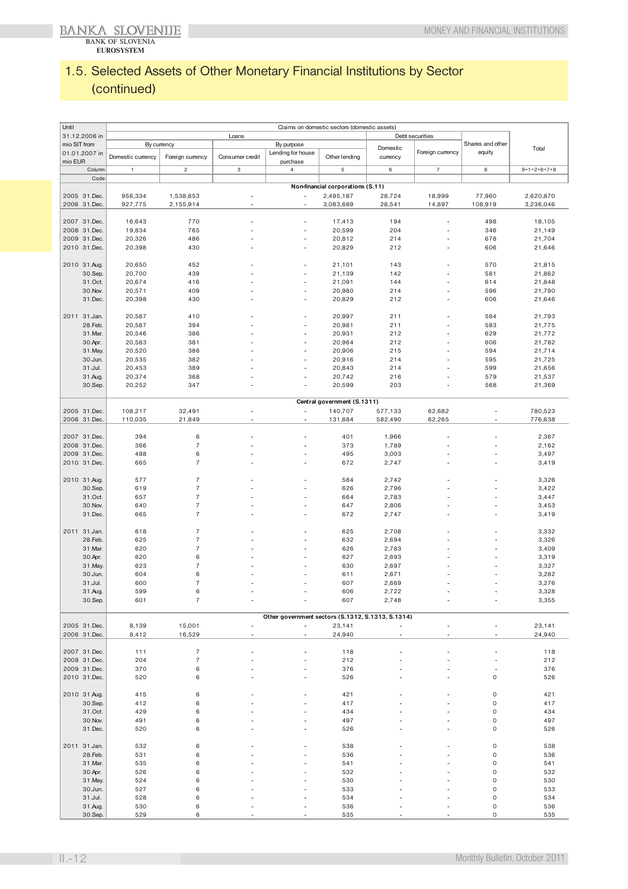## 1.5. Selected Assets of Other Monetary Financial Institutions by Sector (continued)

| Until 31.12.2006 in mio SIT from 01.01.2007 in mio EUR | Claims on domestic sectors (domestic assets) | | | | | | | | |
|---|---|---|---|---|---|---|---|---|---|
| | Loans | | | | | Debt securities | | Shares and other equity | Total |
| | By currency | | By purpose | | | Domestic currency | Foreign currency | | |
| | Domestic currency | Foreign currency | Consumer credit | Lending for house purchase | Other lending | | | | |
| Column | 1 | 2 | 3 | 4 | 5 | 6 | 7 | 8 | 9=1+2+6+7+8 |
| Code | | | | | | | | | |
| | | | | | **Non-financial corporations (S.11)** | | | | |
| 2005 31.Dec. | 956,334 | 1,538,853 | - | - | 2,495,187 | 28,724 | 18,999 | 77,960 | 2,620,870 |
| 2006 31.Dec. | 927,775 | 2,155,914 | - | - | 3,083,689 | 28,541 | 14,897 | 108,919 | 3,236,046 |
| 2007 31.Dec. | 16,643 | 770 | - | - | 17,413 | 194 | - | 498 | 18,105 |
| 2008 31.Dec. | 19,834 | 765 | - | - | 20,599 | 204 | - | 346 | 21,149 |
| 2009 31.Dec. | 20,326 | 486 | - | - | 20,812 | 214 | - | 678 | 21,704 |
| 2010 31.Dec. | 20,398 | 430 | - | - | 20,829 | 212 | - | 606 | 21,646 |
| 2010 31.Aug. | 20,650 | 452 | - | - | 21,101 | 143 | - | 570 | 21,815 |
| 30.Sep. | 20,700 | 439 | - | - | 21,139 | 142 | - | 581 | 21,862 |
| 31.Oct. | 20,674 | 416 | - | - | 21,091 | 144 | - | 614 | 21,848 |
| 30.Nov. | 20,571 | 409 | - | - | 20,980 | 214 | - | 596 | 21,790 |
| 31.Dec. | 20,398 | 430 | - | - | 20,829 | 212 | - | 606 | 21,646 |
| 2011 31.Jan. | 20,587 | 410 | - | - | 20,997 | 211 | - | 584 | 21,793 |
| 28.Feb. | 20,587 | 394 | - | - | 20,981 | 211 | - | 583 | 21,775 |
| 31.Mar. | 20,546 | 386 | - | - | 20,931 | 212 | - | 629 | 21,772 |
| 30.Apr. | 20,583 | 381 | - | - | 20,964 | 212 | - | 606 | 21,782 |
| 31.May. | 20,520 | 386 | - | - | 20,906 | 215 | - | 594 | 21,714 |
| 30.Jun. | 20,535 | 382 | - | - | 20,916 | 214 | - | 595 | 21,725 |
| 31.Jul. | 20,453 | 389 | - | - | 20,843 | 214 | - | 599 | 21,656 |
| 31.Aug. | 20,374 | 368 | - | - | 20,742 | 216 | - | 579 | 21,537 |
| 30.Sep. | 20,252 | 347 | - | - | 20,599 | 203 | - | 568 | 21,369 |
| | | | | | **Central government (S.1311)** | | | | |
| 2005 31.Dec. | 108,217 | 32,491 | - | - | 140,707 | 577,133 | 62,682 | - | 780,523 |
| 2006 31.Dec. | 110,035 | 21,849 | - | - | 131,884 | 582,490 | 62,265 | - | 776,638 |
| 2007 31.Dec. | 394 | 6 | - | - | 401 | 1,966 | - | - | 2,367 |
| 2008 31.Dec. | 366 | 7 | - | - | 373 | 1,789 | - | - | 2,162 |
| 2009 31.Dec. | 488 | 6 | - | - | 495 | 3,003 | - | - | 3,497 |
| 2010 31.Dec. | 665 | 7 | - | - | 672 | 2,747 | - | - | 3,419 |
| 2010 31.Aug. | 577 | 7 | - | - | 584 | 2,742 | - | - | 3,326 |
| 30.Sep. | 619 | 7 | - | - | 626 | 2,796 | - | - | 3,422 |
| 31.Oct. | 657 | 7 | - | - | 664 | 2,783 | - | - | 3,447 |
| 30.Nov. | 640 | 7 | - | - | 647 | 2,806 | - | - | 3,453 |
| 31.Dec. | 665 | 7 | - | - | 672 | 2,747 | - | - | 3,419 |
| 2011 31.Jan. | 618 | 7 | - | - | 625 | 2,708 | - | - | 3,332 |
| 28.Feb. | 625 | 7 | - | - | 632 | 2,694 | - | - | 3,326 |
| 31.Mar. | 620 | 7 | - | - | 626 | 2,783 | - | - | 3,409 |
| 30.Apr. | 620 | 6 | - | - | 627 | 2,693 | - | - | 3,319 |
| 31.May. | 623 | 7 | - | - | 630 | 2,697 | - | - | 3,327 |
| 30.Jun. | 604 | 6 | - | - | 611 | 2,671 | - | - | 3,282 |
| 31.Jul. | 600 | 7 | - | - | 607 | 2,669 | - | - | 3,276 |
| 31.Aug. | 599 | 6 | - | - | 606 | 2,722 | - | - | 3,328 |
| 30.Sep. | 601 | 7 | - | - | 607 | 2,748 | - | - | 3,355 |
| | | | | | **Other government sectors (S.1312, S.1313, S.1314)** | | | | |
| 2005 31.Dec. | 8,139 | 15,001 | - | - | 23,141 | - | - | - | 23,141 |
| 2006 31.Dec. | 8,412 | 16,529 | - | - | 24,940 | - | - | - | 24,940 |
| 2007 31.Dec. | 111 | 7 | - | - | 118 | - | - | - | 118 |
| 2008 31.Dec. | 204 | 7 | - | - | 212 | - | - | - | 212 |
| 2009 31.Dec. | 370 | 6 | - | - | 376 | - | - | - | 376 |
| 2010 31.Dec. | 520 | 6 | - | - | 526 | - | - | 0 | 526 |
| 2010 31.Aug. | 415 | 6 | - | - | 421 | - | - | 0 | 421 |
| 30.Sep. | 412 | 6 | - | - | 417 | - | - | 0 | 417 |
| 31.Oct. | 429 | 6 | - | - | 434 | - | - | 0 | 434 |
| 30.Nov. | 491 | 6 | - | - | 497 | - | - | 0 | 497 |
| 31.Dec. | 520 | 6 | - | - | 526 | - | - | 0 | 526 |
| 2011 31.Jan. | 532 | 6 | - | - | 538 | - | - | 0 | 538 |
| 28.Feb. | 531 | 6 | - | - | 536 | - | - | 0 | 536 |
| 31.Mar. | 535 | 6 | - | - | 541 | - | - | 0 | 541 |
| 30.Apr. | 526 | 6 | - | - | 532 | - | - | 0 | 532 |
| 31.May. | 524 | 6 | - | - | 530 | - | - | 0 | 530 |
| 30.Jun. | 527 | 6 | - | - | 533 | - | - | 0 | 533 |
| 31.Jul. | 528 | 6 | - | - | 534 | - | - | 0 | 534 |
| 31.Aug. | 530 | 6 | - | - | 536 | - | - | 0 | 536 |
| 30.Sep. | 529 | 6 | - | - | 535 | - | - | 0 | 535 |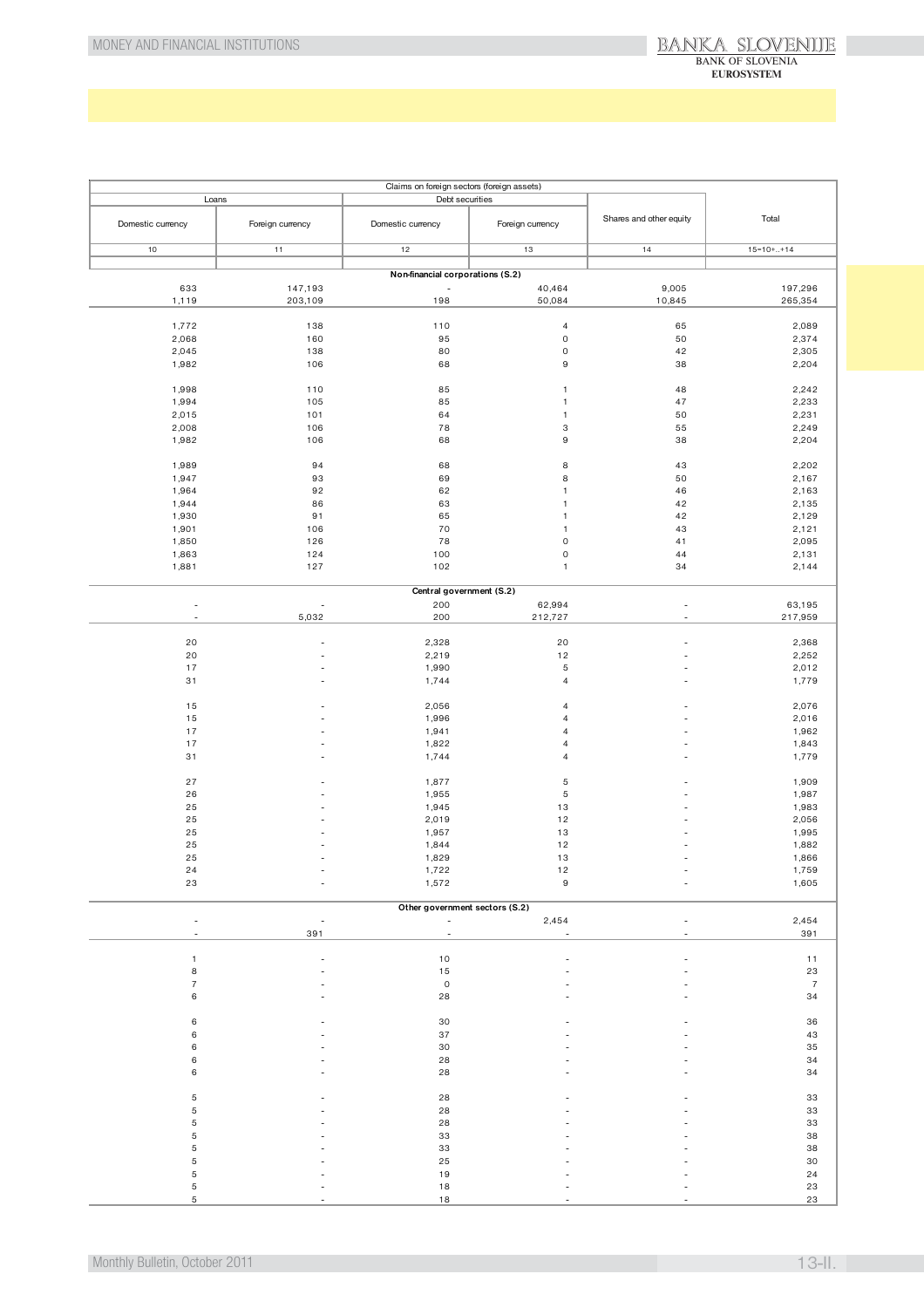| Claims on foreign sectors (foreign assets) | | | | | |
|---|---|---|---|---|---|
| Loans | | Debt securities | | Shares and other equity | Total |
| Domestic currency | Foreign currency | Domestic currency | Foreign currency | | |
| 10 | 11 | 12 | 13 | 14 | 15=10+..+14 |
| **Non-financial corporations (S.2)** | | | | | |
| 633 | 147,193 | - | 40,464 | 9,005 | 197,296 |
| 1,119 | 203,109 | 198 | 50,084 | 10,845 | 265,354 |
| | | | | | |
| 1,772 | 138 | 110 | 4 | 65 | 2,089 |
| 2,068 | 160 | 95 | 0 | 50 | 2,374 |
| 2,045 | 138 | 80 | 0 | 42 | 2,305 |
| 1,982 | 106 | 68 | 9 | 38 | 2,204 |
| | | | | | |
| 1,998 | 110 | 85 | 1 | 48 | 2,242 |
| 1,994 | 105 | 85 | 1 | 47 | 2,233 |
| 2,015 | 101 | 64 | 1 | 50 | 2,231 |
| 2,008 | 106 | 78 | 3 | 55 | 2,249 |
| 1,982 | 106 | 68 | 9 | 38 | 2,204 |
| | | | | | |
| 1,989 | 94 | 68 | 8 | 43 | 2,202 |
| 1,947 | 93 | 69 | 8 | 50 | 2,167 |
| 1,964 | 92 | 62 | 1 | 46 | 2,163 |
| 1,944 | 86 | 63 | 1 | 42 | 2,135 |
| 1,930 | 91 | 65 | 1 | 42 | 2,129 |
| 1,901 | 106 | 70 | 1 | 43 | 2,121 |
| 1,850 | 126 | 78 | 0 | 41 | 2,095 |
| 1,863 | 124 | 100 | 0 | 44 | 2,131 |
| 1,881 | 127 | 102 | 1 | 34 | 2,144 |
| **Central government (S.2)** | | | | | |
| - | - | 200 | 62,994 | - | 63,195 |
| - | 5,032 | 200 | 212,727 | - | 217,959 |
| | | | | | |
| 20 | - | 2,328 | 20 | - | 2,368 |
| 20 | - | 2,219 | 12 | - | 2,252 |
| 17 | - | 1,990 | 5 | - | 2,012 |
| 31 | - | 1,744 | 4 | - | 1,779 |
| | | | | | |
| 15 | - | 2,056 | 4 | - | 2,076 |
| 15 | - | 1,996 | 4 | - | 2,016 |
| 17 | - | 1,941 | 4 | - | 1,962 |
| 17 | - | 1,822 | 4 | - | 1,843 |
| 31 | - | 1,744 | 4 | - | 1,779 |
| | | | | | |
| 27 | - | 1,877 | 5 | - | 1,909 |
| 26 | - | 1,955 | 5 | - | 1,987 |
| 25 | - | 1,945 | 13 | - | 1,983 |
| 25 | - | 2,019 | 12 | - | 2,056 |
| 25 | - | 1,957 | 13 | - | 1,995 |
| 25 | - | 1,844 | 12 | - | 1,882 |
| 25 | - | 1,829 | 13 | - | 1,866 |
| 24 | - | 1,722 | 12 | - | 1,759 |
| 23 | - | 1,572 | 9 | - | 1,605 |
| **Other government sectors (S.2)** | | | | | |
| - | - | - | 2,454 | - | 2,454 |
| - | 391 | - | - | - | 391 |
| | | | | | |
| 1 | - | 10 | - | - | 11 |
| 8 | - | 15 | - | - | 23 |
| 7 | - | 0 | - | - | 7 |
| 6 | - | 28 | - | - | 34 |
| | | | | | |
| 6 | - | 30 | - | - | 36 |
| 6 | - | 37 | - | - | 43 |
| 6 | - | 30 | - | - | 35 |
| 6 | - | 28 | - | - | 34 |
| 6 | - | 28 | - | - | 34 |
| | | | | | |
| 5 | - | 28 | - | - | 33 |
| 5 | - | 28 | - | - | 33 |
| 5 | - | 28 | - | - | 33 |
| 5 | - | 33 | - | - | 38 |
| 5 | - | 33 | - | - | 38 |
| 5 | - | 25 | - | - | 30 |
| 5 | - | 19 | - | - | 24 |
| 5 | - | 18 | - | - | 23 |
| 5 | - | 18 | - | - | 23 |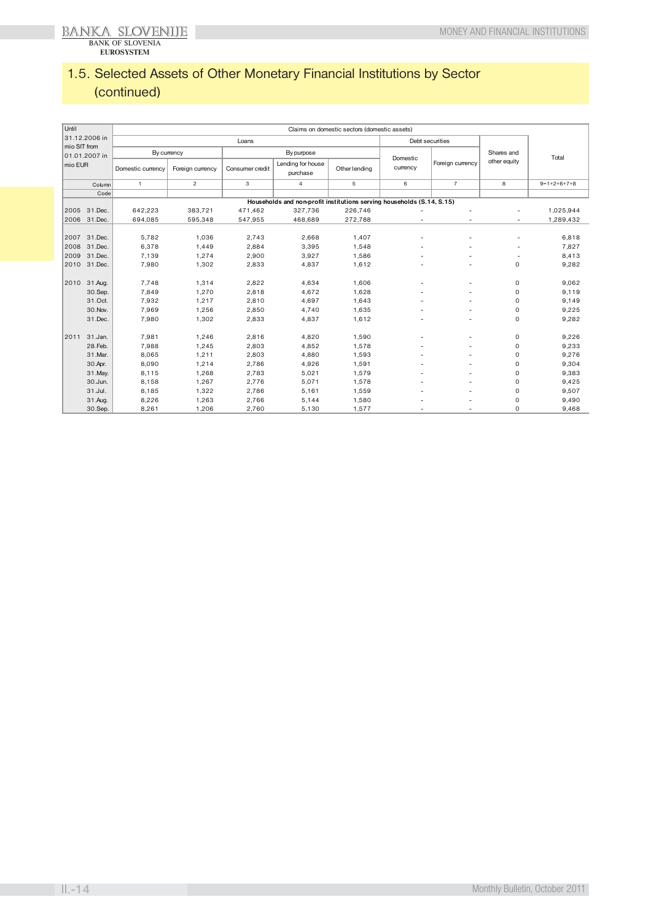## 1.5. Selected Assets of Other Monetary Financial Institutions by Sector (continued)

| Until 31.12.2006 in mio SIT from 01.01.2007 in mio EUR | | Claims on domestic sectors (domestic assets) | | | | | | | | |
|---|---|---|---|---|---|---|---|---|---|---|
| | | Loans | | | | | Debt securities | | Shares and other equity | Total |
| | | By currency | | By purpose | | | Domestic currency | Foreign currency | | |
| | | Domestic currency | Foreign currency | Consumer credit | Lending for house purchase | Other lending | | | | |
| | Column | 1 | 2 | 3 | 4 | 5 | 6 | 7 | 8 | 9=1+2+6+7+8 |
| | Code | | | | | | | | | |
| | | **Households and non-profit institutions serving households (S.14, S.15)** | | | | | | | | |
| 2005 | 31.Dec. | 642,223 | 383,721 | 471,462 | 327,736 | 226,746 | - | - | - | 1,025,944 |
| 2006 | 31.Dec. | 694,085 | 595,348 | 547,955 | 468,689 | 272,788 | - | - | - | 1,289,432 |
| 2007 | 31.Dec. | 5,782 | 1,036 | 2,743 | 2,668 | 1,407 | - | - | - | 6,818 |
| 2008 | 31.Dec. | 6,378 | 1,449 | 2,884 | 3,395 | 1,548 | - | - | - | 7,827 |
| 2009 | 31.Dec. | 7,139 | 1,274 | 2,900 | 3,927 | 1,586 | - | - | - | 8,413 |
| 2010 | 31.Dec. | 7,980 | 1,302 | 2,833 | 4,837 | 1,612 | - | - | 0 | 9,282 |
| 2010 | 31.Aug. | 7,748 | 1,314 | 2,822 | 4,634 | 1,606 | - | - | 0 | 9,062 |
| | 30.Sep. | 7,849 | 1,270 | 2,818 | 4,672 | 1,628 | - | - | 0 | 9,119 |
| | 31.Oct. | 7,932 | 1,217 | 2,810 | 4,697 | 1,643 | - | - | 0 | 9,149 |
| | 30.Nov. | 7,969 | 1,256 | 2,850 | 4,740 | 1,635 | - | - | 0 | 9,225 |
| | 31.Dec. | 7,980 | 1,302 | 2,833 | 4,837 | 1,612 | - | - | 0 | 9,282 |
| 2011 | 31.Jan. | 7,981 | 1,246 | 2,816 | 4,820 | 1,590 | - | - | 0 | 9,226 |
| | 28.Feb. | 7,988 | 1,245 | 2,803 | 4,852 | 1,578 | - | - | 0 | 9,233 |
| | 31.Mar. | 8,065 | 1,211 | 2,803 | 4,880 | 1,593 | - | - | 0 | 9,276 |
| | 30.Apr. | 8,090 | 1,214 | 2,786 | 4,926 | 1,591 | - | - | 0 | 9,304 |
| | 31.May. | 8,115 | 1,268 | 2,783 | 5,021 | 1,579 | - | - | 0 | 9,383 |
| | 30.Jun. | 8,158 | 1,267 | 2,776 | 5,071 | 1,578 | - | - | 0 | 9,425 |
| | 31.Jul. | 8,185 | 1,322 | 2,786 | 5,161 | 1,559 | - | - | 0 | 9,507 |
| | 31.Aug. | 8,226 | 1,263 | 2,766 | 5,144 | 1,580 | - | - | 0 | 9,490 |
| | 30.Sep. | 8,261 | 1,206 | 2,760 | 5,130 | 1,577 | - | - | 0 | 9,468 |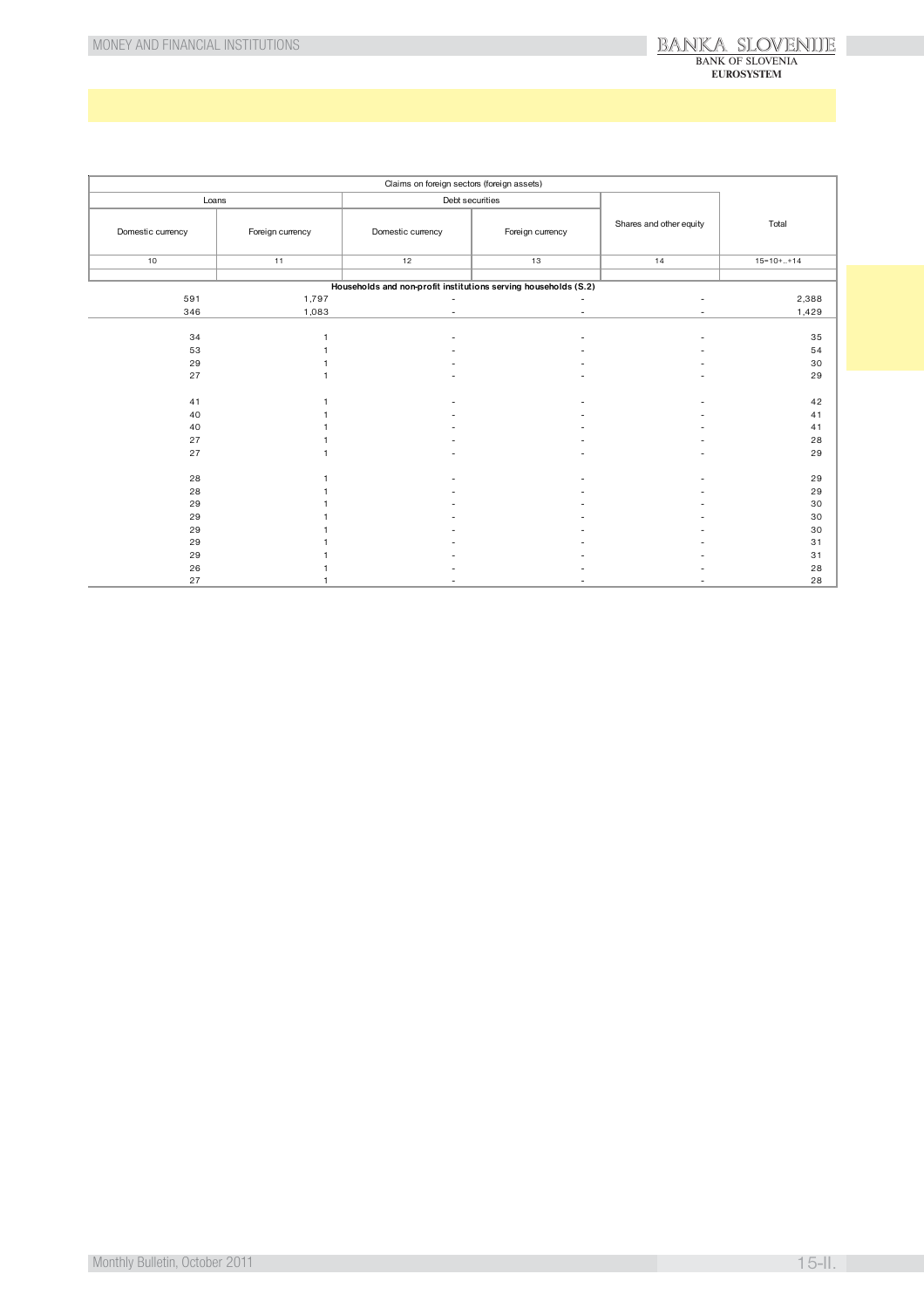| Claims on foreign sectors (foreign assets) | | | | | |
|---|---|---|---|---|---|
| Loans | | Debt securities | | Shares and other equity | Total |
| Domestic currency | Foreign currency | Domestic currency | Foreign currency | | |
| 10 | 11 | 12 | 13 | 14 | 15=10+..+14 |
| **Households and non-profit institutions serving households (S.2)** | | | | | |
| 591 | 1,797 | - | - | - | 2,388 |
| 346 | 1,083 | - | - | - | 1,429 |
| | | | | | |
| 34 | 1 | - | - | - | 35 |
| 53 | 1 | - | - | - | 54 |
| 29 | 1 | - | - | - | 30 |
| 27 | 1 | - | - | - | 29 |
| | | | | | |
| 41 | 1 | - | - | - | 42 |
| 40 | 1 | - | - | - | 41 |
| 40 | 1 | - | - | - | 41 |
| 27 | 1 | - | - | - | 28 |
| 27 | 1 | - | - | - | 29 |
| | | | | | |
| 28 | 1 | - | - | - | 29 |
| 28 | 1 | - | - | - | 29 |
| 29 | 1 | - | - | - | 30 |
| 29 | 1 | - | - | - | 30 |
| 29 | 1 | - | - | - | 30 |
| 29 | 1 | - | - | - | 31 |
| 29 | 1 | - | - | - | 31 |
| 26 | 1 | - | - | - | 28 |
| 27 | 1 | - | - | - | 28 |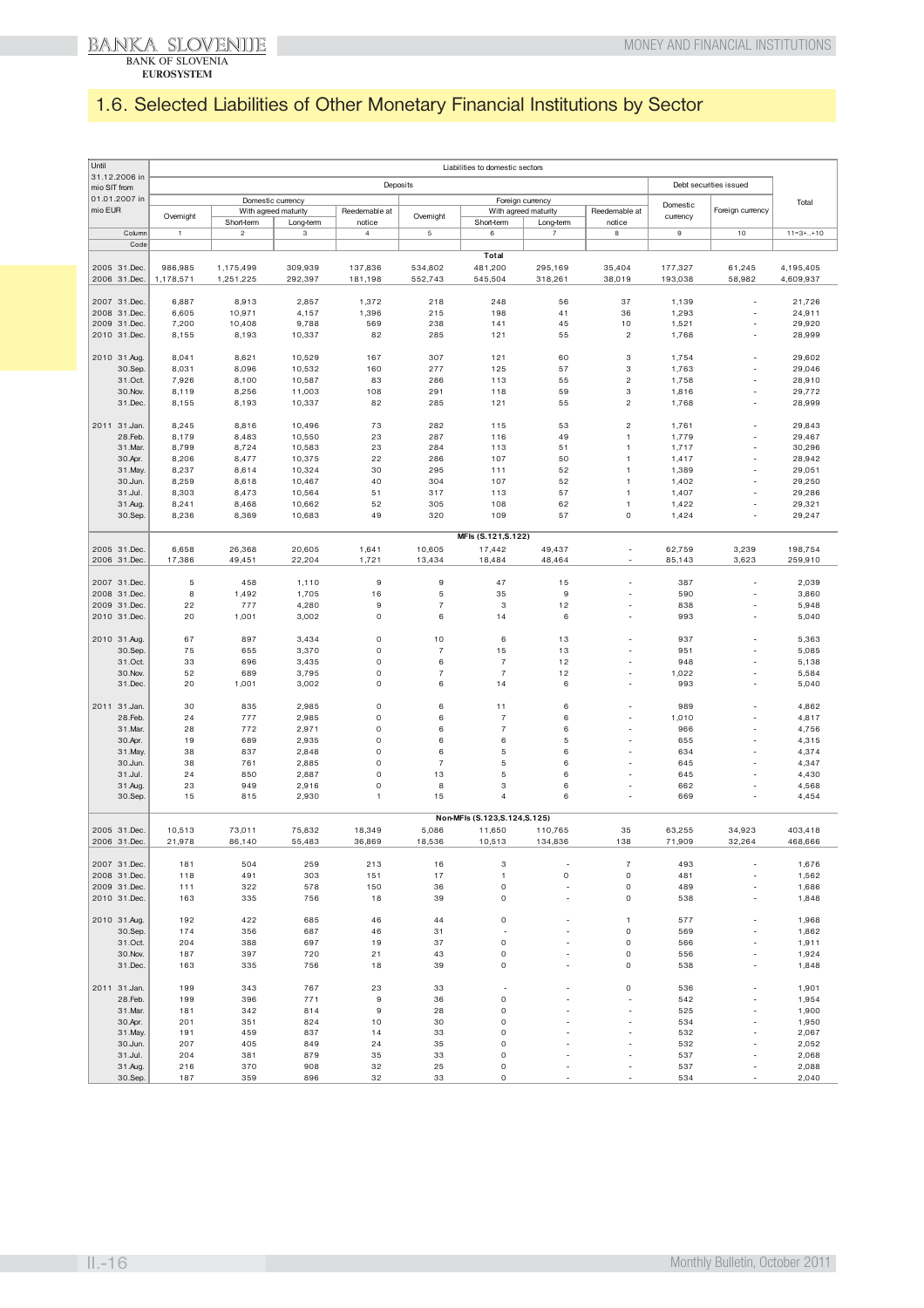## 1.6. Selected Liabilities of Other Monetary Financial Institutions by Sector

| Until 31.12.2006 in mio SIT from 01.01.2007 in mio EUR | Liabilities to domestic sectors | | | | | | | | | | |
|---|---|---|---|---|---|---|---|---|---|---|---|
| | Deposits | | | | | | | | Debt securities issued | | Total |
| | Domestic currency | | | | Foreign currency | | | | Domestic currency | Foreign currency | |
| | Overnight | With agreed maturity | | Reedemable at notice | Overnight | With agreed maturity | | Reedemable at notice | | | |
| | | Short-term | Long-term | | | Short-term | Long-term | | | | |
| Column | 1 | 2 | 3 | 4 | 5 | 6 | 7 | 8 | 9 | 10 | 11=3+..+10 |
| Code | | | | | | | | | | | |
| | | | | | | **Total** | | | | | |
| 2005 31.Dec. | 986,985 | 1,175,499 | 309,939 | 137,836 | 534,802 | 481,200 | 295,169 | 35,404 | 177,327 | 61,245 | 4,195,405 |
| 2006 31.Dec. | 1,178,571 | 1,251,225 | 292,397 | 181,198 | 552,743 | 545,504 | 318,261 | 38,019 | 193,038 | 58,982 | 4,609,937 |
| 2007 31.Dec. | 6,887 | 8,913 | 2,857 | 1,372 | 218 | 248 | 56 | 37 | 1,139 | - | 21,726 |
| 2008 31.Dec. | 6,605 | 10,971 | 4,157 | 1,396 | 215 | 198 | 41 | 36 | 1,293 | - | 24,911 |
| 2009 31.Dec. | 7,200 | 10,408 | 9,788 | 569 | 238 | 141 | 45 | 10 | 1,521 | - | 29,920 |
| 2010 31.Dec. | 8,155 | 8,193 | 10,337 | 82 | 285 | 121 | 55 | 2 | 1,768 | - | 28,999 |
| 2010 31.Aug. | 8,041 | 8,621 | 10,529 | 167 | 307 | 121 | 60 | 3 | 1,754 | - | 29,602 |
| 30.Sep. | 8,031 | 8,096 | 10,532 | 160 | 277 | 125 | 57 | 3 | 1,763 | - | 29,046 |
| 31.Oct. | 7,926 | 8,100 | 10,587 | 83 | 286 | 113 | 55 | 2 | 1,758 | - | 28,910 |
| 30.Nov. | 8,119 | 8,256 | 11,003 | 108 | 291 | 118 | 59 | 3 | 1,816 | - | 29,772 |
| 31.Dec. | 8,155 | 8,193 | 10,337 | 82 | 285 | 121 | 55 | 2 | 1,768 | - | 28,999 |
| 2011 31.Jan. | 8,245 | 8,816 | 10,496 | 73 | 282 | 115 | 53 | 2 | 1,761 | - | 29,843 |
| 28.Feb. | 8,179 | 8,483 | 10,550 | 23 | 287 | 116 | 49 | 1 | 1,779 | - | 29,467 |
| 31.Mar. | 8,799 | 8,724 | 10,583 | 23 | 284 | 113 | 51 | 1 | 1,717 | - | 30,296 |
| 30.Apr. | 8,206 | 8,477 | 10,375 | 22 | 286 | 107 | 50 | 1 | 1,417 | - | 28,942 |
| 31.May. | 8,237 | 8,614 | 10,324 | 30 | 295 | 111 | 52 | 1 | 1,389 | - | 29,051 |
| 30.Jun. | 8,259 | 8,618 | 10,467 | 40 | 304 | 107 | 52 | 1 | 1,402 | - | 29,250 |
| 31.Jul. | 8,303 | 8,473 | 10,564 | 51 | 317 | 113 | 57 | 1 | 1,407 | - | 29,286 |
| 31.Aug. | 8,241 | 8,468 | 10,662 | 52 | 305 | 108 | 62 | 1 | 1,422 | - | 29,321 |
| 30.Sep. | 8,236 | 8,369 | 10,683 | 49 | 320 | 109 | 57 | 0 | 1,424 | - | 29,247 |
| | | | | | | **MFIs (S.121,S.122)** | | | | | |
| 2005 31.Dec. | 6,658 | 26,368 | 20,605 | 1,641 | 10,605 | 17,442 | 49,437 | - | 62,759 | 3,239 | 198,754 |
| 2006 31.Dec. | 17,386 | 49,451 | 22,204 | 1,721 | 13,434 | 18,484 | 48,464 | - | 85,143 | 3,623 | 259,910 |
| 2007 31.Dec. | 5 | 458 | 1,110 | 9 | 9 | 47 | 15 | - | 387 | - | 2,039 |
| 2008 31.Dec. | 8 | 1,492 | 1,705 | 16 | 5 | 35 | 9 | - | 590 | - | 3,860 |
| 2009 31.Dec. | 22 | 777 | 4,280 | 9 | 7 | 3 | 12 | - | 838 | - | 5,948 |
| 2010 31.Dec. | 20 | 1,001 | 3,002 | 0 | 6 | 14 | 6 | - | 993 | - | 5,040 |
| 2010 31.Aug. | 67 | 897 | 3,434 | 0 | 10 | 6 | 13 | - | 937 | - | 5,363 |
| 30.Sep. | 75 | 655 | 3,370 | 0 | 7 | 15 | 13 | - | 951 | - | 5,085 |
| 31.Oct. | 33 | 696 | 3,435 | 0 | 6 | 7 | 12 | - | 948 | - | 5,138 |
| 30.Nov. | 52 | 689 | 3,795 | 0 | 7 | 7 | 12 | - | 1,022 | - | 5,584 |
| 31.Dec. | 20 | 1,001 | 3,002 | 0 | 6 | 14 | 6 | - | 993 | - | 5,040 |
| 2011 31.Jan. | 30 | 835 | 2,985 | 0 | 6 | 11 | 6 | - | 989 | - | 4,862 |
| 28.Feb. | 24 | 777 | 2,985 | 0 | 6 | 7 | 6 | - | 1,010 | - | 4,817 |
| 31.Mar. | 28 | 772 | 2,971 | 0 | 6 | 7 | 6 | - | 966 | - | 4,756 |
| 30.Apr. | 19 | 689 | 2,935 | 0 | 6 | 6 | 5 | - | 655 | - | 4,315 |
| 31.May. | 38 | 837 | 2,848 | 0 | 6 | 5 | 6 | - | 634 | - | 4,374 |
| 30.Jun. | 38 | 761 | 2,885 | 0 | 7 | 5 | 6 | - | 645 | - | 4,347 |
| 31.Jul. | 24 | 850 | 2,887 | 0 | 13 | 5 | 6 | - | 645 | - | 4,430 |
| 31.Aug. | 23 | 949 | 2,916 | 0 | 8 | 3 | 6 | - | 662 | - | 4,568 |
| 30.Sep. | 15 | 815 | 2,930 | 1 | 15 | 4 | 6 | - | 669 | - | 4,454 |
| | | | | | | **Non-MFIs (S.123,S.124,S.125)** | | | | | |
| 2005 31.Dec. | 10,513 | 73,011 | 75,832 | 18,349 | 5,086 | 11,650 | 110,765 | 35 | 63,255 | 34,923 | 403,418 |
| 2006 31.Dec. | 21,978 | 86,140 | 55,483 | 36,869 | 18,536 | 10,513 | 134,836 | 138 | 71,909 | 32,264 | 468,666 |
| 2007 31.Dec. | 181 | 504 | 259 | 213 | 16 | 3 | - | 7 | 493 | - | 1,676 |
| 2008 31.Dec. | 118 | 491 | 303 | 151 | 17 | 1 | 0 | 0 | 481 | - | 1,562 |
| 2009 31.Dec. | 111 | 322 | 578 | 150 | 36 | 0 | - | 0 | 489 | - | 1,686 |
| 2010 31.Dec. | 163 | 335 | 756 | 18 | 39 | 0 | - | 0 | 538 | - | 1,848 |
| 2010 31.Aug. | 192 | 422 | 685 | 46 | 44 | 0 | - | 1 | 577 | - | 1,968 |
| 30.Sep. | 174 | 356 | 687 | 46 | 31 | - | - | 0 | 569 | - | 1,862 |
| 31.Oct. | 204 | 388 | 697 | 19 | 37 | 0 | - | 0 | 566 | - | 1,911 |
| 30.Nov. | 187 | 397 | 720 | 21 | 43 | 0 | - | 0 | 556 | - | 1,924 |
| 31.Dec. | 163 | 335 | 756 | 18 | 39 | 0 | - | 0 | 538 | - | 1,848 |
| 2011 31.Jan. | 199 | 343 | 767 | 23 | 33 | - | - | 0 | 536 | - | 1,901 |
| 28.Feb. | 199 | 396 | 771 | 9 | 36 | 0 | - | - | 542 | - | 1,954 |
| 31.Mar. | 181 | 342 | 814 | 9 | 28 | 0 | - | - | 525 | - | 1,900 |
| 30.Apr. | 201 | 351 | 824 | 10 | 30 | 0 | - | - | 534 | - | 1,950 |
| 31.May. | 191 | 459 | 837 | 14 | 33 | 0 | - | - | 532 | - | 2,067 |
| 30.Jun. | 207 | 405 | 849 | 24 | 35 | 0 | - | - | 532 | - | 2,052 |
| 31.Jul. | 204 | 381 | 879 | 35 | 33 | 0 | - | - | 537 | - | 2,068 |
| 31.Aug. | 216 | 370 | 908 | 32 | 25 | 0 | - | - | 537 | - | 2,088 |
| 30.Sep. | 187 | 359 | 896 | 32 | 33 | 0 | - | - | 534 | - | 2,040 |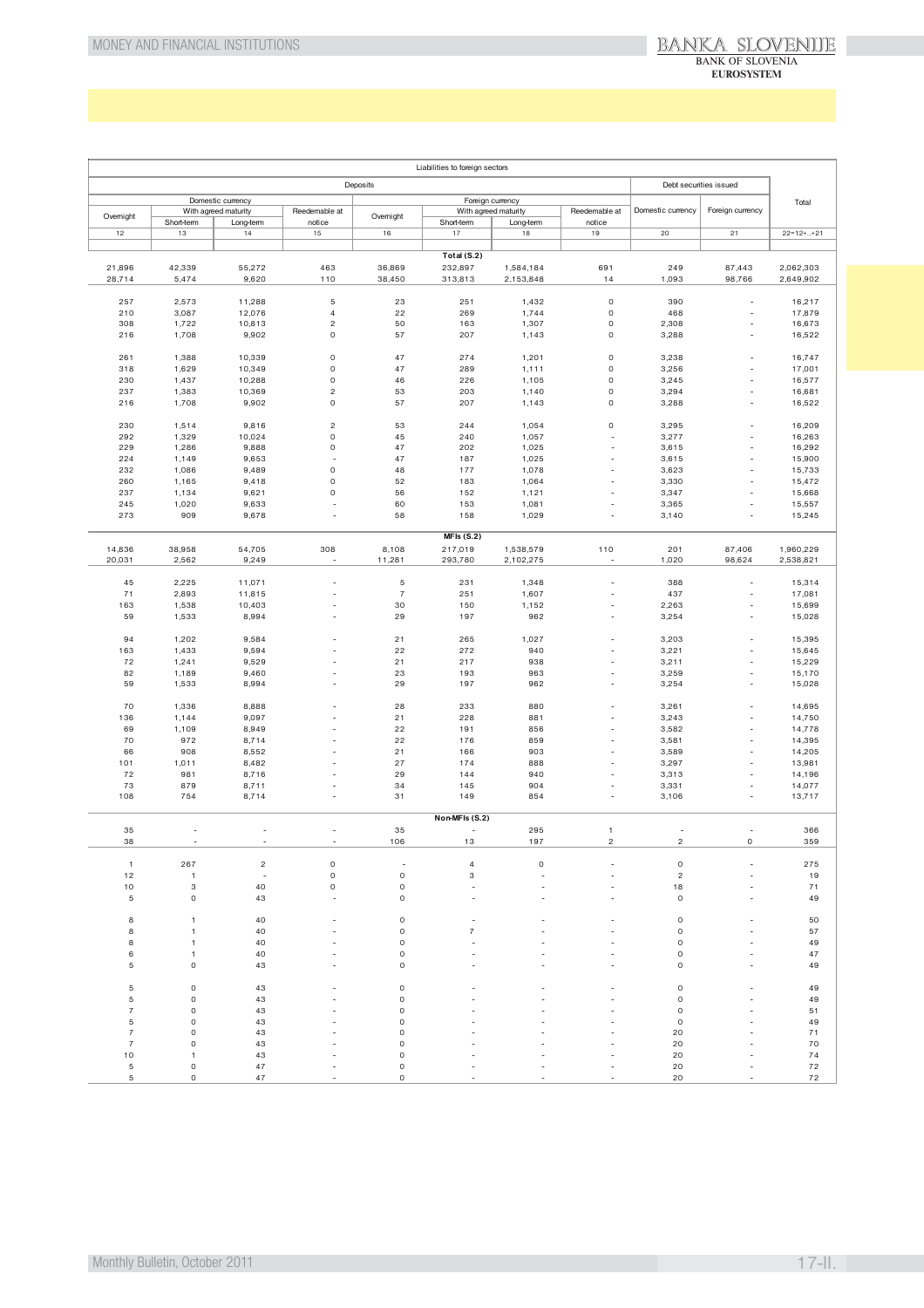| Liabilities to foreign sectors | | | | | | | | | | | |
|---|---|---|---|---|---|---|---|---|---|---|---|
| Deposits | | | | | | | | | Debt securities issued | | Total |
| Domestic currency | | | | Foreign currency | | | | | Domestic currency | Foreign currency | |
| Overnight | With agreed maturity | | Reedemable at notice | Overnight | With agreed maturity | | Reedemable at notice | | | | |
| | Short-term | Long-term | | | Short-term | Long-term | | | | | |
| 12 | 13 | 14 | 15 | 16 | 17 | 18 | 19 | | 20 | 21 | 22=12+..+21 |
| **Total (S.2)** | | | | | | | | | | | |
| 21,896 | 42,339 | 55,272 | 463 | 36,869 | 232,897 | 1,584,184 | 691 | | 249 | 87,443 | 2,062,303 |
| 28,714 | 5,474 | 9,620 | 110 | 38,450 | 313,813 | 2,153,848 | 14 | | 1,093 | 98,766 | 2,649,902 |
| 257 | 2,573 | 11,288 | 5 | 23 | 251 | 1,432 | 0 | | 390 | - | 16,217 |
| 210 | 3,087 | 12,076 | 4 | 22 | 269 | 1,744 | 0 | | 468 | - | 17,879 |
| 308 | 1,722 | 10,813 | 2 | 50 | 163 | 1,307 | 0 | | 2,308 | - | 16,673 |
| 216 | 1,708 | 9,902 | 0 | 57 | 207 | 1,143 | 0 | | 3,288 | - | 16,522 |
| 261 | 1,388 | 10,339 | 0 | 47 | 274 | 1,201 | 0 | | 3,238 | - | 16,747 |
| 318 | 1,629 | 10,349 | 0 | 47 | 289 | 1,111 | 0 | | 3,256 | - | 17,001 |
| 230 | 1,437 | 10,288 | 0 | 46 | 226 | 1,105 | 0 | | 3,245 | - | 16,577 |
| 237 | 1,383 | 10,369 | 2 | 53 | 203 | 1,140 | 0 | | 3,294 | - | 16,681 |
| 216 | 1,708 | 9,902 | 0 | 57 | 207 | 1,143 | 0 | | 3,288 | - | 16,522 |
| 230 | 1,514 | 9,816 | 2 | 53 | 244 | 1,054 | 0 | | 3,295 | - | 16,209 |
| 292 | 1,329 | 10,024 | 0 | 45 | 240 | 1,057 | - | | 3,277 | - | 16,263 |
| 229 | 1,286 | 9,888 | 0 | 47 | 202 | 1,025 | - | | 3,615 | - | 16,292 |
| 224 | 1,149 | 9,653 | - | 47 | 187 | 1,025 | - | | 3,615 | - | 15,900 |
| 232 | 1,086 | 9,489 | 0 | 48 | 177 | 1,078 | - | | 3,623 | - | 15,733 |
| 260 | 1,165 | 9,418 | 0 | 52 | 183 | 1,064 | - | | 3,330 | - | 15,472 |
| 237 | 1,134 | 9,621 | 0 | 56 | 152 | 1,121 | - | | 3,347 | - | 15,668 |
| 245 | 1,020 | 9,633 | - | 60 | 153 | 1,081 | - | | 3,365 | - | 15,557 |
| 273 | 909 | 9,678 | - | 58 | 158 | 1,029 | - | | 3,140 | - | 15,245 |
| **MFIs (S.2)** | | | | | | | | | | | |
| 14,836 | 38,958 | 54,705 | 308 | 8,108 | 217,019 | 1,538,579 | 110 | | 201 | 87,406 | 1,960,229 |
| 20,031 | 2,562 | 9,249 | - | 11,281 | 293,780 | 2,102,275 | - | | 1,020 | 98,624 | 2,538,821 |
| 45 | 2,225 | 11,071 | - | 5 | 231 | 1,348 | - | | 388 | - | 15,314 |
| 71 | 2,893 | 11,815 | - | 7 | 251 | 1,607 | - | | 437 | - | 17,081 |
| 163 | 1,538 | 10,403 | - | 30 | 150 | 1,152 | - | | 2,263 | - | 15,699 |
| 59 | 1,533 | 8,994 | - | 29 | 197 | 962 | - | | 3,254 | - | 15,028 |
| 94 | 1,202 | 9,584 | - | 21 | 265 | 1,027 | - | | 3,203 | - | 15,395 |
| 163 | 1,433 | 9,594 | - | 22 | 272 | 940 | - | | 3,221 | - | 15,645 |
| 72 | 1,241 | 9,529 | - | 21 | 217 | 938 | - | | 3,211 | - | 15,229 |
| 82 | 1,189 | 9,460 | - | 23 | 193 | 963 | - | | 3,259 | - | 15,170 |
| 59 | 1,533 | 8,994 | - | 29 | 197 | 962 | - | | 3,254 | - | 15,028 |
| 70 | 1,336 | 8,888 | - | 28 | 233 | 880 | - | | 3,261 | - | 14,695 |
| 136 | 1,144 | 9,097 | - | 21 | 228 | 881 | - | | 3,243 | - | 14,750 |
| 69 | 1,109 | 8,949 | - | 22 | 191 | 856 | - | | 3,582 | - | 14,778 |
| 70 | 972 | 8,714 | - | 22 | 176 | 859 | - | | 3,581 | - | 14,395 |
| 66 | 908 | 8,552 | - | 21 | 166 | 903 | - | | 3,589 | - | 14,205 |
| 101 | 1,011 | 8,482 | - | 27 | 174 | 888 | - | | 3,297 | - | 13,981 |
| 72 | 981 | 8,716 | - | 29 | 144 | 940 | - | | 3,313 | - | 14,196 |
| 73 | 879 | 8,711 | - | 34 | 145 | 904 | - | | 3,331 | - | 14,077 |
| 108 | 754 | 8,714 | - | 31 | 149 | 854 | - | | 3,106 | - | 13,717 |
| **Non-MFIs (S.2)** | | | | | | | | | | | |
| 35 | - | - | - | 35 | - | 295 | 1 | | - | - | 366 |
| 38 | - | - | - | 106 | 13 | 197 | 2 | | 2 | 0 | 359 |
| 1 | 267 | 2 | 0 | - | 4 | 0 | - | | 0 | - | 275 |
| 12 | 1 | - | 0 | 0 | 3 | - | - | | 2 | - | 19 |
| 10 | 3 | 40 | 0 | 0 | - | - | - | | 18 | - | 71 |
| 5 | 0 | 43 | - | 0 | - | - | - | | 0 | - | 49 |
| 8 | 1 | 40 | - | 0 | - | - | - | | 0 | - | 50 |
| 8 | 1 | 40 | - | 0 | 7 | - | - | | 0 | - | 57 |
| 8 | 1 | 40 | - | 0 | - | - | - | | 0 | - | 49 |
| 6 | 1 | 40 | - | 0 | - | - | - | | 0 | - | 47 |
| 5 | 0 | 43 | - | 0 | - | - | - | | 0 | - | 49 |
| 5 | 0 | 43 | - | 0 | - | - | - | | 0 | - | 49 |
| 5 | 0 | 43 | - | 0 | - | - | - | | 0 | - | 49 |
| 7 | 0 | 43 | - | 0 | - | - | - | | 0 | - | 51 |
| 5 | 0 | 43 | - | 0 | - | - | - | | 0 | - | 49 |
| 7 | 0 | 43 | - | 0 | - | - | - | | 20 | - | 71 |
| 7 | 0 | 43 | - | 0 | - | - | - | | 20 | - | 70 |
| 10 | 1 | 43 | - | 0 | - | - | - | | 20 | - | 74 |
| 5 | 0 | 47 | - | 0 | - | - | - | | 20 | - | 72 |
| 5 | 0 | 47 | - | 0 | - | - | - | | 20 | - | 72 |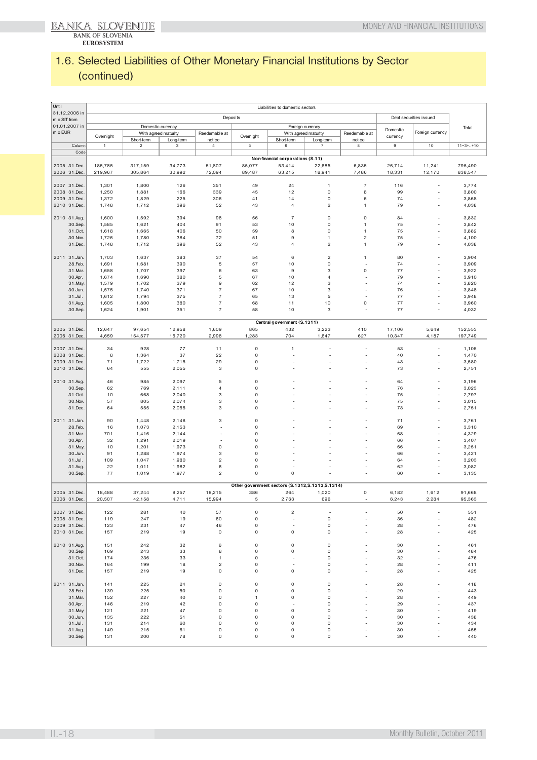## 1.6. Selected Liabilities of Other Monetary Financial Institutions by Sector (continued)

| Until 31.12.2006 in mio SIT from 01.01.2007 in mio EUR | Liabilities to domestic sectors | | | | | | | | | | |
|---|---|---|---|---|---|---|---|---|---|---|---|
| | Deposits | | | | | | | | Debt securities issued | | Total |
| | Domestic currency | | | | Foreign currency | | | | Domestic currency | Foreign currency | |
| | Overnight | With agreed maturity | | Reedemable at notice | Overnight | With agreed maturity | | Reedemable at notice | | | |
| | | Short-term | Long-term | | | Short-term | Long-term | | | | |
| Column | 1 | 2 | 3 | 4 | 5 | 6 | 7 | 8 | 9 | 10 | 11=3+..+10 |
| Code | | | | | | | | | | | |
| | **Non-financial corporations (S.11)** | | | | | | | | | | |
| 2005 31.Dec. | 185,785 | 317,159 | 34,773 | 51,807 | 85,077 | 53,414 | 22,685 | 6,835 | 26,714 | 11,241 | 795,490 |
| 2006 31.Dec. | 219,967 | 305,864 | 30,992 | 72,094 | 89,487 | 63,215 | 18,941 | 7,486 | 18,331 | 12,170 | 838,547 |
| 2007 31.Dec. | 1,301 | 1,800 | 126 | 351 | 49 | 24 | 1 | 7 | 116 | - | 3,774 |
| 2008 31.Dec. | 1,250 | 1,881 | 166 | 339 | 45 | 12 | 0 | 8 | 99 | - | 3,800 |
| 2009 31.Dec. | 1,372 | 1,829 | 225 | 306 | 41 | 14 | 0 | 6 | 74 | - | 3,868 |
| 2010 31.Dec. | 1,748 | 1,712 | 396 | 52 | 43 | 4 | 2 | 1 | 79 | - | 4,038 |
| 2010 31.Aug. | 1,600 | 1,592 | 394 | 98 | 56 | 7 | 0 | 0 | 84 | - | 3,832 |
| 30.Sep. | 1,585 | 1,621 | 404 | 91 | 53 | 10 | 0 | 1 | 75 | - | 3,842 |
| 31.Oct. | 1,618 | 1,665 | 406 | 50 | 59 | 8 | 0 | 1 | 75 | - | 3,882 |
| 30.Nov. | 1,726 | 1,780 | 384 | 72 | 51 | 9 | 1 | 2 | 75 | - | 4,100 |
| 31.Dec. | 1,748 | 1,712 | 396 | 52 | 43 | 4 | 2 | 1 | 79 | - | 4,038 |
| 2011 31.Jan. | 1,703 | 1,637 | 383 | 37 | 54 | 6 | 2 | 1 | 80 | - | 3,904 |
| 28.Feb. | 1,691 | 1,681 | 390 | 5 | 57 | 10 | 0 | - | 74 | - | 3,909 |
| 31.Mar. | 1,658 | 1,707 | 397 | 6 | 63 | 9 | 3 | 0 | 77 | - | 3,922 |
| 30.Apr. | 1,674 | 1,690 | 380 | 5 | 67 | 10 | 4 | - | 79 | - | 3,910 |
| 31.May. | 1,579 | 1,702 | 379 | 9 | 62 | 12 | 3 | - | 74 | - | 3,820 |
| 30.Jun. | 1,575 | 1,740 | 371 | 7 | 67 | 10 | 3 | - | 76 | - | 3,848 |
| 31.Jul. | 1,612 | 1,794 | 375 | 7 | 65 | 13 | 5 | - | 77 | - | 3,948 |
| 31.Aug. | 1,605 | 1,800 | 380 | 7 | 68 | 11 | 10 | 0 | 77 | - | 3,960 |
| 30.Sep. | 1,624 | 1,901 | 351 | 7 | 58 | 10 | 3 | - | 77 | - | 4,032 |
| | **Central government (S.1311)** | | | | | | | | | | |
| 2005 31.Dec. | 12,647 | 97,654 | 12,958 | 1,609 | 865 | 432 | 3,223 | 410 | 17,106 | 5,649 | 152,553 |
| 2006 31.Dec. | 4,659 | 154,577 | 16,720 | 2,998 | 1,283 | 704 | 1,647 | 627 | 10,347 | 4,187 | 197,749 |
| 2007 31.Dec. | 34 | 928 | 77 | 11 | 0 | 1 | - | - | 53 | - | 1,105 |
| 2008 31.Dec. | 8 | 1,364 | 37 | 22 | 0 | - | - | - | 40 | - | 1,470 |
| 2009 31.Dec. | 71 | 1,722 | 1,715 | 29 | 0 | - | - | - | 43 | - | 3,580 |
| 2010 31.Dec. | 64 | 555 | 2,055 | 3 | 0 | - | - | - | 73 | - | 2,751 |
| 2010 31.Aug. | 46 | 985 | 2,097 | 5 | 0 | - | - | - | 64 | - | 3,196 |
| 30.Sep. | 62 | 769 | 2,111 | 4 | 0 | - | - | - | 76 | - | 3,023 |
| 31.Oct. | 10 | 668 | 2,040 | 3 | 0 | - | - | - | 75 | - | 2,797 |
| 30.Nov. | 57 | 805 | 2,074 | 3 | 0 | - | - | - | 75 | - | 3,015 |
| 31.Dec. | 64 | 555 | 2,055 | 3 | 0 | - | - | - | 73 | - | 2,751 |
| 2011 31.Jan. | 90 | 1,448 | 2,148 | 3 | 0 | - | - | - | 71 | - | 3,761 |
| 28.Feb. | 16 | 1,073 | 2,153 | - | 0 | - | - | - | 69 | - | 3,310 |
| 31.Mar. | 701 | 1,416 | 2,144 | - | 0 | - | - | - | 68 | - | 4,329 |
| 30.Apr. | 32 | 1,291 | 2,019 | - | 0 | - | - | - | 66 | - | 3,407 |
| 31.May. | 10 | 1,201 | 1,973 | 0 | 0 | - | - | - | 66 | - | 3,251 |
| 30.Jun. | 91 | 1,288 | 1,974 | 3 | 0 | - | - | - | 66 | - | 3,421 |
| 31.Jul. | 109 | 1,047 | 1,980 | 2 | 0 | - | - | - | 64 | - | 3,203 |
| 31.Aug. | 22 | 1,011 | 1,982 | 6 | 0 | - | - | - | 62 | - | 3,082 |
| 30.Sep. | 77 | 1,019 | 1,977 | 2 | 0 | 0 | - | - | 60 | - | 3,135 |
| | **Other government sectors (S.1312,S.1313,S.1314)** | | | | | | | | | | |
| 2005 31.Dec. | 18,488 | 37,244 | 8,257 | 18,215 | 386 | 264 | 1,020 | 0 | 6,182 | 1,612 | 91,668 |
| 2006 31.Dec. | 20,507 | 42,158 | 4,711 | 15,994 | 5 | 2,763 | 696 | - | 6,243 | 2,284 | 95,363 |
| 2007 31.Dec. | 122 | 281 | 40 | 57 | 0 | 2 | - | - | 50 | - | 551 |
| 2008 31.Dec. | 119 | 247 | 19 | 60 | 0 | - | 0 | - | 36 | - | 482 |
| 2009 31.Dec. | 123 | 231 | 47 | 46 | 0 | - | 0 | - | 28 | - | 476 |
| 2010 31.Dec. | 157 | 219 | 19 | 0 | 0 | 0 | 0 | - | 28 | - | 425 |
| 2010 31.Aug. | 151 | 242 | 32 | 6 | 0 | 0 | 0 | - | 30 | - | 461 |
| 30.Sep. | 169 | 243 | 33 | 8 | 0 | 0 | 0 | - | 30 | - | 484 |
| 31.Oct. | 174 | 236 | 33 | 1 | 0 | - | 0 | - | 32 | - | 476 |
| 30.Nov. | 164 | 199 | 18 | 2 | 0 | - | 0 | - | 28 | - | 411 |
| 31.Dec. | 157 | 219 | 19 | 0 | 0 | 0 | 0 | - | 28 | - | 425 |
| 2011 31.Jan. | 141 | 225 | 24 | 0 | 0 | 0 | 0 | - | 28 | - | 418 |
| 28.Feb. | 139 | 225 | 50 | 0 | 0 | 0 | 0 | - | 29 | - | 443 |
| 31.Mar. | 152 | 227 | 40 | 0 | 1 | 0 | 0 | - | 28 | - | 449 |
| 30.Apr. | 146 | 219 | 42 | 0 | 0 | - | 0 | - | 29 | - | 437 |
| 31.May. | 121 | 221 | 47 | 0 | 0 | 0 | 0 | - | 30 | - | 419 |
| 30.Jun. | 135 | 222 | 51 | 0 | 0 | 0 | 0 | - | 30 | - | 438 |
| 31.Jul. | 131 | 214 | 60 | 0 | 0 | 0 | 0 | - | 30 | - | 434 |
| 31.Aug. | 149 | 215 | 61 | 0 | 0 | 0 | 0 | - | 30 | - | 455 |
| 30.Sep. | 131 | 200 | 78 | 0 | 0 | 0 | 0 | - | 30 | - | 440 |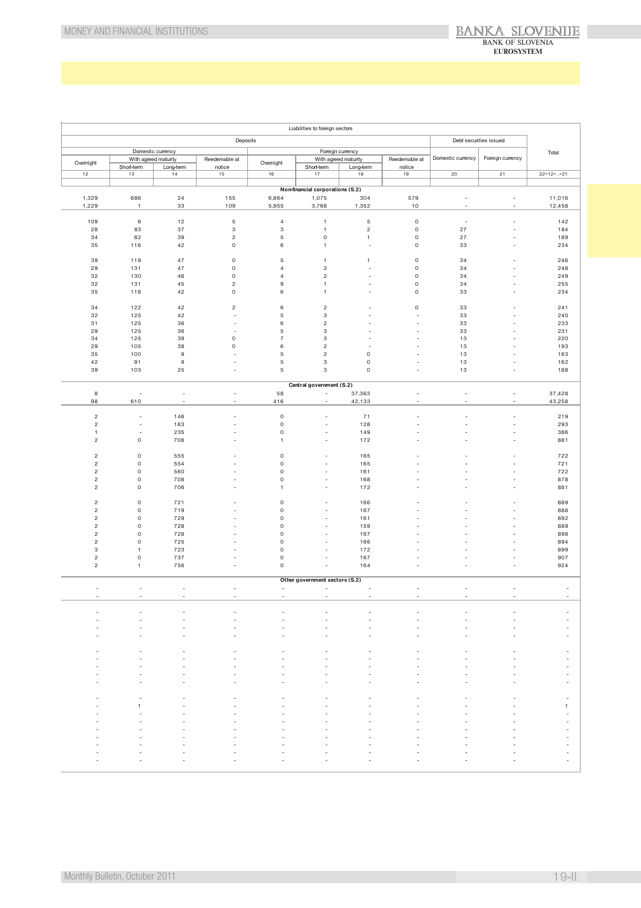| Liabilities to foreign sectors | | | | | | | | | | |
|---|---|---|---|---|---|---|---|---|---|---|
| Deposits | | | | | | | | Debt securities issued | | Total |
| Domestic currency | | | | Foreign currency | | | | | | |
| Overnight | With agreed maturity | | Reedemable at notice | Overnight | With agreed maturity | | Reedemable at notice | Domestic currency | Foreign currency | |
| | Short-term | Long-term | | | Short-term | Long-term | | | | |
| 12 | 13 | 14 | 15 | 16 | 17 | 18 | 19 | 20 | 21 | 22=12+..+21 |
| | | | | **Non-financial corporations (S.2)** | | | | | | |
| 1,329 | 686 | 24 | 155 | 6,864 | 1,075 | 304 | 579 | - | - | 11,016 |
| 1,229 | 1 | 33 | 109 | 5,955 | 3,768 | 1,352 | 10 | - | - | 12,458 |
| | | | | | | | | | | |
| 109 | 6 | 12 | 5 | 4 | 1 | 5 | 0 | - | - | 142 |
| 28 | 83 | 37 | 3 | 3 | 1 | 2 | 0 | 27 | - | 184 |
| 34 | 82 | 39 | 2 | 5 | 0 | 1 | 0 | 27 | - | 189 |
| 35 | 116 | 42 | 0 | 6 | 1 | - | 0 | 33 | - | 234 |
| | | | | | | | | | | |
| 39 | 119 | 47 | 0 | 5 | 1 | 1 | 0 | 34 | - | 246 |
| 29 | 131 | 47 | 0 | 4 | 2 | - | 0 | 34 | - | 248 |
| 32 | 130 | 46 | 0 | 4 | 2 | - | 0 | 34 | - | 249 |
| 32 | 131 | 45 | 2 | 9 | 1 | - | 0 | 34 | - | 255 |
| 35 | 116 | 42 | 0 | 6 | 1 | - | 0 | 33 | - | 234 |
| | | | | | | | | | | |
| 34 | 122 | 42 | 2 | 6 | 2 | - | 0 | 33 | - | 241 |
| 32 | 125 | 42 | - | 5 | 3 | - | - | 33 | - | 240 |
| 31 | 125 | 36 | - | 6 | 2 | - | - | 33 | - | 233 |
| 29 | 125 | 36 | - | 5 | 3 | - | - | 33 | - | 231 |
| 34 | 125 | 39 | 0 | 7 | 3 | - | - | 13 | - | 220 |
| 29 | 105 | 38 | 0 | 6 | 2 | - | - | 13 | - | 193 |
| 35 | 100 | 9 | - | 5 | 2 | 0 | - | 13 | - | 163 |
| 42 | 91 | 9 | - | 5 | 3 | 0 | - | 13 | - | 162 |
| 39 | 103 | 25 | - | 5 | 3 | 0 | - | 13 | - | 188 |
| | | | | **Central government (S.2)** | | | | | | |
| 8 | - | - | - | 58 | - | 37,363 | - | - | - | 37,428 |
| 98 | 610 | - | - | 416 | - | 42,133 | - | - | - | 43,258 |
| | | | | | | | | | | |
| 2 | - | 146 | - | 0 | - | 71 | - | - | - | 219 |
| 2 | - | 163 | - | 0 | - | 128 | - | - | - | 293 |
| 1 | - | 235 | - | 0 | - | 149 | - | - | - | 386 |
| 2 | 0 | 706 | - | 1 | - | 172 | - | - | - | 881 |
| | | | | | | | | | | |
| 2 | 0 | 555 | - | 0 | - | 165 | - | - | - | 722 |
| 2 | 0 | 554 | - | 0 | - | 165 | - | - | - | 721 |
| 2 | 0 | 560 | - | 0 | - | 161 | - | - | - | 722 |
| 2 | 0 | 708 | - | 0 | - | 168 | - | - | - | 878 |
| 2 | 0 | 706 | - | 1 | - | 172 | - | - | - | 881 |
| | | | | | | | | | | |
| 2 | 0 | 721 | - | 0 | - | 166 | - | - | - | 889 |
| 2 | 0 | 719 | - | 0 | - | 167 | - | - | - | 886 |
| 2 | 0 | 729 | - | 0 | - | 161 | - | - | - | 892 |
| 2 | 0 | 728 | - | 0 | - | 159 | - | - | - | 889 |
| 2 | 0 | 728 | - | 0 | - | 167 | - | - | - | 898 |
| 2 | 0 | 725 | - | 0 | - | 166 | - | - | - | 894 |
| 3 | 1 | 723 | - | 0 | - | 172 | - | - | - | 899 |
| 2 | 0 | 737 | - | 0 | - | 167 | - | - | - | 907 |
| 2 | 1 | 756 | - | 0 | - | 164 | - | - | - | 924 |
| | | | | **Other government sectors (S.2)** | | | | | | |
| - | - | - | - | - | - | - | - | - | - | - |
| - | - | - | - | - | - | - | - | - | - | - |
| | | | | | | | | | | |
| - | - | - | - | - | - | - | - | - | - | - |
| - | - | - | - | - | - | - | - | - | - | - |
| - | - | - | - | - | - | - | - | - | - | - |
| - | - | - | - | - | - | - | - | - | - | - |
| | | | | | | | | | | |
| - | - | - | - | - | - | - | - | - | - | - |
| - | - | - | - | - | - | - | - | - | - | - |
| - | - | - | - | - | - | - | - | - | - | - |
| - | - | - | - | - | - | - | - | - | - | - |
| - | - | - | - | - | - | - | - | - | - | - |
| | | | | | | | | | | |
| - | - | - | - | - | - | - | - | - | - | - |
| - | 1 | - | - | - | - | - | - | - | - | 1 |
| - | - | - | - | - | - | - | - | - | - | - |
| - | - | - | - | - | - | - | - | - | - | - |
| - | - | - | - | - | - | - | - | - | - | - |
| - | - | - | - | - | - | - | - | - | - | - |
| - | - | - | - | - | - | - | - | - | - | - |
| - | - | - | - | - | - | - | - | - | - | - |
| - | - | - | - | - | - | - | - | - | - | - |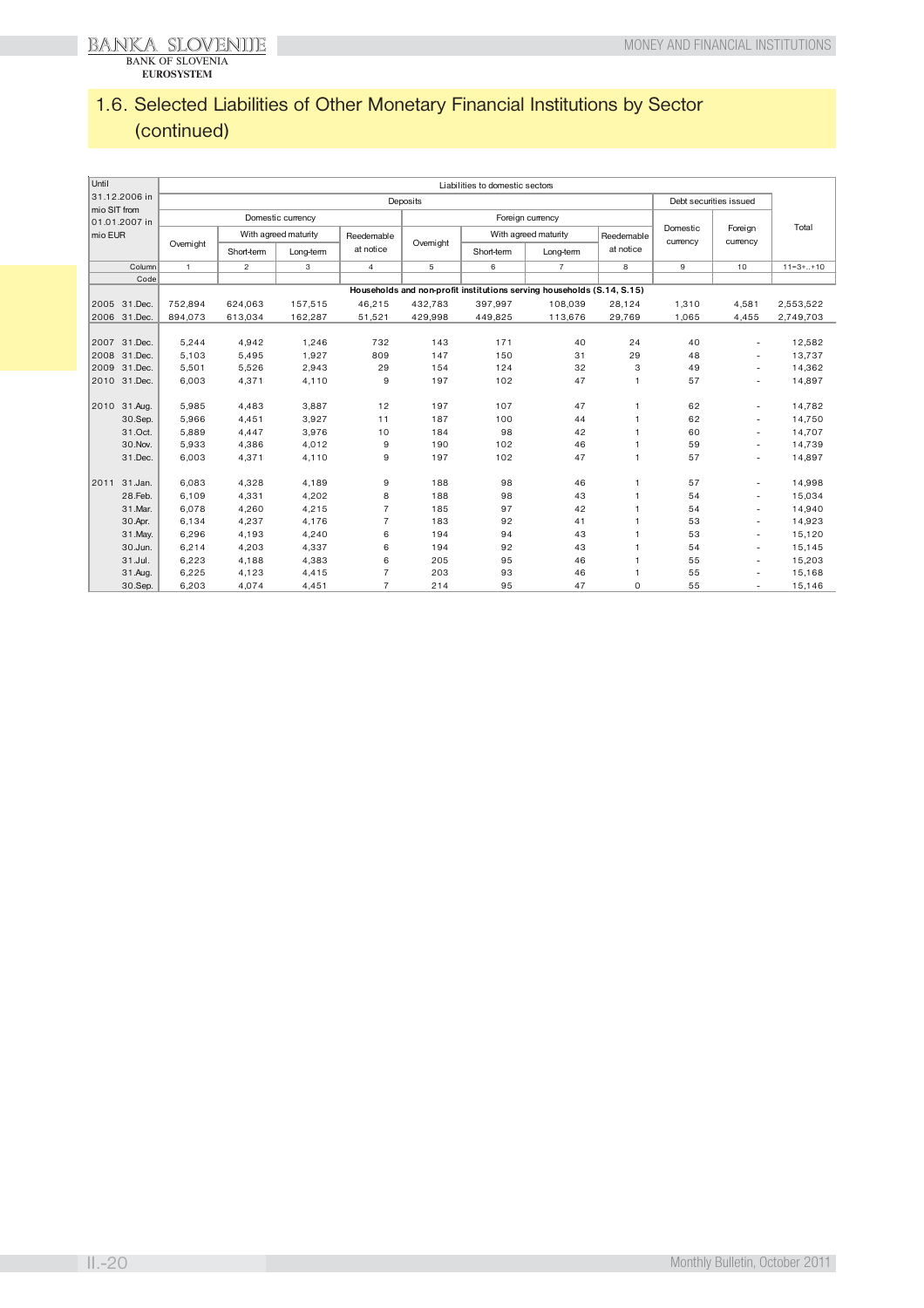## 1.6. Selected Liabilities of Other Monetary Financial Institutions by Sector (continued)

| Until 31.12.2006 in mio SIT from 01.01.2007 in mio EUR | | Liabilities to domestic sectors | | | | | | | | | | |
|---|---|---|---|---|---|---|---|---|---|---|---|---|
| | | Deposits | | | | | | | | Debt securities issued | | Total |
| | | Domestic currency | | | | Foreign currency | | | | Domestic currency | Foreign currency | |
| | | Overnight | With agreed maturity | | Reedemable at notice | Overnight | With agreed maturity | | Reedemable at notice | | | |
| | | | Short-term | Long-term | | | Short-term | Long-term | | | | |
| | Column | 1 | 2 | 3 | 4 | 5 | 6 | 7 | 8 | 9 | 10 | 11=3+..+10 |
| | Code | | | | | | | | | | | |
| | | Households and non-profit institutions serving households (S.14, S.15) | | | | | | | | | | |
| 2005 | 31.Dec. | 752,894 | 624,063 | 157,515 | 46,215 | 432,783 | 397,997 | 108,039 | 28,124 | 1,310 | 4,581 | 2,553,522 |
| 2006 | 31.Dec. | 894,073 | 613,034 | 162,287 | 51,521 | 429,998 | 449,825 | 113,676 | 29,769 | 1,065 | 4,455 | 2,749,703 |
| 2007 | 31.Dec. | 5,244 | 4,942 | 1,246 | 732 | 143 | 171 | 40 | 24 | 40 | - | 12,582 |
| 2008 | 31.Dec. | 5,103 | 5,495 | 1,927 | 809 | 147 | 150 | 31 | 29 | 48 | - | 13,737 |
| 2009 | 31.Dec. | 5,501 | 5,526 | 2,943 | 29 | 154 | 124 | 32 | 3 | 49 | - | 14,362 |
| 2010 | 31.Dec. | 6,003 | 4,371 | 4,110 | 9 | 197 | 102 | 47 | 1 | 57 | - | 14,897 |
| 2010 | 31.Aug. | 5,985 | 4,483 | 3,887 | 12 | 197 | 107 | 47 | 1 | 62 | - | 14,782 |
| | 30.Sep. | 5,966 | 4,451 | 3,927 | 11 | 187 | 100 | 44 | 1 | 62 | - | 14,750 |
| | 31.Oct. | 5,889 | 4,447 | 3,976 | 10 | 184 | 98 | 42 | 1 | 60 | - | 14,707 |
| | 30.Nov. | 5,933 | 4,386 | 4,012 | 9 | 190 | 102 | 46 | 1 | 59 | - | 14,739 |
| | 31.Dec. | 6,003 | 4,371 | 4,110 | 9 | 197 | 102 | 47 | 1 | 57 | - | 14,897 |
| 2011 | 31.Jan. | 6,083 | 4,328 | 4,189 | 9 | 188 | 98 | 46 | 1 | 57 | - | 14,998 |
| | 28.Feb. | 6,109 | 4,331 | 4,202 | 8 | 188 | 98 | 43 | 1 | 54 | - | 15,034 |
| | 31.Mar. | 6,078 | 4,260 | 4,215 | 7 | 185 | 97 | 42 | 1 | 54 | - | 14,940 |
| | 30.Apr. | 6,134 | 4,237 | 4,176 | 7 | 183 | 92 | 41 | 1 | 53 | - | 14,923 |
| | 31.May. | 6,296 | 4,193 | 4,240 | 6 | 194 | 94 | 43 | 1 | 53 | - | 15,120 |
| | 30.Jun. | 6,214 | 4,203 | 4,337 | 6 | 194 | 92 | 43 | 1 | 54 | - | 15,145 |
| | 31.Jul. | 6,223 | 4,188 | 4,383 | 6 | 205 | 95 | 46 | 1 | 55 | - | 15,203 |
| | 31.Aug. | 6,225 | 4,123 | 4,415 | 7 | 203 | 93 | 46 | 1 | 55 | - | 15,168 |
| | 30.Sep. | 6,203 | 4,074 | 4,451 | 7 | 214 | 95 | 47 | 0 | 55 | - | 15,146 |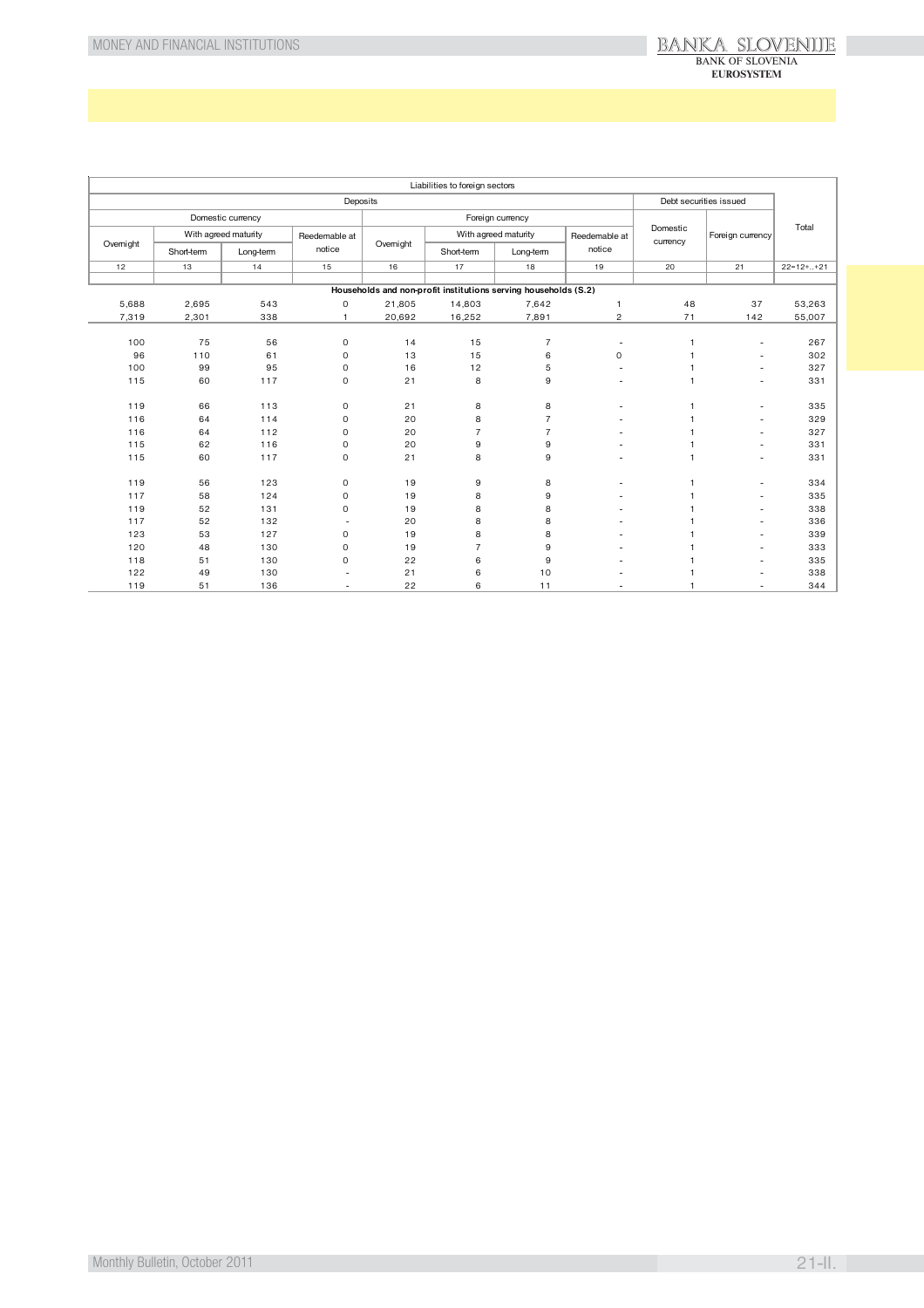| Liabilities to foreign sectors | | | | | | | | | | |
|---|---|---|---|---|---|---|---|---|---|---|
| Deposits | | | | | | | | Debt securities issued | | Total |
| Domestic currency | | | | Foreign currency | | | | Domestic currency | Foreign currency | |
| Overnight | With agreed maturity | | Reedemable at notice | Overnight | With agreed maturity | | Reedemable at notice | | | |
| | Short-term | Long-term | | | Short-term | Long-term | | | | |
| 12 | 13 | 14 | 15 | 16 | 17 | 18 | 19 | 20 | 21 | 22=12+..+21 |
| **Households and non-profit institutions serving households (S.2)** | | | | | | | | | | |
| 5,688 | 2,695 | 543 | 0 | 21,805 | 14,803 | 7,642 | 1 | 48 | 37 | 53,263 |
| 7,319 | 2,301 | 338 | 1 | 20,692 | 16,252 | 7,891 | 2 | 71 | 142 | 55,007 |
| | | | | | | | | | | |
| 100 | 75 | 56 | 0 | 14 | 15 | 7 | - | 1 | - | 267 |
| 96 | 110 | 61 | 0 | 13 | 15 | 6 | 0 | 1 | - | 302 |
| 100 | 99 | 95 | 0 | 16 | 12 | 5 | - | 1 | - | 327 |
| 115 | 60 | 117 | 0 | 21 | 8 | 9 | - | 1 | - | 331 |
| | | | | | | | | | | |
| 119 | 66 | 113 | 0 | 21 | 8 | 8 | - | 1 | - | 335 |
| 116 | 64 | 114 | 0 | 20 | 8 | 7 | - | 1 | - | 329 |
| 116 | 64 | 112 | 0 | 20 | 7 | 7 | - | 1 | - | 327 |
| 115 | 62 | 116 | 0 | 20 | 9 | 9 | - | 1 | - | 331 |
| 115 | 60 | 117 | 0 | 21 | 8 | 9 | - | 1 | - | 331 |
| | | | | | | | | | | |
| 119 | 56 | 123 | 0 | 19 | 9 | 8 | - | 1 | - | 334 |
| 117 | 58 | 124 | 0 | 19 | 8 | 9 | - | 1 | - | 335 |
| 119 | 52 | 131 | 0 | 19 | 8 | 8 | - | 1 | - | 338 |
| 117 | 52 | 132 | - | 20 | 8 | 8 | - | 1 | - | 336 |
| 123 | 53 | 127 | 0 | 19 | 8 | 8 | - | 1 | - | 339 |
| 120 | 48 | 130 | 0 | 19 | 7 | 9 | - | 1 | - | 333 |
| 118 | 51 | 130 | 0 | 22 | 6 | 9 | - | 1 | - | 335 |
| 122 | 49 | 130 | - | 21 | 6 | 10 | - | 1 | - | 338 |
| 119 | 51 | 136 | - | 22 | 6 | 11 | - | 1 | - | 344 |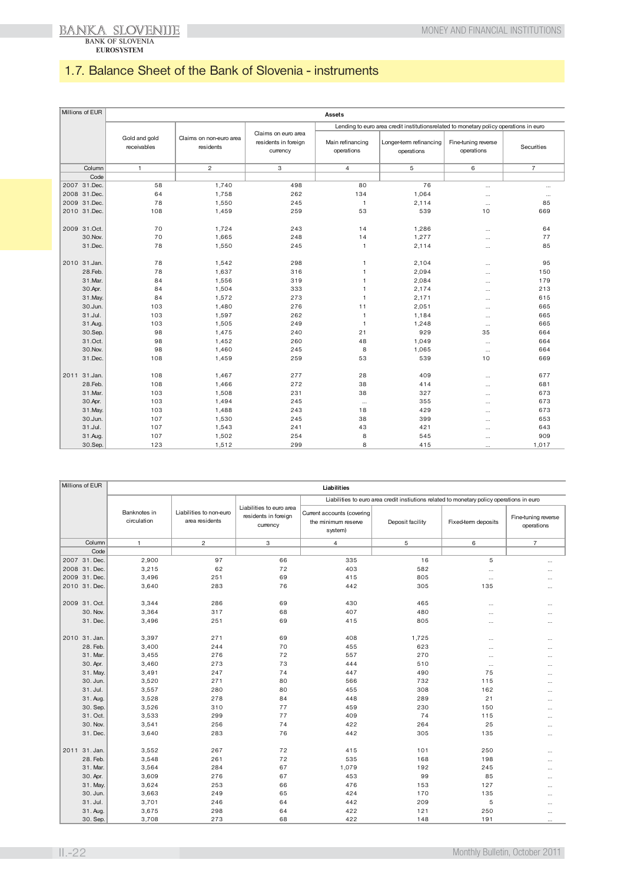## 1.7. Balance Sheet of the Bank of Slovenia - instruments

| Millions of EUR | Assets | | | | | | |
|---|---|---|---|---|---|---|---|
| | Gold and gold receivables | Claims on non-euro area residents | Claims on euro area residents in foreign currency | Lending to euro area credit institutionsrelated to monetary policy operations in euro | | | |
| | | | | Main refinancing operations | Longer-term refinancing operations | Fine-tuning reverse operations | Securities |
| Column | 1 | 2 | 3 | 4 | 5 | 6 | 7 |
| Code | | | | | | | |
| 2007 31.Dec. | 58 | 1,740 | 498 | 80 | 76 | ... | ... |
| 2008 31.Dec. | 64 | 1,758 | 262 | 134 | 1,064 | ... | ... |
| 2009 31.Dec. | 78 | 1,550 | 245 | 1 | 2,114 | ... | 85 |
| 2010 31.Dec. | 108 | 1,459 | 259 | 53 | 539 | 10 | 669 |
| | | | | | | | |
| 2009 31.Oct. | 70 | 1,724 | 243 | 14 | 1,286 | ... | 64 |
| 30.Nov. | 70 | 1,665 | 248 | 14 | 1,277 | ... | 77 |
| 31.Dec. | 78 | 1,550 | 245 | 1 | 2,114 | ... | 85 |
| | | | | | | | |
| 2010 31.Jan. | 78 | 1,542 | 298 | 1 | 2,104 | ... | 95 |
| 28.Feb. | 78 | 1,637 | 316 | 1 | 2,094 | ... | 150 |
| 31.Mar. | 84 | 1,556 | 319 | 1 | 2,084 | ... | 179 |
| 30.Apr. | 84 | 1,504 | 333 | 1 | 2,174 | ... | 213 |
| 31.May. | 84 | 1,572 | 273 | 1 | 2,171 | ... | 615 |
| 30.Jun. | 103 | 1,480 | 276 | 11 | 2,051 | ... | 665 |
| 31.Jul. | 103 | 1,597 | 262 | 1 | 1,184 | ... | 665 |
| 31.Aug. | 103 | 1,505 | 249 | 1 | 1,248 | ... | 665 |
| 30.Sep. | 98 | 1,475 | 240 | 21 | 929 | 35 | 664 |
| 31.Oct. | 98 | 1,452 | 260 | 48 | 1,049 | ... | 664 |
| 30.Nov. | 98 | 1,460 | 245 | 8 | 1,065 | ... | 664 |
| 31.Dec. | 108 | 1,459 | 259 | 53 | 539 | 10 | 669 |
| | | | | | | | |
| 2011 31.Jan. | 108 | 1,467 | 277 | 28 | 409 | ... | 677 |
| 28.Feb. | 108 | 1,466 | 272 | 38 | 414 | ... | 681 |
| 31.Mar. | 103 | 1,508 | 231 | 38 | 327 | ... | 673 |
| 30.Apr. | 103 | 1,494 | 245 | ... | 355 | ... | 673 |
| 31.May. | 103 | 1,488 | 243 | 18 | 429 | ... | 673 |
| 30.Jun. | 107 | 1,530 | 245 | 38 | 399 | ... | 653 |
| 31.Jul. | 107 | 1,543 | 241 | 43 | 421 | ... | 643 |
| 31.Aug. | 107 | 1,502 | 254 | 8 | 545 | ... | 909 |
| 30.Sep. | 123 | 1,512 | 299 | 8 | 415 | ... | 1,017 |

| Millions of EUR | Liabilities | | | | | | |
|---|---|---|---|---|---|---|---|
| | Banknotes in circulation | Liabilities to non-euro area residents | Liabilities to euro area residents in foreign currency | Liabilities to euro area credit instiutions related to monetary policy operations in euro | | | |
| | | | | Current accounts (covering the minimum reserve system) | Deposit facility | Fixed-term deposits | Fine-tuning reverse operations |
| Column | 1 | 2 | 3 | 4 | 5 | 6 | 7 |
| Code | | | | | | | |
| 2007 31. Dec. | 2,900 | 97 | 66 | 335 | 16 | 5 | ... |
| 2008 31. Dec. | 3,215 | 62 | 72 | 403 | 582 | ... | ... |
| 2009 31. Dec. | 3,496 | 251 | 69 | 415 | 805 | ... | ... |
| 2010 31. Dec. | 3,640 | 283 | 76 | 442 | 305 | 135 | ... |
| | | | | | | | |
| 2009 31. Oct. | 3,344 | 286 | 69 | 430 | 465 | ... | ... |
| 30. Nov. | 3,364 | 317 | 68 | 407 | 480 | ... | ... |
| 31. Dec. | 3,496 | 251 | 69 | 415 | 805 | ... | ... |
| | | | | | | | |
| 2010 31. Jan. | 3,397 | 271 | 69 | 408 | 1,725 | ... | ... |
| 28. Feb. | 3,400 | 244 | 70 | 455 | 623 | ... | ... |
| 31. Mar. | 3,455 | 276 | 72 | 557 | 270 | ... | ... |
| 30. Apr. | 3,460 | 273 | 73 | 444 | 510 | ... | ... |
| 31. May. | 3,491 | 247 | 74 | 447 | 490 | 75 | ... |
| 30. Jun. | 3,520 | 271 | 80 | 566 | 732 | 115 | ... |
| 31. Jul. | 3,557 | 280 | 80 | 455 | 308 | 162 | ... |
| 31. Aug. | 3,528 | 278 | 84 | 448 | 289 | 21 | ... |
| 30. Sep. | 3,526 | 310 | 77 | 459 | 230 | 150 | ... |
| 31. Oct. | 3,533 | 299 | 77 | 409 | 74 | 115 | ... |
| 30. Nov. | 3,541 | 256 | 74 | 422 | 264 | 25 | ... |
| 31. Dec. | 3,640 | 283 | 76 | 442 | 305 | 135 | ... |
| | | | | | | | |
| 2011 31. Jan. | 3,552 | 267 | 72 | 415 | 101 | 250 | ... |
| 28. Feb. | 3,548 | 261 | 72 | 535 | 168 | 198 | ... |
| 31. Mar. | 3,564 | 284 | 67 | 1,079 | 192 | 245 | ... |
| 30. Apr. | 3,609 | 276 | 67 | 453 | 99 | 85 | ... |
| 31. May. | 3,624 | 253 | 66 | 476 | 153 | 127 | ... |
| 30. Jun. | 3,663 | 249 | 65 | 424 | 170 | 135 | ... |
| 31. Jul. | 3,701 | 246 | 64 | 442 | 209 | 5 | ... |
| 31. Aug. | 3,675 | 298 | 64 | 422 | 121 | 250 | ... |
| 30. Sep. | 3,708 | 273 | 68 | 422 | 148 | 191 | ... |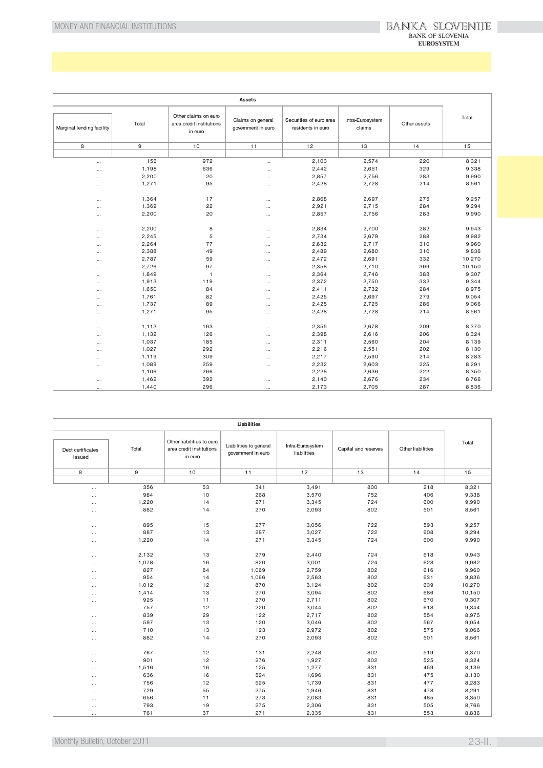| Assets | | | | | | | |
|---|---|---|---|---|---|---|---|
| Marginal lending facility | Total | Other claims on euro area credit institutions in euro | Claims on general government in euro | Securities of euro area residents in euro | Intra-Eurosystem claims | Other assets | Total |
| 8 | 9 | 10 | 11 | 12 | 13 | 14 | 15 |
| | | | | | | | |
| ... | 156 | 972 | ... | 2,103 | 2,574 | 220 | 8,321 |
| ... | 1,198 | 636 | ... | 2,442 | 2,651 | 329 | 9,338 |
| ... | 2,200 | 20 | ... | 2,857 | 2,756 | 283 | 9,990 |
| ... | 1,271 | 95 | ... | 2,428 | 2,728 | 214 | 8,561 |
| | | | | | | | |
| ... | 1,364 | 17 | ... | 2,868 | 2,697 | 275 | 9,257 |
| ... | 1,369 | 22 | ... | 2,921 | 2,715 | 284 | 9,294 |
| ... | 2,200 | 20 | ... | 2,857 | 2,756 | 283 | 9,990 |
| | | | | | | | |
| ... | 2,200 | 8 | ... | 2,834 | 2,700 | 282 | 9,943 |
| ... | 2,245 | 5 | ... | 2,734 | 2,679 | 288 | 9,982 |
| ... | 2,264 | 77 | ... | 2,632 | 2,717 | 310 | 9,960 |
| ... | 2,388 | 49 | ... | 2,489 | 2,680 | 310 | 9,836 |
| ... | 2,787 | 59 | ... | 2,472 | 2,691 | 332 | 10,270 |
| ... | 2,726 | 97 | ... | 2,358 | 2,710 | 399 | 10,150 |
| ... | 1,849 | 1 | ... | 2,364 | 2,746 | 383 | 9,307 |
| ... | 1,913 | 119 | ... | 2,372 | 2,750 | 332 | 9,344 |
| ... | 1,650 | 84 | ... | 2,411 | 2,732 | 284 | 8,975 |
| ... | 1,761 | 82 | ... | 2,425 | 2,697 | 279 | 9,054 |
| ... | 1,737 | 89 | ... | 2,425 | 2,725 | 286 | 9,066 |
| ... | 1,271 | 95 | ... | 2,428 | 2,728 | 214 | 8,561 |
| | | | | | | | |
| ... | 1,113 | 163 | ... | 2,355 | 2,678 | 209 | 8,370 |
| ... | 1,132 | 126 | ... | 2,398 | 2,616 | 206 | 8,324 |
| ... | 1,037 | 185 | ... | 2,311 | 2,560 | 204 | 8,139 |
| ... | 1,027 | 292 | ... | 2,216 | 2,551 | 202 | 8,130 |
| ... | 1,119 | 309 | ... | 2,217 | 2,590 | 214 | 8,283 |
| ... | 1,089 | 259 | ... | 2,232 | 2,603 | 225 | 8,291 |
| ... | 1,106 | 266 | ... | 2,228 | 2,636 | 222 | 8,350 |
| ... | 1,462 | 392 | ... | 2,140 | 2,676 | 234 | 8,766 |
| ... | 1,440 | 296 | ... | 2,173 | 2,705 | 287 | 8,836 |

| Liabilities | | | | | | | |
|---|---|---|---|---|---|---|---|
| Debt certificates issued | Total | Other liabilities to euro area credit institutions in euro | Liabilities to general government in euro | Intra-Eurosystem liabilities | Capital and reserves | Other liabilities | Total |
| 8 | 9 | 10 | 11 | 12 | 13 | 14 | 15 |
| | | | | | | | |
| ... | 356 | 53 | 341 | 3,491 | 800 | 218 | 8,321 |
| ... | 984 | 10 | 268 | 3,570 | 752 | 406 | 9,338 |
| ... | 1,220 | 14 | 271 | 3,345 | 724 | 600 | 9,990 |
| ... | 882 | 14 | 270 | 2,093 | 802 | 501 | 8,561 |
| | | | | | | | |
| ... | 895 | 15 | 277 | 3,056 | 722 | 593 | 9,257 |
| ... | 887 | 13 | 287 | 3,027 | 722 | 608 | 9,294 |
| ... | 1,220 | 14 | 271 | 3,345 | 724 | 600 | 9,990 |
| | | | | | | | |
| ... | 2,132 | 13 | 279 | 2,440 | 724 | 618 | 9,943 |
| ... | 1,078 | 16 | 820 | 3,001 | 724 | 628 | 9,982 |
| ... | 827 | 84 | 1,069 | 2,759 | 802 | 616 | 9,960 |
| ... | 954 | 14 | 1,066 | 2,563 | 802 | 631 | 9,836 |
| ... | 1,012 | 12 | 870 | 3,124 | 802 | 639 | 10,270 |
| ... | 1,414 | 13 | 270 | 3,094 | 802 | 686 | 10,150 |
| ... | 925 | 11 | 270 | 2,711 | 802 | 670 | 9,307 |
| ... | 757 | 12 | 220 | 3,044 | 802 | 618 | 9,344 |
| ... | 839 | 29 | 122 | 2,717 | 802 | 554 | 8,975 |
| ... | 597 | 13 | 120 | 3,046 | 802 | 567 | 9,054 |
| ... | 710 | 13 | 123 | 2,972 | 802 | 575 | 9,066 |
| ... | 882 | 14 | 270 | 2,093 | 802 | 501 | 8,561 |
| | | | | | | | |
| ... | 767 | 12 | 131 | 2,248 | 802 | 519 | 8,370 |
| ... | 901 | 12 | 276 | 1,927 | 802 | 525 | 8,324 |
| ... | 1,516 | 16 | 125 | 1,277 | 831 | 459 | 8,139 |
| ... | 636 | 16 | 524 | 1,696 | 831 | 475 | 8,130 |
| ... | 756 | 12 | 525 | 1,739 | 831 | 477 | 8,283 |
| ... | 729 | 55 | 275 | 1,946 | 831 | 478 | 8,291 |
| ... | 656 | 11 | 273 | 2,083 | 831 | 485 | 8,350 |
| ... | 793 | 19 | 275 | 2,306 | 831 | 505 | 8,766 |
| ... | 761 | 37 | 271 | 2,335 | 831 | 553 | 8,836 |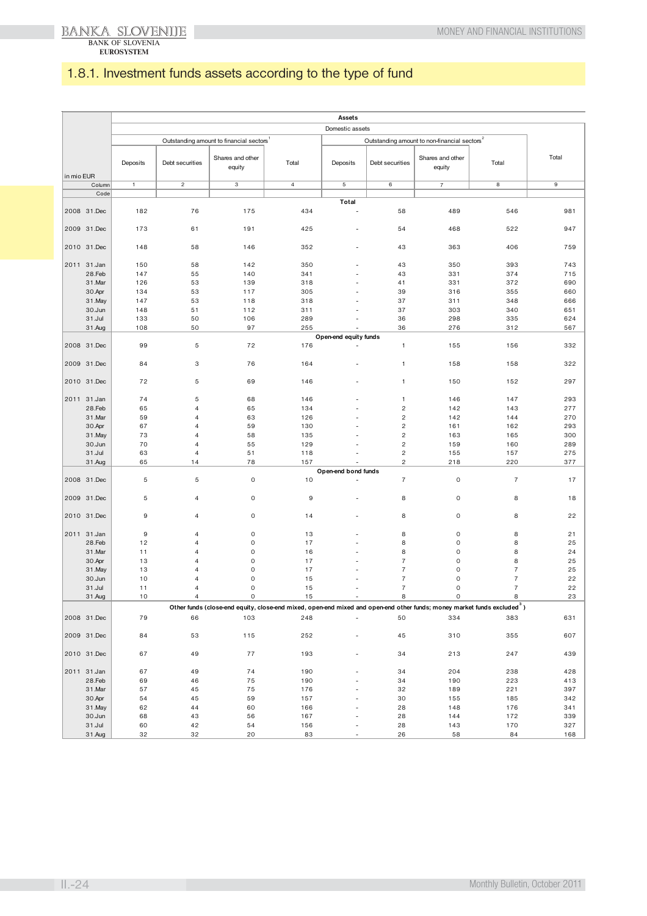## 1.8.1. Investment funds assets according to the type of fund

| in mio EUR | | Assets | | | | | | | | |
|---|---|---|---|---|---|---|---|---|---|---|
| | | Domestic assets | | | | | | | | |
| | | Outstanding amount to financial sectors[1] | | | | Outstanding amount to non-financial sectors[2] | | | | Total |
| | | Deposits | Debt securities | Shares and other equity | Total | Deposits | Debt securities | Shares and other equity | Total | |
| | Column | 1 | 2 | 3 | 4 | 5 | 6 | 7 | 8 | 9 |
| | Code | | | | | | | | | |
| | | **Total** | | | | | | | | |
| 2008 | 31.Dec | 182 | 76 | 175 | 434 | - | 58 | 489 | 546 | 981 |
| 2009 | 31.Dec | 173 | 61 | 191 | 425 | - | 54 | 468 | 522 | 947 |
| 2010 | 31.Dec | 148 | 58 | 146 | 352 | - | 43 | 363 | 406 | 759 |
| 2011 | 31.Jan | 150 | 58 | 142 | 350 | - | 43 | 350 | 393 | 743 |
| | 28.Feb | 147 | 55 | 140 | 341 | - | 43 | 331 | 374 | 715 |
| | 31.Mar | 126 | 53 | 139 | 318 | - | 41 | 331 | 372 | 690 |
| | 30.Apr | 134 | 53 | 117 | 305 | - | 39 | 316 | 355 | 660 |
| | 31.May | 147 | 53 | 118 | 318 | - | 37 | 311 | 348 | 666 |
| | 30.Jun | 148 | 51 | 112 | 311 | - | 37 | 303 | 340 | 651 |
| | 31.Jul | 133 | 50 | 106 | 289 | - | 36 | 298 | 335 | 624 |
| | 31.Aug | 108 | 50 | 97 | 255 | - | 36 | 276 | 312 | 567 |
| | | **Open-end equity funds** | | | | | | | | |
| 2008 | 31.Dec | 99 | 5 | 72 | 176 | - | 1 | 155 | 156 | 332 |
| 2009 | 31.Dec | 84 | 3 | 76 | 164 | - | 1 | 158 | 158 | 322 |
| 2010 | 31.Dec | 72 | 5 | 69 | 146 | - | 1 | 150 | 152 | 297 |
| 2011 | 31.Jan | 74 | 5 | 68 | 146 | - | 1 | 146 | 147 | 293 |
| | 28.Feb | 65 | 4 | 65 | 134 | - | 2 | 142 | 143 | 277 |
| | 31.Mar | 59 | 4 | 63 | 126 | - | 2 | 142 | 144 | 270 |
| | 30.Apr | 67 | 4 | 59 | 130 | - | 2 | 161 | 162 | 293 |
| | 31.May | 73 | 4 | 58 | 135 | - | 2 | 163 | 165 | 300 |
| | 30.Jun | 70 | 4 | 55 | 129 | - | 2 | 159 | 160 | 289 |
| | 31.Jul | 63 | 4 | 51 | 118 | - | 2 | 155 | 157 | 275 |
| | 31.Aug | 65 | 14 | 78 | 157 | - | 2 | 218 | 220 | 377 |
| | | **Open-end bond funds** | | | | | | | | |
| 2008 | 31.Dec | 5 | 5 | 0 | 10 | - | 7 | 0 | 7 | 17 |
| 2009 | 31.Dec | 5 | 4 | 0 | 9 | - | 8 | 0 | 8 | 18 |
| 2010 | 31.Dec | 9 | 4 | 0 | 14 | - | 8 | 0 | 8 | 22 |
| 2011 | 31.Jan | 9 | 4 | 0 | 13 | - | 8 | 0 | 8 | 21 |
| | 28.Feb | 12 | 4 | 0 | 17 | - | 8 | 0 | 8 | 25 |
| | 31.Mar | 11 | 4 | 0 | 16 | - | 8 | 0 | 8 | 24 |
| | 30.Apr | 13 | 4 | 0 | 17 | - | 7 | 0 | 8 | 25 |
| | 31.May | 13 | 4 | 0 | 17 | - | 7 | 0 | 7 | 25 |
| | 30.Jun | 10 | 4 | 0 | 15 | - | 7 | 0 | 7 | 22 |
| | 31.Jul | 11 | 4 | 0 | 15 | - | 7 | 0 | 7 | 22 |
| | 31.Aug | 10 | 4 | 0 | 15 | - | 8 | 0 | 8 | 23 |
| | | **Other funds (close-end equity, close-end mixed, open-end mixed and open-end other funds; money market funds excluded[3])** | | | | | | | | |
| 2008 | 31.Dec | 79 | 66 | 103 | 248 | - | 50 | 334 | 383 | 631 |
| 2009 | 31.Dec | 84 | 53 | 115 | 252 | - | 45 | 310 | 355 | 607 |
| 2010 | 31.Dec | 67 | 49 | 77 | 193 | - | 34 | 213 | 247 | 439 |
| 2011 | 31.Jan | 67 | 49 | 74 | 190 | - | 34 | 204 | 238 | 428 |
| | 28.Feb | 69 | 46 | 75 | 190 | - | 34 | 190 | 223 | 413 |
| | 31.Mar | 57 | 45 | 75 | 176 | - | 32 | 189 | 221 | 397 |
| | 30.Apr | 54 | 45 | 59 | 157 | - | 30 | 155 | 185 | 342 |
| | 31.May | 62 | 44 | 60 | 166 | - | 28 | 148 | 176 | 341 |
| | 30.Jun | 68 | 43 | 56 | 167 | - | 28 | 144 | 172 | 339 |
| | 31.Jul | 60 | 42 | 54 | 156 | - | 28 | 143 | 170 | 327 |
| | 31.Aug | 32 | 32 | 20 | 83 | - | 26 | 58 | 84 | 168 |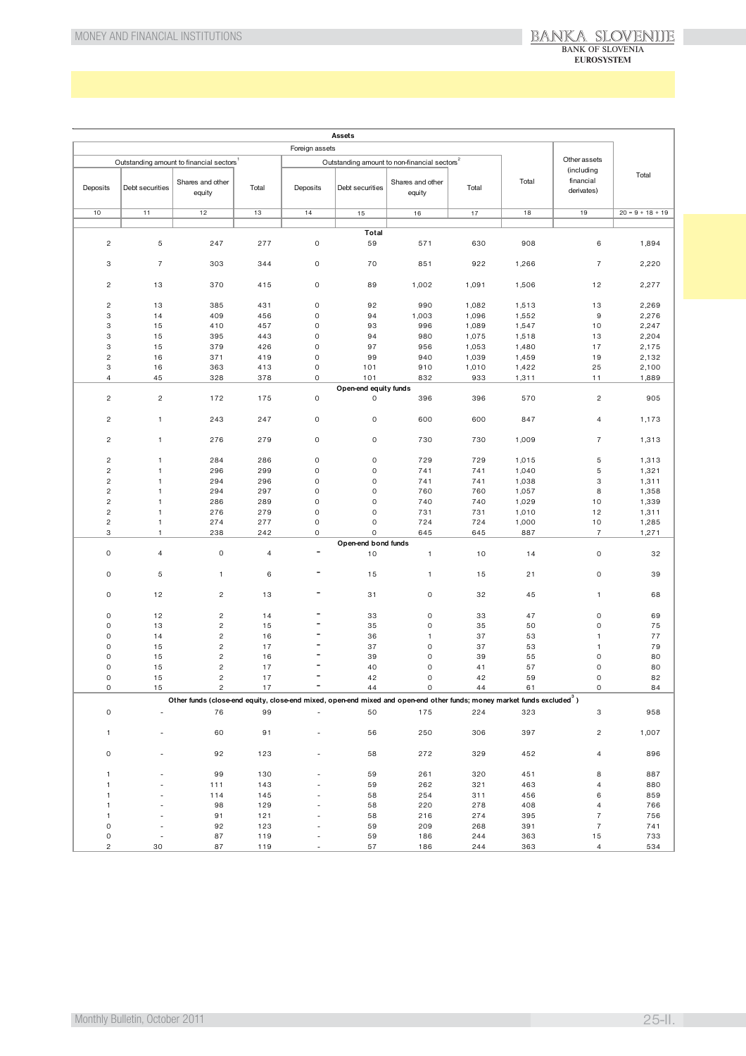| Assets | | | | | | | | | | |
|---|---|---|---|---|---|---|---|---|---|---|
| Foreign assets | | | | | | | | | Other assets (including financial derivates) | Total |
| Outstanding amount to financial sectors[1] | | | | Outstanding amount to non-financial sectors[2] | | | | Total | | |
| Deposits | Debt securities | Shares and other equity | Total | Deposits | Debt securities | Shares and other equity | Total | | | |
| 10 | 11 | 12 | 13 | 14 | 15 | 16 | 17 | 18 | 19 | 20 = 9 + 18 + 19 |
| **Total** | | | | | | | | | | |
| 2 | 5 | 247 | 277 | 0 | 59 | 571 | 630 | 908 | 6 | 1,894 |
| 3 | 7 | 303 | 344 | 0 | 70 | 851 | 922 | 1,266 | 7 | 2,220 |
| 2 | 13 | 370 | 415 | 0 | 89 | 1,002 | 1,091 | 1,506 | 12 | 2,277 |
| 2 | 13 | 385 | 431 | 0 | 92 | 990 | 1,082 | 1,513 | 13 | 2,269 |
| 3 | 14 | 409 | 456 | 0 | 94 | 1,003 | 1,096 | 1,552 | 9 | 2,276 |
| 3 | 15 | 410 | 457 | 0 | 93 | 996 | 1,089 | 1,547 | 10 | 2,247 |
| 3 | 15 | 395 | 443 | 0 | 94 | 980 | 1,075 | 1,518 | 13 | 2,204 |
| 3 | 15 | 379 | 426 | 0 | 97 | 956 | 1,053 | 1,480 | 17 | 2,175 |
| 2 | 16 | 371 | 419 | 0 | 99 | 940 | 1,039 | 1,459 | 19 | 2,132 |
| 3 | 16 | 363 | 413 | 0 | 101 | 910 | 1,010 | 1,422 | 25 | 2,100 |
| 4 | 45 | 328 | 378 | 0 | 101 | 832 | 933 | 1,311 | 11 | 1,889 |
| **Open-end equity funds** | | | | | | | | | | |
| 2 | 2 | 172 | 175 | 0 | 0 | 396 | 396 | 570 | 2 | 905 |
| 2 | 1 | 243 | 247 | 0 | 0 | 600 | 600 | 847 | 4 | 1,173 |
| 2 | 1 | 276 | 279 | 0 | 0 | 730 | 730 | 1,009 | 7 | 1,313 |
| 2 | 1 | 284 | 286 | 0 | 0 | 729 | 729 | 1,015 | 5 | 1,313 |
| 2 | 1 | 296 | 299 | 0 | 0 | 741 | 741 | 1,040 | 5 | 1,321 |
| 2 | 1 | 294 | 296 | 0 | 0 | 741 | 741 | 1,038 | 3 | 1,311 |
| 2 | 1 | 294 | 297 | 0 | 0 | 760 | 760 | 1,057 | 8 | 1,358 |
| 2 | 1 | 286 | 289 | 0 | 0 | 740 | 740 | 1,029 | 10 | 1,339 |
| 2 | 1 | 276 | 279 | 0 | 0 | 731 | 731 | 1,010 | 12 | 1,311 |
| 2 | 1 | 274 | 277 | 0 | 0 | 724 | 724 | 1,000 | 10 | 1,285 |
| 3 | 1 | 238 | 242 | 0 | 0 | 645 | 645 | 887 | 7 | 1,271 |
| **Open-end bond funds** | | | | | | | | | | |
| 0 | 4 | 0 | 4 | - | 10 | 1 | 10 | 14 | 0 | 32 |
| 0 | 5 | 1 | 6 | - | 15 | 1 | 15 | 21 | 0 | 39 |
| 0 | 12 | 2 | 13 | - | 31 | 0 | 32 | 45 | 1 | 68 |
| 0 | 12 | 2 | 14 | - | 33 | 0 | 33 | 47 | 0 | 69 |
| 0 | 13 | 2 | 15 | - | 35 | 0 | 35 | 50 | 0 | 75 |
| 0 | 14 | 2 | 16 | - | 36 | 1 | 37 | 53 | 1 | 77 |
| 0 | 15 | 2 | 17 | - | 37 | 0 | 37 | 53 | 1 | 79 |
| 0 | 15 | 2 | 16 | - | 39 | 0 | 39 | 55 | 0 | 80 |
| 0 | 15 | 2 | 17 | - | 40 | 0 | 41 | 57 | 0 | 80 |
| 0 | 15 | 2 | 17 | - | 42 | 0 | 42 | 59 | 0 | 82 |
| 0 | 15 | 2 | 17 | - | 44 | 0 | 44 | 61 | 0 | 84 |
| **Other funds (close-end equity, close-end mixed, open-end mixed and open-end other funds; money market funds excluded[3])** | | | | | | | | | | |
| 0 | - | 76 | 99 | - | 50 | 175 | 224 | 323 | 3 | 958 |
| 1 | - | 60 | 91 | - | 56 | 250 | 306 | 397 | 2 | 1,007 |
| 0 | - | 92 | 123 | - | 58 | 272 | 329 | 452 | 4 | 896 |
| 1 | - | 99 | 130 | - | 59 | 261 | 320 | 451 | 8 | 887 |
| 1 | - | 111 | 143 | - | 59 | 262 | 321 | 463 | 4 | 880 |
| 1 | - | 114 | 145 | - | 58 | 254 | 311 | 456 | 6 | 859 |
| 1 | - | 98 | 129 | - | 58 | 220 | 278 | 408 | 4 | 766 |
| 1 | - | 91 | 121 | - | 58 | 216 | 274 | 395 | 7 | 756 |
| 0 | - | 92 | 123 | - | 59 | 209 | 268 | 391 | 7 | 741 |
| 0 | - | 87 | 119 | - | 59 | 186 | 244 | 363 | 15 | 733 |
| 2 | 30 | 87 | 119 | - | 57 | 186 | 244 | 363 | 4 | 534 |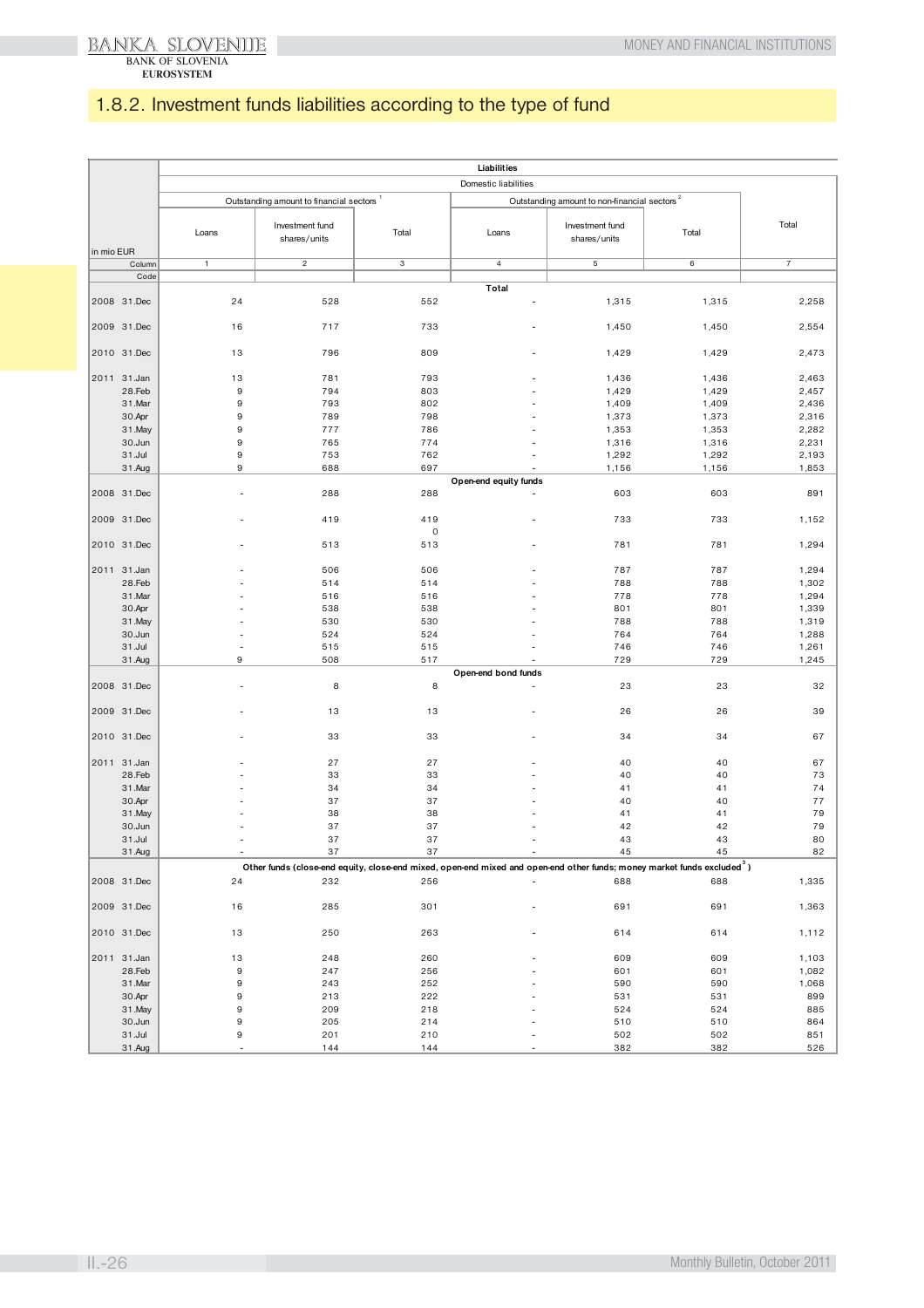## 1.8.2. Investment funds liabilities according to the type of fund

| in mio EUR | Liabilities | | | | | | |
|---|---|---|---|---|---|---|---|
| | Domestic liabilities | | | | | | |
| | Outstanding amount to financial sectors [1] | | | Outstanding amount to non-financial sectors [2] | | | Total |
| | Loans | Investment fund shares/units | Total | Loans | Investment fund shares/units | Total | |
| Column | 1 | 2 | 3 | 4 | 5 | 6 | 7 |
| Code | | | | | | | |
| | | | | **Total** | | | |
| 2008 31.Dec | 24 | 528 | 552 | - | 1,315 | 1,315 | 2,258 |
| 2009 31.Dec | 16 | 717 | 733 | - | 1,450 | 1,450 | 2,554 |
| 2010 31.Dec | 13 | 796 | 809 | - | 1,429 | 1,429 | 2,473 |
| 2011 31.Jan | 13 | 781 | 793 | - | 1,436 | 1,436 | 2,463 |
| 28.Feb | 9 | 794 | 803 | - | 1,429 | 1,429 | 2,457 |
| 31.Mar | 9 | 793 | 802 | - | 1,409 | 1,409 | 2,436 |
| 30.Apr | 9 | 789 | 798 | - | 1,373 | 1,373 | 2,316 |
| 31.May | 9 | 777 | 786 | - | 1,353 | 1,353 | 2,282 |
| 30.Jun | 9 | 765 | 774 | - | 1,316 | 1,316 | 2,231 |
| 31.Jul | 9 | 753 | 762 | - | 1,292 | 1,292 | 2,193 |
| 31.Aug | 9 | 688 | 697 | - | 1,156 | 1,156 | 1,853 |
| | | | | **Open-end equity funds** | | | |
| 2008 31.Dec | - | 288 | 288 | - | 603 | 603 | 891 |
| 2009 31.Dec | - | 419 | 419 | - | 733 | 733 | 1,152 |
| | | | 0 | | | | |
| 2010 31.Dec | - | 513 | 513 | - | 781 | 781 | 1,294 |
| 2011 31.Jan | - | 506 | 506 | - | 787 | 787 | 1,294 |
| 28.Feb | - | 514 | 514 | - | 788 | 788 | 1,302 |
| 31.Mar | - | 516 | 516 | - | 778 | 778 | 1,294 |
| 30.Apr | - | 538 | 538 | - | 801 | 801 | 1,339 |
| 31.May | - | 530 | 530 | - | 788 | 788 | 1,319 |
| 30.Jun | - | 524 | 524 | - | 764 | 764 | 1,288 |
| 31.Jul | - | 515 | 515 | - | 746 | 746 | 1,261 |
| 31.Aug | 9 | 508 | 517 | - | 729 | 729 | 1,245 |
| | | | | **Open-end bond funds** | | | |
| 2008 31.Dec | - | 8 | 8 | - | 23 | 23 | 32 |
| 2009 31.Dec | - | 13 | 13 | - | 26 | 26 | 39 |
| 2010 31.Dec | - | 33 | 33 | - | 34 | 34 | 67 |
| 2011 31.Jan | - | 27 | 27 | - | 40 | 40 | 67 |
| 28.Feb | - | 33 | 33 | - | 40 | 40 | 73 |
| 31.Mar | - | 34 | 34 | - | 41 | 41 | 74 |
| 30.Apr | - | 37 | 37 | - | 40 | 40 | 77 |
| 31.May | - | 38 | 38 | - | 41 | 41 | 79 |
| 30.Jun | - | 37 | 37 | - | 42 | 42 | 79 |
| 31.Jul | - | 37 | 37 | - | 43 | 43 | 80 |
| 31.Aug | - | 37 | 37 | - | 45 | 45 | 82 |
| | **Other funds (close-end equity, close-end mixed, open-end mixed and open-end other funds; money market funds excluded [3])** | | | | | | |
| 2008 31.Dec | 24 | 232 | 256 | - | 688 | 688 | 1,335 |
| 2009 31.Dec | 16 | 285 | 301 | - | 691 | 691 | 1,363 |
| 2010 31.Dec | 13 | 250 | 263 | - | 614 | 614 | 1,112 |
| 2011 31.Jan | 13 | 248 | 260 | - | 609 | 609 | 1,103 |
| 28.Feb | 9 | 247 | 256 | - | 601 | 601 | 1,082 |
| 31.Mar | 9 | 243 | 252 | - | 590 | 590 | 1,068 |
| 30.Apr | 9 | 213 | 222 | - | 531 | 531 | 899 |
| 31.May | 9 | 209 | 218 | - | 524 | 524 | 885 |
| 30.Jun | 9 | 205 | 214 | - | 510 | 510 | 864 |
| 31.Jul | 9 | 201 | 210 | - | 502 | 502 | 851 |
| 31.Aug | - | 144 | 144 | - | 382 | 382 | 526 |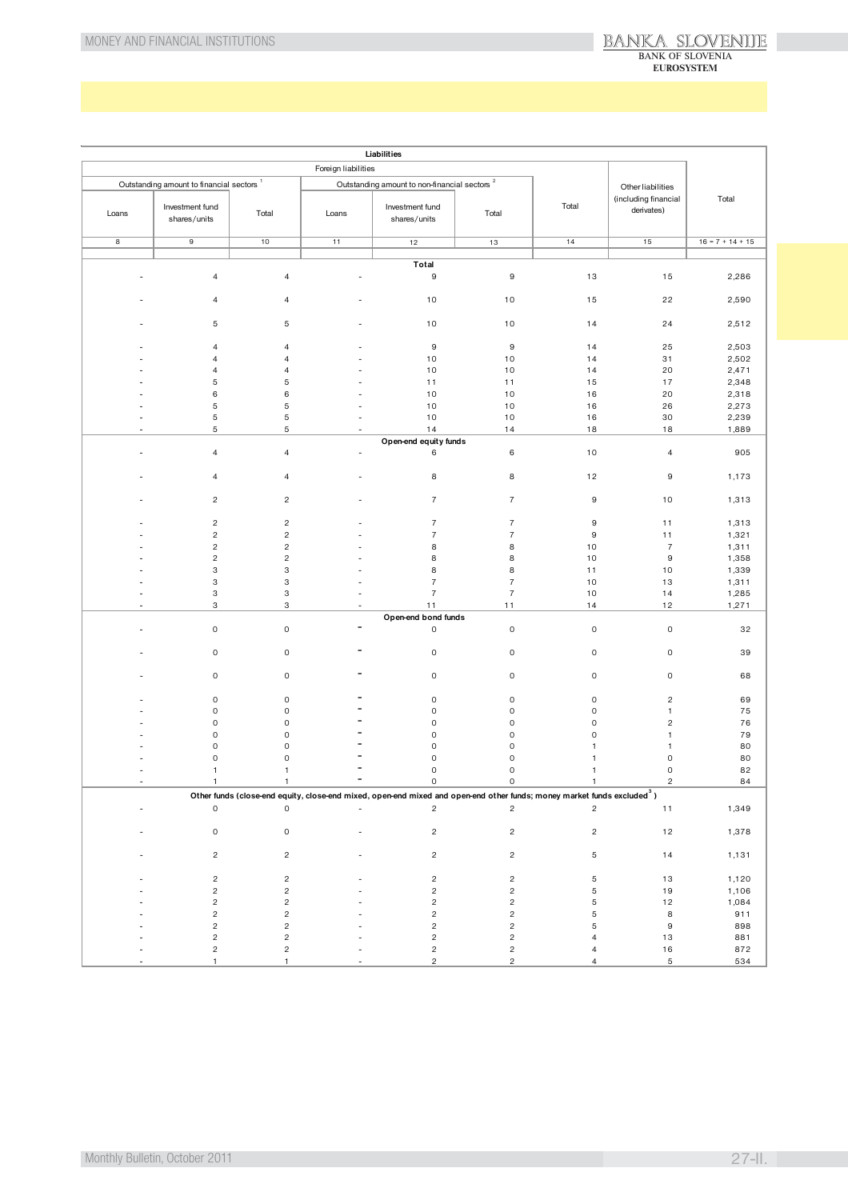| Liabilities | | | | | | | | |
|---|---|---|---|---|---|---|---|---|
| Foreign liabilities | | | | | | | Other liabilities (including financial derivates) | Total |
| Outstanding amount to financial sectors [1] | | | Outstanding amount to non-financial sectors [2] | | | Total | | |
| Loans | Investment fund shares/units | Total | Loans | Investment fund shares/units | Total | | | |
| 8 | 9 | 10 | 11 | 12 | 13 | 14 | 15 | 16 = 7 + 14 + 15 |
| **Total** | | | | | | | | |
| - | 4 | 4 | - | 9 | 9 | 13 | 15 | 2,286 |
| - | 4 | 4 | - | 10 | 10 | 15 | 22 | 2,590 |
| - | 5 | 5 | - | 10 | 10 | 14 | 24 | 2,512 |
| - | 4 | 4 | - | 9 | 9 | 14 | 25 | 2,503 |
| - | 4 | 4 | - | 10 | 10 | 14 | 31 | 2,502 |
| - | 4 | 4 | - | 10 | 10 | 14 | 20 | 2,471 |
| - | 5 | 5 | - | 11 | 11 | 15 | 17 | 2,348 |
| - | 6 | 6 | - | 10 | 10 | 16 | 20 | 2,318 |
| - | 5 | 5 | - | 10 | 10 | 16 | 26 | 2,273 |
| - | 5 | 5 | - | 10 | 10 | 16 | 30 | 2,239 |
| - | 5 | 5 | - | 14 | 14 | 18 | 18 | 1,889 |
| **Open-end equity funds** | | | | | | | | |
| - | 4 | 4 | - | 6 | 6 | 10 | 4 | 905 |
| - | 4 | 4 | - | 8 | 8 | 12 | 9 | 1,173 |
| - | 2 | 2 | - | 7 | 7 | 9 | 10 | 1,313 |
| - | 2 | 2 | - | 7 | 7 | 9 | 11 | 1,313 |
| - | 2 | 2 | - | 7 | 7 | 9 | 11 | 1,321 |
| - | 2 | 2 | - | 8 | 8 | 10 | 7 | 1,311 |
| - | 2 | 2 | - | 8 | 8 | 10 | 9 | 1,358 |
| - | 3 | 3 | - | 8 | 8 | 11 | 10 | 1,339 |
| - | 3 | 3 | - | 7 | 7 | 10 | 13 | 1,311 |
| - | 3 | 3 | - | 7 | 7 | 10 | 14 | 1,285 |
| - | 3 | 3 | - | 11 | 11 | 14 | 12 | 1,271 |
| **Open-end bond funds** | | | | | | | | |
| - | 0 | 0 | - | 0 | 0 | 0 | 0 | 32 |
| - | 0 | 0 | - | 0 | 0 | 0 | 0 | 39 |
| - | 0 | 0 | - | 0 | 0 | 0 | 0 | 68 |
| - | 0 | 0 | - | 0 | 0 | 0 | 2 | 69 |
| - | 0 | 0 | - | 0 | 0 | 0 | 1 | 75 |
| - | 0 | 0 | - | 0 | 0 | 0 | 2 | 76 |
| - | 0 | 0 | - | 0 | 0 | 0 | 1 | 79 |
| - | 0 | 0 | - | 0 | 0 | 1 | 1 | 80 |
| - | 0 | 0 | - | 0 | 0 | 1 | 0 | 80 |
| - | 1 | 1 | - | 0 | 0 | 1 | 0 | 82 |
| - | 1 | 1 | - | 0 | 0 | 1 | 2 | 84 |
| **Other funds (close-end equity, close-end mixed, open-end mixed and open-end other funds; money market funds excluded [3])** | | | | | | | | |
| - | 0 | 0 | - | 2 | 2 | 2 | 11 | 1,349 |
| - | 0 | 0 | - | 2 | 2 | 2 | 12 | 1,378 |
| - | 2 | 2 | - | 2 | 2 | 5 | 14 | 1,131 |
| - | 2 | 2 | - | 2 | 2 | 5 | 13 | 1,120 |
| - | 2 | 2 | - | 2 | 2 | 5 | 19 | 1,106 |
| - | 2 | 2 | - | 2 | 2 | 5 | 12 | 1,084 |
| - | 2 | 2 | - | 2 | 2 | 5 | 8 | 911 |
| - | 2 | 2 | - | 2 | 2 | 5 | 9 | 898 |
| - | 2 | 2 | - | 2 | 2 | 4 | 13 | 881 |
| - | 2 | 2 | - | 2 | 2 | 4 | 16 | 872 |
| - | 1 | 1 | - | 2 | 2 | 4 | 5 | 534 |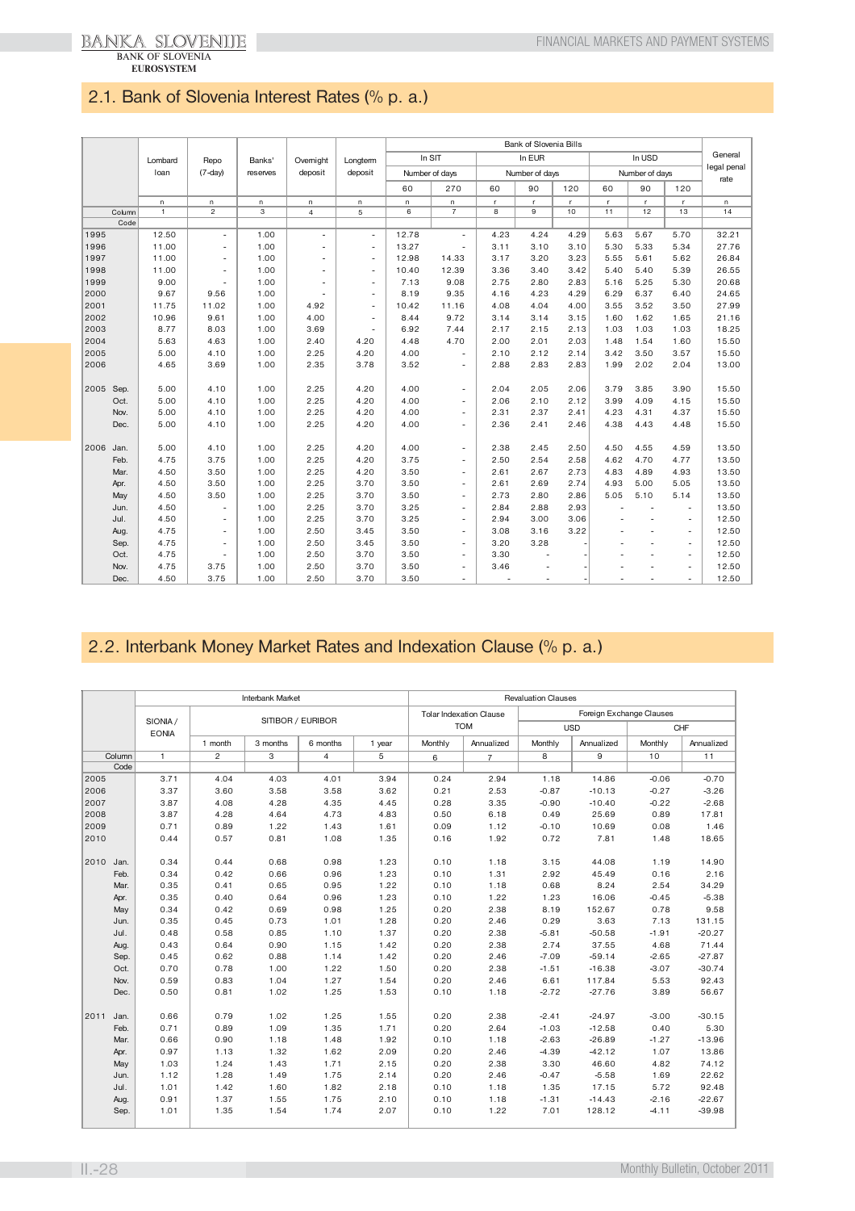## 2.1. Bank of Slovenia Interest Rates (% p. a.)

| | Lombard loan | Repo (7-day) | Banks' reserves | Overnight deposit | Longterm deposit | Bank of Slovenia Bills In SIT Number of days 60 | 270 | In EUR Number of days 60 | 90 | 120 | In USD Number of days 60 | 90 | 120 | General legal penal rate |
|---|---|---|---|---|---|---|---|---|---|---|---|---|---|---|
| | n | n | n | n | n | n | n | r | r | r | r | r | r | n |
| Column | 1 | 2 | 3 | 4 | 5 | 6 | 7 | 8 | 9 | 10 | 11 | 12 | 13 | 14 |
| Code | | | | | | | | | | | | | | |
| 1995 | 12.50 | - | 1.00 | - | - | 12.78 | - | 4.23 | 4.24 | 4.29 | 5.63 | 5.67 | 5.70 | 32.21 |
| 1996 | 11.00 | - | 1.00 | - | - | 13.27 | - | 3.11 | 3.10 | 3.10 | 5.30 | 5.33 | 5.34 | 27.76 |
| 1997 | 11.00 | - | 1.00 | - | - | 12.98 | 14.33 | 3.17 | 3.20 | 3.23 | 5.55 | 5.61 | 5.62 | 26.84 |
| 1998 | 11.00 | - | 1.00 | - | - | 10.40 | 12.39 | 3.36 | 3.40 | 3.42 | 5.40 | 5.40 | 5.39 | 26.55 |
| 1999 | 9.00 | - | 1.00 | - | - | 7.13 | 9.08 | 2.75 | 2.80 | 2.83 | 5.16 | 5.25 | 5.30 | 20.68 |
| 2000 | 9.67 | 9.56 | 1.00 | - | - | 8.19 | 9.35 | 4.16 | 4.23 | 4.29 | 6.29 | 6.37 | 6.40 | 24.65 |
| 2001 | 11.75 | 11.02 | 1.00 | 4.92 | - | 10.42 | 11.16 | 4.08 | 4.04 | 4.00 | 3.55 | 3.52 | 3.50 | 27.99 |
| 2002 | 10.96 | 9.61 | 1.00 | 4.00 | - | 8.44 | 9.72 | 3.14 | 3.14 | 3.15 | 1.60 | 1.62 | 1.65 | 21.16 |
| 2003 | 8.77 | 8.03 | 1.00 | 3.69 | - | 6.92 | 7.44 | 2.17 | 2.15 | 2.13 | 1.03 | 1.03 | 1.03 | 18.25 |
| 2004 | 5.63 | 4.63 | 1.00 | 2.40 | 4.20 | 4.48 | 4.70 | 2.00 | 2.01 | 2.03 | 1.48 | 1.54 | 1.60 | 15.50 |
| 2005 | 5.00 | 4.10 | 1.00 | 2.25 | 4.20 | 4.00 | - | 2.10 | 2.12 | 2.14 | 3.42 | 3.50 | 3.57 | 15.50 |
| 2006 | 4.65 | 3.69 | 1.00 | 2.35 | 3.78 | 3.52 | - | 2.88 | 2.83 | 2.83 | 1.99 | 2.02 | 2.04 | 13.00 |
| 2005 Sep. | 5.00 | 4.10 | 1.00 | 2.25 | 4.20 | 4.00 | - | 2.04 | 2.05 | 2.06 | 3.79 | 3.85 | 3.90 | 15.50 |
| Oct. | 5.00 | 4.10 | 1.00 | 2.25 | 4.20 | 4.00 | - | 2.06 | 2.10 | 2.12 | 3.99 | 4.09 | 4.15 | 15.50 |
| Nov. | 5.00 | 4.10 | 1.00 | 2.25 | 4.20 | 4.00 | - | 2.31 | 2.37 | 2.41 | 4.23 | 4.31 | 4.37 | 15.50 |
| Dec. | 5.00 | 4.10 | 1.00 | 2.25 | 4.20 | 4.00 | - | 2.36 | 2.41 | 2.46 | 4.38 | 4.43 | 4.48 | 15.50 |
| 2006 Jan. | 5.00 | 4.10 | 1.00 | 2.25 | 4.20 | 4.00 | - | 2.38 | 2.45 | 2.50 | 4.50 | 4.55 | 4.59 | 13.50 |
| Feb. | 4.75 | 3.75 | 1.00 | 2.25 | 4.20 | 3.75 | - | 2.50 | 2.54 | 2.58 | 4.62 | 4.70 | 4.77 | 13.50 |
| Mar. | 4.50 | 3.50 | 1.00 | 2.25 | 4.20 | 3.50 | - | 2.61 | 2.67 | 2.73 | 4.83 | 4.89 | 4.93 | 13.50 |
| Apr. | 4.50 | 3.50 | 1.00 | 2.25 | 3.70 | 3.50 | - | 2.61 | 2.69 | 2.74 | 4.93 | 5.00 | 5.05 | 13.50 |
| May | 4.50 | 3.50 | 1.00 | 2.25 | 3.70 | 3.50 | - | 2.73 | 2.80 | 2.86 | 5.05 | 5.10 | 5.14 | 13.50 |
| Jun. | 4.50 | - | 1.00 | 2.25 | 3.70 | 3.25 | - | 2.84 | 2.88 | 2.93 | - | - | - | 13.50 |
| Jul. | 4.50 | - | 1.00 | 2.25 | 3.70 | 3.25 | - | 2.94 | 3.00 | 3.06 | - | - | - | 12.50 |
| Aug. | 4.75 | - | 1.00 | 2.50 | 3.45 | 3.50 | - | 3.08 | 3.16 | 3.22 | - | - | - | 12.50 |
| Sep. | 4.75 | - | 1.00 | 2.50 | 3.45 | 3.50 | - | 3.20 | 3.28 | - | - | - | - | 12.50 |
| Oct. | 4.75 | - | 1.00 | 2.50 | 3.70 | 3.50 | - | 3.30 | - | - | - | - | - | 12.50 |
| Nov. | 4.75 | 3.75 | 1.00 | 2.50 | 3.70 | 3.50 | - | 3.46 | - | - | - | - | - | 12.50 |
| Dec. | 4.50 | 3.75 | 1.00 | 2.50 | 3.70 | 3.50 | - | - | - | - | - | - | - | 12.50 |

## 2.2. Interbank Money Market Rates and Indexation Clause (% p. a.)

| | Interbank Market SIONIA / EONIA | SITIBOR / EURIBOR 1 month | 3 months | 6 months | 1 year | Revaluation Clauses Tolar Indexation Clause TOM Monthly | Annualized | Foreign Exchange Clauses USD Monthly | Annualized | CHF Monthly | Annualized |
|---|---|---|---|---|---|---|---|---|---|---|---|
| Column | 1 | 2 | 3 | 4 | 5 | 6 | 7 | 8 | 9 | 10 | 11 |
| Code | | | | | | | | | | | |
| 2005 | 3.71 | 4.04 | 4.03 | 4.01 | 3.94 | 0.24 | 2.94 | 1.18 | 14.86 | -0.06 | -0.70 |
| 2006 | 3.37 | 3.60 | 3.58 | 3.58 | 3.62 | 0.21 | 2.53 | -0.87 | -10.13 | -0.27 | -3.26 |
| 2007 | 3.87 | 4.08 | 4.28 | 4.35 | 4.45 | 0.28 | 3.35 | -0.90 | -10.40 | -0.22 | -2.68 |
| 2008 | 3.87 | 4.28 | 4.64 | 4.73 | 4.83 | 0.50 | 6.18 | 0.49 | 25.69 | 0.89 | 17.81 |
| 2009 | 0.71 | 0.89 | 1.22 | 1.43 | 1.61 | 0.09 | 1.12 | -0.10 | 10.69 | 0.08 | 1.46 |
| 2010 | 0.44 | 0.57 | 0.81 | 1.08 | 1.35 | 0.16 | 1.92 | 0.72 | 7.81 | 1.48 | 18.65 |
| 2010 Jan. | 0.34 | 0.44 | 0.68 | 0.98 | 1.23 | 0.10 | 1.18 | 3.15 | 44.08 | 1.19 | 14.90 |
| Feb. | 0.34 | 0.42 | 0.66 | 0.96 | 1.23 | 0.10 | 1.31 | 2.92 | 45.49 | 0.16 | 2.16 |
| Mar. | 0.35 | 0.41 | 0.65 | 0.95 | 1.22 | 0.10 | 1.18 | 0.68 | 8.24 | 2.54 | 34.29 |
| Apr. | 0.35 | 0.40 | 0.64 | 0.96 | 1.23 | 0.10 | 1.22 | 1.23 | 16.06 | -0.45 | -5.38 |
| May | 0.34 | 0.42 | 0.69 | 0.98 | 1.25 | 0.20 | 2.38 | 8.19 | 152.67 | 0.78 | 9.58 |
| Jun. | 0.35 | 0.45 | 0.73 | 1.01 | 1.28 | 0.20 | 2.46 | 0.29 | 3.63 | 7.13 | 131.15 |
| Jul. | 0.48 | 0.58 | 0.85 | 1.10 | 1.37 | 0.20 | 2.38 | -5.81 | -50.58 | -1.91 | -20.27 |
| Aug. | 0.43 | 0.64 | 0.90 | 1.15 | 1.42 | 0.20 | 2.38 | 2.74 | 37.55 | 4.68 | 71.44 |
| Sep. | 0.45 | 0.62 | 0.88 | 1.14 | 1.42 | 0.20 | 2.46 | -7.09 | -59.14 | -2.65 | -27.87 |
| Oct. | 0.70 | 0.78 | 1.00 | 1.22 | 1.50 | 0.20 | 2.38 | -1.51 | -16.38 | -3.07 | -30.74 |
| Nov. | 0.59 | 0.83 | 1.04 | 1.27 | 1.54 | 0.20 | 2.46 | 6.61 | 117.84 | 5.53 | 92.43 |
| Dec. | 0.50 | 0.81 | 1.02 | 1.25 | 1.53 | 0.10 | 1.18 | -2.72 | -27.76 | 3.89 | 56.67 |
| 2011 Jan. | 0.66 | 0.79 | 1.02 | 1.25 | 1.55 | 0.20 | 2.38 | -2.41 | -24.97 | -3.00 | -30.15 |
| Feb. | 0.71 | 0.89 | 1.09 | 1.35 | 1.71 | 0.20 | 2.64 | -1.03 | -12.58 | 0.40 | 5.30 |
| Mar. | 0.66 | 0.90 | 1.18 | 1.48 | 1.92 | 0.10 | 1.18 | -2.63 | -26.89 | -1.27 | -13.96 |
| Apr. | 0.97 | 1.13 | 1.32 | 1.62 | 2.09 | 0.20 | 2.46 | -4.39 | -42.12 | 1.07 | 13.86 |
| May | 1.03 | 1.24 | 1.43 | 1.71 | 2.15 | 0.20 | 2.38 | 3.30 | 46.60 | 4.82 | 74.12 |
| Jun. | 1.12 | 1.28 | 1.49 | 1.75 | 2.14 | 0.20 | 2.46 | -0.47 | -5.58 | 1.69 | 22.62 |
| Jul. | 1.01 | 1.42 | 1.60 | 1.82 | 2.18 | 0.10 | 1.18 | 1.35 | 17.15 | 5.72 | 92.48 |
| Aug. | 0.91 | 1.37 | 1.55 | 1.75 | 2.10 | 0.10 | 1.18 | -1.31 | -14.43 | -2.16 | -22.67 |
| Sep. | 1.01 | 1.35 | 1.54 | 1.74 | 2.07 | 0.10 | 1.22 | 7.01 | 128.12 | -4.11 | -39.98 |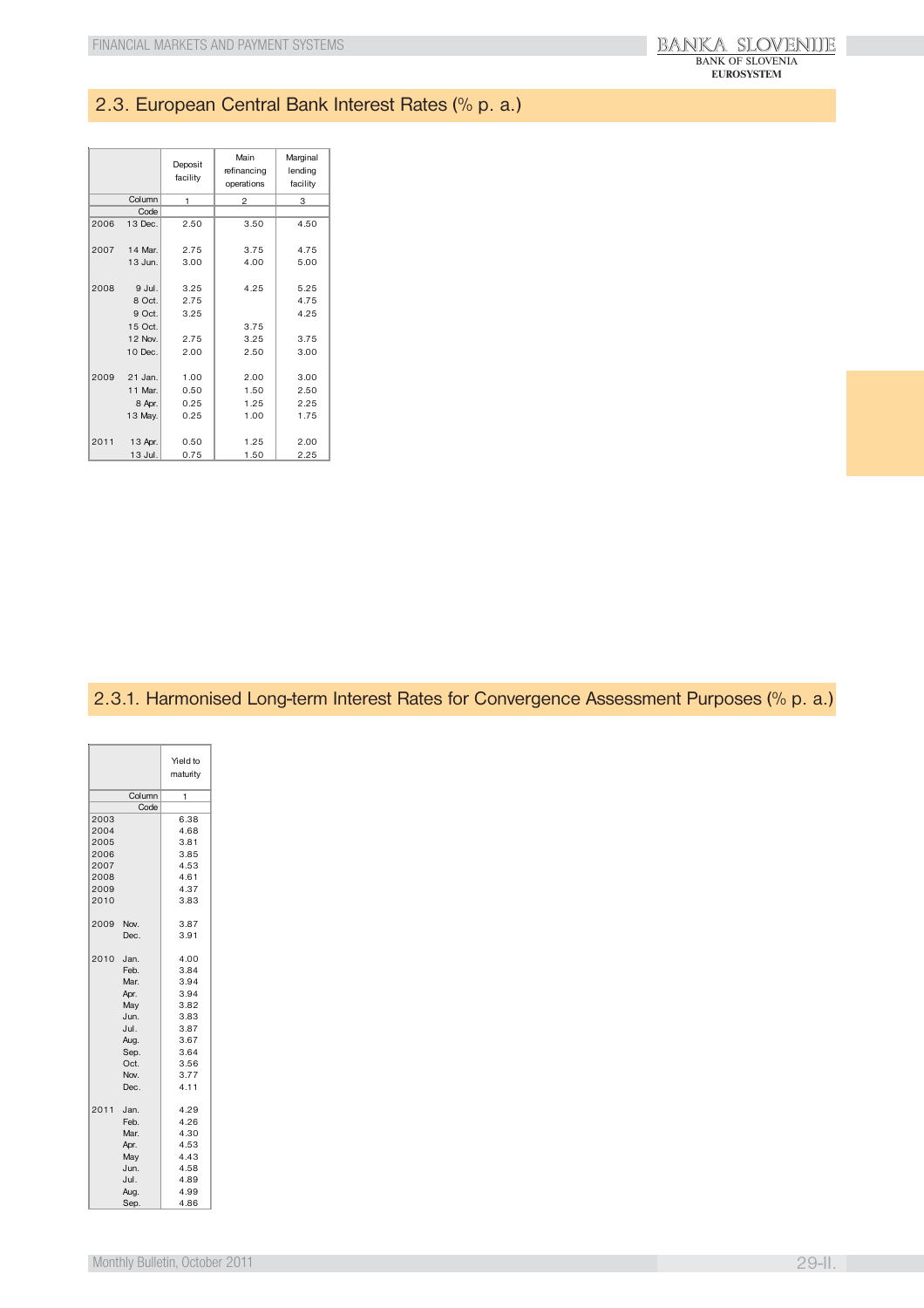## 2.3. European Central Bank Interest Rates (% p. a.)

| | | Deposit facility | Main refinancing operations | Marginal lending facility |
|---|---|---|---|---|
| | Column | 1 | 2 | 3 |
| | Code | | | |
| 2006 | 13 Dec. | 2.50 | 3.50 | 4.50 |
| 2007 | 14 Mar. | 2.75 | 3.75 | 4.75 |
| | 13 Jun. | 3.00 | 4.00 | 5.00 |
| 2008 | 9 Jul. | 3.25 | 4.25 | 5.25 |
| | 8 Oct. | 2.75 | | 4.75 |
| | 9 Oct. | 3.25 | | 4.25 |
| | 15 Oct. | | 3.75 | |
| | 12 Nov. | 2.75 | 3.25 | 3.75 |
| | 10 Dec. | 2.00 | 2.50 | 3.00 |
| 2009 | 21 Jan. | 1.00 | 2.00 | 3.00 |
| | 11 Mar. | 0.50 | 1.50 | 2.50 |
| | 8 Apr. | 0.25 | 1.25 | 2.25 |
| | 13 May. | 0.25 | 1.00 | 1.75 |
| 2011 | 13 Apr. | 0.50 | 1.25 | 2.00 |
| | 13 Jul. | 0.75 | 1.50 | 2.25 |

## 2.3.1. Harmonised Long-term Interest Rates for Convergence Assessment Purposes (% p. a.)

| | | Yield to maturity |
|---|---|---|
| | Column | 1 |
| | Code | |
| 2003 | | 6.38 |
| 2004 | | 4.68 |
| 2005 | | 3.81 |
| 2006 | | 3.85 |
| 2007 | | 4.53 |
| 2008 | | 4.61 |
| 2009 | | 4.37 |
| 2010 | | 3.83 |
| 2009 | Nov. | 3.87 |
| | Dec. | 3.91 |
| 2010 | Jan. | 4.00 |
| | Feb. | 3.84 |
| | Mar. | 3.94 |
| | Apr. | 3.94 |
| | May | 3.82 |
| | Jun. | 3.83 |
| | Jul. | 3.87 |
| | Aug. | 3.67 |
| | Sep. | 3.64 |
| | Oct. | 3.56 |
| | Nov. | 3.77 |
| | Dec. | 4.11 |
| 2011 | Jan. | 4.29 |
| | Feb. | 4.26 |
| | Mar. | 4.30 |
| | Apr. | 4.53 |
| | May | 4.43 |
| | Jun. | 4.58 |
| | Jul. | 4.89 |
| | Aug. | 4.99 |
| | Sep. | 4.86 |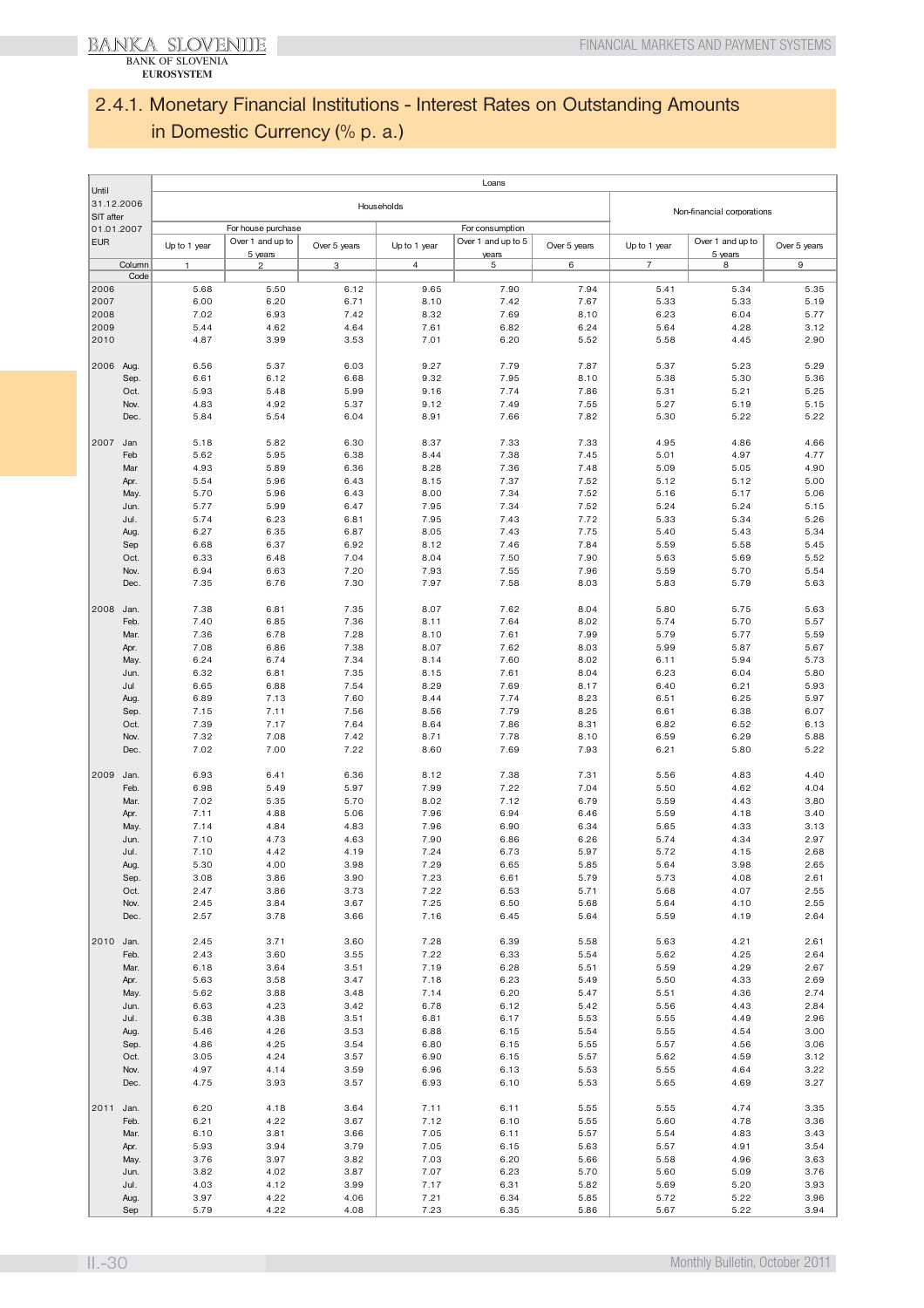## 2.4.1. Monetary Financial Institutions - Interest Rates on Outstanding Amounts in Domestic Currency (% p. a.)

| Until 31.12.2006 SIT after 01.01.2007 EUR | | Loans | | | | | | | | |
|---|---|---|---|---|---|---|---|---|---|---|
| | | Households | | | | | | Non-financial corporations | | |
| | | For house purchase | | | For consumption | | | | | |
| | | Up to 1 year | Over 1 and up to 5 years | Over 5 years | Up to 1 year | Over 1 and up to 5 years | Over 5 years | Up to 1 year | Over 1 and up to 5 years | Over 5 years |
| | Column | 1 | 2 | 3 | 4 | 5 | 6 | 7 | 8 | 9 |
| | Code | | | | | | | | | |
| 2006 | | 5.68 | 5.50 | 6.12 | 9.65 | 7.90 | 7.94 | 5.41 | 5.34 | 5.35 |
| 2007 | | 6.00 | 6.20 | 6.71 | 8.10 | 7.42 | 7.67 | 5.33 | 5.33 | 5.19 |
| 2008 | | 7.02 | 6.93 | 7.42 | 8.32 | 7.69 | 8.10 | 6.23 | 6.04 | 5.77 |
| 2009 | | 5.44 | 4.62 | 4.64 | 7.61 | 6.82 | 6.24 | 5.64 | 4.28 | 3.12 |
| 2010 | | 4.87 | 3.99 | 3.53 | 7.01 | 6.20 | 5.52 | 5.58 | 4.45 | 2.90 |
| 2006 | Aug. | 6.56 | 5.37 | 6.03 | 9.27 | 7.79 | 7.87 | 5.37 | 5.23 | 5.29 |
| | Sep. | 6.61 | 6.12 | 6.68 | 9.32 | 7.95 | 8.10 | 5.38 | 5.30 | 5.36 |
| | Oct. | 5.93 | 5.48 | 5.99 | 9.16 | 7.74 | 7.86 | 5.31 | 5.21 | 5.25 |
| | Nov. | 4.83 | 4.92 | 5.37 | 9.12 | 7.49 | 7.55 | 5.27 | 5.19 | 5.15 |
| | Dec. | 5.84 | 5.54 | 6.04 | 8.91 | 7.66 | 7.82 | 5.30 | 5.22 | 5.22 |
| 2007 | Jan | 5.18 | 5.82 | 6.30 | 8.37 | 7.33 | 7.33 | 4.95 | 4.86 | 4.66 |
| | Feb | 5.62 | 5.95 | 6.38 | 8.44 | 7.38 | 7.45 | 5.01 | 4.97 | 4.77 |
| | Mar | 4.93 | 5.89 | 6.36 | 8.28 | 7.36 | 7.48 | 5.09 | 5.05 | 4.90 |
| | Apr. | 5.54 | 5.96 | 6.43 | 8.15 | 7.37 | 7.52 | 5.12 | 5.12 | 5.00 |
| | May. | 5.70 | 5.96 | 6.43 | 8.00 | 7.34 | 7.52 | 5.16 | 5.17 | 5.06 |
| | Jun. | 5.77 | 5.99 | 6.47 | 7.95 | 7.34 | 7.52 | 5.24 | 5.24 | 5.15 |
| | Jul. | 5.74 | 6.23 | 6.81 | 7.95 | 7.43 | 7.72 | 5.33 | 5.34 | 5.26 |
| | Aug. | 6.27 | 6.35 | 6.87 | 8.05 | 7.43 | 7.75 | 5.40 | 5.43 | 5.34 |
| | Sep | 6.68 | 6.37 | 6.92 | 8.12 | 7.46 | 7.84 | 5.59 | 5.58 | 5.45 |
| | Oct. | 6.33 | 6.48 | 7.04 | 8.04 | 7.50 | 7.90 | 5.63 | 5.69 | 5.52 |
| | Nov. | 6.94 | 6.63 | 7.20 | 7.93 | 7.55 | 7.96 | 5.59 | 5.70 | 5.54 |
| | Dec. | 7.35 | 6.76 | 7.30 | 7.97 | 7.58 | 8.03 | 5.83 | 5.79 | 5.63 |
| 2008 | Jan. | 7.38 | 6.81 | 7.35 | 8.07 | 7.62 | 8.04 | 5.80 | 5.75 | 5.63 |
| | Feb. | 7.40 | 6.85 | 7.36 | 8.11 | 7.64 | 8.02 | 5.74 | 5.70 | 5.57 |
| | Mar. | 7.36 | 6.78 | 7.28 | 8.10 | 7.61 | 7.99 | 5.79 | 5.77 | 5.59 |
| | Apr. | 7.08 | 6.86 | 7.38 | 8.07 | 7.62 | 8.03 | 5.99 | 5.87 | 5.67 |
| | May. | 6.24 | 6.74 | 7.34 | 8.14 | 7.60 | 8.02 | 6.11 | 5.94 | 5.73 |
| | Jun. | 6.32 | 6.81 | 7.35 | 8.15 | 7.61 | 8.04 | 6.23 | 6.04 | 5.80 |
| | Jul | 6.65 | 6.88 | 7.54 | 8.29 | 7.69 | 8.17 | 6.40 | 6.21 | 5.93 |
| | Aug. | 6.89 | 7.13 | 7.60 | 8.44 | 7.74 | 8.23 | 6.51 | 6.25 | 5.97 |
| | Sep. | 7.15 | 7.11 | 7.56 | 8.56 | 7.79 | 8.25 | 6.61 | 6.38 | 6.07 |
| | Oct. | 7.39 | 7.17 | 7.64 | 8.64 | 7.86 | 8.31 | 6.82 | 6.52 | 6.13 |
| | Nov. | 7.32 | 7.08 | 7.42 | 8.71 | 7.78 | 8.10 | 6.59 | 6.29 | 5.88 |
| | Dec. | 7.02 | 7.00 | 7.22 | 8.60 | 7.69 | 7.93 | 6.21 | 5.80 | 5.22 |
| 2009 | Jan. | 6.93 | 6.41 | 6.36 | 8.12 | 7.38 | 7.31 | 5.56 | 4.83 | 4.40 |
| | Feb. | 6.98 | 5.49 | 5.97 | 7.99 | 7.22 | 7.04 | 5.50 | 4.62 | 4.04 |
| | Mar. | 7.02 | 5.35 | 5.70 | 8.02 | 7.12 | 6.79 | 5.59 | 4.43 | 3.80 |
| | Apr. | 7.11 | 4.88 | 5.06 | 7.96 | 6.94 | 6.46 | 5.59 | 4.18 | 3.40 |
| | May. | 7.14 | 4.84 | 4.83 | 7.96 | 6.90 | 6.34 | 5.65 | 4.33 | 3.13 |
| | Jun. | 7.10 | 4.73 | 4.63 | 7.90 | 6.86 | 6.26 | 5.74 | 4.34 | 2.97 |
| | Jul. | 7.10 | 4.42 | 4.19 | 7.24 | 6.73 | 5.97 | 5.72 | 4.15 | 2.68 |
| | Aug. | 5.30 | 4.00 | 3.98 | 7.29 | 6.65 | 5.85 | 5.64 | 3.98 | 2.65 |
| | Sep. | 3.08 | 3.86 | 3.90 | 7.23 | 6.61 | 5.79 | 5.73 | 4.08 | 2.61 |
| | Oct. | 2.47 | 3.86 | 3.73 | 7.22 | 6.53 | 5.71 | 5.68 | 4.07 | 2.55 |
| | Nov. | 2.45 | 3.84 | 3.67 | 7.25 | 6.50 | 5.68 | 5.64 | 4.10 | 2.55 |
| | Dec. | 2.57 | 3.78 | 3.66 | 7.16 | 6.45 | 5.64 | 5.59 | 4.19 | 2.64 |
| 2010 | Jan. | 2.45 | 3.71 | 3.60 | 7.28 | 6.39 | 5.58 | 5.63 | 4.21 | 2.61 |
| | Feb. | 2.43 | 3.60 | 3.55 | 7.22 | 6.33 | 5.54 | 5.62 | 4.25 | 2.64 |
| | Mar. | 6.18 | 3.64 | 3.51 | 7.19 | 6.28 | 5.51 | 5.59 | 4.29 | 2.67 |
| | Apr. | 5.63 | 3.58 | 3.47 | 7.18 | 6.23 | 5.49 | 5.50 | 4.33 | 2.69 |
| | May. | 5.62 | 3.88 | 3.48 | 7.14 | 6.20 | 5.47 | 5.51 | 4.36 | 2.74 |
| | Jun. | 6.63 | 4.23 | 3.42 | 6.78 | 6.12 | 5.42 | 5.56 | 4.43 | 2.84 |
| | Jul. | 6.38 | 4.38 | 3.51 | 6.81 | 6.17 | 5.53 | 5.55 | 4.49 | 2.96 |
| | Aug. | 5.46 | 4.26 | 3.53 | 6.88 | 6.15 | 5.54 | 5.55 | 4.54 | 3.00 |
| | Sep. | 4.86 | 4.25 | 3.54 | 6.80 | 6.15 | 5.55 | 5.57 | 4.56 | 3.06 |
| | Oct. | 3.05 | 4.24 | 3.57 | 6.90 | 6.15 | 5.57 | 5.62 | 4.59 | 3.12 |
| | Nov. | 4.97 | 4.14 | 3.59 | 6.96 | 6.13 | 5.53 | 5.55 | 4.64 | 3.22 |
| | Dec. | 4.75 | 3.93 | 3.57 | 6.93 | 6.10 | 5.53 | 5.65 | 4.69 | 3.27 |
| 2011 | Jan. | 6.20 | 4.18 | 3.64 | 7.11 | 6.11 | 5.55 | 5.55 | 4.74 | 3.35 |
| | Feb. | 6.21 | 4.22 | 3.67 | 7.12 | 6.10 | 5.55 | 5.60 | 4.78 | 3.36 |
| | Mar. | 6.10 | 3.81 | 3.66 | 7.05 | 6.11 | 5.57 | 5.54 | 4.83 | 3.43 |
| | Apr. | 5.93 | 3.94 | 3.79 | 7.05 | 6.15 | 5.63 | 5.57 | 4.91 | 3.54 |
| | May. | 3.76 | 3.97 | 3.82 | 7.03 | 6.20 | 5.66 | 5.58 | 4.96 | 3.63 |
| | Jun. | 3.82 | 4.02 | 3.87 | 7.07 | 6.23 | 5.70 | 5.60 | 5.09 | 3.76 |
| | Jul. | 4.03 | 4.12 | 3.99 | 7.17 | 6.31 | 5.82 | 5.69 | 5.20 | 3.93 |
| | Aug. | 3.97 | 4.22 | 4.06 | 7.21 | 6.34 | 5.85 | 5.72 | 5.22 | 3.96 |
| | Sep | 5.79 | 4.22 | 4.08 | 7.23 | 6.35 | 5.86 | 5.67 | 5.22 | 3.94 |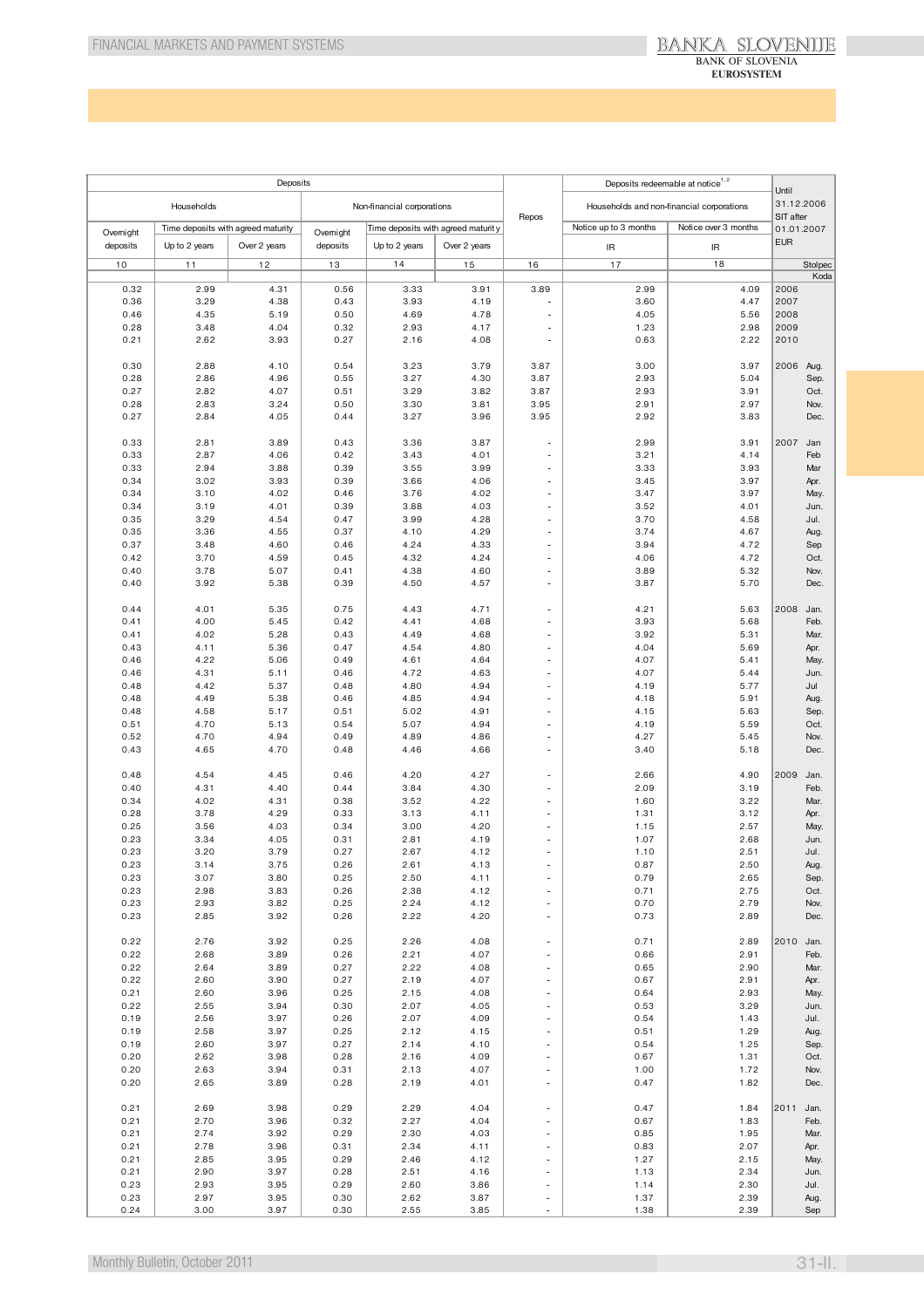| Deposits | | | | | | Repos | Deposits redeemable at notice[1,2] | | Until 31.12.2006 SIT after 01.01.2007 EUR | |
|---|---|---|---|---|---|---|---|---|---|---|
| Households | | | Non-financial corporations | | | | Households and non-financial corporations | | | |
| Overnight deposits | Time deposits with agreed maturity | | Overnight deposits | Time deposits with agreed maturity | | | Notice up to 3 months | Notice over 3 months | | |
| | Up to 2 years | Over 2 years | | Up to 2 years | Over 2 years | | IR | IR | | |
| 10 | 11 | 12 | 13 | 14 | 15 | 16 | 17 | 18 | Stolpec | |
| | | | | | | | | | Koda | |
| 0.32 | 2.99 | 4.31 | 0.56 | 3.33 | 3.91 | 3.89 | 2.99 | 4.09 | 2006 | |
| 0.36 | 3.29 | 4.38 | 0.43 | 3.93 | 4.19 | - | 3.60 | 4.47 | 2007 | |
| 0.46 | 4.35 | 5.19 | 0.50 | 4.69 | 4.78 | - | 4.05 | 5.56 | 2008 | |
| 0.28 | 3.48 | 4.04 | 0.32 | 2.93 | 4.17 | - | 1.23 | 2.98 | 2009 | |
| 0.21 | 2.62 | 3.93 | 0.27 | 2.16 | 4.08 | - | 0.63 | 2.22 | 2010 | |
| 0.30 | 2.88 | 4.10 | 0.54 | 3.23 | 3.79 | 3.87 | 3.00 | 3.97 | 2006 | Aug. |
| 0.28 | 2.86 | 4.96 | 0.55 | 3.27 | 4.30 | 3.87 | 2.93 | 5.04 | | Sep. |
| 0.27 | 2.82 | 4.07 | 0.51 | 3.29 | 3.82 | 3.87 | 2.93 | 3.91 | | Oct. |
| 0.28 | 2.83 | 3.24 | 0.50 | 3.30 | 3.81 | 3.95 | 2.91 | 2.97 | | Nov. |
| 0.27 | 2.84 | 4.05 | 0.44 | 3.27 | 3.96 | 3.95 | 2.92 | 3.83 | | Dec. |
| 0.33 | 2.81 | 3.89 | 0.43 | 3.36 | 3.87 | - | 2.99 | 3.91 | 2007 | Jan |
| 0.33 | 2.87 | 4.06 | 0.42 | 3.43 | 4.01 | - | 3.21 | 4.14 | | Feb |
| 0.33 | 2.94 | 3.88 | 0.39 | 3.55 | 3.99 | - | 3.33 | 3.93 | | Mar |
| 0.34 | 3.02 | 3.93 | 0.39 | 3.66 | 4.06 | - | 3.45 | 3.97 | | Apr. |
| 0.34 | 3.10 | 4.02 | 0.46 | 3.76 | 4.02 | - | 3.47 | 3.97 | | May. |
| 0.34 | 3.19 | 4.01 | 0.39 | 3.88 | 4.03 | - | 3.52 | 4.01 | | Jun. |
| 0.35 | 3.29 | 4.54 | 0.47 | 3.99 | 4.28 | - | 3.70 | 4.58 | | Jul. |
| 0.35 | 3.36 | 4.55 | 0.37 | 4.10 | 4.29 | - | 3.74 | 4.67 | | Aug. |
| 0.37 | 3.48 | 4.60 | 0.46 | 4.24 | 4.33 | - | 3.94 | 4.72 | | Sep |
| 0.42 | 3.70 | 4.59 | 0.45 | 4.32 | 4.24 | - | 4.06 | 4.72 | | Oct. |
| 0.40 | 3.78 | 5.07 | 0.41 | 4.38 | 4.60 | - | 3.89 | 5.32 | | Nov. |
| 0.40 | 3.92 | 5.38 | 0.39 | 4.50 | 4.57 | - | 3.87 | 5.70 | | Dec. |
| 0.44 | 4.01 | 5.35 | 0.75 | 4.43 | 4.71 | - | 4.21 | 5.63 | 2008 | Jan. |
| 0.41 | 4.00 | 5.45 | 0.42 | 4.41 | 4.68 | - | 3.93 | 5.68 | | Feb. |
| 0.41 | 4.02 | 5.28 | 0.43 | 4.49 | 4.68 | - | 3.92 | 5.31 | | Mar. |
| 0.43 | 4.11 | 5.36 | 0.47 | 4.54 | 4.80 | - | 4.04 | 5.69 | | Apr. |
| 0.46 | 4.22 | 5.06 | 0.49 | 4.61 | 4.64 | - | 4.07 | 5.41 | | May. |
| 0.46 | 4.31 | 5.11 | 0.46 | 4.72 | 4.63 | - | 4.07 | 5.44 | | Jun. |
| 0.48 | 4.42 | 5.37 | 0.48 | 4.80 | 4.94 | - | 4.19 | 5.77 | | Jul |
| 0.48 | 4.49 | 5.38 | 0.46 | 4.85 | 4.94 | - | 4.18 | 5.91 | | Aug. |
| 0.48 | 4.58 | 5.17 | 0.51 | 5.02 | 4.91 | - | 4.15 | 5.63 | | Sep. |
| 0.51 | 4.70 | 5.13 | 0.54 | 5.07 | 4.94 | - | 4.19 | 5.59 | | Oct. |
| 0.52 | 4.70 | 4.94 | 0.49 | 4.89 | 4.86 | - | 4.27 | 5.45 | | Nov. |
| 0.43 | 4.65 | 4.70 | 0.48 | 4.46 | 4.66 | - | 3.40 | 5.18 | | Dec. |
| 0.48 | 4.54 | 4.45 | 0.46 | 4.20 | 4.27 | - | 2.66 | 4.90 | 2009 | Jan. |
| 0.40 | 4.31 | 4.40 | 0.44 | 3.84 | 4.30 | - | 2.09 | 3.19 | | Feb. |
| 0.34 | 4.02 | 4.31 | 0.38 | 3.52 | 4.22 | - | 1.60 | 3.22 | | Mar. |
| 0.28 | 3.78 | 4.29 | 0.33 | 3.13 | 4.11 | - | 1.31 | 3.12 | | Apr. |
| 0.25 | 3.56 | 4.03 | 0.34 | 3.00 | 4.20 | - | 1.15 | 2.57 | | May. |
| 0.23 | 3.34 | 4.05 | 0.31 | 2.81 | 4.19 | - | 1.07 | 2.68 | | Jun. |
| 0.23 | 3.20 | 3.79 | 0.27 | 2.67 | 4.12 | - | 1.10 | 2.51 | | Jul. |
| 0.23 | 3.14 | 3.75 | 0.26 | 2.61 | 4.13 | - | 0.87 | 2.50 | | Aug. |
| 0.23 | 3.07 | 3.80 | 0.25 | 2.50 | 4.11 | - | 0.79 | 2.65 | | Sep. |
| 0.23 | 2.98 | 3.83 | 0.26 | 2.38 | 4.12 | - | 0.71 | 2.75 | | Oct. |
| 0.23 | 2.93 | 3.82 | 0.25 | 2.24 | 4.12 | - | 0.70 | 2.79 | | Nov. |
| 0.23 | 2.85 | 3.92 | 0.26 | 2.22 | 4.20 | - | 0.73 | 2.89 | | Dec. |
| 0.22 | 2.76 | 3.92 | 0.25 | 2.26 | 4.08 | - | 0.71 | 2.89 | 2010 | Jan. |
| 0.22 | 2.68 | 3.89 | 0.26 | 2.21 | 4.07 | - | 0.66 | 2.91 | | Feb. |
| 0.22 | 2.64 | 3.89 | 0.27 | 2.22 | 4.08 | - | 0.65 | 2.90 | | Mar. |
| 0.22 | 2.60 | 3.90 | 0.27 | 2.19 | 4.07 | - | 0.67 | 2.91 | | Apr. |
| 0.21 | 2.60 | 3.96 | 0.25 | 2.15 | 4.08 | - | 0.64 | 2.93 | | May. |
| 0.22 | 2.55 | 3.94 | 0.30 | 2.07 | 4.05 | - | 0.53 | 3.29 | | Jun. |
| 0.19 | 2.56 | 3.97 | 0.26 | 2.07 | 4.09 | - | 0.54 | 1.43 | | Jul. |
| 0.19 | 2.58 | 3.97 | 0.25 | 2.12 | 4.15 | - | 0.51 | 1.29 | | Aug. |
| 0.19 | 2.60 | 3.97 | 0.27 | 2.14 | 4.10 | - | 0.54 | 1.25 | | Sep. |
| 0.20 | 2.62 | 3.98 | 0.28 | 2.16 | 4.09 | - | 0.67 | 1.31 | | Oct. |
| 0.20 | 2.63 | 3.94 | 0.31 | 2.13 | 4.07 | - | 1.00 | 1.72 | | Nov. |
| 0.20 | 2.65 | 3.89 | 0.28 | 2.19 | 4.01 | - | 0.47 | 1.82 | | Dec. |
| 0.21 | 2.69 | 3.98 | 0.29 | 2.29 | 4.04 | - | 0.47 | 1.84 | 2011 | Jan. |
| 0.21 | 2.70 | 3.96 | 0.32 | 2.27 | 4.04 | - | 0.67 | 1.83 | | Feb. |
| 0.21 | 2.74 | 3.92 | 0.29 | 2.30 | 4.03 | - | 0.85 | 1.95 | | Mar. |
| 0.21 | 2.78 | 3.96 | 0.31 | 2.34 | 4.11 | - | 0.83 | 2.07 | | Apr. |
| 0.21 | 2.85 | 3.95 | 0.29 | 2.46 | 4.12 | - | 1.27 | 2.15 | | May. |
| 0.21 | 2.90 | 3.97 | 0.28 | 2.51 | 4.16 | - | 1.13 | 2.34 | | Jun. |
| 0.23 | 2.93 | 3.95 | 0.29 | 2.60 | 3.86 | - | 1.14 | 2.30 | | Jul. |
| 0.23 | 2.97 | 3.95 | 0.30 | 2.62 | 3.87 | - | 1.37 | 2.39 | | Aug. |
| 0.24 | 3.00 | 3.97 | 0.30 | 2.55 | 3.85 | - | 1.38 | 2.39 | | Sep |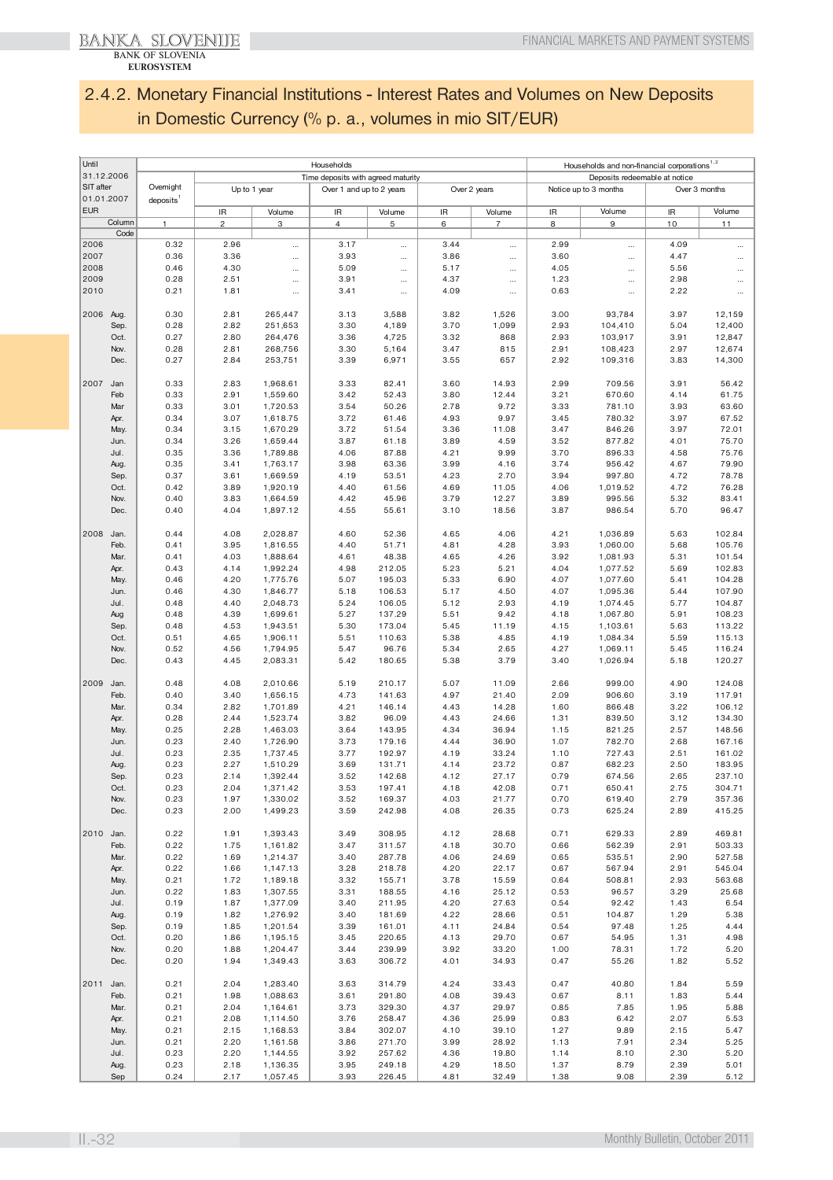## 2.4.2. Monetary Financial Institutions - Interest Rates and Volumes on New Deposits in Domestic Currency (% p. a., volumes in mio SIT/EUR)

| Until 31.12.2006 SIT after 01.01.2007 EUR | Households | | | | | | | Households and non-financial corporations[1,2] | | | |
|---|---|---|---|---|---|---|---|---|---|---|---|
| | Overnight deposits[1] | Time deposits with agreed maturity | | | | | | Deposits redeemable at notice | | | |
| | | Up to 1 year | | Over 1 and up to 2 years | | Over 2 years | | Notice up to 3 months | | Over 3 months | |
| | | IR | Volume | IR | Volume | IR | Volume | IR | Volume | IR | Volume |
| Column | 1 | 2 | 3 | 4 | 5 | 6 | 7 | 8 | 9 | 10 | 11 |
| Code | | | | | | | | | | | |
| 2006 | 0.32 | 2.96 | ... | 3.17 | ... | 3.44 | ... | 2.99 | ... | 4.09 | ... |
| 2007 | 0.36 | 3.36 | ... | 3.93 | ... | 3.86 | ... | 3.60 | ... | 4.47 | ... |
| 2008 | 0.46 | 4.30 | ... | 5.09 | ... | 5.17 | ... | 4.05 | ... | 5.56 | ... |
| 2009 | 0.28 | 2.51 | ... | 3.91 | ... | 4.37 | ... | 1.23 | ... | 2.98 | ... |
| 2010 | 0.21 | 1.81 | ... | 3.41 | ... | 4.09 | ... | 0.63 | ... | 2.22 | ... |
| 2006 Aug. | 0.30 | 2.81 | 265,447 | 3.13 | 3,588 | 3.82 | 1,526 | 3.00 | 93,784 | 3.97 | 12,159 |
| Sep. | 0.28 | 2.82 | 251,653 | 3.30 | 4,189 | 3.70 | 1,099 | 2.93 | 104,410 | 5.04 | 12,400 |
| Oct. | 0.27 | 2.80 | 264,476 | 3.36 | 4,725 | 3.32 | 868 | 2.93 | 103,917 | 3.91 | 12,847 |
| Nov. | 0.28 | 2.81 | 268,756 | 3.30 | 5,164 | 3.47 | 815 | 2.91 | 108,423 | 2.97 | 12,674 |
| Dec. | 0.27 | 2.84 | 253,751 | 3.39 | 6,971 | 3.55 | 657 | 2.92 | 109,316 | 3.83 | 14,300 |
| 2007 Jan | 0.33 | 2.83 | 1,968.61 | 3.33 | 82.41 | 3.60 | 14.93 | 2.99 | 709.56 | 3.91 | 56.42 |
| Feb | 0.33 | 2.91 | 1,559.60 | 3.42 | 52.43 | 3.80 | 12.44 | 3.21 | 670.60 | 4.14 | 61.75 |
| Mar | 0.33 | 3.01 | 1,720.53 | 3.54 | 50.26 | 2.78 | 9.72 | 3.33 | 781.10 | 3.93 | 63.60 |
| Apr. | 0.34 | 3.07 | 1,618.75 | 3.72 | 61.46 | 4.93 | 9.97 | 3.45 | 780.32 | 3.97 | 67.52 |
| May. | 0.34 | 3.15 | 1,670.29 | 3.72 | 51.54 | 3.36 | 11.08 | 3.47 | 846.26 | 3.97 | 72.01 |
| Jun. | 0.34 | 3.26 | 1,659.44 | 3.87 | 61.18 | 3.89 | 4.59 | 3.52 | 877.82 | 4.01 | 75.70 |
| Jul. | 0.35 | 3.36 | 1,789.88 | 4.06 | 87.88 | 4.21 | 9.99 | 3.70 | 896.33 | 4.58 | 75.76 |
| Aug. | 0.35 | 3.41 | 1,763.17 | 3.98 | 63.36 | 3.99 | 4.16 | 3.74 | 956.42 | 4.67 | 79.90 |
| Sep. | 0.37 | 3.61 | 1,669.59 | 4.19 | 53.51 | 4.23 | 2.70 | 3.94 | 997.80 | 4.72 | 78.78 |
| Oct. | 0.42 | 3.89 | 1,920.19 | 4.40 | 61.56 | 4.69 | 11.05 | 4.06 | 1,019.52 | 4.72 | 76.28 |
| Nov. | 0.40 | 3.83 | 1,664.59 | 4.42 | 45.96 | 3.79 | 12.27 | 3.89 | 995.56 | 5.32 | 83.41 |
| Dec. | 0.40 | 4.04 | 1,897.12 | 4.55 | 55.61 | 3.10 | 18.56 | 3.87 | 986.54 | 5.70 | 96.47 |
| 2008 Jan. | 0.44 | 4.08 | 2,028.87 | 4.60 | 52.36 | 4.65 | 4.06 | 4.21 | 1,036.89 | 5.63 | 102.84 |
| Feb. | 0.41 | 3.95 | 1,816.55 | 4.40 | 51.71 | 4.81 | 4.28 | 3.93 | 1,060.00 | 5.68 | 105.76 |
| Mar. | 0.41 | 4.03 | 1,888.64 | 4.61 | 48.38 | 4.65 | 4.26 | 3.92 | 1,081.93 | 5.31 | 101.54 |
| Apr. | 0.43 | 4.14 | 1,992.24 | 4.98 | 212.05 | 5.23 | 5.21 | 4.04 | 1,077.52 | 5.69 | 102.83 |
| May. | 0.46 | 4.20 | 1,775.76 | 5.07 | 195.03 | 5.33 | 6.90 | 4.07 | 1,077.60 | 5.41 | 104.28 |
| Jun. | 0.46 | 4.30 | 1,846.77 | 5.18 | 106.53 | 5.17 | 4.50 | 4.07 | 1,095.36 | 5.44 | 107.90 |
| Jul. | 0.48 | 4.40 | 2,048.73 | 5.24 | 106.05 | 5.12 | 2.93 | 4.19 | 1,074.45 | 5.77 | 104.87 |
| Aug | 0.48 | 4.39 | 1,699.61 | 5.27 | 137.29 | 5.51 | 9.42 | 4.18 | 1,067.80 | 5.91 | 108.23 |
| Sep. | 0.48 | 4.53 | 1,943.51 | 5.30 | 173.04 | 5.45 | 11.19 | 4.15 | 1,103.61 | 5.63 | 113.22 |
| Oct. | 0.51 | 4.65 | 1,906.11 | 5.51 | 110.63 | 5.38 | 4.85 | 4.19 | 1,084.34 | 5.59 | 115.13 |
| Nov. | 0.52 | 4.56 | 1,794.95 | 5.47 | 96.76 | 5.34 | 2.65 | 4.27 | 1,069.11 | 5.45 | 116.24 |
| Dec. | 0.43 | 4.45 | 2,083.31 | 5.42 | 180.65 | 5.38 | 3.79 | 3.40 | 1,026.94 | 5.18 | 120.27 |
| 2009 Jan. | 0.48 | 4.08 | 2,010.66 | 5.19 | 210.17 | 5.07 | 11.09 | 2.66 | 999.00 | 4.90 | 124.08 |
| Feb. | 0.40 | 3.40 | 1,656.15 | 4.73 | 141.63 | 4.97 | 21.40 | 2.09 | 906.60 | 3.19 | 117.91 |
| Mar. | 0.34 | 2.82 | 1,701.89 | 4.21 | 146.14 | 4.43 | 14.28 | 1.60 | 866.48 | 3.22 | 106.12 |
| Apr. | 0.28 | 2.44 | 1,523.74 | 3.82 | 96.09 | 4.43 | 24.66 | 1.31 | 839.50 | 3.12 | 134.30 |
| May. | 0.25 | 2.28 | 1,463.03 | 3.64 | 143.95 | 4.34 | 36.94 | 1.15 | 821.25 | 2.57 | 148.56 |
| Jun. | 0.23 | 2.40 | 1,726.90 | 3.73 | 179.16 | 4.44 | 36.90 | 1.07 | 782.70 | 2.68 | 167.16 |
| Jul. | 0.23 | 2.35 | 1,737.45 | 3.77 | 192.97 | 4.19 | 33.24 | 1.10 | 727.43 | 2.51 | 161.02 |
| Aug. | 0.23 | 2.27 | 1,510.29 | 3.69 | 131.71 | 4.14 | 23.72 | 0.87 | 682.23 | 2.50 | 183.95 |
| Sep. | 0.23 | 2.14 | 1,392.44 | 3.52 | 142.68 | 4.12 | 27.17 | 0.79 | 674.56 | 2.65 | 237.10 |
| Oct. | 0.23 | 2.04 | 1,371.42 | 3.53 | 197.41 | 4.18 | 42.08 | 0.71 | 650.41 | 2.75 | 304.71 |
| Nov. | 0.23 | 1.97 | 1,330.02 | 3.52 | 169.37 | 4.03 | 21.77 | 0.70 | 619.40 | 2.79 | 357.36 |
| Dec. | 0.23 | 2.00 | 1,499.23 | 3.59 | 242.98 | 4.08 | 26.35 | 0.73 | 625.24 | 2.89 | 415.25 |
| 2010 Jan. | 0.22 | 1.91 | 1,393.43 | 3.49 | 308.95 | 4.12 | 28.68 | 0.71 | 629.33 | 2.89 | 469.81 |
| Feb. | 0.22 | 1.75 | 1,161.82 | 3.47 | 311.57 | 4.18 | 30.70 | 0.66 | 562.39 | 2.91 | 503.33 |
| Mar. | 0.22 | 1.69 | 1,214.37 | 3.40 | 287.78 | 4.06 | 24.69 | 0.65 | 535.51 | 2.90 | 527.58 |
| Apr. | 0.22 | 1.66 | 1,147.13 | 3.28 | 218.78 | 4.20 | 22.17 | 0.67 | 567.94 | 2.91 | 545.04 |
| May. | 0.21 | 1.72 | 1,189.18 | 3.32 | 155.71 | 3.78 | 15.59 | 0.64 | 508.81 | 2.93 | 563.68 |
| Jun. | 0.22 | 1.83 | 1,307.55 | 3.31 | 188.55 | 4.16 | 25.12 | 0.53 | 96.57 | 3.29 | 25.68 |
| Jul. | 0.19 | 1.87 | 1,377.09 | 3.40 | 211.95 | 4.20 | 27.63 | 0.54 | 92.42 | 1.43 | 6.54 |
| Aug. | 0.19 | 1.82 | 1,276.92 | 3.40 | 181.69 | 4.22 | 28.66 | 0.51 | 104.87 | 1.29 | 5.38 |
| Sep. | 0.19 | 1.85 | 1,201.54 | 3.39 | 161.01 | 4.11 | 24.84 | 0.54 | 97.48 | 1.25 | 4.44 |
| Oct. | 0.20 | 1.86 | 1,195.15 | 3.45 | 220.65 | 4.13 | 29.70 | 0.67 | 54.95 | 1.31 | 4.98 |
| Nov. | 0.20 | 1.88 | 1,204.47 | 3.44 | 239.99 | 3.92 | 33.20 | 1.00 | 78.31 | 1.72 | 5.20 |
| Dec. | 0.20 | 1.94 | 1,349.43 | 3.63 | 306.72 | 4.01 | 34.93 | 0.47 | 55.26 | 1.82 | 5.52 |
| 2011 Jan. | 0.21 | 2.04 | 1,283.40 | 3.63 | 314.79 | 4.24 | 33.43 | 0.47 | 40.80 | 1.84 | 5.59 |
| Feb. | 0.21 | 1.98 | 1,088.63 | 3.61 | 291.80 | 4.08 | 39.43 | 0.67 | 8.11 | 1.83 | 5.44 |
| Mar. | 0.21 | 2.04 | 1,164.61 | 3.73 | 329.30 | 4.37 | 29.97 | 0.85 | 7.85 | 1.95 | 5.88 |
| Apr. | 0.21 | 2.08 | 1,114.50 | 3.76 | 258.47 | 4.36 | 25.99 | 0.83 | 6.42 | 2.07 | 5.53 |
| May. | 0.21 | 2.15 | 1,168.53 | 3.84 | 302.07 | 4.10 | 39.10 | 1.27 | 9.89 | 2.15 | 5.47 |
| Jun. | 0.21 | 2.20 | 1,161.58 | 3.86 | 271.70 | 3.99 | 28.92 | 1.13 | 7.91 | 2.34 | 5.25 |
| Jul. | 0.23 | 2.20 | 1,144.55 | 3.92 | 257.62 | 4.36 | 19.80 | 1.14 | 8.10 | 2.30 | 5.20 |
| Aug. | 0.23 | 2.18 | 1,136.35 | 3.95 | 249.18 | 4.29 | 18.50 | 1.37 | 8.79 | 2.39 | 5.01 |
| Sep | 0.24 | 2.17 | 1,057.45 | 3.93 | 226.45 | 4.81 | 32.49 | 1.38 | 9.08 | 2.39 | 5.12 |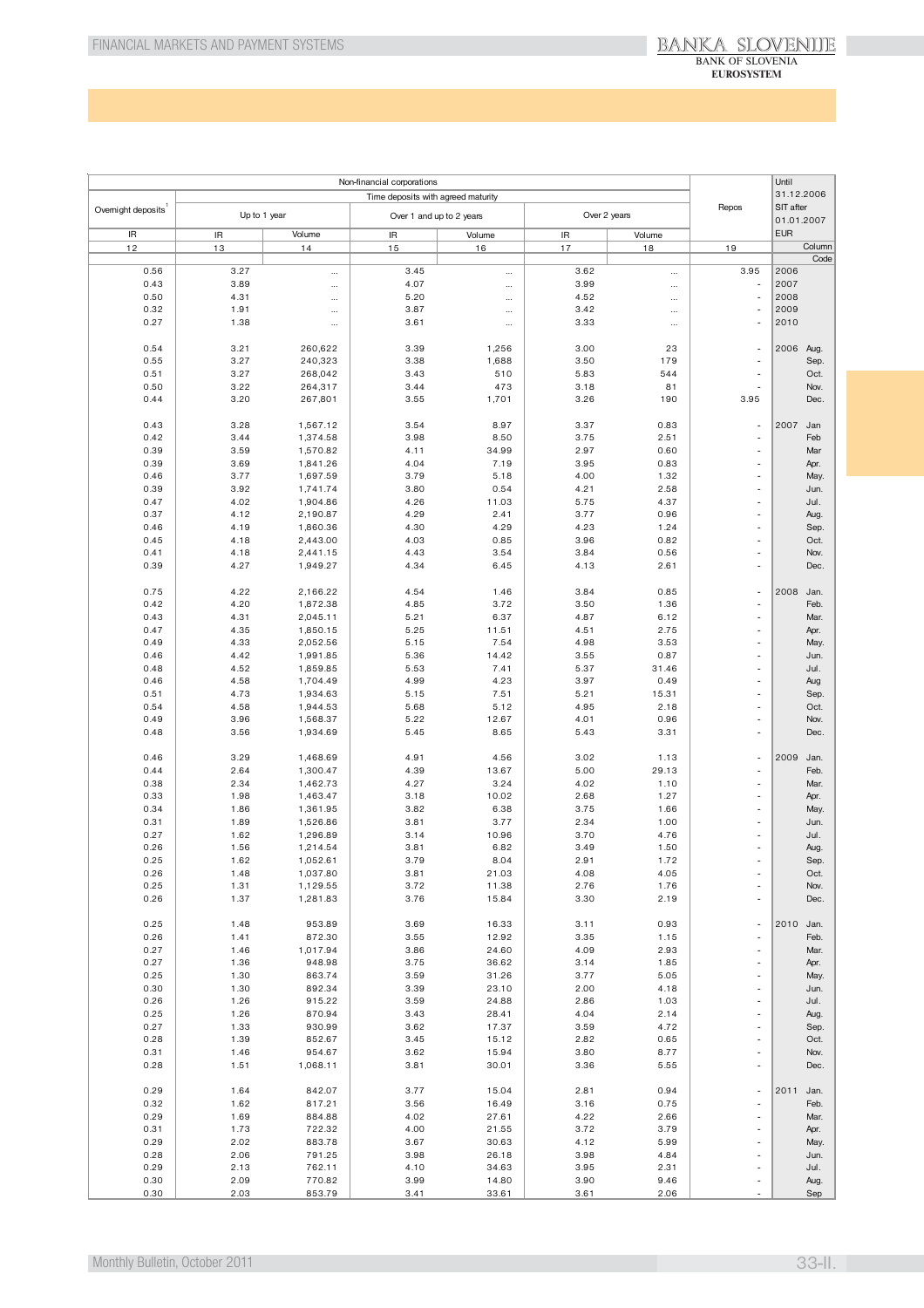| Non-financial corporations | | | | | | | | Repos | Until 31.12.2006 SIT after 01.01.2007 EUR | |
|---|---|---|---|---|---|---|---|---|---|---|
| Overnight deposits[1] | Time deposits with agreed maturity | | | | | | | | | |
| | Up to 1 year | | Over 1 and up to 2 years | | Over 2 years | | | | | |
| IR | IR | Volume | IR | Volume | IR | Volume | | | | |
| 12 | 13 | 14 | 15 | 16 | 17 | 18 | 19 | | Column | |
| | | | | | | | | | Code | |
| 0.56 | 3.27 | ... | 3.45 | ... | 3.62 | ... | 3.95 | 2006 | | |
| 0.43 | 3.89 | ... | 4.07 | ... | 3.99 | ... | - | 2007 | | |
| 0.50 | 4.31 | ... | 5.20 | ... | 4.52 | ... | - | 2008 | | |
| 0.32 | 1.91 | ... | 3.87 | ... | 3.42 | ... | - | 2009 | | |
| 0.27 | 1.38 | ... | 3.61 | ... | 3.33 | ... | - | 2010 | | |
| 0.54 | 3.21 | 260,622 | 3.39 | 1,256 | 3.00 | 23 | - | 2006 | Aug. | |
| 0.55 | 3.27 | 240,323 | 3.38 | 1,688 | 3.50 | 179 | - | | Sep. | |
| 0.51 | 3.27 | 268,042 | 3.43 | 510 | 5.83 | 544 | - | | Oct. | |
| 0.50 | 3.22 | 264,317 | 3.44 | 473 | 3.18 | 81 | - | | Nov. | |
| 0.44 | 3.20 | 267,801 | 3.55 | 1,701 | 3.26 | 190 | 3.95 | | Dec. | |
| 0.43 | 3.28 | 1,567.12 | 3.54 | 8.97 | 3.37 | 0.83 | - | 2007 | Jan | |
| 0.42 | 3.44 | 1,374.58 | 3.98 | 8.50 | 3.75 | 2.51 | - | | Feb | |
| 0.39 | 3.59 | 1,570.82 | 4.11 | 34.99 | 2.97 | 0.60 | - | | Mar | |
| 0.39 | 3.69 | 1,841.26 | 4.04 | 7.19 | 3.95 | 0.83 | - | | Apr. | |
| 0.46 | 3.77 | 1,697.59 | 3.79 | 5.18 | 4.00 | 1.32 | - | | May. | |
| 0.39 | 3.92 | 1,741.74 | 3.80 | 0.54 | 4.21 | 2.58 | - | | Jun. | |
| 0.47 | 4.02 | 1,904.86 | 4.26 | 11.03 | 5.75 | 4.37 | - | | Jul. | |
| 0.37 | 4.12 | 2,190.87 | 4.29 | 2.41 | 3.77 | 0.96 | - | | Aug. | |
| 0.46 | 4.19 | 1,860.36 | 4.30 | 4.29 | 4.23 | 1.24 | - | | Sep. | |
| 0.45 | 4.18 | 2,443.00 | 4.03 | 0.85 | 3.96 | 0.82 | - | | Oct. | |
| 0.41 | 4.18 | 2,441.15 | 4.43 | 3.54 | 3.84 | 0.56 | - | | Nov. | |
| 0.39 | 4.27 | 1,949.27 | 4.34 | 6.45 | 4.13 | 2.61 | - | | Dec. | |
| 0.75 | 4.22 | 2,166.22 | 4.54 | 1.46 | 3.84 | 0.85 | - | 2008 | Jan. | |
| 0.42 | 4.20 | 1,872.38 | 4.85 | 3.72 | 3.50 | 1.36 | - | | Feb. | |
| 0.43 | 4.31 | 2,045.11 | 5.21 | 6.37 | 4.87 | 6.12 | - | | Mar. | |
| 0.47 | 4.35 | 1,850.15 | 5.25 | 11.51 | 4.51 | 2.75 | - | | Apr. | |
| 0.49 | 4.33 | 2,052.56 | 5.15 | 7.54 | 4.98 | 3.53 | - | | May. | |
| 0.46 | 4.42 | 1,991.85 | 5.36 | 14.42 | 3.55 | 0.87 | - | | Jun. | |
| 0.48 | 4.52 | 1,859.85 | 5.53 | 7.41 | 5.37 | 31.46 | - | | Jul. | |
| 0.46 | 4.58 | 1,704.49 | 4.99 | 4.23 | 3.97 | 0.49 | - | | Aug | |
| 0.51 | 4.73 | 1,934.63 | 5.15 | 7.51 | 5.21 | 15.31 | - | | Sep. | |
| 0.54 | 4.58 | 1,944.53 | 5.68 | 5.12 | 4.95 | 2.18 | - | | Oct. | |
| 0.49 | 3.96 | 1,568.37 | 5.22 | 12.67 | 4.01 | 0.96 | - | | Nov. | |
| 0.48 | 3.56 | 1,934.69 | 5.45 | 8.65 | 5.43 | 3.31 | - | | Dec. | |
| 0.46 | 3.29 | 1,468.69 | 4.91 | 4.56 | 3.02 | 1.13 | - | 2009 | Jan. | |
| 0.44 | 2.64 | 1,300.47 | 4.39 | 13.67 | 5.00 | 29.13 | - | | Feb. | |
| 0.38 | 2.34 | 1,462.73 | 4.27 | 3.24 | 4.02 | 1.10 | - | | Mar. | |
| 0.33 | 1.98 | 1,463.47 | 3.18 | 10.02 | 2.68 | 1.27 | - | | Apr. | |
| 0.34 | 1.86 | 1,361.95 | 3.82 | 6.38 | 3.75 | 1.66 | - | | May. | |
| 0.31 | 1.89 | 1,526.86 | 3.81 | 3.77 | 2.34 | 1.00 | - | | Jun. | |
| 0.27 | 1.62 | 1,296.89 | 3.14 | 10.96 | 3.70 | 4.76 | - | | Jul. | |
| 0.26 | 1.56 | 1,214.54 | 3.81 | 6.82 | 3.49 | 1.50 | - | | Aug. | |
| 0.25 | 1.62 | 1,052.61 | 3.79 | 8.04 | 2.91 | 1.72 | - | | Sep. | |
| 0.26 | 1.48 | 1,037.80 | 3.81 | 21.03 | 4.08 | 4.05 | - | | Oct. | |
| 0.25 | 1.31 | 1,129.55 | 3.72 | 11.38 | 2.76 | 1.76 | - | | Nov. | |
| 0.26 | 1.37 | 1,281.83 | 3.76 | 15.84 | 3.30 | 2.19 | - | | Dec. | |
| 0.25 | 1.48 | 953.89 | 3.69 | 16.33 | 3.11 | 0.93 | - | 2010 | Jan. | |
| 0.26 | 1.41 | 872.30 | 3.55 | 12.92 | 3.35 | 1.15 | - | | Feb. | |
| 0.27 | 1.46 | 1,017.94 | 3.86 | 24.60 | 4.09 | 2.93 | - | | Mar. | |
| 0.27 | 1.36 | 948.98 | 3.75 | 36.62 | 3.14 | 1.85 | - | | Apr. | |
| 0.25 | 1.30 | 863.74 | 3.59 | 31.26 | 3.77 | 5.05 | - | | May. | |
| 0.30 | 1.30 | 892.34 | 3.39 | 23.10 | 2.00 | 4.18 | - | | Jun. | |
| 0.26 | 1.26 | 915.22 | 3.59 | 24.88 | 2.86 | 1.03 | - | | Jul. | |
| 0.25 | 1.26 | 870.94 | 3.43 | 28.41 | 4.04 | 2.14 | - | | Aug. | |
| 0.27 | 1.33 | 930.99 | 3.62 | 17.37 | 3.59 | 4.72 | - | | Sep. | |
| 0.28 | 1.39 | 852.67 | 3.45 | 15.12 | 2.82 | 0.65 | - | | Oct. | |
| 0.31 | 1.46 | 954.67 | 3.62 | 15.94 | 3.80 | 8.77 | - | | Nov. | |
| 0.28 | 1.51 | 1,068.11 | 3.81 | 30.01 | 3.36 | 5.55 | - | | Dec. | |
| 0.29 | 1.64 | 842.07 | 3.77 | 15.04 | 2.81 | 0.94 | - | 2011 | Jan. | |
| 0.32 | 1.62 | 817.21 | 3.56 | 16.49 | 3.16 | 0.75 | - | | Feb. | |
| 0.29 | 1.69 | 884.88 | 4.02 | 27.61 | 4.22 | 2.66 | - | | Mar. | |
| 0.31 | 1.73 | 722.32 | 4.00 | 21.55 | 3.72 | 3.79 | - | | Apr. | |
| 0.29 | 2.02 | 883.78 | 3.67 | 30.63 | 4.12 | 5.99 | - | | May. | |
| 0.28 | 2.06 | 791.25 | 3.98 | 26.18 | 3.98 | 4.84 | - | | Jun. | |
| 0.29 | 2.13 | 762.11 | 4.10 | 34.63 | 3.95 | 2.31 | - | | Jul. | |
| 0.30 | 2.09 | 770.82 | 3.99 | 14.80 | 3.90 | 9.46 | - | | Aug. | |
| 0.30 | 2.03 | 853.79 | 3.41 | 33.61 | 3.61 | 2.06 | - | | Sep | |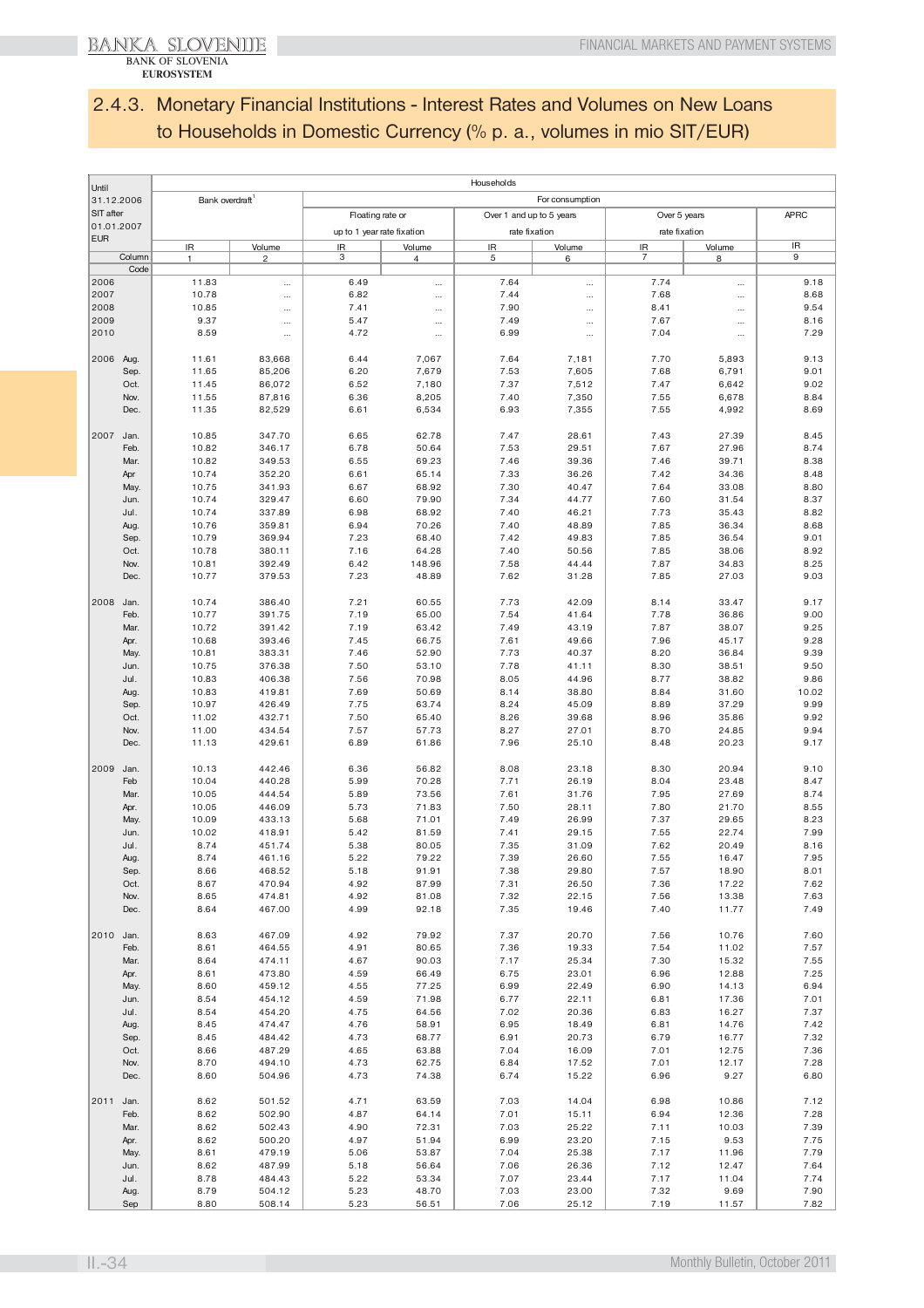## 2.4.3. Monetary Financial Institutions - Interest Rates and Volumes on New Loans to Households in Domestic Currency (% p. a., volumes in mio SIT/EUR)

| Until 31.12.2006 SIT after 01.01.2007 EUR | | Households | | | | | | | | |
|---|---|---|---|---|---|---|---|---|---|---|
| | | Bank overdraft[1] | | For consumption | | | | | | |
| | | | | Floating rate or up to 1 year rate fixation | | Over 1 and up to 5 years rate fixation | | Over 5 years rate fixation | | APRC |
| | | IR | Volume | IR | Volume | IR | Volume | IR | Volume | IR |
| | Column | 1 | 2 | 3 | 4 | 5 | 6 | 7 | 8 | 9 |
| | Code | | | | | | | | | |
| 2006 | | 11.83 | ... | 6.49 | ... | 7.64 | ... | 7.74 | ... | 9.18 |
| 2007 | | 10.78 | ... | 6.82 | ... | 7.44 | ... | 7.68 | ... | 8.68 |
| 2008 | | 10.85 | ... | 7.41 | ... | 7.90 | ... | 8.41 | ... | 9.54 |
| 2009 | | 9.37 | ... | 5.47 | ... | 7.49 | ... | 7.67 | ... | 8.16 |
| 2010 | | 8.59 | ... | 4.72 | ... | 6.99 | ... | 7.04 | ... | 7.29 |
| 2006 | Aug. | 11.61 | 83,668 | 6.44 | 7,067 | 7.64 | 7,181 | 7.70 | 5,893 | 9.13 |
| | Sep. | 11.65 | 85,206 | 6.20 | 7,679 | 7.53 | 7,605 | 7.68 | 6,791 | 9.01 |
| | Oct. | 11.45 | 86,072 | 6.52 | 7,180 | 7.37 | 7,512 | 7.47 | 6,642 | 9.02 |
| | Nov. | 11.55 | 87,816 | 6.36 | 8,205 | 7.40 | 7,350 | 7.55 | 6,678 | 8.84 |
| | Dec. | 11.35 | 82,529 | 6.61 | 6,534 | 6.93 | 7,355 | 7.55 | 4,992 | 8.69 |
| 2007 | Jan. | 10.85 | 347.70 | 6.65 | 62.78 | 7.47 | 28.61 | 7.43 | 27.39 | 8.45 |
| | Feb. | 10.82 | 346.17 | 6.78 | 50.64 | 7.53 | 29.51 | 7.67 | 27.96 | 8.74 |
| | Mar. | 10.82 | 349.53 | 6.55 | 69.23 | 7.46 | 39.36 | 7.46 | 39.71 | 8.38 |
| | Apr | 10.74 | 352.20 | 6.61 | 65.14 | 7.33 | 36.26 | 7.42 | 34.36 | 8.48 |
| | May. | 10.75 | 341.93 | 6.67 | 68.92 | 7.30 | 40.47 | 7.64 | 33.08 | 8.80 |
| | Jun. | 10.74 | 329.47 | 6.60 | 79.90 | 7.34 | 44.77 | 7.60 | 31.54 | 8.37 |
| | Jul. | 10.74 | 337.89 | 6.98 | 68.92 | 7.40 | 46.21 | 7.73 | 35.43 | 8.82 |
| | Aug. | 10.76 | 359.81 | 6.94 | 70.26 | 7.40 | 48.89 | 7.85 | 36.34 | 8.68 |
| | Sep. | 10.79 | 369.94 | 7.23 | 68.40 | 7.42 | 49.83 | 7.85 | 36.54 | 9.01 |
| | Oct. | 10.78 | 380.11 | 7.16 | 64.28 | 7.40 | 50.56 | 7.85 | 38.06 | 8.92 |
| | Nov. | 10.81 | 392.49 | 6.42 | 148.96 | 7.58 | 44.44 | 7.87 | 34.83 | 8.25 |
| | Dec. | 10.77 | 379.53 | 7.23 | 48.89 | 7.62 | 31.28 | 7.85 | 27.03 | 9.03 |
| 2008 | Jan. | 10.74 | 386.40 | 7.21 | 60.55 | 7.73 | 42.09 | 8.14 | 33.47 | 9.17 |
| | Feb. | 10.77 | 391.75 | 7.19 | 65.00 | 7.54 | 41.64 | 7.78 | 36.86 | 9.00 |
| | Mar. | 10.72 | 391.42 | 7.19 | 63.42 | 7.49 | 43.19 | 7.87 | 38.07 | 9.25 |
| | Apr. | 10.68 | 393.46 | 7.45 | 66.75 | 7.61 | 49.66 | 7.96 | 45.17 | 9.28 |
| | May. | 10.81 | 383.31 | 7.46 | 52.90 | 7.73 | 40.37 | 8.20 | 36.84 | 9.39 |
| | Jun. | 10.75 | 376.38 | 7.50 | 53.10 | 7.78 | 41.11 | 8.30 | 38.51 | 9.50 |
| | Jul. | 10.83 | 406.38 | 7.56 | 70.98 | 8.05 | 44.96 | 8.77 | 38.82 | 9.86 |
| | Aug. | 10.83 | 419.81 | 7.69 | 50.69 | 8.14 | 38.80 | 8.84 | 31.60 | 10.02 |
| | Sep. | 10.97 | 426.49 | 7.75 | 63.74 | 8.24 | 45.09 | 8.89 | 37.29 | 9.99 |
| | Oct. | 11.02 | 432.71 | 7.50 | 65.40 | 8.26 | 39.68 | 8.96 | 35.86 | 9.92 |
| | Nov. | 11.00 | 434.54 | 7.57 | 57.73 | 8.27 | 27.01 | 8.70 | 24.85 | 9.94 |
| | Dec. | 11.13 | 429.61 | 6.89 | 61.86 | 7.96 | 25.10 | 8.48 | 20.23 | 9.17 |
| 2009 | Jan. | 10.13 | 442.46 | 6.36 | 56.82 | 8.08 | 23.18 | 8.30 | 20.94 | 9.10 |
| | Feb | 10.04 | 440.28 | 5.99 | 70.28 | 7.71 | 26.19 | 8.04 | 23.48 | 8.47 |
| | Mar. | 10.05 | 444.54 | 5.89 | 73.56 | 7.61 | 31.76 | 7.95 | 27.69 | 8.74 |
| | Apr. | 10.05 | 446.09 | 5.73 | 71.83 | 7.50 | 28.11 | 7.80 | 21.70 | 8.55 |
| | May. | 10.09 | 433.13 | 5.68 | 71.01 | 7.49 | 26.99 | 7.37 | 29.65 | 8.23 |
| | Jun. | 10.02 | 418.91 | 5.42 | 81.59 | 7.41 | 29.15 | 7.55 | 22.74 | 7.99 |
| | Jul. | 8.74 | 451.74 | 5.38 | 80.05 | 7.35 | 31.09 | 7.62 | 20.49 | 8.16 |
| | Aug. | 8.74 | 461.16 | 5.22 | 79.22 | 7.39 | 26.60 | 7.55 | 16.47 | 7.95 |
| | Sep. | 8.66 | 468.52 | 5.18 | 91.91 | 7.38 | 29.80 | 7.57 | 18.90 | 8.01 |
| | Oct. | 8.67 | 470.94 | 4.92 | 87.99 | 7.31 | 26.50 | 7.36 | 17.22 | 7.62 |
| | Nov. | 8.65 | 474.81 | 4.92 | 81.08 | 7.32 | 22.15 | 7.56 | 13.38 | 7.63 |
| | Dec. | 8.64 | 467.00 | 4.99 | 92.18 | 7.35 | 19.46 | 7.40 | 11.77 | 7.49 |
| 2010 | Jan. | 8.63 | 467.09 | 4.92 | 79.92 | 7.37 | 20.70 | 7.56 | 10.76 | 7.60 |
| | Feb. | 8.61 | 464.55 | 4.91 | 80.65 | 7.36 | 19.33 | 7.54 | 11.02 | 7.57 |
| | Mar. | 8.64 | 474.11 | 4.67 | 90.03 | 7.17 | 25.34 | 7.30 | 15.32 | 7.55 |
| | Apr. | 8.61 | 473.80 | 4.59 | 66.49 | 6.75 | 23.01 | 6.96 | 12.88 | 7.25 |
| | May. | 8.60 | 459.12 | 4.55 | 77.25 | 6.99 | 22.49 | 6.90 | 14.13 | 6.94 |
| | Jun. | 8.54 | 454.12 | 4.59 | 71.98 | 6.77 | 22.11 | 6.81 | 17.36 | 7.01 |
| | Jul. | 8.54 | 454.20 | 4.75 | 64.56 | 7.02 | 20.36 | 6.83 | 16.27 | 7.37 |
| | Aug. | 8.45 | 474.47 | 4.76 | 58.91 | 6.95 | 18.49 | 6.81 | 14.76 | 7.42 |
| | Sep. | 8.45 | 484.42 | 4.73 | 68.77 | 6.91 | 20.73 | 6.79 | 16.77 | 7.32 |
| | Oct. | 8.66 | 487.29 | 4.65 | 63.88 | 7.04 | 16.09 | 7.01 | 12.75 | 7.36 |
| | Nov. | 8.70 | 494.10 | 4.73 | 62.75 | 6.84 | 17.52 | 7.01 | 12.17 | 7.28 |
| | Dec. | 8.60 | 504.96 | 4.73 | 74.38 | 6.74 | 15.22 | 6.96 | 9.27 | 6.80 |
| 2011 | Jan. | 8.62 | 501.52 | 4.71 | 63.59 | 7.03 | 14.04 | 6.98 | 10.86 | 7.12 |
| | Feb. | 8.62 | 502.90 | 4.87 | 64.14 | 7.01 | 15.11 | 6.94 | 12.36 | 7.28 |
| | Mar. | 8.62 | 502.43 | 4.90 | 72.31 | 7.03 | 25.22 | 7.11 | 10.03 | 7.39 |
| | Apr. | 8.62 | 500.20 | 4.97 | 51.94 | 6.99 | 23.20 | 7.15 | 9.53 | 7.75 |
| | May. | 8.61 | 479.19 | 5.06 | 53.87 | 7.04 | 25.38 | 7.17 | 11.96 | 7.79 |
| | Jun. | 8.62 | 487.99 | 5.18 | 56.64 | 7.06 | 26.36 | 7.12 | 12.47 | 7.64 |
| | Jul. | 8.78 | 484.43 | 5.22 | 53.34 | 7.07 | 23.44 | 7.17 | 11.04 | 7.74 |
| | Aug. | 8.79 | 504.12 | 5.23 | 48.70 | 7.03 | 23.00 | 7.32 | 9.69 | 7.90 |
| | Sep | 8.80 | 508.14 | 5.23 | 56.51 | 7.06 | 25.12 | 7.19 | 11.57 | 7.82 |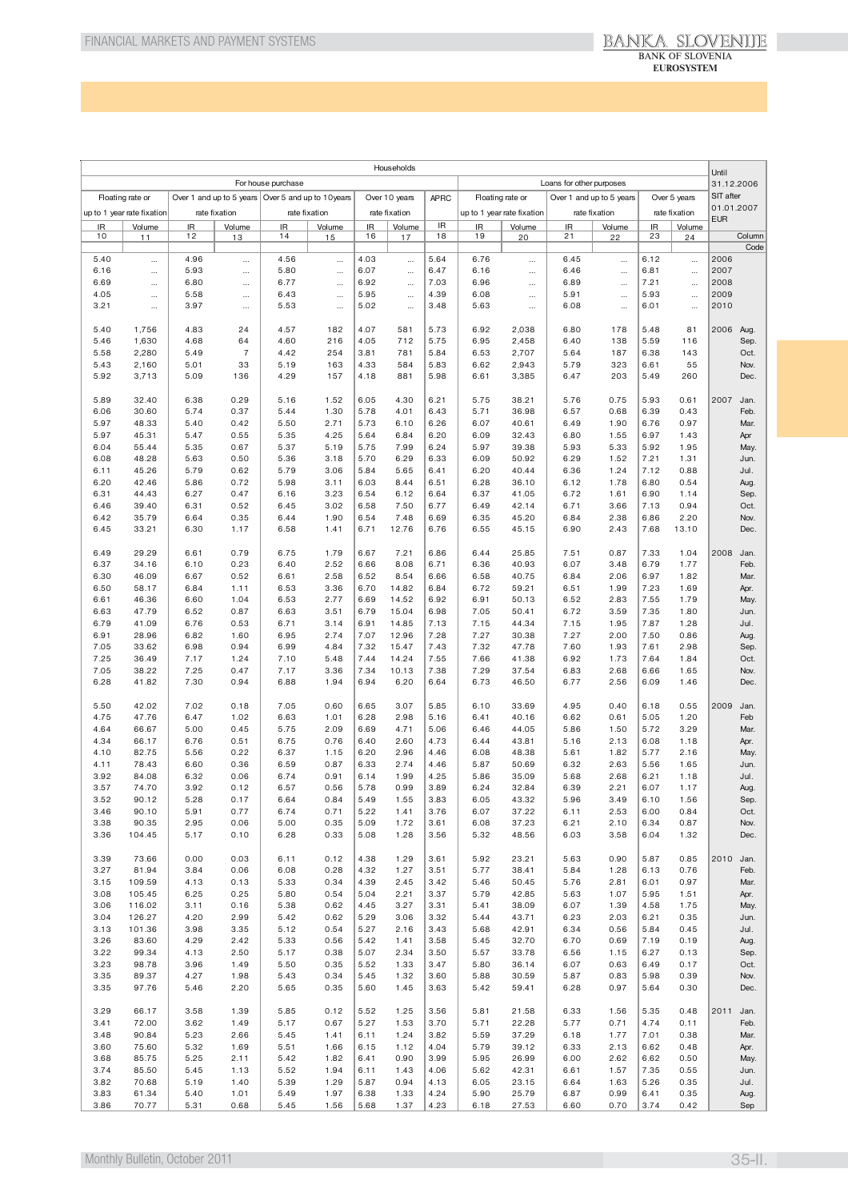| Households | | | | | | | | | | | | | | | | Until 31.12.2006 SIT after 01.01.2007 EUR | |
|---|---|---|---|---|---|---|---|---|---|---|---|---|---|---|---|---|---|
| For house purchase | | | | | | | | | Loans for other purposes | | | | | | | | |
| Floating rate or up to 1 year rate fixation | | Over 1 and up to 5 years rate fixation | | Over 5 and up to 10years rate fixation | | Over 10 years rate fixation | | APRC | Floating rate or up to 1 year rate fixation | | Over 1 and up to 5 years rate fixation | | Over 5 years rate fixation | | | | |
| IR | Volume | IR | Volume | IR | Volume | IR | Volume | IR | IR | Volume | IR | Volume | IR | Volume | | | |
| 10 | 11 | 12 | 13 | 14 | 15 | 16 | 17 | 18 | 19 | 20 | 21 | 22 | 23 | 24 | | Column | |
| | | | | | | | | | | | | | | | | Code | |
| 5.40 | ... | 4.96 | ... | 4.56 | ... | 4.03 | ... | 5.64 | 6.76 | ... | 6.45 | ... | 6.12 | ... | 2006 | | |
| 6.16 | ... | 5.93 | ... | 5.80 | ... | 6.07 | ... | 6.47 | 6.16 | ... | 6.46 | ... | 6.81 | ... | 2007 | | |
| 6.69 | ... | 6.80 | ... | 6.77 | ... | 6.92 | ... | 7.03 | 6.96 | ... | 6.89 | ... | 7.21 | ... | 2008 | | |
| 4.05 | ... | 5.58 | ... | 6.43 | ... | 5.95 | ... | 4.39 | 6.08 | ... | 5.91 | ... | 5.93 | ... | 2009 | | |
| 3.21 | ... | 3.97 | ... | 5.53 | ... | 5.02 | ... | 3.48 | 5.63 | ... | 6.08 | ... | 6.01 | ... | 2010 | | |
| 5.40 | 1,756 | 4.83 | 24 | 4.57 | 182 | 4.07 | 581 | 5.73 | 6.92 | 2,038 | 6.80 | 178 | 5.48 | 81 | 2006 | Aug. | |
| 5.46 | 1,630 | 4.68 | 64 | 4.60 | 216 | 4.05 | 712 | 5.75 | 6.95 | 2,458 | 6.40 | 138 | 5.59 | 116 | | Sep. | |
| 5.58 | 2,280 | 5.49 | 7 | 4.42 | 254 | 3.81 | 781 | 5.84 | 6.53 | 2,707 | 5.64 | 187 | 6.38 | 143 | | Oct. | |
| 5.43 | 2,160 | 5.01 | 33 | 5.19 | 163 | 4.33 | 584 | 5.83 | 6.62 | 2,943 | 5.79 | 323 | 6.61 | 55 | | Nov. | |
| 5.92 | 3,713 | 5.09 | 136 | 4.29 | 157 | 4.18 | 881 | 5.98 | 6.61 | 3,385 | 6.47 | 203 | 5.49 | 260 | | Dec. | |
| 5.89 | 32.40 | 6.38 | 0.29 | 5.16 | 1.52 | 6.05 | 4.30 | 6.21 | 5.75 | 38.21 | 5.76 | 0.75 | 5.93 | 0.61 | 2007 | Jan. | |
| 6.06 | 30.60 | 5.74 | 0.37 | 5.44 | 1.30 | 5.78 | 4.01 | 6.43 | 5.71 | 36.98 | 6.57 | 0.68 | 6.39 | 0.43 | | Feb. | |
| 5.97 | 48.33 | 5.40 | 0.42 | 5.50 | 2.71 | 5.73 | 6.10 | 6.26 | 6.07 | 40.61 | 6.49 | 1.90 | 6.76 | 0.97 | | Mar. | |
| 5.97 | 45.31 | 5.47 | 0.55 | 5.35 | 4.25 | 5.64 | 6.84 | 6.20 | 6.09 | 32.43 | 6.80 | 1.55 | 6.97 | 1.43 | | Apr | |
| 6.04 | 55.44 | 5.35 | 0.67 | 5.37 | 5.19 | 5.75 | 7.99 | 6.24 | 5.97 | 39.38 | 5.93 | 5.33 | 5.92 | 1.95 | | May. | |
| 6.08 | 48.28 | 5.63 | 0.50 | 5.36 | 3.18 | 5.70 | 6.29 | 6.33 | 6.09 | 50.92 | 6.29 | 1.52 | 7.21 | 1.31 | | Jun. | |
| 6.11 | 45.26 | 5.79 | 0.62 | 5.79 | 3.06 | 5.84 | 5.65 | 6.41 | 6.20 | 40.44 | 6.36 | 1.24 | 7.12 | 0.88 | | Jul. | |
| 6.20 | 42.46 | 5.86 | 0.72 | 5.98 | 3.11 | 6.03 | 8.44 | 6.51 | 6.28 | 36.10 | 6.12 | 1.78 | 6.80 | 0.54 | | Aug. | |
| 6.31 | 44.43 | 6.27 | 0.47 | 6.16 | 3.23 | 6.54 | 6.12 | 6.64 | 6.37 | 41.05 | 6.72 | 1.61 | 6.90 | 1.14 | | Sep. | |
| 6.46 | 39.40 | 6.31 | 0.52 | 6.45 | 3.02 | 6.58 | 7.50 | 6.77 | 6.49 | 42.14 | 6.71 | 3.66 | 7.13 | 0.94 | | Oct. | |
| 6.42 | 35.79 | 6.64 | 0.35 | 6.44 | 1.90 | 6.54 | 7.48 | 6.69 | 6.35 | 45.20 | 6.84 | 2.38 | 6.86 | 2.20 | | Nov. | |
| 6.45 | 33.21 | 6.30 | 1.17 | 6.58 | 1.41 | 6.71 | 12.76 | 6.76 | 6.55 | 45.15 | 6.90 | 2.43 | 7.68 | 13.10 | | Dec. | |
| 6.49 | 29.29 | 6.61 | 0.79 | 6.75 | 1.79 | 6.67 | 7.21 | 6.86 | 6.44 | 25.85 | 7.51 | 0.87 | 7.33 | 1.04 | 2008 | Jan. | |
| 6.37 | 34.16 | 6.10 | 0.23 | 6.40 | 2.52 | 6.66 | 8.08 | 6.71 | 6.36 | 40.93 | 6.07 | 3.48 | 6.79 | 1.77 | | Feb. | |
| 6.30 | 46.09 | 6.67 | 0.52 | 6.61 | 2.58 | 6.52 | 8.54 | 6.66 | 6.58 | 40.75 | 6.84 | 2.06 | 6.97 | 1.82 | | Mar. | |
| 6.50 | 58.17 | 6.84 | 1.11 | 6.53 | 3.36 | 6.70 | 14.82 | 6.84 | 6.72 | 59.21 | 6.51 | 1.99 | 7.23 | 1.69 | | Apr. | |
| 6.61 | 46.36 | 6.60 | 1.04 | 6.53 | 2.77 | 6.69 | 14.52 | 6.92 | 6.91 | 50.13 | 6.52 | 2.83 | 7.55 | 1.79 | | May. | |
| 6.63 | 47.79 | 6.52 | 0.87 | 6.63 | 3.51 | 6.79 | 15.04 | 6.98 | 7.05 | 50.41 | 6.72 | 3.59 | 7.35 | 1.80 | | Jun. | |
| 6.79 | 41.09 | 6.76 | 0.53 | 6.71 | 3.14 | 6.91 | 14.85 | 7.13 | 7.15 | 44.34 | 7.15 | 1.95 | 7.87 | 1.28 | | Jul. | |
| 6.91 | 28.96 | 6.82 | 1.60 | 6.95 | 2.74 | 7.07 | 12.96 | 7.28 | 7.27 | 30.38 | 7.27 | 2.00 | 7.50 | 0.86 | | Aug. | |
| 7.05 | 33.62 | 6.98 | 0.94 | 6.99 | 4.84 | 7.32 | 15.47 | 7.43 | 7.32 | 47.78 | 7.60 | 1.93 | 7.61 | 2.98 | | Sep. | |
| 7.25 | 36.49 | 7.17 | 1.24 | 7.10 | 5.48 | 7.44 | 14.24 | 7.55 | 7.66 | 41.38 | 6.92 | 1.73 | 7.64 | 1.84 | | Oct. | |
| 7.05 | 38.22 | 7.25 | 0.47 | 7.17 | 3.36 | 7.34 | 10.13 | 7.38 | 7.29 | 37.54 | 6.83 | 2.68 | 6.66 | 1.65 | | Nov. | |
| 6.28 | 41.82 | 7.30 | 0.94 | 6.88 | 1.94 | 6.94 | 6.20 | 6.64 | 6.73 | 46.50 | 6.77 | 2.56 | 6.09 | 1.46 | | Dec. | |
| 5.50 | 42.02 | 7.02 | 0.18 | 7.05 | 0.60 | 6.65 | 3.07 | 5.85 | 6.10 | 33.69 | 4.95 | 0.40 | 6.18 | 0.55 | 2009 | Jan. | |
| 4.75 | 47.76 | 6.47 | 1.02 | 6.63 | 1.01 | 6.28 | 2.98 | 5.16 | 6.41 | 40.16 | 6.62 | 0.61 | 5.05 | 1.20 | | Feb | |
| 4.64 | 66.67 | 5.00 | 0.45 | 5.75 | 2.09 | 6.69 | 4.71 | 5.06 | 6.46 | 44.05 | 5.86 | 1.50 | 5.72 | 3.29 | | Mar. | |
| 4.34 | 66.17 | 6.76 | 0.51 | 6.75 | 0.76 | 6.40 | 2.60 | 4.73 | 6.44 | 43.81 | 5.16 | 2.13 | 6.08 | 1.18 | | Apr. | |
| 4.10 | 82.75 | 5.56 | 0.22 | 6.37 | 1.15 | 6.20 | 2.96 | 4.46 | 6.08 | 48.38 | 5.61 | 1.82 | 5.77 | 2.16 | | May. | |
| 4.11 | 78.43 | 6.60 | 0.36 | 6.59 | 0.87 | 6.33 | 2.74 | 4.46 | 5.87 | 50.69 | 6.32 | 2.63 | 5.56 | 1.65 | | Jun. | |
| 3.92 | 84.08 | 6.32 | 0.06 | 6.74 | 0.91 | 6.14 | 1.99 | 4.25 | 5.86 | 35.09 | 5.68 | 2.68 | 6.21 | 1.18 | | Jul. | |
| 3.57 | 74.70 | 3.92 | 0.12 | 6.57 | 0.56 | 5.78 | 0.99 | 3.89 | 6.24 | 32.84 | 6.39 | 2.21 | 6.07 | 1.17 | | Aug. | |
| 3.52 | 90.12 | 5.28 | 0.17 | 6.64 | 0.84 | 5.49 | 1.55 | 3.83 | 6.05 | 43.32 | 5.96 | 3.49 | 6.10 | 1.56 | | Sep. | |
| 3.46 | 90.10 | 5.91 | 0.77 | 6.74 | 0.71 | 5.22 | 1.41 | 3.76 | 6.07 | 37.22 | 6.11 | 2.53 | 6.00 | 0.84 | | Oct. | |
| 3.38 | 90.35 | 2.95 | 0.06 | 5.00 | 0.35 | 5.09 | 1.72 | 3.61 | 6.08 | 37.23 | 6.21 | 2.10 | 6.34 | 0.87 | | Nov. | |
| 3.36 | 104.45 | 5.17 | 0.10 | 6.28 | 0.33 | 5.08 | 1.28 | 3.56 | 5.32 | 48.56 | 6.03 | 3.58 | 6.04 | 1.32 | | Dec. | |
| 3.39 | 73.66 | 0.00 | 0.03 | 6.11 | 0.12 | 4.38 | 1.29 | 3.61 | 5.92 | 23.21 | 5.63 | 0.90 | 5.87 | 0.85 | 2010 | Jan. | |
| 3.27 | 81.94 | 3.84 | 0.06 | 6.08 | 0.28 | 4.32 | 1.27 | 3.51 | 5.77 | 38.41 | 5.84 | 1.28 | 6.13 | 0.76 | | Feb. | |
| 3.15 | 109.59 | 4.13 | 0.13 | 5.33 | 0.34 | 4.39 | 2.45 | 3.42 | 5.46 | 50.45 | 5.76 | 2.81 | 6.01 | 0.97 | | Mar. | |
| 3.08 | 105.45 | 6.25 | 0.25 | 5.80 | 0.54 | 5.04 | 2.21 | 3.37 | 5.79 | 42.85 | 5.63 | 1.07 | 5.95 | 1.51 | | Apr. | |
| 3.06 | 116.02 | 3.11 | 0.16 | 5.38 | 0.62 | 4.45 | 3.27 | 3.31 | 5.41 | 38.09 | 6.07 | 1.39 | 4.58 | 1.75 | | May. | |
| 3.04 | 126.27 | 4.20 | 2.99 | 5.42 | 0.62 | 5.29 | 3.06 | 3.32 | 5.44 | 43.71 | 6.23 | 2.03 | 6.21 | 0.35 | | Jun. | |
| 3.13 | 101.36 | 3.98 | 3.35 | 5.12 | 0.54 | 5.27 | 2.16 | 3.43 | 5.68 | 42.91 | 6.34 | 0.56 | 5.84 | 0.45 | | Jul. | |
| 3.26 | 83.60 | 4.29 | 2.42 | 5.33 | 0.56 | 5.42 | 1.41 | 3.58 | 5.45 | 32.70 | 6.70 | 0.69 | 7.19 | 0.19 | | Aug. | |
| 3.22 | 99.34 | 4.13 | 2.50 | 5.17 | 0.38 | 5.07 | 2.34 | 3.50 | 5.57 | 33.78 | 6.56 | 1.15 | 6.27 | 0.13 | | Sep. | |
| 3.23 | 98.78 | 3.96 | 1.49 | 5.50 | 0.35 | 5.52 | 1.33 | 3.47 | 5.80 | 36.14 | 6.07 | 0.63 | 6.49 | 0.17 | | Oct. | |
| 3.35 | 89.37 | 4.27 | 1.98 | 5.43 | 0.34 | 5.45 | 1.32 | 3.60 | 5.88 | 30.59 | 5.87 | 0.83 | 5.98 | 0.39 | | Nov. | |
| 3.35 | 97.76 | 5.46 | 2.20 | 5.65 | 0.35 | 5.60 | 1.45 | 3.63 | 5.42 | 59.41 | 6.28 | 0.97 | 5.64 | 0.30 | | Dec. | |
| 3.29 | 66.17 | 3.58 | 1.39 | 5.85 | 0.12 | 5.52 | 1.25 | 3.56 | 5.81 | 21.58 | 6.33 | 1.56 | 5.35 | 0.48 | 2011 | Jan. | |
| 3.41 | 72.00 | 3.62 | 1.49 | 5.17 | 0.67 | 5.27 | 1.53 | 3.70 | 5.71 | 22.28 | 5.77 | 0.71 | 4.74 | 0.11 | | Feb. | |
| 3.48 | 90.84 | 5.23 | 2.66 | 5.45 | 1.41 | 6.11 | 1.24 | 3.82 | 5.59 | 37.29 | 6.18 | 1.77 | 7.01 | 0.38 | | Mar. | |
| 3.60 | 75.60 | 5.32 | 1.69 | 5.51 | 1.66 | 6.15 | 1.12 | 4.04 | 5.79 | 39.12 | 6.33 | 2.13 | 6.62 | 0.48 | | Apr. | |
| 3.68 | 85.75 | 5.25 | 2.11 | 5.42 | 1.82 | 6.41 | 0.90 | 3.99 | 5.95 | 26.99 | 6.00 | 2.62 | 6.62 | 0.50 | | May. | |
| 3.74 | 85.50 | 5.45 | 1.13 | 5.52 | 1.94 | 6.11 | 1.43 | 4.06 | 5.62 | 42.31 | 6.61 | 1.57 | 7.35 | 0.55 | | Jun. | |
| 3.82 | 70.68 | 5.19 | 1.40 | 5.39 | 1.29 | 5.87 | 0.94 | 4.13 | 6.05 | 23.15 | 6.64 | 1.63 | 5.26 | 0.35 | | Jul. | |
| 3.83 | 61.34 | 5.40 | 1.01 | 5.49 | 1.97 | 6.38 | 1.33 | 4.24 | 5.90 | 25.79 | 6.87 | 0.99 | 6.41 | 0.35 | | Aug. | |
| 3.86 | 70.77 | 5.31 | 0.68 | 5.45 | 1.56 | 5.68 | 1.37 | 4.23 | 6.18 | 27.53 | 6.60 | 0.70 | 3.74 | 0.42 | | Sep | |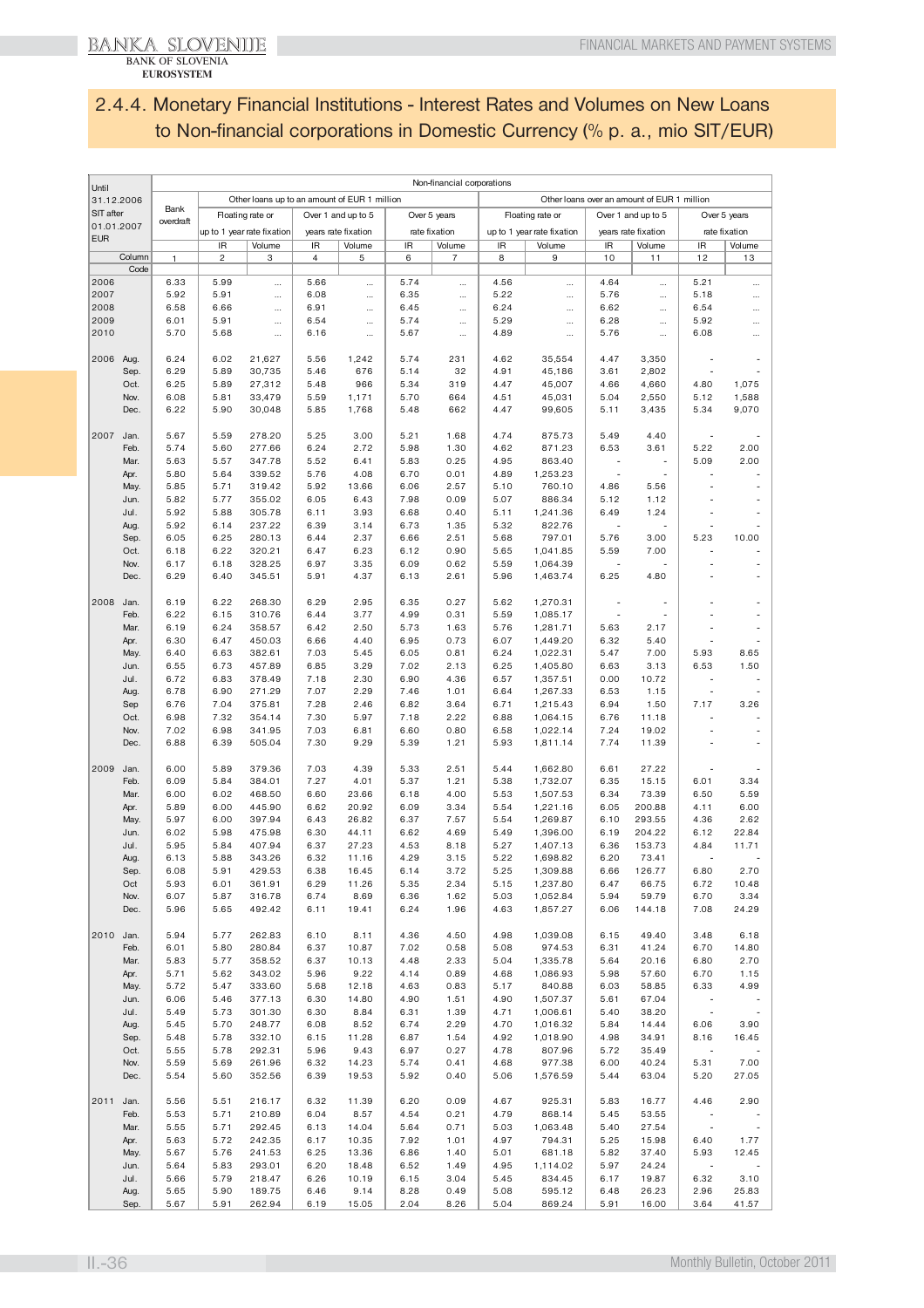## 2.4.4. Monetary Financial Institutions - Interest Rates and Volumes on New Loans to Non-financial corporations in Domestic Currency (% p. a., mio SIT/EUR)

| Until 31.12.2006 SIT after 01.01.2007 EUR | | Non-financial corporations | | | | | | | | | | | | |
|---|---|---|---|---|---|---|---|---|---|---|---|---|---|---|
| | | Bank overdraft | Other loans up to an amount of EUR 1 million | | | | | | Other loans over an amount of EUR 1 million | | | | | |
| | | | Floating rate or up to 1 year rate fixation | | Over 1 and up to 5 years rate fixation | | Over 5 years rate fixation | | Floating rate or up to 1 year rate fixation | | Over 1 and up to 5 years rate fixation | | Over 5 years rate fixation | |
| | | | IR | Volume | IR | Volume | IR | Volume | IR | Volume | IR | Volume | IR | Volume |
| | Column | 1 | 2 | 3 | 4 | 5 | 6 | 7 | 8 | 9 | 10 | 11 | 12 | 13 |
| | Code | | | | | | | | | | | | | |
| 2006 | | 6.33 | 5.99 | ... | 5.66 | ... | 5.74 | ... | 4.56 | ... | 4.64 | ... | 5.21 | ... |
| 2007 | | 5.92 | 5.91 | ... | 6.08 | ... | 6.35 | ... | 5.22 | ... | 5.76 | ... | 5.18 | ... |
| 2008 | | 6.58 | 6.66 | ... | 6.91 | ... | 6.45 | ... | 6.24 | ... | 6.62 | ... | 6.54 | ... |
| 2009 | | 6.01 | 5.91 | ... | 6.54 | ... | 5.74 | ... | 5.29 | ... | 6.28 | ... | 5.92 | ... |
| 2010 | | 5.70 | 5.68 | ... | 6.16 | ... | 5.67 | ... | 4.89 | ... | 5.76 | ... | 6.08 | ... |
| 2006 | Aug. | 6.24 | 6.02 | 21,627 | 5.56 | 1,242 | 5.74 | 231 | 4.62 | 35,554 | 4.47 | 3,350 | - | - |
| | Sep. | 6.29 | 5.89 | 30,735 | 5.46 | 676 | 5.14 | 32 | 4.91 | 45,186 | 3.61 | 2,802 | - | - |
| | Oct. | 6.25 | 5.89 | 27,312 | 5.48 | 966 | 5.34 | 319 | 4.47 | 45,007 | 4.66 | 4,660 | 4.80 | 1,075 |
| | Nov. | 6.08 | 5.81 | 33,479 | 5.59 | 1,171 | 5.70 | 664 | 4.51 | 45,031 | 5.04 | 2,550 | 5.12 | 1,588 |
| | Dec. | 6.22 | 5.90 | 30,048 | 5.85 | 1,768 | 5.48 | 662 | 4.47 | 99,605 | 5.11 | 3,435 | 5.34 | 9,070 |
| 2007 | Jan. | 5.67 | 5.59 | 278.20 | 5.25 | 3.00 | 5.21 | 1.68 | 4.74 | 875.73 | 5.49 | 4.40 | - | - |
| | Feb. | 5.74 | 5.60 | 277.66 | 6.24 | 2.72 | 5.98 | 1.30 | 4.62 | 871.23 | 6.53 | 3.61 | 5.22 | 2.00 |
| | Mar. | 5.63 | 5.57 | 347.78 | 5.52 | 6.41 | 5.83 | 0.25 | 4.95 | 863.40 | - | - | 5.09 | 2.00 |
| | Apr. | 5.80 | 5.64 | 339.52 | 5.76 | 4.08 | 6.70 | 0.01 | 4.89 | 1,253.23 | - | - | - | - |
| | May. | 5.85 | 5.71 | 319.42 | 5.92 | 13.66 | 6.06 | 2.57 | 5.10 | 760.10 | 4.86 | 5.56 | - | - |
| | Jun. | 5.82 | 5.77 | 355.02 | 6.05 | 6.43 | 7.98 | 0.09 | 5.07 | 886.34 | 5.12 | 1.12 | - | - |
| | Jul. | 5.92 | 5.88 | 305.78 | 6.11 | 3.93 | 6.68 | 0.40 | 5.11 | 1,241.36 | 6.49 | 1.24 | - | - |
| | Aug. | 5.92 | 6.14 | 237.22 | 6.39 | 3.14 | 6.73 | 1.35 | 5.32 | 822.76 | - | - | - | - |
| | Sep. | 6.05 | 6.25 | 280.13 | 6.44 | 2.37 | 6.66 | 2.51 | 5.68 | 797.01 | 5.76 | 3.00 | 5.23 | 10.00 |
| | Oct. | 6.18 | 6.22 | 320.21 | 6.47 | 6.23 | 6.12 | 0.90 | 5.65 | 1,041.85 | 5.59 | 7.00 | - | - |
| | Nov. | 6.17 | 6.18 | 328.25 | 6.97 | 3.35 | 6.09 | 0.62 | 5.59 | 1,064.39 | - | - | - | - |
| | Dec. | 6.29 | 6.40 | 345.51 | 5.91 | 4.37 | 6.13 | 2.61 | 5.96 | 1,463.74 | 6.25 | 4.80 | - | - |
| 2008 | Jan. | 6.19 | 6.22 | 268.30 | 6.29 | 2.95 | 6.35 | 0.27 | 5.62 | 1,270.31 | - | - | - | - |
| | Feb. | 6.22 | 6.15 | 310.76 | 6.44 | 3.77 | 4.99 | 0.31 | 5.59 | 1,085.17 | - | - | - | - |
| | Mar. | 6.19 | 6.24 | 358.57 | 6.42 | 2.50 | 5.73 | 1.63 | 5.76 | 1,281.71 | 5.63 | 2.17 | - | - |
| | Apr. | 6.30 | 6.47 | 450.03 | 6.66 | 4.40 | 6.95 | 0.73 | 6.07 | 1,449.20 | 6.32 | 5.40 | - | - |
| | May. | 6.40 | 6.63 | 382.61 | 7.03 | 5.45 | 6.05 | 0.81 | 6.24 | 1,022.31 | 5.47 | 7.00 | 5.93 | 8.65 |
| | Jun. | 6.55 | 6.73 | 457.89 | 6.85 | 3.29 | 7.02 | 2.13 | 6.25 | 1,405.80 | 6.63 | 3.13 | 6.53 | 1.50 |
| | Jul. | 6.72 | 6.83 | 378.49 | 7.18 | 2.30 | 6.90 | 4.36 | 6.57 | 1,357.51 | 0.00 | 10.72 | - | - |
| | Aug. | 6.78 | 6.90 | 271.29 | 7.07 | 2.29 | 7.46 | 1.01 | 6.64 | 1,267.33 | 6.53 | 1.15 | - | - |
| | Sep | 6.76 | 7.04 | 375.81 | 7.28 | 2.46 | 6.82 | 3.64 | 6.71 | 1,215.43 | 6.94 | 1.50 | 7.17 | 3.26 |
| | Oct. | 6.98 | 7.32 | 354.14 | 7.30 | 5.97 | 7.18 | 2.22 | 6.88 | 1,064.15 | 6.76 | 11.18 | - | - |
| | Nov. | 7.02 | 6.98 | 341.95 | 7.03 | 6.81 | 6.60 | 0.80 | 6.58 | 1,022.14 | 7.24 | 19.02 | - | - |
| | Dec. | 6.88 | 6.39 | 505.04 | 7.30 | 9.29 | 5.39 | 1.21 | 5.93 | 1,811.14 | 7.74 | 11.39 | - | - |
| 2009 | Jan. | 6.00 | 5.89 | 379.36 | 7.03 | 4.39 | 5.33 | 2.51 | 5.44 | 1,662.80 | 6.61 | 27.22 | - | - |
| | Feb. | 6.09 | 5.84 | 384.01 | 7.27 | 4.01 | 5.37 | 1.21 | 5.38 | 1,732.07 | 6.35 | 15.15 | 6.01 | 3.34 |
| | Mar. | 6.00 | 6.02 | 468.50 | 6.60 | 23.66 | 6.18 | 4.00 | 5.53 | 1,507.53 | 6.34 | 73.39 | 6.50 | 5.59 |
| | Apr. | 5.89 | 6.00 | 445.90 | 6.62 | 20.92 | 6.09 | 3.34 | 5.54 | 1,221.16 | 6.05 | 200.88 | 4.11 | 6.00 |
| | May. | 5.97 | 6.00 | 397.94 | 6.43 | 26.82 | 6.37 | 7.57 | 5.54 | 1,269.87 | 6.10 | 293.55 | 4.36 | 2.62 |
| | Jun. | 6.02 | 5.98 | 475.98 | 6.30 | 44.11 | 6.62 | 4.69 | 5.49 | 1,396.00 | 6.19 | 204.22 | 6.12 | 22.84 |
| | Jul. | 5.95 | 5.84 | 407.94 | 6.37 | 27.23 | 4.53 | 8.18 | 5.27 | 1,407.13 | 6.36 | 153.73 | 4.84 | 11.71 |
| | Aug. | 6.13 | 5.88 | 343.26 | 6.32 | 11.16 | 4.29 | 3.15 | 5.22 | 1,698.82 | 6.20 | 73.41 | - | - |
| | Sep. | 6.08 | 5.91 | 429.53 | 6.38 | 16.45 | 6.14 | 3.72 | 5.25 | 1,309.88 | 6.66 | 126.77 | 6.80 | 2.70 |
| | Oct | 5.93 | 6.01 | 361.91 | 6.29 | 11.26 | 5.35 | 2.34 | 5.15 | 1,237.80 | 6.47 | 66.75 | 6.72 | 10.48 |
| | Nov. | 6.07 | 5.87 | 316.78 | 6.74 | 8.69 | 6.36 | 1.62 | 5.03 | 1,052.84 | 5.94 | 59.79 | 6.70 | 3.34 |
| | Dec. | 5.96 | 5.65 | 492.42 | 6.11 | 19.41 | 6.24 | 1.96 | 4.63 | 1,857.27 | 6.06 | 144.18 | 7.08 | 24.29 |
| 2010 | Jan. | 5.94 | 5.77 | 262.83 | 6.10 | 8.11 | 4.36 | 4.50 | 4.98 | 1,039.08 | 6.15 | 49.40 | 3.48 | 6.18 |
| | Feb. | 6.01 | 5.80 | 280.84 | 6.37 | 10.87 | 7.02 | 0.58 | 5.08 | 974.53 | 6.31 | 41.24 | 6.70 | 14.80 |
| | Mar. | 5.83 | 5.77 | 358.52 | 6.37 | 10.13 | 4.48 | 2.33 | 5.04 | 1,335.78 | 5.64 | 20.16 | 6.80 | 2.70 |
| | Apr. | 5.71 | 5.62 | 343.02 | 5.96 | 9.22 | 4.14 | 0.89 | 4.68 | 1,086.93 | 5.98 | 57.60 | 6.70 | 1.15 |
| | May. | 5.72 | 5.47 | 333.60 | 5.68 | 12.18 | 4.63 | 0.83 | 5.17 | 840.88 | 6.03 | 58.85 | 6.33 | 4.99 |
| | Jun. | 6.06 | 5.46 | 377.13 | 6.30 | 14.80 | 4.90 | 1.51 | 4.90 | 1,507.37 | 5.61 | 67.04 | - | - |
| | Jul. | 5.49 | 5.73 | 301.30 | 6.30 | 8.84 | 6.31 | 1.39 | 4.71 | 1,006.61 | 5.40 | 38.20 | - | - |
| | Aug. | 5.45 | 5.70 | 248.77 | 6.08 | 8.52 | 6.74 | 2.29 | 4.70 | 1,016.32 | 5.84 | 14.44 | 6.06 | 3.90 |
| | Sep. | 5.48 | 5.78 | 332.10 | 6.15 | 11.28 | 6.87 | 1.54 | 4.92 | 1,018.90 | 4.98 | 34.91 | 8.16 | 16.45 |
| | Oct. | 5.55 | 5.78 | 292.31 | 5.96 | 9.43 | 6.97 | 0.27 | 4.78 | 807.96 | 5.72 | 35.49 | - | - |
| | Nov. | 5.59 | 5.69 | 261.96 | 6.32 | 14.23 | 5.74 | 0.41 | 4.68 | 977.38 | 6.00 | 40.24 | 5.31 | 7.00 |
| | Dec. | 5.54 | 5.60 | 352.56 | 6.39 | 19.53 | 5.92 | 0.40 | 5.06 | 1,576.59 | 5.44 | 63.04 | 5.20 | 27.05 |
| 2011 | Jan. | 5.56 | 5.51 | 216.17 | 6.32 | 11.39 | 6.20 | 0.09 | 4.67 | 925.31 | 5.83 | 16.77 | 4.46 | 2.90 |
| | Feb. | 5.53 | 5.71 | 210.89 | 6.04 | 8.57 | 4.54 | 0.21 | 4.79 | 868.14 | 5.45 | 53.55 | - | - |
| | Mar. | 5.55 | 5.71 | 292.45 | 6.13 | 14.04 | 5.64 | 0.71 | 5.03 | 1,063.48 | 5.40 | 27.54 | - | - |
| | Apr. | 5.63 | 5.72 | 242.35 | 6.17 | 10.35 | 7.92 | 1.01 | 4.97 | 794.31 | 5.25 | 15.98 | 6.40 | 1.77 |
| | May. | 5.67 | 5.76 | 241.53 | 6.25 | 13.36 | 6.86 | 1.40 | 5.01 | 681.18 | 5.82 | 37.40 | 5.93 | 12.45 |
| | Jun. | 5.64 | 5.83 | 293.01 | 6.20 | 18.48 | 6.52 | 1.49 | 4.95 | 1,114.02 | 5.97 | 24.24 | - | - |
| | Jul. | 5.66 | 5.79 | 218.47 | 6.26 | 10.19 | 6.15 | 3.04 | 5.45 | 834.45 | 6.17 | 19.87 | 6.32 | 3.10 |
| | Aug. | 5.65 | 5.90 | 189.75 | 6.46 | 9.14 | 8.28 | 0.49 | 5.08 | 595.12 | 6.48 | 26.23 | 2.96 | 25.83 |
| | Sep. | 5.67 | 5.91 | 262.94 | 6.19 | 15.05 | 2.04 | 8.26 | 5.04 | 869.24 | 5.91 | 16.00 | 3.64 | 41.57 |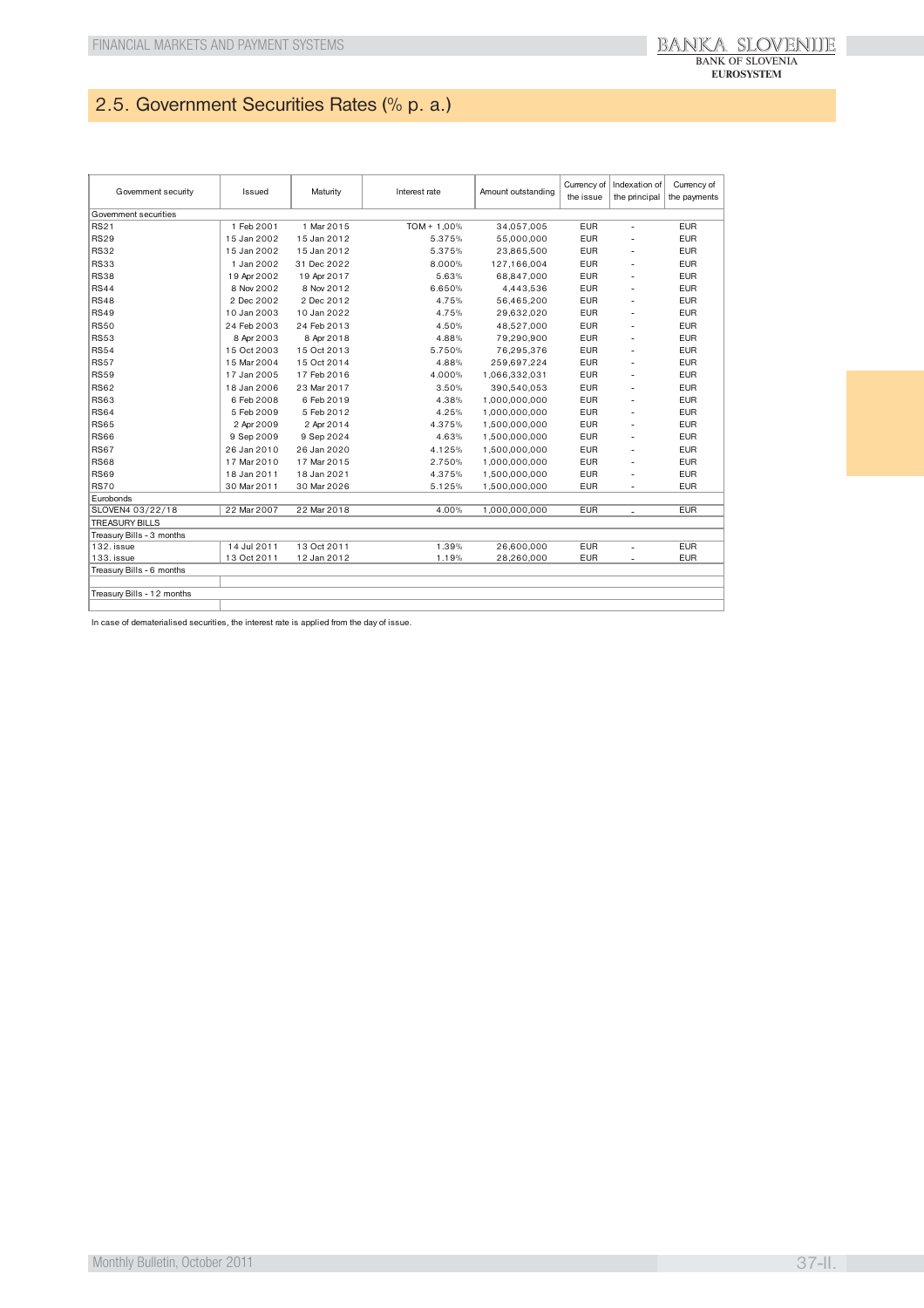## 2.5. Government Securities Rates (% p. a.)

| Government security | Issued | Maturity | Interest rate | Amount outstanding | Currency of the issue | Indexation of the principal | Currency of the payments |
|---|---|---|---|---|---|---|---|
| Government securities | | | | | | | |
| RS21 | 1 Feb 2001 | 1 Mar 2015 | TOM + 1,00% | 34,057,005 | EUR | - | EUR |
| RS29 | 15 Jan 2002 | 15 Jan 2012 | 5.375% | 55,000,000 | EUR | - | EUR |
| RS32 | 15 Jan 2002 | 15 Jan 2012 | 5.375% | 23,865,500 | EUR | - | EUR |
| RS33 | 1 Jan 2002 | 31 Dec 2022 | 8.000% | 127,166,004 | EUR | - | EUR |
| RS38 | 19 Apr 2002 | 19 Apr 2017 | 5.63% | 68,847,000 | EUR | - | EUR |
| RS44 | 8 Nov 2002 | 8 Nov 2012 | 6.650% | 4,443,536 | EUR | - | EUR |
| RS48 | 2 Dec 2002 | 2 Dec 2012 | 4.75% | 56,465,200 | EUR | - | EUR |
| RS49 | 10 Jan 2003 | 10 Jan 2022 | 4.75% | 29,632,020 | EUR | - | EUR |
| RS50 | 24 Feb 2003 | 24 Feb 2013 | 4.50% | 48,527,000 | EUR | - | EUR |
| RS53 | 8 Apr 2003 | 8 Apr 2018 | 4.88% | 79,290,900 | EUR | - | EUR |
| RS54 | 15 Oct 2003 | 15 Oct 2013 | 5.750% | 76,295,376 | EUR | - | EUR |
| RS57 | 15 Mar 2004 | 15 Oct 2014 | 4.88% | 259,697,224 | EUR | - | EUR |
| RS59 | 17 Jan 2005 | 17 Feb 2016 | 4.000% | 1,066,332,031 | EUR | - | EUR |
| RS62 | 18 Jan 2006 | 23 Mar 2017 | 3.50% | 390,540,053 | EUR | - | EUR |
| RS63 | 6 Feb 2008 | 6 Feb 2019 | 4.38% | 1,000,000,000 | EUR | - | EUR |
| RS64 | 5 Feb 2009 | 5 Feb 2012 | 4.25% | 1,000,000,000 | EUR | - | EUR |
| RS65 | 2 Apr 2009 | 2 Apr 2014 | 4.375% | 1,500,000,000 | EUR | - | EUR |
| RS66 | 9 Sep 2009 | 9 Sep 2024 | 4.63% | 1,500,000,000 | EUR | - | EUR |
| RS67 | 26 Jan 2010 | 26 Jan 2020 | 4.125% | 1,500,000,000 | EUR | - | EUR |
| RS68 | 17 Mar 2010 | 17 Mar 2015 | 2.750% | 1,000,000,000 | EUR | - | EUR |
| RS69 | 18 Jan 2011 | 18 Jan 2021 | 4.375% | 1,500,000,000 | EUR | - | EUR |
| RS70 | 30 Mar 2011 | 30 Mar 2026 | 5.125% | 1,500,000,000 | EUR | - | EUR |
| Eurobonds | | | | | | | |
| SLOVEN4 03/22/18 | 22 Mar 2007 | 22 Mar 2018 | 4.00% | 1,000,000,000 | EUR | - | EUR |
| TREASURY BILLS | | | | | | | |
| Treasury Bills - 3 months | | | | | | | |
| 132. issue | 14 Jul 2011 | 13 Oct 2011 | 1.39% | 26,600,000 | EUR | - | EUR |
| 133. issue | 13 Oct 2011 | 12 Jan 2012 | 1.19% | 28,260,000 | EUR | - | EUR |
| Treasury Bills - 6 months | | | | | | | |
| | | | | | | | |
| Treasury Bills - 12 months | | | | | | | |
| | | | | | | | |

In case of dematerialised securities, the interest rate is applied from the day of issue.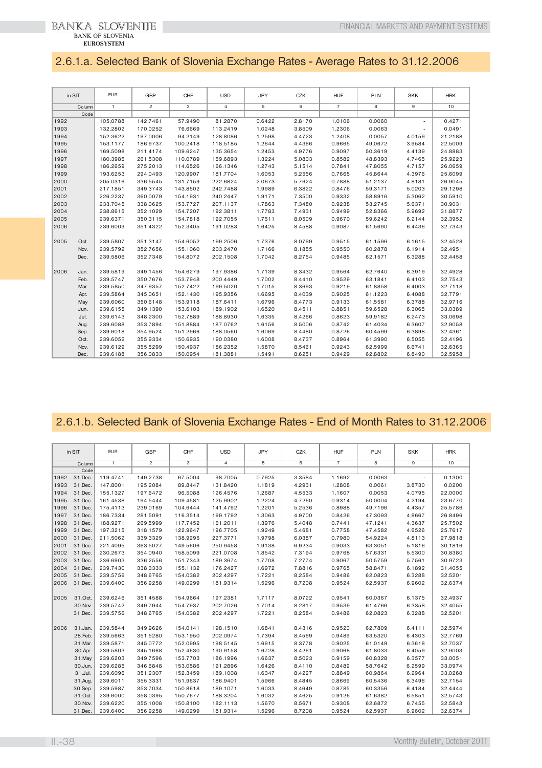## 2.6.1.a. Selected Bank of Slovenia Exchange Rates - Average Rates to 31.12.2006

| in SIT | | EUR | GBP | CHF | USD | JPY | CZK | HUF | PLN | SKK | HRK |
|---|---|---|---|---|---|---|---|---|---|---|---|
| | Column | 1 | 2 | 3 | 4 | 5 | 6 | 7 | 8 | 9 | 10 |
| | Code | | | | | | | | | | |
| 1992 | | 105.0788 | 142.7461 | 57.9490 | 81.2870 | 0.6422 | 2.8170 | 1.0106 | 0.0060 | - | 0.4271 |
| 1993 | | 132.2802 | 170.0252 | 76.6669 | 113.2419 | 1.0248 | 3.8509 | 1.2306 | 0.0063 | - | 0.0491 |
| 1994 | | 152.3622 | 197.0006 | 94.2149 | 128.8086 | 1.2598 | 4.4723 | 1.2408 | 0.0057 | 4.0159 | 21.2188 |
| 1995 | | 153.1177 | 186.9737 | 100.2418 | 118.5185 | 1.2644 | 4.4366 | 0.9665 | 49.0672 | 3.9584 | 22.5009 |
| 1996 | | 169.5098 | 211.4174 | 109.6247 | 135.3654 | 1.2453 | 4.9776 | 0.9097 | 50.3619 | 4.4139 | 24.8883 |
| 1997 | | 180.3985 | 261.5308 | 110.0789 | 159.6893 | 1.3224 | 5.0803 | 0.8582 | 48.8393 | 4.7465 | 25.9223 |
| 1998 | | 186.2659 | 275.2013 | 114.6526 | 166.1346 | 1.2743 | 5.1514 | 0.7841 | 47.8055 | 4.7157 | 26.0659 |
| 1999 | | 193.6253 | 294.0493 | 120.9907 | 181.7704 | 1.6053 | 5.2556 | 0.7665 | 45.8644 | 4.3976 | 25.6099 |
| 2000 | | 205.0316 | 336.5545 | 131.7159 | 222.6824 | 2.0673 | 5.7624 | 0.7888 | 51.2137 | 4.8181 | 26.9045 |
| 2001 | | 217.1851 | 349.3743 | 143.8502 | 242.7488 | 1.9989 | 6.3822 | 0.8476 | 59.3171 | 5.0203 | 29.1298 |
| 2002 | | 226.2237 | 360.0079 | 154.1931 | 240.2447 | 1.9171 | 7.3500 | 0.9332 | 58.8916 | 5.3062 | 30.5910 |
| 2003 | | 233.7045 | 338.0625 | 153.7727 | 207.1137 | 1.7863 | 7.3480 | 0.9238 | 53.2745 | 5.6371 | 30.9031 |
| 2004 | | 238.8615 | 352.1029 | 154.7207 | 192.3811 | 1.7783 | 7.4931 | 0.9499 | 52.8366 | 5.9692 | 31.8877 |
| 2005 | | 239.6371 | 350.3115 | 154.7818 | 192.7055 | 1.7511 | 8.0509 | 0.9670 | 59.6242 | 6.2144 | 32.3952 |
| 2006 | | 239.6009 | 351.4322 | 152.3405 | 191.0283 | 1.6425 | 8.4588 | 0.9087 | 61.5690 | 6.4436 | 32.7343 |
| 2005 | Oct. | 239.5807 | 351.3147 | 154.6052 | 199.2506 | 1.7376 | 8.0799 | 0.9515 | 61.1596 | 6.1615 | 32.4528 |
| | Nov. | 239.5792 | 352.7656 | 155.1060 | 203.2470 | 1.7166 | 8.1855 | 0.9550 | 60.2878 | 6.1914 | 32.4951 |
| | Dec. | 239.5806 | 352.7348 | 154.8072 | 202.1508 | 1.7042 | 8.2754 | 0.9485 | 62.1571 | 6.3288 | 32.4458 |
| 2006 | Jan. | 239.5819 | 349.1456 | 154.6279 | 197.9386 | 1.7139 | 8.3432 | 0.9564 | 62.7640 | 6.3919 | 32.4928 |
| | Feb. | 239.5747 | 350.7676 | 153.7948 | 200.4449 | 1.7002 | 8.4410 | 0.9529 | 63.1841 | 6.4103 | 32.7543 |
| | Mar. | 239.5850 | 347.9357 | 152.7422 | 199.5020 | 1.7015 | 8.3693 | 0.9219 | 61.8858 | 6.4003 | 32.7118 |
| | Apr. | 239.5864 | 345.0651 | 152.1430 | 195.9356 | 1.6695 | 8.4039 | 0.9025 | 61.1223 | 6.4088 | 32.7791 |
| | May | 239.6060 | 350.6148 | 153.9118 | 187.6411 | 1.6796 | 8.4773 | 0.9133 | 61.5581 | 6.3788 | 32.9716 |
| | Jun. | 239.6155 | 349.1390 | 153.6103 | 189.1902 | 1.6520 | 8.4511 | 0.8851 | 59.6528 | 6.3065 | 33.0389 |
| | Jul. | 239.6143 | 348.2300 | 152.7889 | 188.8930 | 1.6335 | 8.4266 | 0.8623 | 59.9182 | 6.2473 | 33.0698 |
| | Aug. | 239.6088 | 353.7894 | 151.8884 | 187.0762 | 1.6156 | 8.5006 | 0.8742 | 61.4034 | 6.3607 | 32.9058 |
| | Sep. | 239.6018 | 354.9524 | 151.2966 | 188.0560 | 1.6069 | 8.4480 | 0.8726 | 60.4599 | 6.3898 | 32.4361 |
| | Oct. | 239.6052 | 355.9334 | 150.6935 | 190.0380 | 1.6008 | 8.4737 | 0.8964 | 61.3990 | 6.5055 | 32.4196 |
| | Nov. | 239.6129 | 355.5299 | 150.4937 | 186.2352 | 1.5870 | 8.5461 | 0.9243 | 62.5999 | 6.6741 | 32.6365 |
| | Dec. | 239.6188 | 356.0833 | 150.0954 | 181.3881 | 1.5491 | 8.6251 | 0.9429 | 62.8802 | 6.8490 | 32.5958 |

## 2.6.1.b. Selected Bank of Slovenia Exchange Rates - End of Month Rates to 31.12.2006

| in SIT | | EUR | GBP | CHF | USD | JPY | CZK | HUF | PLN | SKK | HRK |
|---|---|---|---|---|---|---|---|---|---|---|---|
| | Column | 1 | 2 | 3 | 4 | 5 | 6 | 7 | 8 | 9 | 10 |
| | Code | | | | | | | | | | |
| 1992 | 31.Dec. | 119.4741 | 149.2738 | 67.5004 | 98.7005 | 0.7925 | 3.3584 | 1.1692 | 0.0063 | - | 0.1300 |
| 1993 | 31.Dec. | 147.8001 | 195.2084 | 89.8447 | 131.8420 | 1.1819 | 4.2931 | 1.2808 | 0.0061 | 3.8730 | 0.0200 |
| 1994 | 31.Dec. | 155.1327 | 197.6472 | 96.5088 | 126.4576 | 1.2687 | 4.5533 | 1.1607 | 0.0053 | 4.0795 | 22.0000 |
| 1995 | 31.Dec. | 161.4538 | 194.5444 | 109.4581 | 125.9902 | 1.2224 | 4.7260 | 0.9314 | 50.0004 | 4.2194 | 23.6770 |
| 1996 | 31.Dec. | 175.4113 | 239.0169 | 104.6444 | 141.4792 | 1.2201 | 5.2536 | 0.8988 | 49.7196 | 4.4357 | 25.5786 |
| 1997 | 31.Dec. | 186.7334 | 281.5091 | 116.3514 | 169.1792 | 1.3063 | 4.9700 | 0.8426 | 47.3093 | 4.8667 | 26.8496 |
| 1998 | 31.Dec. | 188.9271 | 269.5999 | 117.7452 | 161.2011 | 1.3976 | 5.4048 | 0.7441 | 47.1241 | 4.3637 | 25.7502 |
| 1999 | 31.Dec. | 197.3215 | 318.1579 | 122.9647 | 196.7705 | 1.9249 | 5.4681 | 0.7758 | 47.4582 | 4.6526 | 25.7617 |
| 2000 | 31.Dec. | 211.5062 | 339.3329 | 138.9295 | 227.3771 | 1.9798 | 6.0387 | 0.7980 | 54.9224 | 4.8113 | 27.9818 |
| 2001 | 31.Dec. | 221.4095 | 363.5027 | 149.5606 | 250.9458 | 1.9138 | 6.9234 | 0.9033 | 63.3051 | 5.1816 | 30.1816 |
| 2002 | 31.Dec. | 230.2673 | 354.0940 | 158.5099 | 221.0708 | 1.8542 | 7.3194 | 0.9768 | 57.6331 | 5.5300 | 30.8380 |
| 2003 | 31.Dec. | 236.6903 | 336.2556 | 151.7343 | 189.3674 | 1.7708 | 7.2774 | 0.9067 | 50.5759 | 5.7561 | 30.9723 |
| 2004 | 31.Dec. | 239.7430 | 338.3333 | 155.1132 | 176.2427 | 1.6972 | 7.8816 | 0.9765 | 58.8471 | 6.1892 | 31.4055 |
| 2005 | 31.Dec. | 239.5756 | 348.6765 | 154.0382 | 202.4297 | 1.7221 | 8.2584 | 0.9486 | 62.0823 | 6.3288 | 32.5201 |
| 2006 | 31.Dec. | 239.6400 | 356.9258 | 149.0299 | 181.9314 | 1.5296 | 8.7208 | 0.9524 | 62.5937 | 6.9602 | 32.6374 |
| 2005 | 31.Oct. | 239.6246 | 351.4588 | 154.9664 | 197.2381 | 1.7117 | 8.0722 | 0.9541 | 60.0367 | 6.1375 | 32.4937 |
| | 30.Nov. | 239.5742 | 349.7944 | 154.7937 | 202.7026 | 1.7014 | 8.2817 | 0.9539 | 61.4766 | 6.3358 | 32.4055 |
| | 31.Dec. | 239.5756 | 348.6765 | 154.0382 | 202.4297 | 1.7221 | 8.2584 | 0.9486 | 62.0823 | 6.3288 | 32.5201 |
| 2006 | 31.Jan. | 239.5844 | 349.9626 | 154.0141 | 198.1510 | 1.6841 | 8.4316 | 0.9520 | 62.7809 | 6.4111 | 32.5974 |
| | 28.Feb. | 239.5663 | 351.5280 | 153.1950 | 202.0974 | 1.7394 | 8.4569 | 0.9489 | 63.5320 | 6.4303 | 32.7769 |
| | 31.Mar. | 239.5871 | 345.0772 | 152.0995 | 198.5145 | 1.6915 | 8.3778 | 0.9025 | 61.0149 | 6.3618 | 32.7037 |
| | 30.Apr. | 239.5803 | 345.1668 | 152.4630 | 190.9158 | 1.6728 | 8.4261 | 0.9068 | 61.8033 | 6.4059 | 32.9003 |
| | 31.May | 239.6203 | 349.7596 | 153.7703 | 186.1996 | 1.6637 | 8.5023 | 0.9159 | 60.8328 | 6.3577 | 33.0051 |
| | 30.Jun. | 239.6285 | 346.6848 | 153.0586 | 191.2896 | 1.6426 | 8.4110 | 0.8489 | 58.7642 | 6.2599 | 33.0974 |
| | 31.Jul. | 239.6096 | 351.2307 | 152.3459 | 189.1008 | 1.6347 | 8.4227 | 0.8849 | 60.9864 | 6.2964 | 33.0268 |
| | 31.Aug. | 239.6011 | 355.3331 | 151.9637 | 186.9401 | 1.5966 | 8.4845 | 0.8669 | 60.5436 | 6.3496 | 32.7154 |
| | 30.Sep. | 239.5987 | 353.7034 | 150.8618 | 189.1071 | 1.6033 | 8.4649 | 0.8785 | 60.3356 | 6.4184 | 32.4444 |
| | 31.Oct. | 239.6000 | 358.0395 | 150.7677 | 188.3204 | 1.6032 | 8.4625 | 0.9126 | 61.6382 | 6.5851 | 32.5743 |
| | 30.Nov. | 239.6220 | 355.1008 | 150.8100 | 182.1113 | 1.5670 | 8.5671 | 0.9308 | 62.6872 | 6.7455 | 32.5843 |
| | 31.Dec. | 239.6400 | 356.9258 | 149.0299 | 181.9314 | 1.5296 | 8.7208 | 0.9524 | 62.5937 | 6.9602 | 32.6374 |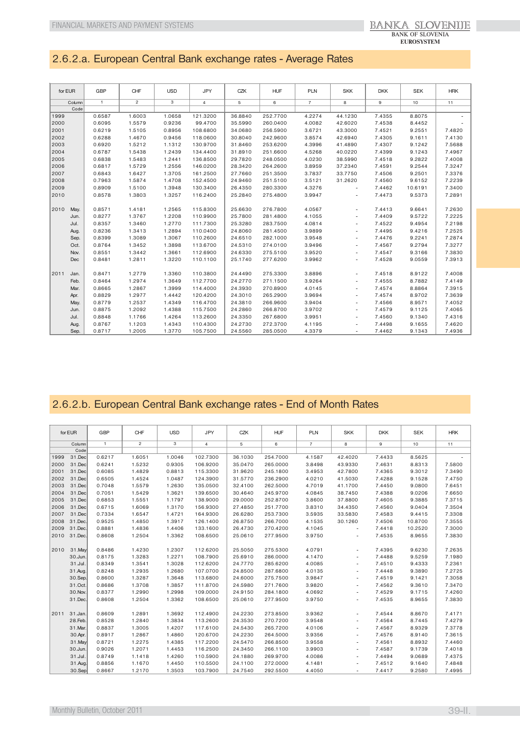## 2.6.2.a. European Central Bank exchange rates - Average Rates

| for EUR | | GBP | CHF | USD | JPY | CZK | HUF | PLN | SKK | DKK | SEK | HRK |
|---|---|---|---|---|---|---|---|---|---|---|---|---|
| | Column | 1 | 2 | 3 | 4 | 5 | 6 | 7 | 8 | 9 | 10 | 11 |
| | Code | | | | | | | | | | | |
| 1999 | | 0.6587 | 1.6003 | 1.0658 | 121.3200 | 36.8840 | 252.7700 | 4.2274 | 44.1230 | 7.4355 | 8.8075 | - |
| 2000 | | 0.6095 | 1.5579 | 0.9236 | 99.4700 | 35.5990 | 260.0400 | 4.0082 | 42.6020 | 7.4538 | 8.4452 | - |
| 2001 | | 0.6219 | 1.5105 | 0.8956 | 108.6800 | 34.0680 | 256.5900 | 3.6721 | 43.3000 | 7.4521 | 9.2551 | 7.4820 |
| 2002 | | 0.6288 | 1.4670 | 0.9456 | 118.0600 | 30.8040 | 242.9600 | 3.8574 | 42.6940 | 7.4305 | 9.1611 | 7.4130 |
| 2003 | | 0.6920 | 1.5212 | 1.1312 | 130.9700 | 31.8460 | 253.6200 | 4.3996 | 41.4890 | 7.4307 | 9.1242 | 7.5688 |
| 2004 | | 0.6787 | 1.5438 | 1.2439 | 134.4400 | 31.8910 | 251.6600 | 4.5268 | 40.0220 | 7.4399 | 9.1243 | 7.4967 |
| 2005 | | 0.6838 | 1.5483 | 1.2441 | 136.8500 | 29.7820 | 248.0500 | 4.0230 | 38.5990 | 7.4518 | 9.2822 | 7.4008 |
| 2006 | | 0.6817 | 1.5729 | 1.2556 | 146.0200 | 28.3420 | 264.2600 | 3.8959 | 37.2340 | 7.4591 | 9.2544 | 7.3247 |
| 2007 | | 0.6843 | 1.6427 | 1.3705 | 161.2500 | 27.7660 | 251.3500 | 3.7837 | 33.7750 | 7.4506 | 9.2501 | 7.3376 |
| 2008 | | 0.7963 | 1.5874 | 1.4708 | 152.4500 | 24.9460 | 251.5100 | 3.5121 | 31.2620 | 7.4560 | 9.6152 | 7.2239 |
| 2009 | | 0.8909 | 1.5100 | 1.3948 | 130.3400 | 26.4350 | 280.3300 | 4.3276 | - | 7.4462 | 10.6191 | 7.3400 |
| 2010 | | 0.8578 | 1.3803 | 1.3257 | 116.2400 | 25.2840 | 275.4800 | 3.9947 | - | 7.4473 | 9.5373 | 7.2891 |
| 2010 | May. | 0.8571 | 1.4181 | 1.2565 | 115.8300 | 25.6630 | 276.7800 | 4.0567 | - | 7.4413 | 9.6641 | 7.2630 |
| | Jun. | 0.8277 | 1.3767 | 1.2208 | 110.9900 | 25.7800 | 281.4800 | 4.1055 | - | 7.4409 | 9.5722 | 7.2225 |
| | Jul. | 0.8357 | 1.3460 | 1.2770 | 111.7300 | 25.3280 | 283.7500 | 4.0814 | - | 7.4522 | 9.4954 | 7.2198 |
| | Aug. | 0.8236 | 1.3413 | 1.2894 | 110.0400 | 24.8060 | 281.4500 | 3.9899 | - | 7.4495 | 9.4216 | 7.2525 |
| | Sep. | 0.8399 | 1.3089 | 1.3067 | 110.2600 | 24.6510 | 282.1000 | 3.9548 | - | 7.4476 | 9.2241 | 7.2874 |
| | Oct. | 0.8764 | 1.3452 | 1.3898 | 113.6700 | 24.5310 | 274.0100 | 3.9496 | - | 7.4567 | 9.2794 | 7.3277 |
| | Nov. | 0.8551 | 1.3442 | 1.3661 | 112.6900 | 24.6330 | 275.5100 | 3.9520 | - | 7.4547 | 9.3166 | 7.3830 |
| | Dec | 0.8481 | 1.2811 | 1.3220 | 110.1100 | 25.1740 | 277.6200 | 3.9962 | - | 7.4528 | 9.0559 | 7.3913 |
| 2011 | Jan. | 0.8471 | 1.2779 | 1.3360 | 110.3800 | 24.4490 | 275.3300 | 3.8896 | - | 7.4518 | 8.9122 | 7.4008 |
| | Feb. | 0.8464 | 1.2974 | 1.3649 | 112.7700 | 24.2770 | 271.1500 | 3.9264 | - | 7.4555 | 8.7882 | 7.4149 |
| | Mar. | 0.8665 | 1.2867 | 1.3999 | 114.4000 | 24.3930 | 270.8900 | 4.0145 | - | 7.4574 | 8.8864 | 7.3915 |
| | Apr. | 0.8829 | 1.2977 | 1.4442 | 120.4200 | 24.3010 | 265.2900 | 3.9694 | - | 7.4574 | 8.9702 | 7.3639 |
| | May. | 0.8779 | 1.2537 | 1.4349 | 116.4700 | 24.3810 | 266.9600 | 3.9404 | - | 7.4566 | 8.9571 | 7.4052 |
| | Jun. | 0.8875 | 1.2092 | 1.4388 | 115.7500 | 24.2860 | 266.8700 | 3.9702 | - | 7.4579 | 9.1125 | 7.4065 |
| | Jul. | 0.8848 | 1.1766 | 1.4264 | 113.2600 | 24.3350 | 267.6800 | 3.9951 | - | 7.4560 | 9.1340 | 7.4316 |
| | Aug. | 0.8767 | 1.1203 | 1.4343 | 110.4300 | 24.2730 | 272.3700 | 4.1195 | - | 7.4498 | 9.1655 | 7.4620 |
| | Sep. | 0.8717 | 1.2005 | 1.3770 | 105.7500 | 24.5560 | 285.0500 | 4.3379 | - | 7.4462 | 9.1343 | 7.4936 |

## 2.6.2.b. European Central Bank exchange rates - End of Month Rates

| for EUR | | GBP | CHF | USD | JPY | CZK | HUF | PLN | SKK | DKK | SEK | HRK |
|---|---|---|---|---|---|---|---|---|---|---|---|---|
| | Column | 1 | 2 | 3 | 4 | 5 | 6 | 7 | 8 | 9 | 10 | 11 |
| | Code | | | | | | | | | | | |
| 1999 | 31.Dec | 0.6217 | 1.6051 | 1.0046 | 102.7300 | 36.1030 | 254.7000 | 4.1587 | 42.4020 | 7.4433 | 8.5625 | - |
| 2000 | 31.Dec | 0.6241 | 1.5232 | 0.9305 | 106.9200 | 35.0470 | 265.0000 | 3.8498 | 43.9330 | 7.4631 | 8.8313 | 7.5800 |
| 2001 | 31.Dec | 0.6085 | 1.4829 | 0.8813 | 115.3300 | 31.9620 | 245.1800 | 3.4953 | 42.7800 | 7.4365 | 9.3012 | 7.3490 |
| 2002 | 31.Dec | 0.6505 | 1.4524 | 1.0487 | 124.3900 | 31.5770 | 236.2900 | 4.0210 | 41.5030 | 7.4288 | 9.1528 | 7.4750 |
| 2003 | 31.Dec | 0.7048 | 1.5579 | 1.2630 | 135.0500 | 32.4100 | 262.5000 | 4.7019 | 41.1700 | 7.4450 | 9.0800 | 7.6451 |
| 2004 | 31.Dec | 0.7051 | 1.5429 | 1.3621 | 139.6500 | 30.4640 | 245.9700 | 4.0845 | 38.7450 | 7.4388 | 9.0206 | 7.6650 |
| 2005 | 31.Dec | 0.6853 | 1.5551 | 1.1797 | 138.9000 | 29.0000 | 252.8700 | 3.8600 | 37.8800 | 7.4605 | 9.3885 | 7.3715 |
| 2006 | 31.Dec | 0.6715 | 1.6069 | 1.3170 | 156.9300 | 27.4850 | 251.7700 | 3.8310 | 34.4350 | 7.4560 | 9.0404 | 7.3504 |
| 2007 | 31.Dec | 0.7334 | 1.6547 | 1.4721 | 164.9300 | 26.6280 | 253.7300 | 3.5935 | 33.5830 | 7.4583 | 9.4415 | 7.3308 |
| 2008 | 31.Dec. | 0.9525 | 1.4850 | 1.3917 | 126.1400 | 26.8750 | 266.7000 | 4.1535 | 30.1260 | 7.4506 | 10.8700 | 7.3555 |
| 2009 | 31.Dec. | 0.8881 | 1.4836 | 1.4406 | 133.1600 | 26.4730 | 270.4200 | 4.1045 | - | 7.4418 | 10.2520 | 7.3000 |
| 2010 | 31.Dec. | 0.8608 | 1.2504 | 1.3362 | 108.6500 | 25.0610 | 277.9500 | 3.9750 | - | 7.4535 | 8.9655 | 7.3830 |
| 2010 | 31.May | 0.8486 | 1.4230 | 1.2307 | 112.6200 | 25.5050 | 275.5300 | 4.0791 | - | 7.4395 | 9.6230 | 7.2635 |
| | 30.Jun. | 0.8175 | 1.3283 | 1.2271 | 108.7900 | 25.6910 | 286.0000 | 4.1470 | - | 7.4488 | 9.5259 | 7.1980 |
| | 31.Jul. | 0.8349 | 1.3541 | 1.3028 | 112.6200 | 24.7770 | 285.6200 | 4.0085 | - | 7.4510 | 9.4333 | 7.2361 |
| | 31.Aug. | 0.8248 | 1.2935 | 1.2680 | 107.0700 | 24.8500 | 287.6800 | 4.0135 | - | 7.4448 | 9.3890 | 7.2725 |
| | 30.Sep. | 0.8600 | 1.3287 | 1.3648 | 113.6800 | 24.6000 | 275.7500 | 3.9847 | - | 7.4519 | 9.1421 | 7.3058 |
| | 31.Oct. | 0.8686 | 1.3708 | 1.3857 | 111.8700 | 24.5980 | 271.7600 | 3.9820 | - | 7.4562 | 9.3610 | 7.3470 |
| | 30.Nov. | 0.8377 | 1.2990 | 1.2998 | 109.0000 | 24.9150 | 284.1800 | 4.0692 | - | 7.4529 | 9.1715 | 7.4260 |
| | 31.Dec. | 0.8608 | 1.2504 | 1.3362 | 108.6500 | 25.0610 | 277.9500 | 3.9750 | - | 7.4535 | 8.9655 | 7.3830 |
| 2011 | 31.Jan. | 0.8609 | 1.2891 | 1.3692 | 112.4900 | 24.2230 | 273.8500 | 3.9362 | - | 7.4544 | 8.8670 | 7.4171 |
| | 28.Feb. | 0.8528 | 1.2840 | 1.3834 | 113.2600 | 24.3530 | 270.7200 | 3.9548 | - | 7.4564 | 8.7445 | 7.4279 |
| | 31.Mar. | 0.8837 | 1.3005 | 1.4207 | 117.6100 | 24.5430 | 265.7200 | 4.0106 | - | 7.4567 | 8.9329 | 7.3778 |
| | 30.Apr. | 0.8917 | 1.2867 | 1.4860 | 120.6700 | 24.2230 | 264.5000 | 3.9356 | - | 7.4576 | 8.9140 | 7.3615 |
| | 31.May | 0.8721 | 1.2275 | 1.4385 | 117.2200 | 24.5470 | 266.8500 | 3.9558 | - | 7.4561 | 8.8932 | 7.4460 |
| | 30.Jun. | 0.9026 | 1.2071 | 1.4453 | 116.2500 | 24.3450 | 266.1100 | 3.9903 | - | 7.4587 | 9.1739 | 7.4018 |
| | 31.Jul. | 0.8749 | 1.1418 | 1.4260 | 110.5900 | 24.1880 | 269.9700 | 4.0086 | - | 7.4494 | 9.0689 | 7.4375 |
| | 31.Aug. | 0.8856 | 1.1670 | 1.4450 | 110.5500 | 24.1100 | 272.0000 | 4.1481 | - | 7.4512 | 9.1640 | 7.4848 |
| | 30.Sep | 0.8667 | 1.2170 | 1.3503 | 103.7900 | 24.7540 | 292.5500 | 4.4050 | - | 7.4417 | 9.2580 | 7.4995 |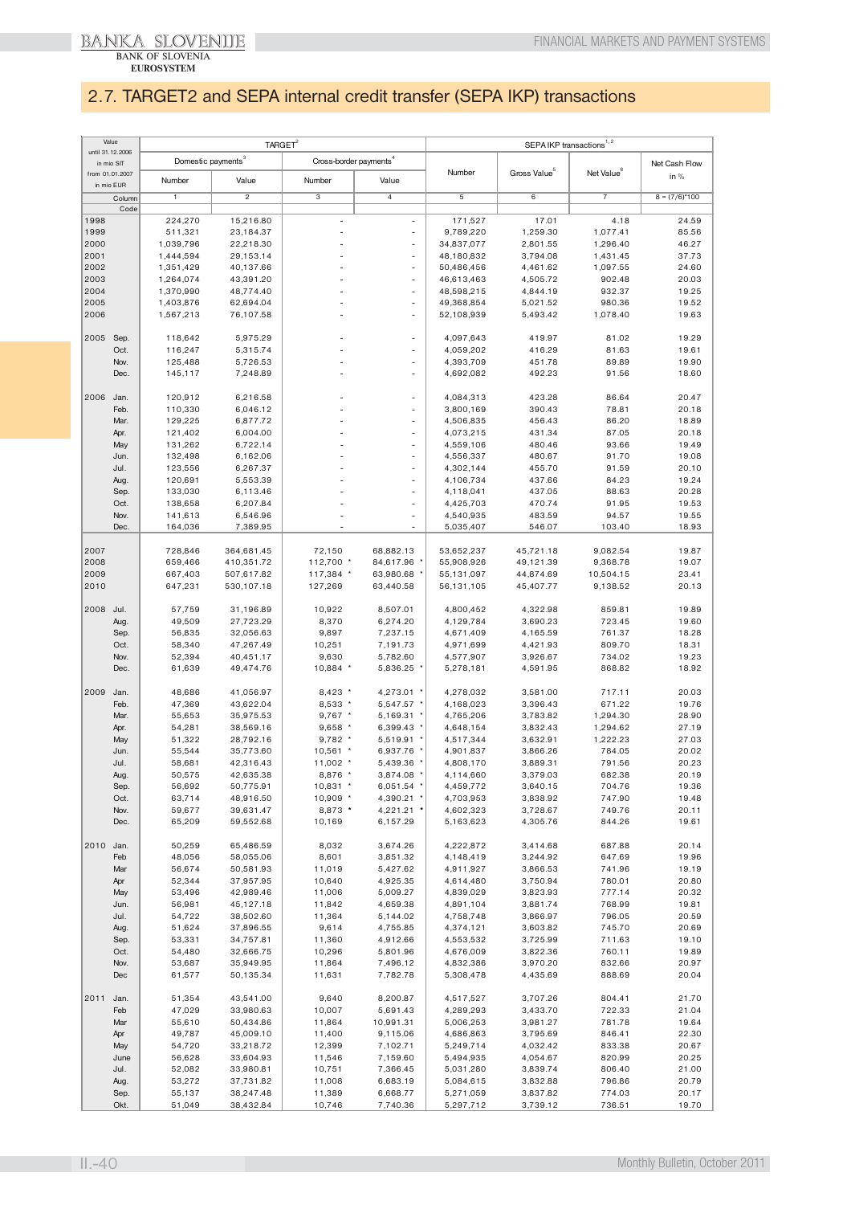## 2.7. TARGET2 and SEPA internal credit transfer (SEPA IKP) transactions

| Value until 31.12.2006 in mio SIT from 01.01.2007 in mio EUR | | TARGET[2] | | | | SEPA IKP transactions[1,2] | | | |
|---|---|---|---|---|---|---|---|---|---|
| | | Domestic payments[3] | | Cross-border payments[4] | | Number | Gross Value[5] | Net Value[6] | Net Cash Flow in % |
| | | Number | Value | Number | Value | | | | |
| | Column | 1 | 2 | 3 | 4 | 5 | 6 | 7 | 8 = (7/6)*100 |
| | Code | | | | | | | | |
| 1998 | | 224,270 | 15,216.80 | - | - | 171,527 | 17.01 | 4.18 | 24.59 |
| 1999 | | 511,321 | 23,184.37 | - | - | 9,789,220 | 1,259.30 | 1,077.41 | 85.56 |
| 2000 | | 1,039,796 | 22,218.30 | - | - | 34,837,077 | 2,801.55 | 1,296.40 | 46.27 |
| 2001 | | 1,444,594 | 29,153.14 | - | - | 48,180,832 | 3,794.08 | 1,431.45 | 37.73 |
| 2002 | | 1,351,429 | 40,137.66 | - | - | 50,486,456 | 4,461.62 | 1,097.55 | 24.60 |
| 2003 | | 1,264,074 | 43,391.20 | - | - | 46,613,463 | 4,505.72 | 902.48 | 20.03 |
| 2004 | | 1,370,990 | 48,774.40 | - | - | 48,598,215 | 4,844.19 | 932.37 | 19.25 |
| 2005 | | 1,403,876 | 62,694.04 | - | - | 49,368,854 | 5,021.52 | 980.36 | 19.52 |
| 2006 | | 1,567,213 | 76,107.58 | - | - | 52,108,939 | 5,493.42 | 1,078.40 | 19.63 |
| 2005 | Sep. | 118,642 | 5,975.29 | - | - | 4,097,643 | 419.97 | 81.02 | 19.29 |
| | Oct. | 116,247 | 5,315.74 | - | - | 4,059,202 | 416.29 | 81.63 | 19.61 |
| | Nov. | 125,488 | 5,726.53 | - | - | 4,393,709 | 451.78 | 89.89 | 19.90 |
| | Dec. | 145,117 | 7,248.89 | - | - | 4,692,082 | 492.23 | 91.56 | 18.60 |
| 2006 | Jan. | 120,912 | 6,216.58 | - | - | 4,084,313 | 423.28 | 86.64 | 20.47 |
| | Feb. | 110,330 | 6,046.12 | - | - | 3,800,169 | 390.43 | 78.81 | 20.18 |
| | Mar. | 129,225 | 6,877.72 | - | - | 4,506,835 | 456.43 | 86.20 | 18.89 |
| | Apr. | 121,402 | 6,004.00 | - | - | 4,073,215 | 431.34 | 87.05 | 20.18 |
| | May | 131,262 | 6,722.14 | - | - | 4,559,106 | 480.46 | 93.66 | 19.49 |
| | Jun. | 132,498 | 6,162.06 | - | - | 4,556,337 | 480.67 | 91.70 | 19.08 |
| | Jul. | 123,556 | 6,267.37 | - | - | 4,302,144 | 455.70 | 91.59 | 20.10 |
| | Aug. | 120,691 | 5,553.39 | - | - | 4,106,734 | 437.66 | 84.23 | 19.24 |
| | Sep. | 133,030 | 6,113.46 | - | - | 4,118,041 | 437.05 | 88.63 | 20.28 |
| | Oct. | 138,658 | 6,207.84 | - | - | 4,425,703 | 470.74 | 91.95 | 19.53 |
| | Nov. | 141,613 | 6,546.96 | - | - | 4,540,935 | 483.59 | 94.57 | 19.55 |
| | Dec. | 164,036 | 7,389.95 | - | - | 5,035,407 | 546.07 | 103.40 | 18.93 |
| 2007 | | 728,846 | 364,681.45 | 72,150 | 68,882.13 | 53,652,237 | 45,721.18 | 9,082.54 | 19.87 |
| 2008 | | 659,466 | 410,351.72 | 112,700 * | 84,617.96 * | 55,908,926 | 49,121.39 | 9,368.78 | 19.07 |
| 2009 | | 667,403 | 507,617.82 | 117,384 * | 63,980.68 * | 55,131,097 | 44,874.69 | 10,504.15 | 23.41 |
| 2010 | | 647,231 | 530,107.18 | 127,269 | 63,440.58 | 56,131,105 | 45,407.77 | 9,138.52 | 20.13 |
| 2008 | Jul. | 57,759 | 31,196.89 | 10,922 | 8,507.01 | 4,800,452 | 4,322.98 | 859.81 | 19.89 |
| | Aug. | 49,509 | 27,723.29 | 8,370 | 6,274.20 | 4,129,784 | 3,690.23 | 723.45 | 19.60 |
| | Sep. | 56,835 | 32,056.63 | 9,897 | 7,237.15 | 4,671,409 | 4,165.59 | 761.37 | 18.28 |
| | Oct. | 58,340 | 47,267.49 | 10,251 | 7,191.73 | 4,971,699 | 4,421.93 | 809.70 | 18.31 |
| | Nov. | 52,394 | 40,451.17 | 9,630 | 5,782.60 | 4,577,907 | 3,926.67 | 734.02 | 19.23 |
| | Dec. | 61,639 | 49,474.76 | 10,884 * | 5,836.25 * | 5,278,181 | 4,591.95 | 868.82 | 18.92 |
| 2009 | Jan. | 48,686 | 41,056.97 | 8,423 * | 4,273.01 * | 4,278,032 | 3,581.00 | 717.11 | 20.03 |
| | Feb. | 47,369 | 43,622.04 | 8,533 * | 5,547.57 * | 4,168,023 | 3,396.43 | 671.22 | 19.76 |
| | Mar. | 55,653 | 35,975.53 | 9,767 * | 5,169.31 * | 4,765,206 | 3,783.82 | 1,294.30 | 28.90 |
| | Apr. | 54,281 | 38,569.16 | 9,658 * | 6,399.43 * | 4,648,154 | 3,832.43 | 1,294.62 | 27.19 |
| | May | 51,322 | 28,792.16 | 9,782 * | 5,519.91 * | 4,517,344 | 3,632.91 | 1,222.23 | 27.03 |
| | Jun. | 55,544 | 35,773.60 | 10,561 * | 6,937.76 * | 4,901,837 | 3,866.26 | 784.05 | 20.02 |
| | Jul. | 58,681 | 42,316.43 | 11,002 * | 5,439.36 * | 4,808,170 | 3,889.31 | 791.56 | 20.23 |
| | Aug. | 50,575 | 42,635.38 | 8,876 * | 3,874.08 * | 4,114,660 | 3,379.03 | 682.38 | 20.19 |
| | Sep. | 56,692 | 50,775.91 | 10,831 * | 6,051.54 * | 4,459,772 | 3,640.15 | 704.76 | 19.36 |
| | Oct. | 63,714 | 48,916.50 | 10,909 * | 4,390.21 * | 4,703,953 | 3,838.92 | 747.90 | 19.48 |
| | Nov. | 59,677 | 39,631.47 | 8,873 * | 4,221.21 * | 4,602,323 | 3,728.67 | 749.76 | 20.11 |
| | Dec. | 65,209 | 59,552.68 | 10,169 | 6,157.29 | 5,163,623 | 4,305.76 | 844.26 | 19.61 |
| 2010 | Jan. | 50,259 | 65,486.59 | 8,032 | 3,674.26 | 4,222,872 | 3,414.68 | 687.88 | 20.14 |
| | Feb | 48,056 | 58,055.06 | 8,601 | 3,851.32 | 4,148,419 | 3,244.92 | 647.69 | 19.96 |
| | Mar | 56,674 | 50,581.93 | 11,019 | 5,427.62 | 4,911,927 | 3,866.53 | 741.96 | 19.19 |
| | Apr | 52,344 | 37,957.95 | 10,640 | 4,925.35 | 4,614,480 | 3,750.94 | 780.01 | 20.80 |
| | May | 53,496 | 42,989.46 | 11,006 | 5,009.27 | 4,839,029 | 3,823.93 | 777.14 | 20.32 |
| | Jun. | 56,981 | 45,127.18 | 11,842 | 4,659.38 | 4,891,104 | 3,881.74 | 768.99 | 19.81 |
| | Jul. | 54,722 | 38,502.60 | 11,364 | 5,144.02 | 4,758,748 | 3,866.97 | 796.05 | 20.59 |
| | Aug. | 51,624 | 37,896.55 | 9,614 | 4,755.85 | 4,374,121 | 3,603.82 | 745.70 | 20.69 |
| | Sep. | 53,331 | 34,757.81 | 11,360 | 4,912.66 | 4,553,532 | 3,725.99 | 711.63 | 19.10 |
| | Oct. | 54,480 | 32,666.75 | 10,296 | 5,801.96 | 4,676,009 | 3,822.36 | 760.11 | 19.89 |
| | Nov. | 53,687 | 35,949.95 | 11,864 | 7,496.12 | 4,832,386 | 3,970.20 | 832.66 | 20.97 |
| | Dec | 61,577 | 50,135.34 | 11,631 | 7,782.78 | 5,308,478 | 4,435.69 | 888.69 | 20.04 |
| 2011 | Jan. | 51,354 | 43,541.00 | 9,640 | 8,200.87 | 4,517,527 | 3,707.26 | 804.41 | 21.70 |
| | Feb | 47,029 | 33,980.63 | 10,007 | 5,691.43 | 4,289,293 | 3,433.70 | 722.33 | 21.04 |
| | Mar | 55,610 | 50,434.86 | 11,864 | 10,991.31 | 5,006,253 | 3,981.27 | 781.78 | 19.64 |
| | Apr | 49,787 | 45,009.10 | 11,400 | 9,115.06 | 4,686,863 | 3,795.69 | 846.41 | 22.30 |
| | May | 54,720 | 33,218.72 | 12,399 | 7,102.71 | 5,249,714 | 4,032.42 | 833.38 | 20.67 |
| | June | 56,628 | 33,604.93 | 11,546 | 7,159.60 | 5,494,935 | 4,054.67 | 820.99 | 20.25 |
| | Jul. | 52,082 | 33,980.81 | 10,751 | 7,366.45 | 5,031,280 | 3,839.74 | 806.40 | 21.00 |
| | Aug. | 53,272 | 37,731.82 | 11,008 | 6,683.19 | 5,084,615 | 3,832.88 | 796.86 | 20.79 |
| | Sep. | 55,137 | 38,247.48 | 11,389 | 6,668.77 | 5,271,059 | 3,837.82 | 774.03 | 20.17 |
| | Okt. | 51,049 | 38,432.84 | 10,746 | 7,740.36 | 5,297,712 | 3,739.12 | 736.51 | 19.70 |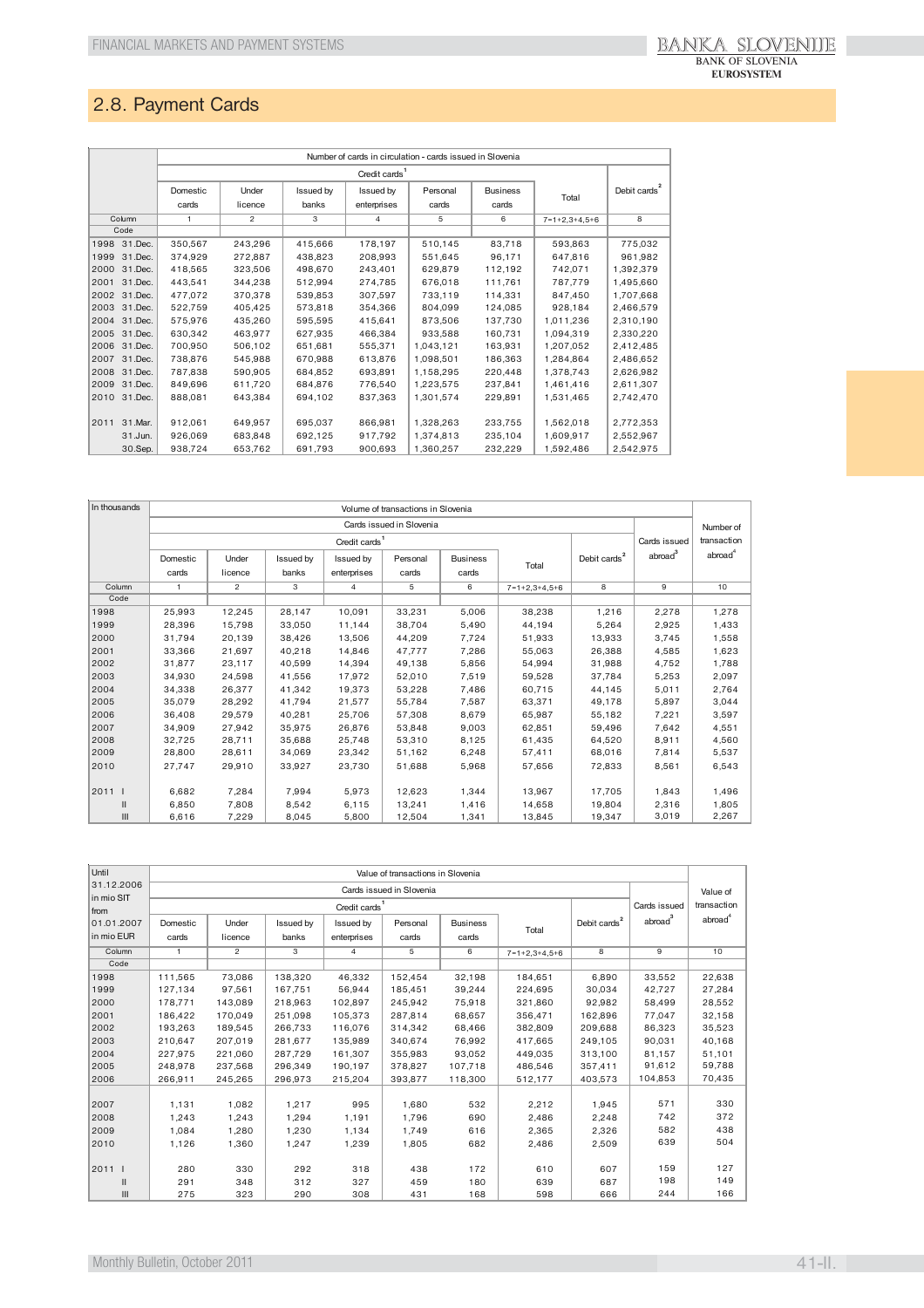## 2.8. Payment Cards

| | Number of cards in circulation - cards issued in Slovenia | | | | | | | |
|---|---|---|---|---|---|---|---|---|
| | Credit cards[1] | | | | | | | Debit cards[2] |
| | Domestic cards | Under licence | Issued by banks | Issued by enterprises | Personal cards | Business cards | Total | |
| Column | 1 | 2 | 3 | 4 | 5 | 6 | 7=1+2,3+4,5+6 | 8 |
| Code | | | | | | | | |
| 1998 31.Dec. | 350,567 | 243,296 | 415,666 | 178,197 | 510,145 | 83,718 | 593,863 | 775,032 |
| 1999 31.Dec. | 374,929 | 272,887 | 438,823 | 208,993 | 551,645 | 96,171 | 647,816 | 961,982 |
| 2000 31.Dec. | 418,565 | 323,506 | 498,670 | 243,401 | 629,879 | 112,192 | 742,071 | 1,392,379 |
| 2001 31.Dec. | 443,541 | 344,238 | 512,994 | 274,785 | 676,018 | 111,761 | 787,779 | 1,495,660 |
| 2002 31.Dec. | 477,072 | 370,378 | 539,853 | 307,597 | 733,119 | 114,331 | 847,450 | 1,707,668 |
| 2003 31.Dec. | 522,759 | 405,425 | 573,818 | 354,366 | 804,099 | 124,085 | 928,184 | 2,466,579 |
| 2004 31.Dec. | 575,976 | 435,260 | 595,595 | 415,641 | 873,506 | 137,730 | 1,011,236 | 2,310,190 |
| 2005 31.Dec. | 630,342 | 463,977 | 627,935 | 466,384 | 933,588 | 160,731 | 1,094,319 | 2,330,220 |
| 2006 31.Dec. | 700,950 | 506,102 | 651,681 | 555,371 | 1,043,121 | 163,931 | 1,207,052 | 2,412,485 |
| 2007 31.Dec. | 738,876 | 545,988 | 670,988 | 613,876 | 1,098,501 | 186,363 | 1,284,864 | 2,486,652 |
| 2008 31.Dec. | 787,838 | 590,905 | 684,852 | 693,891 | 1,158,295 | 220,448 | 1,378,743 | 2,626,982 |
| 2009 31.Dec. | 849,696 | 611,720 | 684,876 | 776,540 | 1,223,575 | 237,841 | 1,461,416 | 2,611,307 |
| 2010 31.Dec. | 888,081 | 643,384 | 694,102 | 837,363 | 1,301,574 | 229,891 | 1,531,465 | 2,742,470 |
| 2011 31.Mar. | 912,061 | 649,957 | 695,037 | 866,981 | 1,328,263 | 233,755 | 1,562,018 | 2,772,353 |
| 31.Jun. | 926,069 | 683,848 | 692,125 | 917,792 | 1,374,813 | 235,104 | 1,609,917 | 2,552,967 |
| 30.Sep. | 938,724 | 653,762 | 691,793 | 900,693 | 1,360,257 | 232,229 | 1,592,486 | 2,542,975 |

| In thousands | Volume of transactions in Slovenia | | | | | | | | | Number of transaction abroad[4] |
|---|---|---|---|---|---|---|---|---|---|---|
| | Cards issued in Slovenia | | | | | | | | Cards issued abroad[3] | |
| | Credit cards[1] | | | | | | | Debit cards[2] | | |
| | Domestic cards | Under licence | Issued by banks | Issued by enterprises | Personal cards | Business cards | Total | | | |
| Column | 1 | 2 | 3 | 4 | 5 | 6 | 7=1+2,3+4,5+6 | 8 | 9 | 10 |
| Code | | | | | | | | | | |
| 1998 | 25,993 | 12,245 | 28,147 | 10,091 | 33,231 | 5,006 | 38,238 | 1,216 | 2,278 | 1,278 |
| 1999 | 28,396 | 15,798 | 33,050 | 11,144 | 38,704 | 5,490 | 44,194 | 5,264 | 2,925 | 1,433 |
| 2000 | 31,794 | 20,139 | 38,426 | 13,506 | 44,209 | 7,724 | 51,933 | 13,933 | 3,745 | 1,558 |
| 2001 | 33,366 | 21,697 | 40,218 | 14,846 | 47,777 | 7,286 | 55,063 | 26,388 | 4,585 | 1,623 |
| 2002 | 31,877 | 23,117 | 40,599 | 14,394 | 49,138 | 5,856 | 54,994 | 31,988 | 4,752 | 1,788 |
| 2003 | 34,930 | 24,598 | 41,556 | 17,972 | 52,010 | 7,519 | 59,528 | 37,784 | 5,253 | 2,097 |
| 2004 | 34,338 | 26,377 | 41,342 | 19,373 | 53,228 | 7,486 | 60,715 | 44,145 | 5,011 | 2,764 |
| 2005 | 35,079 | 28,292 | 41,794 | 21,577 | 55,784 | 7,587 | 63,371 | 49,178 | 5,897 | 3,044 |
| 2006 | 36,408 | 29,579 | 40,281 | 25,706 | 57,308 | 8,679 | 65,987 | 55,182 | 7,221 | 3,597 |
| 2007 | 34,909 | 27,942 | 35,975 | 26,876 | 53,848 | 9,003 | 62,851 | 59,496 | 7,642 | 4,551 |
| 2008 | 32,725 | 28,711 | 35,688 | 25,748 | 53,310 | 8,125 | 61,435 | 64,520 | 8,911 | 4,560 |
| 2009 | 28,800 | 28,611 | 34,069 | 23,342 | 51,162 | 6,248 | 57,411 | 68,016 | 7,814 | 5,537 |
| 2010 | 27,747 | 29,910 | 33,927 | 23,730 | 51,688 | 5,968 | 57,656 | 72,833 | 8,561 | 6,543 |
| 2011 I | 6,682 | 7,284 | 7,994 | 5,973 | 12,623 | 1,344 | 13,967 | 17,705 | 1,843 | 1,496 |
| II | 6,850 | 7,808 | 8,542 | 6,115 | 13,241 | 1,416 | 14,658 | 19,804 | 2,316 | 1,805 |
| III | 6,616 | 7,229 | 8,045 | 5,800 | 12,504 | 1,341 | 13,845 | 19,347 | 3,019 | 2,267 |

| Until 31.12.2006 in mio SIT from 01.01.2007 in mio EUR | Value of transactions in Slovenia | | | | | | | | | Value of transaction abroad[4] |
|---|---|---|---|---|---|---|---|---|---|---|
| | Cards issued in Slovenia | | | | | | | | Cards issued abroad[3] | |
| | Credit cards[1] | | | | | | | Debit cards[2] | | |
| | Domestic cards | Under licence | Issued by banks | Issued by enterprises | Personal cards | Business cards | Total | | | |
| Column | 1 | 2 | 3 | 4 | 5 | 6 | 7=1+2,3+4,5+6 | 8 | 9 | 10 |
| Code | | | | | | | | | | |
| 1998 | 111,565 | 73,086 | 138,320 | 46,332 | 152,454 | 32,198 | 184,651 | 6,890 | 33,552 | 22,638 |
| 1999 | 127,134 | 97,561 | 167,751 | 56,944 | 185,451 | 39,244 | 224,695 | 30,034 | 42,727 | 27,284 |
| 2000 | 178,771 | 143,089 | 218,963 | 102,897 | 245,942 | 75,918 | 321,860 | 92,982 | 58,499 | 28,552 |
| 2001 | 186,422 | 170,049 | 251,098 | 105,373 | 287,814 | 68,657 | 356,471 | 162,896 | 77,047 | 32,158 |
| 2002 | 193,263 | 189,545 | 266,733 | 116,076 | 314,342 | 68,466 | 382,809 | 209,688 | 86,323 | 35,523 |
| 2003 | 210,647 | 207,019 | 281,677 | 135,989 | 340,674 | 76,992 | 417,665 | 249,105 | 90,031 | 40,168 |
| 2004 | 227,975 | 221,060 | 287,729 | 161,307 | 355,983 | 93,052 | 449,035 | 313,100 | 81,157 | 51,101 |
| 2005 | 248,978 | 237,568 | 296,349 | 190,197 | 378,827 | 107,718 | 486,546 | 357,411 | 91,612 | 59,788 |
| 2006 | 266,911 | 245,265 | 296,973 | 215,204 | 393,877 | 118,300 | 512,177 | 403,573 | 104,853 | 70,435 |
| 2007 | 1,131 | 1,082 | 1,217 | 995 | 1,680 | 532 | 2,212 | 1,945 | 571 | 330 |
| 2008 | 1,243 | 1,243 | 1,294 | 1,191 | 1,796 | 690 | 2,486 | 2,248 | 742 | 372 |
| 2009 | 1,084 | 1,280 | 1,230 | 1,134 | 1,749 | 616 | 2,365 | 2,326 | 582 | 438 |
| 2010 | 1,126 | 1,360 | 1,247 | 1,239 | 1,805 | 682 | 2,486 | 2,509 | 639 | 504 |
| 2011 I | 280 | 330 | 292 | 318 | 438 | 172 | 610 | 607 | 159 | 127 |
| II | 291 | 348 | 312 | 327 | 459 | 180 | 639 | 687 | 198 | 149 |
| III | 275 | 323 | 290 | 308 | 431 | 168 | 598 | 666 | 244 | 166 |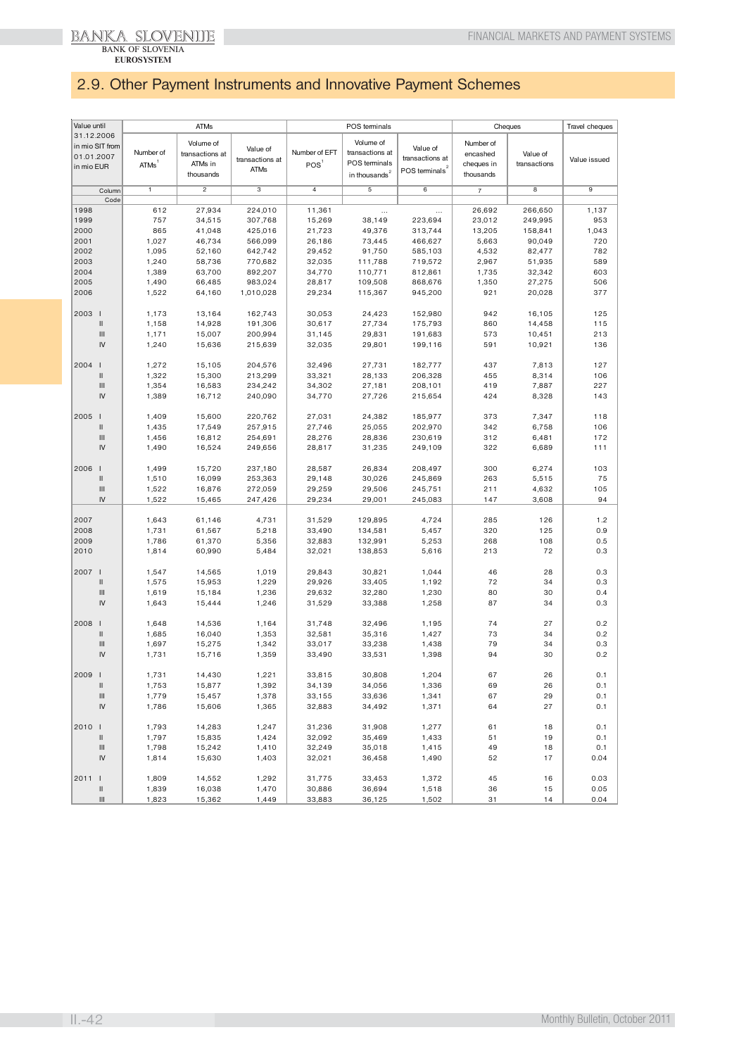## 2.9. Other Payment Instruments and Innovative Payment Schemes

| Value until 31.12.2006 in mio SIT from 01.01.2007 in mio EUR | ATMs | | | POS terminals | | | Cheques | | Travel cheques |
|---|---|---|---|---|---|---|---|---|---|
| | Number of ATMs[1] | Volume of transactions at ATMs in thousands | Value of transactions at ATMs | Number of EFT POS[1] | Volume of transactions at POS terminals in thousands[2] | Value of transactions at POS terminals[2] | Number of encashed cheques in thousands | Value of transactions | Value issued |
| Column | 1 | 2 | 3 | 4 | 5 | 6 | 7 | 8 | 9 |
| Code | | | | | | | | | |
| 1998 | 612 | 27,934 | 224,010 | 11,361 | ... | ... | 26,692 | 266,650 | 1,137 |
| 1999 | 757 | 34,515 | 307,768 | 15,269 | 38,149 | 223,694 | 23,012 | 249,995 | 953 |
| 2000 | 865 | 41,048 | 425,016 | 21,723 | 49,376 | 313,744 | 13,205 | 158,841 | 1,043 |
| 2001 | 1,027 | 46,734 | 566,099 | 26,186 | 73,445 | 466,627 | 5,663 | 90,049 | 720 |
| 2002 | 1,095 | 52,160 | 642,742 | 29,452 | 91,750 | 585,103 | 4,532 | 82,477 | 782 |
| 2003 | 1,240 | 58,736 | 770,682 | 32,035 | 111,788 | 719,572 | 2,967 | 51,935 | 589 |
| 2004 | 1,389 | 63,700 | 892,207 | 34,770 | 110,771 | 812,861 | 1,735 | 32,342 | 603 |
| 2005 | 1,490 | 66,485 | 983,024 | 28,817 | 109,508 | 868,676 | 1,350 | 27,275 | 506 |
| 2006 | 1,522 | 64,160 | 1,010,028 | 29,234 | 115,367 | 945,200 | 921 | 20,028 | 377 |
| 2003 I | 1,173 | 13,164 | 162,743 | 30,053 | 24,423 | 152,980 | 942 | 16,105 | 125 |
| II | 1,158 | 14,928 | 191,306 | 30,617 | 27,734 | 175,793 | 860 | 14,458 | 115 |
| III | 1,171 | 15,007 | 200,994 | 31,145 | 29,831 | 191,683 | 573 | 10,451 | 213 |
| IV | 1,240 | 15,636 | 215,639 | 32,035 | 29,801 | 199,116 | 591 | 10,921 | 136 |
| 2004 I | 1,272 | 15,105 | 204,576 | 32,496 | 27,731 | 182,777 | 437 | 7,813 | 127 |
| II | 1,322 | 15,300 | 213,299 | 33,321 | 28,133 | 206,328 | 455 | 8,314 | 106 |
| III | 1,354 | 16,583 | 234,242 | 34,302 | 27,181 | 208,101 | 419 | 7,887 | 227 |
| IV | 1,389 | 16,712 | 240,090 | 34,770 | 27,726 | 215,654 | 424 | 8,328 | 143 |
| 2005 I | 1,409 | 15,600 | 220,762 | 27,031 | 24,382 | 185,977 | 373 | 7,347 | 118 |
| II | 1,435 | 17,549 | 257,915 | 27,746 | 25,055 | 202,970 | 342 | 6,758 | 106 |
| III | 1,456 | 16,812 | 254,691 | 28,276 | 28,836 | 230,619 | 312 | 6,481 | 172 |
| IV | 1,490 | 16,524 | 249,656 | 28,817 | 31,235 | 249,109 | 322 | 6,689 | 111 |
| 2006 I | 1,499 | 15,720 | 237,180 | 28,587 | 26,834 | 208,497 | 300 | 6,274 | 103 |
| II | 1,510 | 16,099 | 253,363 | 29,148 | 30,026 | 245,869 | 263 | 5,515 | 75 |
| III | 1,522 | 16,876 | 272,059 | 29,259 | 29,506 | 245,751 | 211 | 4,632 | 105 |
| IV | 1,522 | 15,465 | 247,426 | 29,234 | 29,001 | 245,083 | 147 | 3,608 | 94 |
| 2007 | 1,643 | 61,146 | 4,731 | 31,529 | 129,895 | 4,724 | 285 | 126 | 1.2 |
| 2008 | 1,731 | 61,567 | 5,218 | 33,490 | 134,581 | 5,457 | 320 | 125 | 0.9 |
| 2009 | 1,786 | 61,370 | 5,356 | 32,883 | 132,991 | 5,253 | 268 | 108 | 0.5 |
| 2010 | 1,814 | 60,990 | 5,484 | 32,021 | 138,853 | 5,616 | 213 | 72 | 0.3 |
| 2007 I | 1,547 | 14,565 | 1,019 | 29,843 | 30,821 | 1,044 | 46 | 28 | 0.3 |
| II | 1,575 | 15,953 | 1,229 | 29,926 | 33,405 | 1,192 | 72 | 34 | 0.3 |
| III | 1,619 | 15,184 | 1,236 | 29,632 | 32,280 | 1,230 | 80 | 30 | 0.4 |
| IV | 1,643 | 15,444 | 1,246 | 31,529 | 33,388 | 1,258 | 87 | 34 | 0.3 |
| 2008 I | 1,648 | 14,536 | 1,164 | 31,748 | 32,496 | 1,195 | 74 | 27 | 0.2 |
| II | 1,685 | 16,040 | 1,353 | 32,581 | 35,316 | 1,427 | 73 | 34 | 0.2 |
| III | 1,697 | 15,275 | 1,342 | 33,017 | 33,238 | 1,438 | 79 | 34 | 0.3 |
| IV | 1,731 | 15,716 | 1,359 | 33,490 | 33,531 | 1,398 | 94 | 30 | 0.2 |
| 2009 I | 1,731 | 14,430 | 1,221 | 33,815 | 30,808 | 1,204 | 67 | 26 | 0.1 |
| II | 1,753 | 15,877 | 1,392 | 34,139 | 34,056 | 1,336 | 69 | 26 | 0.1 |
| III | 1,779 | 15,457 | 1,378 | 33,155 | 33,636 | 1,341 | 67 | 29 | 0.1 |
| IV | 1,786 | 15,606 | 1,365 | 32,883 | 34,492 | 1,371 | 64 | 27 | 0.1 |
| 2010 I | 1,793 | 14,283 | 1,247 | 31,236 | 31,908 | 1,277 | 61 | 18 | 0.1 |
| II | 1,797 | 15,835 | 1,424 | 32,092 | 35,469 | 1,433 | 51 | 19 | 0.1 |
| III | 1,798 | 15,242 | 1,410 | 32,249 | 35,018 | 1,415 | 49 | 18 | 0.1 |
| IV | 1,814 | 15,630 | 1,403 | 32,021 | 36,458 | 1,490 | 52 | 17 | 0.04 |
| 2011 I | 1,809 | 14,552 | 1,292 | 31,775 | 33,453 | 1,372 | 45 | 16 | 0.03 |
| II | 1,839 | 16,038 | 1,470 | 30,886 | 36,694 | 1,518 | 36 | 15 | 0.05 |
| III | 1,823 | 15,362 | 1,449 | 33,883 | 36,125 | 1,502 | 31 | 14 | 0.04 |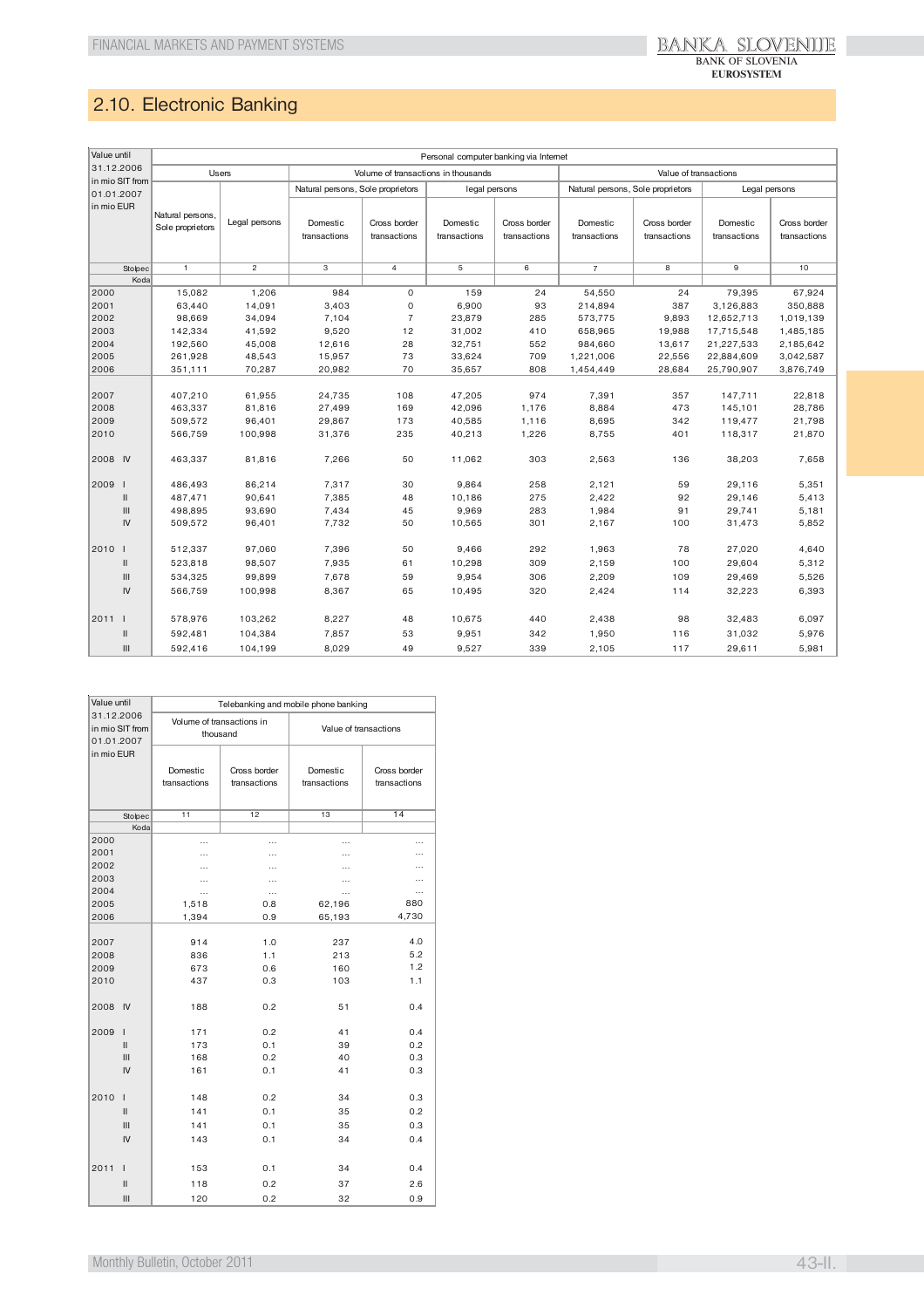## 2.10. Electronic Banking

| Value until 31.12.2006 in mio SIT from 01.01.2007 in mio EUR | Personal computer banking via Internet | | | | | | | | | |
|---|---|---|---|---|---|---|---|---|---|---|
| | Users | | Volume of transactions in thousands | | | | Value of transactions | | | |
| | | | Natural persons, Sole proprietors | | Legal persons | | Natural persons, Sole proprietors | | Legal persons | |
| | Natural persons, Sole proprietors | Legal persons | Domestic transactions | Cross border transactions | Domestic transactions | Cross border transactions | Domestic transactions | Cross border transactions | Domestic transactions | Cross border transactions |
| Stolpec | 1 | 2 | 3 | 4 | 5 | 6 | 7 | 8 | 9 | 10 |
| Koda | | | | | | | | | | |
| 2000 | 15,082 | 1,206 | 984 | 0 | 159 | 24 | 54,550 | 24 | 79,395 | 67,924 |
| 2001 | 63,440 | 14,091 | 3,403 | 0 | 6,900 | 93 | 214,894 | 387 | 3,126,883 | 350,888 |
| 2002 | 98,669 | 34,094 | 7,104 | 7 | 23,879 | 285 | 573,775 | 9,893 | 12,652,713 | 1,019,139 |
| 2003 | 142,334 | 41,592 | 9,520 | 12 | 31,002 | 410 | 658,965 | 19,988 | 17,715,548 | 1,485,185 |
| 2004 | 192,560 | 45,008 | 12,616 | 28 | 32,751 | 552 | 984,660 | 13,617 | 21,227,533 | 2,185,642 |
| 2005 | 261,928 | 48,543 | 15,957 | 73 | 33,624 | 709 | 1,221,006 | 22,556 | 22,884,609 | 3,042,587 |
| 2006 | 351,111 | 70,287 | 20,982 | 70 | 35,657 | 808 | 1,454,449 | 28,684 | 25,790,907 | 3,876,749 |
| 2007 | 407,210 | 61,955 | 24,735 | 108 | 47,205 | 974 | 7,391 | 357 | 147,711 | 22,818 |
| 2008 | 463,337 | 81,816 | 27,499 | 169 | 42,096 | 1,176 | 8,884 | 473 | 145,101 | 28,786 |
| 2009 | 509,572 | 96,401 | 29,867 | 173 | 40,585 | 1,116 | 8,695 | 342 | 119,477 | 21,798 |
| 2010 | 566,759 | 100,998 | 31,376 | 235 | 40,213 | 1,226 | 8,755 | 401 | 118,317 | 21,870 |
| 2008 IV | 463,337 | 81,816 | 7,266 | 50 | 11,062 | 303 | 2,563 | 136 | 38,203 | 7,658 |
| 2009 I | 486,493 | 86,214 | 7,317 | 30 | 9,864 | 258 | 2,121 | 59 | 29,116 | 5,351 |
| II | 487,471 | 90,641 | 7,385 | 48 | 10,186 | 275 | 2,422 | 92 | 29,146 | 5,413 |
| III | 498,895 | 93,690 | 7,434 | 45 | 9,969 | 283 | 1,984 | 91 | 29,741 | 5,181 |
| IV | 509,572 | 96,401 | 7,732 | 50 | 10,565 | 301 | 2,167 | 100 | 31,473 | 5,852 |
| 2010 I | 512,337 | 97,060 | 7,396 | 50 | 9,466 | 292 | 1,963 | 78 | 27,020 | 4,640 |
| II | 523,818 | 98,507 | 7,935 | 61 | 10,298 | 309 | 2,159 | 100 | 29,604 | 5,312 |
| III | 534,325 | 99,899 | 7,678 | 59 | 9,954 | 306 | 2,209 | 109 | 29,469 | 5,526 |
| IV | 566,759 | 100,998 | 8,367 | 65 | 10,495 | 320 | 2,424 | 114 | 32,223 | 6,393 |
| 2011 I | 578,976 | 103,262 | 8,227 | 48 | 10,675 | 440 | 2,438 | 98 | 32,483 | 6,097 |
| II | 592,481 | 104,384 | 7,857 | 53 | 9,951 | 342 | 1,950 | 116 | 31,032 | 5,976 |
| III | 592,416 | 104,199 | 8,029 | 49 | 9,527 | 339 | 2,105 | 117 | 29,611 | 5,981 |

| Value until 31.12.2006 in mio SIT from 01.01.2007 in mio EUR | Telebanking and mobile phone banking | | | |
|---|---|---|---|---|
| | Volume of transactions in thousand | | Value of transactions | |
| | Domestic transactions | Cross border transactions | Domestic transactions | Cross border transactions |
| Stolpec | 11 | 12 | 13 | 14 |
| Koda | | | | |
| 2000 | ... | ... | ... | ... |
| 2001 | ... | ... | ... | ... |
| 2002 | ... | ... | ... | ... |
| 2003 | ... | ... | ... | ... |
| 2004 | ... | ... | ... | ... |
| 2005 | 1,518 | 0.8 | 62,196 | 880 |
| 2006 | 1,394 | 0.9 | 65,193 | 4,730 |
| 2007 | 914 | 1.0 | 237 | 4.0 |
| 2008 | 836 | 1.1 | 213 | 5.2 |
| 2009 | 673 | 0.6 | 160 | 1.2 |
| 2010 | 437 | 0.3 | 103 | 1.1 |
| 2008 IV | 188 | 0.2 | 51 | 0.4 |
| 2009 I | 171 | 0.2 | 41 | 0.4 |
| II | 173 | 0.1 | 39 | 0.2 |
| III | 168 | 0.2 | 40 | 0.3 |
| IV | 161 | 0.1 | 41 | 0.3 |
| 2010 I | 148 | 0.2 | 34 | 0.3 |
| II | 141 | 0.1 | 35 | 0.2 |
| III | 141 | 0.1 | 35 | 0.3 |
| IV | 143 | 0.1 | 34 | 0.4 |
| 2011 I | 153 | 0.1 | 34 | 0.4 |
| II | 118 | 0.2 | 37 | 2.6 |
| III | 120 | 0.2 | 32 | 0.9 |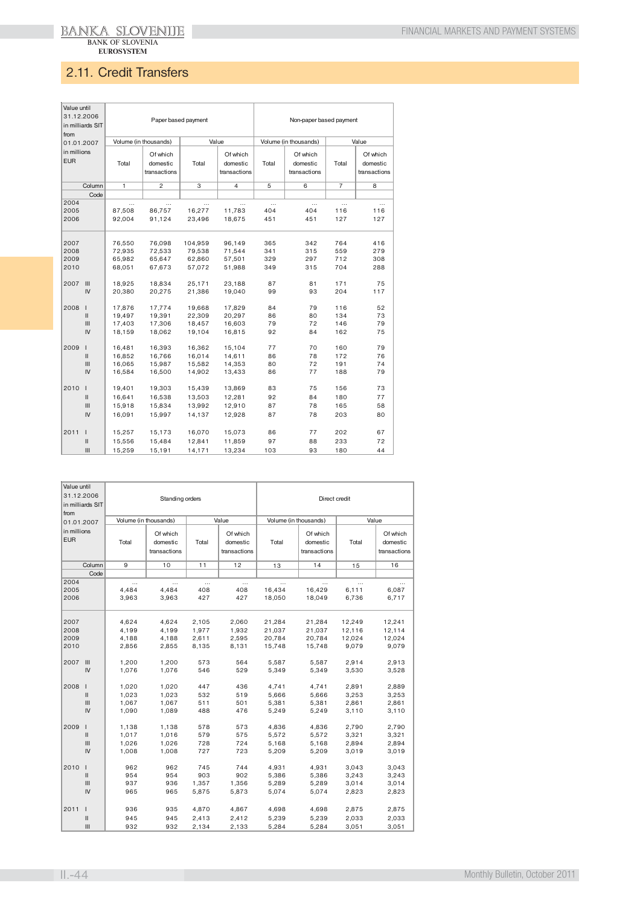## 2.11. Credit Transfers

| Value until 31.12.2006 in milliards SIT from 01.01.2007 in millions EUR | | Paper based payment | | | | Non-paper based payment | | | |
|---|---|---|---|---|---|---|---|---|---|
| | | Volume (in thousands) | | Value | | Volume (in thousands) | | Value | |
| | | Total | Of which domestic transactions | Total | Of which domestic transactions | Total | Of which domestic transactions | Total | Of which domestic transactions |
| | Column | 1 | 2 | 3 | 4 | 5 | 6 | 7 | 8 |
| | Code | | | | | | | | |
| 2004 | | ... | ... | ... | ... | ... | ... | ... | ... |
| 2005 | | 87,508 | 86,757 | 16,277 | 11,783 | 404 | 404 | 116 | 116 |
| 2006 | | 92,004 | 91,124 | 23,496 | 18,675 | 451 | 451 | 127 | 127 |
| 2007 | | 76,550 | 76,098 | 104,959 | 96,149 | 365 | 342 | 764 | 416 |
| 2008 | | 72,935 | 72,533 | 79,538 | 71,544 | 341 | 315 | 559 | 279 |
| 2009 | | 65,982 | 65,647 | 62,860 | 57,501 | 329 | 297 | 712 | 308 |
| 2010 | | 68,051 | 67,673 | 57,072 | 51,988 | 349 | 315 | 704 | 288 |
| 2007 | III | 18,925 | 18,834 | 25,171 | 23,188 | 87 | 81 | 171 | 75 |
| | IV | 20,380 | 20,275 | 21,386 | 19,040 | 99 | 93 | 204 | 117 |
| 2008 | I | 17,876 | 17,774 | 19,668 | 17,829 | 84 | 79 | 116 | 52 |
| | II | 19,497 | 19,391 | 22,309 | 20,297 | 86 | 80 | 134 | 73 |
| | III | 17,403 | 17,306 | 18,457 | 16,603 | 79 | 72 | 146 | 79 |
| | IV | 18,159 | 18,062 | 19,104 | 16,815 | 92 | 84 | 162 | 75 |
| 2009 | I | 16,481 | 16,393 | 16,362 | 15,104 | 77 | 70 | 160 | 79 |
| | II | 16,852 | 16,766 | 16,014 | 14,611 | 86 | 78 | 172 | 76 |
| | III | 16,065 | 15,987 | 15,582 | 14,353 | 80 | 72 | 191 | 74 |
| | IV | 16,584 | 16,500 | 14,902 | 13,433 | 86 | 77 | 188 | 79 |
| 2010 | I | 19,401 | 19,303 | 15,439 | 13,869 | 83 | 75 | 156 | 73 |
| | II | 16,641 | 16,538 | 13,503 | 12,281 | 92 | 84 | 180 | 77 |
| | III | 15,918 | 15,834 | 13,992 | 12,910 | 87 | 78 | 165 | 58 |
| | IV | 16,091 | 15,997 | 14,137 | 12,928 | 87 | 78 | 203 | 80 |
| 2011 | I | 15,257 | 15,173 | 16,070 | 15,073 | 86 | 77 | 202 | 67 |
| | II | 15,556 | 15,484 | 12,841 | 11,859 | 97 | 88 | 233 | 72 |
| | III | 15,259 | 15,191 | 14,171 | 13,234 | 103 | 93 | 180 | 44 |

| Value until 31.12.2006 in milliards SIT from 01.01.2007 in millions EUR | | Standing orders | | | | Direct credit | | | |
|---|---|---|---|---|---|---|---|---|---|
| | | Volume (in thousands) | | Value | | Volume (in thousands) | | Value | |
| | | Total | Of which domestic transactions | Total | Of which domestic transactions | Total | Of which domestic transactions | Total | Of which domestic transactions |
| | Column | 9 | 10 | 11 | 12 | 13 | 14 | 15 | 16 |
| | Code | | | | | | | | |
| 2004 | | ... | ... | ... | ... | ... | ... | ... | ... |
| 2005 | | 4,484 | 4,484 | 408 | 408 | 16,434 | 16,429 | 6,111 | 6,087 |
| 2006 | | 3,963 | 3,963 | 427 | 427 | 18,050 | 18,049 | 6,736 | 6,717 |
| 2007 | | 4,624 | 4,624 | 2,105 | 2,060 | 21,284 | 21,284 | 12,249 | 12,241 |
| 2008 | | 4,199 | 4,199 | 1,977 | 1,932 | 21,037 | 21,037 | 12,116 | 12,114 |
| 2009 | | 4,188 | 4,188 | 2,611 | 2,595 | 20,784 | 20,784 | 12,024 | 12,024 |
| 2010 | | 2,856 | 2,855 | 8,135 | 8,131 | 15,748 | 15,748 | 9,079 | 9,079 |
| 2007 | III | 1,200 | 1,200 | 573 | 564 | 5,587 | 5,587 | 2,914 | 2,913 |
| | IV | 1,076 | 1,076 | 546 | 529 | 5,349 | 5,349 | 3,530 | 3,528 |
| 2008 | I | 1,020 | 1,020 | 447 | 436 | 4,741 | 4,741 | 2,891 | 2,889 |
| | II | 1,023 | 1,023 | 532 | 519 | 5,666 | 5,666 | 3,253 | 3,253 |
| | III | 1,067 | 1,067 | 511 | 501 | 5,381 | 5,381 | 2,861 | 2,861 |
| | IV | 1,090 | 1,089 | 488 | 476 | 5,249 | 5,249 | 3,110 | 3,110 |
| 2009 | I | 1,138 | 1,138 | 578 | 573 | 4,836 | 4,836 | 2,790 | 2,790 |
| | II | 1,017 | 1,016 | 579 | 575 | 5,572 | 5,572 | 3,321 | 3,321 |
| | III | 1,026 | 1,026 | 728 | 724 | 5,168 | 5,168 | 2,894 | 2,894 |
| | IV | 1,008 | 1,008 | 727 | 723 | 5,209 | 5,209 | 3,019 | 3,019 |
| 2010 | I | 962 | 962 | 745 | 744 | 4,931 | 4,931 | 3,043 | 3,043 |
| | II | 954 | 954 | 903 | 902 | 5,386 | 5,386 | 3,243 | 3,243 |
| | III | 937 | 936 | 1,357 | 1,356 | 5,289 | 5,289 | 3,014 | 3,014 |
| | IV | 965 | 965 | 5,875 | 5,873 | 5,074 | 5,074 | 2,823 | 2,823 |
| 2011 | I | 936 | 935 | 4,870 | 4,867 | 4,698 | 4,698 | 2,875 | 2,875 |
| | II | 945 | 945 | 2,413 | 2,412 | 5,239 | 5,239 | 2,033 | 2,033 |
| | III | 932 | 932 | 2,134 | 2,133 | 5,284 | 5,284 | 3,051 | 3,051 |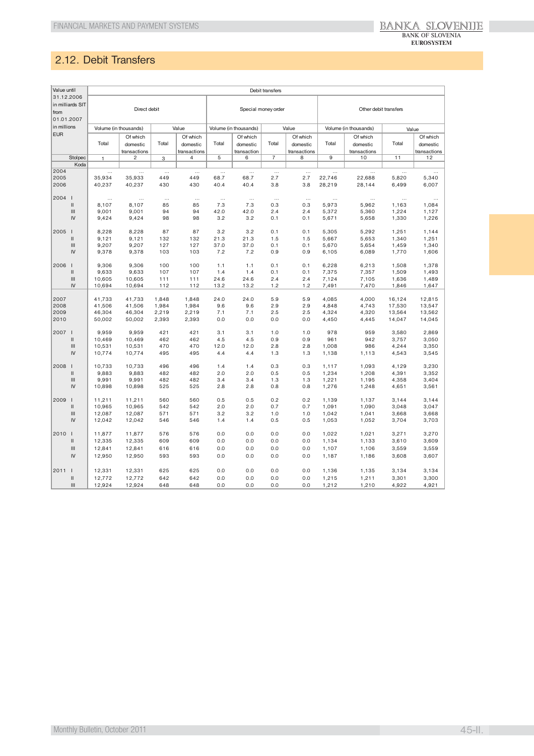## 2.12. Debit Transfers

| Value until 31.12.2006 in milliards SIT from 01.01.2007 in millions EUR | | Debit transfers | | | | | | | | | | | |
|---|---|---|---|---|---|---|---|---|---|---|---|---|---|
| | | Direct debit | | | | Special money order | | | | Other debit transfers | | | |
| | | Volume (in thousands) | | Value | | Volume (in thousands) | | Value | | Volume (in thousands) | | Value | |
| | | Total | Of which domestic transactions | Total | Of which domestic transactions | Total | Of which domestic transaction | Total | Of which domestic transactions | Total | Of which domestic transaction | Total | Of which domestic transactions |
| | Stolpec | 1 | 2 | 3 | 4 | 5 | 6 | 7 | 8 | 9 | 10 | 11 | 12 |
| | Koda | | | | | | | | | | | | |
| 2004 | | … | … | … | … | … | … | … | … | … | … | … | … |
| 2005 | | 35,934 | 35,933 | 449 | 449 | 68.7 | 68.7 | 2.7 | 2.7 | 22,746 | 22,688 | 5,820 | 5,340 |
| 2006 | | 40,237 | 40,237 | 430 | 430 | 40.4 | 40.4 | 3.8 | 3.8 | 28,219 | 28,144 | 6,499 | 6,007 |
| 2004 | I | … | … | … | … | … | … | … | … | … | … | … | … |
| | II | 8,107 | 8,107 | 85 | 85 | 7.3 | 7.3 | 0.3 | 0.3 | 5,973 | 5,962 | 1,163 | 1,084 |
| | III | 9,001 | 9,001 | 94 | 94 | 42.0 | 42.0 | 2.4 | 2.4 | 5,372 | 5,360 | 1,224 | 1,127 |
| | IV | 9,424 | 9,424 | 98 | 98 | 3.2 | 3.2 | 0.1 | 0.1 | 5,671 | 5,658 | 1,330 | 1,226 |
| 2005 | I | 8,228 | 8,228 | 87 | 87 | 3.2 | 3.2 | 0.1 | 0.1 | 5,305 | 5,292 | 1,251 | 1,144 |
| | II | 9,121 | 9,121 | 132 | 132 | 21.3 | 21.3 | 1.5 | 1.5 | 5,667 | 5,653 | 1,340 | 1,251 |
| | III | 9,207 | 9,207 | 127 | 127 | 37.0 | 37.0 | 0.1 | 0.1 | 5,670 | 5,654 | 1,459 | 1,340 |
| | IV | 9,378 | 9,378 | 103 | 103 | 7.2 | 7.2 | 0.9 | 0.9 | 6,105 | 6,089 | 1,770 | 1,606 |
| 2006 | I | 9,306 | 9,306 | 100 | 100 | 1.1 | 1.1 | 0.1 | 0.1 | 6,228 | 6,213 | 1,508 | 1,378 |
| | II | 9,633 | 9,633 | 107 | 107 | 1.4 | 1.4 | 0.1 | 0.1 | 7,375 | 7,357 | 1,509 | 1,493 |
| | III | 10,605 | 10,605 | 111 | 111 | 24.6 | 24.6 | 2.4 | 2.4 | 7,124 | 7,105 | 1,636 | 1,489 |
| | IV | 10,694 | 10,694 | 112 | 112 | 13.2 | 13.2 | 1.2 | 1.2 | 7,491 | 7,470 | 1,846 | 1,647 |
| 2007 | | 41,733 | 41,733 | 1,848 | 1,848 | 24.0 | 24.0 | 5.9 | 5.9 | 4,085 | 4,000 | 16,124 | 12,815 |
| 2008 | | 41,506 | 41,506 | 1,984 | 1,984 | 9.6 | 9.6 | 2.9 | 2.9 | 4,848 | 4,743 | 17,530 | 13,547 |
| 2009 | | 46,304 | 46,304 | 2,219 | 2,219 | 7.1 | 7.1 | 2.5 | 2.5 | 4,324 | 4,320 | 13,564 | 13,562 |
| 2010 | | 50,002 | 50,002 | 2,393 | 2,393 | 0.0 | 0.0 | 0.0 | 0.0 | 4,450 | 4,445 | 14,047 | 14,045 |
| 2007 | I | 9,959 | 9,959 | 421 | 421 | 3.1 | 3.1 | 1.0 | 1.0 | 978 | 959 | 3,580 | 2,869 |
| | II | 10,469 | 10,469 | 462 | 462 | 4.5 | 4.5 | 0.9 | 0.9 | 961 | 942 | 3,757 | 3,050 |
| | III | 10,531 | 10,531 | 470 | 470 | 12.0 | 12.0 | 2.8 | 2.8 | 1,008 | 986 | 4,244 | 3,350 |
| | IV | 10,774 | 10,774 | 495 | 495 | 4.4 | 4.4 | 1.3 | 1.3 | 1,138 | 1,113 | 4,543 | 3,545 |
| 2008 | I | 10,733 | 10,733 | 496 | 496 | 1.4 | 1.4 | 0.3 | 0.3 | 1,117 | 1,093 | 4,129 | 3,230 |
| | II | 9,883 | 9,883 | 482 | 482 | 2.0 | 2.0 | 0.5 | 0.5 | 1,234 | 1,208 | 4,391 | 3,352 |
| | III | 9,991 | 9,991 | 482 | 482 | 3.4 | 3.4 | 1.3 | 1.3 | 1,221 | 1,195 | 4,358 | 3,404 |
| | IV | 10,898 | 10,898 | 525 | 525 | 2.8 | 2.8 | 0.8 | 0.8 | 1,276 | 1,248 | 4,651 | 3,561 |
| 2009 | I | 11,211 | 11,211 | 560 | 560 | 0.5 | 0.5 | 0.2 | 0.2 | 1,139 | 1,137 | 3,144 | 3,144 |
| | II | 10,965 | 10,965 | 542 | 542 | 2.0 | 2.0 | 0.7 | 0.7 | 1,091 | 1,090 | 3,048 | 3,047 |
| | III | 12,087 | 12,087 | 571 | 571 | 3.2 | 3.2 | 1.0 | 1.0 | 1,042 | 1,041 | 3,668 | 3,668 |
| | IV | 12,042 | 12,042 | 546 | 546 | 1.4 | 1.4 | 0.5 | 0.5 | 1,053 | 1,052 | 3,704 | 3,703 |
| 2010 | I | 11,877 | 11,877 | 576 | 576 | 0.0 | 0.0 | 0.0 | 0.0 | 1,022 | 1,021 | 3,271 | 3,270 |
| | II | 12,335 | 12,335 | 609 | 609 | 0.0 | 0.0 | 0.0 | 0.0 | 1,134 | 1,133 | 3,610 | 3,609 |
| | III | 12,841 | 12,841 | 616 | 616 | 0.0 | 0.0 | 0.0 | 0.0 | 1,107 | 1,106 | 3,559 | 3,559 |
| | IV | 12,950 | 12,950 | 593 | 593 | 0.0 | 0.0 | 0.0 | 0.0 | 1,187 | 1,186 | 3,608 | 3,607 |
| 2011 | I | 12,331 | 12,331 | 625 | 625 | 0.0 | 0.0 | 0.0 | 0.0 | 1,136 | 1,135 | 3,134 | 3,134 |
| | II | 12,772 | 12,772 | 642 | 642 | 0.0 | 0.0 | 0.0 | 0.0 | 1,215 | 1,211 | 3,301 | 3,300 |
| | III | 12,924 | 12,924 | 648 | 648 | 0.0 | 0.0 | 0.0 | 0.0 | 1,212 | 1,210 | 4,922 | 4,921 |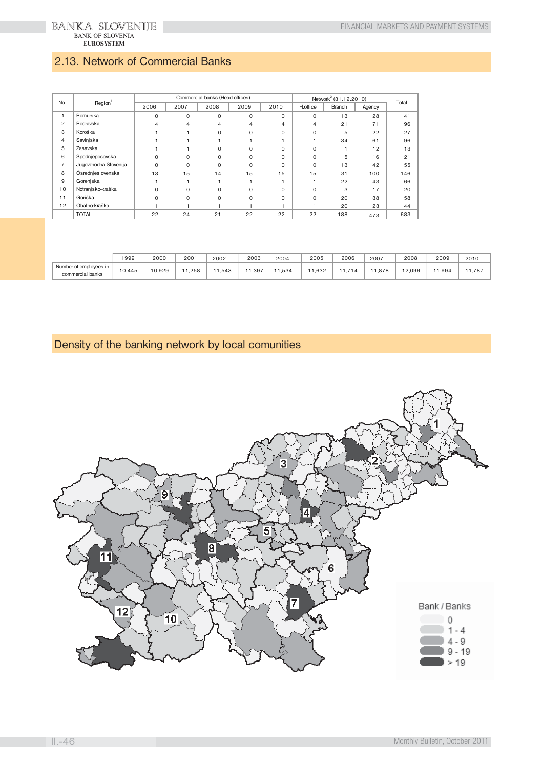## 2.13. Network of Commercial Banks

| No. | Region[1] | Commercial banks (Head offices) | | | | | Network[2] (31.12.2010) | | | Total |
|---|---|---|---|---|---|---|---|---|---|---|
| | | 2006 | 2007 | 2008 | 2009 | 2010 | H.office | Branch | Agency | |
| 1 | Pomurska | 0 | 0 | 0 | 0 | 0 | 0 | 13 | 28 | 41 |
| 2 | Podravska | 4 | 4 | 4 | 4 | 4 | 4 | 21 | 71 | 96 |
| 3 | Koroška | 1 | 1 | 0 | 0 | 0 | 0 | 5 | 22 | 27 |
| 4 | Savinjska | 1 | 1 | 1 | 1 | 1 | 1 | 34 | 61 | 96 |
| 5 | Zasavska | 1 | 1 | 0 | 0 | 0 | 0 | 1 | 12 | 13 |
| 6 | Spodnjeposavska | 0 | 0 | 0 | 0 | 0 | 0 | 5 | 16 | 21 |
| 7 | Jugovzhodna Slovenija | 0 | 0 | 0 | 0 | 0 | 0 | 13 | 42 | 55 |
| 8 | Osrednjeslovenska | 13 | 15 | 14 | 15 | 15 | 15 | 31 | 100 | 146 |
| 9 | Gorenjska | 1 | 1 | 1 | 1 | 1 | 1 | 22 | 43 | 66 |
| 10 | Notranjsko-kraška | 0 | 0 | 0 | 0 | 0 | 0 | 3 | 17 | 20 |
| 11 | Goriška | 0 | 0 | 0 | 0 | 0 | 0 | 20 | 38 | 58 |
| 12 | Obalno-kraška | 1 | 1 | 1 | 1 | 1 | 1 | 20 | 23 | 44 |
| | TOTAL | 22 | 24 | 21 | 22 | 22 | 22 | 188 | 473 | 683 |

| | 1999 | 2000 | 2001 | 2002 | 2003 | 2004 | 2005 | 2006 | 2007 | 2008 | 2009 | 2010 |
|---|---|---|---|---|---|---|---|---|---|---|---|---|
| Number of employees in commercial banks | 10,445 | 10,929 | 11,258 | 11,543 | 11,397 | 11,534 | 11,632 | 11,714 | 11,878 | 12,096 | 11,994 | 11,787 |

## Density of the banking network by local comunities

Bank / Banks
- 0
- 1 - 4
- 4 - 9
- 9 - 19
- > 19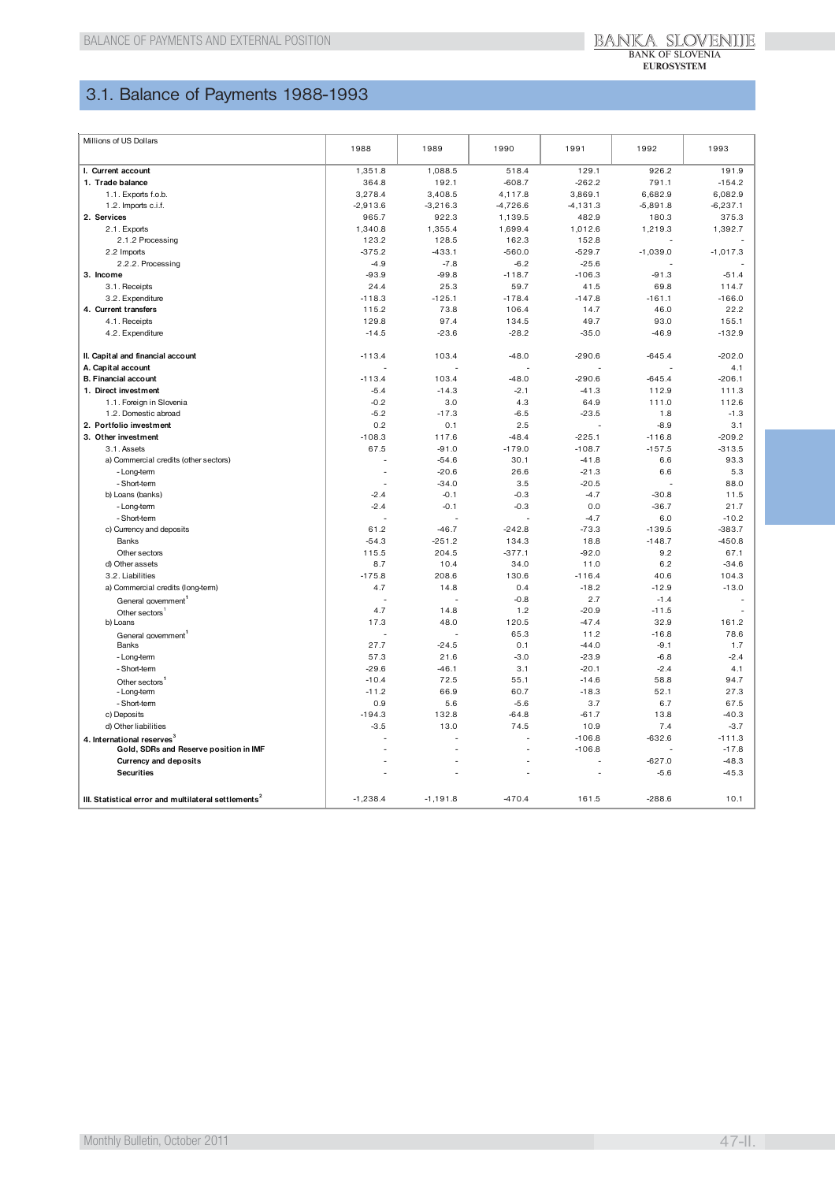## 3.1. Balance of Payments 1988-1993

| Millions of US Dollars | 1988 | 1989 | 1990 | 1991 | 1992 | 1993 |
|---|---|---|---|---|---|---|
| **I. Current account** | 1,351.8 | 1,088.5 | 518.4 | 129.1 | 926.2 | 191.9 |
| **1. Trade balance** | 364.8 | 192.1 | -608.7 | -262.2 | 791.1 | -154.2 |
| 1.1. Exports f.o.b. | 3,278.4 | 3,408.5 | 4,117.8 | 3,869.1 | 6,682.9 | 6,082.9 |
| 1.2. Imports c.i.f. | -2,913.6 | -3,216.3 | -4,726.6 | -4,131.3 | -5,891.8 | -6,237.1 |
| **2. Services** | 965.7 | 922.3 | 1,139.5 | 482.9 | 180.3 | 375.3 |
| 2.1. Exports | 1,340.8 | 1,355.4 | 1,699.4 | 1,012.6 | 1,219.3 | 1,392.7 |
| 2.1.2 Processing | 123.2 | 128.5 | 162.3 | 152.8 | - | - |
| 2.2 Imports | -375.2 | -433.1 | -560.0 | -529.7 | -1,039.0 | -1,017.3 |
| 2.2.2. Processing | -4.9 | -7.8 | -6.2 | -25.6 | - | - |
| **3. Income** | -93.9 | -99.8 | -118.7 | -106.3 | -91.3 | -51.4 |
| 3.1. Receipts | 24.4 | 25.3 | 59.7 | 41.5 | 69.8 | 114.7 |
| 3.2. Expenditure | -118.3 | -125.1 | -178.4 | -147.8 | -161.1 | -166.0 |
| **4. Current transfers** | 115.2 | 73.8 | 106.4 | 14.7 | 46.0 | 22.2 |
| 4.1. Receipts | 129.8 | 97.4 | 134.5 | 49.7 | 93.0 | 155.1 |
| 4.2. Expenditure | -14.5 | -23.6 | -28.2 | -35.0 | -46.9 | -132.9 |
| | | | | | | |
| **II. Capital and financial account** | -113.4 | 103.4 | -48.0 | -290.6 | -645.4 | -202.0 |
| **A. Capital account** | - | - | - | - | - | 4.1 |
| **B. Financial account** | -113.4 | 103.4 | -48.0 | -290.6 | -645.4 | -206.1 |
| **1. Direct investment** | -5.4 | -14.3 | -2.1 | -41.3 | 112.9 | 111.3 |
| 1.1. Foreign in Slovenia | -0.2 | 3.0 | 4.3 | 64.9 | 111.0 | 112.6 |
| 1.2. Domestic abroad | -5.2 | -17.3 | -6.5 | -23.5 | 1.8 | -1.3 |
| **2. Portfolio investment** | 0.2 | 0.1 | 2.5 | - | -8.9 | 3.1 |
| **3. Other investment** | -108.3 | 117.6 | -48.4 | -225.1 | -116.8 | -209.2 |
| 3.1. Assets | 67.5 | -91.0 | -179.0 | -108.7 | -157.5 | -313.5 |
| a) Commercial credits (other sectors) | - | -54.6 | 30.1 | -41.8 | 6.6 | 93.3 |
| - Long-term | - | -20.6 | 26.6 | -21.3 | 6.6 | 5.3 |
| - Short-term | - | -34.0 | 3.5 | -20.5 | - | 88.0 |
| b) Loans (banks) | -2.4 | -0.1 | -0.3 | -4.7 | -30.8 | 11.5 |
| - Long-term | -2.4 | -0.1 | -0.3 | 0.0 | -36.7 | 21.7 |
| - Short-term | - | - | - | -4.7 | 6.0 | -10.2 |
| c) Currency and deposits | 61.2 | -46.7 | -242.8 | -73.3 | -139.5 | -383.7 |
| Banks | -54.3 | -251.2 | 134.3 | 18.8 | -148.7 | -450.8 |
| Other sectors | 115.5 | 204.5 | -377.1 | -92.0 | 9.2 | 67.1 |
| d) Other assets | 8.7 | 10.4 | 34.0 | 11.0 | 6.2 | -34.6 |
| 3.2. Liabilities | -175.8 | 208.6 | 130.6 | -116.4 | 40.6 | 104.3 |
| a) Commercial credits (long-term) | 4.7 | 14.8 | 0.4 | -18.2 | -12.9 | -13.0 |
| General government[1] | - | - | -0.8 | 2.7 | -1.4 | - |
| Other sectors[1] | 4.7 | 14.8 | 1.2 | -20.9 | -11.5 | - |
| b) Loans | 17.3 | 48.0 | 120.5 | -47.4 | 32.9 | 161.2 |
| General government[1] | - | - | 65.3 | 11.2 | -16.8 | 78.6 |
| Banks | 27.7 | -24.5 | 0.1 | -44.0 | -9.1 | 1.7 |
| - Long-term | 57.3 | 21.6 | -3.0 | -23.9 | -6.8 | -2.4 |
| - Short-term | -29.6 | -46.1 | 3.1 | -20.1 | -2.4 | 4.1 |
| Other sectors[1] | -10.4 | 72.5 | 55.1 | -14.6 | 58.8 | 94.7 |
| - Long-term | -11.2 | 66.9 | 60.7 | -18.3 | 52.1 | 27.3 |
| - Short-term | 0.9 | 5.6 | -5.6 | 3.7 | 6.7 | 67.5 |
| c) Deposits | -194.3 | 132.8 | -64.8 | -61.7 | 13.8 | -40.3 |
| d) Other liabilities | -3.5 | 13.0 | 74.5 | 10.9 | 7.4 | -3.7 |
| **4. International reserves[3]** | - | - | - | -106.8 | -632.6 | -111.3 |
| **Gold, SDRs and Reserve position in IMF** | - | - | - | -106.8 | - | -17.8 |
| **Currency and deposits** | - | - | - | - | -627.0 | -48.3 |
| **Securities** | - | - | - | - | -5.6 | -45.3 |
| | | | | | | |
| **III. Statistical error and multilateral settlements[2]** | -1,238.4 | -1,191.8 | -470.4 | 161.5 | -288.6 | 10.1 |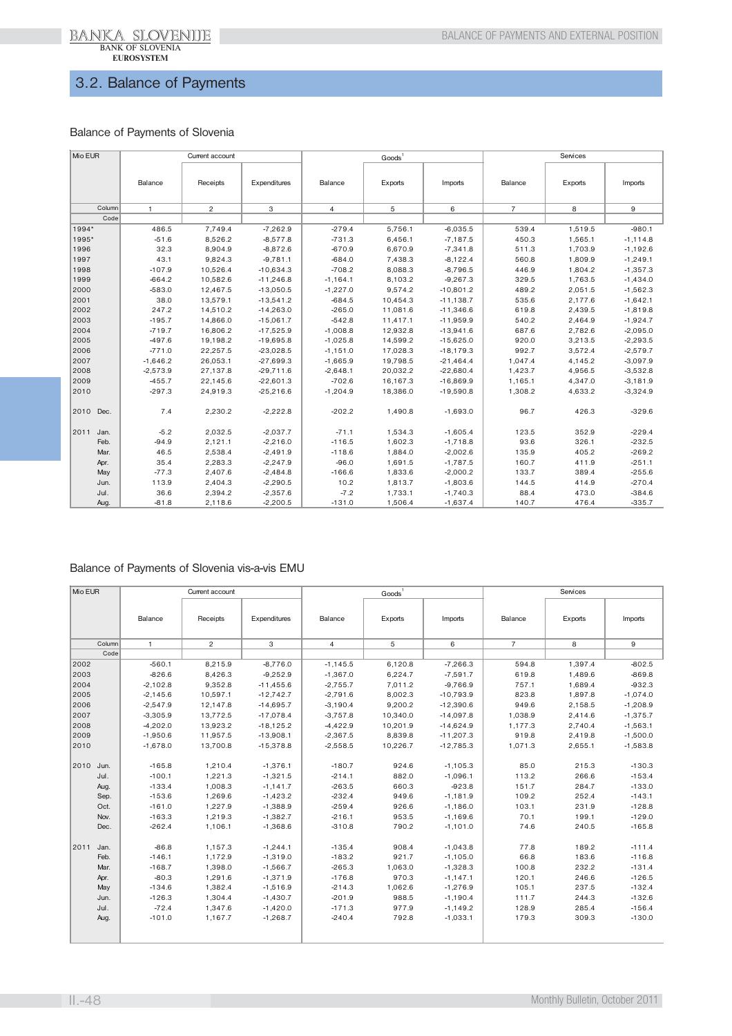## 3.2. Balance of Payments

### Balance of Payments of Slovenia

| Mio EUR | | Current account | | | Goods[1] | | | Services | | |
|---|---|---|---|---|---|---|---|---|---|---|
| | | Balance | Receipts | Expenditures | Balance | Exports | Imports | Balance | Exports | Imports |
| | Column | 1 | 2 | 3 | 4 | 5 | 6 | 7 | 8 | 9 |
| | Code | | | | | | | | | |
| 1994* | | 486.5 | 7,749.4 | -7,262.9 | -279.4 | 5,756.1 | -6,035.5 | 539.4 | 1,519.5 | -980.1 |
| 1995* | | -51.6 | 8,526.2 | -8,577.8 | -731.3 | 6,456.1 | -7,187.5 | 450.3 | 1,565.1 | -1,114.8 |
| 1996 | | 32.3 | 8,904.9 | -8,872.6 | -670.9 | 6,670.9 | -7,341.8 | 511.3 | 1,703.9 | -1,192.6 |
| 1997 | | 43.1 | 9,824.3 | -9,781.1 | -684.0 | 7,438.3 | -8,122.4 | 560.8 | 1,809.9 | -1,249.1 |
| 1998 | | -107.9 | 10,526.4 | -10,634.3 | -708.2 | 8,088.3 | -8,796.5 | 446.9 | 1,804.2 | -1,357.3 |
| 1999 | | -664.2 | 10,582.6 | -11,246.8 | -1,164.1 | 8,103.2 | -9,267.3 | 329.5 | 1,763.5 | -1,434.0 |
| 2000 | | -583.0 | 12,467.5 | -13,050.5 | -1,227.0 | 9,574.2 | -10,801.2 | 489.2 | 2,051.5 | -1,562.3 |
| 2001 | | 38.0 | 13,579.1 | -13,541.2 | -684.5 | 10,454.3 | -11,138.7 | 535.6 | 2,177.6 | -1,642.1 |
| 2002 | | 247.2 | 14,510.2 | -14,263.0 | -265.0 | 11,081.6 | -11,346.6 | 619.8 | 2,439.5 | -1,819.8 |
| 2003 | | -195.7 | 14,866.0 | -15,061.7 | -542.8 | 11,417.1 | -11,959.9 | 540.2 | 2,464.9 | -1,924.7 |
| 2004 | | -719.7 | 16,806.2 | -17,525.9 | -1,008.8 | 12,932.8 | -13,941.6 | 687.6 | 2,782.6 | -2,095.0 |
| 2005 | | -497.6 | 19,198.2 | -19,695.8 | -1,025.8 | 14,599.2 | -15,625.0 | 920.0 | 3,213.5 | -2,293.5 |
| 2006 | | -771.0 | 22,257.5 | -23,028.5 | -1,151.0 | 17,028.3 | -18,179.3 | 992.7 | 3,572.4 | -2,579.7 |
| 2007 | | -1,646.2 | 26,053.1 | -27,699.3 | -1,665.9 | 19,798.5 | -21,464.4 | 1,047.4 | 4,145.2 | -3,097.9 |
| 2008 | | -2,573.9 | 27,137.8 | -29,711.6 | -2,648.1 | 20,032.2 | -22,680.4 | 1,423.7 | 4,956.5 | -3,532.8 |
| 2009 | | -455.7 | 22,145.6 | -22,601.3 | -702.6 | 16,167.3 | -16,869.9 | 1,165.1 | 4,347.0 | -3,181.9 |
| 2010 | | -297.3 | 24,919.3 | -25,216.6 | -1,204.9 | 18,386.0 | -19,590.8 | 1,308.2 | 4,633.2 | -3,324.9 |
| 2010 | Dec. | 7.4 | 2,230.2 | -2,222.8 | -202.2 | 1,490.8 | -1,693.0 | 96.7 | 426.3 | -329.6 |
| 2011 | Jan. | -5.2 | 2,032.5 | -2,037.7 | -71.1 | 1,534.3 | -1,605.4 | 123.5 | 352.9 | -229.4 |
| | Feb. | -94.9 | 2,121.1 | -2,216.0 | -116.5 | 1,602.3 | -1,718.8 | 93.6 | 326.1 | -232.5 |
| | Mar. | 46.5 | 2,538.4 | -2,491.9 | -118.6 | 1,884.0 | -2,002.6 | 135.9 | 405.2 | -269.2 |
| | Apr. | 35.4 | 2,283.3 | -2,247.9 | -96.0 | 1,691.5 | -1,787.5 | 160.7 | 411.9 | -251.1 |
| | May | -77.3 | 2,407.6 | -2,484.8 | -166.6 | 1,833.6 | -2,000.2 | 133.7 | 389.4 | -255.6 |
| | Jun. | 113.9 | 2,404.3 | -2,290.5 | 10.2 | 1,813.7 | -1,803.6 | 144.5 | 414.9 | -270.4 |
| | Jul. | 36.6 | 2,394.2 | -2,357.6 | -7.2 | 1,733.1 | -1,740.3 | 88.4 | 473.0 | -384.6 |
| | Aug. | -81.8 | 2,118.6 | -2,200.5 | -131.0 | 1,506.4 | -1,637.4 | 140.7 | 476.4 | -335.7 |

### Balance of Payments of Slovenia vis-a-vis EMU

| Mio EUR | | Current account | | | Goods[1] | | | Services | | |
|---|---|---|---|---|---|---|---|---|---|---|
| | | Balance | Receipts | Expenditures | Balance | Exports | Imports | Balance | Exports | Imports |
| | Column | 1 | 2 | 3 | 4 | 5 | 6 | 7 | 8 | 9 |
| | Code | | | | | | | | | |
| 2002 | | -560.1 | 8,215.9 | -8,776.0 | -1,145.5 | 6,120.8 | -7,266.3 | 594.8 | 1,397.4 | -802.5 |
| 2003 | | -826.6 | 8,426.3 | -9,252.9 | -1,367.0 | 6,224.7 | -7,591.7 | 619.8 | 1,489.6 | -869.8 |
| 2004 | | -2,102.8 | 9,352.8 | -11,455.6 | -2,755.7 | 7,011.2 | -9,766.9 | 757.1 | 1,689.4 | -932.3 |
| 2005 | | -2,145.6 | 10,597.1 | -12,742.7 | -2,791.6 | 8,002.3 | -10,793.9 | 823.8 | 1,897.8 | -1,074.0 |
| 2006 | | -2,547.9 | 12,147.8 | -14,695.7 | -3,190.4 | 9,200.2 | -12,390.6 | 949.6 | 2,158.5 | -1,208.9 |
| 2007 | | -3,305.9 | 13,772.5 | -17,078.4 | -3,757.8 | 10,340.0 | -14,097.8 | 1,038.9 | 2,414.6 | -1,375.7 |
| 2008 | | -4,202.0 | 13,923.2 | -18,125.2 | -4,422.9 | 10,201.9 | -14,624.9 | 1,177.3 | 2,740.4 | -1,563.1 |
| 2009 | | -1,950.6 | 11,957.5 | -13,908.1 | -2,367.5 | 8,839.8 | -11,207.3 | 919.8 | 2,419.8 | -1,500.0 |
| 2010 | | -1,678.0 | 13,700.8 | -15,378.8 | -2,558.5 | 10,226.7 | -12,785.3 | 1,071.3 | 2,655.1 | -1,583.8 |
| 2010 | Jun. | -165.8 | 1,210.4 | -1,376.1 | -180.7 | 924.6 | -1,105.3 | 85.0 | 215.3 | -130.3 |
| | Jul. | -100.1 | 1,221.3 | -1,321.5 | -214.1 | 882.0 | -1,096.1 | 113.2 | 266.6 | -153.4 |
| | Aug. | -133.4 | 1,008.3 | -1,141.7 | -263.5 | 660.3 | -923.8 | 151.7 | 284.7 | -133.0 |
| | Sep. | -153.6 | 1,269.6 | -1,423.2 | -232.4 | 949.6 | -1,181.9 | 109.2 | 252.4 | -143.1 |
| | Oct. | -161.0 | 1,227.9 | -1,388.9 | -259.4 | 926.6 | -1,186.0 | 103.1 | 231.9 | -128.8 |
| | Nov. | -163.3 | 1,219.3 | -1,382.7 | -216.1 | 953.5 | -1,169.6 | 70.1 | 199.1 | -129.0 |
| | Dec. | -262.4 | 1,106.1 | -1,368.6 | -310.8 | 790.2 | -1,101.0 | 74.6 | 240.5 | -165.8 |
| 2011 | Jan. | -86.8 | 1,157.3 | -1,244.1 | -135.4 | 908.4 | -1,043.8 | 77.8 | 189.2 | -111.4 |
| | Feb. | -146.1 | 1,172.9 | -1,319.0 | -183.2 | 921.7 | -1,105.0 | 66.8 | 183.6 | -116.8 |
| | Mar. | -168.7 | 1,398.0 | -1,566.7 | -265.3 | 1,063.0 | -1,328.3 | 100.8 | 232.2 | -131.4 |
| | Apr. | -80.3 | 1,291.6 | -1,371.9 | -176.8 | 970.3 | -1,147.1 | 120.1 | 246.6 | -126.5 |
| | May | -134.6 | 1,382.4 | -1,516.9 | -214.3 | 1,062.6 | -1,276.9 | 105.1 | 237.5 | -132.4 |
| | Jun. | -126.3 | 1,304.4 | -1,430.7 | -201.9 | 988.5 | -1,190.4 | 111.7 | 244.3 | -132.6 |
| | Jul. | -72.4 | 1,347.6 | -1,420.0 | -171.3 | 977.9 | -1,149.2 | 128.9 | 285.4 | -156.4 |
| | Aug. | -101.0 | 1,167.7 | -1,268.7 | -240.4 | 792.8 | -1,033.1 | 179.3 | 309.3 | -130.0 |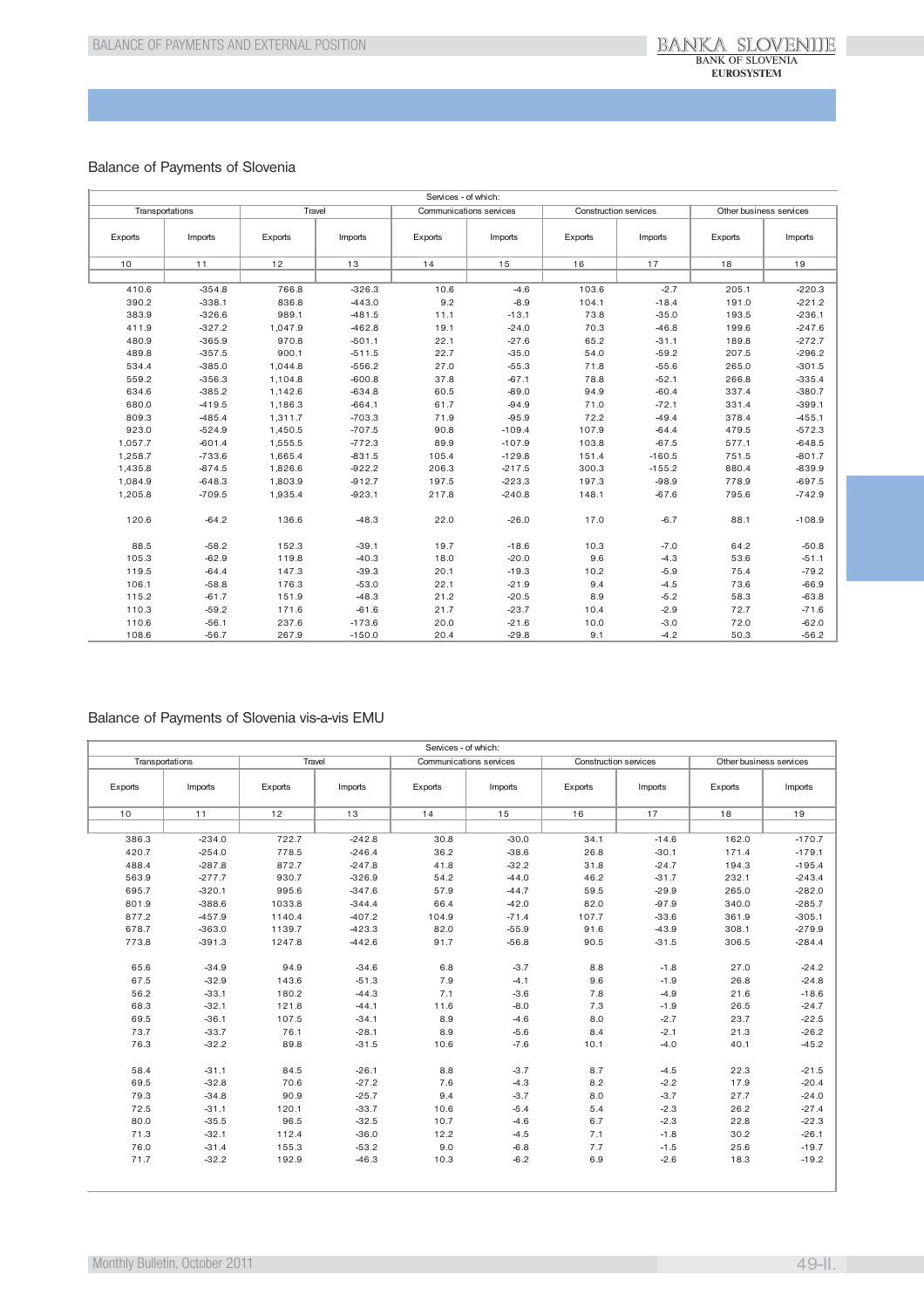## Balance of Payments of Slovenia

| Services - of which: | | | | | | | | | |
|---|---|---|---|---|---|---|---|---|---|
| Transportations | | Travel | | Communications services | | Construction services | | Other business services | |
| Exports | Imports | Exports | Imports | Exports | Imports | Exports | Imports | Exports | Imports |
| 10 | 11 | 12 | 13 | 14 | 15 | 16 | 17 | 18 | 19 |
| 410.6 | -354.8 | 766.8 | -326.3 | 10.6 | -4.6 | 103.6 | -2.7 | 205.1 | -220.3 |
| 390.2 | -338.1 | 836.8 | -443.0 | 9.2 | -8.9 | 104.1 | -18.4 | 191.0 | -221.2 |
| 383.9 | -326.6 | 989.1 | -481.5 | 11.1 | -13.1 | 73.8 | -35.0 | 193.5 | -236.1 |
| 411.9 | -327.2 | 1,047.9 | -462.8 | 19.1 | -24.0 | 70.3 | -46.8 | 199.6 | -247.6 |
| 480.9 | -365.9 | 970.8 | -501.1 | 22.1 | -27.6 | 65.2 | -31.1 | 189.8 | -272.7 |
| 489.8 | -357.5 | 900.1 | -511.5 | 22.7 | -35.0 | 54.0 | -59.2 | 207.5 | -296.2 |
| 534.4 | -385.0 | 1,044.8 | -556.2 | 27.0 | -55.3 | 71.8 | -55.6 | 265.0 | -301.5 |
| 559.2 | -356.3 | 1,104.8 | -600.8 | 37.8 | -67.1 | 78.8 | -52.1 | 266.8 | -335.4 |
| 634.6 | -385.2 | 1,142.6 | -634.8 | 60.5 | -89.0 | 94.9 | -60.4 | 337.4 | -380.7 |
| 680.0 | -419.5 | 1,186.3 | -664.1 | 61.7 | -94.9 | 71.0 | -72.1 | 331.4 | -399.1 |
| 809.3 | -485.4 | 1,311.7 | -703.3 | 71.9 | -95.9 | 72.2 | -49.4 | 378.4 | -455.1 |
| 923.0 | -524.9 | 1,450.5 | -707.5 | 90.8 | -109.4 | 107.9 | -64.4 | 479.5 | -572.3 |
| 1,057.7 | -601.4 | 1,555.5 | -772.3 | 89.9 | -107.9 | 103.8 | -67.5 | 577.1 | -648.5 |
| 1,258.7 | -733.6 | 1,665.4 | -831.5 | 105.4 | -129.8 | 151.4 | -160.5 | 751.5 | -801.7 |
| 1,435.8 | -874.5 | 1,826.6 | -922.2 | 206.3 | -217.5 | 300.3 | -155.2 | 880.4 | -839.9 |
| 1,084.9 | -648.3 | 1,803.9 | -912.7 | 197.5 | -223.3 | 197.3 | -98.9 | 778.9 | -697.5 |
| 1,205.8 | -709.5 | 1,935.4 | -923.1 | 217.8 | -240.8 | 148.1 | -67.6 | 795.6 | -742.9 |
| | | | | | | | | | |
| 120.6 | -64.2 | 136.6 | -48.3 | 22.0 | -26.0 | 17.0 | -6.7 | 88.1 | -108.9 |
| | | | | | | | | | |
| 88.5 | -58.2 | 152.3 | -39.1 | 19.7 | -18.6 | 10.3 | -7.0 | 64.2 | -50.8 |
| 105.3 | -62.9 | 119.8 | -40.3 | 18.0 | -20.0 | 9.6 | -4.3 | 53.6 | -51.1 |
| 119.5 | -64.4 | 147.3 | -39.3 | 20.1 | -19.3 | 10.2 | -5.9 | 75.4 | -79.2 |
| 106.1 | -58.8 | 176.3 | -53.0 | 22.1 | -21.9 | 9.4 | -4.5 | 73.6 | -66.9 |
| 115.2 | -61.7 | 151.9 | -48.3 | 21.2 | -20.5 | 8.9 | -5.2 | 58.3 | -63.8 |
| 110.3 | -59.2 | 171.6 | -61.6 | 21.7 | -23.7 | 10.4 | -2.9 | 72.7 | -71.6 |
| 110.6 | -56.1 | 237.6 | -173.6 | 20.0 | -21.6 | 10.0 | -3.0 | 72.0 | -62.0 |
| 108.6 | -56.7 | 267.9 | -150.0 | 20.4 | -29.8 | 9.1 | -4.2 | 50.3 | -56.2 |

## Balance of Payments of Slovenia vis-a-vis EMU

| Services - of which: | | | | | | | | | |
|---|---|---|---|---|---|---|---|---|---|
| Transportations | | Travel | | Communications services | | Construction services | | Other business services | |
| Exports | Imports | Exports | Imports | Exports | Imports | Exports | Imports | Exports | Imports |
| 10 | 11 | 12 | 13 | 14 | 15 | 16 | 17 | 18 | 19 |
| 386.3 | -234.0 | 722.7 | -242.8 | 30.8 | -30.0 | 34.1 | -14.6 | 162.0 | -170.7 |
| 420.7 | -254.0 | 778.5 | -246.4 | 36.2 | -38.6 | 26.8 | -30.1 | 171.4 | -179.1 |
| 488.4 | -287.8 | 872.7 | -247.8 | 41.8 | -32.2 | 31.8 | -24.7 | 194.3 | -195.4 |
| 563.9 | -277.7 | 930.7 | -326.9 | 54.2 | -44.0 | 46.2 | -31.7 | 232.1 | -243.4 |
| 695.7 | -320.1 | 995.6 | -347.6 | 57.9 | -44.7 | 59.5 | -29.9 | 265.0 | -282.0 |
| 801.9 | -388.6 | 1033.8 | -344.4 | 66.4 | -42.0 | 82.0 | -97.9 | 340.0 | -285.7 |
| 877.2 | -457.9 | 1140.4 | -407.2 | 104.9 | -71.4 | 107.7 | -33.6 | 361.9 | -305.1 |
| 678.7 | -363.0 | 1139.7 | -423.3 | 82.0 | -55.9 | 91.6 | -43.9 | 308.1 | -279.9 |
| 773.8 | -391.3 | 1247.8 | -442.6 | 91.7 | -56.8 | 90.5 | -31.5 | 306.5 | -284.4 |
| | | | | | | | | | |
| 65.6 | -34.9 | 94.9 | -34.6 | 6.8 | -3.7 | 8.8 | -1.8 | 27.0 | -24.2 |
| 67.5 | -32.9 | 143.6 | -51.3 | 7.9 | -4.1 | 9.6 | -1.9 | 26.8 | -24.8 |
| 56.2 | -33.1 | 180.2 | -44.3 | 7.1 | -3.6 | 7.8 | -4.9 | 21.6 | -18.6 |
| 68.3 | -32.1 | 121.8 | -44.1 | 11.6 | -8.0 | 7.3 | -1.9 | 26.5 | -24.7 |
| 69.5 | -36.1 | 107.5 | -34.1 | 8.9 | -4.6 | 8.0 | -2.7 | 23.7 | -22.5 |
| 73.7 | -33.7 | 76.1 | -28.1 | 8.9 | -5.6 | 8.4 | -2.1 | 21.3 | -26.2 |
| 76.3 | -32.2 | 89.8 | -31.5 | 10.6 | -7.6 | 10.1 | -4.0 | 40.1 | -45.2 |
| | | | | | | | | | |
| 58.4 | -31.1 | 84.5 | -26.1 | 8.8 | -3.7 | 8.7 | -4.5 | 22.3 | -21.5 |
| 69.5 | -32.8 | 70.6 | -27.2 | 7.6 | -4.3 | 8.2 | -2.2 | 17.9 | -20.4 |
| 79.3 | -34.8 | 90.9 | -25.7 | 9.4 | -3.7 | 8.0 | -3.7 | 27.7 | -24.0 |
| 72.5 | -31.1 | 120.1 | -33.7 | 10.6 | -5.4 | 5.4 | -2.3 | 26.2 | -27.4 |
| 80.0 | -35.5 | 96.5 | -32.5 | 10.7 | -4.6 | 6.7 | -2.3 | 22.8 | -22.3 |
| 71.3 | -32.1 | 112.4 | -36.0 | 12.2 | -4.5 | 7.1 | -1.8 | 30.2 | -26.1 |
| 76.0 | -31.4 | 155.3 | -53.2 | 9.0 | -6.8 | 7.7 | -1.5 | 25.6 | -19.7 |
| 71.7 | -32.2 | 192.9 | -46.3 | 10.3 | -6.2 | 6.9 | -2.6 | 18.3 | -19.2 |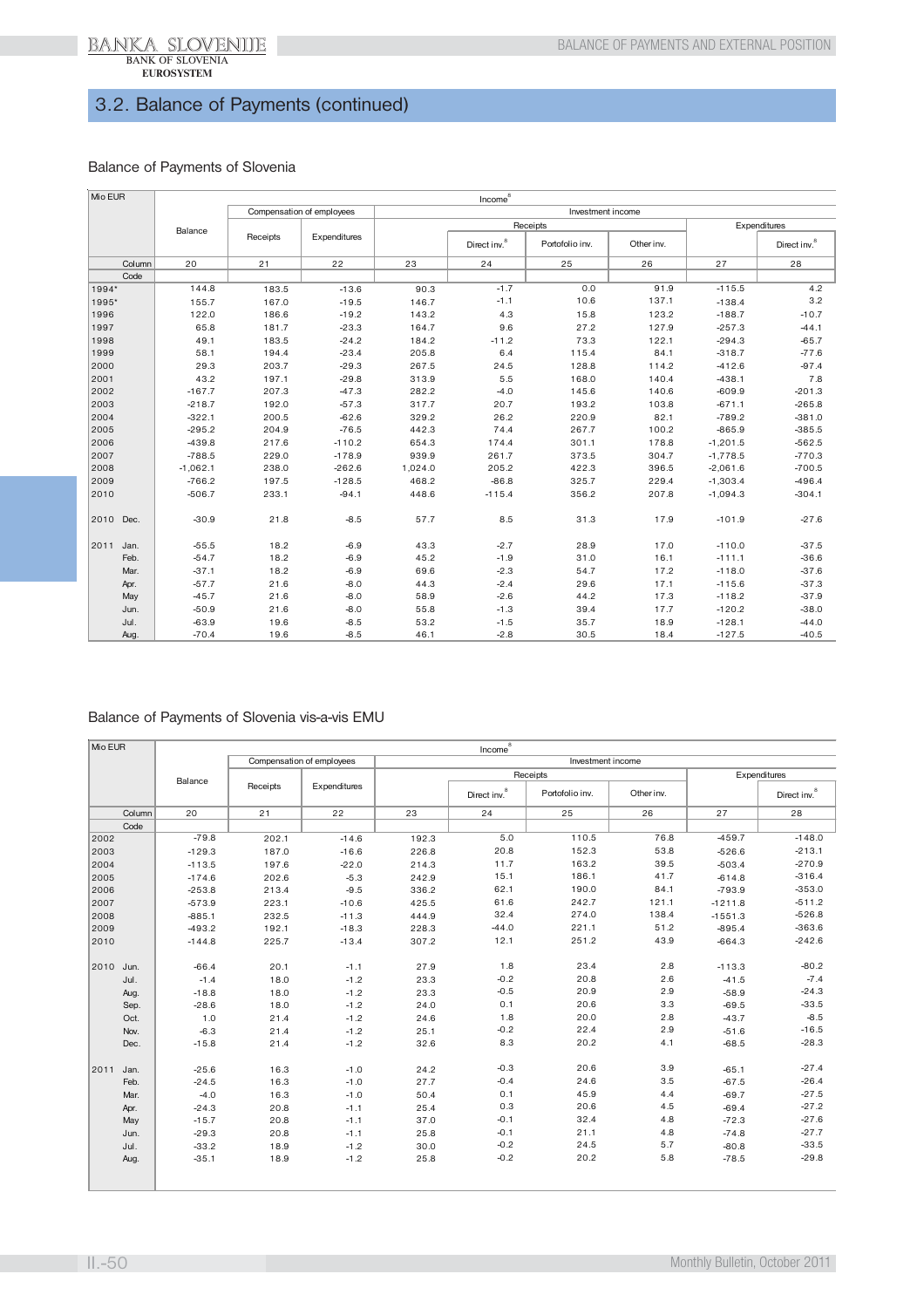## 3.2. Balance of Payments (continued)

### Balance of Payments of Slovenia

| Mio EUR | | Income[8] | | | | | | | | |
|---|---|---|---|---|---|---|---|---|---|---|
| | | | Compensation of employees | | Investment income | | | | | |
| | | | | | | Receipts | | | Expenditures | |
| | | Balance | Receipts | Expenditures | | Direct inv.[8] | Portofolio inv. | Other inv. | | Direct inv.[8] |
| | Column | 20 | 21 | 22 | 23 | 24 | 25 | 26 | 27 | 28 |
| | Code | | | | | | | | | |
| 1994* | | 144.8 | 183.5 | -13.6 | 90.3 | -1.7 | 0.0 | 91.9 | -115.5 | 4.2 |
| 1995* | | 155.7 | 167.0 | -19.5 | 146.7 | -1.1 | 10.6 | 137.1 | -138.4 | 3.2 |
| 1996 | | 122.0 | 186.6 | -19.2 | 143.2 | 4.3 | 15.8 | 123.2 | -188.7 | -10.7 |
| 1997 | | 65.8 | 181.7 | -23.3 | 164.7 | 9.6 | 27.2 | 127.9 | -257.3 | -44.1 |
| 1998 | | 49.1 | 183.5 | -24.2 | 184.2 | -11.2 | 73.3 | 122.1 | -294.3 | -65.7 |
| 1999 | | 58.1 | 194.4 | -23.4 | 205.8 | 6.4 | 115.4 | 84.1 | -318.7 | -77.6 |
| 2000 | | 29.3 | 203.7 | -29.3 | 267.5 | 24.5 | 128.8 | 114.2 | -412.6 | -97.4 |
| 2001 | | 43.2 | 197.1 | -29.8 | 313.9 | 5.5 | 168.0 | 140.4 | -438.1 | 7.8 |
| 2002 | | -167.7 | 207.3 | -47.3 | 282.2 | -4.0 | 145.6 | 140.6 | -609.9 | -201.3 |
| 2003 | | -218.7 | 192.0 | -57.3 | 317.7 | 20.7 | 193.2 | 103.8 | -671.1 | -265.8 |
| 2004 | | -322.1 | 200.5 | -62.6 | 329.2 | 26.2 | 220.9 | 82.1 | -789.2 | -381.0 |
| 2005 | | -295.2 | 204.9 | -76.5 | 442.3 | 74.4 | 267.7 | 100.2 | -865.9 | -385.5 |
| 2006 | | -439.8 | 217.6 | -110.2 | 654.3 | 174.4 | 301.1 | 178.8 | -1,201.5 | -562.5 |
| 2007 | | -788.5 | 229.0 | -178.9 | 939.9 | 261.7 | 373.5 | 304.7 | -1,778.5 | -770.3 |
| 2008 | | -1,062.1 | 238.0 | -262.6 | 1,024.0 | 205.2 | 422.3 | 396.5 | -2,061.6 | -700.5 |
| 2009 | | -766.2 | 197.5 | -128.5 | 468.2 | -86.8 | 325.7 | 229.4 | -1,303.4 | -496.4 |
| 2010 | | -506.7 | 233.1 | -94.1 | 448.6 | -115.4 | 356.2 | 207.8 | -1,094.3 | -304.1 |
| 2010 | Dec. | -30.9 | 21.8 | -8.5 | 57.7 | 8.5 | 31.3 | 17.9 | -101.9 | -27.6 |
| 2011 | Jan. | -55.5 | 18.2 | -6.9 | 43.3 | -2.7 | 28.9 | 17.0 | -110.0 | -37.5 |
| | Feb. | -54.7 | 18.2 | -6.9 | 45.2 | -1.9 | 31.0 | 16.1 | -111.1 | -36.6 |
| | Mar. | -37.1 | 18.2 | -6.9 | 69.6 | -2.3 | 54.7 | 17.2 | -118.0 | -37.6 |
| | Apr. | -57.7 | 21.6 | -8.0 | 44.3 | -2.4 | 29.6 | 17.1 | -115.6 | -37.3 |
| | May | -45.7 | 21.6 | -8.0 | 58.9 | -2.6 | 44.2 | 17.3 | -118.2 | -37.9 |
| | Jun. | -50.9 | 21.6 | -8.0 | 55.8 | -1.3 | 39.4 | 17.7 | -120.2 | -38.0 |
| | Jul. | -63.9 | 19.6 | -8.5 | 53.2 | -1.5 | 35.7 | 18.9 | -128.1 | -44.0 |
| | Aug. | -70.4 | 19.6 | -8.5 | 46.1 | -2.8 | 30.5 | 18.4 | -127.5 | -40.5 |

### Balance of Payments of Slovenia vis-a-vis EMU

| Mio EUR | | Income[8] | | | | | | | | |
|---|---|---|---|---|---|---|---|---|---|---|
| | | | Compensation of employees | | Investment income | | | | | |
| | | | | | | Receipts | | | Expenditures | |
| | | Balance | Receipts | Expenditures | | Direct inv.[8] | Portofolio inv. | Other inv. | | Direct inv.[8] |
| | Column | 20 | 21 | 22 | 23 | 24 | 25 | 26 | 27 | 28 |
| | Code | | | | | | | | | |
| 2002 | | -79.8 | 202.1 | -14.6 | 192.3 | 5.0 | 110.5 | 76.8 | -459.7 | -148.0 |
| 2003 | | -129.3 | 187.0 | -16.6 | 226.8 | 20.8 | 152.3 | 53.8 | -526.6 | -213.1 |
| 2004 | | -113.5 | 197.6 | -22.0 | 214.3 | 11.7 | 163.2 | 39.5 | -503.4 | -270.9 |
| 2005 | | -174.6 | 202.6 | -5.3 | 242.9 | 15.1 | 186.1 | 41.7 | -614.8 | -316.4 |
| 2006 | | -253.8 | 213.4 | -9.5 | 336.2 | 62.1 | 190.0 | 84.1 | -793.9 | -353.0 |
| 2007 | | -573.9 | 223.1 | -10.6 | 425.5 | 61.6 | 242.7 | 121.1 | -1211.8 | -511.2 |
| 2008 | | -885.1 | 232.5 | -11.3 | 444.9 | 32.4 | 274.0 | 138.4 | -1551.3 | -526.8 |
| 2009 | | -493.2 | 192.1 | -18.3 | 228.3 | -44.0 | 221.1 | 51.2 | -895.4 | -363.6 |
| 2010 | | -144.8 | 225.7 | -13.4 | 307.2 | 12.1 | 251.2 | 43.9 | -664.3 | -242.6 |
| 2010 | Jun. | -66.4 | 20.1 | -1.1 | 27.9 | 1.8 | 23.4 | 2.8 | -113.3 | -80.2 |
| | Jul. | -1.4 | 18.0 | -1.2 | 23.3 | -0.2 | 20.8 | 2.6 | -41.5 | -7.4 |
| | Aug. | -18.8 | 18.0 | -1.2 | 23.3 | -0.5 | 20.9 | 2.9 | -58.9 | -24.3 |
| | Sep. | -28.6 | 18.0 | -1.2 | 24.0 | 0.1 | 20.6 | 3.3 | -69.5 | -33.5 |
| | Oct. | 1.0 | 21.4 | -1.2 | 24.6 | 1.8 | 20.0 | 2.8 | -43.7 | -8.5 |
| | Nov. | -6.3 | 21.4 | -1.2 | 25.1 | -0.2 | 22.4 | 2.9 | -51.6 | -16.5 |
| | Dec. | -15.8 | 21.4 | -1.2 | 32.6 | 8.3 | 20.2 | 4.1 | -68.5 | -28.3 |
| 2011 | Jan. | -25.6 | 16.3 | -1.0 | 24.2 | -0.3 | 20.6 | 3.9 | -65.1 | -27.4 |
| | Feb. | -24.5 | 16.3 | -1.0 | 27.7 | -0.4 | 24.6 | 3.5 | -67.5 | -26.4 |
| | Mar. | -4.0 | 16.3 | -1.0 | 50.4 | 0.1 | 45.9 | 4.4 | -69.7 | -27.5 |
| | Apr. | -24.3 | 20.8 | -1.1 | 25.4 | 0.3 | 20.6 | 4.5 | -69.4 | -27.2 |
| | May | -15.7 | 20.8 | -1.1 | 37.0 | -0.1 | 32.4 | 4.8 | -72.3 | -27.6 |
| | Jun. | -29.3 | 20.8 | -1.1 | 25.8 | -0.1 | 21.1 | 4.8 | -74.8 | -27.7 |
| | Jul. | -33.2 | 18.9 | -1.2 | 30.0 | -0.2 | 24.5 | 5.7 | -80.8 | -33.5 |
| | Aug. | -35.1 | 18.9 | -1.2 | 25.8 | -0.2 | 20.2 | 5.8 | -78.5 | -29.8 |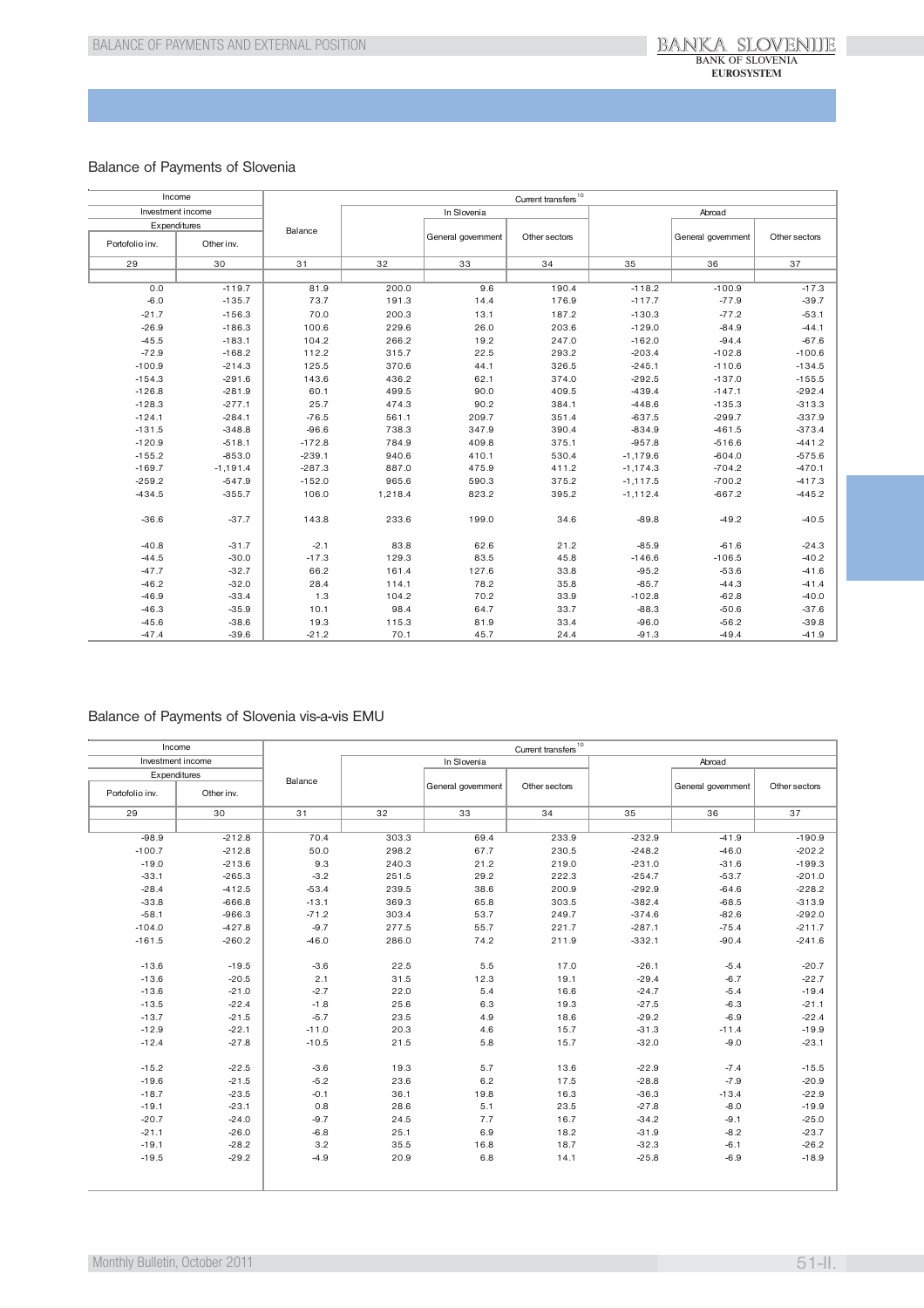## Balance of Payments of Slovenia

| Income | | Current transfers[10] | | | | | | |
|---|---|---|---|---|---|---|---|---|
| Investment income | | Balance | In Slovenia | | | Abroad | | |
| Expenditures | | | | General government | Other sectors | | General government | Other sectors |
| Portofolio inv. | Other inv. | | | | | | | |
| 29 | 30 | 31 | 32 | 33 | 34 | 35 | 36 | 37 |
| 0.0 | -119.7 | 81.9 | 200.0 | 9.6 | 190.4 | -118.2 | -100.9 | -17.3 |
| -6.0 | -135.7 | 73.7 | 191.3 | 14.4 | 176.9 | -117.7 | -77.9 | -39.7 |
| -21.7 | -156.3 | 70.0 | 200.3 | 13.1 | 187.2 | -130.3 | -77.2 | -53.1 |
| -26.9 | -186.3 | 100.6 | 229.6 | 26.0 | 203.6 | -129.0 | -84.9 | -44.1 |
| -45.5 | -183.1 | 104.2 | 266.2 | 19.2 | 247.0 | -162.0 | -94.4 | -67.6 |
| -72.9 | -168.2 | 112.2 | 315.7 | 22.5 | 293.2 | -203.4 | -102.8 | -100.6 |
| -100.9 | -214.3 | 125.5 | 370.6 | 44.1 | 326.5 | -245.1 | -110.6 | -134.5 |
| -154.3 | -291.6 | 143.6 | 436.2 | 62.1 | 374.0 | -292.5 | -137.0 | -155.5 |
| -126.8 | -281.9 | 60.1 | 499.5 | 90.0 | 409.5 | -439.4 | -147.1 | -292.4 |
| -128.3 | -277.1 | 25.7 | 474.3 | 90.2 | 384.1 | -448.6 | -135.3 | -313.3 |
| -124.1 | -284.1 | -76.5 | 561.1 | 209.7 | 351.4 | -637.5 | -299.7 | -337.9 |
| -131.5 | -348.8 | -96.6 | 738.3 | 347.9 | 390.4 | -834.9 | -461.5 | -373.4 |
| -120.9 | -518.1 | -172.8 | 784.9 | 409.8 | 375.1 | -957.8 | -516.6 | -441.2 |
| -155.2 | -853.0 | -239.1 | 940.6 | 410.1 | 530.4 | -1,179.6 | -604.0 | -575.6 |
| -169.7 | -1,191.4 | -287.3 | 887.0 | 475.9 | 411.2 | -1,174.3 | -704.2 | -470.1 |
| -259.2 | -547.9 | -152.0 | 965.6 | 590.3 | 375.2 | -1,117.5 | -700.2 | -417.3 |
| -434.5 | -355.7 | 106.0 | 1,218.4 | 823.2 | 395.2 | -1,112.4 | -667.2 | -445.2 |
| | | | | | | | | |
| -36.6 | -37.7 | 143.8 | 233.6 | 199.0 | 34.6 | -89.8 | -49.2 | -40.5 |
| | | | | | | | | |
| -40.8 | -31.7 | -2.1 | 83.8 | 62.6 | 21.2 | -85.9 | -61.6 | -24.3 |
| -44.5 | -30.0 | -17.3 | 129.3 | 83.5 | 45.8 | -146.6 | -106.5 | -40.2 |
| -47.7 | -32.7 | 66.2 | 161.4 | 127.6 | 33.8 | -95.2 | -53.6 | -41.6 |
| -46.2 | -32.0 | 28.4 | 114.1 | 78.2 | 35.8 | -85.7 | -44.3 | -41.4 |
| -46.9 | -33.4 | 1.3 | 104.2 | 70.2 | 33.9 | -102.8 | -62.8 | -40.0 |
| -46.3 | -35.9 | 10.1 | 98.4 | 64.7 | 33.7 | -88.3 | -50.6 | -37.6 |
| -45.6 | -38.6 | 19.3 | 115.3 | 81.9 | 33.4 | -96.0 | -56.2 | -39.8 |
| -47.4 | -39.6 | -21.2 | 70.1 | 45.7 | 24.4 | -91.3 | -49.4 | -41.9 |

## Balance of Payments of Slovenia vis-a-vis EMU

| Income | | Current transfers[10] | | | | | | |
|---|---|---|---|---|---|---|---|---|
| Investment income | | Balance | In Slovenia | | | Abroad | | |
| Expenditures | | | | General government | Other sectors | | General government | Other sectors |
| Portofolio inv. | Other inv. | | | | | | | |
| 29 | 30 | 31 | 32 | 33 | 34 | 35 | 36 | 37 |
| -98.9 | -212.8 | 70.4 | 303.3 | 69.4 | 233.9 | -232.9 | -41.9 | -190.9 |
| -100.7 | -212.8 | 50.0 | 298.2 | 67.7 | 230.5 | -248.2 | -46.0 | -202.2 |
| -19.0 | -213.6 | 9.3 | 240.3 | 21.2 | 219.0 | -231.0 | -31.6 | -199.3 |
| -33.1 | -265.3 | -3.2 | 251.5 | 29.2 | 222.3 | -254.7 | -53.7 | -201.0 |
| -28.4 | -412.5 | -53.4 | 239.5 | 38.6 | 200.9 | -292.9 | -64.6 | -228.2 |
| -33.8 | -666.8 | -13.1 | 369.3 | 65.8 | 303.5 | -382.4 | -68.5 | -313.9 |
| -58.1 | -966.3 | -71.2 | 303.4 | 53.7 | 249.7 | -374.6 | -82.6 | -292.0 |
| -104.0 | -427.8 | -9.7 | 277.5 | 55.7 | 221.7 | -287.1 | -75.4 | -211.7 |
| -161.5 | -260.2 | -46.0 | 286.0 | 74.2 | 211.9 | -332.1 | -90.4 | -241.6 |
| | | | | | | | | |
| -13.6 | -19.5 | -3.6 | 22.5 | 5.5 | 17.0 | -26.1 | -5.4 | -20.7 |
| -13.6 | -20.5 | 2.1 | 31.5 | 12.3 | 19.1 | -29.4 | -6.7 | -22.7 |
| -13.6 | -21.0 | -2.7 | 22.0 | 5.4 | 16.6 | -24.7 | -5.4 | -19.4 |
| -13.5 | -22.4 | -1.8 | 25.6 | 6.3 | 19.3 | -27.5 | -6.3 | -21.1 |
| -13.7 | -21.5 | -5.7 | 23.5 | 4.9 | 18.6 | -29.2 | -6.9 | -22.4 |
| -12.9 | -22.1 | -11.0 | 20.3 | 4.6 | 15.7 | -31.3 | -11.4 | -19.9 |
| -12.4 | -27.8 | -10.5 | 21.5 | 5.8 | 15.7 | -32.0 | -9.0 | -23.1 |
| | | | | | | | | |
| -15.2 | -22.5 | -3.6 | 19.3 | 5.7 | 13.6 | -22.9 | -7.4 | -15.5 |
| -19.6 | -21.5 | -5.2 | 23.6 | 6.2 | 17.5 | -28.8 | -7.9 | -20.9 |
| -18.7 | -23.5 | -0.1 | 36.1 | 19.8 | 16.3 | -36.3 | -13.4 | -22.9 |
| -19.1 | -23.1 | 0.8 | 28.6 | 5.1 | 23.5 | -27.8 | -8.0 | -19.9 |
| -20.7 | -24.0 | -9.7 | 24.5 | 7.7 | 16.7 | -34.2 | -9.1 | -25.0 |
| -21.1 | -26.0 | -6.8 | 25.1 | 6.9 | 18.2 | -31.9 | -8.2 | -23.7 |
| -19.1 | -28.2 | 3.2 | 35.5 | 16.8 | 18.7 | -32.3 | -6.1 | -26.2 |
| -19.5 | -29.2 | -4.9 | 20.9 | 6.8 | 14.1 | -25.8 | -6.9 | -18.9 |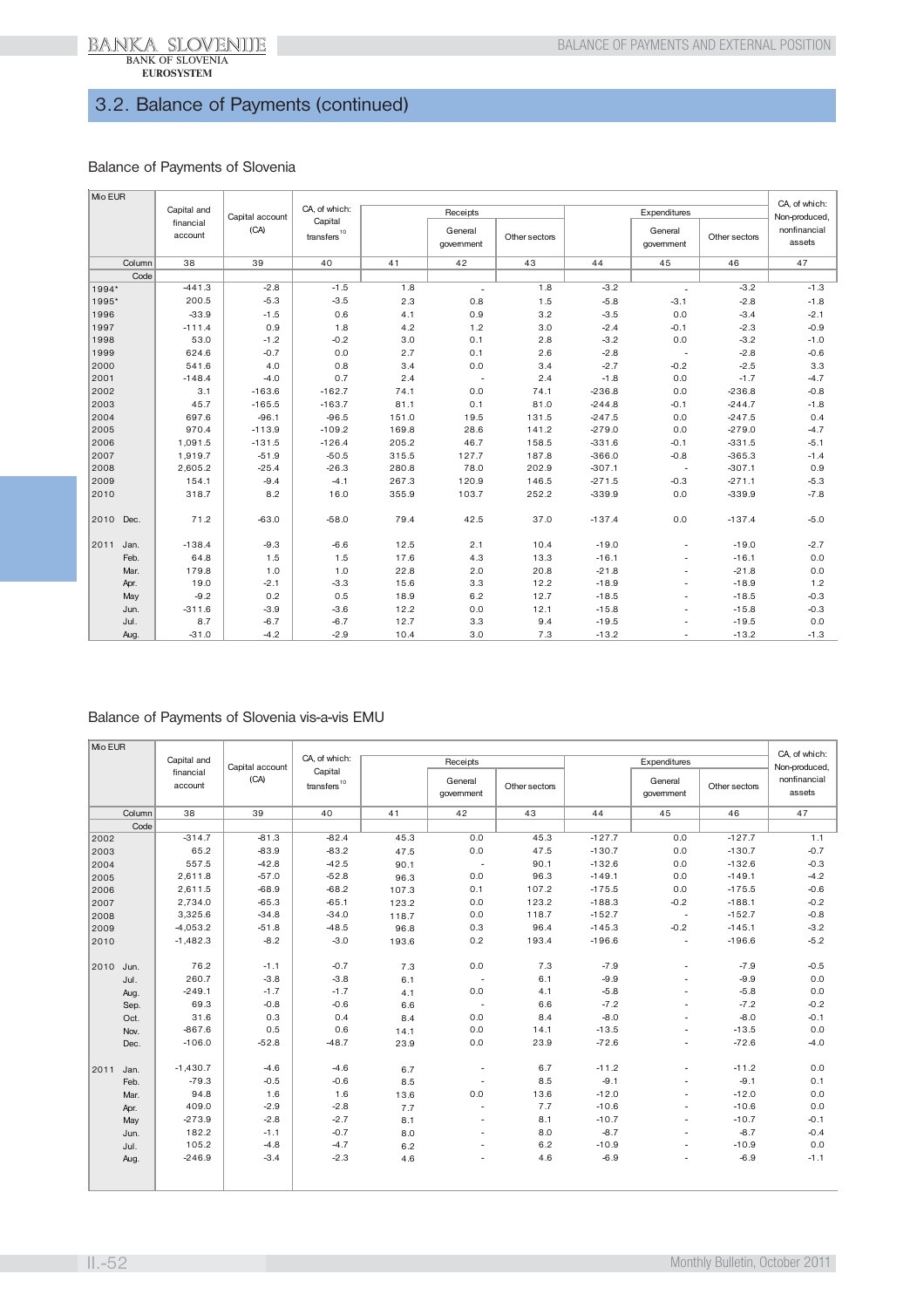## 3.2. Balance of Payments (continued)

### Balance of Payments of Slovenia

| Mio EUR | Capital and financial account | Capital account (CA) | CA, of which: Capital transfers[10] | Receipts | | | Expenditures | | | CA, of which: Non-produced, nonfinancial assets |
|---|---|---|---|---|---|---|---|---|---|---|
| | | | | | General government | Other sectors | | General government | Other sectors | |
| Column | 38 | 39 | 40 | 41 | 42 | 43 | 44 | 45 | 46 | 47 |
| Code | | | | | | | | | | |
| 1994* | -441.3 | -2.8 | -1.5 | 1.8 | - | 1.8 | -3.2 | - | -3.2 | -1.3 |
| 1995* | 200.5 | -5.3 | -3.5 | 2.3 | 0.8 | 1.5 | -5.8 | -3.1 | -2.8 | -1.8 |
| 1996 | -33.9 | -1.5 | 0.6 | 4.1 | 0.9 | 3.2 | -3.5 | 0.0 | -3.4 | -2.1 |
| 1997 | -111.4 | 0.9 | 1.8 | 4.2 | 1.2 | 3.0 | -2.4 | -0.1 | -2.3 | -0.9 |
| 1998 | 53.0 | -1.2 | -0.2 | 3.0 | 0.1 | 2.8 | -3.2 | 0.0 | -3.2 | -1.0 |
| 1999 | 624.6 | -0.7 | 0.0 | 2.7 | 0.1 | 2.6 | -2.8 | - | -2.8 | -0.6 |
| 2000 | 541.6 | 4.0 | 0.8 | 3.4 | 0.0 | 3.4 | -2.7 | -0.2 | -2.5 | 3.3 |
| 2001 | -148.4 | -4.0 | 0.7 | 2.4 | - | 2.4 | -1.8 | 0.0 | -1.7 | -4.7 |
| 2002 | 3.1 | -163.6 | -162.7 | 74.1 | 0.0 | 74.1 | -236.8 | 0.0 | -236.8 | -0.8 |
| 2003 | 45.7 | -165.5 | -163.7 | 81.1 | 0.1 | 81.0 | -244.8 | -0.1 | -244.7 | -1.8 |
| 2004 | 697.6 | -96.1 | -96.5 | 151.0 | 19.5 | 131.5 | -247.5 | 0.0 | -247.5 | 0.4 |
| 2005 | 970.4 | -113.9 | -109.2 | 169.8 | 28.6 | 141.2 | -279.0 | 0.0 | -279.0 | -4.7 |
| 2006 | 1,091.5 | -131.5 | -126.4 | 205.2 | 46.7 | 158.5 | -331.6 | -0.1 | -331.5 | -5.1 |
| 2007 | 1,919.7 | -51.9 | -50.5 | 315.5 | 127.7 | 187.8 | -366.0 | -0.8 | -365.3 | -1.4 |
| 2008 | 2,605.2 | -25.4 | -26.3 | 280.8 | 78.0 | 202.9 | -307.1 | - | -307.1 | 0.9 |
| 2009 | 154.1 | -9.4 | -4.1 | 267.3 | 120.9 | 146.5 | -271.5 | -0.3 | -271.1 | -5.3 |
| 2010 | 318.7 | 8.2 | 16.0 | 355.9 | 103.7 | 252.2 | -339.9 | 0.0 | -339.9 | -7.8 |
| 2010 Dec. | 71.2 | -63.0 | -58.0 | 79.4 | 42.5 | 37.0 | -137.4 | 0.0 | -137.4 | -5.0 |
| 2011 Jan. | -138.4 | -9.3 | -6.6 | 12.5 | 2.1 | 10.4 | -19.0 | - | -19.0 | -2.7 |
| Feb. | 64.8 | 1.5 | 1.5 | 17.6 | 4.3 | 13.3 | -16.1 | - | -16.1 | 0.0 |
| Mar. | 179.8 | 1.0 | 1.0 | 22.8 | 2.0 | 20.8 | -21.8 | - | -21.8 | 0.0 |
| Apr. | 19.0 | -2.1 | -3.3 | 15.6 | 3.3 | 12.2 | -18.9 | - | -18.9 | 1.2 |
| May | -9.2 | 0.2 | 0.5 | 18.9 | 6.2 | 12.7 | -18.5 | - | -18.5 | -0.3 |
| Jun. | -311.6 | -3.9 | -3.6 | 12.2 | 0.0 | 12.1 | -15.8 | - | -15.8 | -0.3 |
| Jul. | 8.7 | -6.7 | -6.7 | 12.7 | 3.3 | 9.4 | -19.5 | - | -19.5 | 0.0 |
| Aug. | -31.0 | -4.2 | -2.9 | 10.4 | 3.0 | 7.3 | -13.2 | - | -13.2 | -1.3 |

### Balance of Payments of Slovenia vis-a-vis EMU

| Mio EUR | Capital and financial account | Capital account (CA) | CA, of which: Capital transfers[10] | Receipts | | | Expenditures | | | CA, of which: Non-produced, nonfinancial assets |
|---|---|---|---|---|---|---|---|---|---|---|
| | | | | | General government | Other sectors | | General government | Other sectors | |
| Column | 38 | 39 | 40 | 41 | 42 | 43 | 44 | 45 | 46 | 47 |
| Code | | | | | | | | | | |
| 2002 | -314.7 | -81.3 | -82.4 | 45.3 | 0.0 | 45.3 | -127.7 | 0.0 | -127.7 | 1.1 |
| 2003 | 65.2 | -83.9 | -83.2 | 47.5 | 0.0 | 47.5 | -130.7 | 0.0 | -130.7 | -0.7 |
| 2004 | 557.5 | -42.8 | -42.5 | 90.1 | - | 90.1 | -132.6 | 0.0 | -132.6 | -0.3 |
| 2005 | 2,611.8 | -57.0 | -52.8 | 96.3 | 0.0 | 96.3 | -149.1 | 0.0 | -149.1 | -4.2 |
| 2006 | 2,611.5 | -68.9 | -68.2 | 107.3 | 0.1 | 107.2 | -175.5 | 0.0 | -175.5 | -0.6 |
| 2007 | 2,734.0 | -65.3 | -65.1 | 123.2 | 0.0 | 123.2 | -188.3 | -0.2 | -188.1 | -0.2 |
| 2008 | 3,325.6 | -34.8 | -34.0 | 118.7 | 0.0 | 118.7 | -152.7 | - | -152.7 | -0.8 |
| 2009 | -4,053.2 | -51.8 | -48.5 | 96.8 | 0.3 | 96.4 | -145.3 | -0.2 | -145.1 | -3.2 |
| 2010 | -1,482.3 | -8.2 | -3.0 | 193.6 | 0.2 | 193.4 | -196.6 | - | -196.6 | -5.2 |
| 2010 Jun. | 76.2 | -1.1 | -0.7 | 7.3 | 0.0 | 7.3 | -7.9 | - | -7.9 | -0.5 |
| Jul. | 260.7 | -3.8 | -3.8 | 6.1 | - | 6.1 | -9.9 | - | -9.9 | 0.0 |
| Aug. | -249.1 | -1.7 | -1.7 | 4.1 | 0.0 | 4.1 | -5.8 | - | -5.8 | 0.0 |
| Sep. | 69.3 | -0.8 | -0.6 | 6.6 | - | 6.6 | -7.2 | - | -7.2 | -0.2 |
| Oct. | 31.6 | 0.3 | 0.4 | 8.4 | 0.0 | 8.4 | -8.0 | - | -8.0 | -0.1 |
| Nov. | -867.6 | 0.5 | 0.6 | 14.1 | 0.0 | 14.1 | -13.5 | - | -13.5 | 0.0 |
| Dec. | -106.0 | -52.8 | -48.7 | 23.9 | 0.0 | 23.9 | -72.6 | - | -72.6 | -4.0 |
| 2011 Jan. | -1,430.7 | -4.6 | -4.6 | 6.7 | - | 6.7 | -11.2 | - | -11.2 | 0.0 |
| Feb. | -79.3 | -0.5 | -0.6 | 8.5 | - | 8.5 | -9.1 | - | -9.1 | 0.1 |
| Mar. | 94.8 | 1.6 | 1.6 | 13.6 | 0.0 | 13.6 | -12.0 | - | -12.0 | 0.0 |
| Apr. | 409.0 | -2.9 | -2.8 | 7.7 | - | 7.7 | -10.6 | - | -10.6 | 0.0 |
| May | -273.9 | -2.8 | -2.7 | 8.1 | - | 8.1 | -10.7 | - | -10.7 | -0.1 |
| Jun. | 182.2 | -1.1 | -0.7 | 8.0 | - | 8.0 | -8.7 | - | -8.7 | -0.4 |
| Jul. | 105.2 | -4.8 | -4.7 | 6.2 | - | 6.2 | -10.9 | - | -10.9 | 0.0 |
| Aug. | -246.9 | -3.4 | -2.3 | 4.6 | - | 4.6 | -6.9 | - | -6.9 | -1.1 |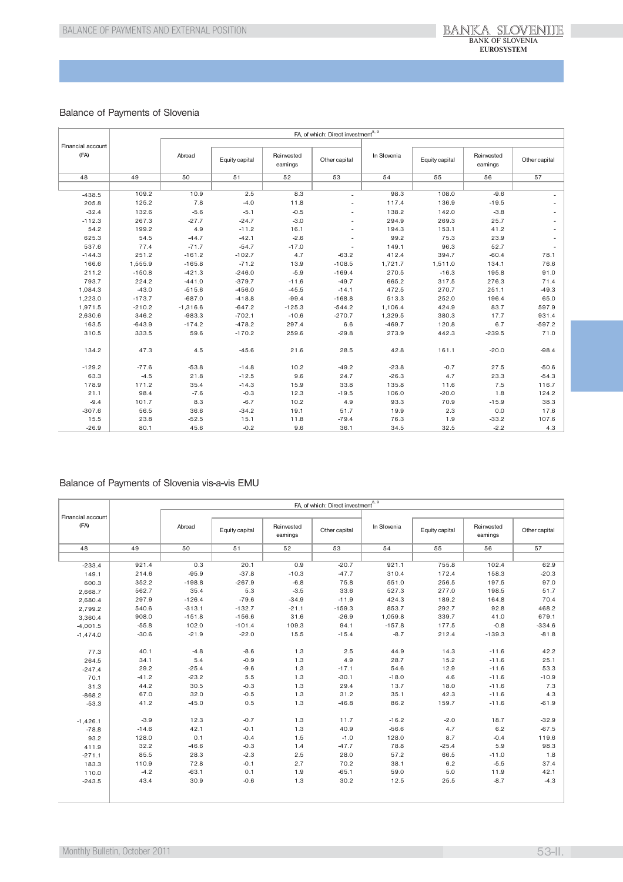## Balance of Payments of Slovenia

| Financial account (FA) | FA, of which: Direct investment[8, 9] | | | | | | | | |
|---|---|---|---|---|---|---|---|---|---|
| | | Abroad | Equity capital | Reinvested earnings | Other capital | In Slovenia | Equity capital | Reinvested earnings | Other capital |
| 48 | 49 | 50 | 51 | 52 | 53 | 54 | 55 | 56 | 57 |
| -438.5 | 109.2 | 10.9 | 2.5 | 8.3 | - | 98.3 | 108.0 | -9.6 | - |
| 205.8 | 125.2 | 7.8 | -4.0 | 11.8 | - | 117.4 | 136.9 | -19.5 | - |
| -32.4 | 132.6 | -5.6 | -5.1 | -0.5 | - | 138.2 | 142.0 | -3.8 | - |
| -112.3 | 267.3 | -27.7 | -24.7 | -3.0 | - | 294.9 | 269.3 | 25.7 | - |
| 54.2 | 199.2 | 4.9 | -11.2 | 16.1 | - | 194.3 | 153.1 | 41.2 | - |
| 625.3 | 54.5 | -44.7 | -42.1 | -2.6 | - | 99.2 | 75.3 | 23.9 | - |
| 537.6 | 77.4 | -71.7 | -54.7 | -17.0 | - | 149.1 | 96.3 | 52.7 | - |
| -144.3 | 251.2 | -161.2 | -102.7 | 4.7 | -63.2 | 412.4 | 394.7 | -60.4 | 78.1 |
| 166.6 | 1,555.9 | -165.8 | -71.2 | 13.9 | -108.5 | 1,721.7 | 1,511.0 | 134.1 | 76.6 |
| 211.2 | -150.8 | -421.3 | -246.0 | -5.9 | -169.4 | 270.5 | -16.3 | 195.8 | 91.0 |
| 793.7 | 224.2 | -441.0 | -379.7 | -11.6 | -49.7 | 665.2 | 317.5 | 276.3 | 71.4 |
| 1,084.3 | -43.0 | -515.6 | -456.0 | -45.5 | -14.1 | 472.5 | 270.7 | 251.1 | -49.3 |
| 1,223.0 | -173.7 | -687.0 | -418.8 | -99.4 | -168.8 | 513.3 | 252.0 | 196.4 | 65.0 |
| 1,971.5 | -210.2 | -1,316.6 | -647.2 | -125.3 | -544.2 | 1,106.4 | 424.9 | 83.7 | 597.9 |
| 2,630.6 | 346.2 | -983.3 | -702.1 | -10.6 | -270.7 | 1,329.5 | 380.3 | 17.7 | 931.4 |
| 163.5 | -643.9 | -174.2 | -478.2 | 297.4 | 6.6 | -469.7 | 120.8 | 6.7 | -597.2 |
| 310.5 | 333.5 | 59.6 | -170.2 | 259.6 | -29.8 | 273.9 | 442.3 | -239.5 | 71.0 |
| | | | | | | | | | |
| 134.2 | 47.3 | 4.5 | -45.6 | 21.6 | 28.5 | 42.8 | 161.1 | -20.0 | -98.4 |
| | | | | | | | | | |
| -129.2 | -77.6 | -53.8 | -14.8 | 10.2 | -49.2 | -23.8 | -0.7 | 27.5 | -50.6 |
| 63.3 | -4.5 | 21.8 | -12.5 | 9.6 | 24.7 | -26.3 | 4.7 | 23.3 | -54.3 |
| 178.9 | 171.2 | 35.4 | -14.3 | 15.9 | 33.8 | 135.8 | 11.6 | 7.5 | 116.7 |
| 21.1 | 98.4 | -7.6 | -0.3 | 12.3 | -19.5 | 106.0 | -20.0 | 1.8 | 124.2 |
| -9.4 | 101.7 | 8.3 | -6.7 | 10.2 | 4.9 | 93.3 | 70.9 | -15.9 | 38.3 |
| -307.6 | 56.5 | 36.6 | -34.2 | 19.1 | 51.7 | 19.9 | 2.3 | 0.0 | 17.6 |
| 15.5 | 23.8 | -52.5 | 15.1 | 11.8 | -79.4 | 76.3 | 1.9 | -33.2 | 107.6 |
| -26.9 | 80.1 | 45.6 | -0.2 | 9.6 | 36.1 | 34.5 | 32.5 | -2.2 | 4.3 |

## Balance of Payments of Slovenia vis-a-vis EMU

| Financial account (FA) | FA, of which: Direct investment[8, 9] | | | | | | | | |
|---|---|---|---|---|---|---|---|---|---|
| | | Abroad | Equity capital | Reinvested earnings | Other capital | In Slovenia | Equity capital | Reinvested earnings | Other capital |
| 48 | 49 | 50 | 51 | 52 | 53 | 54 | 55 | 56 | 57 |
| -233.4 | 921.4 | 0.3 | 20.1 | 0.9 | -20.7 | 921.1 | 755.8 | 102.4 | 62.9 |
| 149.1 | 214.6 | -95.9 | -37.8 | -10.3 | -47.7 | 310.4 | 172.4 | 158.3 | -20.3 |
| 600.3 | 352.2 | -198.8 | -267.9 | -6.8 | 75.8 | 551.0 | 256.5 | 197.5 | 97.0 |
| 2,668.7 | 562.7 | 35.4 | 5.3 | -3.5 | 33.6 | 527.3 | 277.0 | 198.5 | 51.7 |
| 2,680.4 | 297.9 | -126.4 | -79.6 | -34.9 | -11.9 | 424.3 | 189.2 | 164.8 | 70.4 |
| 2,799.2 | 540.6 | -313.1 | -132.7 | -21.1 | -159.3 | 853.7 | 292.7 | 92.8 | 468.2 |
| 3,360.4 | 908.0 | -151.8 | -156.6 | 31.6 | -26.9 | 1,059.8 | 339.7 | 41.0 | 679.1 |
| -4,001.5 | -55.8 | 102.0 | -101.4 | 109.3 | 94.1 | -157.8 | 177.5 | -0.8 | -334.6 |
| -1,474.0 | -30.6 | -21.9 | -22.0 | 15.5 | -15.4 | -8.7 | 212.4 | -139.3 | -81.8 |
| | | | | | | | | | |
| 77.3 | 40.1 | -4.8 | -8.6 | 1.3 | 2.5 | 44.9 | 14.3 | -11.6 | 42.2 |
| 264.5 | 34.1 | 5.4 | -0.9 | 1.3 | 4.9 | 28.7 | 15.2 | -11.6 | 25.1 |
| -247.4 | 29.2 | -25.4 | -9.6 | 1.3 | -17.1 | 54.6 | 12.9 | -11.6 | 53.3 |
| 70.1 | -41.2 | -23.2 | 5.5 | 1.3 | -30.1 | -18.0 | 4.6 | -11.6 | -10.9 |
| 31.3 | 44.2 | 30.5 | -0.3 | 1.3 | 29.4 | 13.7 | 18.0 | -11.6 | 7.3 |
| -868.2 | 67.0 | 32.0 | -0.5 | 1.3 | 31.2 | 35.1 | 42.3 | -11.6 | 4.3 |
| -53.3 | 41.2 | -45.0 | 0.5 | 1.3 | -46.8 | 86.2 | 159.7 | -11.6 | -61.9 |
| | | | | | | | | | |
| -1,426.1 | -3.9 | 12.3 | -0.7 | 1.3 | 11.7 | -16.2 | -2.0 | 18.7 | -32.9 |
| -78.8 | -14.6 | 42.1 | -0.1 | 1.3 | 40.9 | -56.6 | 4.7 | 6.2 | -67.5 |
| 93.2 | 128.0 | 0.1 | -0.4 | 1.5 | -1.0 | 128.0 | 8.7 | -0.4 | 119.6 |
| 411.9 | 32.2 | -46.6 | -0.3 | 1.4 | -47.7 | 78.8 | -25.4 | 5.9 | 98.3 |
| -271.1 | 85.5 | 28.3 | -2.3 | 2.5 | 28.0 | 57.2 | 66.5 | -11.0 | 1.8 |
| 183.3 | 110.9 | 72.8 | -0.1 | 2.7 | 70.2 | 38.1 | 6.2 | -5.5 | 37.4 |
| 110.0 | -4.2 | -63.1 | 0.1 | 1.9 | -65.1 | 59.0 | 5.0 | 11.9 | 42.1 |
| -243.5 | 43.4 | 30.9 | -0.6 | 1.3 | 30.2 | 12.5 | 25.5 | -8.7 | -4.3 |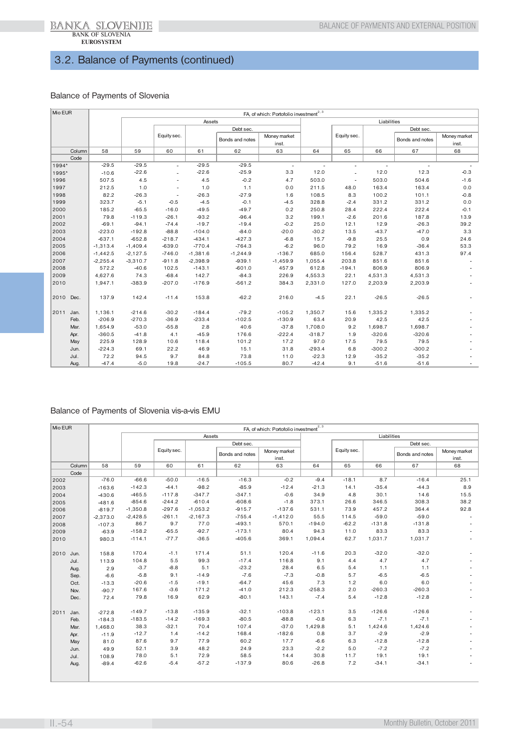## 3.2. Balance of Payments (continued)

### Balance of Payments of Slovenia

| Mio EUR | | FA, of which: Portofolio investment[2, 3] | | | | | | | | | | |
|---|---|---|---|---|---|---|---|---|---|---|---|---|
| | | | Assets | | | | | | Liabilities | | | |
| | | | | | Debt sec. | | | | | Debt sec. | | |
| | | | | Equity sec. | | Bonds and notes | Money market inst. | | Equity sec. | | Bonds and notes | Money market inst. |
| Column | | 58 | 59 | 60 | 61 | 62 | 63 | 64 | 65 | 66 | 67 | 68 |
| Code | | | | | | | | | | | | |
| 1994* | | -29.5 | -29.5 | - | -29.5 | -29.5 | - | - | - | - | - | - |
| 1995* | | -10.6 | -22.6 | - | -22.6 | -25.9 | 3.3 | 12.0 | - | 12.0 | 12.3 | -0.3 |
| 1996 | | 507.5 | 4.5 | - | 4.5 | -0.2 | 4.7 | 503.0 | - | 503.0 | 504.6 | -1.6 |
| 1997 | | 212.5 | 1.0 | - | 1.0 | 1.1 | 0.0 | 211.5 | 48.0 | 163.4 | 163.4 | 0.0 |
| 1998 | | 82.2 | -26.3 | - | -26.3 | -27.9 | 1.6 | 108.5 | 8.3 | 100.2 | 101.1 | -0.8 |
| 1999 | | 323.7 | -5.1 | -0.5 | -4.5 | -0.1 | -4.5 | 328.8 | -2.4 | 331.2 | 331.2 | 0.0 |
| 2000 | | 185.2 | -65.5 | -16.0 | -49.5 | -49.7 | 0.2 | 250.8 | 28.4 | 222.4 | 222.4 | -0.1 |
| 2001 | | 79.8 | -119.3 | -26.1 | -93.2 | -96.4 | 3.2 | 199.1 | -2.6 | 201.6 | 187.8 | 13.9 |
| 2002 | | -69.1 | -94.1 | -74.4 | -19.7 | -19.4 | -0.2 | 25.0 | 12.1 | 12.9 | -26.3 | 39.2 |
| 2003 | | -223.0 | -192.8 | -88.8 | -104.0 | -84.0 | -20.0 | -30.2 | 13.5 | -43.7 | -47.0 | 3.3 |
| 2004 | | -637.1 | -652.8 | -218.7 | -434.1 | -427.3 | -6.8 | 15.7 | -9.8 | 25.5 | 0.9 | 24.6 |
| 2005 | | -1,313.4 | -1,409.4 | -639.0 | -770.4 | -764.3 | -6.2 | 96.0 | 79.2 | 16.9 | -36.4 | 53.3 |
| 2006 | | -1,442.5 | -2,127.5 | -746.0 | -1,381.6 | -1,244.9 | -136.7 | 685.0 | 156.4 | 528.7 | 431.3 | 97.4 |
| 2007 | | -2,255.4 | -3,310.7 | -911.8 | -2,398.9 | -939.1 | -1,459.9 | 1,055.4 | 203.8 | 851.6 | 851.6 | - |
| 2008 | | 572.2 | -40.6 | 102.5 | -143.1 | -601.0 | 457.9 | 612.8 | -194.1 | 806.9 | 806.9 | - |
| 2009 | | 4,627.6 | 74.3 | -68.4 | 142.7 | -84.3 | 226.9 | 4,553.3 | 22.1 | 4,531.3 | 4,531.3 | - |
| 2010 | | 1,947.1 | -383.9 | -207.0 | -176.9 | -561.2 | 384.3 | 2,331.0 | 127.0 | 2,203.9 | 2,203.9 | - |
| 2010 | Dec. | 137.9 | 142.4 | -11.4 | 153.8 | -62.2 | 216.0 | -4.5 | 22.1 | -26.5 | -26.5 | - |
| 2011 | Jan. | 1,136.1 | -214.6 | -30.2 | -184.4 | -79.2 | -105.2 | 1,350.7 | 15.6 | 1,335.2 | 1,335.2 | - |
| | Feb. | -206.9 | -270.3 | -36.9 | -233.4 | -102.5 | -130.9 | 63.4 | 20.9 | 42.5 | 42.5 | - |
| | Mar. | 1,654.9 | -53.0 | -55.8 | 2.8 | 40.6 | -37.8 | 1,708.0 | 9.2 | 1,698.7 | 1,698.7 | - |
| | Apr. | -360.5 | -41.8 | 4.1 | -45.9 | 176.6 | -222.4 | -318.7 | 1.9 | -320.6 | -320.6 | - |
| | May | 225.9 | 128.9 | 10.6 | 118.4 | 101.2 | 17.2 | 97.0 | 17.5 | 79.5 | 79.5 | - |
| | Jun. | -224.3 | 69.1 | 22.2 | 46.9 | 15.1 | 31.8 | -293.4 | 6.8 | -300.2 | -300.2 | - |
| | Jul. | 72.2 | 94.5 | 9.7 | 84.8 | 73.8 | 11.0 | -22.3 | 12.9 | -35.2 | -35.2 | - |
| | Aug. | -47.4 | -5.0 | 19.8 | -24.7 | -105.5 | 80.7 | -42.4 | 9.1 | -51.6 | -51.6 | - |

### Balance of Payments of Slovenia vis-a-vis EMU

| Mio EUR | | FA, of which: Portofolio investment[2, 3] | | | | | | | | | | |
|---|---|---|---|---|---|---|---|---|---|---|---|---|
| | | | Assets | | | | | | Liabilities | | | |
| | | | | | Debt sec. | | | | | Debt sec. | | |
| | | | | Equity sec. | | Bonds and notes | Money market inst. | | Equity sec. | | Bonds and notes | Money market inst. |
| Column | | 58 | 59 | 60 | 61 | 62 | 63 | 64 | 65 | 66 | 67 | 68 |
| Code | | | | | | | | | | | | |
| 2002 | | -76.0 | -66.6 | -50.0 | -16.5 | -16.3 | -0.2 | -9.4 | -18.1 | 8.7 | -16.4 | 25.1 |
| 2003 | | -163.6 | -142.3 | -44.1 | -98.2 | -85.9 | -12.4 | -21.3 | 14.1 | -35.4 | -44.3 | 8.9 |
| 2004 | | -430.6 | -465.5 | -117.8 | -347.7 | -347.1 | -0.6 | 34.9 | 4.8 | 30.1 | 14.6 | 15.5 |
| 2005 | | -481.6 | -854.6 | -244.2 | -610.4 | -608.6 | -1.8 | 373.1 | 26.6 | 346.5 | 308.3 | 38.2 |
| 2006 | | -819.7 | -1,350.8 | -297.6 | -1,053.2 | -915.7 | -137.6 | 531.1 | 73.9 | 457.2 | 364.4 | 92.8 |
| 2007 | | -2,373.0 | -2,428.5 | -261.1 | -2,167.3 | -755.4 | -1,412.0 | 55.5 | 114.5 | -59.0 | -59.0 | - |
| 2008 | | -107.3 | 86.7 | 9.7 | 77.0 | -493.1 | 570.1 | -194.0 | -62.2 | -131.8 | -131.8 | - |
| 2009 | | -63.9 | -158.2 | -65.5 | -92.7 | -173.1 | 80.4 | 94.3 | 11.0 | 83.3 | 83.3 | - |
| 2010 | | 980.3 | -114.1 | -77.7 | -36.5 | -405.6 | 369.1 | 1,094.4 | 62.7 | 1,031.7 | 1,031.7 | - |
| 2010 | Jun. | 158.8 | 170.4 | -1.1 | 171.4 | 51.1 | 120.4 | -11.6 | 20.3 | -32.0 | -32.0 | - |
| | Jul. | 113.9 | 104.8 | 5.5 | 99.3 | -17.4 | 116.8 | 9.1 | 4.4 | 4.7 | 4.7 | - |
| | Aug. | 2.9 | -3.7 | -8.8 | 5.1 | -23.2 | 28.4 | 6.5 | 5.4 | 1.1 | 1.1 | - |
| | Sep. | -6.6 | -5.8 | 9.1 | -14.9 | -7.6 | -7.3 | -0.8 | 5.7 | -6.5 | -6.5 | - |
| | Oct. | -13.3 | -20.6 | -1.5 | -19.1 | -64.7 | 45.6 | 7.3 | 1.2 | 6.0 | 6.0 | - |
| | Nov. | -90.7 | 167.6 | -3.6 | 171.2 | -41.0 | 212.3 | -258.3 | 2.0 | -260.3 | -260.3 | - |
| | Dec. | 72.4 | 79.8 | 16.9 | 62.9 | -80.1 | 143.1 | -7.4 | 5.4 | -12.8 | -12.8 | - |
| 2011 | Jan. | -272.8 | -149.7 | -13.8 | -135.9 | -32.1 | -103.8 | -123.1 | 3.5 | -126.6 | -126.6 | - |
| | Feb. | -184.3 | -183.5 | -14.2 | -169.3 | -80.5 | -88.8 | -0.8 | 6.3 | -7.1 | -7.1 | - |
| | Mar. | 1,468.0 | 38.3 | -32.1 | 70.4 | 107.4 | -37.0 | 1,429.8 | 5.1 | 1,424.6 | 1,424.6 | - |
| | Apr. | -11.9 | -12.7 | 1.4 | -14.2 | 168.4 | -182.6 | 0.8 | 3.7 | -2.9 | -2.9 | - |
| | May | 81.0 | 87.6 | 9.7 | 77.9 | 60.2 | 17.7 | -6.6 | 6.3 | -12.8 | -12.8 | - |
| | Jun. | 49.9 | 52.1 | 3.9 | 48.2 | 24.9 | 23.3 | -2.2 | 5.0 | -7.2 | -7.2 | - |
| | Jul. | 108.9 | 78.0 | 5.1 | 72.9 | 58.5 | 14.4 | 30.8 | 11.7 | 19.1 | 19.1 | - |
| | Aug. | -89.4 | -62.6 | -5.4 | -57.2 | -137.9 | 80.6 | -26.8 | 7.2 | -34.1 | -34.1 | - |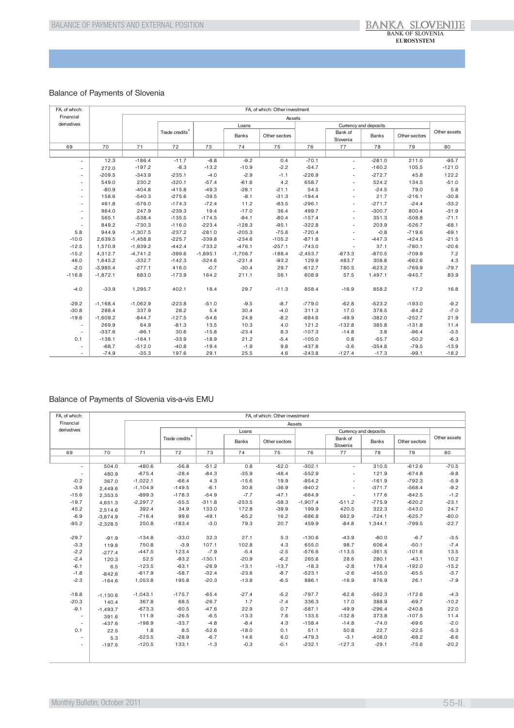## Balance of Payments of Slovenia

| FA, of which: Financial derivatives | FA, of which: Other investment | | | | | | | | | | |
|---|---|---|---|---|---|---|---|---|---|---|---|
| | | Assets | | | | | | | | | |
| | | | Trade credits[4] | Loans | | | Currency and deposits | | | | Other assets |
| | | | | | Banks | Other sectors | | Bank of Slovenia | Banks | Other sectors | |
| 69 | 70 | 71 | 72 | 73 | 74 | 75 | 76 | 77 | 78 | 79 | 80 |
| - | 12.3 | -186.4 | -11.7 | -8.8 | -9.2 | 0.4 | -70.1 | - | -281.0 | 211.0 | -95.7 |
| - | 272.0 | -197.2 | -8.3 | -13.2 | -10.9 | -2.2 | -54.7 | - | -160.2 | 105.5 | -121.0 |
| - | -209.5 | -343.9 | -235.1 | -4.0 | -2.9 | -1.1 | -226.9 | - | -272.7 | 45.8 | 122.2 |
| - | 549.0 | 230.2 | -320.1 | -57.4 | -61.6 | 4.2 | 658.7 | - | 524.2 | 134.5 | -51.0 |
| - | -80.9 | -404.8 | -415.8 | -49.3 | -28.1 | -21.1 | 54.5 | - | -24.5 | 79.0 | 5.8 |
| - | 158.6 | -540.3 | -275.6 | -39.5 | -8.1 | -31.3 | -194.4 | - | 21.7 | -216.1 | -30.8 |
| - | 461.8 | -576.0 | -174.3 | -72.4 | 11.2 | -83.5 | -296.1 | - | -271.7 | -24.4 | -33.2 |
| - | 964.0 | 247.9 | -239.3 | 19.4 | -17.0 | 36.4 | 499.7 | - | -300.7 | 800.4 | -31.9 |
| - | 565.1 | -538.4 | -135.5 | -174.5 | -94.1 | -80.4 | -157.4 | - | 351.3 | -508.8 | -71.1 |
| - | 849.2 | -730.3 | -116.0 | -223.4 | -128.3 | -95.1 | -322.8 | - | 203.9 | -526.7 | -68.1 |
| 5.8 | 944.9 | -1,307.5 | -237.2 | -281.0 | -205.3 | -75.6 | -720.4 | - | -0.8 | -719.6 | -69.1 |
| -10.0 | 2,639.5 | -1,458.8 | -225.7 | -339.8 | -234.6 | -105.2 | -871.8 | - | -447.3 | -424.5 | -21.5 |
| -12.5 | 1,570.9 | -1,939.2 | -442.4 | -733.2 | -476.1 | -257.1 | -743.0 | - | 37.1 | -780.1 | -20.6 |
| -15.2 | 4,312.7 | -4,741.2 | -399.6 | -1,895.1 | -1,706.7 | -188.4 | -2,453.7 | -873.3 | -870.5 | -709.9 | 7.2 |
| 46.0 | 1,645.2 | -332.7 | -142.3 | -324.6 | -231.4 | -93.2 | 129.9 | 483.7 | 308.8 | -662.6 | 4.3 |
| -2.0 | -3,985.4 | -277.1 | 416.0 | -0.7 | -30.4 | 29.7 | -612.7 | 780.5 | -623.2 | -769.9 | -79.7 |
| -116.8 | -1,872.1 | 683.0 | -173.9 | 164.2 | 211.1 | 56.1 | 608.9 | 57.5 | 1,497.1 | -945.7 | 83.9 |
| -4.0 | -33.9 | 1,295.7 | 402.1 | 18.4 | 29.7 | -11.3 | 858.4 | -16.9 | 858.2 | 17.2 | 16.8 |
| -29.2 | -1,168.4 | -1,062.9 | -223.8 | -51.0 | -9.5 | -8.7 | -779.0 | -62.8 | -523.2 | -193.0 | -9.2 |
| -30.8 | 288.4 | 337.9 | 28.2 | 5.4 | 30.4 | -4.0 | 311.3 | 17.0 | 378.5 | -84.2 | -7.0 |
| -19.6 | -1,609.2 | -844.7 | -127.5 | -54.6 | 24.8 | -8.2 | -684.6 | -49.9 | -382.0 | -252.7 | 21.9 |
| - | 269.9 | 64.9 | -81.3 | 13.5 | 10.3 | 4.0 | 121.2 | -132.8 | 385.8 | -131.8 | 11.4 |
| - | -337.6 | -96.1 | 30.6 | -15.8 | -23.4 | 8.3 | -107.3 | -14.8 | 3.8 | -96.4 | -3.5 |
| 0.1 | -138.1 | -164.1 | -33.9 | -18.9 | 21.2 | -5.4 | -105.0 | 0.8 | -55.7 | -50.2 | -6.3 |
| - | -68.7 | -512.0 | -40.8 | -19.4 | -1.9 | 9.8 | -437.8 | -3.6 | -354.8 | -79.5 | -13.9 |
| - | -74.9 | -35.3 | 197.6 | 29.1 | 25.5 | 4.6 | -243.8 | -127.4 | -17.3 | -99.1 | -18.2 |

## Balance of Payments of Slovenia vis-a-vis EMU

| FA, of which: Financial derivatives | FA, of which: Other investment | | | | | | | | | | |
|---|---|---|---|---|---|---|---|---|---|---|---|
| | | Assets | | | | | | | | | |
| | | | Trade credits[4] | Loans | | | Currency and deposits | | | | Other assets |
| | | | | | Banks | Other sectors | | Bank of Slovenia | Banks | Other sectors | |
| 69 | 70 | 71 | 72 | 73 | 74 | 75 | 76 | 77 | 78 | 79 | 80 |
| - | 504.0 | -480.6 | -56.8 | -51.2 | 0.8 | -52.0 | -302.1 | - | 310.5 | -612.6 | -70.5 |
| - | 480.9 | -675.4 | -28.4 | -84.3 | -35.9 | -48.4 | -552.9 | - | 121.9 | -674.8 | -9.8 |
| -0.2 | 367.0 | -1,022.1 | -66.4 | 4.3 | -15.6 | 19.9 | -954.2 | - | -161.9 | -792.3 | -5.9 |
| -3.9 | 2,449.6 | -1,104.9 | -149.5 | -6.1 | 30.8 | -36.9 | -940.2 | - | -371.7 | -568.4 | -9.2 |
| -15.6 | 2,353.5 | -899.3 | -178.3 | -54.9 | -7.7 | -47.1 | -664.9 | - | 177.6 | -842.5 | -1.2 |
| -19.7 | 4,651.3 | -2,297.7 | -55.5 | -311.8 | -253.5 | -58.3 | -1,907.4 | -511.2 | -775.9 | -620.2 | -23.1 |
| 45.2 | 2,514.6 | 392.4 | 34.9 | 133.0 | 172.8 | -39.9 | 199.9 | 420.5 | 322.3 | -543.0 | 24.7 |
| -6.9 | -3,874.9 | -716.4 | 99.6 | -49.1 | -65.2 | 16.2 | -686.8 | 662.9 | -724.1 | -625.7 | -80.0 |
| -95.2 | -2,328.5 | 250.8 | -183.4 | -3.0 | 79.3 | 20.7 | 459.9 | -84.8 | 1,344.1 | -799.5 | -22.7 |
| -29.7 | -91.9 | -134.8 | -33.0 | 32.3 | 27.1 | 5.3 | -130.6 | -43.9 | -80.0 | -6.7 | -3.5 |
| -3.3 | 119.8 | 750.8 | -3.9 | 107.1 | 102.8 | 4.3 | 655.0 | 98.7 | 606.4 | -50.1 | -7.4 |
| -2.2 | -277.4 | -447.5 | 123.4 | -7.9 | -5.4 | -2.5 | -576.6 | -113.5 | -361.5 | -101.6 | 13.5 |
| -2.4 | 120.3 | 52.5 | -93.2 | -130.1 | -20.9 | -6.2 | 265.6 | 28.6 | 280.1 | -43.1 | 10.2 |
| -6.1 | 6.5 | -123.5 | -63.1 | -26.9 | -13.1 | -13.7 | -18.3 | -2.8 | 176.4 | -192.0 | -15.2 |
| -1.8 | -842.6 | -617.9 | -58.7 | -32.4 | -23.6 | -8.7 | -523.1 | -2.6 | -455.0 | -65.5 | -3.7 |
| -2.3 | -164.6 | 1,053.8 | 195.8 | -20.3 | -13.8 | -6.5 | 886.1 | -16.9 | 876.9 | 26.1 | -7.9 |
| -18.8 | -1,130.6 | -1,043.1 | -175.7 | -65.4 | -27.4 | -5.2 | -797.7 | -62.8 | -562.3 | -172.6 | -4.3 |
| -20.3 | 140.4 | 367.8 | 68.5 | -26.7 | 1.7 | -7.4 | 336.3 | 17.0 | 388.9 | -69.7 | -10.2 |
| -9.1 | -1,493.7 | -673.3 | -60.5 | -47.6 | 22.9 | 0.7 | -587.1 | -49.9 | -296.4 | -240.8 | 22.0 |
| - | 391.6 | 111.9 | -26.5 | -6.5 | -13.3 | 7.6 | 133.5 | -132.8 | 373.8 | -107.5 | 11.4 |
| - | -437.6 | -198.9 | -33.7 | -4.8 | -8.4 | 4.3 | -158.4 | -14.8 | -74.0 | -69.6 | -2.0 |
| 0.1 | 22.5 | 1.8 | 8.5 | -52.6 | -18.0 | 0.1 | 51.1 | 50.8 | 22.7 | -22.5 | -5.3 |
| - | 5.3 | -523.5 | -28.9 | -6.7 | 14.6 | 6.0 | -479.3 | -3.1 | -408.0 | -68.2 | -8.6 |
| - | -197.5 | -120.5 | 133.1 | -1.3 | -0.3 | -0.1 | -232.1 | -127.3 | -29.1 | -75.6 | -20.2 |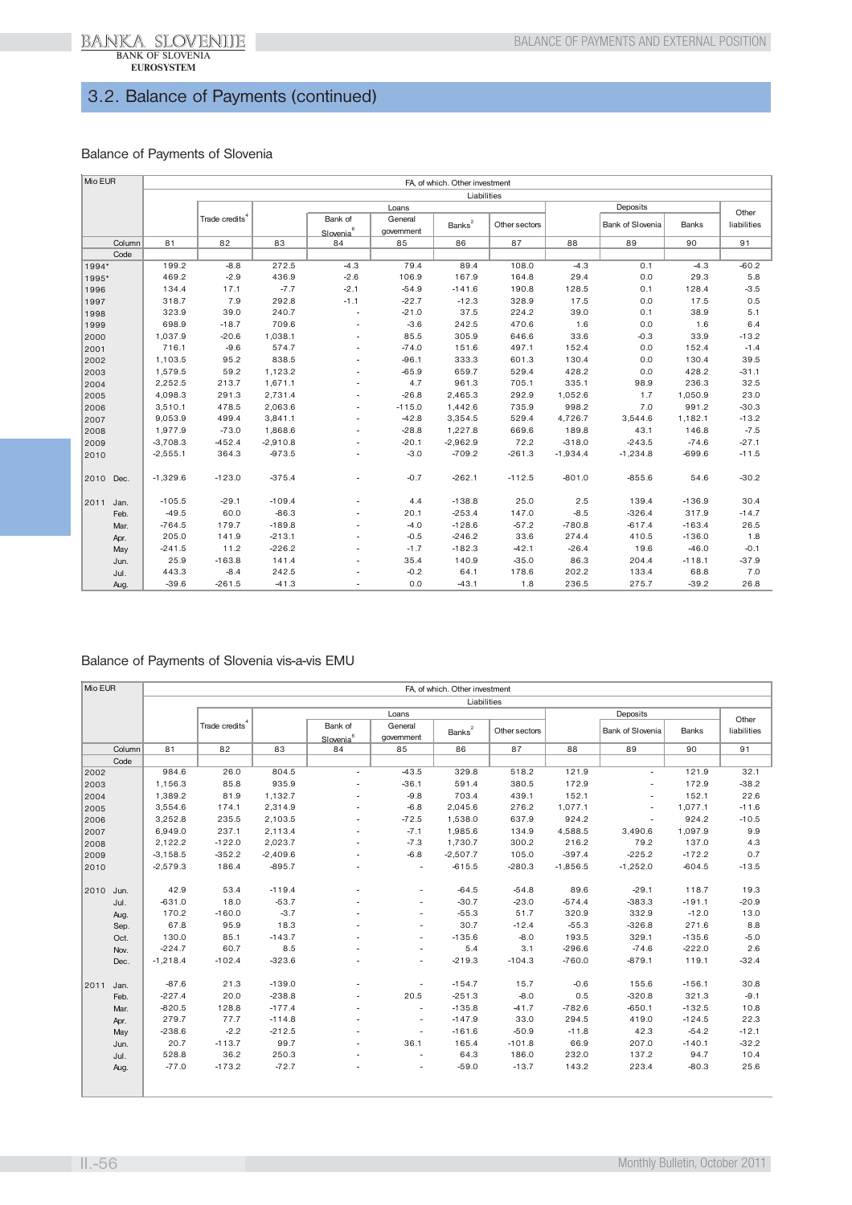## 3.2. Balance of Payments (continued)

### Balance of Payments of Slovenia

| Mio EUR | | FA, of which. Other investment | | | | | | | | | | |
|---|---|---|---|---|---|---|---|---|---|---|---|---|
| | | Liabilities | | | | | | | | | | |
| | | | Trade credits[4] | | Loans | | | | | Deposits | | Other liabilities |
| | | | | | Bank of Slovenia[6] | General government | Banks[2] | Other sectors | | Bank of Slovenia | Banks | |
| | Column | 81 | 82 | 83 | 84 | 85 | 86 | 87 | 88 | 89 | 90 | 91 |
| | Code | | | | | | | | | | | |
| 1994* | | 199.2 | -8.8 | 272.5 | -4.3 | 79.4 | 89.4 | 108.0 | -4.3 | 0.1 | -4.3 | -60.2 |
| 1995* | | 469.2 | -2.9 | 436.9 | -2.6 | 106.9 | 167.9 | 164.8 | 29.4 | 0.0 | 29.3 | 5.8 |
| 1996 | | 134.4 | 17.1 | -7.7 | -2.1 | -54.9 | -141.6 | 190.8 | 128.5 | 0.1 | 128.4 | -3.5 |
| 1997 | | 318.7 | 7.9 | 292.8 | -1.1 | -22.7 | -12.3 | 328.9 | 17.5 | 0.0 | 17.5 | 0.5 |
| 1998 | | 323.9 | 39.0 | 240.7 | - | -21.0 | 37.5 | 224.2 | 39.0 | 0.1 | 38.9 | 5.1 |
| 1999 | | 698.9 | -18.7 | 709.6 | - | -3.6 | 242.5 | 470.6 | 1.6 | 0.0 | 1.6 | 6.4 |
| 2000 | | 1,037.9 | -20.6 | 1,038.1 | - | 85.5 | 305.9 | 646.6 | 33.6 | -0.3 | 33.9 | -13.2 |
| 2001 | | 716.1 | -9.6 | 574.7 | - | -74.0 | 151.6 | 497.1 | 152.4 | 0.0 | 152.4 | -1.4 |
| 2002 | | 1,103.5 | 95.2 | 838.5 | - | -96.1 | 333.3 | 601.3 | 130.4 | 0.0 | 130.4 | 39.5 |
| 2003 | | 1,579.5 | 59.2 | 1,123.2 | - | -65.9 | 659.7 | 529.4 | 428.2 | 0.0 | 428.2 | -31.1 |
| 2004 | | 2,252.5 | 213.7 | 1,671.1 | - | 4.7 | 961.3 | 705.1 | 335.1 | 98.9 | 236.3 | 32.5 |
| 2005 | | 4,098.3 | 291.3 | 2,731.4 | - | -26.8 | 2,465.3 | 292.9 | 1,052.6 | 1.7 | 1,050.9 | 23.0 |
| 2006 | | 3,510.1 | 478.5 | 2,063.6 | - | -115.0 | 1,442.6 | 735.9 | 998.2 | 7.0 | 991.2 | -30.3 |
| 2007 | | 9,053.9 | 499.4 | 3,841.1 | - | -42.8 | 3,354.5 | 529.4 | 4,726.7 | 3,544.6 | 1,182.1 | -13.2 |
| 2008 | | 1,977.9 | -73.0 | 1,868.6 | - | -28.8 | 1,227.8 | 669.6 | 189.8 | 43.1 | 146.8 | -7.5 |
| 2009 | | -3,708.3 | -452.4 | -2,910.8 | - | -20.1 | -2,962.9 | 72.2 | -318.0 | -243.5 | -74.6 | -27.1 |
| 2010 | | -2,555.1 | 364.3 | -973.5 | - | -3.0 | -709.2 | -261.3 | -1,934.4 | -1,234.8 | -699.6 | -11.5 |
| 2010 | Dec. | -1,329.6 | -123.0 | -375.4 | - | -0.7 | -262.1 | -112.5 | -801.0 | -855.6 | 54.6 | -30.2 |
| 2011 | Jan. | -105.5 | -29.1 | -109.4 | - | 4.4 | -138.8 | 25.0 | 2.5 | 139.4 | -136.9 | 30.4 |
| | Feb. | -49.5 | 60.0 | -86.3 | - | 20.1 | -253.4 | 147.0 | -8.5 | -326.4 | 317.9 | -14.7 |
| | Mar. | -764.5 | 179.7 | -189.8 | - | -4.0 | -128.6 | -57.2 | -780.8 | -617.4 | -163.4 | 26.5 |
| | Apr. | 205.0 | 141.9 | -213.1 | - | -0.5 | -246.2 | 33.6 | 274.4 | 410.5 | -136.0 | 1.8 |
| | May | -241.5 | 11.2 | -226.2 | - | -1.7 | -182.3 | -42.1 | -26.4 | 19.6 | -46.0 | -0.1 |
| | Jun. | 25.9 | -163.8 | 141.4 | - | 35.4 | 140.9 | -35.0 | 86.3 | 204.4 | -118.1 | -37.9 |
| | Jul. | 443.3 | -8.4 | 242.5 | - | -0.2 | 64.1 | 178.6 | 202.2 | 133.4 | 68.8 | 7.0 |
| | Aug. | -39.6 | -261.5 | -41.3 | - | 0.0 | -43.1 | 1.8 | 236.5 | 275.7 | -39.2 | 26.8 |

### Balance of Payments of Slovenia vis-a-vis EMU

| Mio EUR | | FA, of which. Other investment | | | | | | | | | | |
|---|---|---|---|---|---|---|---|---|---|---|---|---|
| | | Liabilities | | | | | | | | | | |
| | | | Trade credits[4] | | Loans | | | | | Deposits | | Other liabilities |
| | | | | | Bank of Slovenia[6] | General government | Banks[2] | Other sectors | | Bank of Slovenia | Banks | |
| | Column | 81 | 82 | 83 | 84 | 85 | 86 | 87 | 88 | 89 | 90 | 91 |
| | Code | | | | | | | | | | | |
| 2002 | | 984.6 | 26.0 | 804.5 | - | -43.5 | 329.8 | 518.2 | 121.9 | - | 121.9 | 32.1 |
| 2003 | | 1,156.3 | 85.8 | 935.9 | - | -36.1 | 591.4 | 380.5 | 172.9 | - | 172.9 | -38.2 |
| 2004 | | 1,389.2 | 81.9 | 1,132.7 | - | -9.8 | 703.4 | 439.1 | 152.1 | - | 152.1 | 22.6 |
| 2005 | | 3,554.6 | 174.1 | 2,314.9 | - | -6.8 | 2,045.6 | 276.2 | 1,077.1 | - | 1,077.1 | -11.6 |
| 2006 | | 3,252.8 | 235.5 | 2,103.5 | - | -72.5 | 1,538.0 | 637.9 | 924.2 | - | 924.2 | -10.5 |
| 2007 | | 6,949.0 | 237.1 | 2,113.4 | - | -7.1 | 1,985.6 | 134.9 | 4,588.5 | 3,490.6 | 1,097.9 | 9.9 |
| 2008 | | 2,122.2 | -122.0 | 2,023.7 | - | -7.3 | 1,730.7 | 300.2 | 216.2 | 79.2 | 137.0 | 4.3 |
| 2009 | | -3,158.5 | -352.2 | -2,409.6 | - | -6.8 | -2,507.7 | 105.0 | -397.4 | -225.2 | -172.2 | 0.7 |
| 2010 | | -2,579.3 | 186.4 | -895.7 | - | - | -615.5 | -280.3 | -1,856.5 | -1,252.0 | -604.5 | -13.5 |
| 2010 | Jun. | 42.9 | 53.4 | -119.4 | - | - | -64.5 | -54.8 | 89.6 | -29.1 | 118.7 | 19.3 |
| | Jul. | -631.0 | 18.0 | -53.7 | - | - | -30.7 | -23.0 | -574.4 | -383.3 | -191.1 | -20.9 |
| | Aug. | 170.2 | -160.0 | -3.7 | - | - | -55.3 | 51.7 | 320.9 | 332.9 | -12.0 | 13.0 |
| | Sep. | 67.8 | 95.9 | 18.3 | - | - | 30.7 | -12.4 | -55.3 | -326.8 | 271.6 | 8.8 |
| | Oct. | 130.0 | 85.1 | -143.7 | - | - | -135.6 | -8.0 | 193.5 | 329.1 | -135.6 | -5.0 |
| | Nov. | -224.7 | 60.7 | 8.5 | - | - | 5.4 | 3.1 | -296.6 | -74.6 | -222.0 | 2.6 |
| | Dec. | -1,218.4 | -102.4 | -323.6 | - | - | -219.3 | -104.3 | -760.0 | -879.1 | 119.1 | -32.4 |
| 2011 | Jan. | -87.6 | 21.3 | -139.0 | - | - | -154.7 | 15.7 | -0.6 | 155.6 | -156.1 | 30.8 |
| | Feb. | -227.4 | 20.0 | -238.8 | - | 20.5 | -251.3 | -8.0 | 0.5 | -320.8 | 321.3 | -9.1 |
| | Mar. | -820.5 | 128.8 | -177.4 | - | - | -135.8 | -41.7 | -782.6 | -650.1 | -132.5 | 10.8 |
| | Apr. | 279.7 | 77.7 | -114.8 | - | - | -147.9 | 33.0 | 294.5 | 419.0 | -124.5 | 22.3 |
| | May | -238.6 | -2.2 | -212.5 | - | - | -161.6 | -50.9 | -11.8 | 42.3 | -54.2 | -12.1 |
| | Jun. | 20.7 | -113.7 | 99.7 | - | 36.1 | 165.4 | -101.8 | 66.9 | 207.0 | -140.1 | -32.2 |
| | Jul. | 528.8 | 36.2 | 250.3 | - | - | 64.3 | 186.0 | 232.0 | 137.2 | 94.7 | 10.4 |
| | Aug. | -77.0 | -173.2 | -72.7 | - | - | -59.0 | -13.7 | 143.2 | 223.4 | -80.3 | 25.6 |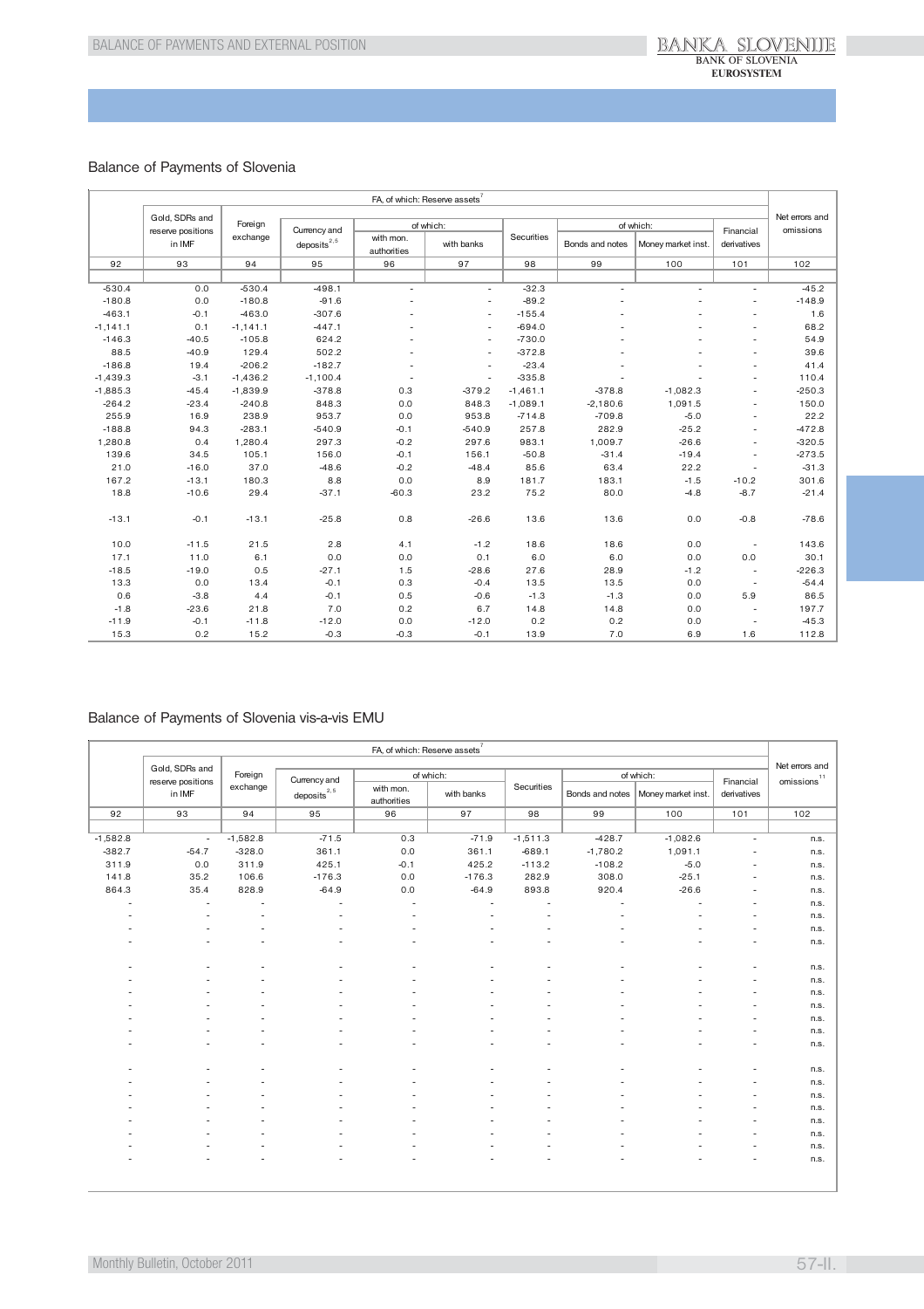## Balance of Payments of Slovenia

| | FA, of which: Reserve assets[7] | | | | | | | | | | Net errors and omissions |
|---|---|---|---|---|---|---|---|---|---|---|---|
| | Gold, SDRs and reserve positions in IMF | Foreign exchange | Currency and deposits[2,5] | of which: | | Securities | of which: | | Financial derivatives | |
| | | | | with mon. authorities | with banks | | Bonds and notes | Money market inst. | | |
| 92 | 93 | 94 | 95 | 96 | 97 | 98 | 99 | 100 | 101 | 102 |
| -530.4 | 0.0 | -530.4 | -498.1 | - | - | -32.3 | - | - | - | -45.2 |
| -180.8 | 0.0 | -180.8 | -91.6 | - | - | -89.2 | - | - | - | -148.9 |
| -463.1 | -0.1 | -463.0 | -307.6 | - | - | -155.4 | - | - | - | 1.6 |
| -1,141.1 | 0.1 | -1,141.1 | -447.1 | - | - | -694.0 | - | - | - | 68.2 |
| -146.3 | -40.5 | -105.8 | 624.2 | - | - | -730.0 | - | - | - | 54.9 |
| 88.5 | -40.9 | 129.4 | 502.2 | - | - | -372.8 | - | - | - | 39.6 |
| -186.8 | 19.4 | -206.2 | -182.7 | - | - | -23.4 | - | - | - | 41.4 |
| -1,439.3 | -3.1 | -1,436.2 | -1,100.4 | - | - | -335.8 | - | - | - | 110.4 |
| -1,885.3 | -45.4 | -1,839.9 | -378.8 | 0.3 | -379.2 | -1,461.1 | -378.8 | -1,082.3 | - | -250.3 |
| -264.2 | -23.4 | -240.8 | 848.3 | 0.0 | 848.3 | -1,089.1 | -2,180.6 | 1,091.5 | - | 150.0 |
| 255.9 | 16.9 | 238.9 | 953.7 | 0.0 | 953.8 | -714.8 | -709.8 | -5.0 | - | 22.2 |
| -188.8 | 94.3 | -283.1 | -540.9 | -0.1 | -540.9 | 257.8 | 282.9 | -25.2 | - | -472.8 |
| 1,280.8 | 0.4 | 1,280.4 | 297.3 | -0.2 | 297.6 | 983.1 | 1,009.7 | -26.6 | - | -320.5 |
| 139.6 | 34.5 | 105.1 | 156.0 | -0.1 | 156.1 | -50.8 | -31.4 | -19.4 | - | -273.5 |
| 21.0 | -16.0 | 37.0 | -48.6 | -0.2 | -48.4 | 85.6 | 63.4 | 22.2 | - | -31.3 |
| 167.2 | -13.1 | 180.3 | 8.8 | 0.0 | 8.9 | 181.7 | 183.1 | -1.5 | -10.2 | 301.6 |
| 18.8 | -10.6 | 29.4 | -37.1 | -60.3 | 23.2 | 75.2 | 80.0 | -4.8 | -8.7 | -21.4 |
| -13.1 | -0.1 | -13.1 | -25.8 | 0.8 | -26.6 | 13.6 | 13.6 | 0.0 | -0.8 | -78.6 |
| 10.0 | -11.5 | 21.5 | 2.8 | 4.1 | -1.2 | 18.6 | 18.6 | 0.0 | - | 143.6 |
| 17.1 | 11.0 | 6.1 | 0.0 | 0.0 | 0.1 | 6.0 | 6.0 | 0.0 | 0.0 | 30.1 |
| -18.5 | -19.0 | 0.5 | -27.1 | 1.5 | -28.6 | 27.6 | 28.9 | -1.2 | - | -226.3 |
| 13.3 | 0.0 | 13.4 | -0.1 | 0.3 | -0.4 | 13.5 | 13.5 | 0.0 | - | -54.4 |
| 0.6 | -3.8 | 4.4 | -0.1 | 0.5 | -0.6 | -1.3 | -1.3 | 0.0 | 5.9 | 86.5 |
| -1.8 | -23.6 | 21.8 | 7.0 | 0.2 | 6.7 | 14.8 | 14.8 | 0.0 | - | 197.7 |
| -11.9 | -0.1 | -11.8 | -12.0 | 0.0 | -12.0 | 0.2 | 0.2 | 0.0 | - | -45.3 |
| 15.3 | 0.2 | 15.2 | -0.3 | -0.3 | -0.1 | 13.9 | 7.0 | 6.9 | 1.6 | 112.8 |

## Balance of Payments of Slovenia vis-a-vis EMU

| | FA, of which: Reserve assets[7] | | | | | | | | | | Net errors and omissions[11] |
|---|---|---|---|---|---|---|---|---|---|---|---|
| | Gold, SDRs and reserve positions in IMF | Foreign exchange | Currency and deposits[2,5] | of which: | | Securities | of which: | | Financial derivatives | |
| | | | | with mon. authorities | with banks | | Bonds and notes | Money market inst. | | |
| 92 | 93 | 94 | 95 | 96 | 97 | 98 | 99 | 100 | 101 | 102 |
| -1,582.8 | - | -1,582.8 | -71.5 | 0.3 | -71.9 | -1,511.3 | -428.7 | -1,082.6 | - | n.s. |
| -382.7 | -54.7 | -328.0 | 361.1 | 0.0 | 361.1 | -689.1 | -1,780.2 | 1,091.1 | - | n.s. |
| 311.9 | 0.0 | 311.9 | 425.1 | -0.1 | 425.2 | -113.2 | -108.2 | -5.0 | - | n.s. |
| 141.8 | 35.2 | 106.6 | -176.3 | 0.0 | -176.3 | 282.9 | 308.0 | -25.1 | - | n.s. |
| 864.3 | 35.4 | 828.9 | -64.9 | 0.0 | -64.9 | 893.8 | 920.4 | -26.6 | - | n.s. |
| - | - | - | - | - | - | - | - | - | - | n.s. |
| - | - | - | - | - | - | - | - | - | - | n.s. |
| - | - | - | - | - | - | - | - | - | - | n.s. |
| - | - | - | - | - | - | - | - | - | - | n.s. |
| - | - | - | - | - | - | - | - | - | - | n.s. |
| - | - | - | - | - | - | - | - | - | - | n.s. |
| - | - | - | - | - | - | - | - | - | - | n.s. |
| - | - | - | - | - | - | - | - | - | - | n.s. |
| - | - | - | - | - | - | - | - | - | - | n.s. |
| - | - | - | - | - | - | - | - | - | - | n.s. |
| - | - | - | - | - | - | - | - | - | - | n.s. |
| - | - | - | - | - | - | - | - | - | - | n.s. |
| - | - | - | - | - | - | - | - | - | - | n.s. |
| - | - | - | - | - | - | - | - | - | - | n.s. |
| - | - | - | - | - | - | - | - | - | - | n.s. |
| - | - | - | - | - | - | - | - | - | - | n.s. |
| - | - | - | - | - | - | - | - | - | - | n.s. |
| - | - | - | - | - | - | - | - | - | - | n.s. |
| - | - | - | - | - | - | - | - | - | - | n.s. |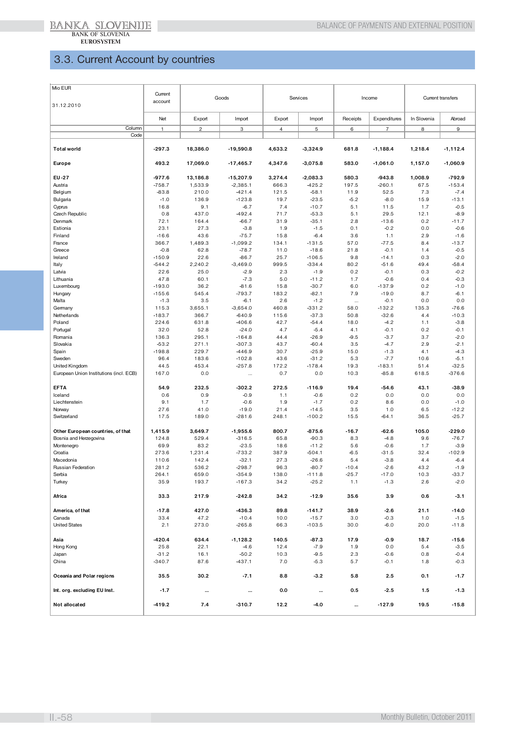## 3.3. Current Account by countries

| Mio EUR<br>31.12.2010 | Current account | Goods | | Services | | Income | | Current transfers | |
|---|---|---|---|---|---|---|---|---|---|
| | Net | Export | Import | Export | Import | Receipts | Expenditures | In Slovenia | Abroad |
| Column | 1 | 2 | 3 | 4 | 5 | 6 | 7 | 8 | 9 |
| Code | | | | | | | | | |
| **Total world** | **-297.3** | **18,386.0** | **-19,590.8** | **4,633.2** | **-3,324.9** | **681.8** | **-1,188.4** | **1,218.4** | **-1,112.4** |
| **Europe** | **493.2** | **17,069.0** | **-17,465.7** | **4,347.6** | **-3,075.8** | **583.0** | **-1,061.0** | **1,157.0** | **-1,060.9** |
| **EU-27** | **-977.6** | **13,186.8** | **-15,207.9** | **3,274.4** | **-2,083.3** | **580.3** | **-943.8** | **1,008.9** | **-792.9** |
| Austria | -758.7 | 1,533.9 | -2,385.1 | 666.3 | -425.2 | 197.5 | -260.1 | 67.5 | -153.4 |
| Belgium | -83.8 | 210.0 | -421.4 | 121.5 | -58.1 | 11.9 | 52.5 | 7.3 | -7.4 |
| Bulgaria | -1.0 | 136.9 | -123.8 | 19.7 | -23.5 | -5.2 | -8.0 | 15.9 | -13.1 |
| Cyprus | 16.8 | 9.1 | -6.7 | 7.4 | -10.7 | 5.1 | 11.5 | 1.7 | -0.5 |
| Czech Republic | 0.8 | 437.0 | -492.4 | 71.7 | -53.3 | 5.1 | 29.5 | 12.1 | -8.9 |
| Denmark | 72.1 | 164.4 | -66.7 | 31.9 | -35.1 | 2.8 | -13.6 | 0.2 | -11.7 |
| Estonia | 23.1 | 27.3 | -3.8 | 1.9 | -1.5 | 0.1 | -0.2 | 0.0 | -0.6 |
| Finland | -16.6 | 43.6 | -75.7 | 15.8 | -6.4 | 3.6 | 1.1 | 2.9 | -1.6 |
| France | 366.7 | 1,489.3 | -1,099.2 | 134.1 | -131.5 | 57.0 | -77.5 | 8.4 | -13.7 |
| Greece | -0.8 | 62.8 | -78.7 | 11.0 | -18.6 | 21.8 | -0.1 | 1.4 | -0.5 |
| Ireland | -150.9 | 22.6 | -86.7 | 25.7 | -106.5 | 9.8 | -14.1 | 0.3 | -2.0 |
| Italy | -544.2 | 2,240.2 | -3,469.0 | 999.5 | -334.4 | 80.2 | -51.6 | 49.4 | -58.4 |
| Latvia | 22.6 | 25.0 | -2.9 | 2.3 | -1.9 | 0.2 | -0.1 | 0.3 | -0.2 |
| Lithuania | 47.8 | 60.1 | -7.3 | 5.0 | -11.2 | 1.7 | -0.6 | 0.4 | -0.3 |
| Luxembourg | -193.0 | 36.2 | -81.6 | 15.8 | -30.7 | 6.0 | -137.9 | 0.2 | -1.0 |
| Hungary | -155.6 | 545.4 | -793.7 | 183.2 | -82.1 | 7.9 | -19.0 | 8.7 | -6.1 |
| Malta | -1.3 | 3.5 | -6.1 | 2.6 | -1.2 | ... | -0.1 | 0.0 | 0.0 |
| Germany | 115.3 | 3,655.1 | -3,654.0 | 460.8 | -331.2 | 58.0 | -132.2 | 135.3 | -76.6 |
| Netherlands | -183.7 | 366.7 | -640.9 | 115.6 | -37.3 | 50.8 | -32.6 | 4.4 | -10.3 |
| Poland | 224.6 | 631.8 | -406.6 | 42.7 | -54.4 | 18.0 | -4.2 | 1.1 | -3.8 |
| Portugal | 32.0 | 52.8 | -24.0 | 4.7 | -5.4 | 4.1 | -0.1 | 0.2 | -0.1 |
| Romania | 136.3 | 295.1 | -164.8 | 44.4 | -26.9 | -9.5 | -3.7 | 3.7 | -2.0 |
| Slovakia | -53.2 | 271.1 | -307.3 | 43.7 | -60.4 | 3.5 | -4.7 | 2.9 | -2.1 |
| Spain | -198.8 | 229.7 | -446.9 | 30.7 | -25.9 | 15.0 | -1.3 | 4.1 | -4.3 |
| Sweden | 96.4 | 183.6 | -102.8 | 43.6 | -31.2 | 5.3 | -7.7 | 10.6 | -5.1 |
| United Kingdom | 44.5 | 453.4 | -257.8 | 172.2 | -178.4 | 19.3 | -183.1 | 51.4 | -32.5 |
| European Union Institutions (incl. ECB) | 167.0 | 0.0 | ... | 0.7 | 0.0 | 10.3 | -85.8 | 618.5 | -376.6 |
| **EFTA** | **54.9** | **232.5** | **-302.2** | **272.5** | **-116.9** | **19.4** | **-54.6** | **43.1** | **-38.9** |
| Iceland | 0.6 | 0.9 | -0.9 | 1.1 | -0.6 | 0.2 | 0.0 | 0.0 | 0.0 |
| Liechtenstein | 9.1 | 1.7 | -0.6 | 1.9 | -1.7 | 0.2 | 8.6 | 0.0 | -1.0 |
| Norway | 27.6 | 41.0 | -19.0 | 21.4 | -14.5 | 3.5 | 1.0 | 6.5 | -12.2 |
| Switzerland | 17.5 | 189.0 | -281.6 | 248.1 | -100.2 | 15.5 | -64.1 | 36.5 | -25.7 |
| **Other European countries, of that** | **1,415.9** | **3,649.7** | **-1,955.6** | **800.7** | **-875.6** | **-16.7** | **-62.6** | **105.0** | **-229.0** |
| Bosnia and Herzegovina | 124.8 | 529.4 | -316.5 | 65.8 | -90.3 | 8.3 | -4.8 | 9.6 | -76.7 |
| Montenegro | 69.9 | 83.2 | -23.5 | 18.6 | -11.2 | 5.6 | -0.6 | 1.7 | -3.9 |
| Croatia | 273.6 | 1,231.4 | -733.2 | 387.9 | -504.1 | -6.5 | -31.5 | 32.4 | -102.9 |
| Macedonia | 110.6 | 142.4 | -32.1 | 27.3 | -26.6 | 5.4 | -3.8 | 4.4 | -6.4 |
| Russian Federation | 281.2 | 536.2 | -298.7 | 96.3 | -80.7 | -10.4 | -2.6 | 43.2 | -1.9 |
| Serbia | 264.1 | 659.0 | -354.9 | 138.0 | -111.8 | -25.7 | -17.0 | 10.3 | -33.7 |
| Turkey | 35.9 | 193.7 | -167.3 | 34.2 | -25.2 | 1.1 | -1.3 | 2.6 | -2.0 |
| **Africa** | **33.3** | **217.9** | **-242.8** | **34.2** | **-12.9** | **35.6** | **3.9** | **0.6** | **-3.1** |
| **America, of that** | **-17.8** | **427.0** | **-436.3** | **89.8** | **-141.7** | **38.9** | **-2.6** | **21.1** | **-14.0** |
| Canada | 33.4 | 47.2 | -10.4 | 10.0 | -15.7 | 3.0 | -0.3 | 1.0 | -1.5 |
| United States | 2.1 | 273.0 | -265.8 | 66.3 | -103.5 | 30.0 | -6.0 | 20.0 | -11.8 |
| **Asia** | **-420.4** | **634.4** | **-1,128.2** | **140.5** | **-87.3** | **17.9** | **-0.9** | **18.7** | **-15.6** |
| Hong Kong | 25.8 | 22.1 | -4.6 | 12.4 | -7.9 | 1.9 | 0.0 | 5.4 | -3.5 |
| Japan | -31.2 | 16.1 | -50.2 | 10.3 | -9.5 | 2.3 | -0.6 | 0.8 | -0.4 |
| China | -340.7 | 87.6 | -437.1 | 7.0 | -5.3 | 5.7 | -0.1 | 1.8 | -0.3 |
| **Oceania and Polar regions** | **35.5** | **30.2** | **-7.1** | **8.8** | **-3.2** | **5.8** | **2.5** | **0.1** | **-1.7** |
| **Int. org. excluding EU Inst.** | **-1.7** | **...** | **...** | **0.0** | **...** | **0.5** | **-2.5** | **1.5** | **-1.3** |
| **Not allocated** | **-419.2** | **7.4** | **-310.7** | **12.2** | **-4.0** | **...** | **-127.9** | **19.5** | **-15.8** |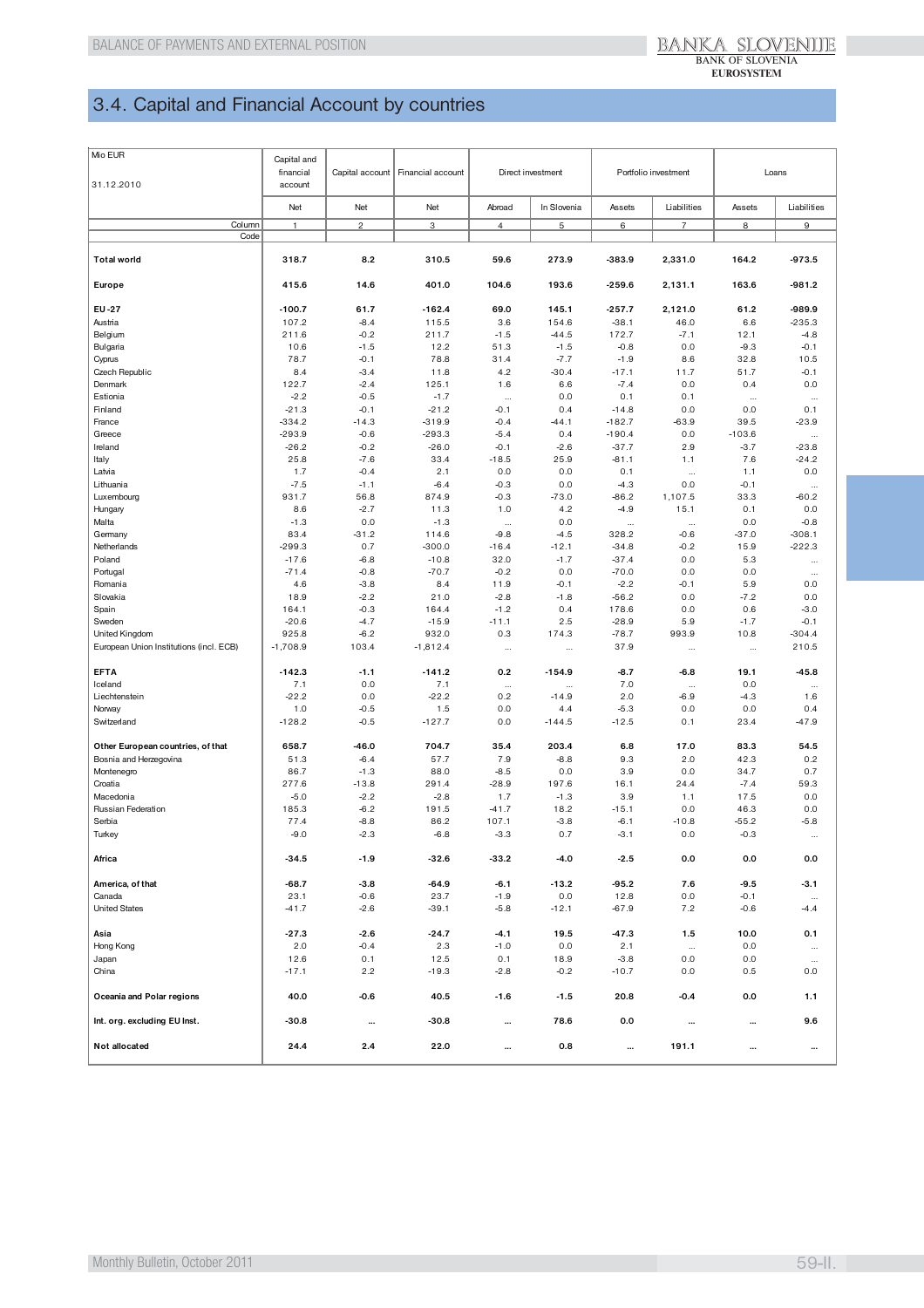## 3.4. Capital and Financial Account by countries

| Mio EUR<br>31.12.2010 | Capital and financial account | Capital account | Financial account | Direct investment | | Portfolio investment | | Loans | |
|---|---|---|---|---|---|---|---|---|---|
| | Net | Net | Net | Abroad | In Slovenia | Assets | Liabilities | Assets | Liabilities |
| Column | 1 | 2 | 3 | 4 | 5 | 6 | 7 | 8 | 9 |
| Code | | | | | | | | | |
| **Total world** | **318.7** | **8.2** | **310.5** | **59.6** | **273.9** | **-383.9** | **2,331.0** | **164.2** | **-973.5** |
| **Europe** | **415.6** | **14.6** | **401.0** | **104.6** | **193.6** | **-259.6** | **2,131.1** | **163.6** | **-981.2** |
| **EU-27** | **-100.7** | **61.7** | **-162.4** | **69.0** | **145.1** | **-257.7** | **2,121.0** | **61.2** | **-989.9** |
| Austria | 107.2 | -8.4 | 115.5 | 3.6 | 154.6 | -38.1 | 46.0 | 6.6 | -235.3 |
| Belgium | 211.6 | -0.2 | 211.7 | -1.5 | -44.5 | 172.7 | -7.1 | 12.1 | -4.8 |
| Bulgaria | 10.6 | -1.5 | 12.2 | 51.3 | -1.5 | -0.8 | 0.0 | -9.3 | -0.1 |
| Cyprus | 78.7 | -0.1 | 78.8 | 31.4 | -7.7 | -1.9 | 8.6 | 32.8 | 10.5 |
| Czech Republic | 8.4 | -3.4 | 11.8 | 4.2 | -30.4 | -17.1 | 11.7 | 51.7 | -0.1 |
| Denmark | 122.7 | -2.4 | 125.1 | 1.6 | 6.6 | -7.4 | 0.0 | 0.4 | 0.0 |
| Estonia | -2.2 | -0.5 | -1.7 | ... | 0.0 | 0.1 | 0.1 | ... | ... |
| Finland | -21.3 | -0.1 | -21.2 | -0.1 | 0.4 | -14.8 | 0.0 | 0.0 | 0.1 |
| France | -334.2 | -14.3 | -319.9 | -0.4 | -44.1 | -182.7 | -63.9 | 39.5 | -23.9 |
| Greece | -293.9 | -0.6 | -293.3 | -5.4 | 0.4 | -190.4 | 0.0 | -103.6 | ... |
| Ireland | -26.2 | -0.2 | -26.0 | -0.1 | -2.6 | -37.7 | 2.9 | -3.7 | -23.8 |
| Italy | 25.8 | -7.6 | 33.4 | -18.5 | 25.9 | -81.1 | 1.1 | 7.6 | -24.2 |
| Latvia | 1.7 | -0.4 | 2.1 | 0.0 | 0.0 | 0.1 | ... | 1.1 | 0.0 |
| Lithuania | -7.5 | -1.1 | -6.4 | -0.3 | 0.0 | -4.3 | 0.0 | -0.1 | ... |
| Luxembourg | 931.7 | 56.8 | 874.9 | -0.3 | -73.0 | -86.2 | 1,107.5 | 33.3 | -60.2 |
| Hungary | 8.6 | -2.7 | 11.3 | 1.0 | 4.2 | -4.9 | 15.1 | 0.1 | 0.0 |
| Malta | -1.3 | 0.0 | -1.3 | ... | 0.0 | ... | ... | 0.0 | -0.8 |
| Germany | 83.4 | -31.2 | 114.6 | -9.8 | -4.5 | 328.2 | -0.6 | -37.0 | -308.1 |
| Netherlands | -299.3 | 0.7 | -300.0 | -16.4 | -12.1 | -34.8 | -0.2 | 15.9 | -222.3 |
| Poland | -17.6 | -6.8 | -10.8 | 32.0 | -1.7 | -37.4 | 0.0 | 5.3 | ... |
| Portugal | -71.4 | -0.8 | -70.7 | -0.2 | 0.0 | -70.0 | 0.0 | 0.0 | ... |
| Romania | 4.6 | -3.8 | 8.4 | 11.9 | -0.1 | -2.2 | -0.1 | 5.9 | 0.0 |
| Slovakia | 18.9 | -2.2 | 21.0 | -2.8 | -1.8 | -56.2 | 0.0 | -7.2 | 0.0 |
| Spain | 164.1 | -0.3 | 164.4 | -1.2 | 0.4 | 178.6 | 0.0 | 0.6 | -3.0 |
| Sweden | -20.6 | -4.7 | -15.9 | -11.1 | 2.5 | -28.9 | 5.9 | -1.7 | -0.1 |
| United Kingdom | 925.8 | -6.2 | 932.0 | 0.3 | 174.3 | -78.7 | 993.9 | 10.8 | -304.4 |
| European Union Institutions (incl. ECB) | -1,708.9 | 103.4 | -1,812.4 | ... | ... | 37.9 | ... | ... | 210.5 |
| **EFTA** | **-142.3** | **-1.1** | **-141.2** | **0.2** | **-154.9** | **-8.7** | **-6.8** | **19.1** | **-45.8** |
| Iceland | 7.1 | 0.0 | 7.1 | ... | ... | 7.0 | ... | 0.0 | ... |
| Liechtenstein | -22.2 | 0.0 | -22.2 | 0.2 | -14.9 | 2.0 | -6.9 | -4.3 | 1.6 |
| Norway | 1.0 | -0.5 | 1.5 | 0.0 | 4.4 | -5.3 | 0.0 | 0.0 | 0.4 |
| Switzerland | -128.2 | -0.5 | -127.7 | 0.0 | -144.5 | -12.5 | 0.1 | 23.4 | -47.9 |
| **Other European countries, of that** | **658.7** | **-46.0** | **704.7** | **35.4** | **203.4** | **6.8** | **17.0** | **83.3** | **54.5** |
| Bosnia and Herzegovina | 51.3 | -6.4 | 57.7 | 7.9 | -8.8 | 9.3 | 2.0 | 42.3 | 0.2 |
| Montenegro | 86.7 | -1.3 | 88.0 | -8.5 | 0.0 | 3.9 | 0.0 | 34.7 | 0.7 |
| Croatia | 277.6 | -13.8 | 291.4 | -28.9 | 197.6 | 16.1 | 24.4 | -7.4 | 59.3 |
| Macedonia | -5.0 | -2.2 | -2.8 | 1.7 | -1.3 | 3.9 | 1.1 | 17.5 | 0.0 |
| Russian Federation | 185.3 | -6.2 | 191.5 | -41.7 | 18.2 | -15.1 | 0.0 | 46.3 | 0.0 |
| Serbia | 77.4 | -8.8 | 86.2 | 107.1 | -3.8 | -6.1 | -10.8 | -55.2 | -5.8 |
| Turkey | -9.0 | -2.3 | -6.8 | -3.3 | 0.7 | -3.1 | 0.0 | -0.3 | ... |
| **Africa** | **-34.5** | **-1.9** | **-32.6** | **-33.2** | **-4.0** | **-2.5** | **0.0** | **0.0** | **0.0** |
| **America, of that** | **-68.7** | **-3.8** | **-64.9** | **-6.1** | **-13.2** | **-95.2** | **7.6** | **-9.5** | **-3.1** |
| Canada | 23.1 | -0.6 | 23.7 | -1.9 | 0.0 | 12.8 | 0.0 | -0.1 | ... |
| United States | -41.7 | -2.6 | -39.1 | -5.8 | -12.1 | -67.9 | 7.2 | -0.6 | -4.4 |
| **Asia** | **-27.3** | **-2.6** | **-24.7** | **-4.1** | **19.5** | **-47.3** | **1.5** | **10.0** | **0.1** |
| Hong Kong | 2.0 | -0.4 | 2.3 | -1.0 | 0.0 | 2.1 | ... | 0.0 | ... |
| Japan | 12.6 | 0.1 | 12.5 | 0.1 | 18.9 | -3.8 | 0.0 | 0.0 | ... |
| China | -17.1 | 2.2 | -19.3 | -2.8 | -0.2 | -10.7 | 0.0 | 0.5 | 0.0 |
| **Oceania and Polar regions** | **40.0** | **-0.6** | **40.5** | **-1.6** | **-1.5** | **20.8** | **-0.4** | **0.0** | **1.1** |
| **Int. org. excluding EU Inst.** | **-30.8** | **...** | **-30.8** | **...** | **78.6** | **0.0** | **...** | **...** | **9.6** |
| **Not allocated** | **24.4** | **2.4** | **22.0** | **...** | **0.8** | **...** | **191.1** | **...** | **...** |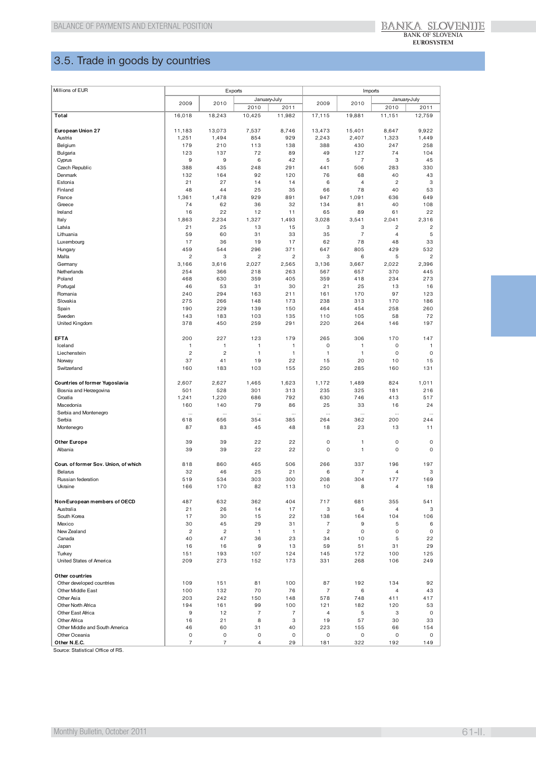## 3.5. Trade in goods by countries

| Millions of EUR | Exports | | | | Imports | | | |
|---|---|---|---|---|---|---|---|---|
| | 2009 | 2010 | January-July | | 2009 | 2010 | January-July | |
| | | | 2010 | 2011 | | | 2010 | 2011 |
| **Total** | 16,018 | 18,243 | 10,425 | 11,982 | 17,115 | 19,881 | 11,151 | 12,759 |
| **European Union 27** | 11,183 | 13,073 | 7,537 | 8,746 | 13,473 | 15,401 | 8,647 | 9,922 |
| Austria | 1,251 | 1,494 | 854 | 929 | 2,243 | 2,407 | 1,323 | 1,449 |
| Belgium | 179 | 210 | 113 | 138 | 388 | 430 | 247 | 258 |
| Bulgaria | 123 | 137 | 72 | 89 | 49 | 127 | 74 | 104 |
| Cyprus | 9 | 9 | 6 | 42 | 5 | 7 | 3 | 45 |
| Czech Republic | 388 | 435 | 248 | 291 | 441 | 506 | 283 | 330 |
| Denmark | 132 | 164 | 92 | 120 | 76 | 68 | 40 | 43 |
| Estonia | 21 | 27 | 14 | 14 | 6 | 4 | 2 | 3 |
| Finland | 48 | 44 | 25 | 35 | 66 | 78 | 40 | 53 |
| France | 1,361 | 1,478 | 929 | 891 | 947 | 1,091 | 636 | 649 |
| Greece | 74 | 62 | 36 | 32 | 134 | 81 | 40 | 108 |
| Ireland | 16 | 22 | 12 | 11 | 65 | 89 | 61 | 22 |
| Italy | 1,863 | 2,234 | 1,327 | 1,493 | 3,028 | 3,541 | 2,041 | 2,316 |
| Latvia | 21 | 25 | 13 | 15 | 3 | 3 | 2 | 2 |
| Lithuania | 59 | 60 | 31 | 33 | 35 | 7 | 4 | 5 |
| Luxembourg | 17 | 36 | 19 | 17 | 62 | 78 | 48 | 33 |
| Hungary | 459 | 544 | 296 | 371 | 647 | 805 | 429 | 532 |
| Malta | 2 | 3 | 2 | 2 | 3 | 6 | 5 | 2 |
| Germany | 3,166 | 3,616 | 2,027 | 2,565 | 3,136 | 3,667 | 2,022 | 2,396 |
| Netherlands | 254 | 366 | 218 | 263 | 567 | 657 | 370 | 445 |
| Poland | 468 | 630 | 359 | 405 | 359 | 418 | 234 | 273 |
| Portugal | 46 | 53 | 31 | 30 | 21 | 25 | 13 | 16 |
| Romania | 240 | 294 | 163 | 211 | 161 | 170 | 97 | 123 |
| Slovakia | 275 | 266 | 148 | 173 | 238 | 313 | 170 | 186 |
| Spain | 190 | 229 | 139 | 150 | 464 | 454 | 258 | 260 |
| Sweden | 143 | 183 | 103 | 135 | 110 | 105 | 58 | 72 |
| United Kingdom | 378 | 450 | 259 | 291 | 220 | 264 | 146 | 197 |
| **EFTA** | 200 | 227 | 123 | 179 | 265 | 306 | 170 | 147 |
| Iceland | 1 | 1 | 1 | 1 | 0 | 1 | 0 | 1 |
| Liechenstein | 2 | 2 | 1 | 1 | 1 | 1 | 0 | 0 |
| Norway | 37 | 41 | 19 | 22 | 15 | 20 | 10 | 15 |
| Switzerland | 160 | 183 | 103 | 155 | 250 | 285 | 160 | 131 |
| **Countries of former Yugoslavia** | 2,607 | 2,627 | 1,465 | 1,623 | 1,172 | 1,489 | 824 | 1,011 |
| Bosnia and Herzegovina | 501 | 528 | 301 | 313 | 235 | 325 | 181 | 216 |
| Croatia | 1,241 | 1,220 | 686 | 792 | 630 | 746 | 413 | 517 |
| Macedonia | 160 | 140 | 79 | 86 | 25 | 33 | 16 | 24 |
| Serbia and Montenegro | ... | ... | ... | ... | ... | ... | ... | ... |
| Serbia | 618 | 656 | 354 | 385 | 264 | 362 | 200 | 244 |
| Montenegro | 87 | 83 | 45 | 48 | 18 | 23 | 13 | 11 |
| **Other Europe** | 39 | 39 | 22 | 22 | 0 | 1 | 0 | 0 |
| Albania | 39 | 39 | 22 | 22 | 0 | 1 | 0 | 0 |
| **Coun. of former Sov. Union, of which** | 818 | 860 | 465 | 506 | 266 | 337 | 196 | 197 |
| Belarus | 32 | 46 | 25 | 21 | 6 | 7 | 4 | 3 |
| Russian federation | 519 | 534 | 303 | 300 | 208 | 304 | 177 | 169 |
| Ukraine | 166 | 170 | 82 | 113 | 10 | 8 | 4 | 18 |
| **Non-European members of OECD** | 487 | 632 | 362 | 404 | 717 | 681 | 355 | 541 |
| Australia | 21 | 26 | 14 | 17 | 3 | 6 | 4 | 3 |
| South Korea | 17 | 30 | 15 | 22 | 138 | 164 | 104 | 106 |
| Mexico | 30 | 45 | 29 | 31 | 7 | 9 | 5 | 6 |
| New Zealand | 2 | 2 | 1 | 1 | 2 | 0 | 0 | 0 |
| Canada | 40 | 47 | 36 | 23 | 34 | 10 | 5 | 22 |
| Japan | 16 | 16 | 9 | 13 | 59 | 51 | 31 | 29 |
| Turkey | 151 | 193 | 107 | 124 | 145 | 172 | 100 | 125 |
| United States of America | 209 | 273 | 152 | 173 | 331 | 268 | 106 | 249 |
| **Other countries** | | | | | | | | |
| Other developed countries | 109 | 151 | 81 | 100 | 87 | 192 | 134 | 92 |
| Other Middle East | 100 | 132 | 70 | 76 | 7 | 6 | 4 | 43 |
| Other Asia | 203 | 242 | 150 | 148 | 578 | 748 | 411 | 417 |
| Other North Africa | 194 | 161 | 99 | 100 | 121 | 182 | 120 | 53 |
| Other East Africa | 9 | 12 | 7 | 7 | 4 | 5 | 3 | 0 |
| Other Africa | 16 | 21 | 8 | 3 | 19 | 57 | 30 | 33 |
| Other Middle and South America | 46 | 60 | 31 | 40 | 223 | 155 | 66 | 154 |
| Other Oceania | 0 | 0 | 0 | 0 | 0 | 0 | 0 | 0 |
| **Other N.E.C.** | 7 | 7 | 4 | 29 | 181 | 322 | 192 | 149 |

Source: Statistical Office of RS.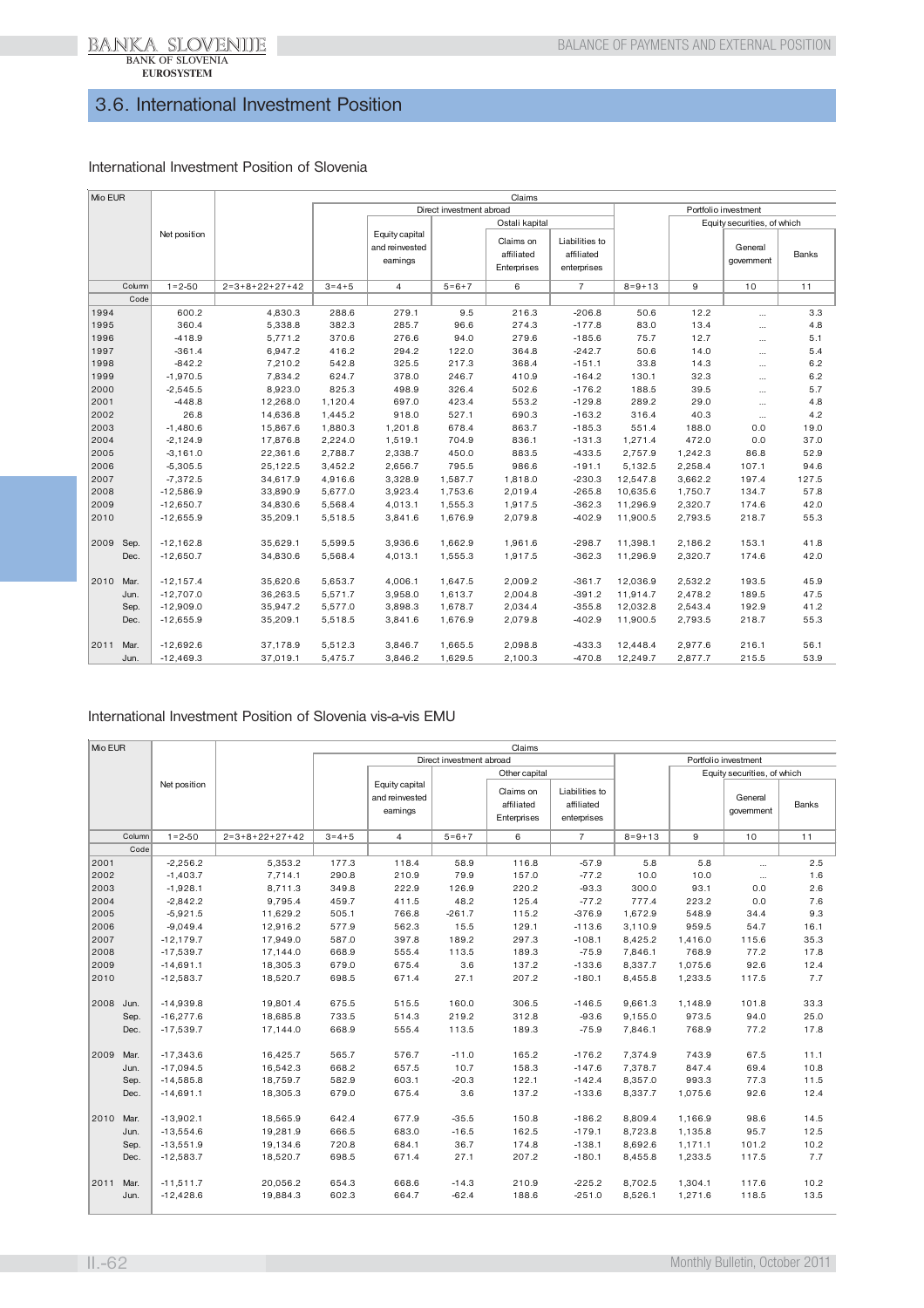## 3.6. International Investment Position

### International Investment Position of Slovenia

| Mio EUR | Net position | Claims | | | | | | | | | |
|---|---|---|---|---|---|---|---|---|---|---|---|
| | | | Direct investment abroad | | | | | Portfolio investment | | | |
| | | | | | | Ostali kapital | | | | Equity securities, of which | |
| | | | | Equity capital and reinvested earnings | | Claims on affiliated Enterprises | Liabilities to affiliated enterprises | | | General government | Banks |
| Column | 1=2-50 | 2=3+8+22+27+42 | 3=4+5 | 4 | 5=6+7 | 6 | 7 | 8=9+13 | 9 | 10 | 11 |
| Code | | | | | | | | | | | |
| 1994 | 600.2 | 4,830.3 | 288.6 | 279.1 | 9.5 | 216.3 | -206.8 | 50.6 | 12.2 | ... | 3.3 |
| 1995 | 360.4 | 5,338.8 | 382.3 | 285.7 | 96.6 | 274.3 | -177.8 | 83.0 | 13.4 | ... | 4.8 |
| 1996 | -418.9 | 5,771.2 | 370.6 | 276.6 | 94.0 | 279.6 | -185.6 | 75.7 | 12.7 | ... | 5.1 |
| 1997 | -361.4 | 6,947.2 | 416.2 | 294.2 | 122.0 | 364.8 | -242.7 | 50.6 | 14.0 | ... | 5.4 |
| 1998 | -842.2 | 7,210.2 | 542.8 | 325.5 | 217.3 | 368.4 | -151.1 | 33.8 | 14.3 | ... | 6.2 |
| 1999 | -1,970.5 | 7,834.2 | 624.7 | 378.0 | 246.7 | 410.9 | -164.2 | 130.1 | 32.3 | ... | 6.2 |
| 2000 | -2,545.5 | 8,923.0 | 825.3 | 498.9 | 326.4 | 502.6 | -176.2 | 188.5 | 39.5 | ... | 5.7 |
| 2001 | -448.8 | 12,268.0 | 1,120.4 | 697.0 | 423.4 | 553.2 | -129.8 | 289.2 | 29.0 | ... | 4.8 |
| 2002 | 26.8 | 14,636.8 | 1,445.2 | 918.0 | 527.1 | 690.3 | -163.2 | 316.4 | 40.3 | ... | 4.2 |
| 2003 | -1,480.6 | 15,867.6 | 1,880.3 | 1,201.8 | 678.4 | 863.7 | -185.3 | 551.4 | 188.0 | 0.0 | 19.0 |
| 2004 | -2,124.9 | 17,876.8 | 2,224.0 | 1,519.1 | 704.9 | 836.1 | -131.3 | 1,271.4 | 472.0 | 0.0 | 37.0 |
| 2005 | -3,161.0 | 22,361.6 | 2,788.7 | 2,338.7 | 450.0 | 883.5 | -433.5 | 2,757.9 | 1,242.3 | 86.8 | 52.9 |
| 2006 | -5,305.5 | 25,122.5 | 3,452.2 | 2,656.7 | 795.5 | 986.6 | -191.1 | 5,132.5 | 2,258.4 | 107.1 | 94.6 |
| 2007 | -7,372.5 | 34,617.9 | 4,916.6 | 3,328.9 | 1,587.7 | 1,818.0 | -230.3 | 12,547.8 | 3,662.2 | 197.4 | 127.5 |
| 2008 | -12,586.9 | 33,890.9 | 5,677.0 | 3,923.4 | 1,753.6 | 2,019.4 | -265.8 | 10,635.6 | 1,750.7 | 134.7 | 57.8 |
| 2009 | -12,650.7 | 34,830.6 | 5,568.4 | 4,013.1 | 1,555.3 | 1,917.5 | -362.3 | 11,296.9 | 2,320.7 | 174.6 | 42.0 |
| 2010 | -12,655.9 | 35,209.1 | 5,518.5 | 3,841.6 | 1,676.9 | 2,079.8 | -402.9 | 11,900.5 | 2,793.5 | 218.7 | 55.3 |
| 2009 Sep. | -12,162.8 | 35,629.1 | 5,599.5 | 3,936.6 | 1,662.9 | 1,961.6 | -298.7 | 11,398.1 | 2,186.2 | 153.1 | 41.8 |
| Dec. | -12,650.7 | 34,830.6 | 5,568.4 | 4,013.1 | 1,555.3 | 1,917.5 | -362.3 | 11,296.9 | 2,320.7 | 174.6 | 42.0 |
| 2010 Mar. | -12,157.4 | 35,620.6 | 5,653.7 | 4,006.1 | 1,647.5 | 2,009.2 | -361.7 | 12,036.9 | 2,532.2 | 193.5 | 45.9 |
| Jun. | -12,707.0 | 36,263.5 | 5,571.7 | 3,958.0 | 1,613.7 | 2,004.8 | -391.2 | 11,914.7 | 2,478.2 | 189.5 | 47.5 |
| Sep. | -12,909.0 | 35,947.2 | 5,577.0 | 3,898.3 | 1,678.7 | 2,034.4 | -355.8 | 12,032.8 | 2,543.4 | 192.9 | 41.2 |
| Dec. | -12,655.9 | 35,209.1 | 5,518.5 | 3,841.6 | 1,676.9 | 2,079.8 | -402.9 | 11,900.5 | 2,793.5 | 218.7 | 55.3 |
| 2011 Mar. | -12,692.6 | 37,178.9 | 5,512.3 | 3,846.7 | 1,665.5 | 2,098.8 | -433.3 | 12,448.4 | 2,977.6 | 216.1 | 56.1 |
| Jun. | -12,469.3 | 37,019.1 | 5,475.7 | 3,846.2 | 1,629.5 | 2,100.3 | -470.8 | 12,249.7 | 2,877.7 | 215.5 | 53.9 |

### International Investment Position of Slovenia vis-a-vis EMU

| Mio EUR | Net position | Claims | | | | | | | | | |
|---|---|---|---|---|---|---|---|---|---|---|---|
| | | | Direct investment abroad | | | | | Portfolio investment | | | |
| | | | | | | Other capital | | | | Equity securities, of which | |
| | | | | Equity capital and reinvested earnings | | Claims on affiliated Enterprises | Liabilities to affiliated enterprises | | | General government | Banks |
| Column | 1=2-50 | 2=3+8+22+27+42 | 3=4+5 | 4 | 5=6+7 | 6 | 7 | 8=9+13 | 9 | 10 | 11 |
| Code | | | | | | | | | | | |
| 2001 | -2,256.2 | 5,353.2 | 177.3 | 118.4 | 58.9 | 116.8 | -57.9 | 5.8 | 5.8 | ... | 2.5 |
| 2002 | -1,403.7 | 7,714.1 | 290.8 | 210.9 | 79.9 | 157.0 | -77.2 | 10.0 | 10.0 | ... | 1.6 |
| 2003 | -1,928.1 | 8,711.3 | 349.8 | 222.9 | 126.9 | 220.2 | -93.3 | 300.0 | 93.1 | 0.0 | 2.6 |
| 2004 | -2,842.2 | 9,795.4 | 459.7 | 411.5 | 48.2 | 125.4 | -77.2 | 777.4 | 223.2 | 0.0 | 7.6 |
| 2005 | -5,921.5 | 11,629.2 | 505.1 | 766.8 | -261.7 | 115.2 | -376.9 | 1,672.9 | 548.9 | 34.4 | 9.3 |
| 2006 | -9,049.4 | 12,916.2 | 577.9 | 562.3 | 15.5 | 129.1 | -113.6 | 3,110.9 | 959.5 | 54.7 | 16.1 |
| 2007 | -12,179.7 | 17,949.0 | 587.0 | 397.8 | 189.2 | 297.3 | -108.1 | 8,425.2 | 1,416.0 | 115.6 | 35.3 |
| 2008 | -17,539.7 | 17,144.0 | 668.9 | 555.4 | 113.5 | 189.3 | -75.9 | 7,846.1 | 768.9 | 77.2 | 17.8 |
| 2009 | -14,691.1 | 18,305.3 | 679.0 | 675.4 | 3.6 | 137.2 | -133.6 | 8,337.7 | 1,075.6 | 92.6 | 12.4 |
| 2010 | -12,583.7 | 18,520.7 | 698.5 | 671.4 | 27.1 | 207.2 | -180.1 | 8,455.8 | 1,233.5 | 117.5 | 7.7 |
| 2008 Jun. | -14,939.8 | 19,801.4 | 675.5 | 515.5 | 160.0 | 306.5 | -146.5 | 9,661.3 | 1,148.9 | 101.8 | 33.3 |
| Sep. | -16,277.6 | 18,685.8 | 733.5 | 514.3 | 219.2 | 312.8 | -93.6 | 9,155.0 | 973.5 | 94.0 | 25.0 |
| Dec. | -17,539.7 | 17,144.0 | 668.9 | 555.4 | 113.5 | 189.3 | -75.9 | 7,846.1 | 768.9 | 77.2 | 17.8 |
| 2009 Mar. | -17,343.6 | 16,425.7 | 565.7 | 576.7 | -11.0 | 165.2 | -176.2 | 7,374.9 | 743.9 | 67.5 | 11.1 |
| Jun. | -17,094.5 | 16,542.3 | 668.2 | 657.5 | 10.7 | 158.3 | -147.6 | 7,378.7 | 847.4 | 69.4 | 10.8 |
| Sep. | -14,585.8 | 18,759.7 | 582.9 | 603.1 | -20.3 | 122.1 | -142.4 | 8,357.0 | 993.3 | 77.3 | 11.5 |
| Dec. | -14,691.1 | 18,305.3 | 679.0 | 675.4 | 3.6 | 137.2 | -133.6 | 8,337.7 | 1,075.6 | 92.6 | 12.4 |
| 2010 Mar. | -13,902.1 | 18,565.9 | 642.4 | 677.9 | -35.5 | 150.8 | -186.2 | 8,809.4 | 1,166.9 | 98.6 | 14.5 |
| Jun. | -13,554.6 | 19,281.9 | 666.5 | 683.0 | -16.5 | 162.5 | -179.1 | 8,723.8 | 1,135.8 | 95.7 | 12.5 |
| Sep. | -13,551.9 | 19,134.6 | 720.8 | 684.1 | 36.7 | 174.8 | -138.1 | 8,692.6 | 1,171.1 | 101.2 | 10.2 |
| Dec. | -12,583.7 | 18,520.7 | 698.5 | 671.4 | 27.1 | 207.2 | -180.1 | 8,455.8 | 1,233.5 | 117.5 | 7.7 |
| 2011 Mar. | -11,511.7 | 20,056.2 | 654.3 | 668.6 | -14.3 | 210.9 | -225.2 | 8,702.5 | 1,304.1 | 117.6 | 10.2 |
| Jun. | -12,428.6 | 19,884.3 | 602.3 | 664.7 | -62.4 | 188.6 | -251.0 | 8,526.1 | 1,271.6 | 118.5 | 13.5 |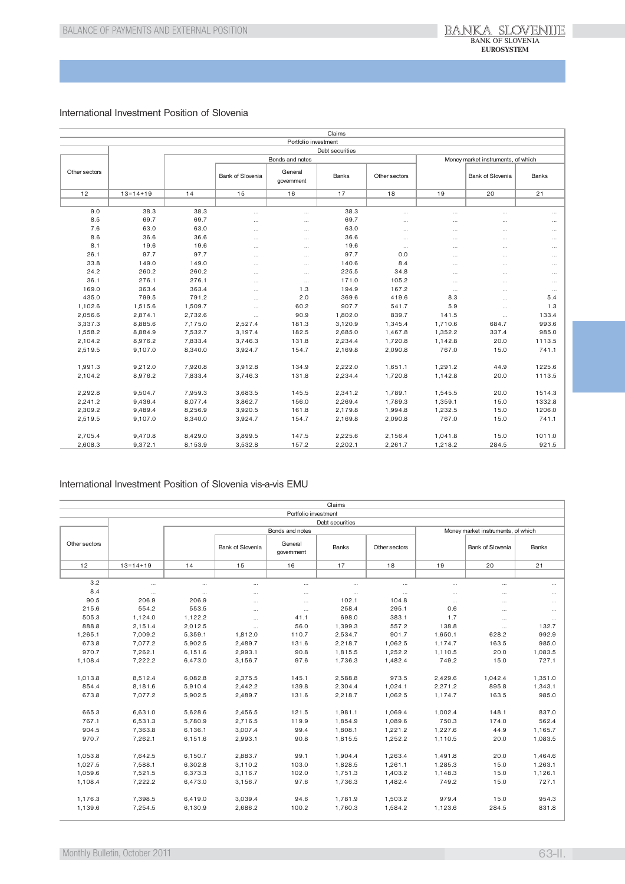## International Investment Position of Slovenia

| Claims | | | | | | | | | |
|---|---|---|---|---|---|---|---|---|---|
| | Portfolio investment | | | | | | | | |
| | Debt securities | | | | | | | | |
| | | Bonds and notes | | | | | Money market instruments, of which | | |
| Other sectors | | | Bank of Slovenia | General government | Banks | Other sectors | | Bank of Slovenia | Banks |
| 12 | 13=14+19 | 14 | 15 | 16 | 17 | 18 | 19 | 20 | 21 |
| 9.0 | 38.3 | 38.3 | ... | ... | 38.3 | ... | ... | ... | ... |
| 8.5 | 69.7 | 69.7 | ... | ... | 69.7 | ... | ... | ... | ... |
| 7.6 | 63.0 | 63.0 | ... | ... | 63.0 | ... | ... | ... | ... |
| 8.6 | 36.6 | 36.6 | ... | ... | 36.6 | ... | ... | ... | ... |
| 8.1 | 19.6 | 19.6 | ... | ... | 19.6 | ... | ... | ... | ... |
| 26.1 | 97.7 | 97.7 | ... | ... | 97.7 | 0.0 | ... | ... | ... |
| 33.8 | 149.0 | 149.0 | ... | ... | 140.6 | 8.4 | ... | ... | ... |
| 24.2 | 260.2 | 260.2 | ... | ... | 225.5 | 34.8 | ... | ... | ... |
| 36.1 | 276.1 | 276.1 | ... | ... | 171.0 | 105.2 | ... | ... | ... |
| 169.0 | 363.4 | 363.4 | ... | 1.3 | 194.9 | 167.2 | ... | ... | ... |
| 435.0 | 799.5 | 791.2 | ... | 2.0 | 369.6 | 419.6 | 8.3 | ... | 5.4 |
| 1,102.6 | 1,515.6 | 1,509.7 | ... | 60.2 | 907.7 | 541.7 | 5.9 | ... | 1.3 |
| 2,056.6 | 2,874.1 | 2,732.6 | ... | 90.9 | 1,802.0 | 839.7 | 141.5 | ... | 133.4 |
| 3,337.3 | 8,885.6 | 7,175.0 | 2,527.4 | 181.3 | 3,120.9 | 1,345.4 | 1,710.6 | 684.7 | 993.6 |
| 1,558.2 | 8,884.9 | 7,532.7 | 3,197.4 | 182.5 | 2,685.0 | 1,467.8 | 1,352.2 | 337.4 | 985.0 |
| 2,104.2 | 8,976.2 | 7,833.4 | 3,746.3 | 131.8 | 2,234.4 | 1,720.8 | 1,142.8 | 20.0 | 1113.5 |
| 2,519.5 | 9,107.0 | 8,340.0 | 3,924.7 | 154.7 | 2,169.8 | 2,090.8 | 767.0 | 15.0 | 741.1 |
| | | | | | | | | | |
| 1,991.3 | 9,212.0 | 7,920.8 | 3,912.8 | 134.9 | 2,222.0 | 1,651.1 | 1,291.2 | 44.9 | 1225.6 |
| 2,104.2 | 8,976.2 | 7,833.4 | 3,746.3 | 131.8 | 2,234.4 | 1,720.8 | 1,142.8 | 20.0 | 1113.5 |
| | | | | | | | | | |
| 2,292.8 | 9,504.7 | 7,959.3 | 3,683.5 | 145.5 | 2,341.2 | 1,789.1 | 1,545.5 | 20.0 | 1514.3 |
| 2,241.2 | 9,436.4 | 8,077.4 | 3,862.7 | 156.0 | 2,269.4 | 1,789.3 | 1,359.1 | 15.0 | 1332.8 |
| 2,309.2 | 9,489.4 | 8,256.9 | 3,920.5 | 161.8 | 2,179.8 | 1,994.8 | 1,232.5 | 15.0 | 1206.0 |
| 2,519.5 | 9,107.0 | 8,340.0 | 3,924.7 | 154.7 | 2,169.8 | 2,090.8 | 767.0 | 15.0 | 741.1 |
| | | | | | | | | | |
| 2,705.4 | 9,470.8 | 8,429.0 | 3,899.5 | 147.5 | 2,225.6 | 2,156.4 | 1,041.8 | 15.0 | 1011.0 |
| 2,608.3 | 9,372.1 | 8,153.9 | 3,532.8 | 157.2 | 2,202.1 | 2,261.7 | 1,218.2 | 284.5 | 921.5 |

## International Investment Position of Slovenia vis-a-vis EMU

| Claims | | | | | | | | | |
|---|---|---|---|---|---|---|---|---|---|
| | Portfolio investment | | | | | | | | |
| | Debt securities | | | | | | | | |
| | | Bonds and notes | | | | | Money market instruments, of which | | |
| Other sectors | | | Bank of Slovenia | General government | Banks | Other sectors | | Bank of Slovenia | Banks |
| 12 | 13=14+19 | 14 | 15 | 16 | 17 | 18 | 19 | 20 | 21 |
| 3.2 | ... | ... | ... | ... | ... | ... | ... | ... | ... |
| 8.4 | ... | ... | ... | ... | ... | ... | ... | ... | ... |
| 90.5 | 206.9 | 206.9 | ... | ... | 102.1 | 104.8 | ... | ... | ... |
| 215.6 | 554.2 | 553.5 | ... | ... | 258.4 | 295.1 | 0.6 | ... | ... |
| 505.3 | 1,124.0 | 1,122.2 | ... | 41.1 | 698.0 | 383.1 | 1.7 | ... | ... |
| 888.8 | 2,151.4 | 2,012.5 | ... | 56.0 | 1,399.3 | 557.2 | 138.8 | ... | 132.7 |
| 1,265.1 | 7,009.2 | 5,359.1 | 1,812.0 | 110.7 | 2,534.7 | 901.7 | 1,650.1 | 628.2 | 992.9 |
| 673.8 | 7,077.2 | 5,902.5 | 2,489.7 | 131.6 | 2,218.7 | 1,062.5 | 1,174.7 | 163.5 | 985.0 |
| 970.7 | 7,262.1 | 6,151.6 | 2,993.1 | 90.8 | 1,815.5 | 1,252.2 | 1,110.5 | 20.0 | 1,083.5 |
| 1,108.4 | 7,222.2 | 6,473.0 | 3,156.7 | 97.6 | 1,736.3 | 1,482.4 | 749.2 | 15.0 | 727.1 |
| | | | | | | | | | |
| 1,013.8 | 8,512.4 | 6,082.8 | 2,375.5 | 145.1 | 2,588.8 | 973.5 | 2,429.6 | 1,042.4 | 1,351.0 |
| 854.4 | 8,181.6 | 5,910.4 | 2,442.2 | 139.8 | 2,304.4 | 1,024.1 | 2,271.2 | 895.8 | 1,343.1 |
| 673.8 | 7,077.2 | 5,902.5 | 2,489.7 | 131.6 | 2,218.7 | 1,062.5 | 1,174.7 | 163.5 | 985.0 |
| | | | | | | | | | |
| 665.3 | 6,631.0 | 5,628.6 | 2,456.5 | 121.5 | 1,981.1 | 1,069.4 | 1,002.4 | 148.1 | 837.0 |
| 767.1 | 6,531.3 | 5,780.9 | 2,716.5 | 119.9 | 1,854.9 | 1,089.6 | 750.3 | 174.0 | 562.4 |
| 904.5 | 7,363.8 | 6,136.1 | 3,007.4 | 99.4 | 1,808.1 | 1,221.2 | 1,227.6 | 44.9 | 1,165.7 |
| 970.7 | 7,262.1 | 6,151.6 | 2,993.1 | 90.8 | 1,815.5 | 1,252.2 | 1,110.5 | 20.0 | 1,083.5 |
| | | | | | | | | | |
| 1,053.8 | 7,642.5 | 6,150.7 | 2,883.7 | 99.1 | 1,904.4 | 1,263.4 | 1,491.8 | 20.0 | 1,464.6 |
| 1,027.5 | 7,588.1 | 6,302.8 | 3,110.2 | 103.0 | 1,828.5 | 1,261.1 | 1,285.3 | 15.0 | 1,263.1 |
| 1,059.6 | 7,521.5 | 6,373.3 | 3,116.7 | 102.0 | 1,751.3 | 1,403.2 | 1,148.3 | 15.0 | 1,126.1 |
| 1,108.4 | 7,222.2 | 6,473.0 | 3,156.7 | 97.6 | 1,736.3 | 1,482.4 | 749.2 | 15.0 | 727.1 |
| | | | | | | | | | |
| 1,176.3 | 7,398.5 | 6,419.0 | 3,039.4 | 94.6 | 1,781.9 | 1,503.2 | 979.4 | 15.0 | 954.3 |
| 1,139.6 | 7,254.5 | 6,130.9 | 2,686.2 | 100.2 | 1,760.3 | 1,584.2 | 1,123.6 | 284.5 | 831.8 |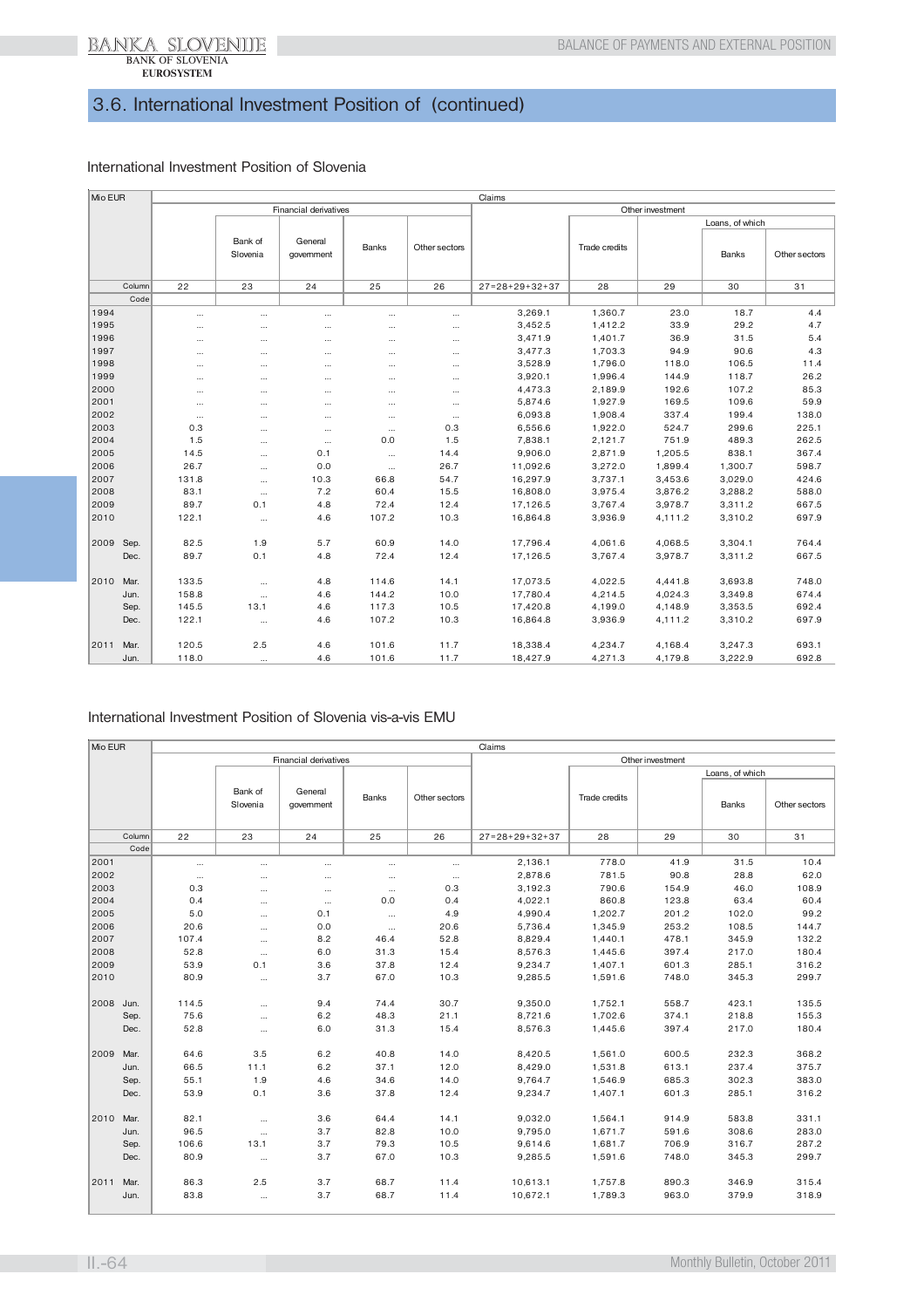## 3.6. International Investment Position of (continued)

### International Investment Position of Slovenia

| Mio EUR | | Claims | | | | | | | | | |
|---|---|---|---|---|---|---|---|---|---|---|---|
| | | | Financial derivatives | | | | | Other investment | | | |
| | | | | | | | | | | Loans, of which | |
| | | | Bank of Slovenia | General government | Banks | Other sectors | | Trade credits | | Banks | Other sectors |
| | Column | 22 | 23 | 24 | 25 | 26 | 27=28+29+32+37 | 28 | 29 | 30 | 31 |
| | Code | | | | | | | | | | |
| 1994 | | ... | ... | ... | ... | ... | 3,269.1 | 1,360.7 | 23.0 | 18.7 | 4.4 |
| 1995 | | ... | ... | ... | ... | ... | 3,452.5 | 1,412.2 | 33.9 | 29.2 | 4.7 |
| 1996 | | ... | ... | ... | ... | ... | 3,471.9 | 1,401.7 | 36.9 | 31.5 | 5.4 |
| 1997 | | ... | ... | ... | ... | ... | 3,477.3 | 1,703.3 | 94.9 | 90.6 | 4.3 |
| 1998 | | ... | ... | ... | ... | ... | 3,528.9 | 1,796.0 | 118.0 | 106.5 | 11.4 |
| 1999 | | ... | ... | ... | ... | ... | 3,920.1 | 1,996.4 | 144.9 | 118.7 | 26.2 |
| 2000 | | ... | ... | ... | ... | ... | 4,473.3 | 2,189.9 | 192.6 | 107.2 | 85.3 |
| 2001 | | ... | ... | ... | ... | ... | 5,874.6 | 1,927.9 | 169.5 | 109.6 | 59.9 |
| 2002 | | ... | ... | ... | ... | ... | 6,093.8 | 1,908.4 | 337.4 | 199.4 | 138.0 |
| 2003 | | 0.3 | ... | ... | ... | 0.3 | 6,556.6 | 1,922.0 | 524.7 | 299.6 | 225.1 |
| 2004 | | 1.5 | ... | ... | 0.0 | 1.5 | 7,838.1 | 2,121.7 | 751.9 | 489.3 | 262.5 |
| 2005 | | 14.5 | ... | 0.1 | ... | 14.4 | 9,906.0 | 2,871.9 | 1,205.5 | 838.1 | 367.4 |
| 2006 | | 26.7 | ... | 0.0 | ... | 26.7 | 11,092.6 | 3,272.0 | 1,899.4 | 1,300.7 | 598.7 |
| 2007 | | 131.8 | ... | 10.3 | 66.8 | 54.7 | 16,297.9 | 3,737.1 | 3,453.6 | 3,029.0 | 424.6 |
| 2008 | | 83.1 | ... | 7.2 | 60.4 | 15.5 | 16,808.0 | 3,975.4 | 3,876.2 | 3,288.2 | 588.0 |
| 2009 | | 89.7 | 0.1 | 4.8 | 72.4 | 12.4 | 17,126.5 | 3,767.4 | 3,978.7 | 3,311.2 | 667.5 |
| 2010 | | 122.1 | ... | 4.6 | 107.2 | 10.3 | 16,864.8 | 3,936.9 | 4,111.2 | 3,310.2 | 697.9 |
| 2009 | Sep. | 82.5 | 1.9 | 5.7 | 60.9 | 14.0 | 17,796.4 | 4,061.6 | 4,068.5 | 3,304.1 | 764.4 |
| | Dec. | 89.7 | 0.1 | 4.8 | 72.4 | 12.4 | 17,126.5 | 3,767.4 | 3,978.7 | 3,311.2 | 667.5 |
| 2010 | Mar. | 133.5 | ... | 4.8 | 114.6 | 14.1 | 17,073.5 | 4,022.5 | 4,441.8 | 3,693.8 | 748.0 |
| | Jun. | 158.8 | ... | 4.6 | 144.2 | 10.0 | 17,780.4 | 4,214.5 | 4,024.3 | 3,349.8 | 674.4 |
| | Sep. | 145.5 | 13.1 | 4.6 | 117.3 | 10.5 | 17,420.8 | 4,199.0 | 4,148.9 | 3,353.5 | 692.4 |
| | Dec. | 122.1 | ... | 4.6 | 107.2 | 10.3 | 16,864.8 | 3,936.9 | 4,111.2 | 3,310.2 | 697.9 |
| 2011 | Mar. | 120.5 | 2.5 | 4.6 | 101.6 | 11.7 | 18,338.4 | 4,234.7 | 4,168.4 | 3,247.3 | 693.1 |
| | Jun. | 118.0 | ... | 4.6 | 101.6 | 11.7 | 18,427.9 | 4,271.3 | 4,179.8 | 3,222.9 | 692.8 |

### International Investment Position of Slovenia vis-a-vis EMU

| Mio EUR | | Claims | | | | | | | | | |
|---|---|---|---|---|---|---|---|---|---|---|---|
| | | | Financial derivatives | | | | | Other investment | | | |
| | | | | | | | | | | Loans, of which | |
| | | | Bank of Slovenia | General government | Banks | Other sectors | | Trade credits | | Banks | Other sectors |
| | Column | 22 | 23 | 24 | 25 | 26 | 27=28+29+32+37 | 28 | 29 | 30 | 31 |
| | Code | | | | | | | | | | |
| 2001 | | ... | ... | ... | ... | ... | 2,136.1 | 778.0 | 41.9 | 31.5 | 10.4 |
| 2002 | | ... | ... | ... | ... | ... | 2,878.6 | 781.5 | 90.8 | 28.8 | 62.0 |
| 2003 | | 0.3 | ... | ... | ... | 0.3 | 3,192.3 | 790.6 | 154.9 | 46.0 | 108.9 |
| 2004 | | 0.4 | ... | ... | 0.0 | 0.4 | 4,022.1 | 860.8 | 123.8 | 63.4 | 60.4 |
| 2005 | | 5.0 | ... | 0.1 | ... | 4.9 | 4,990.4 | 1,202.7 | 201.2 | 102.0 | 99.2 |
| 2006 | | 20.6 | ... | 0.0 | ... | 20.6 | 5,736.4 | 1,345.9 | 253.2 | 108.5 | 144.7 |
| 2007 | | 107.4 | ... | 8.2 | 46.4 | 52.8 | 8,829.4 | 1,440.1 | 478.1 | 345.9 | 132.2 |
| 2008 | | 52.8 | ... | 6.0 | 31.3 | 15.4 | 8,576.3 | 1,445.6 | 397.4 | 217.0 | 180.4 |
| 2009 | | 53.9 | 0.1 | 3.6 | 37.8 | 12.4 | 9,234.7 | 1,407.1 | 601.3 | 285.1 | 316.2 |
| 2010 | | 80.9 | ... | 3.7 | 67.0 | 10.3 | 9,285.5 | 1,591.6 | 748.0 | 345.3 | 299.7 |
| 2008 | Jun. | 114.5 | ... | 9.4 | 74.4 | 30.7 | 9,350.0 | 1,752.1 | 558.7 | 423.1 | 135.5 |
| | Sep. | 75.6 | ... | 6.2 | 48.3 | 21.1 | 8,721.6 | 1,702.6 | 374.1 | 218.8 | 155.3 |
| | Dec. | 52.8 | ... | 6.0 | 31.3 | 15.4 | 8,576.3 | 1,445.6 | 397.4 | 217.0 | 180.4 |
| 2009 | Mar. | 64.6 | 3.5 | 6.2 | 40.8 | 14.0 | 8,420.5 | 1,561.0 | 600.5 | 232.3 | 368.2 |
| | Jun. | 66.5 | 11.1 | 6.2 | 37.1 | 12.0 | 8,429.0 | 1,531.8 | 613.1 | 237.4 | 375.7 |
| | Sep. | 55.1 | 1.9 | 4.6 | 34.6 | 14.0 | 9,764.7 | 1,546.9 | 685.3 | 302.3 | 383.0 |
| | Dec. | 53.9 | 0.1 | 3.6 | 37.8 | 12.4 | 9,234.7 | 1,407.1 | 601.3 | 285.1 | 316.2 |
| 2010 | Mar. | 82.1 | ... | 3.6 | 64.4 | 14.1 | 9,032.0 | 1,564.1 | 914.9 | 583.8 | 331.1 |
| | Jun. | 96.5 | ... | 3.7 | 82.8 | 10.0 | 9,795.0 | 1,671.7 | 591.6 | 308.6 | 283.0 |
| | Sep. | 106.6 | 13.1 | 3.7 | 79.3 | 10.5 | 9,614.6 | 1,681.7 | 706.9 | 316.7 | 287.2 |
| | Dec. | 80.9 | ... | 3.7 | 67.0 | 10.3 | 9,285.5 | 1,591.6 | 748.0 | 345.3 | 299.7 |
| 2011 | Mar. | 86.3 | 2.5 | 3.7 | 68.7 | 11.4 | 10,613.1 | 1,757.8 | 890.3 | 346.9 | 315.4 |
| | Jun. | 83.8 | ... | 3.7 | 68.7 | 11.4 | 10,672.1 | 1,789.3 | 963.0 | 379.9 | 318.9 |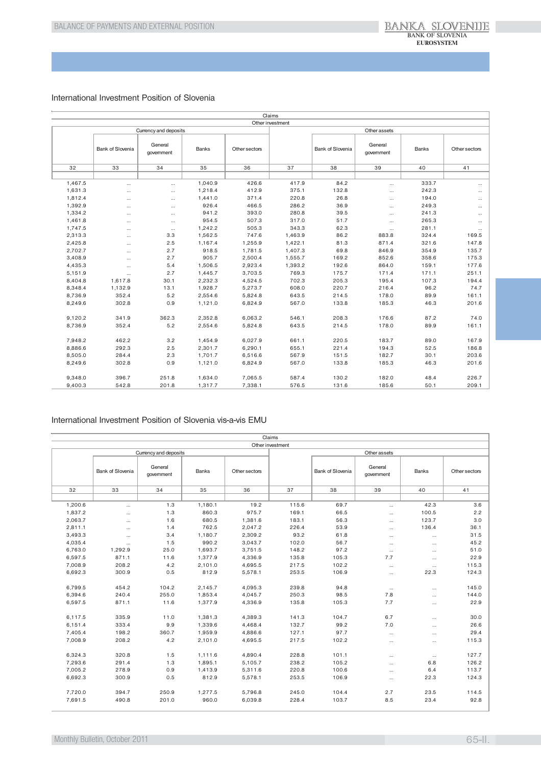## International Investment Position of Slovenia

| Claims | | | | | | | | | |
|---|---|---|---|---|---|---|---|---|---|
| Other investment | | | | | | | | | |
| Currency and deposits | | | | | Other assets | | | | |
| | Bank of Slovenia | General government | Banks | Other sectors | | Bank of Slovenia | General government | Banks | Other sectors |
| 32 | 33 | 34 | 35 | 36 | 37 | 38 | 39 | 40 | 41 |
| 1,467.5 | ... | ... | 1,040.9 | 426.6 | 417.9 | 84.2 | ... | 333.7 | ... |
| 1,631.3 | ... | ... | 1,218.4 | 412.9 | 375.1 | 132.8 | ... | 242.3 | ... |
| 1,812.4 | ... | ... | 1,441.0 | 371.4 | 220.8 | 26.8 | ... | 194.0 | ... |
| 1,392.9 | ... | ... | 926.4 | 466.5 | 286.2 | 36.9 | ... | 249.3 | ... |
| 1,334.2 | ... | ... | 941.2 | 393.0 | 280.8 | 39.5 | ... | 241.3 | ... |
| 1,461.8 | ... | ... | 954.5 | 507.3 | 317.0 | 51.7 | ... | 265.3 | ... |
| 1,747.5 | ... | ... | 1,242.2 | 505.3 | 343.3 | 62.3 | ... | 281.1 | ... |
| 2,313.3 | ... | 3.3 | 1,562.5 | 747.6 | 1,463.9 | 86.2 | 883.8 | 324.4 | 169.5 |
| 2,425.8 | ... | 2.5 | 1,167.4 | 1,255.9 | 1,422.1 | 81.3 | 871.4 | 321.6 | 147.8 |
| 2,702.7 | ... | 2.7 | 918.5 | 1,781.5 | 1,407.3 | 69.8 | 846.9 | 354.9 | 135.7 |
| 3,408.9 | ... | 2.7 | 905.7 | 2,500.4 | 1,555.7 | 169.2 | 852.6 | 358.6 | 175.3 |
| 4,435.3 | ... | 5.4 | 1,506.5 | 2,923.4 | 1,393.2 | 192.6 | 864.0 | 159.1 | 177.6 |
| 5,151.9 | ... | 2.7 | 1,445.7 | 3,703.5 | 769.3 | 175.7 | 171.4 | 171.1 | 251.1 |
| 8,404.8 | 1,617.8 | 30.1 | 2,232.3 | 4,524.5 | 702.3 | 205.3 | 195.4 | 107.3 | 194.4 |
| 8,348.4 | 1,132.9 | 13.1 | 1,928.7 | 5,273.7 | 608.0 | 220.7 | 216.4 | 96.2 | 74.7 |
| 8,736.9 | 352.4 | 5.2 | 2,554.6 | 5,824.8 | 643.5 | 214.5 | 178.0 | 89.9 | 161.1 |
| 8,249.6 | 302.8 | 0.9 | 1,121.0 | 6,824.9 | 567.0 | 133.8 | 185.3 | 46.3 | 201.6 |
| | | | | | | | | | |
| 9,120.2 | 341.9 | 362.3 | 2,352.8 | 6,063.2 | 546.1 | 208.3 | 176.6 | 87.2 | 74.0 |
| 8,736.9 | 352.4 | 5.2 | 2,554.6 | 5,824.8 | 643.5 | 214.5 | 178.0 | 89.9 | 161.1 |
| | | | | | | | | | |
| 7,948.2 | 462.2 | 3.2 | 1,454.9 | 6,027.9 | 661.1 | 220.5 | 183.7 | 89.0 | 167.9 |
| 8,886.6 | 292.3 | 2.5 | 2,301.7 | 6,290.1 | 655.1 | 221.4 | 194.3 | 52.5 | 186.8 |
| 8,505.0 | 284.4 | 2.3 | 1,701.7 | 6,516.6 | 567.9 | 151.5 | 182.7 | 30.1 | 203.6 |
| 8,249.6 | 302.8 | 0.9 | 1,121.0 | 6,824.9 | 567.0 | 133.8 | 185.3 | 46.3 | 201.6 |
| | | | | | | | | | |
| 9,348.0 | 396.7 | 251.8 | 1,634.0 | 7,065.5 | 587.4 | 130.2 | 182.0 | 48.4 | 226.7 |
| 9,400.3 | 542.8 | 201.8 | 1,317.7 | 7,338.1 | 576.5 | 131.6 | 185.6 | 50.1 | 209.1 |

## International Investment Position of Slovenia vis-a-vis EMU

| Claims | | | | | | | | | |
|---|---|---|---|---|---|---|---|---|---|
| Other investment | | | | | | | | | |
| Currency and deposits | | | | | Other assets | | | | |
| | Bank of Slovenia | General government | Banks | Other sectors | | Bank of Slovenia | General government | Banks | Other sectors |
| 32 | 33 | 34 | 35 | 36 | 37 | 38 | 39 | 40 | 41 |
| 1,200.6 | ... | 1.3 | 1,180.1 | 19.2 | 115.6 | 69.7 | ... | 42.3 | 3.6 |
| 1,837.2 | ... | 1.3 | 860.3 | 975.7 | 169.1 | 66.5 | ... | 100.5 | 2.2 |
| 2,063.7 | ... | 1.6 | 680.5 | 1,381.6 | 183.1 | 56.3 | ... | 123.7 | 3.0 |
| 2,811.1 | ... | 1.4 | 762.5 | 2,047.2 | 226.4 | 53.9 | ... | 136.4 | 36.1 |
| 3,493.3 | ... | 3.4 | 1,180.7 | 2,309.2 | 93.2 | 61.8 | ... | ... | 31.5 |
| 4,035.4 | ... | 1.5 | 990.2 | 3,043.7 | 102.0 | 56.7 | ... | ... | 45.2 |
| 6,763.0 | 1,292.9 | 25.0 | 1,693.7 | 3,751.5 | 148.2 | 97.2 | ... | ... | 51.0 |
| 6,597.5 | 871.1 | 11.6 | 1,377.9 | 4,336.9 | 135.8 | 105.3 | 7.7 | ... | 22.9 |
| 7,008.9 | 208.2 | 4.2 | 2,101.0 | 4,695.5 | 217.5 | 102.2 | ... | ... | 115.3 |
| 6,692.3 | 300.9 | 0.5 | 812.9 | 5,578.1 | 253.5 | 106.9 | ... | 22.3 | 124.3 |
| | | | | | | | | | |
| 6,799.5 | 454.2 | 104.2 | 2,145.7 | 4,095.3 | 239.8 | 94.8 | ... | ... | 145.0 |
| 6,394.6 | 240.4 | 255.0 | 1,853.4 | 4,045.7 | 250.3 | 98.5 | 7.8 | ... | 144.0 |
| 6,597.5 | 871.1 | 11.6 | 1,377.9 | 4,336.9 | 135.8 | 105.3 | 7.7 | ... | 22.9 |
| | | | | | | | | | |
| 6,117.5 | 335.9 | 11.0 | 1,381.3 | 4,389.3 | 141.3 | 104.7 | 6.7 | ... | 30.0 |
| 6,151.4 | 333.4 | 9.9 | 1,339.6 | 4,468.4 | 132.7 | 99.2 | 7.0 | ... | 26.6 |
| 7,405.4 | 198.2 | 360.7 | 1,959.9 | 4,886.6 | 127.1 | 97.7 | ... | ... | 29.4 |
| 7,008.9 | 208.2 | 4.2 | 2,101.0 | 4,695.5 | 217.5 | 102.2 | ... | ... | 115.3 |
| | | | | | | | | | |
| 6,324.3 | 320.8 | 1.5 | 1,111.6 | 4,890.4 | 228.8 | 101.1 | ... | ... | 127.7 |
| 7,293.6 | 291.4 | 1.3 | 1,895.1 | 5,105.7 | 238.2 | 105.2 | ... | 6.8 | 126.2 |
| 7,005.2 | 278.9 | 0.9 | 1,413.9 | 5,311.6 | 220.8 | 100.6 | ... | 6.4 | 113.7 |
| 6,692.3 | 300.9 | 0.5 | 812.9 | 5,578.1 | 253.5 | 106.9 | ... | 22.3 | 124.3 |
| | | | | | | | | | |
| 7,720.0 | 394.7 | 250.9 | 1,277.5 | 5,796.8 | 245.0 | 104.4 | 2.7 | 23.5 | 114.5 |
| 7,691.5 | 490.8 | 201.0 | 960.0 | 6,039.8 | 228.4 | 103.7 | 8.5 | 23.4 | 92.8 |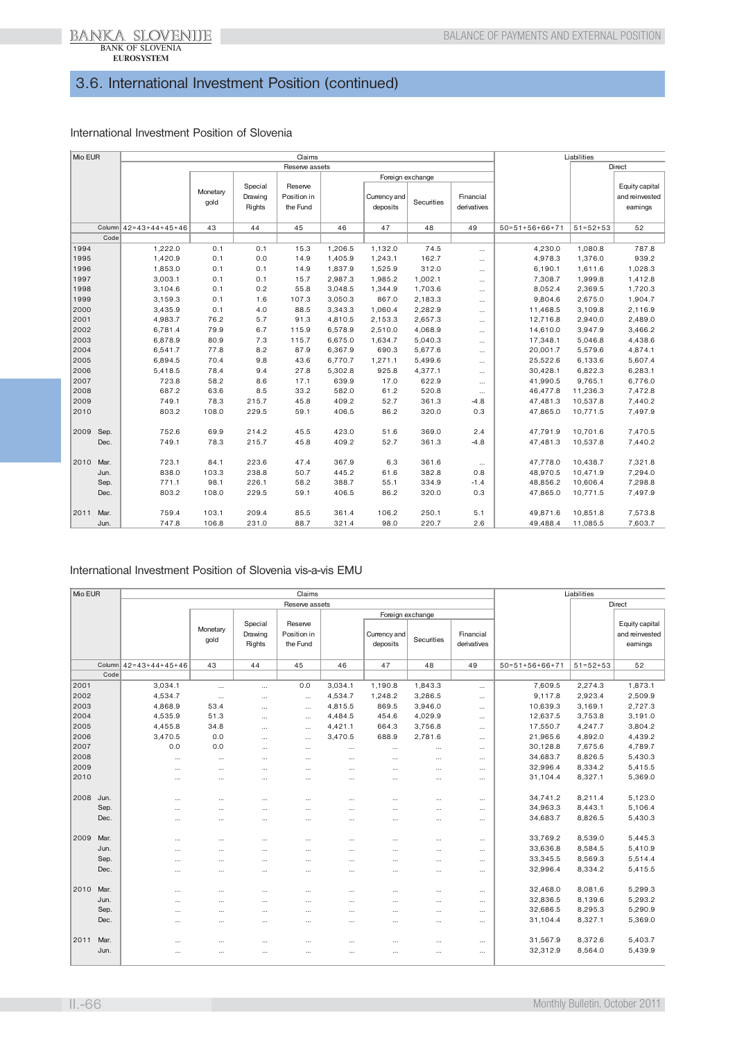# 3.6. International Investment Position (continued)

## International Investment Position of Slovenia

| Mio EUR | Claims | | | | | | | | Liabilities | | |
|---|---|---|---|---|---|---|---|---|---|---|---|
| | Reserve assets | | | | | | | | | Direct | |
| | | Monetary gold | Special Drawing Rights | Reserve Position in the Fund | | Foreign exchange | | | | | |
| | | | | | | Currency and deposits | Securities | Financial derivatives | | | Equity capital and reinvested earnings |
| Column | 42=43+44+45+46 | 43 | 44 | 45 | 46 | 47 | 48 | 49 | 50=51+56+66+71 | 51=52+53 | 52 |
| Code | | | | | | | | | | | |
| 1994 | 1,222.0 | 0.1 | 0.1 | 15.3 | 1,206.5 | 1,132.0 | 74.5 | ... | 4,230.0 | 1,080.8 | 787.8 |
| 1995 | 1,420.9 | 0.1 | 0.0 | 14.9 | 1,405.9 | 1,243.1 | 162.7 | ... | 4,978.3 | 1,376.0 | 939.2 |
| 1996 | 1,853.0 | 0.1 | 0.1 | 14.9 | 1,837.9 | 1,525.9 | 312.0 | ... | 6,190.1 | 1,611.6 | 1,028.3 |
| 1997 | 3,003.1 | 0.1 | 0.1 | 15.7 | 2,987.3 | 1,985.2 | 1,002.1 | ... | 7,308.7 | 1,999.8 | 1,412.8 |
| 1998 | 3,104.6 | 0.1 | 0.2 | 55.8 | 3,048.5 | 1,344.9 | 1,703.6 | ... | 8,052.4 | 2,369.5 | 1,720.3 |
| 1999 | 3,159.3 | 0.1 | 1.6 | 107.3 | 3,050.3 | 867.0 | 2,183.3 | ... | 9,804.6 | 2,675.0 | 1,904.7 |
| 2000 | 3,435.9 | 0.1 | 4.0 | 88.5 | 3,343.3 | 1,060.4 | 2,282.9 | ... | 11,468.5 | 3,109.8 | 2,116.9 |
| 2001 | 4,983.7 | 76.2 | 5.7 | 91.3 | 4,810.5 | 2,153.3 | 2,657.3 | ... | 12,716.8 | 2,940.0 | 2,489.0 |
| 2002 | 6,781.4 | 79.9 | 6.7 | 115.9 | 6,578.9 | 2,510.0 | 4,068.9 | ... | 14,610.0 | 3,947.9 | 3,466.2 |
| 2003 | 6,878.9 | 80.9 | 7.3 | 115.7 | 6,675.0 | 1,634.7 | 5,040.3 | ... | 17,348.1 | 5,046.8 | 4,438.6 |
| 2004 | 6,541.7 | 77.8 | 8.2 | 87.9 | 6,367.9 | 690.3 | 5,677.6 | ... | 20,001.7 | 5,579.6 | 4,874.1 |
| 2005 | 6,894.5 | 70.4 | 9.8 | 43.6 | 6,770.7 | 1,271.1 | 5,499.6 | ... | 25,522.6 | 6,133.6 | 5,607.4 |
| 2006 | 5,418.5 | 78.4 | 9.4 | 27.8 | 5,302.8 | 925.8 | 4,377.1 | ... | 30,428.1 | 6,822.3 | 6,283.1 |
| 2007 | 723.8 | 58.2 | 8.6 | 17.1 | 639.9 | 17.0 | 622.9 | ... | 41,990.5 | 9,765.1 | 6,776.0 |
| 2008 | 687.2 | 63.6 | 8.5 | 33.2 | 582.0 | 61.2 | 520.8 | ... | 46,477.8 | 11,236.3 | 7,472.8 |
| 2009 | 749.1 | 78.3 | 215.7 | 45.8 | 409.2 | 52.7 | 361.3 | -4.8 | 47,481.3 | 10,537.8 | 7,440.2 |
| 2010 | 803.2 | 108.0 | 229.5 | 59.1 | 406.5 | 86.2 | 320.0 | 0.3 | 47,865.0 | 10,771.5 | 7,497.9 |
| 2009 Sep. | 752.6 | 69.9 | 214.2 | 45.5 | 423.0 | 51.6 | 369.0 | 2.4 | 47,791.9 | 10,701.6 | 7,470.5 |
| Dec. | 749.1 | 78.3 | 215.7 | 45.8 | 409.2 | 52.7 | 361.3 | -4.8 | 47,481.3 | 10,537.8 | 7,440.2 |
| 2010 Mar. | 723.1 | 84.1 | 223.6 | 47.4 | 367.9 | 6.3 | 361.6 | ... | 47,778.0 | 10,438.7 | 7,321.8 |
| Jun. | 838.0 | 103.3 | 238.8 | 50.7 | 445.2 | 61.6 | 382.8 | 0.8 | 48,970.5 | 10,471.9 | 7,294.0 |
| Sep. | 771.1 | 98.1 | 226.1 | 58.2 | 388.7 | 55.1 | 334.9 | -1.4 | 48,856.2 | 10,606.4 | 7,298.8 |
| Dec. | 803.2 | 108.0 | 229.5 | 59.1 | 406.5 | 86.2 | 320.0 | 0.3 | 47,865.0 | 10,771.5 | 7,497.9 |
| 2011 Mar. | 759.4 | 103.1 | 209.4 | 85.5 | 361.4 | 106.2 | 250.1 | 5.1 | 49,871.6 | 10,851.8 | 7,573.8 |
| Jun. | 747.8 | 106.8 | 231.0 | 88.7 | 321.4 | 98.0 | 220.7 | 2.6 | 49,488.4 | 11,085.5 | 7,603.7 |

## International Investment Position of Slovenia vis-a-vis EMU

| Mio EUR | Claims | | | | | | | | Liabilities | | |
|---|---|---|---|---|---|---|---|---|---|---|---|
| | Reserve assets | | | | | | | | | Direct | |
| | | Monetary gold | Special Drawing Rights | Reserve Position in the Fund | | Foreign exchange | | | | | |
| | | | | | | Currency and deposits | Securities | Financial derivatives | | | Equity capital and reinvested earnings |
| Column | 42=43+44+45+46 | 43 | 44 | 45 | 46 | 47 | 48 | 49 | 50=51+56+66+71 | 51=52+53 | 52 |
| Code | | | | | | | | | | | |
| 2001 | 3,034.1 | ... | ... | 0.0 | 3,034.1 | 1,190.8 | 1,843.3 | ... | 7,609.5 | 2,274.3 | 1,873.1 |
| 2002 | 4,534.7 | ... | ... | ... | 4,534.7 | 1,248.2 | 3,286.5 | ... | 9,117.8 | 2,923.4 | 2,509.9 |
| 2003 | 4,868.9 | 53.4 | ... | ... | 4,815.5 | 869.5 | 3,946.0 | ... | 10,639.3 | 3,169.1 | 2,727.3 |
| 2004 | 4,535.9 | 51.3 | ... | ... | 4,484.5 | 454.6 | 4,029.9 | ... | 12,637.5 | 3,753.8 | 3,191.0 |
| 2005 | 4,455.8 | 34.8 | ... | ... | 4,421.1 | 664.3 | 3,756.8 | ... | 17,550.7 | 4,247.7 | 3,804.2 |
| 2006 | 3,470.5 | 0.0 | ... | ... | 3,470.5 | 688.9 | 2,781.6 | ... | 21,965.6 | 4,892.0 | 4,439.2 |
| 2007 | 0.0 | 0.0 | ... | ... | ... | ... | ... | ... | 30,128.8 | 7,675.6 | 4,789.7 |
| 2008 | ... | ... | ... | ... | ... | ... | ... | ... | 34,683.7 | 8,826.5 | 5,430.3 |
| 2009 | ... | ... | ... | ... | ... | ... | ... | ... | 32,996.4 | 8,334.2 | 5,415.5 |
| 2010 | ... | ... | ... | ... | ... | ... | ... | ... | 31,104.4 | 8,327.1 | 5,369.0 |
| 2008 Jun. | ... | ... | ... | ... | ... | ... | ... | ... | 34,741.2 | 8,211.4 | 5,123.0 |
| Sep. | ... | ... | ... | ... | ... | ... | ... | ... | 34,963.3 | 8,443.1 | 5,106.4 |
| Dec. | ... | ... | ... | ... | ... | ... | ... | ... | 34,683.7 | 8,826.5 | 5,430.3 |
| 2009 Mar. | ... | ... | ... | ... | ... | ... | ... | ... | 33,769.2 | 8,539.0 | 5,445.3 |
| Jun. | ... | ... | ... | ... | ... | ... | ... | ... | 33,636.8 | 8,584.5 | 5,410.9 |
| Sep. | ... | ... | ... | ... | ... | ... | ... | ... | 33,345.5 | 8,569.3 | 5,514.4 |
| Dec. | ... | ... | ... | ... | ... | ... | ... | ... | 32,996.4 | 8,334.2 | 5,415.5 |
| 2010 Mar. | ... | ... | ... | ... | ... | ... | ... | ... | 32,468.0 | 8,081.6 | 5,299.3 |
| Jun. | ... | ... | ... | ... | ... | ... | ... | ... | 32,836.5 | 8,139.6 | 5,293.2 |
| Sep. | ... | ... | ... | ... | ... | ... | ... | ... | 32,686.5 | 8,295.3 | 5,290.9 |
| Dec. | ... | ... | ... | ... | ... | ... | ... | ... | 31,104.4 | 8,327.1 | 5,369.0 |
| 2011 Mar. | ... | ... | ... | ... | ... | ... | ... | ... | 31,567.9 | 8,372.6 | 5,403.7 |
| Jun. | ... | ... | ... | ... | ... | ... | ... | ... | 32,312.9 | 8,564.0 | 5,439.9 |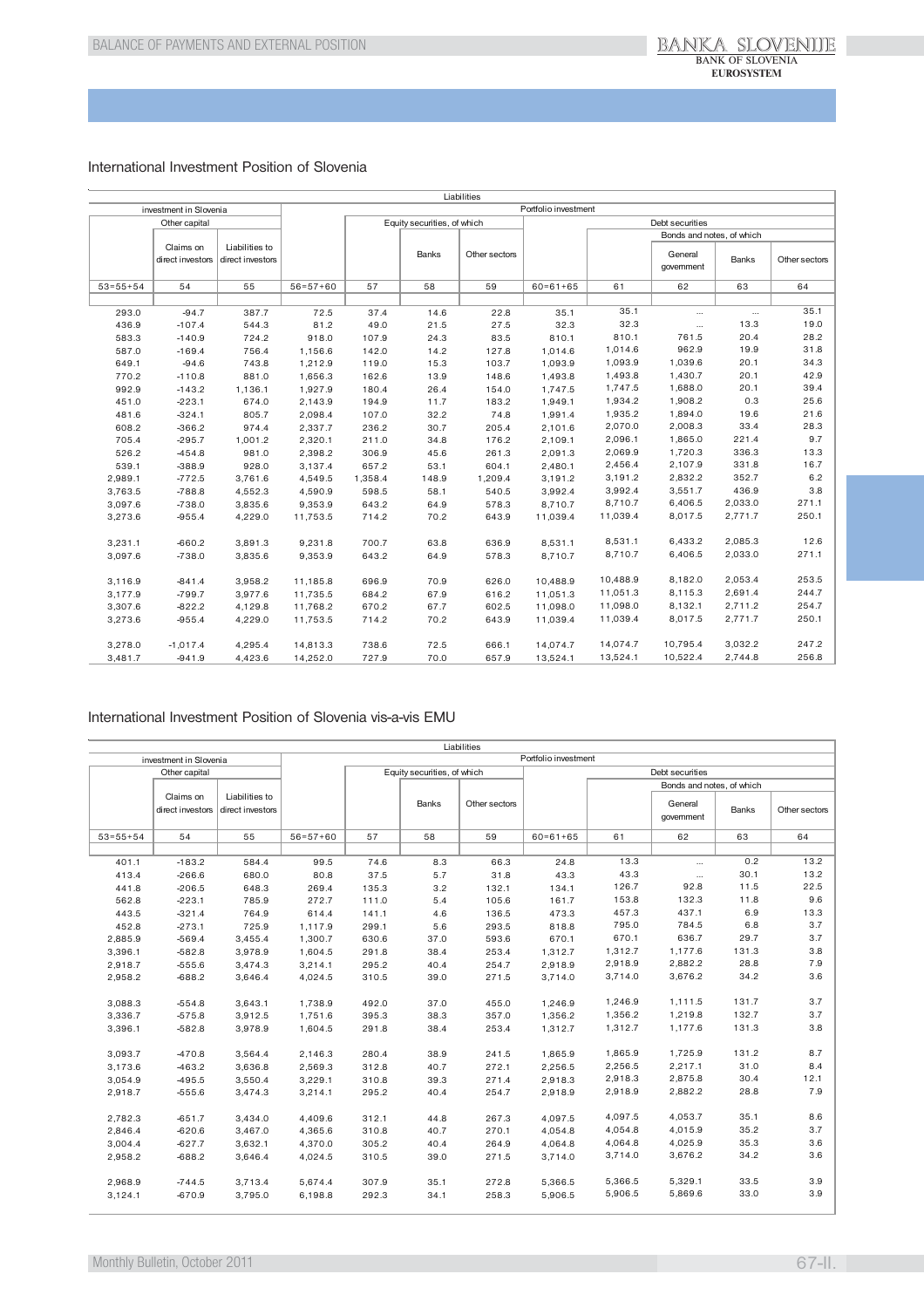## International Investment Position of Slovenia

| Liabilities | | | | | | | | | | | |
|---|---|---|---|---|---|---|---|---|---|---|---|
| investment in Slovenia | | | Portfolio investment | | | | | | | | |
| Other capital | | | | Equity securities, of which | | | Debt securities | | | | |
| | | | | | | | | | Bonds and notes, of which | | |
| | Claims on direct investors | Liabilities to direct investors | | | Banks | Other sectors | | | General government | Banks | Other sectors |
| 53=55+54 | 54 | 55 | 56=57+60 | 57 | 58 | 59 | 60=61+65 | 61 | 62 | 63 | 64 |
| 293.0 | -94.7 | 387.7 | 72.5 | 37.4 | 14.6 | 22.8 | 35.1 | 35.1 | ... | ... | 35.1 |
| 436.9 | -107.4 | 544.3 | 81.2 | 49.0 | 21.5 | 27.5 | 32.3 | 32.3 | ... | 13.3 | 19.0 |
| 583.3 | -140.9 | 724.2 | 918.0 | 107.9 | 24.3 | 83.5 | 810.1 | 810.1 | 761.5 | 20.4 | 28.2 |
| 587.0 | -169.4 | 756.4 | 1,156.6 | 142.0 | 14.2 | 127.8 | 1,014.6 | 1,014.6 | 962.9 | 19.9 | 31.8 |
| 649.1 | -94.6 | 743.8 | 1,212.9 | 119.0 | 15.3 | 103.7 | 1,093.9 | 1,093.9 | 1,039.6 | 20.1 | 34.3 |
| 770.2 | -110.8 | 881.0 | 1,656.3 | 162.6 | 13.9 | 148.6 | 1,493.8 | 1,493.8 | 1,430.7 | 20.1 | 42.9 |
| 992.9 | -143.2 | 1,136.1 | 1,927.9 | 180.4 | 26.4 | 154.0 | 1,747.5 | 1,747.5 | 1,688.0 | 20.1 | 39.4 |
| 451.0 | -223.1 | 674.0 | 2,143.9 | 194.9 | 11.7 | 183.2 | 1,949.1 | 1,934.2 | 1,908.2 | 0.3 | 25.6 |
| 481.6 | -324.1 | 805.7 | 2,098.4 | 107.0 | 32.2 | 74.8 | 1,991.4 | 1,935.2 | 1,894.0 | 19.6 | 21.6 |
| 608.2 | -366.2 | 974.4 | 2,337.7 | 236.2 | 30.7 | 205.4 | 2,101.6 | 2,070.0 | 2,008.3 | 33.4 | 28.3 |
| 705.4 | -295.7 | 1,001.2 | 2,320.1 | 211.0 | 34.8 | 176.2 | 2,109.1 | 2,096.1 | 1,865.0 | 221.4 | 9.7 |
| 526.2 | -454.8 | 981.0 | 2,398.2 | 306.9 | 45.6 | 261.3 | 2,091.3 | 2,069.9 | 1,720.3 | 336.3 | 13.3 |
| 539.1 | -388.9 | 928.0 | 3,137.4 | 657.2 | 53.1 | 604.1 | 2,480.1 | 2,456.4 | 2,107.9 | 331.8 | 16.7 |
| 2,989.1 | -772.5 | 3,761.6 | 4,549.5 | 1,358.4 | 148.9 | 1,209.4 | 3,191.2 | 3,191.2 | 2,832.2 | 352.7 | 6.2 |
| 3,763.5 | -788.8 | 4,552.3 | 4,590.9 | 598.5 | 58.1 | 540.5 | 3,992.4 | 3,992.4 | 3,551.7 | 436.9 | 3.8 |
| 3,097.6 | -738.0 | 3,835.6 | 9,353.9 | 643.2 | 64.9 | 578.3 | 8,710.7 | 8,710.7 | 6,406.5 | 2,033.0 | 271.1 |
| 3,273.6 | -955.4 | 4,229.0 | 11,753.5 | 714.2 | 70.2 | 643.9 | 11,039.4 | 11,039.4 | 8,017.5 | 2,771.7 | 250.1 |
| | | | | | | | | | | | |
| 3,231.1 | -660.2 | 3,891.3 | 9,231.8 | 700.7 | 63.8 | 636.9 | 8,531.1 | 8,531.1 | 6,433.2 | 2,085.3 | 12.6 |
| 3,097.6 | -738.0 | 3,835.6 | 9,353.9 | 643.2 | 64.9 | 578.3 | 8,710.7 | 8,710.7 | 6,406.5 | 2,033.0 | 271.1 |
| | | | | | | | | | | | |
| 3,116.9 | -841.4 | 3,958.2 | 11,185.8 | 696.9 | 70.9 | 626.0 | 10,488.9 | 10,488.9 | 8,182.0 | 2,053.4 | 253.5 |
| 3,177.9 | -799.7 | 3,977.6 | 11,735.5 | 684.2 | 67.9 | 616.2 | 11,051.3 | 11,051.3 | 8,115.3 | 2,691.4 | 244.7 |
| 3,307.6 | -822.2 | 4,129.8 | 11,768.2 | 670.2 | 67.7 | 602.5 | 11,098.0 | 11,098.0 | 8,132.1 | 2,711.2 | 254.7 |
| 3,273.6 | -955.4 | 4,229.0 | 11,753.5 | 714.2 | 70.2 | 643.9 | 11,039.4 | 11,039.4 | 8,017.5 | 2,771.7 | 250.1 |
| | | | | | | | | | | | |
| 3,278.0 | -1,017.4 | 4,295.4 | 14,813.3 | 738.6 | 72.5 | 666.1 | 14,074.7 | 14,074.7 | 10,795.4 | 3,032.2 | 247.2 |
| 3,481.7 | -941.9 | 4,423.6 | 14,252.0 | 727.9 | 70.0 | 657.9 | 13,524.1 | 13,524.1 | 10,522.4 | 2,744.8 | 256.8 |

## International Investment Position of Slovenia vis-a-vis EMU

| Liabilities | | | | | | | | | | | |
|---|---|---|---|---|---|---|---|---|---|---|---|
| investment in Slovenia | | | Portfolio investment | | | | | | | | |
| Other capital | | | | Equity securities, of which | | | Debt securities | | | | |
| | | | | | | | | | Bonds and notes, of which | | |
| | Claims on direct investors | Liabilities to direct investors | | | Banks | Other sectors | | | General government | Banks | Other sectors |
| 53=55+54 | 54 | 55 | 56=57+60 | 57 | 58 | 59 | 60=61+65 | 61 | 62 | 63 | 64 |
| 401.1 | -183.2 | 584.4 | 99.5 | 74.6 | 8.3 | 66.3 | 24.8 | 13.3 | ... | 0.2 | 13.2 |
| 413.4 | -266.6 | 680.0 | 80.8 | 37.5 | 5.7 | 31.8 | 43.3 | 43.3 | ... | 30.1 | 13.2 |
| 441.8 | -206.5 | 648.3 | 269.4 | 135.3 | 3.2 | 132.1 | 134.1 | 126.7 | 92.8 | 11.5 | 22.5 |
| 562.8 | -223.1 | 785.9 | 272.7 | 111.0 | 5.4 | 105.6 | 161.7 | 153.8 | 132.3 | 11.8 | 9.6 |
| 443.5 | -321.4 | 764.9 | 614.4 | 141.1 | 4.6 | 136.5 | 473.3 | 457.3 | 437.1 | 6.9 | 13.3 |
| 452.8 | -273.1 | 725.9 | 1,117.9 | 299.1 | 5.6 | 293.5 | 818.8 | 795.0 | 784.5 | 6.8 | 3.7 |
| 2,885.9 | -569.4 | 3,455.4 | 1,300.7 | 630.6 | 37.0 | 593.6 | 670.1 | 670.1 | 636.7 | 29.7 | 3.7 |
| 3,396.1 | -582.8 | 3,978.9 | 1,604.5 | 291.8 | 38.4 | 253.4 | 1,312.7 | 1,312.7 | 1,177.6 | 131.3 | 3.8 |
| 2,918.7 | -555.6 | 3,474.3 | 3,214.1 | 295.2 | 40.4 | 254.7 | 2,918.9 | 2,918.9 | 2,882.2 | 28.8 | 7.9 |
| 2,958.2 | -688.2 | 3,646.4 | 4,024.5 | 310.5 | 39.0 | 271.5 | 3,714.0 | 3,714.0 | 3,676.2 | 34.2 | 3.6 |
| | | | | | | | | | | | |
| 3,088.3 | -554.8 | 3,643.1 | 1,738.9 | 492.0 | 37.0 | 455.0 | 1,246.9 | 1,246.9 | 1,111.5 | 131.7 | 3.7 |
| 3,336.7 | -575.8 | 3,912.5 | 1,751.6 | 395.3 | 38.3 | 357.0 | 1,356.2 | 1,356.2 | 1,219.8 | 132.7 | 3.7 |
| 3,396.1 | -582.8 | 3,978.9 | 1,604.5 | 291.8 | 38.4 | 253.4 | 1,312.7 | 1,312.7 | 1,177.6 | 131.3 | 3.8 |
| | | | | | | | | | | | |
| 3,093.7 | -470.8 | 3,564.4 | 2,146.3 | 280.4 | 38.9 | 241.5 | 1,865.9 | 1,865.9 | 1,725.9 | 131.2 | 8.7 |
| 3,173.6 | -463.2 | 3,636.8 | 2,569.3 | 312.8 | 40.7 | 272.1 | 2,256.5 | 2,256.5 | 2,217.1 | 31.0 | 8.4 |
| 3,054.9 | -495.5 | 3,550.4 | 3,229.1 | 310.8 | 39.3 | 271.4 | 2,918.3 | 2,918.3 | 2,875.8 | 30.4 | 12.1 |
| 2,918.7 | -555.6 | 3,474.3 | 3,214.1 | 295.2 | 40.4 | 254.7 | 2,918.9 | 2,918.9 | 2,882.2 | 28.8 | 7.9 |
| | | | | | | | | | | | |
| 2,782.3 | -651.7 | 3,434.0 | 4,409.6 | 312.1 | 44.8 | 267.3 | 4,097.5 | 4,097.5 | 4,053.7 | 35.1 | 8.6 |
| 2,846.4 | -620.6 | 3,467.0 | 4,365.6 | 310.8 | 40.7 | 270.1 | 4,054.8 | 4,054.8 | 4,015.9 | 35.2 | 3.7 |
| 3,004.4 | -627.7 | 3,632.1 | 4,370.0 | 305.2 | 40.4 | 264.9 | 4,064.8 | 4,064.8 | 4,025.9 | 35.3 | 3.6 |
| 2,958.2 | -688.2 | 3,646.4 | 4,024.5 | 310.5 | 39.0 | 271.5 | 3,714.0 | 3,714.0 | 3,676.2 | 34.2 | 3.6 |
| | | | | | | | | | | | |
| 2,968.9 | -744.5 | 3,713.4 | 5,674.4 | 307.9 | 35.1 | 272.8 | 5,366.5 | 5,366.5 | 5,329.1 | 33.5 | 3.9 |
| 3,124.1 | -670.9 | 3,795.0 | 6,198.8 | 292.3 | 34.1 | 258.3 | 5,906.5 | 5,906.5 | 5,869.6 | 33.0 | 3.9 |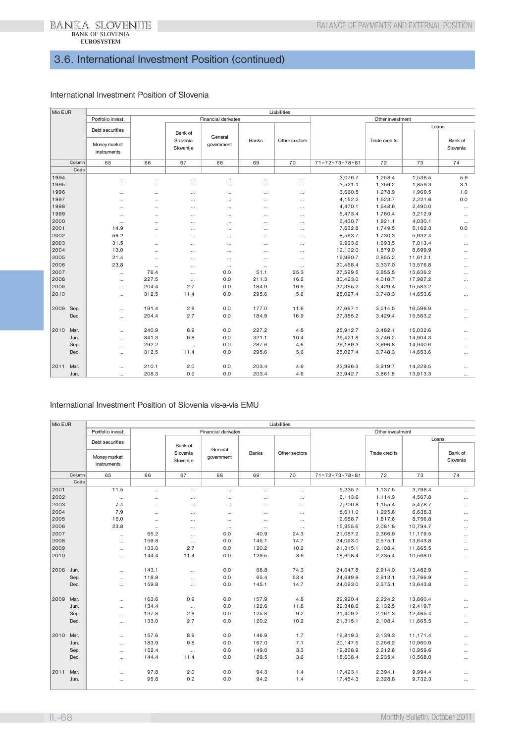## 3.6. International Investment Position (continued)

### International Investment Position of Slovenia

| Mio EUR | | Liabilities | | | | | | | | |
|---|---|---|---|---|---|---|---|---|---|---|
| | | Portfolio invest. | Financial derivates | | | | | Other investment | | |
| | | Debt securities | | Bank of Slovenia Slovenije | General government | Banks | Other sectors | | Trade credits | Loans |
| | | Money market instruments | | | | | | | | Bank of Slovenia |
| | Column | 65 | 66 | 67 | 68 | 69 | 70 | 71=72+73+78+81 | 72 | 73 | 74 |
| | Code | | | | | | | | | | |
| 1994 | | ... | ... | ... | ... | ... | ... | 3,076.7 | 1,258.4 | 1,538.5 | 5.9 |
| 1995 | | ... | ... | ... | ... | ... | ... | 3,521.1 | 1,356.2 | 1,859.3 | 3.1 |
| 1996 | | ... | ... | ... | ... | ... | ... | 3,660.5 | 1,278.9 | 1,969.5 | 1.0 |
| 1997 | | ... | ... | ... | ... | ... | ... | 4,152.2 | 1,523.7 | 2,221.6 | 0.0 |
| 1998 | | ... | ... | ... | ... | ... | ... | 4,470.1 | 1,548.6 | 2,490.0 | ... |
| 1999 | | ... | ... | ... | ... | ... | ... | 5,473.4 | 1,760.4 | 3,212.9 | ... |
| 2000 | | ... | ... | ... | ... | ... | ... | 6,430.7 | 1,921.1 | 4,030.1 | ... |
| 2001 | | 14.9 | ... | ... | ... | ... | ... | 7,632.8 | 1,749.5 | 5,162.3 | 0.0 |
| 2002 | | 56.2 | ... | ... | ... | ... | ... | 8,563.7 | 1,730.3 | 5,932.4 | ... |
| 2003 | | 31.5 | ... | ... | ... | ... | ... | 9,963.6 | 1,693.5 | 7,013.4 | ... |
| 2004 | | 13.0 | ... | ... | ... | ... | ... | 12,102.0 | 1,879.0 | 8,699.9 | ... |
| 2005 | | 21.4 | ... | ... | ... | ... | ... | 16,990.7 | 2,855.2 | 11,612.1 | ... |
| 2006 | | 23.8 | ... | ... | ... | ... | ... | 20,468.4 | 3,337.0 | 13,576.8 | ... |
| 2007 | | ... | 76.4 | ... | 0.0 | 51.1 | 25.3 | 27,599.5 | 3,855.5 | 15,636.2 | ... |
| 2008 | | ... | 227.5 | ... | 0.0 | 211.3 | 16.2 | 30,423.0 | 4,018.7 | 17,987.2 | ... |
| 2009 | | ... | 204.4 | 2.7 | 0.0 | 184.9 | 16.9 | 27,385.2 | 3,429.4 | 15,583.2 | ... |
| 2010 | | ... | 312.5 | 11.4 | 0.0 | 295.6 | 5.6 | 25,027.4 | 3,748.3 | 14,653.6 | ... |
| 2009 | Sep. | ... | 191.4 | 2.8 | 0.0 | 177.0 | 11.6 | 27,667.1 | 3,514.5 | 16,596.9 | ... |
| | Dec. | ... | 204.4 | 2.7 | 0.0 | 184.9 | 16.9 | 27,385.2 | 3,429.4 | 15,583.2 | ... |
| 2010 | Mar. | ... | 240.9 | 8.9 | 0.0 | 227.2 | 4.8 | 25,912.7 | 3,482.1 | 15,032.6 | ... |
| | Jun. | ... | 341.3 | 9.8 | 0.0 | 321.1 | 10.4 | 26,421.8 | 3,746.2 | 14,904.3 | ... |
| | Sep. | ... | 292.2 | ... | 0.0 | 287.6 | 4.6 | 26,189.3 | 3,696.8 | 14,940.6 | ... |
| | Dec. | ... | 312.5 | 11.4 | 0.0 | 295.6 | 5.6 | 25,027.4 | 3,748.3 | 14,653.6 | ... |
| 2011 | Mar. | ... | 210.1 | 2.0 | 0.0 | 203.4 | 4.6 | 23,996.3 | 3,919.7 | 14,229.5 | ... |
| | Jun. | ... | 208.3 | 0.2 | 0.0 | 203.4 | 4.6 | 23,942.7 | 3,861.8 | 13,913.3 | ... |

### International Investment Position of Slovenia vis-a-vis EMU

| Mio EUR | | Liabilities | | | | | | | | |
|---|---|---|---|---|---|---|---|---|---|---|
| | | Portfolio invest. | Financial derivates | | | | | Other investment | | |
| | | Debt securities | | Bank of Slovenia Slovenije | General government | Banks | Other sectors | | Trade credits | Loans |
| | | Money market instruments | | | | | | | | Bank of Slovenia |
| | Column | 65 | 66 | 67 | 68 | 69 | 70 | 71=72+73+78+81 | 72 | 73 | 74 |
| | Code | | | | | | | | | | |
| 2001 | | 11.5 | ... | ... | ... | ... | ... | 5,235.7 | 1,137.5 | 3,798.4 | ... |
| 2002 | | ... | ... | ... | ... | ... | ... | 6,113.6 | 1,114.9 | 4,567.8 | ... |
| 2003 | | 7.4 | ... | ... | ... | ... | ... | 7,200.8 | 1,155.4 | 5,478.7 | ... |
| 2004 | | 7.9 | ... | ... | ... | ... | ... | 8,611.0 | 1,225.6 | 6,638.3 | ... |
| 2005 | | 16.0 | ... | ... | ... | ... | ... | 12,688.7 | 1,817.6 | 8,756.8 | ... |
| 2006 | | 23.8 | ... | ... | ... | ... | ... | 15,955.6 | 2,081.8 | 10,794.7 | ... |
| 2007 | | ... | 65.2 | ... | 0.0 | 40.9 | 24.3 | 21,087.2 | 2,366.9 | 11,179.5 | ... |
| 2008 | | ... | 159.8 | ... | 0.0 | 145.1 | 14.7 | 24,093.0 | 2,575.1 | 13,643.8 | ... |
| 2009 | | ... | 133.0 | 2.7 | 0.0 | 120.2 | 10.2 | 21,315.1 | 2,108.4 | 11,665.5 | ... |
| 2010 | | ... | 144.4 | 11.4 | 0.0 | 129.5 | 3.6 | 18,608.4 | 2,235.4 | 10,568.0 | ... |
| 2008 | Jun. | ... | 143.1 | ... | 0.0 | 68.8 | 74.3 | 24,647.8 | 2,914.0 | 13,482.9 | ... |
| | Sep. | ... | 118.8 | ... | 0.0 | 65.4 | 53.4 | 24,649.8 | 2,913.1 | 13,766.9 | ... |
| | Dec. | ... | 159.8 | ... | 0.0 | 145.1 | 14.7 | 24,093.0 | 2,575.1 | 13,643.8 | ... |
| 2009 | Mar. | ... | 163.6 | 0.9 | 0.0 | 157.9 | 4.8 | 22,920.4 | 2,224.2 | 13,660.4 | ... |
| | Jun. | ... | 134.4 | ... | 0.0 | 122.6 | 11.8 | 22,348.6 | 2,132.5 | 12,419.7 | ... |
| | Sep. | ... | 137.8 | 2.8 | 0.0 | 125.8 | 9.2 | 21,409.2 | 2,161.3 | 12,465.4 | ... |
| | Dec. | ... | 133.0 | 2.7 | 0.0 | 120.2 | 10.2 | 21,315.1 | 2,108.4 | 11,665.5 | ... |
| 2010 | Mar. | ... | 157.6 | 8.9 | 0.0 | 146.9 | 1.7 | 19,819.3 | 2,139.3 | 11,171.4 | ... |
| | Jun. | ... | 183.9 | 9.8 | 0.0 | 167.0 | 7.1 | 20,147.5 | 2,256.2 | 10,960.9 | ... |
| | Sep. | ... | 152.4 | ... | 0.0 | 149.0 | 3.3 | 19,868.9 | 2,212.6 | 10,959.6 | ... |
| | Dec. | ... | 144.4 | 11.4 | 0.0 | 129.5 | 3.6 | 18,608.4 | 2,235.4 | 10,568.0 | ... |
| 2011 | Mar. | ... | 97.8 | 2.0 | 0.0 | 94.3 | 1.4 | 17,423.1 | 2,394.1 | 9,994.4 | ... |
| | Jun. | ... | 95.8 | 0.2 | 0.0 | 94.2 | 1.4 | 17,454.3 | 2,328.8 | 9,732.3 | ... |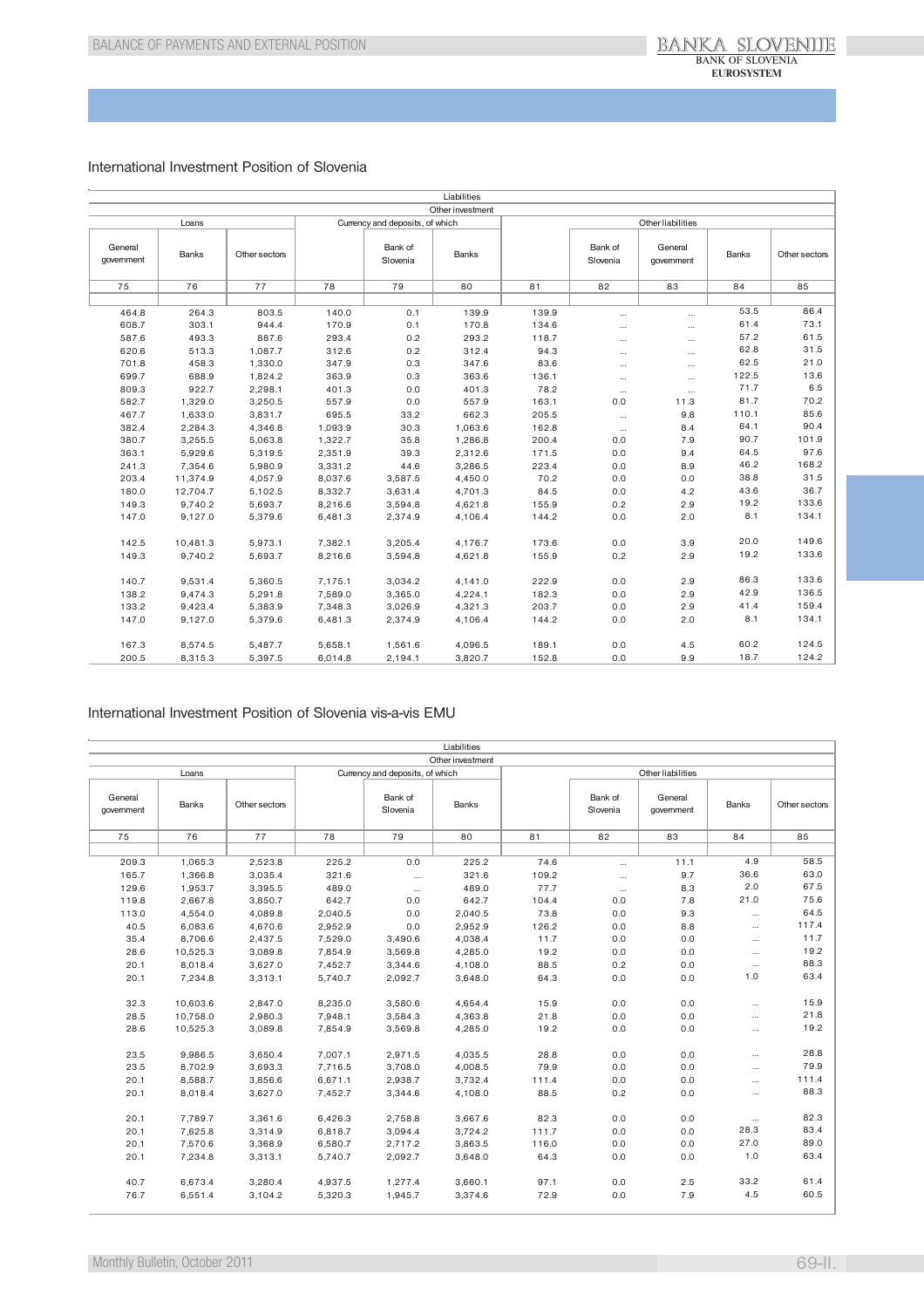## International Investment Position of Slovenia

| Liabilities | | | | | | | | | | |
|---|---|---|---|---|---|---|---|---|---|---|
| Other investment | | | | | | | | | | |
| Loans | | | Currency and deposits, of which | | | Other liabilities | | | | |
| General government | Banks | Other sectors | | Bank of Slovenia | Banks | | Bank of Slovenia | General government | Banks | Other sectors |
| 75 | 76 | 77 | 78 | 79 | 80 | 81 | 82 | 83 | 84 | 85 |
| 464.8 | 264.3 | 803.5 | 140.0 | 0.1 | 139.9 | 139.9 | ... | ... | 53.5 | 86.4 |
| 608.7 | 303.1 | 944.4 | 170.9 | 0.1 | 170.8 | 134.6 | ... | ... | 61.4 | 73.1 |
| 587.6 | 493.3 | 887.6 | 293.4 | 0.2 | 293.2 | 118.7 | ... | ... | 57.2 | 61.5 |
| 620.6 | 513.3 | 1,087.7 | 312.6 | 0.2 | 312.4 | 94.3 | ... | ... | 62.8 | 31.5 |
| 701.8 | 458.3 | 1,330.0 | 347.9 | 0.3 | 347.6 | 83.6 | ... | ... | 62.5 | 21.0 |
| 699.7 | 688.9 | 1,824.2 | 363.9 | 0.3 | 363.6 | 136.1 | ... | ... | 122.5 | 13.6 |
| 809.3 | 922.7 | 2,298.1 | 401.3 | 0.0 | 401.3 | 78.2 | ... | ... | 71.7 | 6.5 |
| 582.7 | 1,329.0 | 3,250.5 | 557.9 | 0.0 | 557.9 | 163.1 | 0.0 | 11.3 | 81.7 | 70.2 |
| 467.7 | 1,633.0 | 3,831.7 | 695.5 | 33.2 | 662.3 | 205.5 | ... | 9.8 | 110.1 | 85.6 |
| 382.4 | 2,284.3 | 4,346.8 | 1,093.9 | 30.3 | 1,063.6 | 162.8 | ... | 8.4 | 64.1 | 90.4 |
| 380.7 | 3,255.5 | 5,063.8 | 1,322.7 | 35.8 | 1,286.8 | 200.4 | 0.0 | 7.9 | 90.7 | 101.9 |
| 363.1 | 5,929.6 | 5,319.5 | 2,351.9 | 39.3 | 2,312.6 | 171.5 | 0.0 | 9.4 | 64.5 | 97.6 |
| 241.3 | 7,354.6 | 5,980.9 | 3,331.2 | 44.6 | 3,286.5 | 223.4 | 0.0 | 8.9 | 46.2 | 168.2 |
| 203.4 | 11,374.9 | 4,057.9 | 8,037.6 | 3,587.5 | 4,450.0 | 70.2 | 0.0 | 0.0 | 38.8 | 31.5 |
| 180.0 | 12,704.7 | 5,102.5 | 8,332.7 | 3,631.4 | 4,701.3 | 84.5 | 0.0 | 4.2 | 43.6 | 36.7 |
| 149.3 | 9,740.2 | 5,693.7 | 8,216.6 | 3,594.8 | 4,621.8 | 155.9 | 0.2 | 2.9 | 19.2 | 133.6 |
| 147.0 | 9,127.0 | 5,379.6 | 6,481.3 | 2,374.9 | 4,106.4 | 144.2 | 0.0 | 2.0 | 8.1 | 134.1 |
| | | | | | | | | | | |
| 142.5 | 10,481.3 | 5,973.1 | 7,382.1 | 3,205.4 | 4,176.7 | 173.6 | 0.0 | 3.9 | 20.0 | 149.6 |
| 149.3 | 9,740.2 | 5,693.7 | 8,216.6 | 3,594.8 | 4,621.8 | 155.9 | 0.2 | 2.9 | 19.2 | 133.6 |
| | | | | | | | | | | |
| 140.7 | 9,531.4 | 5,360.5 | 7,175.1 | 3,034.2 | 4,141.0 | 222.9 | 0.0 | 2.9 | 86.3 | 133.6 |
| 138.2 | 9,474.3 | 5,291.8 | 7,589.0 | 3,365.0 | 4,224.1 | 182.3 | 0.0 | 2.9 | 42.9 | 136.5 |
| 133.2 | 9,423.4 | 5,383.9 | 7,348.3 | 3,026.9 | 4,321.3 | 203.7 | 0.0 | 2.9 | 41.4 | 159.4 |
| 147.0 | 9,127.0 | 5,379.6 | 6,481.3 | 2,374.9 | 4,106.4 | 144.2 | 0.0 | 2.0 | 8.1 | 134.1 |
| | | | | | | | | | | |
| 167.3 | 8,574.5 | 5,487.7 | 5,658.1 | 1,561.6 | 4,096.5 | 189.1 | 0.0 | 4.5 | 60.2 | 124.5 |
| 200.5 | 8,315.3 | 5,397.5 | 6,014.8 | 2,194.1 | 3,820.7 | 152.8 | 0.0 | 9.9 | 18.7 | 124.2 |

## International Investment Position of Slovenia vis-a-vis EMU

| Liabilities | | | | | | | | | | |
|---|---|---|---|---|---|---|---|---|---|---|
| Other investment | | | | | | | | | | |
| Loans | | | Currency and deposits, of which | | | Other liabilities | | | | |
| General government | Banks | Other sectors | | Bank of Slovenia | Banks | | Bank of Slovenia | General government | Banks | Other sectors |
| 75 | 76 | 77 | 78 | 79 | 80 | 81 | 82 | 83 | 84 | 85 |
| 209.3 | 1,065.3 | 2,523.8 | 225.2 | 0.0 | 225.2 | 74.6 | ... | 11.1 | 4.9 | 58.5 |
| 165.7 | 1,366.8 | 3,035.4 | 321.6 | ... | 321.6 | 109.2 | ... | 9.7 | 36.6 | 63.0 |
| 129.6 | 1,953.7 | 3,395.5 | 489.0 | ... | 489.0 | 77.7 | ... | 8.3 | 2.0 | 67.5 |
| 119.8 | 2,667.8 | 3,850.7 | 642.7 | 0.0 | 642.7 | 104.4 | 0.0 | 7.8 | 21.0 | 75.6 |
| 113.0 | 4,554.0 | 4,089.8 | 2,040.5 | 0.0 | 2,040.5 | 73.8 | 0.0 | 9.3 | ... | 64.5 |
| 40.5 | 6,083.6 | 4,670.6 | 2,952.9 | 0.0 | 2,952.9 | 126.2 | 0.0 | 8.8 | ... | 117.4 |
| 35.4 | 8,706.6 | 2,437.5 | 7,529.0 | 3,490.6 | 4,038.4 | 11.7 | 0.0 | 0.0 | ... | 11.7 |
| 28.6 | 10,525.3 | 3,089.8 | 7,854.9 | 3,569.8 | 4,285.0 | 19.2 | 0.0 | 0.0 | ... | 19.2 |
| 20.1 | 8,018.4 | 3,627.0 | 7,452.7 | 3,344.6 | 4,108.0 | 88.5 | 0.2 | 0.0 | ... | 88.3 |
| 20.1 | 7,234.8 | 3,313.1 | 5,740.7 | 2,092.7 | 3,648.0 | 64.3 | 0.0 | 0.0 | 1.0 | 63.4 |
| | | | | | | | | | | |
| 32.3 | 10,603.6 | 2,847.0 | 8,235.0 | 3,580.6 | 4,654.4 | 15.9 | 0.0 | 0.0 | ... | 15.9 |
| 28.5 | 10,758.0 | 2,980.3 | 7,948.1 | 3,584.3 | 4,363.8 | 21.8 | 0.0 | 0.0 | ... | 21.8 |
| 28.6 | 10,525.3 | 3,089.8 | 7,854.9 | 3,569.8 | 4,285.0 | 19.2 | 0.0 | 0.0 | ... | 19.2 |
| | | | | | | | | | | |
| 23.5 | 9,986.5 | 3,650.4 | 7,007.1 | 2,971.5 | 4,035.5 | 28.8 | 0.0 | 0.0 | ... | 28.8 |
| 23.5 | 8,702.9 | 3,693.3 | 7,716.5 | 3,708.0 | 4,008.5 | 79.9 | 0.0 | 0.0 | ... | 79.9 |
| 20.1 | 8,588.7 | 3,856.6 | 6,671.1 | 2,938.7 | 3,732.4 | 111.4 | 0.0 | 0.0 | ... | 111.4 |
| 20.1 | 8,018.4 | 3,627.0 | 7,452.7 | 3,344.6 | 4,108.0 | 88.5 | 0.2 | 0.0 | ... | 88.3 |
| | | | | | | | | | | |
| 20.1 | 7,789.7 | 3,361.6 | 6,426.3 | 2,758.8 | 3,667.6 | 82.3 | 0.0 | 0.0 | ... | 82.3 |
| 20.1 | 7,625.8 | 3,314.9 | 6,818.7 | 3,094.4 | 3,724.2 | 111.7 | 0.0 | 0.0 | 28.3 | 83.4 |
| 20.1 | 7,570.6 | 3,368.9 | 6,580.7 | 2,717.2 | 3,863.5 | 116.0 | 0.0 | 0.0 | 27.0 | 89.0 |
| 20.1 | 7,234.8 | 3,313.1 | 5,740.7 | 2,092.7 | 3,648.0 | 64.3 | 0.0 | 0.0 | 1.0 | 63.4 |
| | | | | | | | | | | |
| 40.7 | 6,673.4 | 3,280.4 | 4,937.5 | 1,277.4 | 3,660.1 | 97.1 | 0.0 | 2.5 | 33.2 | 61.4 |
| 76.7 | 6,551.4 | 3,104.2 | 5,320.3 | 1,945.7 | 3,374.6 | 72.9 | 0.0 | 7.9 | 4.5 | 60.5 |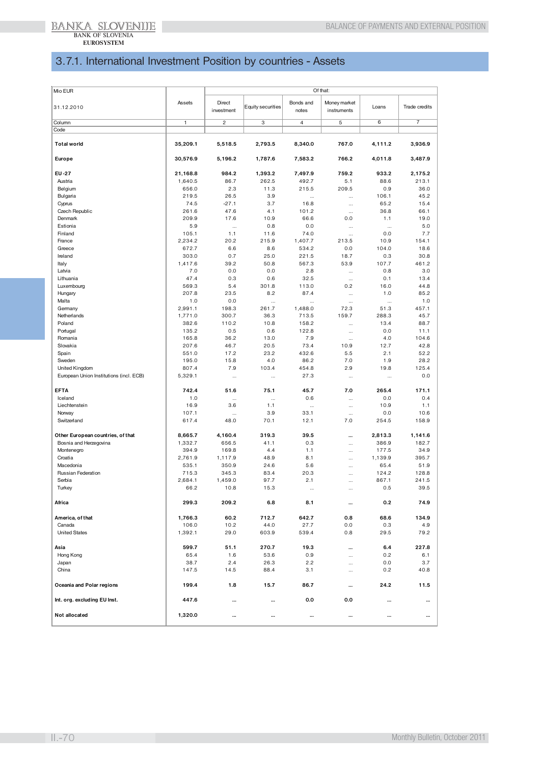## 3.7.1. International Investment Position by countries - Assets

| Mio EUR<br>31.12.2010 | Assets | Of that: | | | | | |
|---|---|---|---|---|---|---|---|
| | | Direct investment | Equity securities | Bonds and notes | Money market instruments | Loans | Trade credits |
| Column | 1 | 2 | 3 | 4 | 5 | 6 | 7 |
| Code | | | | | | | |
| **Total world** | **35,209.1** | **5,518.5** | **2,793.5** | **8,340.0** | **767.0** | **4,111.2** | **3,936.9** |
| **Europe** | **30,576.9** | **5,196.2** | **1,787.6** | **7,583.2** | **766.2** | **4,011.8** | **3,487.9** |
| **EU-27** | **21,168.8** | **984.2** | **1,393.2** | **7,497.9** | **759.2** | **933.2** | **2,175.2** |
| Austria | 1,640.5 | 86.7 | 262.5 | 492.7 | 5.1 | 88.6 | 213.1 |
| Belgium | 656.0 | 2.3 | 11.3 | 215.5 | 209.5 | 0.9 | 36.0 |
| Bulgaria | 219.5 | 26.5 | 3.9 | ... | ... | 106.1 | 45.2 |
| Cyprus | 74.5 | -27.1 | 3.7 | 16.8 | ... | 65.2 | 15.4 |
| Czech Republic | 261.6 | 47.6 | 4.1 | 101.2 | ... | 36.8 | 66.1 |
| Denmark | 209.9 | 17.6 | 10.9 | 66.6 | 0.0 | 1.1 | 19.0 |
| Estionia | 5.9 | ... | 0.8 | 0.0 | ... | ... | 5.0 |
| Finland | 105.1 | 1.1 | 11.6 | 74.0 | ... | 0.0 | 7.7 |
| France | 2,234.2 | 20.2 | 215.9 | 1,407.7 | 213.5 | 10.9 | 154.1 |
| Greece | 672.7 | 6.6 | 8.6 | 534.2 | 0.0 | 104.0 | 18.6 |
| Ireland | 303.0 | 0.7 | 25.0 | 221.5 | 18.7 | 0.3 | 30.8 |
| Italy | 1,417.6 | 39.2 | 50.8 | 567.3 | 53.9 | 107.7 | 461.2 |
| Latvia | 7.0 | 0.0 | 0.0 | 2.8 | ... | 0.8 | 3.0 |
| Lithuania | 47.4 | 0.3 | 0.6 | 32.5 | ... | 0.1 | 13.4 |
| Luxembourg | 569.3 | 5.4 | 301.8 | 113.0 | 0.2 | 16.0 | 44.8 |
| Hungary | 207.8 | 23.5 | 8.2 | 87.4 | ... | 1.0 | 85.2 |
| Malta | 1.0 | 0.0 | ... | ... | ... | ... | 1.0 |
| Germany | 2,991.1 | 198.3 | 261.7 | 1,488.0 | 72.3 | 51.3 | 457.1 |
| Netherlands | 1,771.0 | 300.7 | 36.3 | 713.5 | 159.7 | 288.3 | 45.7 |
| Poland | 382.6 | 110.2 | 10.8 | 158.2 | ... | 13.4 | 88.7 |
| Portugal | 135.2 | 0.5 | 0.6 | 122.8 | ... | 0.0 | 11.1 |
| Romania | 165.8 | 36.2 | 13.0 | 7.9 | ... | 4.0 | 104.6 |
| Slovakia | 207.6 | 46.7 | 20.5 | 73.4 | 10.9 | 12.7 | 42.8 |
| Spain | 551.0 | 17.2 | 23.2 | 432.6 | 5.5 | 2.1 | 52.2 |
| Sweden | 195.0 | 15.8 | 4.0 | 86.2 | 7.0 | 1.9 | 28.2 |
| United Kingdom | 807.4 | 7.9 | 103.4 | 454.8 | 2.9 | 19.8 | 125.4 |
| European Union Institutions (incl. ECB) | 5,329.1 | ... | ... | 27.3 | ... | ... | 0.0 |
| **EFTA** | **742.4** | **51.6** | **75.1** | **45.7** | **7.0** | **265.4** | **171.1** |
| Iceland | 1.0 | ... | ... | 0.6 | ... | 0.0 | 0.4 |
| Liechtenstein | 16.9 | 3.6 | 1.1 | ... | ... | 10.9 | 1.1 |
| Norway | 107.1 | ... | 3.9 | 33.1 | ... | 0.0 | 10.6 |
| Switzerland | 617.4 | 48.0 | 70.1 | 12.1 | 7.0 | 254.5 | 158.9 |
| **Other European countries, of that** | **8,665.7** | **4,160.4** | **319.3** | **39.5** | **...** | **2,813.3** | **1,141.6** |
| Bosnia and Herzegovina | 1,332.7 | 656.5 | 41.1 | 0.3 | ... | 386.9 | 182.7 |
| Montenegro | 394.9 | 169.8 | 4.4 | 1.1 | ... | 177.5 | 34.9 |
| Croatia | 2,761.9 | 1,117.9 | 48.9 | 8.1 | ... | 1,139.9 | 395.7 |
| Macedonia | 535.1 | 350.9 | 24.6 | 5.6 | ... | 65.4 | 51.9 |
| Russian Federation | 715.3 | 345.3 | 83.4 | 20.3 | ... | 124.2 | 128.8 |
| Serbia | 2,684.1 | 1,459.0 | 97.7 | 2.1 | ... | 867.1 | 241.5 |
| Turkey | 66.2 | 10.8 | 15.3 | ... | ... | 0.5 | 39.5 |
| **Africa** | **299.3** | **209.2** | **6.8** | **8.1** | **...** | **0.2** | **74.9** |
| **America, of that** | **1,766.3** | **60.2** | **712.7** | **642.7** | **0.8** | **68.6** | **134.9** |
| Canada | 106.0 | 10.2 | 44.0 | 27.7 | 0.0 | 0.3 | 4.9 |
| United States | 1,392.1 | 29.0 | 603.9 | 539.4 | 0.8 | 29.5 | 79.2 |
| **Asia** | **599.7** | **51.1** | **270.7** | **19.3** | **...** | **6.4** | **227.8** |
| Hong Kong | 65.4 | 1.6 | 53.6 | 0.9 | ... | 0.2 | 6.1 |
| Japan | 38.7 | 2.4 | 26.3 | 2.2 | ... | 0.0 | 3.7 |
| China | 147.5 | 14.5 | 88.4 | 3.1 | ... | 0.2 | 40.8 |
| **Oceania and Polar regions** | **199.4** | **1.8** | **15.7** | **86.7** | **...** | **24.2** | **11.5** |
| **Int. org. excluding EU Inst.** | **447.6** | **...** | **...** | **0.0** | **0.0** | **...** | **...** |
| **Not allocated** | **1,320.0** | **...** | **...** | **...** | **...** | **...** | **...** |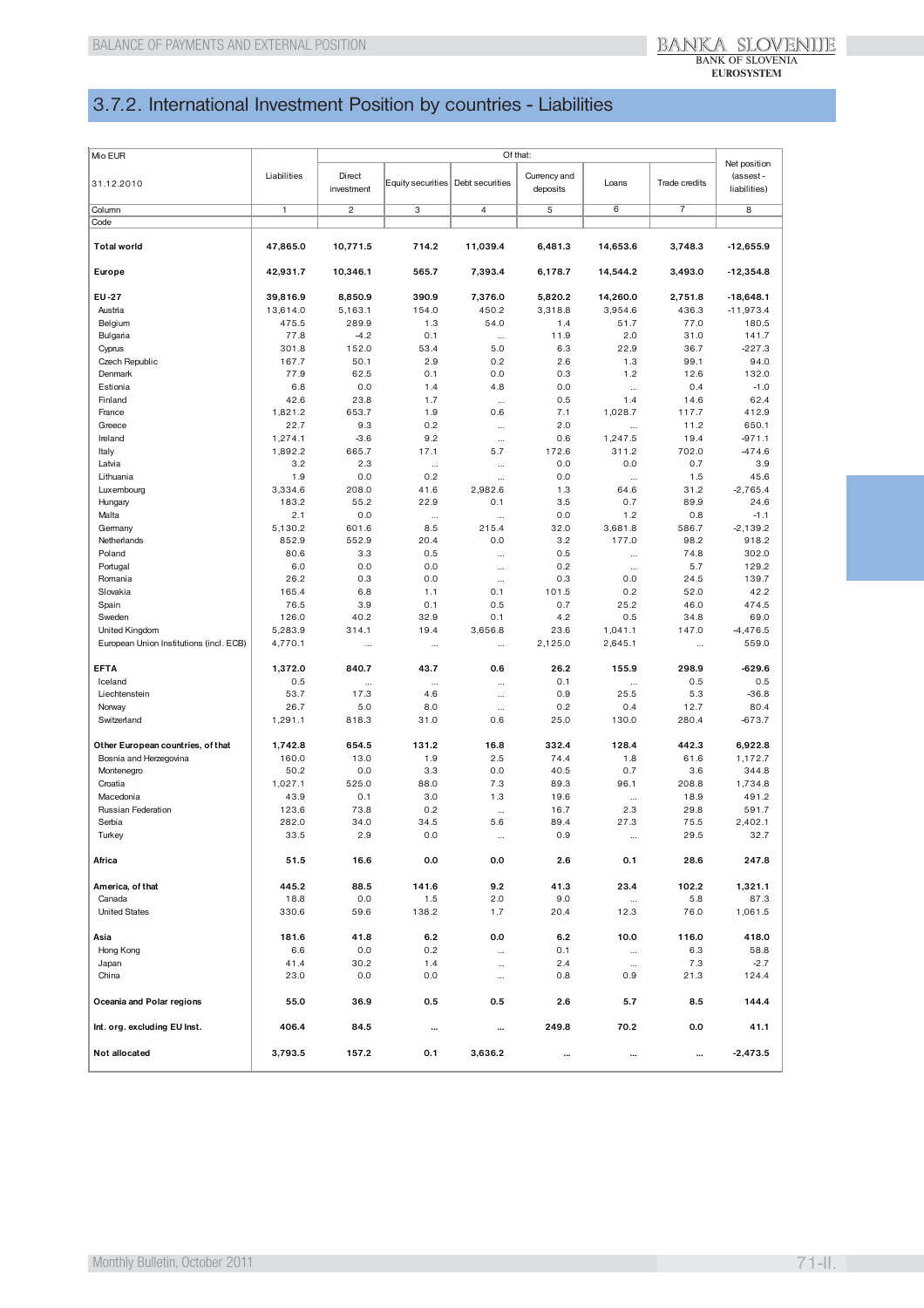## 3.7.2. International Investment Position by countries - Liabilities

| Mio EUR<br>31.12.2010 | Liabilities | Of that: | | | | | | Net position (assest - liabilities) |
|---|---|---|---|---|---|---|---|---|
| | | Direct investment | Equity securities | Debt securities | Currency and deposits | Loans | Trade credits | |
| Column | 1 | 2 | 3 | 4 | 5 | 6 | 7 | 8 |
| Code | | | | | | | | |
| **Total world** | **47,865.0** | **10,771.5** | **714.2** | **11,039.4** | **6,481.3** | **14,653.6** | **3,748.3** | **-12,655.9** |
| **Europe** | **42,931.7** | **10,346.1** | **565.7** | **7,393.4** | **6,178.7** | **14,544.2** | **3,493.0** | **-12,354.8** |
| **EU-27** | **39,816.9** | **8,850.9** | **390.9** | **7,376.0** | **5,820.2** | **14,260.0** | **2,751.8** | **-18,648.1** |
| Austria | 13,614.0 | 5,163.1 | 154.0 | 450.2 | 3,318.8 | 3,954.6 | 436.3 | -11,973.4 |
| Belgium | 475.5 | 289.9 | 1.3 | 54.0 | 1.4 | 51.7 | 77.0 | 180.5 |
| Bulgaria | 77.8 | -4.2 | 0.1 | ... | 11.9 | 2.0 | 31.0 | 141.7 |
| Cyprus | 301.8 | 152.0 | 53.4 | 5.0 | 6.3 | 22.9 | 36.7 | -227.3 |
| Czech Republic | 167.7 | 50.1 | 2.9 | 0.2 | 2.6 | 1.3 | 99.1 | 94.0 |
| Denmark | 77.9 | 62.5 | 0.1 | 0.0 | 0.3 | 1.2 | 12.6 | 132.0 |
| Estonia | 6.8 | 0.0 | 1.4 | 4.8 | 0.0 | ... | 0.4 | -1.0 |
| Finland | 42.6 | 23.8 | 1.7 | ... | 0.5 | 1.4 | 14.6 | 62.4 |
| France | 1,821.2 | 653.7 | 1.9 | 0.6 | 7.1 | 1,028.7 | 117.7 | 412.9 |
| Greece | 22.7 | 9.3 | 0.2 | ... | 2.0 | ... | 11.2 | 650.1 |
| Ireland | 1,274.1 | -3.6 | 9.2 | ... | 0.6 | 1,247.5 | 19.4 | -971.1 |
| Italy | 1,892.2 | 665.7 | 17.1 | 5.7 | 172.6 | 311.2 | 702.0 | -474.6 |
| Latvia | 3.2 | 2.3 | ... | ... | 0.0 | 0.0 | 0.7 | 3.9 |
| Lithuania | 1.9 | 0.0 | 0.2 | ... | 0.0 | ... | 1.5 | 45.6 |
| Luxembourg | 3,334.6 | 208.0 | 41.6 | 2,982.6 | 1.3 | 64.6 | 31.2 | -2,765.4 |
| Hungary | 183.2 | 55.2 | 22.9 | 0.1 | 3.5 | 0.7 | 89.9 | 24.6 |
| Malta | 2.1 | 0.0 | ... | ... | 0.0 | 1.2 | 0.8 | -1.1 |
| Germany | 5,130.2 | 601.6 | 8.5 | 215.4 | 32.0 | 3,681.8 | 586.7 | -2,139.2 |
| Netherlands | 852.9 | 552.9 | 20.4 | 0.0 | 3.2 | 177.0 | 98.2 | 918.2 |
| Poland | 80.6 | 3.3 | 0.5 | ... | 0.5 | ... | 74.8 | 302.0 |
| Portugal | 6.0 | 0.0 | 0.0 | ... | 0.2 | ... | 5.7 | 129.2 |
| Romania | 26.2 | 0.3 | 0.0 | ... | 0.3 | 0.0 | 24.5 | 139.7 |
| Slovakia | 165.4 | 6.8 | 1.1 | 0.1 | 101.5 | 0.2 | 52.0 | 42.2 |
| Spain | 76.5 | 3.9 | 0.1 | 0.5 | 0.7 | 25.2 | 46.0 | 474.5 |
| Sweden | 126.0 | 40.2 | 32.9 | 0.1 | 4.2 | 0.5 | 34.8 | 69.0 |
| United Kingdom | 5,283.9 | 314.1 | 19.4 | 3,656.8 | 23.6 | 1,041.1 | 147.0 | -4,476.5 |
| European Union Institutions (incl. ECB) | 4,770.1 | ... | ... | ... | 2,125.0 | 2,645.1 | ... | 559.0 |
| **EFTA** | **1,372.0** | **840.7** | **43.7** | **0.6** | **26.2** | **155.9** | **298.9** | **-629.6** |
| Iceland | 0.5 | ... | ... | ... | 0.1 | ... | 0.5 | 0.5 |
| Liechtenstein | 53.7 | 17.3 | 4.6 | ... | 0.9 | 25.5 | 5.3 | -36.8 |
| Norway | 26.7 | 5.0 | 8.0 | ... | 0.2 | 0.4 | 12.7 | 80.4 |
| Switzerland | 1,291.1 | 818.3 | 31.0 | 0.6 | 25.0 | 130.0 | 280.4 | -673.7 |
| **Other European countries, of that** | **1,742.8** | **654.5** | **131.2** | **16.8** | **332.4** | **128.4** | **442.3** | **6,922.8** |
| Bosnia and Herzegovina | 160.0 | 13.0 | 1.9 | 2.5 | 74.4 | 1.8 | 61.6 | 1,172.7 |
| Montenegro | 50.2 | 0.0 | 3.3 | 0.0 | 40.5 | 0.7 | 3.6 | 344.8 |
| Croatia | 1,027.1 | 525.0 | 88.0 | 7.3 | 89.3 | 96.1 | 208.8 | 1,734.8 |
| Macedonia | 43.9 | 0.1 | 3.0 | 1.3 | 19.6 | ... | 18.9 | 491.2 |
| Russian Federation | 123.6 | 73.8 | 0.2 | ... | 16.7 | 2.3 | 29.8 | 591.7 |
| Serbia | 282.0 | 34.0 | 34.5 | 5.6 | 89.4 | 27.3 | 75.5 | 2,402.1 |
| Turkey | 33.5 | 2.9 | 0.0 | ... | 0.9 | ... | 29.5 | 32.7 |
| **Africa** | **51.5** | **16.6** | **0.0** | **0.0** | **2.6** | **0.1** | **28.6** | **247.8** |
| **America, of that** | **445.2** | **88.5** | **141.6** | **9.2** | **41.3** | **23.4** | **102.2** | **1,321.1** |
| Canada | 18.8 | 0.0 | 1.5 | 2.0 | 9.0 | ... | 5.8 | 87.3 |
| United States | 330.6 | 59.6 | 138.2 | 1.7 | 20.4 | 12.3 | 76.0 | 1,061.5 |
| **Asia** | **181.6** | **41.8** | **6.2** | **0.0** | **6.2** | **10.0** | **116.0** | **418.0** |
| Hong Kong | 6.6 | 0.0 | 0.2 | ... | 0.1 | ... | 6.3 | 58.8 |
| Japan | 41.4 | 30.2 | 1.4 | ... | 2.4 | ... | 7.3 | -2.7 |
| China | 23.0 | 0.0 | 0.0 | ... | 0.8 | 0.9 | 21.3 | 124.4 |
| **Oceania and Polar regions** | **55.0** | **36.9** | **0.5** | **0.5** | **2.6** | **5.7** | **8.5** | **144.4** |
| **Int. org. excluding EU Inst.** | **406.4** | **84.5** | **...** | **...** | **249.8** | **70.2** | **0.0** | **41.1** |
| **Not allocated** | **3,793.5** | **157.2** | **0.1** | **3,636.2** | **...** | **...** | **...** | **-2,473.5** |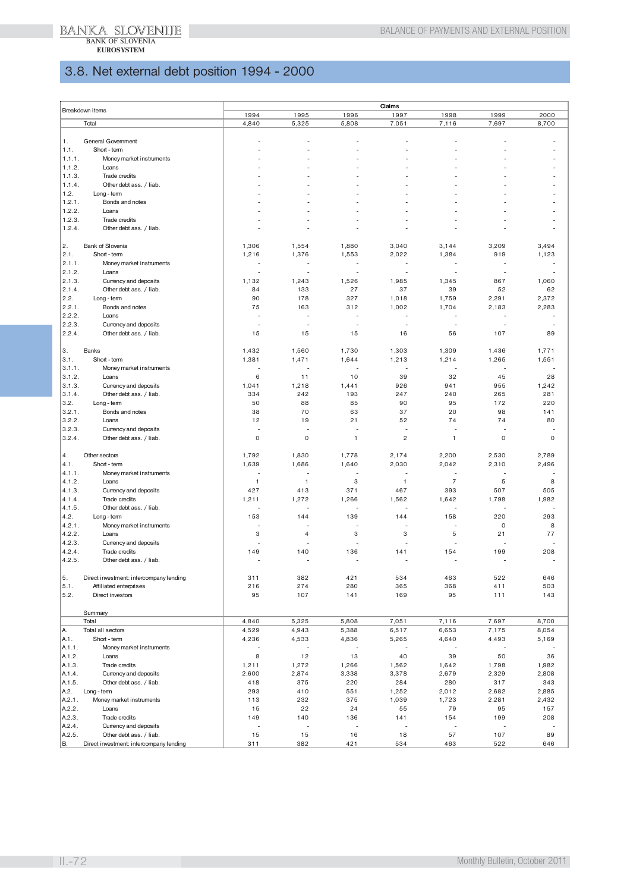## 3.8. Net external debt position 1994 - 2000

| | Breakdown items | Claims | | | | | | |
|---|---|---|---|---|---|---|---|---|
| | | 1994 | 1995 | 1996 | 1997 | 1998 | 1999 | 2000 |
| | Total | 4,840 | 5,325 | 5,808 | 7,051 | 7,116 | 7,697 | 8,700 |
| 1. | General Government | - | - | - | - | - | - | - |
| 1.1. | Short - term | - | - | - | - | - | - | - |
| 1.1.1. | Money market instruments | - | - | - | - | - | - | - |
| 1.1.2. | Loans | - | - | - | - | - | - | - |
| 1.1.3. | Trade credits | - | - | - | - | - | - | - |
| 1.1.4. | Other debt ass. / liab. | - | - | - | - | - | - | - |
| 1.2. | Long - term | - | - | - | - | - | - | - |
| 1.2.1. | Bonds and notes | - | - | - | - | - | - | - |
| 1.2.2. | Loans | - | - | - | - | - | - | - |
| 1.2.3. | Trade credits | - | - | - | - | - | - | - |
| 1.2.4. | Other debt ass. / liab. | - | - | - | - | - | - | - |
| 2. | Bank of Slovenia | 1,306 | 1,554 | 1,880 | 3,040 | 3,144 | 3,209 | 3,494 |
| 2.1. | Short - term | 1,216 | 1,376 | 1,553 | 2,022 | 1,384 | 919 | 1,123 |
| 2.1.1. | Money market instruments | - | - | - | - | - | - | - |
| 2.1.2. | Loans | - | - | - | - | - | - | - |
| 2.1.3. | Currency and deposits | 1,132 | 1,243 | 1,526 | 1,985 | 1,345 | 867 | 1,060 |
| 2.1.4. | Other debt ass. / liab. | 84 | 133 | 27 | 37 | 39 | 52 | 62 |
| 2.2. | Long - term | 90 | 178 | 327 | 1,018 | 1,759 | 2,291 | 2,372 |
| 2.2.1. | Bonds and notes | 75 | 163 | 312 | 1,002 | 1,704 | 2,183 | 2,283 |
| 2.2.2. | Loans | - | - | - | - | - | - | - |
| 2.2.3. | Currency and deposits | - | - | - | - | - | - | - |
| 2.2.4. | Other debt ass. / liab. | 15 | 15 | 15 | 16 | 56 | 107 | 89 |
| 3. | Banks | 1,432 | 1,560 | 1,730 | 1,303 | 1,309 | 1,436 | 1,771 |
| 3.1. | Short - term | 1,381 | 1,471 | 1,644 | 1,213 | 1,214 | 1,265 | 1,551 |
| 3.1.1. | Money market instruments | - | - | - | - | - | - | - |
| 3.1.2. | Loans | 6 | 11 | 10 | 39 | 32 | 45 | 28 |
| 3.1.3. | Currency and deposits | 1,041 | 1,218 | 1,441 | 926 | 941 | 955 | 1,242 |
| 3.1.4. | Other debt ass. / liab. | 334 | 242 | 193 | 247 | 240 | 265 | 281 |
| 3.2. | Long - term | 50 | 88 | 85 | 90 | 95 | 172 | 220 |
| 3.2.1. | Bonds and notes | 38 | 70 | 63 | 37 | 20 | 98 | 141 |
| 3.2.2. | Loans | 12 | 19 | 21 | 52 | 74 | 74 | 80 |
| 3.2.3. | Currency and deposits | - | - | - | - | - | - | - |
| 3.2.4. | Other debt ass. / liab. | 0 | 0 | 1 | 2 | 1 | 0 | 0 |
| 4. | Other sectors | 1,792 | 1,830 | 1,778 | 2,174 | 2,200 | 2,530 | 2,789 |
| 4.1. | Short - term | 1,639 | 1,686 | 1,640 | 2,030 | 2,042 | 2,310 | 2,496 |
| 4.1.1. | Money market instruments | - | - | - | - | - | - | - |
| 4.1.2. | Loans | 1 | 1 | 3 | 1 | 7 | 5 | 8 |
| 4.1.3. | Currency and deposits | 427 | 413 | 371 | 467 | 393 | 507 | 505 |
| 4.1.4. | Trade credits | 1,211 | 1,272 | 1,266 | 1,562 | 1,642 | 1,798 | 1,982 |
| 4.1.5. | Other debt ass. / liab. | - | - | - | - | - | - | - |
| 4.2. | Long - term | 153 | 144 | 139 | 144 | 158 | 220 | 293 |
| 4.2.1. | Money market instruments | - | - | - | - | - | 0 | 8 |
| 4.2.2. | Loans | 3 | 4 | 3 | 3 | 5 | 21 | 77 |
| 4.2.3. | Currency and deposits | - | - | - | - | - | - | - |
| 4.2.4. | Trade credits | 149 | 140 | 136 | 141 | 154 | 199 | 208 |
| 4.2.5. | Other debt ass. / liab. | - | - | - | - | - | - | - |
| 5. | Direct investment: intercompany lending | 311 | 382 | 421 | 534 | 463 | 522 | 646 |
| 5.1. | Affiliated enterprises | 216 | 274 | 280 | 365 | 368 | 411 | 503 |
| 5.2. | Direct investors | 95 | 107 | 141 | 169 | 95 | 111 | 143 |
| | Summary | | | | | | | |
| | Total | 4,840 | 5,325 | 5,808 | 7,051 | 7,116 | 7,697 | 8,700 |
| A. | Total all sectors | 4,529 | 4,943 | 5,388 | 6,517 | 6,653 | 7,175 | 8,054 |
| A.1. | Short - term | 4,236 | 4,533 | 4,836 | 5,265 | 4,640 | 4,493 | 5,169 |
| A.1.1. | Money market instruments | - | - | - | - | - | - | - |
| A.1.2. | Loans | 8 | 12 | 13 | 40 | 39 | 50 | 36 |
| A.1.3. | Trade credits | 1,211 | 1,272 | 1,266 | 1,562 | 1,642 | 1,798 | 1,982 |
| A.1.4. | Currency and deposits | 2,600 | 2,874 | 3,338 | 3,378 | 2,679 | 2,329 | 2,808 |
| A.1.5. | Other debt ass. / liab. | 418 | 375 | 220 | 284 | 280 | 317 | 343 |
| A.2. | Long - term | 293 | 410 | 551 | 1,252 | 2,012 | 2,682 | 2,885 |
| A.2.1. | Money market instruments | 113 | 232 | 375 | 1,039 | 1,723 | 2,281 | 2,432 |
| A.2.2. | Loans | 15 | 22 | 24 | 55 | 79 | 95 | 157 |
| A.2.3. | Trade credits | 149 | 140 | 136 | 141 | 154 | 199 | 208 |
| A.2.4. | Currency and deposits | - | - | - | - | - | - | - |
| A.2.5. | Other debt ass. / liab. | 15 | 15 | 16 | 18 | 57 | 107 | 89 |
| B. | Direct investment: intercompany lending | 311 | 382 | 421 | 534 | 463 | 522 | 646 |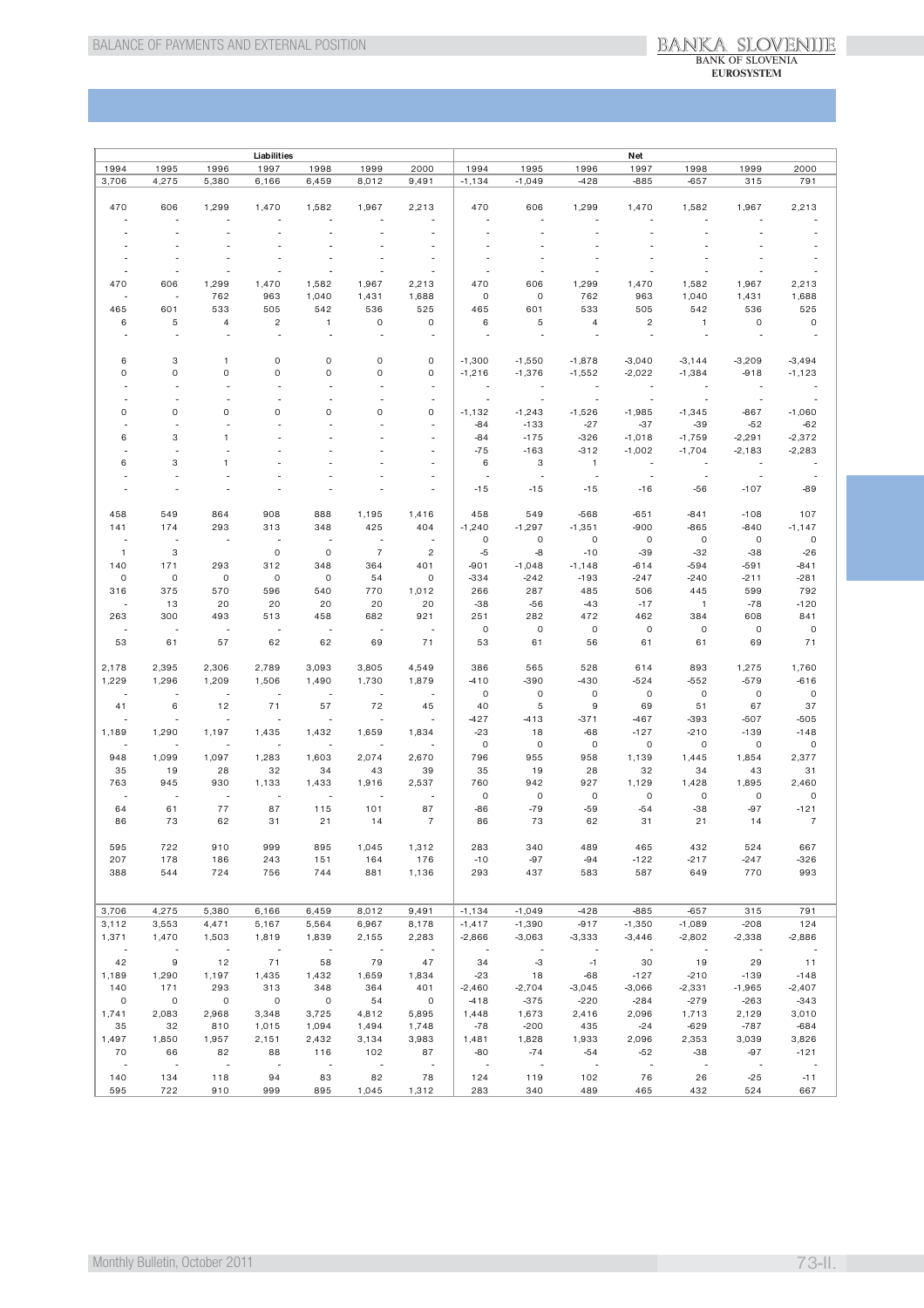| Liabilities | | | | | | | Net | | | | | | |
|---|---|---|---|---|---|---|---|---|---|---|---|---|---|
| 1994 | 1995 | 1996 | 1997 | 1998 | 1999 | 2000 | 1994 | 1995 | 1996 | 1997 | 1998 | 1999 | 2000 |
| 3,706 | 4,275 | 5,380 | 6,166 | 6,459 | 8,012 | 9,491 | -1,134 | -1,049 | -428 | -885 | -657 | 315 | 791 |
| | | | | | | | | | | | | | |
| 470 | 606 | 1,299 | 1,470 | 1,582 | 1,967 | 2,213 | 470 | 606 | 1,299 | 1,470 | 1,582 | 1,967 | 2,213 |
| - | - | - | - | - | - | - | - | - | - | - | - | - | - |
| - | - | - | - | - | - | - | - | - | - | - | - | - | - |
| - | - | - | - | - | - | - | - | - | - | - | - | - | - |
| - | - | - | - | - | - | - | - | - | - | - | - | - | - |
| - | - | - | - | - | - | - | - | - | - | - | - | - | - |
| 470 | 606 | 1,299 | 1,470 | 1,582 | 1,967 | 2,213 | 470 | 606 | 1,299 | 1,470 | 1,582 | 1,967 | 2,213 |
| - | - | 762 | 963 | 1,040 | 1,431 | 1,688 | 0 | 0 | 762 | 963 | 1,040 | 1,431 | 1,688 |
| 465 | 601 | 533 | 505 | 542 | 536 | 525 | 465 | 601 | 533 | 505 | 542 | 536 | 525 |
| 6 | 5 | 4 | 2 | 1 | 0 | 0 | 6 | 5 | 4 | 2 | 1 | 0 | 0 |
| - | - | - | - | - | - | - | - | - | - | - | - | - | - |
| | | | | | | | | | | | | | |
| 6 | 3 | 1 | 0 | 0 | 0 | 0 | -1,300 | -1,550 | -1,878 | -3,040 | -3,144 | -3,209 | -3,494 |
| 0 | 0 | 0 | 0 | 0 | 0 | 0 | -1,216 | -1,376 | -1,552 | -2,022 | -1,384 | -918 | -1,123 |
| - | - | - | - | - | - | - | - | - | - | - | - | - | - |
| - | - | - | - | - | - | - | - | - | - | - | - | - | - |
| 0 | 0 | 0 | 0 | 0 | 0 | 0 | -1,132 | -1,243 | -1,526 | -1,985 | -1,345 | -867 | -1,060 |
| - | - | - | - | - | - | - | -84 | -133 | -27 | -37 | -39 | -52 | -62 |
| 6 | 3 | 1 | - | - | - | - | -84 | -175 | -326 | -1,018 | -1,759 | -2,291 | -2,372 |
| - | - | - | - | - | - | - | -75 | -163 | -312 | -1,002 | -1,704 | -2,183 | -2,283 |
| 6 | 3 | 1 | - | - | - | - | 6 | 3 | 1 | - | - | - | - |
| - | - | - | - | - | - | - | - | - | - | - | - | - | - |
| - | - | - | - | - | - | - | -15 | -15 | -15 | -16 | -56 | -107 | -89 |
| | | | | | | | | | | | | | |
| 458 | 549 | 864 | 908 | 888 | 1,195 | 1,416 | 458 | 549 | -568 | -651 | -841 | -108 | 107 |
| 141 | 174 | 293 | 313 | 348 | 425 | 404 | -1,240 | -1,297 | -1,351 | -900 | -865 | -840 | -1,147 |
| - | - | - | - | - | - | - | 0 | 0 | 0 | 0 | 0 | 0 | 0 |
| 1 | 3 | | 0 | 0 | 7 | 2 | -5 | -8 | -10 | -39 | -32 | -38 | -26 |
| 140 | 171 | 293 | 312 | 348 | 364 | 401 | -901 | -1,048 | -1,148 | -614 | -594 | -591 | -841 |
| 0 | 0 | 0 | 0 | 0 | 54 | 0 | -334 | -242 | -193 | -247 | -240 | -211 | -281 |
| 316 | 375 | 570 | 596 | 540 | 770 | 1,012 | 266 | 287 | 485 | 506 | 445 | 599 | 792 |
| - | 13 | 20 | 20 | 20 | 20 | 20 | -38 | -56 | -43 | -17 | 1 | -78 | -120 |
| 263 | 300 | 493 | 513 | 458 | 682 | 921 | 251 | 282 | 472 | 462 | 384 | 608 | 841 |
| - | - | - | - | - | - | - | 0 | 0 | 0 | 0 | 0 | 0 | 0 |
| 53 | 61 | 57 | 62 | 62 | 69 | 71 | 53 | 61 | 56 | 61 | 61 | 69 | 71 |
| | | | | | | | | | | | | | |
| 2,178 | 2,395 | 2,306 | 2,789 | 3,093 | 3,805 | 4,549 | 386 | 565 | 528 | 614 | 893 | 1,275 | 1,760 |
| 1,229 | 1,296 | 1,209 | 1,506 | 1,490 | 1,730 | 1,879 | -410 | -390 | -430 | -524 | -552 | -579 | -616 |
| - | - | - | - | - | - | - | 0 | 0 | 0 | 0 | 0 | 0 | 0 |
| 41 | 6 | 12 | 71 | 57 | 72 | 45 | 40 | 5 | 9 | 69 | 51 | 67 | 37 |
| - | - | - | - | - | - | - | -427 | -413 | -371 | -467 | -393 | -507 | -505 |
| 1,189 | 1,290 | 1,197 | 1,435 | 1,432 | 1,659 | 1,834 | -23 | 18 | -68 | -127 | -210 | -139 | -148 |
| - | - | - | - | - | - | - | 0 | 0 | 0 | 0 | 0 | 0 | 0 |
| 948 | 1,099 | 1,097 | 1,283 | 1,603 | 2,074 | 2,670 | 796 | 955 | 958 | 1,139 | 1,445 | 1,854 | 2,377 |
| 35 | 19 | 28 | 32 | 34 | 43 | 39 | 35 | 19 | 28 | 32 | 34 | 43 | 31 |
| 763 | 945 | 930 | 1,133 | 1,433 | 1,916 | 2,537 | 760 | 942 | 927 | 1,129 | 1,428 | 1,895 | 2,460 |
| - | - | - | - | - | - | - | 0 | 0 | 0 | 0 | 0 | 0 | 0 |
| 64 | 61 | 77 | 87 | 115 | 101 | 87 | -86 | -79 | -59 | -54 | -38 | -97 | -121 |
| 86 | 73 | 62 | 31 | 21 | 14 | 7 | 86 | 73 | 62 | 31 | 21 | 14 | 7 |
| | | | | | | | | | | | | | |
| 595 | 722 | 910 | 999 | 895 | 1,045 | 1,312 | 283 | 340 | 489 | 465 | 432 | 524 | 667 |
| 207 | 178 | 186 | 243 | 151 | 164 | 176 | -10 | -97 | -94 | -122 | -217 | -247 | -326 |
| 388 | 544 | 724 | 756 | 744 | 881 | 1,136 | 293 | 437 | 583 | 587 | 649 | 770 | 993 |
| | | | | | | | | | | | | | |
| 3,706 | 4,275 | 5,380 | 6,166 | 6,459 | 8,012 | 9,491 | -1,134 | -1,049 | -428 | -885 | -657 | 315 | 791 |
| 3,112 | 3,553 | 4,471 | 5,167 | 5,564 | 6,967 | 8,178 | -1,417 | -1,390 | -917 | -1,350 | -1,089 | -208 | 124 |
| 1,371 | 1,470 | 1,503 | 1,819 | 1,839 | 2,155 | 2,283 | -2,866 | -3,063 | -3,333 | -3,446 | -2,802 | -2,338 | -2,886 |
| - | - | - | - | - | - | - | - | - | - | - | - | - | - |
| 42 | 9 | 12 | 71 | 58 | 79 | 47 | 34 | -3 | -1 | 30 | 19 | 29 | 11 |
| 1,189 | 1,290 | 1,197 | 1,435 | 1,432 | 1,659 | 1,834 | -23 | 18 | -68 | -127 | -210 | -139 | -148 |
| 140 | 171 | 293 | 313 | 348 | 364 | 401 | -2,460 | -2,704 | -3,045 | -3,066 | -2,331 | -1,965 | -2,407 |
| 0 | 0 | 0 | 0 | 0 | 54 | 0 | -418 | -375 | -220 | -284 | -279 | -263 | -343 |
| 1,741 | 2,083 | 2,968 | 3,348 | 3,725 | 4,812 | 5,895 | 1,448 | 1,673 | 2,416 | 2,096 | 1,713 | 2,129 | 3,010 |
| 35 | 32 | 810 | 1,015 | 1,094 | 1,494 | 1,748 | -78 | -200 | 435 | -24 | -629 | -787 | -684 |
| 1,497 | 1,850 | 1,957 | 2,151 | 2,432 | 3,134 | 3,983 | 1,481 | 1,828 | 1,933 | 2,096 | 2,353 | 3,039 | 3,826 |
| 70 | 66 | 82 | 88 | 116 | 102 | 87 | -80 | -74 | -54 | -52 | -38 | -97 | -121 |
| - | - | - | - | - | - | - | - | - | - | - | - | - | - |
| 140 | 134 | 118 | 94 | 83 | 82 | 78 | 124 | 119 | 102 | 76 | 26 | -25 | -11 |
| 595 | 722 | 910 | 999 | 895 | 1,045 | 1,312 | 283 | 340 | 489 | 465 | 432 | 524 | 667 |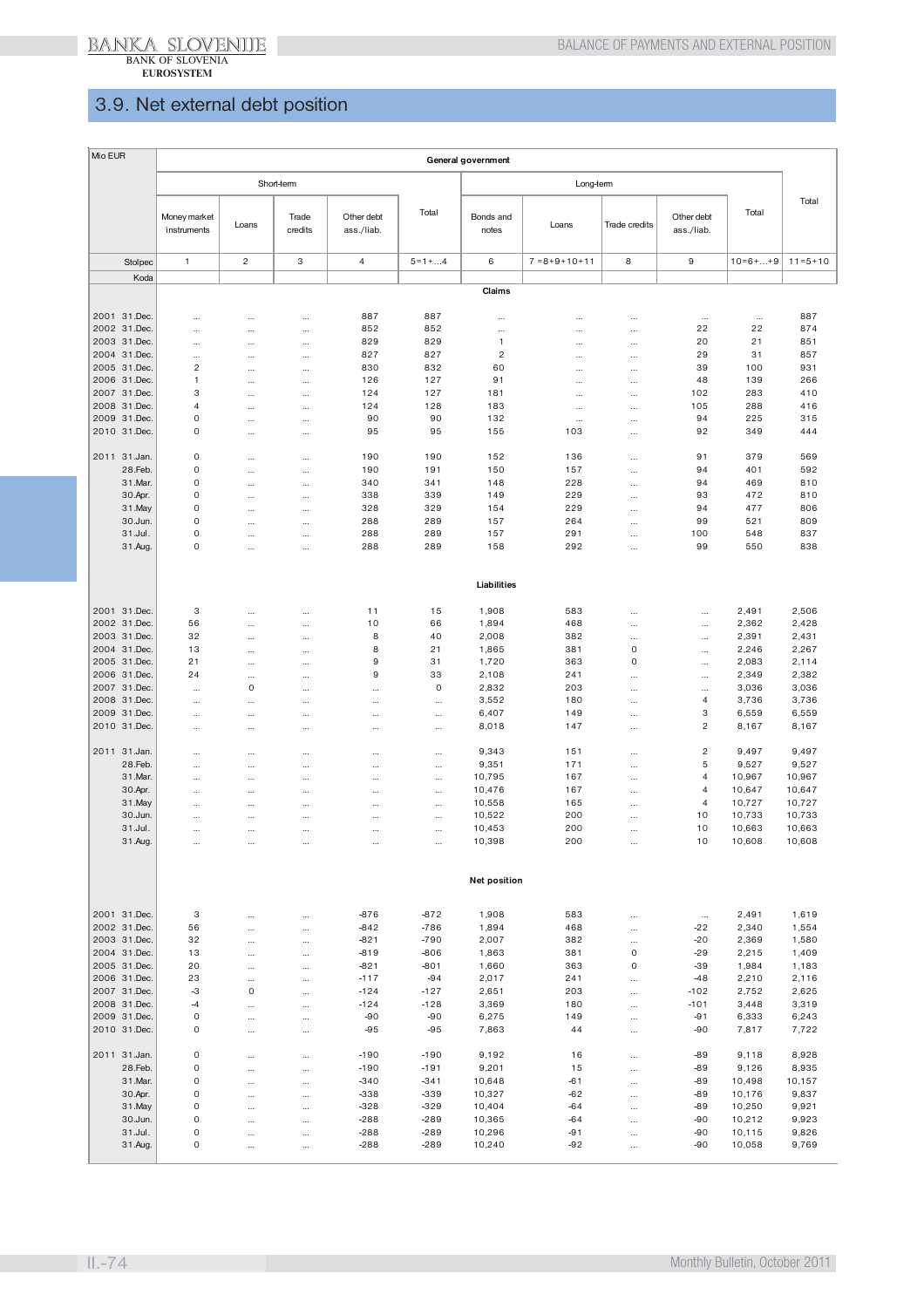## 3.9. Net external debt position

| Mio EUR | General government | | | | | | | | | | |
|---|---|---|---|---|---|---|---|---|---|---|---|
| | Short-term | | | | | Long-term | | | | | Total |
| | Money market instruments | Loans | Trade credits | Other debt ass./liab. | Total | Bonds and notes | Loans | Trade credits | Other debt ass./liab. | Total | |
| Stolpec | 1 | 2 | 3 | 4 | 5=1+...4 | 6 | 7 =8+9+10+11 | 8 | 9 | 10=6+...+9 | 11=5+10 |
| Koda | | | | | | | | | | | |
| **Claims** | | | | | | | | | | | |
| 2001 31.Dec. | ... | ... | ... | 887 | 887 | ... | ... | ... | ... | ... | 887 |
| 2002 31.Dec. | ... | ... | ... | 852 | 852 | ... | ... | ... | 22 | 22 | 874 |
| 2003 31.Dec. | ... | ... | ... | 829 | 829 | 1 | ... | ... | 20 | 21 | 851 |
| 2004 31.Dec. | ... | ... | ... | 827 | 827 | 2 | ... | ... | 29 | 31 | 857 |
| 2005 31.Dec. | 2 | ... | ... | 830 | 832 | 60 | ... | ... | 39 | 100 | 931 |
| 2006 31.Dec. | 1 | ... | ... | 126 | 127 | 91 | ... | ... | 48 | 139 | 266 |
| 2007 31.Dec. | 3 | ... | ... | 124 | 127 | 181 | ... | ... | 102 | 283 | 410 |
| 2008 31.Dec. | 4 | ... | ... | 124 | 128 | 183 | ... | ... | 105 | 288 | 416 |
| 2009 31.Dec. | 0 | ... | ... | 90 | 90 | 132 | ... | ... | 94 | 225 | 315 |
| 2010 31.Dec. | 0 | ... | ... | 95 | 95 | 155 | 103 | ... | 92 | 349 | 444 |
| 2011 31.Jan. | 0 | ... | ... | 190 | 190 | 152 | 136 | ... | 91 | 379 | 569 |
| 28.Feb. | 0 | ... | ... | 190 | 191 | 150 | 157 | ... | 94 | 401 | 592 |
| 31.Mar. | 0 | ... | ... | 340 | 341 | 148 | 228 | ... | 94 | 469 | 810 |
| 30.Apr. | 0 | ... | ... | 338 | 339 | 149 | 229 | ... | 93 | 472 | 810 |
| 31.May | 0 | ... | ... | 328 | 329 | 154 | 229 | ... | 94 | 477 | 806 |
| 30.Jun. | 0 | ... | ... | 288 | 289 | 157 | 264 | ... | 99 | 521 | 809 |
| 31.Jul. | 0 | ... | ... | 288 | 289 | 157 | 291 | ... | 100 | 548 | 837 |
| 31.Aug. | 0 | ... | ... | 288 | 289 | 158 | 292 | ... | 99 | 550 | 838 |
| **Liabilities** | | | | | | | | | | | |
| 2001 31.Dec. | 3 | ... | ... | 11 | 15 | 1,908 | 583 | ... | ... | 2,491 | 2,506 |
| 2002 31.Dec. | 56 | ... | ... | 10 | 66 | 1,894 | 468 | ... | ... | 2,362 | 2,428 |
| 2003 31.Dec. | 32 | ... | ... | 8 | 40 | 2,008 | 382 | ... | ... | 2,391 | 2,431 |
| 2004 31.Dec. | 13 | ... | ... | 8 | 21 | 1,865 | 381 | 0 | ... | 2,246 | 2,267 |
| 2005 31.Dec. | 21 | ... | ... | 9 | 31 | 1,720 | 363 | 0 | ... | 2,083 | 2,114 |
| 2006 31.Dec. | 24 | ... | ... | 9 | 33 | 2,108 | 241 | ... | ... | 2,349 | 2,382 |
| 2007 31.Dec. | ... | 0 | ... | ... | 0 | 2,832 | 203 | ... | ... | 3,036 | 3,036 |
| 2008 31.Dec. | ... | ... | ... | ... | ... | 3,552 | 180 | ... | 4 | 3,736 | 3,736 |
| 2009 31.Dec. | ... | ... | ... | ... | ... | 6,407 | 149 | ... | 3 | 6,559 | 6,559 |
| 2010 31.Dec. | ... | ... | ... | ... | ... | 8,018 | 147 | ... | 2 | 8,167 | 8,167 |
| 2011 31.Jan. | ... | ... | ... | ... | ... | 9,343 | 151 | ... | 2 | 9,497 | 9,497 |
| 28.Feb. | ... | ... | ... | ... | ... | 9,351 | 171 | ... | 5 | 9,527 | 9,527 |
| 31.Mar. | ... | ... | ... | ... | ... | 10,795 | 167 | ... | 4 | 10,967 | 10,967 |
| 30.Apr. | ... | ... | ... | ... | ... | 10,476 | 167 | ... | 4 | 10,647 | 10,647 |
| 31.May | ... | ... | ... | ... | ... | 10,558 | 165 | ... | 4 | 10,727 | 10,727 |
| 30.Jun. | ... | ... | ... | ... | ... | 10,522 | 200 | ... | 10 | 10,733 | 10,733 |
| 31.Jul. | ... | ... | ... | ... | ... | 10,453 | 200 | ... | 10 | 10,663 | 10,663 |
| 31.Aug. | ... | ... | ... | ... | ... | 10,398 | 200 | ... | 10 | 10,608 | 10,608 |
| **Net position** | | | | | | | | | | | |
| 2001 31.Dec. | 3 | ... | ... | -876 | -872 | 1,908 | 583 | ... | ... | 2,491 | 1,619 |
| 2002 31.Dec. | 56 | ... | ... | -842 | -786 | 1,894 | 468 | ... | -22 | 2,340 | 1,554 |
| 2003 31.Dec. | 32 | ... | ... | -821 | -790 | 2,007 | 382 | ... | -20 | 2,369 | 1,580 |
| 2004 31.Dec. | 13 | ... | ... | -819 | -806 | 1,863 | 381 | 0 | -29 | 2,215 | 1,409 |
| 2005 31.Dec. | 20 | ... | ... | -821 | -801 | 1,660 | 363 | 0 | -39 | 1,984 | 1,183 |
| 2006 31.Dec. | 23 | ... | ... | -117 | -94 | 2,017 | 241 | ... | -48 | 2,210 | 2,116 |
| 2007 31.Dec. | -3 | 0 | ... | -124 | -127 | 2,651 | 203 | ... | -102 | 2,752 | 2,625 |
| 2008 31.Dec. | -4 | ... | ... | -124 | -128 | 3,369 | 180 | ... | -101 | 3,448 | 3,319 |
| 2009 31.Dec. | 0 | ... | ... | -90 | -90 | 6,275 | 149 | ... | -91 | 6,333 | 6,243 |
| 2010 31.Dec. | 0 | ... | ... | -95 | -95 | 7,863 | 44 | ... | -90 | 7,817 | 7,722 |
| 2011 31.Jan. | 0 | ... | ... | -190 | -190 | 9,192 | 16 | ... | -89 | 9,118 | 8,928 |
| 28.Feb. | 0 | ... | ... | -190 | -191 | 9,201 | 15 | ... | -89 | 9,126 | 8,935 |
| 31.Mar. | 0 | ... | ... | -340 | -341 | 10,648 | -61 | ... | -89 | 10,498 | 10,157 |
| 30.Apr. | 0 | ... | ... | -338 | -339 | 10,327 | -62 | ... | -89 | 10,176 | 9,837 |
| 31.May | 0 | ... | ... | -328 | -329 | 10,404 | -64 | ... | -89 | 10,250 | 9,921 |
| 30.Jun. | 0 | ... | ... | -288 | -289 | 10,365 | -64 | ... | -90 | 10,212 | 9,923 |
| 31.Jul. | 0 | ... | ... | -288 | -289 | 10,296 | -91 | ... | -90 | 10,115 | 9,826 |
| 31.Aug. | 0 | ... | ... | -288 | -289 | 10,240 | -92 | ... | -90 | 10,058 | 9,769 |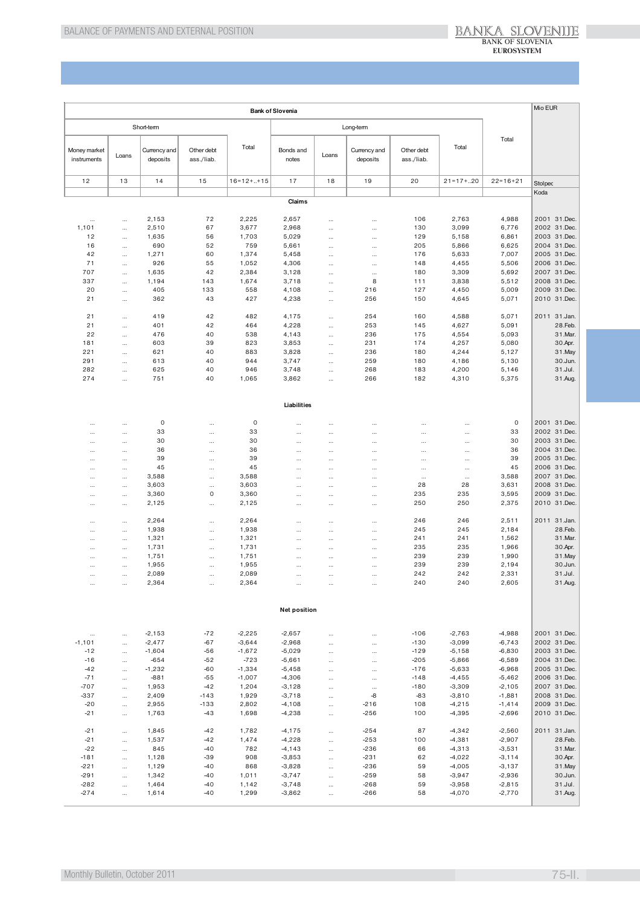| Bank of Slovenia | | | | | | | | | | | Mio EUR |
|---|---|---|---|---|---|---|---|---|---|---|---|
| Short-term | | | | | Long-term | | | | | Total | |
| Money market instruments | Loans | Currency and deposits | Other debt ass./liab. | Total | Bonds and notes | Loans | Currency and deposits | Other debt ass./liab. | Total | | |
| 12 | 13 | 14 | 15 | 16=12+..+15 | 17 | 18 | 19 | 20 | 21=17+..20 | 22=16+21 | Stolpec |
| | | | | | | | | | | | Koda |
| **Claims** | | | | | | | | | | | |
| ... | ... | 2,153 | 72 | 2,225 | 2,657 | ... | ... | 106 | 2,763 | 4,988 | 2001 31.Dec. |
| 1,101 | ... | 2,510 | 67 | 3,677 | 2,968 | ... | ... | 130 | 3,099 | 6,776 | 2002 31.Dec. |
| 12 | ... | 1,635 | 56 | 1,703 | 5,029 | ... | ... | 129 | 5,158 | 6,861 | 2003 31.Dec. |
| 16 | ... | 690 | 52 | 759 | 5,661 | ... | ... | 205 | 5,866 | 6,625 | 2004 31.Dec. |
| 42 | ... | 1,271 | 60 | 1,374 | 5,458 | ... | ... | 176 | 5,633 | 7,007 | 2005 31.Dec. |
| 71 | ... | 926 | 55 | 1,052 | 4,306 | ... | ... | 148 | 4,455 | 5,506 | 2006 31.Dec. |
| 707 | ... | 1,635 | 42 | 2,384 | 3,128 | ... | ... | 180 | 3,309 | 5,692 | 2007 31.Dec. |
| 337 | ... | 1,194 | 143 | 1,674 | 3,718 | ... | 8 | 111 | 3,838 | 5,512 | 2008 31.Dec. |
| 20 | ... | 405 | 133 | 558 | 4,108 | ... | 216 | 127 | 4,450 | 5,009 | 2009 31.Dec. |
| 21 | ... | 362 | 43 | 427 | 4,238 | ... | 256 | 150 | 4,645 | 5,071 | 2010 31.Dec. |
| 21 | ... | 419 | 42 | 482 | 4,175 | ... | 254 | 160 | 4,588 | 5,071 | 2011 31.Jan. |
| 21 | ... | 401 | 42 | 464 | 4,228 | ... | 253 | 145 | 4,627 | 5,091 | 28.Feb. |
| 22 | ... | 476 | 40 | 538 | 4,143 | ... | 236 | 175 | 4,554 | 5,093 | 31.Mar. |
| 181 | ... | 603 | 39 | 823 | 3,853 | ... | 231 | 174 | 4,257 | 5,080 | 30.Apr. |
| 221 | ... | 621 | 40 | 883 | 3,828 | ... | 236 | 180 | 4,244 | 5,127 | 31.May |
| 291 | ... | 613 | 40 | 944 | 3,747 | ... | 259 | 180 | 4,186 | 5,130 | 30.Jun. |
| 282 | ... | 625 | 40 | 946 | 3,748 | ... | 268 | 183 | 4,200 | 5,146 | 31.Jul. |
| 274 | ... | 751 | 40 | 1,065 | 3,862 | ... | 266 | 182 | 4,310 | 5,375 | 31.Aug. |
| **Liabilities** | | | | | | | | | | | |
| ... | ... | 0 | ... | 0 | ... | ... | ... | ... | ... | 0 | 2001 31.Dec. |
| ... | ... | 33 | ... | 33 | ... | ... | ... | ... | ... | 33 | 2002 31.Dec. |
| ... | ... | 30 | ... | 30 | ... | ... | ... | ... | ... | 30 | 2003 31.Dec. |
| ... | ... | 36 | ... | 36 | ... | ... | ... | ... | ... | 36 | 2004 31.Dec. |
| ... | ... | 39 | ... | 39 | ... | ... | ... | ... | ... | 39 | 2005 31.Dec. |
| ... | ... | 45 | ... | 45 | ... | ... | ... | ... | ... | 45 | 2006 31.Dec. |
| ... | ... | 3,588 | ... | 3,588 | ... | ... | ... | ... | ... | 3,588 | 2007 31.Dec. |
| ... | ... | 3,603 | ... | 3,603 | ... | ... | ... | 28 | 28 | 3,631 | 2008 31.Dec. |
| ... | ... | 3,360 | 0 | 3,360 | ... | ... | ... | 235 | 235 | 3,595 | 2009 31.Dec. |
| ... | ... | 2,125 | ... | 2,125 | ... | ... | ... | 250 | 250 | 2,375 | 2010 31.Dec. |
| ... | ... | 2,264 | ... | 2,264 | ... | ... | ... | 246 | 246 | 2,511 | 2011 31.Jan. |
| ... | ... | 1,938 | ... | 1,938 | ... | ... | ... | 245 | 245 | 2,184 | 28.Feb. |
| ... | ... | 1,321 | ... | 1,321 | ... | ... | ... | 241 | 241 | 1,562 | 31.Mar. |
| ... | ... | 1,731 | ... | 1,731 | ... | ... | ... | 235 | 235 | 1,966 | 30.Apr. |
| ... | ... | 1,751 | ... | 1,751 | ... | ... | ... | 239 | 239 | 1,990 | 31.May |
| ... | ... | 1,955 | ... | 1,955 | ... | ... | ... | 239 | 239 | 2,194 | 30.Jun. |
| ... | ... | 2,089 | ... | 2,089 | ... | ... | ... | 242 | 242 | 2,331 | 31.Jul. |
| ... | ... | 2,364 | ... | 2,364 | ... | ... | ... | 240 | 240 | 2,605 | 31.Aug. |
| **Net position** | | | | | | | | | | | |
| ... | ... | -2,153 | -72 | -2,225 | -2,657 | ... | ... | -106 | -2,763 | -4,988 | 2001 31.Dec. |
| -1,101 | ... | -2,477 | -67 | -3,644 | -2,968 | ... | ... | -130 | -3,099 | -6,743 | 2002 31.Dec. |
| -12 | ... | -1,604 | -56 | -1,672 | -5,029 | ... | ... | -129 | -5,158 | -6,830 | 2003 31.Dec. |
| -16 | ... | -654 | -52 | -723 | -5,661 | ... | ... | -205 | -5,866 | -6,589 | 2004 31.Dec. |
| -42 | ... | -1,232 | -60 | -1,334 | -5,458 | ... | ... | -176 | -5,633 | -6,968 | 2005 31.Dec. |
| -71 | ... | -881 | -55 | -1,007 | -4,306 | ... | ... | -148 | -4,455 | -5,462 | 2006 31.Dec. |
| -707 | ... | 1,953 | -42 | 1,204 | -3,128 | ... | ... | -180 | -3,309 | -2,105 | 2007 31.Dec. |
| -337 | ... | 2,409 | -143 | 1,929 | -3,718 | ... | -8 | -83 | -3,810 | -1,881 | 2008 31.Dec. |
| -20 | ... | 2,955 | -133 | 2,802 | -4,108 | ... | -216 | 108 | -4,215 | -1,414 | 2009 31.Dec. |
| -21 | ... | 1,763 | -43 | 1,698 | -4,238 | ... | -256 | 100 | -4,395 | -2,696 | 2010 31.Dec. |
| -21 | ... | 1,845 | -42 | 1,782 | -4,175 | ... | -254 | 87 | -4,342 | -2,560 | 2011 31.Jan. |
| -21 | ... | 1,537 | -42 | 1,474 | -4,228 | ... | -253 | 100 | -4,381 | -2,907 | 28.Feb. |
| -22 | ... | 845 | -40 | 782 | -4,143 | ... | -236 | 66 | -4,313 | -3,531 | 31.Mar. |
| -181 | ... | 1,128 | -39 | 908 | -3,853 | ... | -231 | 62 | -4,022 | -3,114 | 30.Apr. |
| -221 | ... | 1,129 | -40 | 868 | -3,828 | ... | -236 | 59 | -4,005 | -3,137 | 31.May |
| -291 | ... | 1,342 | -40 | 1,011 | -3,747 | ... | -259 | 58 | -3,947 | -2,936 | 30.Jun. |
| -282 | ... | 1,464 | -40 | 1,142 | -3,748 | ... | -268 | 59 | -3,958 | -2,815 | 31.Jul. |
| -274 | ... | 1,614 | -40 | 1,299 | -3,862 | ... | -266 | 58 | -4,070 | -2,770 | 31.Aug. |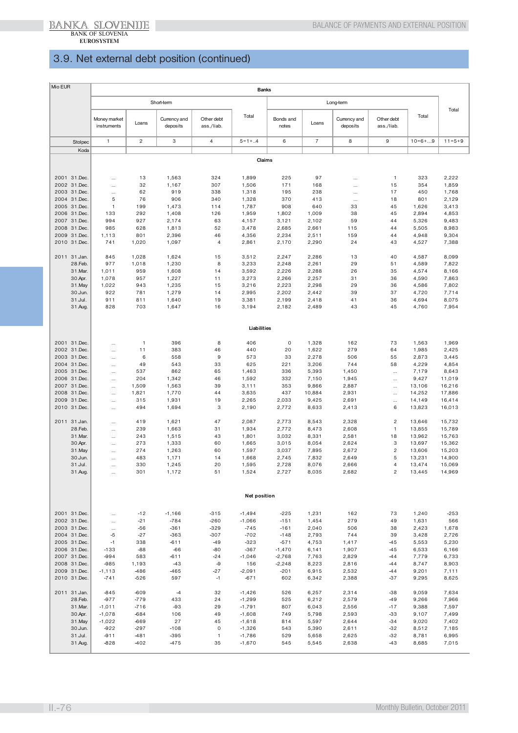## 3.9. Net external debt position (continued)

| Mio EUR | Banks | | | | | | | | | | |
|---|---|---|---|---|---|---|---|---|---|---|---|
| | Short-term | | | | | Long-term | | | | | Total |
| | Money market instruments | Loans | Currency and deposits | Other debt ass./liab. | Total | Bonds and notes | Loans | Currency and deposits | Other debt ass./liab. | Total | |
| Stolpec | 1 | 2 | 3 | 4 | 5=1+..4 | 6 | 7 | 8 | 9 | 10=6+...9 | 11=5+9 |
| Koda | | | | | | | | | | | |
| | **Claims** | | | | | | | | | | |
| 2001 31.Dec. | ... | 13 | 1,563 | 324 | 1,899 | 225 | 97 | ... | 1 | 323 | 2,222 |
| 2002 31.Dec. | ... | 32 | 1,167 | 307 | 1,506 | 171 | 168 | ... | 15 | 354 | 1,859 |
| 2003 31.Dec. | ... | 62 | 919 | 338 | 1,318 | 195 | 238 | ... | 17 | 450 | 1,768 |
| 2004 31.Dec. | 5 | 76 | 906 | 340 | 1,328 | 370 | 413 | ... | 18 | 801 | 2,129 |
| 2005 31.Dec. | 1 | 199 | 1,473 | 114 | 1,787 | 908 | 640 | 33 | 45 | 1,626 | 3,413 |
| 2006 31.Dec. | 133 | 292 | 1,408 | 126 | 1,959 | 1,802 | 1,009 | 38 | 45 | 2,894 | 4,853 |
| 2007 31.Dec. | 994 | 927 | 2,174 | 63 | 4,157 | 3,121 | 2,102 | 59 | 44 | 5,326 | 9,483 |
| 2008 31.Dec. | 985 | 628 | 1,813 | 52 | 3,478 | 2,685 | 2,661 | 115 | 44 | 5,505 | 8,983 |
| 2009 31.Dec. | 1,113 | 801 | 2,396 | 46 | 4,356 | 2,234 | 2,511 | 159 | 44 | 4,948 | 9,304 |
| 2010 31.Dec. | 741 | 1,020 | 1,097 | 4 | 2,861 | 2,170 | 2,290 | 24 | 43 | 4,527 | 7,388 |
| 2011 31.Jan. | 845 | 1,028 | 1,624 | 15 | 3,512 | 2,247 | 2,286 | 13 | 40 | 4,587 | 8,099 |
| 28.Feb. | 977 | 1,018 | 1,230 | 8 | 3,233 | 2,248 | 2,261 | 29 | 51 | 4,589 | 7,822 |
| 31.Mar. | 1,011 | 959 | 1,608 | 14 | 3,592 | 2,226 | 2,288 | 26 | 35 | 4,574 | 8,166 |
| 30.Apr. | 1,078 | 957 | 1,227 | 11 | 3,273 | 2,266 | 2,257 | 31 | 36 | 4,590 | 7,863 |
| 31.May | 1,022 | 943 | 1,235 | 15 | 3,216 | 2,223 | 2,298 | 29 | 36 | 4,586 | 7,802 |
| 30.Jun. | 922 | 781 | 1,279 | 14 | 2,995 | 2,202 | 2,442 | 39 | 37 | 4,720 | 7,714 |
| 31.Jul. | 911 | 811 | 1,640 | 19 | 3,381 | 2,199 | 2,418 | 41 | 36 | 4,694 | 8,075 |
| 31.Aug. | 828 | 703 | 1,647 | 16 | 3,194 | 2,182 | 2,489 | 43 | 45 | 4,760 | 7,954 |
| | **Liabilities** | | | | | | | | | | |
| 2001 31.Dec. | ... | 1 | 396 | 8 | 406 | 0 | 1,328 | 162 | 73 | 1,563 | 1,969 |
| 2002 31.Dec. | ... | 11 | 383 | 46 | 440 | 20 | 1,622 | 279 | 64 | 1,985 | 2,425 |
| 2003 31.Dec. | ... | 6 | 558 | 9 | 573 | 33 | 2,278 | 506 | 55 | 2,873 | 3,445 |
| 2004 31.Dec. | ... | 49 | 543 | 33 | 625 | 221 | 3,206 | 744 | 58 | 4,229 | 4,854 |
| 2005 31.Dec. | ... | 537 | 862 | 65 | 1,463 | 336 | 5,393 | 1,450 | ... | 7,179 | 8,643 |
| 2006 31.Dec. | ... | 204 | 1,342 | 46 | 1,592 | 332 | 7,150 | 1,945 | ... | 9,427 | 11,019 |
| 2007 31.Dec. | ... | 1,509 | 1,563 | 39 | 3,111 | 353 | 9,866 | 2,887 | ... | 13,106 | 16,216 |
| 2008 31.Dec. | ... | 1,821 | 1,770 | 44 | 3,635 | 437 | 10,884 | 2,931 | ... | 14,252 | 17,886 |
| 2009 31.Dec. | ... | 315 | 1,931 | 19 | 2,265 | 2,033 | 9,425 | 2,691 | ... | 14,149 | 16,414 |
| 2010 31.Dec. | ... | 494 | 1,694 | 3 | 2,190 | 2,772 | 8,633 | 2,413 | 6 | 13,823 | 16,013 |
| 2011 31.Jan. | ... | 419 | 1,621 | 47 | 2,087 | 2,773 | 8,543 | 2,328 | 2 | 13,646 | 15,732 |
| 28.Feb. | ... | 239 | 1,663 | 31 | 1,934 | 2,772 | 8,473 | 2,608 | 1 | 13,855 | 15,789 |
| 31.Mar. | ... | 243 | 1,515 | 43 | 1,801 | 3,032 | 8,331 | 2,581 | 18 | 13,962 | 15,763 |
| 30.Apr. | ... | 273 | 1,333 | 60 | 1,665 | 3,015 | 8,054 | 2,624 | 3 | 13,697 | 15,362 |
| 31.May | ... | 274 | 1,263 | 60 | 1,597 | 3,037 | 7,895 | 2,672 | 2 | 13,606 | 15,203 |
| 30.Jun. | ... | 483 | 1,171 | 14 | 1,668 | 2,745 | 7,832 | 2,649 | 5 | 13,231 | 14,900 |
| 31.Jul. | ... | 330 | 1,245 | 20 | 1,595 | 2,728 | 8,076 | 2,666 | 4 | 13,474 | 15,069 |
| 31.Aug. | ... | 301 | 1,172 | 51 | 1,524 | 2,727 | 8,035 | 2,682 | 2 | 13,445 | 14,969 |
| | **Net position** | | | | | | | | | | |
| 2001 31.Dec. | ... | -12 | -1,166 | -315 | -1,494 | -225 | 1,231 | 162 | 73 | 1,240 | -253 |
| 2002 31.Dec. | ... | -21 | -784 | -260 | -1,066 | -151 | 1,454 | 279 | 49 | 1,631 | 566 |
| 2003 31.Dec. | ... | -56 | -361 | -329 | -745 | -161 | 2,040 | 506 | 38 | 2,423 | 1,678 |
| 2004 31.Dec. | -5 | -27 | -363 | -307 | -702 | -148 | 2,793 | 744 | 39 | 3,428 | 2,726 |
| 2005 31.Dec. | -1 | 338 | -611 | -49 | -323 | -571 | 4,753 | 1,417 | -45 | 5,553 | 5,230 |
| 2006 31.Dec. | -133 | -88 | -66 | -80 | -367 | -1,470 | 6,141 | 1,907 | -45 | 6,533 | 6,166 |
| 2007 31.Dec. | -994 | 583 | -611 | -24 | -1,046 | -2,768 | 7,763 | 2,829 | -44 | 7,779 | 6,733 |
| 2008 31.Dec. | -985 | 1,193 | -43 | -9 | 156 | -2,248 | 8,223 | 2,816 | -44 | 8,747 | 8,903 |
| 2009 31.Dec. | -1,113 | -486 | -465 | -27 | -2,091 | -201 | 6,915 | 2,532 | -44 | 9,201 | 7,111 |
| 2010 31.Dec. | -741 | -526 | 597 | -1 | -671 | 602 | 6,342 | 2,388 | -37 | 9,295 | 8,625 |
| 2011 31.Jan. | -845 | -609 | -4 | 32 | -1,426 | 526 | 6,257 | 2,314 | -38 | 9,059 | 7,634 |
| 28.Feb. | -977 | -779 | 433 | 24 | -1,299 | 525 | 6,212 | 2,579 | -49 | 9,266 | 7,966 |
| 31.Mar. | -1,011 | -716 | -93 | 29 | -1,791 | 807 | 6,043 | 2,556 | -17 | 9,388 | 7,597 |
| 30.Apr. | -1,078 | -684 | 106 | 49 | -1,608 | 749 | 5,798 | 2,593 | -33 | 9,107 | 7,499 |
| 31.May | -1,022 | -669 | 27 | 45 | -1,618 | 814 | 5,597 | 2,644 | -34 | 9,020 | 7,402 |
| 30.Jun. | -922 | -297 | -108 | 0 | -1,326 | 543 | 5,390 | 2,611 | -32 | 8,512 | 7,185 |
| 31.Jul. | -911 | -481 | -395 | 1 | -1,786 | 529 | 5,658 | 2,625 | -32 | 8,781 | 6,995 |
| 31.Aug. | -828 | -402 | -475 | 35 | -1,670 | 545 | 5,545 | 2,638 | -43 | 8,685 | 7,015 |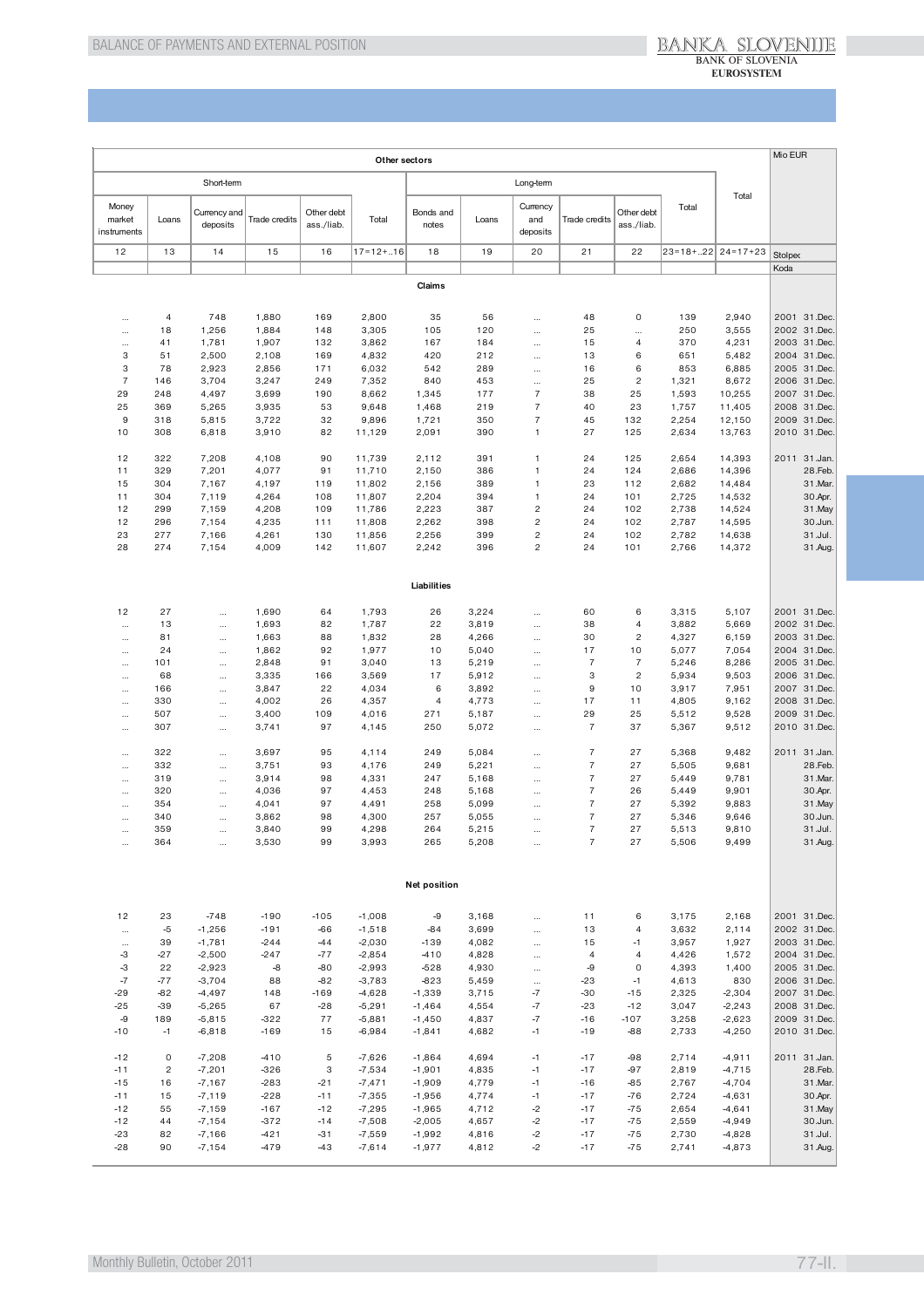| Other sectors | | | | | | | | | | | | | Mio EUR |
|---|---|---|---|---|---|---|---|---|---|---|---|---|---|
| Short-term | | | | | | Long-term | | | | | | Total | |
| Money market instruments | Loans | Currency and deposits | Trade credits | Other debt ass./liab. | Total | Bonds and notes | Loans | Currency and deposits | Trade credits | Other debt ass./liab. | Total | | |
| 12 | 13 | 14 | 15 | 16 | 17=12+..16 | 18 | 19 | 20 | 21 | 22 | 23=18+..22 | 24=17+23 | Stolpec |
| | | | | | | | | | | | | | Koda |
| **Claims** | | | | | | | | | | | | | |
| ... | 4 | 748 | 1,880 | 169 | 2,800 | 35 | 56 | ... | 48 | 0 | 139 | 2,940 | 2001 31.Dec. |
| ... | 18 | 1,256 | 1,884 | 148 | 3,305 | 105 | 120 | ... | 25 | ... | 250 | 3,555 | 2002 31.Dec. |
| ... | 41 | 1,781 | 1,907 | 132 | 3,862 | 167 | 184 | ... | 15 | 4 | 370 | 4,231 | 2003 31.Dec. |
| 3 | 51 | 2,500 | 2,108 | 169 | 4,832 | 420 | 212 | ... | 13 | 6 | 651 | 5,482 | 2004 31.Dec. |
| 3 | 78 | 2,923 | 2,856 | 171 | 6,032 | 542 | 289 | ... | 16 | 6 | 853 | 6,885 | 2005 31.Dec. |
| 7 | 146 | 3,704 | 3,247 | 249 | 7,352 | 840 | 453 | ... | 25 | 2 | 1,321 | 8,672 | 2006 31.Dec. |
| 29 | 248 | 4,497 | 3,699 | 190 | 8,662 | 1,345 | 177 | 7 | 38 | 25 | 1,593 | 10,255 | 2007 31.Dec. |
| 25 | 369 | 5,265 | 3,935 | 53 | 9,648 | 1,468 | 219 | 7 | 40 | 23 | 1,757 | 11,405 | 2008 31.Dec. |
| 9 | 318 | 5,815 | 3,722 | 32 | 9,896 | 1,721 | 350 | 7 | 45 | 132 | 2,254 | 12,150 | 2009 31.Dec. |
| 10 | 308 | 6,818 | 3,910 | 82 | 11,129 | 2,091 | 390 | 1 | 27 | 125 | 2,634 | 13,763 | 2010 31.Dec. |
| 12 | 322 | 7,208 | 4,108 | 90 | 11,739 | 2,112 | 391 | 1 | 24 | 125 | 2,654 | 14,393 | 2011 31.Jan. |
| 11 | 329 | 7,201 | 4,077 | 91 | 11,710 | 2,150 | 386 | 1 | 24 | 124 | 2,686 | 14,396 | 28.Feb. |
| 15 | 304 | 7,167 | 4,197 | 119 | 11,802 | 2,156 | 389 | 1 | 23 | 112 | 2,682 | 14,484 | 31.Mar. |
| 11 | 304 | 7,119 | 4,264 | 108 | 11,807 | 2,204 | 394 | 1 | 24 | 101 | 2,725 | 14,532 | 30.Apr. |
| 12 | 299 | 7,159 | 4,208 | 109 | 11,786 | 2,223 | 387 | 2 | 24 | 102 | 2,738 | 14,524 | 31.May |
| 12 | 296 | 7,154 | 4,235 | 111 | 11,808 | 2,262 | 398 | 2 | 24 | 102 | 2,787 | 14,595 | 30.Jun. |
| 23 | 277 | 7,166 | 4,261 | 130 | 11,856 | 2,256 | 399 | 2 | 24 | 102 | 2,782 | 14,638 | 31.Jul. |
| 28 | 274 | 7,154 | 4,009 | 142 | 11,607 | 2,242 | 396 | 2 | 24 | 101 | 2,766 | 14,372 | 31.Aug. |
| **Liabilities** | | | | | | | | | | | | | |
| 12 | 27 | ... | 1,690 | 64 | 1,793 | 26 | 3,224 | ... | 60 | 6 | 3,315 | 5,107 | 2001 31.Dec. |
| ... | 13 | ... | 1,693 | 82 | 1,787 | 22 | 3,819 | ... | 38 | 4 | 3,882 | 5,669 | 2002 31.Dec. |
| ... | 81 | ... | 1,663 | 88 | 1,832 | 28 | 4,266 | ... | 30 | 2 | 4,327 | 6,159 | 2003 31.Dec. |
| ... | 24 | ... | 1,862 | 92 | 1,977 | 10 | 5,040 | ... | 17 | 10 | 5,077 | 7,054 | 2004 31.Dec. |
| ... | 101 | ... | 2,848 | 91 | 3,040 | 13 | 5,219 | ... | 7 | 7 | 5,246 | 8,286 | 2005 31.Dec. |
| ... | 68 | ... | 3,335 | 166 | 3,569 | 17 | 5,912 | ... | 3 | 2 | 5,934 | 9,503 | 2006 31.Dec. |
| ... | 166 | ... | 3,847 | 22 | 4,034 | 6 | 3,892 | ... | 9 | 10 | 3,917 | 7,951 | 2007 31.Dec. |
| ... | 330 | ... | 4,002 | 26 | 4,357 | 4 | 4,773 | ... | 17 | 11 | 4,805 | 9,162 | 2008 31.Dec. |
| ... | 507 | ... | 3,400 | 109 | 4,016 | 271 | 5,187 | ... | 29 | 25 | 5,512 | 9,528 | 2009 31.Dec. |
| ... | 307 | ... | 3,741 | 97 | 4,145 | 250 | 5,072 | ... | 7 | 37 | 5,367 | 9,512 | 2010 31.Dec. |
| ... | 322 | ... | 3,697 | 95 | 4,114 | 249 | 5,084 | ... | 7 | 27 | 5,368 | 9,482 | 2011 31.Jan. |
| ... | 332 | ... | 3,751 | 93 | 4,176 | 249 | 5,221 | ... | 7 | 27 | 5,505 | 9,681 | 28.Feb. |
| ... | 319 | ... | 3,914 | 98 | 4,331 | 247 | 5,168 | ... | 7 | 27 | 5,449 | 9,781 | 31.Mar. |
| ... | 320 | ... | 4,036 | 97 | 4,453 | 248 | 5,168 | ... | 7 | 26 | 5,449 | 9,901 | 30.Apr. |
| ... | 354 | ... | 4,041 | 97 | 4,491 | 258 | 5,099 | ... | 7 | 27 | 5,392 | 9,883 | 31.May |
| ... | 340 | ... | 3,862 | 98 | 4,300 | 257 | 5,055 | ... | 7 | 27 | 5,346 | 9,646 | 30.Jun. |
| ... | 359 | ... | 3,840 | 99 | 4,298 | 264 | 5,215 | ... | 7 | 27 | 5,513 | 9,810 | 31.Jul. |
| ... | 364 | ... | 3,530 | 99 | 3,993 | 265 | 5,208 | ... | 7 | 27 | 5,506 | 9,499 | 31.Aug. |
| **Net position** | | | | | | | | | | | | | |
| 12 | 23 | -748 | -190 | -105 | -1,008 | -9 | 3,168 | ... | 11 | 6 | 3,175 | 2,168 | 2001 31.Dec. |
| ... | -5 | -1,256 | -191 | -66 | -1,518 | -84 | 3,699 | ... | 13 | 4 | 3,632 | 2,114 | 2002 31.Dec. |
| ... | 39 | -1,781 | -244 | -44 | -2,030 | -139 | 4,082 | ... | 15 | -1 | 3,957 | 1,927 | 2003 31.Dec. |
| -3 | -27 | -2,500 | -247 | -77 | -2,854 | -410 | 4,828 | ... | 4 | 4 | 4,426 | 1,572 | 2004 31.Dec. |
| -3 | 22 | -2,923 | -8 | -80 | -2,993 | -528 | 4,930 | ... | -9 | 0 | 4,393 | 1,400 | 2005 31.Dec. |
| -7 | -77 | -3,704 | 88 | -82 | -3,783 | -823 | 5,459 | ... | -23 | -1 | 4,613 | 830 | 2006 31.Dec. |
| -29 | -82 | -4,497 | 148 | -169 | -4,628 | -1,339 | 3,715 | -7 | -30 | -15 | 2,325 | -2,304 | 2007 31.Dec. |
| -25 | -39 | -5,265 | 67 | -28 | -5,291 | -1,464 | 4,554 | -7 | -23 | -12 | 3,047 | -2,243 | 2008 31.Dec. |
| -9 | 189 | -5,815 | -322 | 77 | -5,881 | -1,450 | 4,837 | -7 | -16 | -107 | 3,258 | -2,623 | 2009 31.Dec. |
| -10 | -1 | -6,818 | -169 | 15 | -6,984 | -1,841 | 4,682 | -1 | -19 | -88 | 2,733 | -4,250 | 2010 31.Dec. |
| -12 | 0 | -7,208 | -410 | 5 | -7,626 | -1,864 | 4,694 | -1 | -17 | -98 | 2,714 | -4,911 | 2011 31.Jan. |
| -11 | 2 | -7,201 | -326 | 3 | -7,534 | -1,901 | 4,835 | -1 | -17 | -97 | 2,819 | -4,715 | 28.Feb. |
| -15 | 16 | -7,167 | -283 | -21 | -7,471 | -1,909 | 4,779 | -1 | -16 | -85 | 2,767 | -4,704 | 31.Mar. |
| -11 | 15 | -7,119 | -228 | -11 | -7,355 | -1,956 | 4,774 | -1 | -17 | -76 | 2,724 | -4,631 | 30.Apr. |
| -12 | 55 | -7,159 | -167 | -12 | -7,295 | -1,965 | 4,712 | -2 | -17 | -75 | 2,654 | -4,641 | 31.May |
| -12 | 44 | -7,154 | -372 | -14 | -7,508 | -2,005 | 4,657 | -2 | -17 | -75 | 2,559 | -4,949 | 30.Jun. |
| -23 | 82 | -7,166 | -421 | -31 | -7,559 | -1,992 | 4,816 | -2 | -17 | -75 | 2,730 | -4,828 | 31.Jul. |
| -28 | 90 | -7,154 | -479 | -43 | -7,614 | -1,977 | 4,812 | -2 | -17 | -75 | 2,741 | -4,873 | 31.Aug. |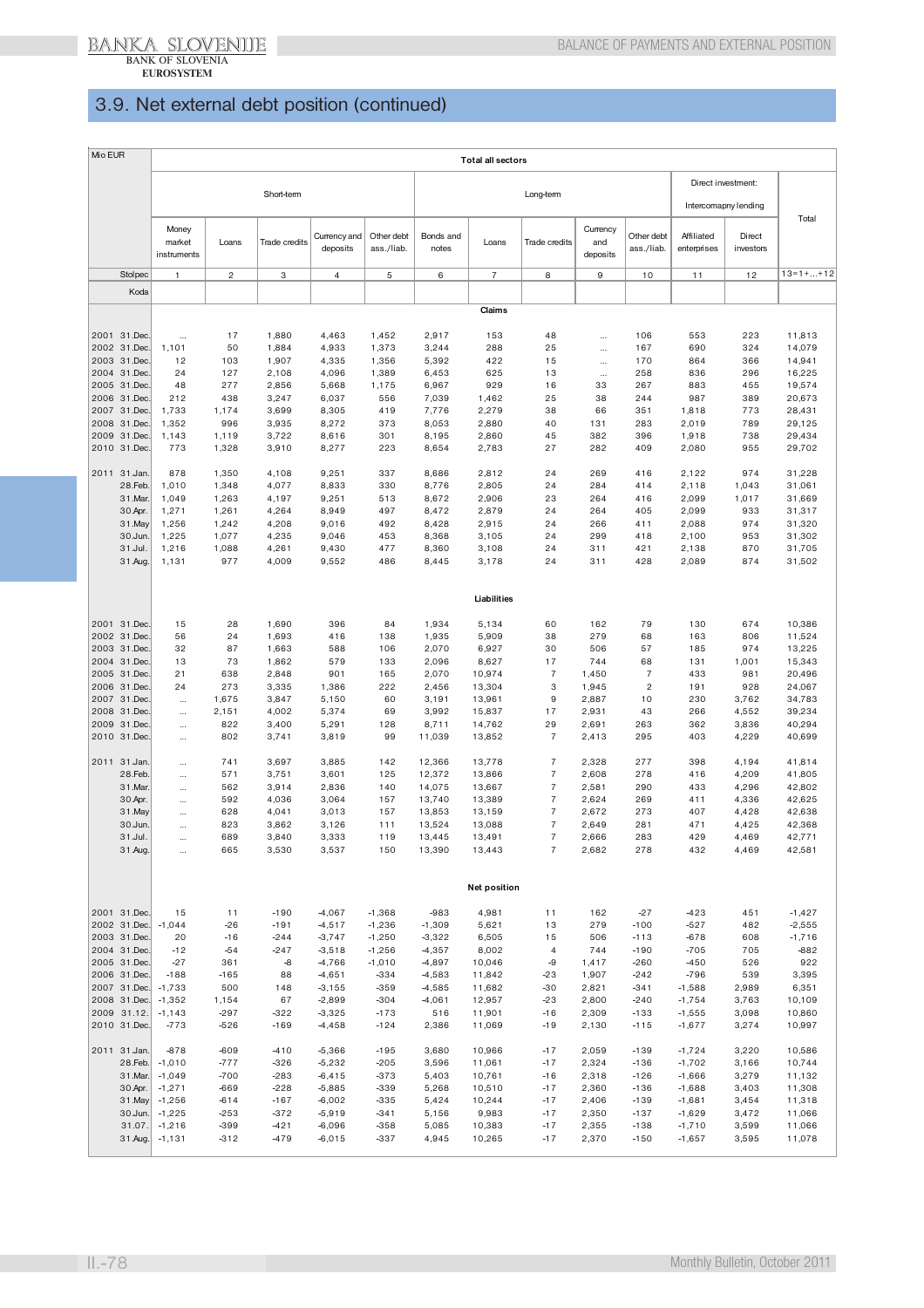## 3.9. Net external debt position (continued)

| Mio EUR | Total all sectors | | | | | | | | | | | | |
|---|---|---|---|---|---|---|---|---|---|---|---|---|---|
| | Short-term | | | | | Long-term | | | | | Direct investment: Intercomapny lending | | Total |
| | Money market instruments | Loans | Trade credits | Currency and deposits | Other debt ass./liab. | Bonds and notes | Loans | Trade credits | Currency and deposits | Other debt ass./liab. | Affiliated enterprises | Direct investors | |
| Stolpec | 1 | 2 | 3 | 4 | 5 | 6 | 7 | 8 | 9 | 10 | 11 | 12 | 13=1+...+12 |
| Koda | | | | | | | | | | | | | |
| | | | | | | | **Claims** | | | | | | |
| 2001 31.Dec. | ... | 17 | 1,880 | 4,463 | 1,452 | 2,917 | 153 | 48 | ... | 106 | 553 | 223 | 11,813 |
| 2002 31.Dec. | 1,101 | 50 | 1,884 | 4,933 | 1,373 | 3,244 | 288 | 25 | ... | 167 | 690 | 324 | 14,079 |
| 2003 31.Dec. | 12 | 103 | 1,907 | 4,335 | 1,356 | 5,392 | 422 | 15 | ... | 170 | 864 | 366 | 14,941 |
| 2004 31.Dec. | 24 | 127 | 2,108 | 4,096 | 1,389 | 6,453 | 625 | 13 | ... | 258 | 836 | 296 | 16,225 |
| 2005 31.Dec. | 48 | 277 | 2,856 | 5,668 | 1,175 | 6,967 | 929 | 16 | 33 | 267 | 883 | 455 | 19,574 |
| 2006 31.Dec. | 212 | 438 | 3,247 | 6,037 | 556 | 7,039 | 1,462 | 25 | 38 | 244 | 987 | 389 | 20,673 |
| 2007 31.Dec. | 1,733 | 1,174 | 3,699 | 8,305 | 419 | 7,776 | 2,279 | 38 | 66 | 351 | 1,818 | 773 | 28,431 |
| 2008 31.Dec. | 1,352 | 996 | 3,935 | 8,272 | 373 | 8,053 | 2,880 | 40 | 131 | 283 | 2,019 | 789 | 29,125 |
| 2009 31.Dec. | 1,143 | 1,119 | 3,722 | 8,616 | 301 | 8,195 | 2,860 | 45 | 382 | 396 | 1,918 | 738 | 29,434 |
| 2010 31.Dec. | 773 | 1,328 | 3,910 | 8,277 | 223 | 8,654 | 2,783 | 27 | 282 | 409 | 2,080 | 955 | 29,702 |
| 2011 31.Jan. | 878 | 1,350 | 4,108 | 9,251 | 337 | 8,686 | 2,812 | 24 | 269 | 416 | 2,122 | 974 | 31,228 |
| 28.Feb. | 1,010 | 1,348 | 4,077 | 8,833 | 330 | 8,776 | 2,805 | 24 | 284 | 414 | 2,118 | 1,043 | 31,061 |
| 31.Mar. | 1,049 | 1,263 | 4,197 | 9,251 | 513 | 8,672 | 2,906 | 23 | 264 | 416 | 2,099 | 1,017 | 31,669 |
| 30.Apr. | 1,271 | 1,261 | 4,264 | 8,949 | 497 | 8,472 | 2,879 | 24 | 264 | 405 | 2,099 | 933 | 31,317 |
| 31.May | 1,256 | 1,242 | 4,208 | 9,016 | 492 | 8,428 | 2,915 | 24 | 266 | 411 | 2,088 | 974 | 31,320 |
| 30.Jun. | 1,225 | 1,077 | 4,235 | 9,046 | 453 | 8,368 | 3,105 | 24 | 299 | 418 | 2,100 | 953 | 31,302 |
| 31.Jul. | 1,216 | 1,088 | 4,261 | 9,430 | 477 | 8,360 | 3,108 | 24 | 311 | 421 | 2,138 | 870 | 31,705 |
| 31.Aug. | 1,131 | 977 | 4,009 | 9,552 | 486 | 8,445 | 3,178 | 24 | 311 | 428 | 2,089 | 874 | 31,502 |
| | | | | | | | **Liabilities** | | | | | | |
| 2001 31.Dec. | 15 | 28 | 1,690 | 396 | 84 | 1,934 | 5,134 | 60 | 162 | 79 | 130 | 674 | 10,386 |
| 2002 31.Dec. | 56 | 24 | 1,693 | 416 | 138 | 1,935 | 5,909 | 38 | 279 | 68 | 163 | 806 | 11,524 |
| 2003 31.Dec. | 32 | 87 | 1,663 | 588 | 106 | 2,070 | 6,927 | 30 | 506 | 57 | 185 | 974 | 13,225 |
| 2004 31.Dec. | 13 | 73 | 1,862 | 579 | 133 | 2,096 | 8,627 | 17 | 744 | 68 | 131 | 1,001 | 15,343 |
| 2005 31.Dec. | 21 | 638 | 2,848 | 901 | 165 | 2,070 | 10,974 | 7 | 1,450 | 7 | 433 | 981 | 20,496 |
| 2006 31.Dec. | 24 | 273 | 3,335 | 1,386 | 222 | 2,456 | 13,304 | 3 | 1,945 | 2 | 191 | 928 | 24,067 |
| 2007 31.Dec. | ... | 1,675 | 3,847 | 5,150 | 60 | 3,191 | 13,961 | 9 | 2,887 | 10 | 230 | 3,762 | 34,783 |
| 2008 31.Dec. | ... | 2,151 | 4,002 | 5,374 | 69 | 3,992 | 15,837 | 17 | 2,931 | 43 | 266 | 4,552 | 39,234 |
| 2009 31.Dec. | ... | 822 | 3,400 | 5,291 | 128 | 8,711 | 14,762 | 29 | 2,691 | 263 | 362 | 3,836 | 40,294 |
| 2010 31.Dec. | ... | 802 | 3,741 | 3,819 | 99 | 11,039 | 13,852 | 7 | 2,413 | 295 | 403 | 4,229 | 40,699 |
| 2011 31.Jan. | ... | 741 | 3,697 | 3,885 | 142 | 12,366 | 13,778 | 7 | 2,328 | 277 | 398 | 4,194 | 41,814 |
| 28.Feb. | ... | 571 | 3,751 | 3,601 | 125 | 12,372 | 13,866 | 7 | 2,608 | 278 | 416 | 4,209 | 41,805 |
| 31.Mar. | ... | 562 | 3,914 | 2,836 | 140 | 14,075 | 13,667 | 7 | 2,581 | 290 | 433 | 4,296 | 42,802 |
| 30.Apr. | ... | 592 | 4,036 | 3,064 | 157 | 13,740 | 13,389 | 7 | 2,624 | 269 | 411 | 4,336 | 42,625 |
| 31.May | ... | 628 | 4,041 | 3,013 | 157 | 13,853 | 13,159 | 7 | 2,672 | 273 | 407 | 4,428 | 42,638 |
| 30.Jun. | ... | 823 | 3,862 | 3,126 | 111 | 13,524 | 13,088 | 7 | 2,649 | 281 | 471 | 4,425 | 42,368 |
| 31.Jul. | ... | 689 | 3,840 | 3,333 | 119 | 13,445 | 13,491 | 7 | 2,666 | 283 | 429 | 4,469 | 42,771 |
| 31.Aug. | ... | 665 | 3,530 | 3,537 | 150 | 13,390 | 13,443 | 7 | 2,682 | 278 | 432 | 4,469 | 42,581 |
| | | | | | | | **Net position** | | | | | | |
| 2001 31.Dec. | 15 | 11 | -190 | -4,067 | -1,368 | -983 | 4,981 | 11 | 162 | -27 | -423 | 451 | -1,427 |
| 2002 31.Dec. | -1,044 | -26 | -191 | -4,517 | -1,236 | -1,309 | 5,621 | 13 | 279 | -100 | -527 | 482 | -2,555 |
| 2003 31.Dec. | 20 | -16 | -244 | -3,747 | -1,250 | -3,322 | 6,505 | 15 | 506 | -113 | -678 | 608 | -1,716 |
| 2004 31.Dec. | -12 | -54 | -247 | -3,518 | -1,256 | -4,357 | 8,002 | 4 | 744 | -190 | -705 | 705 | -882 |
| 2005 31.Dec. | -27 | 361 | -8 | -4,766 | -1,010 | -4,897 | 10,046 | -9 | 1,417 | -260 | -450 | 526 | 922 |
| 2006 31.Dec. | -188 | -165 | 88 | -4,651 | -334 | -4,583 | 11,842 | -23 | 1,907 | -242 | -796 | 539 | 3,395 |
| 2007 31.Dec. | -1,733 | 500 | 148 | -3,155 | -359 | -4,585 | 11,682 | -30 | 2,821 | -341 | -1,588 | 2,989 | 6,351 |
| 2008 31.Dec. | -1,352 | 1,154 | 67 | -2,899 | -304 | -4,061 | 12,957 | -23 | 2,800 | -240 | -1,754 | 3,763 | 10,109 |
| 2009 31.12. | -1,143 | -297 | -322 | -3,325 | -173 | 516 | 11,901 | -16 | 2,309 | -133 | -1,555 | 3,098 | 10,860 |
| 2010 31.Dec. | -773 | -526 | -169 | -4,458 | -124 | 2,386 | 11,069 | -19 | 2,130 | -115 | -1,677 | 3,274 | 10,997 |
| 2011 31.Jan. | -878 | -609 | -410 | -5,366 | -195 | 3,680 | 10,966 | -17 | 2,059 | -139 | -1,724 | 3,220 | 10,586 |
| 28.Feb. | -1,010 | -777 | -326 | -5,232 | -205 | 3,596 | 11,061 | -17 | 2,324 | -136 | -1,702 | 3,166 | 10,744 |
| 31.Mar. | -1,049 | -700 | -283 | -6,415 | -373 | 5,403 | 10,761 | -16 | 2,318 | -126 | -1,666 | 3,279 | 11,132 |
| 30.Apr. | -1,271 | -669 | -228 | -5,885 | -339 | 5,268 | 10,510 | -17 | 2,360 | -136 | -1,688 | 3,403 | 11,308 |
| 31.May | -1,256 | -614 | -167 | -6,002 | -335 | 5,424 | 10,244 | -17 | 2,406 | -139 | -1,681 | 3,454 | 11,318 |
| 30.Jun. | -1,225 | -253 | -372 | -5,919 | -341 | 5,156 | 9,983 | -17 | 2,350 | -137 | -1,629 | 3,472 | 11,066 |
| 31.07. | -1,216 | -399 | -421 | -6,096 | -358 | 5,085 | 10,383 | -17 | 2,355 | -138 | -1,710 | 3,599 | 11,066 |
| 31.Aug. | -1,131 | -312 | -479 | -6,015 | -337 | 4,945 | 10,265 | -17 | 2,370 | -150 | -1,657 | 3,595 | 11,078 |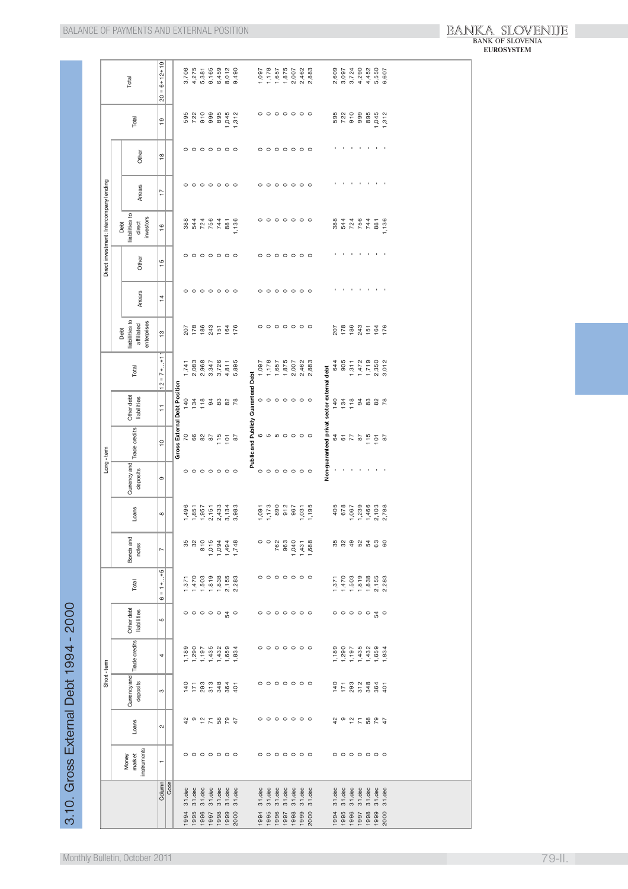# 3.10. Gross External Debt 1994 - 2000

| | Short - term | | | | | | Long - term | | | | | | Direct investment: Intercompany lending | | | | | | | Total |
|---|---|---|---|---|---|---|---|---|---|---|---|---|---|---|---|---|---|---|---|---|
| | Money market instruments | Loans | Currency and deposits | Trade credits | Other debt liabilities | Total | Bonds and notes | Loans | Currency and deposits | Trade credits | Other debt liabilities | Total | Debt liabilities to affiliated enterprises | Arears | Other | Debt liabilities to direct investors | Arears | Other | Total | |
| Column | 1 | 2 | 3 | 4 | 5 | 6 = 1+...+5 | 7 | 8 | 9 | 10 | 11 | 12 = 7+...+11 | 13 | 14 | 15 | 16 | 17 | 18 | 19 | 20 = 6+12+19 |
| Code | | | | | | | | | | | | | | | | | | | | |
| **Gross External Debt Position** | | | | | | | | | | | | | | | | | | | | |
| 1994 31.dec | 0 | 42 | 140 | 1,189 | 0 | 1,371 | 35 | 1,496 | 0 | 70 | 140 | 1,741 | 207 | 0 | 0 | 388 | 0 | 0 | 595 | 3,706 |
| 1995 31.dec | 0 | 9 | 171 | 1,290 | 0 | 1,470 | 32 | 1,851 | 0 | 66 | 134 | 2,083 | 178 | 0 | 0 | 544 | 0 | 0 | 722 | 4,275 |
| 1996 31.dec | 0 | 12 | 293 | 1,197 | 0 | 1,503 | 810 | 1,957 | 0 | 82 | 118 | 2,968 | 186 | 0 | 0 | 724 | 0 | 0 | 910 | 5,381 |
| 1997 31.dec | 0 | 71 | 313 | 1,435 | 0 | 1,819 | 1,015 | 2,151 | 0 | 87 | 94 | 3,347 | 243 | 0 | 0 | 756 | 0 | 0 | 999 | 6,165 |
| 1998 31.dec | 0 | 58 | 348 | 1,432 | 0 | 1,838 | 1,094 | 2,433 | 0 | 115 | 83 | 3,726 | 151 | 0 | 0 | 744 | 0 | 0 | 895 | 6,459 |
| 1999 31.dec | 0 | 79 | 364 | 1,659 | 54 | 2,155 | 1,494 | 3,134 | 0 | 101 | 82 | 4,811 | 164 | 0 | 0 | 881 | 0 | 0 | 1,045 | 8,012 |
| 2000 31.dec | 0 | 47 | 401 | 1,834 | 0 | 2,283 | 1,748 | 3,983 | 0 | 87 | 78 | 5,895 | 176 | 0 | 0 | 1,136 | 0 | 0 | 1,312 | 9,490 |
| **Public and Publicly Guaranteed Debt** | | | | | | | | | | | | | | | | | | | | |
| 1994 31.dec | 0 | 0 | 0 | 0 | 0 | 0 | 0 | 1,091 | 0 | 6 | 0 | 1,097 | 0 | 0 | 0 | 0 | 0 | 0 | 0 | 1,097 |
| 1995 31.dec | 0 | 0 | 0 | 0 | 0 | 0 | 0 | 1,173 | 0 | 5 | 0 | 1,178 | 0 | 0 | 0 | 0 | 0 | 0 | 0 | 1,178 |
| 1996 31.dec | 0 | 0 | 0 | 0 | 0 | 0 | 762 | 890 | 0 | 5 | 0 | 1,657 | 0 | 0 | 0 | 0 | 0 | 0 | 0 | 1,657 |
| 1997 31.dec | 0 | 0 | 0 | 0 | 0 | 0 | 963 | 912 | 0 | 0 | 0 | 1,875 | 0 | 0 | 0 | 0 | 0 | 0 | 0 | 1,875 |
| 1998 31.dec | 0 | 0 | 0 | 0 | 0 | 0 | 1,040 | 967 | 0 | 0 | 0 | 2,007 | 0 | 0 | 0 | 0 | 0 | 0 | 0 | 2,007 |
| 1999 31.dec | 0 | 0 | 0 | 0 | 0 | 0 | 1,431 | 1,031 | 0 | 0 | 0 | 2,462 | 0 | 0 | 0 | 0 | 0 | 0 | 0 | 2,462 |
| 2000 31.dec | 0 | 0 | 0 | 0 | 0 | 0 | 1,688 | 1,195 | 0 | 0 | 0 | 2,883 | 0 | 0 | 0 | 0 | 0 | 0 | 0 | 2,883 |
| **Non-guaranteed privat sector external debt** | | | | | | | | | | | | | | | | | | | | |
| 1994 31.dec | 0 | 42 | 140 | 1,189 | 0 | 1,371 | 35 | 405 | - | 64 | 140 | 644 | 207 | - | - | 388 | - | - | 595 | 2,609 |
| 1995 31.dec | 0 | 9 | 171 | 1,290 | 0 | 1,470 | 32 | 678 | - | 61 | 134 | 905 | 178 | - | - | 544 | - | - | 722 | 3,097 |
| 1996 31.dec | 0 | 12 | 293 | 1,197 | 0 | 1,503 | 49 | 1,067 | - | 77 | 118 | 1,311 | 186 | - | - | 724 | - | - | 910 | 3,724 |
| 1997 31.dec | 0 | 71 | 312 | 1,435 | 0 | 1,819 | 52 | 1,239 | - | 87 | 94 | 1,472 | 243 | - | - | 756 | - | - | 999 | 4,290 |
| 1998 31.dec | 0 | 58 | 348 | 1,432 | 0 | 1,838 | 54 | 1,466 | - | 115 | 83 | 1,719 | 151 | - | - | 744 | - | - | 895 | 4,452 |
| 1999 31.dec | 0 | 79 | 364 | 1,659 | 54 | 2,155 | 63 | 2,103 | - | 101 | 82 | 2,350 | 164 | - | - | 881 | - | - | 1,045 | 5,550 |
| 2000 31.dec | 0 | 47 | 401 | 1,834 | 0 | 2,283 | 60 | 2,788 | - | 87 | 78 | 3,012 | 176 | - | - | 1,136 | - | - | 1,312 | 6,607 |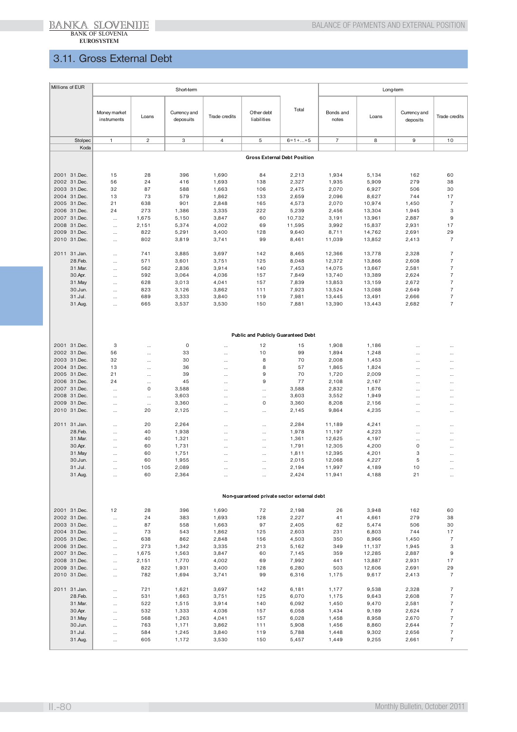# 3.11. Gross External Debt

| Millions of EUR | Short-term | | | | | | Long-term | | | |
|---|---|---|---|---|---|---|---|---|---|---|
| | Money market instruments | Loans | Currency and deposuits | Trade credits | Other debt liabilities | Total | Bonds and notes | Loans | Currency and deposits | Trade credits |
| Stolpec | 1 | 2 | 3 | 4 | 5 | 6=1+...+5 | 7 | 8 | 9 | 10 |
| Koda | | | | | | | | | | |
| | | | | | **Gross External Debt Position** | | | | | |
| 2001 31.Dec. | 15 | 28 | 396 | 1,690 | 84 | 2,213 | 1,934 | 5,134 | 162 | 60 |
| 2002 31.Dec. | 56 | 24 | 416 | 1,693 | 138 | 2,327 | 1,935 | 5,909 | 279 | 38 |
| 2003 31.Dec. | 32 | 87 | 588 | 1,663 | 106 | 2,475 | 2,070 | 6,927 | 506 | 30 |
| 2004 31.Dec. | 13 | 73 | 579 | 1,862 | 133 | 2,659 | 2,096 | 8,627 | 744 | 17 |
| 2005 31.Dec. | 21 | 638 | 901 | 2,848 | 165 | 4,573 | 2,070 | 10,974 | 1,450 | 7 |
| 2006 31.Dec. | 24 | 273 | 1,386 | 3,335 | 222 | 5,239 | 2,456 | 13,304 | 1,945 | 3 |
| 2007 31.Dec. | ... | 1,675 | 5,150 | 3,847 | 60 | 10,732 | 3,191 | 13,961 | 2,887 | 9 |
| 2008 31.Dec. | ... | 2,151 | 5,374 | 4,002 | 69 | 11,595 | 3,992 | 15,837 | 2,931 | 17 |
| 2009 31.Dec. | ... | 822 | 5,291 | 3,400 | 128 | 9,640 | 8,711 | 14,762 | 2,691 | 29 |
| 2010 31.Dec. | ... | 802 | 3,819 | 3,741 | 99 | 8,461 | 11,039 | 13,852 | 2,413 | 7 |
| 2011 31.Jan. | ... | 741 | 3,885 | 3,697 | 142 | 8,465 | 12,366 | 13,778 | 2,328 | 7 |
| 28.Feb. | ... | 571 | 3,601 | 3,751 | 125 | 8,048 | 12,372 | 13,866 | 2,608 | 7 |
| 31.Mar. | ... | 562 | 2,836 | 3,914 | 140 | 7,453 | 14,075 | 13,667 | 2,581 | 7 |
| 30.Apr. | ... | 592 | 3,064 | 4,036 | 157 | 7,849 | 13,740 | 13,389 | 2,624 | 7 |
| 31.May | ... | 628 | 3,013 | 4,041 | 157 | 7,839 | 13,853 | 13,159 | 2,672 | 7 |
| 30.Jun. | ... | 823 | 3,126 | 3,862 | 111 | 7,923 | 13,524 | 13,088 | 2,649 | 7 |
| 31.Jul. | ... | 689 | 3,333 | 3,840 | 119 | 7,981 | 13,445 | 13,491 | 2,666 | 7 |
| 31.Aug. | ... | 665 | 3,537 | 3,530 | 150 | 7,881 | 13,390 | 13,443 | 2,682 | 7 |
| | | | | | **Public and Publicly Guaranteed Debt** | | | | | |
| 2001 31.Dec. | 3 | ... | 0 | ... | 12 | 15 | 1,908 | 1,186 | ... | ... |
| 2002 31.Dec. | 56 | ... | 33 | ... | 10 | 99 | 1,894 | 1,248 | ... | ... |
| 2003 31.Dec. | 32 | ... | 30 | ... | 8 | 70 | 2,008 | 1,453 | ... | ... |
| 2004 31.Dec. | 13 | ... | 36 | ... | 8 | 57 | 1,865 | 1,824 | ... | ... |
| 2005 31.Dec. | 21 | ... | 39 | ... | 9 | 70 | 1,720 | 2,009 | ... | ... |
| 2006 31.Dec. | 24 | ... | 45 | ... | 9 | 77 | 2,108 | 2,167 | ... | ... |
| 2007 31.Dec. | ... | 0 | 3,588 | ... | ... | 3,588 | 2,832 | 1,676 | ... | ... |
| 2008 31.Dec. | ... | ... | 3,603 | ... | ... | 3,603 | 3,552 | 1,949 | ... | ... |
| 2009 31.Dec. | ... | ... | 3,360 | ... | 0 | 3,360 | 8,208 | 2,156 | ... | ... |
| 2010 31.Dec. | ... | 20 | 2,125 | ... | ... | 2,145 | 9,864 | 4,235 | ... | ... |
| 2011 31.Jan. | ... | 20 | 2,264 | ... | ... | 2,284 | 11,189 | 4,241 | ... | ... |
| 28.Feb. | ... | 40 | 1,938 | ... | ... | 1,978 | 11,197 | 4,223 | ... | ... |
| 31.Mar. | ... | 40 | 1,321 | ... | ... | 1,361 | 12,625 | 4,197 | ... | ... |
| 30.Apr. | ... | 60 | 1,731 | ... | ... | 1,791 | 12,305 | 4,200 | 0 | ... |
| 31.May | ... | 60 | 1,751 | ... | ... | 1,811 | 12,395 | 4,201 | 3 | ... |
| 30.Jun. | ... | 60 | 1,955 | ... | ... | 2,015 | 12,068 | 4,227 | 5 | ... |
| 31.Jul. | ... | 105 | 2,089 | ... | ... | 2,194 | 11,997 | 4,189 | 10 | ... |
| 31.Aug. | ... | 60 | 2,364 | ... | ... | 2,424 | 11,941 | 4,188 | 21 | ... |
| | | | | | **Non-guaranteed private sector external debt** | | | | | |
| 2001 31.Dec. | 12 | 28 | 396 | 1,690 | 72 | 2,198 | 26 | 3,948 | 162 | 60 |
| 2002 31.Dec. | ... | 24 | 383 | 1,693 | 128 | 2,227 | 41 | 4,661 | 279 | 38 |
| 2003 31.Dec. | ... | 87 | 558 | 1,663 | 97 | 2,405 | 62 | 5,474 | 506 | 30 |
| 2004 31.Dec. | ... | 73 | 543 | 1,862 | 125 | 2,603 | 231 | 6,803 | 744 | 17 |
| 2005 31.Dec. | ... | 638 | 862 | 2,848 | 156 | 4,503 | 350 | 8,966 | 1,450 | 7 |
| 2006 31.Dec. | ... | 273 | 1,342 | 3,335 | 213 | 5,162 | 349 | 11,137 | 1,945 | 3 |
| 2007 31.Dec. | ... | 1,675 | 1,563 | 3,847 | 60 | 7,145 | 359 | 12,285 | 2,887 | 9 |
| 2008 31.Dec. | ... | 2,151 | 1,770 | 4,002 | 69 | 7,992 | 441 | 13,887 | 2,931 | 17 |
| 2009 31.Dec. | ... | 822 | 1,931 | 3,400 | 128 | 6,280 | 503 | 12,606 | 2,691 | 29 |
| 2010 31.Dec. | ... | 782 | 1,694 | 3,741 | 99 | 6,316 | 1,175 | 9,617 | 2,413 | 7 |
| 2011 31.Jan. | ... | 721 | 1,621 | 3,697 | 142 | 6,181 | 1,177 | 9,538 | 2,328 | 7 |
| 28.Feb. | ... | 531 | 1,663 | 3,751 | 125 | 6,070 | 1,175 | 9,643 | 2,608 | 7 |
| 31.Mar. | ... | 522 | 1,515 | 3,914 | 140 | 6,092 | 1,450 | 9,470 | 2,581 | 7 |
| 30.Apr. | ... | 532 | 1,333 | 4,036 | 157 | 6,058 | 1,434 | 9,189 | 2,624 | 7 |
| 31.May | ... | 568 | 1,263 | 4,041 | 157 | 6,028 | 1,458 | 8,958 | 2,670 | 7 |
| 30.Jun. | ... | 763 | 1,171 | 3,862 | 111 | 5,908 | 1,456 | 8,860 | 2,644 | 7 |
| 31.Jul. | ... | 584 | 1,245 | 3,840 | 119 | 5,788 | 1,448 | 9,302 | 2,656 | 7 |
| 31.Aug. | ... | 605 | 1,172 | 3,530 | 150 | 5,457 | 1,449 | 9,255 | 2,661 | 7 |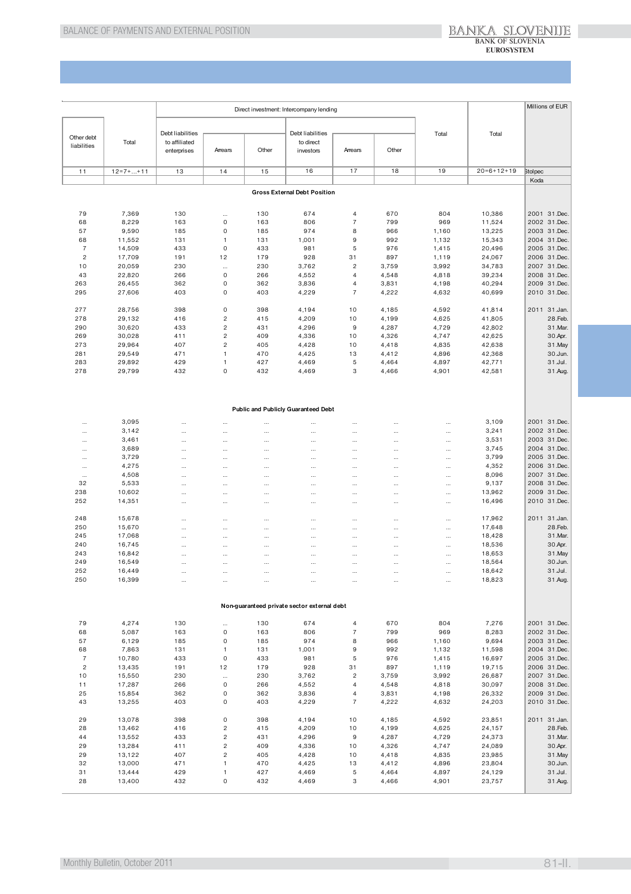Millions of EUR

| Other debt liabilities | Total | Direct investment: Intercompany lending | | | | | | Total | Total | Stolpec |
|---|---|---|---|---|---|---|---|---|---|---|
| | | Debt liabilities to affiliated enterprises | Arrears | Other | Debt liabilities to direct investors | Arrears | Other | | | |
| 11 | 12=7+...+11 | 13 | 14 | 15 | 16 | 17 | 18 | 19 | 20=6+12+19 | Koda |
| **Gross External Debt Position** | | | | | | | | | | |
| 79 | 7,369 | 130 | ... | 130 | 674 | 4 | 670 | 804 | 10,386 | 2001 31.Dec. |
| 68 | 8,229 | 163 | 0 | 163 | 806 | 7 | 799 | 969 | 11,524 | 2002 31.Dec. |
| 57 | 9,590 | 185 | 0 | 185 | 974 | 8 | 966 | 1,160 | 13,225 | 2003 31.Dec. |
| 68 | 11,552 | 131 | 1 | 131 | 1,001 | 9 | 992 | 1,132 | 15,343 | 2004 31.Dec. |
| 7 | 14,509 | 433 | 0 | 433 | 981 | 5 | 976 | 1,415 | 20,496 | 2005 31.Dec. |
| 2 | 17,709 | 191 | 12 | 179 | 928 | 31 | 897 | 1,119 | 24,067 | 2006 31.Dec. |
| 10 | 20,059 | 230 | ... | 230 | 3,762 | 2 | 3,759 | 3,992 | 34,783 | 2007 31.Dec. |
| 43 | 22,820 | 266 | 0 | 266 | 4,552 | 4 | 4,548 | 4,818 | 39,234 | 2008 31.Dec. |
| 263 | 26,455 | 362 | 0 | 362 | 3,836 | 4 | 3,831 | 4,198 | 40,294 | 2009 31.Dec. |
| 295 | 27,606 | 403 | 0 | 403 | 4,229 | 7 | 4,222 | 4,632 | 40,699 | 2010 31.Dec. |
| 277 | 28,756 | 398 | 0 | 398 | 4,194 | 10 | 4,185 | 4,592 | 41,814 | 2011 31.Jan. |
| 278 | 29,132 | 416 | 2 | 415 | 4,209 | 10 | 4,199 | 4,625 | 41,805 | 28.Feb. |
| 290 | 30,620 | 433 | 2 | 431 | 4,296 | 9 | 4,287 | 4,729 | 42,802 | 31.Mar. |
| 269 | 30,028 | 411 | 2 | 409 | 4,336 | 10 | 4,326 | 4,747 | 42,625 | 30.Apr. |
| 273 | 29,964 | 407 | 2 | 405 | 4,428 | 10 | 4,418 | 4,835 | 42,638 | 31.May |
| 281 | 29,549 | 471 | 1 | 470 | 4,425 | 13 | 4,412 | 4,896 | 42,368 | 30.Jun. |
| 283 | 29,892 | 429 | 1 | 427 | 4,469 | 5 | 4,464 | 4,897 | 42,771 | 31.Jul. |
| 278 | 29,799 | 432 | 0 | 432 | 4,469 | 3 | 4,466 | 4,901 | 42,581 | 31.Aug. |
| **Public and Publicly Guaranteed Debt** | | | | | | | | | | |
| ... | 3,095 | ... | ... | ... | ... | ... | ... | ... | 3,109 | 2001 31.Dec. |
| ... | 3,142 | ... | ... | ... | ... | ... | ... | ... | 3,241 | 2002 31.Dec. |
| ... | 3,461 | ... | ... | ... | ... | ... | ... | ... | 3,531 | 2003 31.Dec. |
| ... | 3,689 | ... | ... | ... | ... | ... | ... | ... | 3,745 | 2004 31.Dec. |
| ... | 3,729 | ... | ... | ... | ... | ... | ... | ... | 3,799 | 2005 31.Dec. |
| ... | 4,275 | ... | ... | ... | ... | ... | ... | ... | 4,352 | 2006 31.Dec. |
| ... | 4,508 | ... | ... | ... | ... | ... | ... | ... | 8,096 | 2007 31.Dec. |
| 32 | 5,533 | ... | ... | ... | ... | ... | ... | ... | 9,137 | 2008 31.Dec. |
| 238 | 10,602 | ... | ... | ... | ... | ... | ... | ... | 13,962 | 2009 31.Dec. |
| 252 | 14,351 | ... | ... | ... | ... | ... | ... | ... | 16,496 | 2010 31.Dec. |
| 248 | 15,678 | ... | ... | ... | ... | ... | ... | ... | 17,962 | 2011 31.Jan. |
| 250 | 15,670 | ... | ... | ... | ... | ... | ... | ... | 17,648 | 28.Feb. |
| 245 | 17,068 | ... | ... | ... | ... | ... | ... | ... | 18,428 | 31.Mar. |
| 240 | 16,745 | ... | ... | ... | ... | ... | ... | ... | 18,536 | 30.Apr. |
| 243 | 16,842 | ... | ... | ... | ... | ... | ... | ... | 18,653 | 31.May |
| 249 | 16,549 | ... | ... | ... | ... | ... | ... | ... | 18,564 | 30.Jun. |
| 252 | 16,449 | ... | ... | ... | ... | ... | ... | ... | 18,642 | 31.Jul. |
| 250 | 16,399 | ... | ... | ... | ... | ... | ... | ... | 18,823 | 31.Aug. |
| **Non-guaranteed private sector external debt** | | | | | | | | | | |
| 79 | 4,274 | 130 | ... | 130 | 674 | 4 | 670 | 804 | 7,276 | 2001 31.Dec. |
| 68 | 5,087 | 163 | 0 | 163 | 806 | 7 | 799 | 969 | 8,283 | 2002 31.Dec. |
| 57 | 6,129 | 185 | 0 | 185 | 974 | 8 | 966 | 1,160 | 9,694 | 2003 31.Dec. |
| 68 | 7,863 | 131 | 1 | 131 | 1,001 | 9 | 992 | 1,132 | 11,598 | 2004 31.Dec. |
| 7 | 10,780 | 433 | 0 | 433 | 981 | 5 | 976 | 1,415 | 16,697 | 2005 31.Dec. |
| 2 | 13,435 | 191 | 12 | 179 | 928 | 31 | 897 | 1,119 | 19,715 | 2006 31.Dec. |
| 10 | 15,550 | 230 | ... | 230 | 3,762 | 2 | 3,759 | 3,992 | 26,687 | 2007 31.Dec. |
| 11 | 17,287 | 266 | 0 | 266 | 4,552 | 4 | 4,548 | 4,818 | 30,097 | 2008 31.Dec. |
| 25 | 15,854 | 362 | 0 | 362 | 3,836 | 4 | 3,831 | 4,198 | 26,332 | 2009 31.Dec. |
| 43 | 13,255 | 403 | 0 | 403 | 4,229 | 7 | 4,222 | 4,632 | 24,203 | 2010 31.Dec. |
| 29 | 13,078 | 398 | 0 | 398 | 4,194 | 10 | 4,185 | 4,592 | 23,851 | 2011 31.Jan. |
| 28 | 13,462 | 416 | 2 | 415 | 4,209 | 10 | 4,199 | 4,625 | 24,157 | 28.Feb. |
| 44 | 13,552 | 433 | 2 | 431 | 4,296 | 9 | 4,287 | 4,729 | 24,373 | 31.Mar. |
| 29 | 13,284 | 411 | 2 | 409 | 4,336 | 10 | 4,326 | 4,747 | 24,089 | 30.Apr. |
| 29 | 13,122 | 407 | 2 | 405 | 4,428 | 10 | 4,418 | 4,835 | 23,985 | 31.May |
| 32 | 13,000 | 471 | 1 | 470 | 4,425 | 13 | 4,412 | 4,896 | 23,804 | 30.Jun. |
| 31 | 13,444 | 429 | 1 | 427 | 4,469 | 5 | 4,464 | 4,897 | 24,129 | 31.Jul. |
| 28 | 13,400 | 432 | 0 | 432 | 4,469 | 3 | 4,466 | 4,901 | 23,757 | 31.Aug. |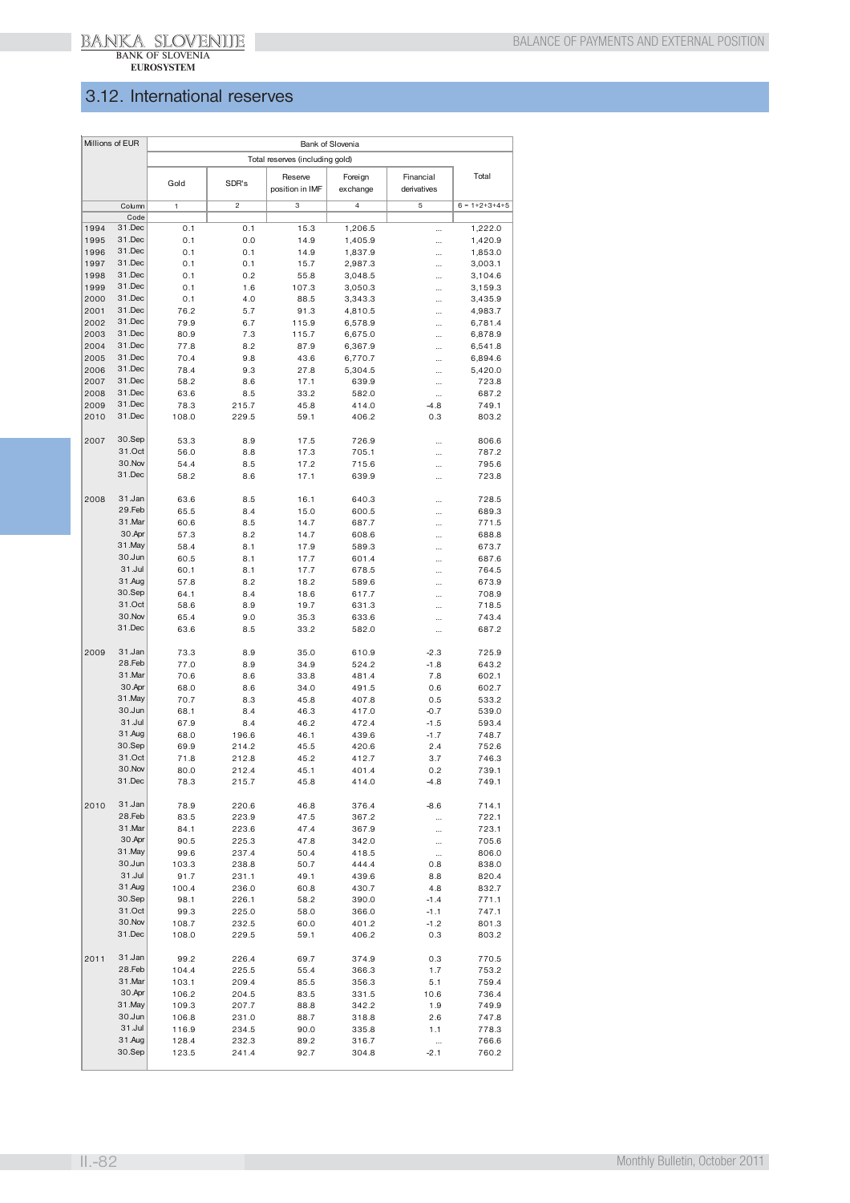## 3.12. International reserves

| Millions of EUR | | Bank of Slovenia | | | | | |
|---|---|---|---|---|---|---|---|
| | | Total reserves (including gold) | | | | | |
| | | Gold | SDR's | Reserve position in IMF | Foreign exchange | Financial derivatives | Total |
| | Column | 1 | 2 | 3 | 4 | 5 | 6 = 1+2+3+4+5 |
| | Code | | | | | | |
| 1994 | 31.Dec | 0.1 | 0.1 | 15.3 | 1,206.5 | ... | 1,222.0 |
| 1995 | 31.Dec | 0.1 | 0.0 | 14.9 | 1,405.9 | ... | 1,420.9 |
| 1996 | 31.Dec | 0.1 | 0.1 | 14.9 | 1,837.9 | ... | 1,853.0 |
| 1997 | 31.Dec | 0.1 | 0.1 | 15.7 | 2,987.3 | ... | 3,003.1 |
| 1998 | 31.Dec | 0.1 | 0.2 | 55.8 | 3,048.5 | ... | 3,104.6 |
| 1999 | 31.Dec | 0.1 | 1.6 | 107.3 | 3,050.3 | ... | 3,159.3 |
| 2000 | 31.Dec | 0.1 | 4.0 | 88.5 | 3,343.3 | ... | 3,435.9 |
| 2001 | 31.Dec | 76.2 | 5.7 | 91.3 | 4,810.5 | ... | 4,983.7 |
| 2002 | 31.Dec | 79.9 | 6.7 | 115.9 | 6,578.9 | ... | 6,781.4 |
| 2003 | 31.Dec | 80.9 | 7.3 | 115.7 | 6,675.0 | ... | 6,878.9 |
| 2004 | 31.Dec | 77.8 | 8.2 | 87.9 | 6,367.9 | ... | 6,541.8 |
| 2005 | 31.Dec | 70.4 | 9.8 | 43.6 | 6,770.7 | ... | 6,894.6 |
| 2006 | 31.Dec | 78.4 | 9.3 | 27.8 | 5,304.5 | ... | 5,420.0 |
| 2007 | 31.Dec | 58.2 | 8.6 | 17.1 | 639.9 | ... | 723.8 |
| 2008 | 31.Dec | 63.6 | 8.5 | 33.2 | 582.0 | ... | 687.2 |
| 2009 | 31.Dec | 78.3 | 215.7 | 45.8 | 414.0 | -4.8 | 749.1 |
| 2010 | 31.Dec | 108.0 | 229.5 | 59.1 | 406.2 | 0.3 | 803.2 |
| 2007 | 30.Sep | 53.3 | 8.9 | 17.5 | 726.9 | ... | 806.6 |
| | 31.Oct | 56.0 | 8.8 | 17.3 | 705.1 | ... | 787.2 |
| | 30.Nov | 54.4 | 8.5 | 17.2 | 715.6 | ... | 795.6 |
| | 31.Dec | 58.2 | 8.6 | 17.1 | 639.9 | ... | 723.8 |
| 2008 | 31.Jan | 63.6 | 8.5 | 16.1 | 640.3 | ... | 728.5 |
| | 29.Feb | 65.5 | 8.4 | 15.0 | 600.5 | ... | 689.3 |
| | 31.Mar | 60.6 | 8.5 | 14.7 | 687.7 | ... | 771.5 |
| | 30.Apr | 57.3 | 8.2 | 14.7 | 608.6 | ... | 688.8 |
| | 31.May | 58.4 | 8.1 | 17.9 | 589.3 | ... | 673.7 |
| | 30.Jun | 60.5 | 8.1 | 17.7 | 601.4 | ... | 687.6 |
| | 31.Jul | 60.1 | 8.1 | 17.7 | 678.5 | ... | 764.5 |
| | 31.Aug | 57.8 | 8.2 | 18.2 | 589.6 | ... | 673.9 |
| | 30.Sep | 64.1 | 8.4 | 18.6 | 617.7 | ... | 708.9 |
| | 31.Oct | 58.6 | 8.9 | 19.7 | 631.3 | ... | 718.5 |
| | 30.Nov | 65.4 | 9.0 | 35.3 | 633.6 | ... | 743.4 |
| | 31.Dec | 63.6 | 8.5 | 33.2 | 582.0 | ... | 687.2 |
| 2009 | 31.Jan | 73.3 | 8.9 | 35.0 | 610.9 | -2.3 | 725.9 |
| | 28.Feb | 77.0 | 8.9 | 34.9 | 524.2 | -1.8 | 643.2 |
| | 31.Mar | 70.6 | 8.6 | 33.8 | 481.4 | 7.8 | 602.1 |
| | 30.Apr | 68.0 | 8.6 | 34.0 | 491.5 | 0.6 | 602.7 |
| | 31.May | 70.7 | 8.3 | 45.8 | 407.8 | 0.5 | 533.2 |
| | 30.Jun | 68.1 | 8.4 | 46.3 | 417.0 | -0.7 | 539.0 |
| | 31.Jul | 67.9 | 8.4 | 46.2 | 472.4 | -1.5 | 593.4 |
| | 31.Aug | 68.0 | 196.6 | 46.1 | 439.6 | -1.7 | 748.7 |
| | 30.Sep | 69.9 | 214.2 | 45.5 | 420.6 | 2.4 | 752.6 |
| | 31.Oct | 71.8 | 212.8 | 45.2 | 412.7 | 3.7 | 746.3 |
| | 30.Nov | 80.0 | 212.4 | 45.1 | 401.4 | 0.2 | 739.1 |
| | 31.Dec | 78.3 | 215.7 | 45.8 | 414.0 | -4.8 | 749.1 |
| 2010 | 31.Jan | 78.9 | 220.6 | 46.8 | 376.4 | -8.6 | 714.1 |
| | 28.Feb | 83.5 | 223.9 | 47.5 | 367.2 | ... | 722.1 |
| | 31.Mar | 84.1 | 223.6 | 47.4 | 367.9 | ... | 723.1 |
| | 30.Apr | 90.5 | 225.3 | 47.8 | 342.0 | ... | 705.6 |
| | 31.May | 99.6 | 237.4 | 50.4 | 418.5 | ... | 806.0 |
| | 30.Jun | 103.3 | 238.8 | 50.7 | 444.4 | 0.8 | 838.0 |
| | 31.Jul | 91.7 | 231.1 | 49.1 | 439.6 | 8.8 | 820.4 |
| | 31.Aug | 100.4 | 236.0 | 60.8 | 430.7 | 4.8 | 832.7 |
| | 30.Sep | 98.1 | 226.1 | 58.2 | 390.0 | -1.4 | 771.1 |
| | 31.Oct | 99.3 | 225.0 | 58.0 | 366.0 | -1.1 | 747.1 |
| | 30.Nov | 108.7 | 232.5 | 60.0 | 401.2 | -1.2 | 801.3 |
| | 31.Dec | 108.0 | 229.5 | 59.1 | 406.2 | 0.3 | 803.2 |
| 2011 | 31.Jan | 99.2 | 226.4 | 69.7 | 374.9 | 0.3 | 770.5 |
| | 28.Feb | 104.4 | 225.5 | 55.4 | 366.3 | 1.7 | 753.2 |
| | 31.Mar | 103.1 | 209.4 | 85.5 | 356.3 | 5.1 | 759.4 |
| | 30.Apr | 106.2 | 204.5 | 83.5 | 331.5 | 10.6 | 736.4 |
| | 31.May | 109.3 | 207.7 | 88.8 | 342.2 | 1.9 | 749.9 |
| | 30.Jun | 106.8 | 231.0 | 88.7 | 318.8 | 2.6 | 747.8 |
| | 31.Jul | 116.9 | 234.5 | 90.0 | 335.8 | 1.1 | 778.3 |
| | 31.Aug | 128.4 | 232.3 | 89.2 | 316.7 | ... | 766.6 |
| | 30.Sep | 123.5 | 241.4 | 92.7 | 304.8 | -2.1 | 760.2 |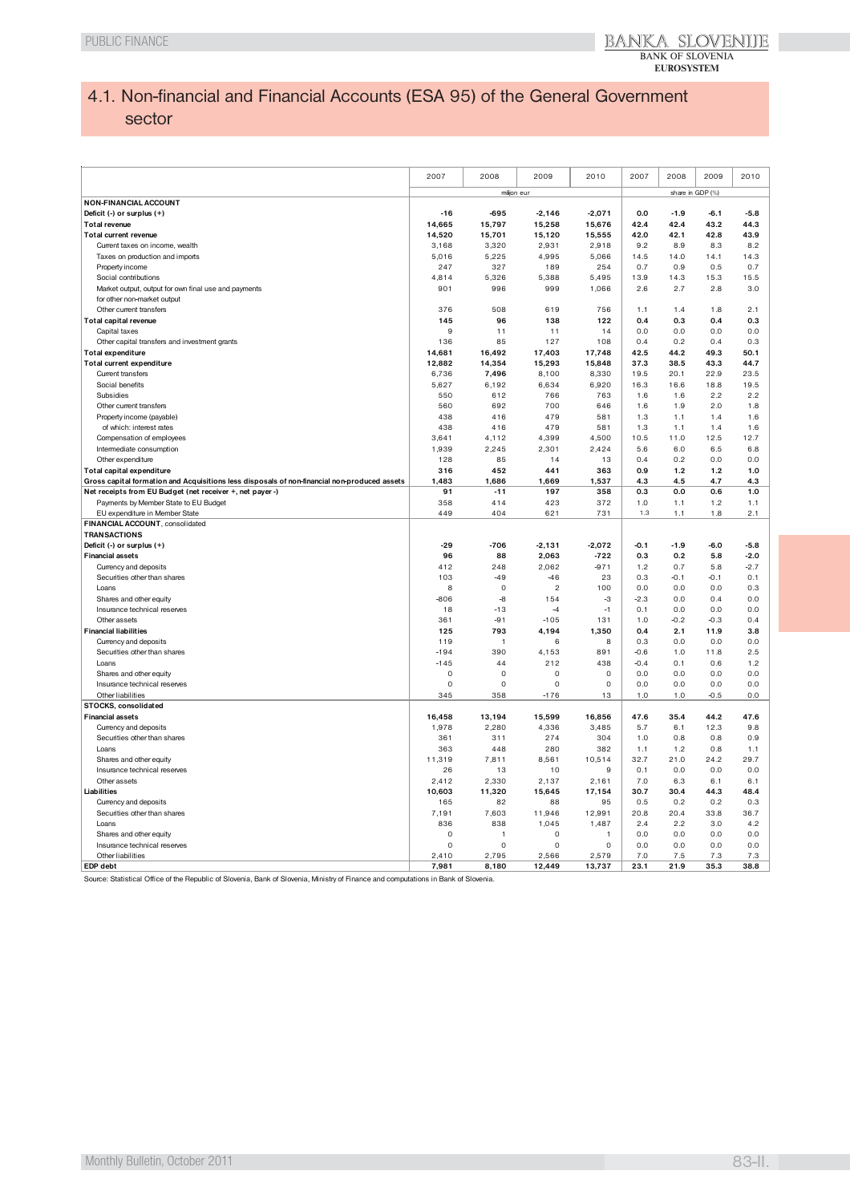# 4.1. Non-financial and Financial Accounts (ESA 95) of the General Government sector

| | 2007 | 2008 | 2009 | 2010 | 2007 | 2008 | 2009 | 2010 |
|---|---|---|---|---|---|---|---|---|
| | million eur | | | | share in GDP (%) | | | |
| **NON-FINANCIAL ACCOUNT** | | | | | | | | |
| **Deficit (-) or surplus (+)** | **-16** | **-695** | **-2,146** | **-2,071** | **0.0** | **-1.9** | **-6.1** | **-5.8** |
| **Total revenue** | **14,665** | **15,797** | **15,258** | **15,676** | **42.4** | **42.4** | **43.2** | **44.3** |
| **Total current revenue** | **14,520** | **15,701** | **15,120** | **15,555** | **42.0** | **42.1** | **42.8** | **43.9** |
| Current taxes on income, wealth | 3,168 | 3,320 | 2,931 | 2,918 | 9.2 | 8.9 | 8.3 | 8.2 |
| Taxes on production and imports | 5,016 | 5,225 | 4,995 | 5,066 | 14.5 | 14.0 | 14.1 | 14.3 |
| Property income | 247 | 327 | 189 | 254 | 0.7 | 0.9 | 0.5 | 0.7 |
| Social contributions | 4,814 | 5,326 | 5,388 | 5,495 | 13.9 | 14.3 | 15.3 | 15.5 |
| Market output, output for own final use and payments for other non-market output | 901 | 996 | 999 | 1,066 | 2.6 | 2.7 | 2.8 | 3.0 |
| Other current transfers | 376 | 508 | 619 | 756 | 1.1 | 1.4 | 1.8 | 2.1 |
| **Total capital revenue** | **145** | **96** | **138** | **122** | **0.4** | **0.3** | **0.4** | **0.3** |
| Capital taxes | 9 | 11 | 11 | 14 | 0.0 | 0.0 | 0.0 | 0.0 |
| Other capital transfers and investment grants | 136 | 85 | 127 | 108 | 0.4 | 0.2 | 0.4 | 0.3 |
| **Total expenditure** | **14,681** | **16,492** | **17,403** | **17,748** | **42.5** | **44.2** | **49.3** | **50.1** |
| **Total current expenditure** | **12,882** | **14,354** | **15,293** | **15,848** | **37.3** | **38.5** | **43.3** | **44.7** |
| Current transfers | 6,736 | 7,496 | 8,100 | 8,330 | 19.5 | 20.1 | 22.9 | 23.5 |
| Social benefits | 5,627 | 6,192 | 6,634 | 6,920 | 16.3 | 16.6 | 18.8 | 19.5 |
| Subsidies | 550 | 612 | 766 | 763 | 1.6 | 1.6 | 2.2 | 2.2 |
| Other current transfers | 560 | 692 | 700 | 646 | 1.6 | 1.9 | 2.0 | 1.8 |
| Property income (payable) | 438 | 416 | 479 | 581 | 1.3 | 1.1 | 1.4 | 1.6 |
| of which: interest rates | 438 | 416 | 479 | 581 | 1.3 | 1.1 | 1.4 | 1.6 |
| Compensation of employees | 3,641 | 4,112 | 4,399 | 4,500 | 10.5 | 11.0 | 12.5 | 12.7 |
| Intermediate consumption | 1,939 | 2,245 | 2,301 | 2,424 | 5.6 | 6.0 | 6.5 | 6.8 |
| Other expenditure | 128 | 85 | 14 | 13 | 0.4 | 0.2 | 0.0 | 0.0 |
| **Total capital expenditure** | **316** | **452** | **441** | **363** | **0.9** | **1.2** | **1.2** | **1.0** |
| **Gross capital formation and Acquisitions less disposals of non-financial non-produced assets** | **1,483** | **1,686** | **1,669** | **1,537** | **4.3** | **4.5** | **4.7** | **4.3** |
| **Net receipts from EU Budget (net receiver +, net payer -)** | **91** | **-11** | **197** | **358** | **0.3** | **0.0** | **0.6** | **1.0** |
| Payments by Member State to EU Budget | 358 | 414 | 423 | 372 | 1.0 | 1.1 | 1.2 | 1.1 |
| EU expenditure in Member State | 449 | 404 | 621 | 731 | 1.3 | 1.1 | 1.8 | 2.1 |
| **FINANCIAL ACCOUNT**, consolidated | | | | | | | | |
| **TRANSACTIONS** | | | | | | | | |
| **Deficit (-) or surplus (+)** | **-29** | **-706** | **-2,131** | **-2,072** | **-0.1** | **-1.9** | **-6.0** | **-5.8** |
| **Financial assets** | **96** | **88** | **2,063** | **-722** | **0.3** | **0.2** | **5.8** | **-2.0** |
| Currency and deposits | 412 | 248 | 2,062 | -971 | 1.2 | 0.7 | 5.8 | -2.7 |
| Securities other than shares | 103 | -49 | -46 | 23 | 0.3 | -0.1 | -0.1 | 0.1 |
| Loans | 8 | 0 | 2 | 100 | 0.0 | 0.0 | 0.0 | 0.3 |
| Shares and other equity | -806 | -8 | 154 | -3 | -2.3 | 0.0 | 0.4 | 0.0 |
| Insurance technical reserves | 18 | -13 | -4 | -1 | 0.1 | 0.0 | 0.0 | 0.0 |
| Other assets | 361 | -91 | -105 | 131 | 1.0 | -0.2 | -0.3 | 0.4 |
| **Financial liabilities** | **125** | **793** | **4,194** | **1,350** | **0.4** | **2.1** | **11.9** | **3.8** |
| Currency and deposits | 119 | 1 | 6 | 8 | 0.3 | 0.0 | 0.0 | 0.0 |
| Securities other than shares | -194 | 390 | 4,153 | 891 | -0.6 | 1.0 | 11.8 | 2.5 |
| Loans | -145 | 44 | 212 | 438 | -0.4 | 0.1 | 0.6 | 1.2 |
| Shares and other equity | 0 | 0 | 0 | 0 | 0.0 | 0.0 | 0.0 | 0.0 |
| Insurance technical reserves | 0 | 0 | 0 | 0 | 0.0 | 0.0 | 0.0 | 0.0 |
| Other liabilities | 345 | 358 | -176 | 13 | 1.0 | 1.0 | -0.5 | 0.0 |
| **STOCKS, consolidated** | | | | | | | | |
| **Financial assets** | **16,458** | **13,194** | **15,599** | **16,856** | **47.6** | **35.4** | **44.2** | **47.6** |
| Currency and deposits | 1,978 | 2,280 | 4,336 | 3,485 | 5.7 | 6.1 | 12.3 | 9.8 |
| Securities other than shares | 361 | 311 | 274 | 304 | 1.0 | 0.8 | 0.8 | 0.9 |
| Loans | 363 | 448 | 280 | 382 | 1.1 | 1.2 | 0.8 | 1.1 |
| Shares and other equity | 11,319 | 7,811 | 8,561 | 10,514 | 32.7 | 21.0 | 24.2 | 29.7 |
| Insurance technical reserves | 26 | 13 | 10 | 9 | 0.1 | 0.0 | 0.0 | 0.0 |
| Other assets | 2,412 | 2,330 | 2,137 | 2,161 | 7.0 | 6.3 | 6.1 | 6.1 |
| **Liabilities** | **10,603** | **11,320** | **15,645** | **17,154** | **30.7** | **30.4** | **44.3** | **48.4** |
| Currency and deposits | 165 | 82 | 88 | 95 | 0.5 | 0.2 | 0.2 | 0.3 |
| Securities other than shares | 7,191 | 7,603 | 11,946 | 12,991 | 20.8 | 20.4 | 33.8 | 36.7 |
| Loans | 836 | 838 | 1,045 | 1,487 | 2.4 | 2.2 | 3.0 | 4.2 |
| Shares and other equity | 0 | 1 | 0 | 1 | 0.0 | 0.0 | 0.0 | 0.0 |
| Insurance technical reserves | 0 | 0 | 0 | 0 | 0.0 | 0.0 | 0.0 | 0.0 |
| Other liabilities | 2,410 | 2,795 | 2,566 | 2,579 | 7.0 | 7.5 | 7.3 | 7.3 |
| **EDP debt** | **7,981** | **8,180** | **12,449** | **13,737** | **23.1** | **21.9** | **35.3** | **38.8** |

Source: Statistical Office of the Republic of Slovenia, Bank of Slovenia, Ministry of Finance and computations in Bank of Slovenia.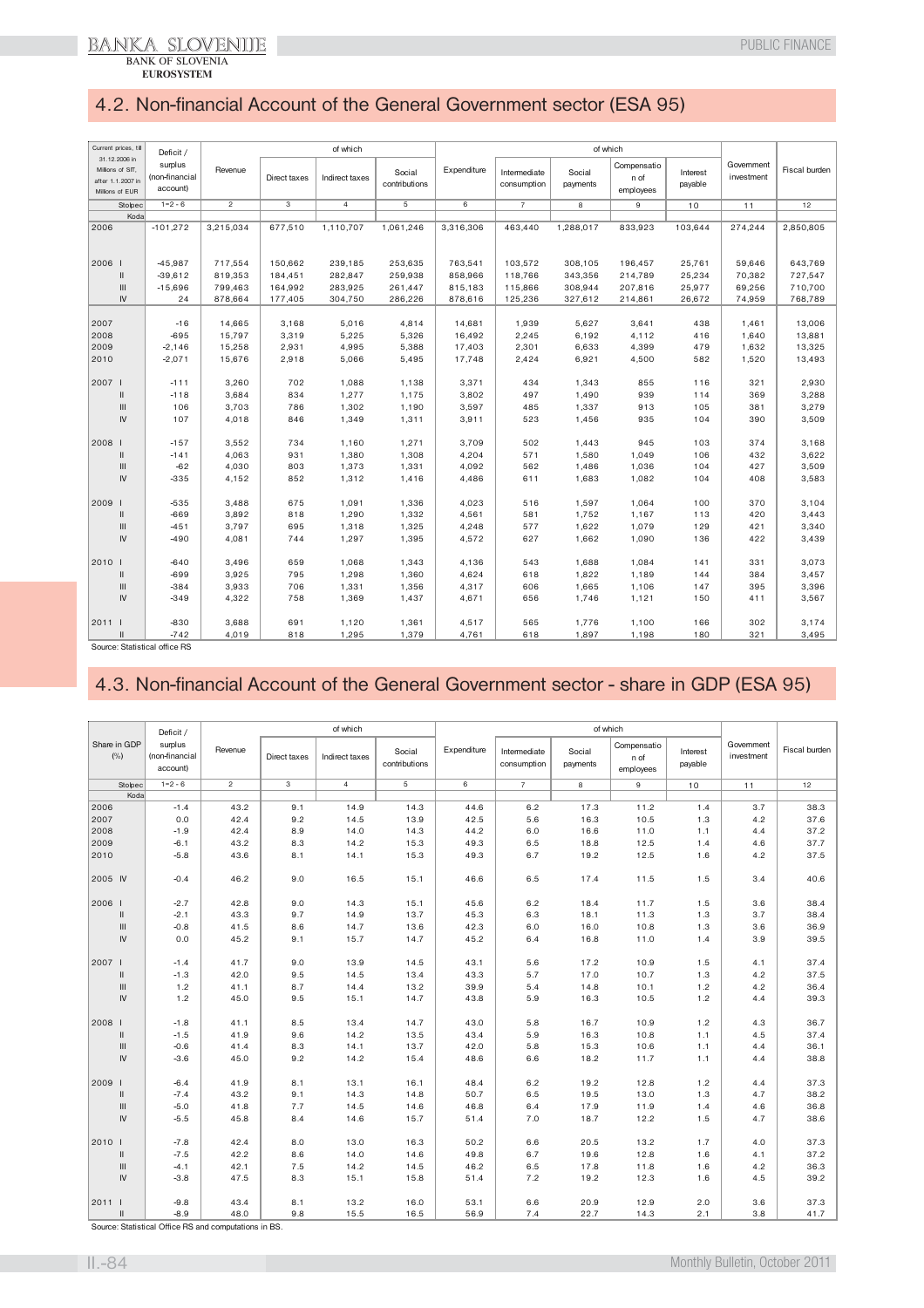## 4.2. Non-financial Account of the General Government sector (ESA 95)

| Current prices, till 31.12.2006 in Millions of SIT, after 1.1.2007 in Millions of EUR | | Deficit / surplus (non-financial account) | Revenue | of which | | | Expenditure | of which | | | | Government investment | Fiscal burden |
|---|---|---|---|---|---|---|---|---|---|---|---|---|---|
| | | | | Direct taxes | Indirect taxes | Social contributions | | Intermediate consumption | Social payments | Compensation of employees | Interest payable | | |
| Stolpec | | 1=2-6 | 2 | 3 | 4 | 5 | 6 | 7 | 8 | 9 | 10 | 11 | 12 |
| Koda | | | | | | | | | | | | | |
| 2006 | | -101,272 | 3,215,034 | 677,510 | 1,110,707 | 1,061,246 | 3,316,306 | 463,440 | 1,288,017 | 833,923 | 103,644 | 274,244 | 2,850,805 |
| 2006 | I | -45,987 | 717,554 | 150,662 | 239,185 | 253,635 | 763,541 | 103,572 | 308,105 | 196,457 | 25,761 | 59,646 | 643,769 |
| | II | -39,612 | 819,353 | 184,451 | 282,847 | 259,938 | 858,966 | 118,766 | 343,356 | 214,789 | 25,234 | 70,382 | 727,547 |
| | III | -15,696 | 799,463 | 164,992 | 283,925 | 261,447 | 815,183 | 115,866 | 308,944 | 207,816 | 25,977 | 69,256 | 710,700 |
| | IV | 24 | 878,664 | 177,405 | 304,750 | 286,226 | 878,616 | 125,236 | 327,612 | 214,861 | 26,672 | 74,959 | 768,789 |
| 2007 | | -16 | 14,665 | 3,168 | 5,016 | 4,814 | 14,681 | 1,939 | 5,627 | 3,641 | 438 | 1,461 | 13,006 |
| 2008 | | -695 | 15,797 | 3,319 | 5,225 | 5,326 | 16,492 | 2,245 | 6,192 | 4,112 | 416 | 1,640 | 13,881 |
| 2009 | | -2,146 | 15,258 | 2,931 | 4,995 | 5,388 | 17,403 | 2,301 | 6,633 | 4,399 | 479 | 1,632 | 13,325 |
| 2010 | | -2,071 | 15,676 | 2,918 | 5,066 | 5,495 | 17,748 | 2,424 | 6,921 | 4,500 | 582 | 1,520 | 13,493 |
| 2007 | I | -111 | 3,260 | 702 | 1,088 | 1,138 | 3,371 | 434 | 1,343 | 855 | 116 | 321 | 2,930 |
| | II | -118 | 3,684 | 834 | 1,277 | 1,175 | 3,802 | 497 | 1,490 | 939 | 114 | 369 | 3,288 |
| | III | 106 | 3,703 | 786 | 1,302 | 1,190 | 3,597 | 485 | 1,337 | 913 | 105 | 381 | 3,279 |
| | IV | 107 | 4,018 | 846 | 1,349 | 1,311 | 3,911 | 523 | 1,456 | 935 | 104 | 390 | 3,509 |
| 2008 | I | -157 | 3,552 | 734 | 1,160 | 1,271 | 3,709 | 502 | 1,443 | 945 | 103 | 374 | 3,168 |
| | II | -141 | 4,063 | 931 | 1,380 | 1,308 | 4,204 | 571 | 1,580 | 1,049 | 106 | 432 | 3,622 |
| | III | -62 | 4,030 | 803 | 1,373 | 1,331 | 4,092 | 562 | 1,486 | 1,036 | 104 | 427 | 3,509 |
| | IV | -335 | 4,152 | 852 | 1,312 | 1,416 | 4,486 | 611 | 1,683 | 1,082 | 104 | 408 | 3,583 |
| 2009 | I | -535 | 3,488 | 675 | 1,091 | 1,336 | 4,023 | 516 | 1,597 | 1,064 | 100 | 370 | 3,104 |
| | II | -669 | 3,892 | 818 | 1,290 | 1,332 | 4,561 | 581 | 1,752 | 1,167 | 113 | 420 | 3,443 |
| | III | -451 | 3,797 | 695 | 1,318 | 1,325 | 4,248 | 577 | 1,622 | 1,079 | 129 | 421 | 3,340 |
| | IV | -490 | 4,081 | 744 | 1,297 | 1,395 | 4,572 | 627 | 1,662 | 1,090 | 136 | 422 | 3,439 |
| 2010 | I | -640 | 3,496 | 659 | 1,068 | 1,343 | 4,136 | 543 | 1,688 | 1,084 | 141 | 331 | 3,073 |
| | II | -699 | 3,925 | 795 | 1,298 | 1,360 | 4,624 | 618 | 1,822 | 1,189 | 144 | 384 | 3,457 |
| | III | -384 | 3,933 | 706 | 1,331 | 1,356 | 4,317 | 606 | 1,665 | 1,106 | 147 | 395 | 3,396 |
| | IV | -349 | 4,322 | 758 | 1,369 | 1,437 | 4,671 | 656 | 1,746 | 1,121 | 150 | 411 | 3,567 |
| 2011 | I | -830 | 3,688 | 691 | 1,120 | 1,361 | 4,517 | 565 | 1,776 | 1,100 | 166 | 302 | 3,174 |
| | II | -742 | 4,019 | 818 | 1,295 | 1,379 | 4,761 | 618 | 1,897 | 1,198 | 180 | 321 | 3,495 |

Source: Statistical office RS

## 4.3. Non-financial Account of the General Government sector - share in GDP (ESA 95)

| Share in GDP (%) | | Deficit / surplus (non-financial account) | Revenue | of which | | | Expenditure | of which | | | | Government investment | Fiscal burden |
|---|---|---|---|---|---|---|---|---|---|---|---|---|---|
| | | | | Direct taxes | Indirect taxes | Social contributions | | Intermediate consumption | Social payments | Compensation of employees | Interest payable | | |
| Stolpec | | 1=2-6 | 2 | 3 | 4 | 5 | 6 | 7 | 8 | 9 | 10 | 11 | 12 |
| Koda | | | | | | | | | | | | | |
| 2006 | | -1.4 | 43.2 | 9.1 | 14.9 | 14.3 | 44.6 | 6.2 | 17.3 | 11.2 | 1.4 | 3.7 | 38.3 |
| 2007 | | 0.0 | 42.4 | 9.2 | 14.5 | 13.9 | 42.5 | 5.6 | 16.3 | 10.5 | 1.3 | 4.2 | 37.6 |
| 2008 | | -1.9 | 42.4 | 8.9 | 14.0 | 14.3 | 44.2 | 6.0 | 16.6 | 11.0 | 1.1 | 4.4 | 37.2 |
| 2009 | | -6.1 | 43.2 | 8.3 | 14.2 | 15.3 | 49.3 | 6.5 | 18.8 | 12.5 | 1.4 | 4.6 | 37.7 |
| 2010 | | -5.8 | 43.6 | 8.1 | 14.1 | 15.3 | 49.3 | 6.7 | 19.2 | 12.5 | 1.6 | 4.2 | 37.5 |
| 2005 | IV | -0.4 | 46.2 | 9.0 | 16.5 | 15.1 | 46.6 | 6.5 | 17.4 | 11.5 | 1.5 | 3.4 | 40.6 |
| 2006 | I | -2.7 | 42.8 | 9.0 | 14.3 | 15.1 | 45.6 | 6.2 | 18.4 | 11.7 | 1.5 | 3.6 | 38.4 |
| | II | -2.1 | 43.3 | 9.7 | 14.9 | 13.7 | 45.3 | 6.3 | 18.1 | 11.3 | 1.3 | 3.7 | 38.4 |
| | III | -0.8 | 41.5 | 8.6 | 14.7 | 13.6 | 42.3 | 6.0 | 16.0 | 10.8 | 1.3 | 3.6 | 36.9 |
| | IV | 0.0 | 45.2 | 9.1 | 15.7 | 14.7 | 45.2 | 6.4 | 16.8 | 11.0 | 1.4 | 3.9 | 39.5 |
| 2007 | I | -1.4 | 41.7 | 9.0 | 13.9 | 14.5 | 43.1 | 5.6 | 17.2 | 10.9 | 1.5 | 4.1 | 37.4 |
| | II | -1.3 | 42.0 | 9.5 | 14.5 | 13.4 | 43.3 | 5.7 | 17.0 | 10.7 | 1.3 | 4.2 | 37.5 |
| | III | 1.2 | 41.1 | 8.7 | 14.4 | 13.2 | 39.9 | 5.4 | 14.8 | 10.1 | 1.2 | 4.2 | 36.4 |
| | IV | 1.2 | 45.0 | 9.5 | 15.1 | 14.7 | 43.8 | 5.9 | 16.3 | 10.5 | 1.2 | 4.4 | 39.3 |
| 2008 | I | -1.8 | 41.1 | 8.5 | 13.4 | 14.7 | 43.0 | 5.8 | 16.7 | 10.9 | 1.2 | 4.3 | 36.7 |
| | II | -1.5 | 41.9 | 9.6 | 14.2 | 13.5 | 43.4 | 5.9 | 16.3 | 10.8 | 1.1 | 4.5 | 37.4 |
| | III | -0.6 | 41.4 | 8.3 | 14.1 | 13.7 | 42.0 | 5.8 | 15.3 | 10.6 | 1.1 | 4.4 | 36.1 |
| | IV | -3.6 | 45.0 | 9.2 | 14.2 | 15.4 | 48.6 | 6.6 | 18.2 | 11.7 | 1.1 | 4.4 | 38.8 |
| 2009 | I | -6.4 | 41.9 | 8.1 | 13.1 | 16.1 | 48.4 | 6.2 | 19.2 | 12.8 | 1.2 | 4.4 | 37.3 |
| | II | -7.4 | 43.2 | 9.1 | 14.3 | 14.8 | 50.7 | 6.5 | 19.5 | 13.0 | 1.3 | 4.7 | 38.2 |
| | III | -5.0 | 41.8 | 7.7 | 14.5 | 14.6 | 46.8 | 6.4 | 17.9 | 11.9 | 1.4 | 4.6 | 36.8 |
| | IV | -5.5 | 45.8 | 8.4 | 14.6 | 15.7 | 51.4 | 7.0 | 18.7 | 12.2 | 1.5 | 4.7 | 38.6 |
| 2010 | I | -7.8 | 42.4 | 8.0 | 13.0 | 16.3 | 50.2 | 6.6 | 20.5 | 13.2 | 1.7 | 4.0 | 37.3 |
| | II | -7.5 | 42.2 | 8.6 | 14.0 | 14.6 | 49.8 | 6.7 | 19.6 | 12.8 | 1.6 | 4.1 | 37.2 |
| | III | -4.1 | 42.1 | 7.5 | 14.2 | 14.5 | 46.2 | 6.5 | 17.8 | 11.8 | 1.6 | 4.2 | 36.3 |
| | IV | -3.8 | 47.5 | 8.3 | 15.1 | 15.8 | 51.4 | 7.2 | 19.2 | 12.3 | 1.6 | 4.5 | 39.2 |
| 2011 | I | -9.8 | 43.4 | 8.1 | 13.2 | 16.0 | 53.1 | 6.6 | 20.9 | 12.9 | 2.0 | 3.6 | 37.3 |
| | II | -8.9 | 48.0 | 9.8 | 15.5 | 16.5 | 56.9 | 7.4 | 22.7 | 14.3 | 2.1 | 3.8 | 41.7 |

Source: Statistical Office RS and computations in BS.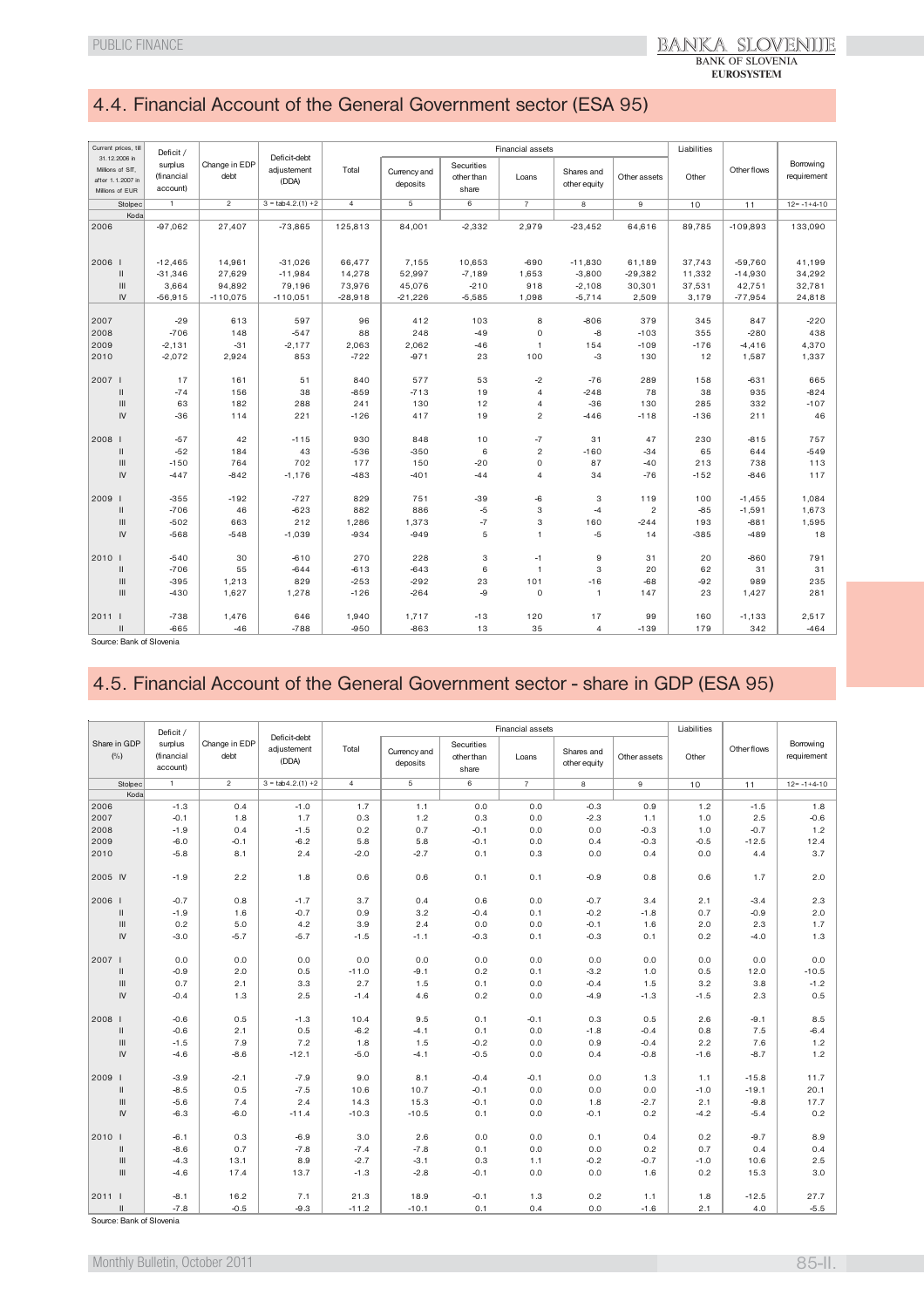## 4.4. Financial Account of the General Government sector (ESA 95)

| Current prices, till 31.12.2006 in Millions of SIT, after 1.1.2007 in Millions of EUR | | Deficit / surplus (financial account) | Change in EDP debt | Deficit-debt adjustement (DDA) | Financial assets | | | | | | Liabilities | Other flows | Borrowing requirement |
|---|---|---|---|---|---|---|---|---|---|---|---|---|---|
| | | | | | Total | Currency and deposits | Securities other than share | Loans | Shares and other equity | Other assets | Other | | |
| Stolpec | | 1 | 2 | 3 = tab4.2.(1) +2 | 4 | 5 | 6 | 7 | 8 | 9 | 10 | 11 | 12= -1+4-10 |
| Koda | | | | | | | | | | | | | |
| 2006 | | -97,062 | 27,407 | -73,865 | 125,813 | 84,001 | -2,332 | 2,979 | -23,452 | 64,616 | 89,785 | -109,893 | 133,090 |
| 2006 | I | -12,465 | 14,961 | -31,026 | 66,477 | 7,155 | 10,653 | -690 | -11,830 | 61,189 | 37,743 | -59,760 | 41,199 |
| | II | -31,346 | 27,629 | -11,984 | 14,278 | 52,997 | -7,189 | 1,653 | -3,800 | -29,382 | 11,332 | -14,930 | 34,292 |
| | III | 3,664 | 94,892 | 79,196 | 73,976 | 45,076 | -210 | 918 | -2,108 | 30,301 | 37,531 | 42,751 | 32,781 |
| | IV | -56,915 | -110,075 | -110,051 | -28,918 | -21,226 | -5,585 | 1,098 | -5,714 | 2,509 | 3,179 | -77,954 | 24,818 |
| 2007 | | -29 | 613 | 597 | 96 | 412 | 103 | 8 | -806 | 379 | 345 | 847 | -220 |
| 2008 | | -706 | 148 | -547 | 88 | 248 | -49 | 0 | -8 | -103 | 355 | -280 | 438 |
| 2009 | | -2,131 | -31 | -2,177 | 2,063 | 2,062 | -46 | 1 | 154 | -109 | -176 | -4,416 | 4,370 |
| 2010 | | -2,072 | 2,924 | 853 | -722 | -971 | 23 | 100 | -3 | 130 | 12 | 1,587 | 1,337 |
| 2007 | I | 17 | 161 | 51 | 840 | 577 | 53 | -2 | -76 | 289 | 158 | -631 | 665 |
| | II | -74 | 156 | 38 | -859 | -713 | 19 | 4 | -248 | 78 | 38 | 935 | -824 |
| | III | 63 | 182 | 288 | 241 | 130 | 12 | 4 | -36 | 130 | 285 | 332 | -107 |
| | IV | -36 | 114 | 221 | -126 | 417 | 19 | 2 | -446 | -118 | -136 | 211 | 46 |
| 2008 | I | -57 | 42 | -115 | 930 | 848 | 10 | -7 | 31 | 47 | 230 | -815 | 757 |
| | II | -52 | 184 | 43 | -536 | -350 | 6 | 2 | -160 | -34 | 65 | 644 | -549 |
| | III | -150 | 764 | 702 | 177 | 150 | -20 | 0 | 87 | -40 | 213 | 738 | 113 |
| | IV | -447 | -842 | -1,176 | -483 | -401 | -44 | 4 | 34 | -76 | -152 | -846 | 117 |
| 2009 | I | -355 | -192 | -727 | 829 | 751 | -39 | -6 | 3 | 119 | 100 | -1,455 | 1,084 |
| | II | -706 | 46 | -623 | 882 | 886 | -5 | 3 | -4 | 2 | -85 | -1,591 | 1,673 |
| | III | -502 | 663 | 212 | 1,286 | 1,373 | -7 | 3 | 160 | -244 | 193 | -881 | 1,595 |
| | IV | -568 | -548 | -1,039 | -934 | -949 | 5 | 1 | -5 | 14 | -385 | -489 | 18 |
| 2010 | I | -540 | 30 | -610 | 270 | 228 | 3 | -1 | 9 | 31 | 20 | -860 | 791 |
| | II | -706 | 55 | -644 | -613 | -643 | 6 | 1 | 3 | 20 | 62 | 31 | 31 |
| | III | -395 | 1,213 | 829 | -253 | -292 | 23 | 101 | -16 | -68 | -92 | 989 | 235 |
| | III | -430 | 1,627 | 1,278 | -126 | -264 | -9 | 0 | 1 | 147 | 23 | 1,427 | 281 |
| 2011 | I | -738 | 1,476 | 646 | 1,940 | 1,717 | -13 | 120 | 17 | 99 | 160 | -1,133 | 2,517 |
| | II | -665 | -46 | -788 | -950 | -863 | 13 | 35 | 4 | -139 | 179 | 342 | -464 |

Source: Bank of Slovenia

## 4.5. Financial Account of the General Government sector - share in GDP (ESA 95)

| Share in GDP (%) | | Deficit / surplus (financial account) | Change in EDP debt | Deficit-debt adjustement (DDA) | Financial assets | | | | | | Liabilities | Other flows | Borrowing requirement |
|---|---|---|---|---|---|---|---|---|---|---|---|---|---|
| | | | | | Total | Currency and deposits | Securities other than share | Loans | Shares and other equity | Other assets | Other | | |
| Stolpec | | 1 | 2 | 3 = tab4.2.(1) +2 | 4 | 5 | 6 | 7 | 8 | 9 | 10 | 11 | 12= -1+4-10 |
| Koda | | | | | | | | | | | | | |
| 2006 | | -1.3 | 0.4 | -1.0 | 1.7 | 1.1 | 0.0 | 0.0 | -0.3 | 0.9 | 1.2 | -1.5 | 1.8 |
| 2007 | | -0.1 | 1.8 | 1.7 | 0.3 | 1.2 | 0.3 | 0.0 | -2.3 | 1.1 | 1.0 | 2.5 | -0.6 |
| 2008 | | -1.9 | 0.4 | -1.5 | 0.2 | 0.7 | -0.1 | 0.0 | 0.0 | -0.3 | 1.0 | -0.7 | 1.2 |
| 2009 | | -6.0 | -0.1 | -6.2 | 5.8 | 5.8 | -0.1 | 0.0 | 0.4 | -0.3 | -0.5 | -12.5 | 12.4 |
| 2010 | | -5.8 | 8.1 | 2.4 | -2.0 | -2.7 | 0.1 | 0.3 | 0.0 | 0.4 | 0.0 | 4.4 | 3.7 |
| 2005 | IV | -1.9 | 2.2 | 1.8 | 0.6 | 0.6 | 0.1 | 0.1 | -0.9 | 0.8 | 0.6 | 1.7 | 2.0 |
| 2006 | I | -0.7 | 0.8 | -1.7 | 3.7 | 0.4 | 0.6 | 0.0 | -0.7 | 3.4 | 2.1 | -3.4 | 2.3 |
| | II | -1.9 | 1.6 | -0.7 | 0.9 | 3.2 | -0.4 | 0.1 | -0.2 | -1.8 | 0.7 | -0.9 | 2.0 |
| | III | 0.2 | 5.0 | 4.2 | 3.9 | 2.4 | 0.0 | 0.0 | -0.1 | 1.6 | 2.0 | 2.3 | 1.7 |
| | IV | -3.0 | -5.7 | -5.7 | -1.5 | -1.1 | -0.3 | 0.1 | -0.3 | 0.1 | 0.2 | -4.0 | 1.3 |
| 2007 | I | 0.0 | 0.0 | 0.0 | 0.0 | 0.0 | 0.0 | 0.0 | 0.0 | 0.0 | 0.0 | 0.0 | 0.0 |
| | II | -0.9 | 2.0 | 0.5 | -11.0 | -9.1 | 0.2 | 0.1 | -3.2 | 1.0 | 0.5 | 12.0 | -10.5 |
| | III | 0.7 | 2.1 | 3.3 | 2.7 | 1.5 | 0.1 | 0.0 | -0.4 | 1.5 | 3.2 | 3.8 | -1.2 |
| | IV | -0.4 | 1.3 | 2.5 | -1.4 | 4.6 | 0.2 | 0.0 | -4.9 | -1.3 | -1.5 | 2.3 | 0.5 |
| 2008 | I | -0.6 | 0.5 | -1.3 | 10.4 | 9.5 | 0.1 | -0.1 | 0.3 | 0.5 | 2.6 | -9.1 | 8.5 |
| | II | -0.6 | 2.1 | 0.5 | -6.2 | -4.1 | 0.1 | 0.0 | -1.8 | -0.4 | 0.8 | 7.5 | -6.4 |
| | III | -1.5 | 7.9 | 7.2 | 1.8 | 1.5 | -0.2 | 0.0 | 0.9 | -0.4 | 2.2 | 7.6 | 1.2 |
| | IV | -4.6 | -8.6 | -12.1 | -5.0 | -4.1 | -0.5 | 0.0 | 0.4 | -0.8 | -1.6 | -8.7 | 1.2 |
| 2009 | I | -3.9 | -2.1 | -7.9 | 9.0 | 8.1 | -0.4 | -0.1 | 0.0 | 1.3 | 1.1 | -15.8 | 11.7 |
| | II | -8.5 | 0.5 | -7.5 | 10.6 | 10.7 | -0.1 | 0.0 | 0.0 | 0.0 | -1.0 | -19.1 | 20.1 |
| | III | -5.6 | 7.4 | 2.4 | 14.3 | 15.3 | -0.1 | 0.0 | 1.8 | -2.7 | 2.1 | -9.8 | 17.7 |
| | IV | -6.3 | -6.0 | -11.4 | -10.3 | -10.5 | 0.1 | 0.0 | -0.1 | 0.2 | -4.2 | -5.4 | 0.2 |
| 2010 | I | -6.1 | 0.3 | -6.9 | 3.0 | 2.6 | 0.0 | 0.0 | 0.1 | 0.4 | 0.2 | -9.7 | 8.9 |
| | II | -8.6 | 0.7 | -7.8 | -7.4 | -7.8 | 0.1 | 0.0 | 0.0 | 0.2 | 0.7 | 0.4 | 0.4 |
| | III | -4.3 | 13.1 | 8.9 | -2.7 | -3.1 | 0.3 | 1.1 | -0.2 | -0.7 | -1.0 | 10.6 | 2.5 |
| | III | -4.6 | 17.4 | 13.7 | -1.3 | -2.8 | -0.1 | 0.0 | 0.0 | 1.6 | 0.2 | 15.3 | 3.0 |
| 2011 | I | -8.1 | 16.2 | 7.1 | 21.3 | 18.9 | -0.1 | 1.3 | 0.2 | 1.1 | 1.8 | -12.5 | 27.7 |
| | II | -7.8 | -0.5 | -9.3 | -11.2 | -10.1 | 0.1 | 0.4 | 0.0 | -1.6 | 2.1 | 4.0 | -5.5 |

Source: Bank of Slovenia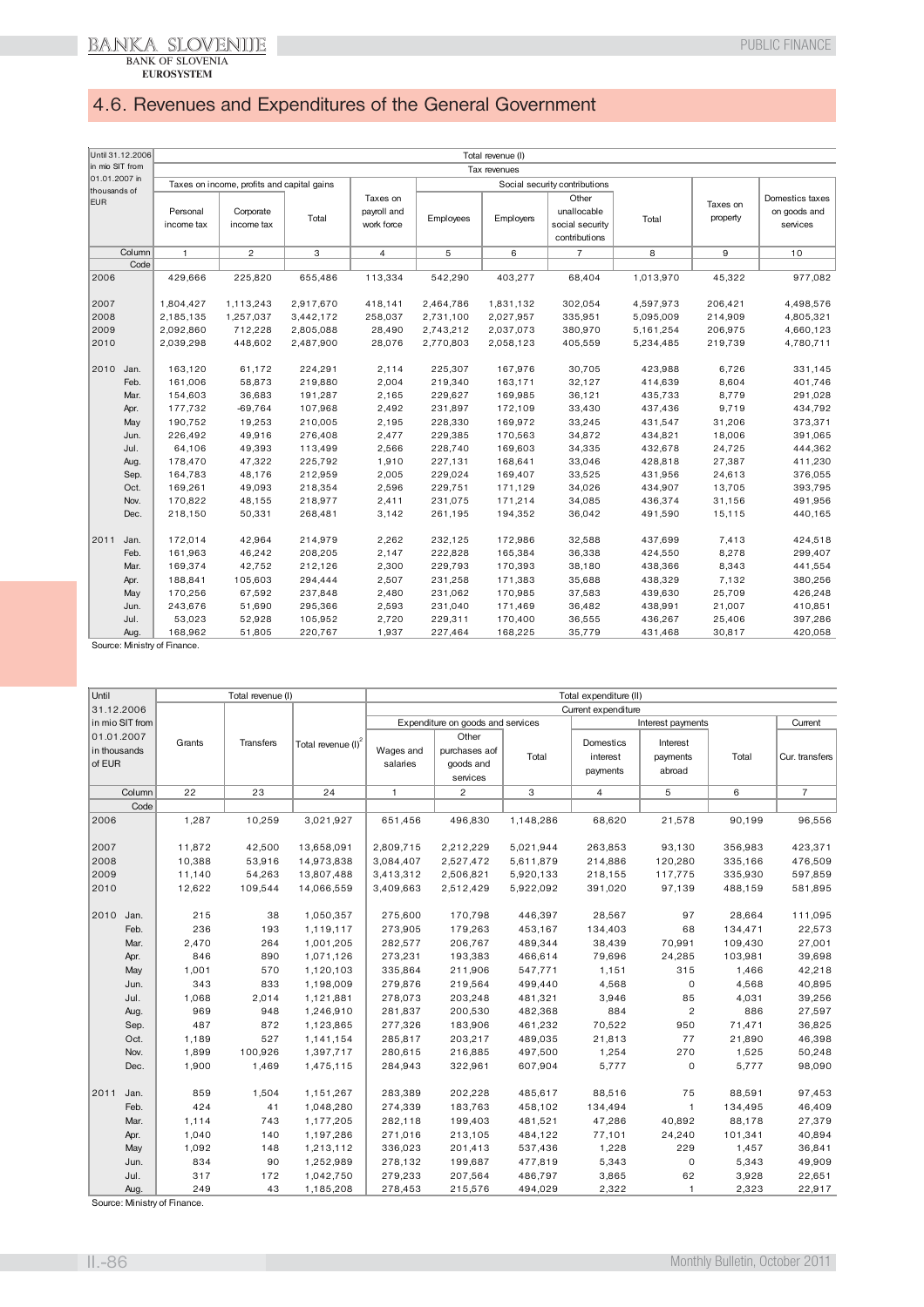## 4.6. Revenues and Expenditures of the General Government

| Until 31.12.2006 in mio SIT from 01.01.2007 in thousands of EUR | Total revenue (I) | | | | | | | | | |
|---|---|---|---|---|---|---|---|---|---|---|
| | Tax revenues | | | | | | | | | |
| | Taxes on income, profits and capital gains | | | Taxes on payroll and work force | Social security contributions | | | | Taxes on property | Domestics taxes on goods and services |
| | Personal income tax | Corporate income tax | Total | | Employees | Employers | Other unallocable social security contributions | Total | | |
| Column | 1 | 2 | 3 | 4 | 5 | 6 | 7 | 8 | 9 | 10 |
| Code | | | | | | | | | | |
| 2006 | 429,666 | 225,820 | 655,486 | 113,334 | 542,290 | 403,277 | 68,404 | 1,013,970 | 45,322 | 977,082 |
| 2007 | 1,804,427 | 1,113,243 | 2,917,670 | 418,141 | 2,464,786 | 1,831,132 | 302,054 | 4,597,973 | 206,421 | 4,498,576 |
| 2008 | 2,185,135 | 1,257,037 | 3,442,172 | 258,037 | 2,731,100 | 2,027,957 | 335,951 | 5,095,009 | 214,909 | 4,805,321 |
| 2009 | 2,092,860 | 712,228 | 2,805,088 | 28,490 | 2,743,212 | 2,037,073 | 380,970 | 5,161,254 | 206,975 | 4,660,123 |
| 2010 | 2,039,298 | 448,602 | 2,487,900 | 28,076 | 2,770,803 | 2,058,123 | 405,559 | 5,234,485 | 219,739 | 4,780,711 |
| 2010 Jan. | 163,120 | 61,172 | 224,291 | 2,114 | 225,307 | 167,976 | 30,705 | 423,988 | 6,726 | 331,145 |
| Feb. | 161,006 | 58,873 | 219,880 | 2,004 | 219,340 | 163,171 | 32,127 | 414,639 | 8,604 | 401,746 |
| Mar. | 154,603 | 36,683 | 191,287 | 2,165 | 229,627 | 169,985 | 36,121 | 435,733 | 8,779 | 291,028 |
| Apr. | 177,732 | -69,764 | 107,968 | 2,492 | 231,897 | 172,109 | 33,430 | 437,436 | 9,719 | 434,792 |
| May | 190,752 | 19,253 | 210,005 | 2,195 | 228,330 | 169,972 | 33,245 | 431,547 | 31,206 | 373,371 |
| Jun. | 226,492 | 49,916 | 276,408 | 2,477 | 229,385 | 170,563 | 34,872 | 434,821 | 18,006 | 391,065 |
| Jul. | 64,106 | 49,393 | 113,499 | 2,566 | 228,740 | 169,603 | 34,335 | 432,678 | 24,725 | 444,362 |
| Aug. | 178,470 | 47,322 | 225,792 | 1,910 | 227,131 | 168,641 | 33,046 | 428,818 | 27,387 | 411,230 |
| Sep. | 164,783 | 48,176 | 212,959 | 2,005 | 229,024 | 169,407 | 33,525 | 431,956 | 24,613 | 376,055 |
| Oct. | 169,261 | 49,093 | 218,354 | 2,596 | 229,751 | 171,129 | 34,026 | 434,907 | 13,705 | 393,795 |
| Nov. | 170,822 | 48,155 | 218,977 | 2,411 | 231,075 | 171,214 | 34,085 | 436,374 | 31,156 | 491,956 |
| Dec. | 218,150 | 50,331 | 268,481 | 3,142 | 261,195 | 194,352 | 36,042 | 491,590 | 15,115 | 440,165 |
| 2011 Jan. | 172,014 | 42,964 | 214,979 | 2,262 | 232,125 | 172,986 | 32,588 | 437,699 | 7,413 | 424,518 |
| Feb. | 161,963 | 46,242 | 208,205 | 2,147 | 222,828 | 165,384 | 36,338 | 424,550 | 8,278 | 299,407 |
| Mar. | 169,374 | 42,752 | 212,126 | 2,300 | 229,793 | 170,393 | 38,180 | 438,366 | 8,343 | 441,554 |
| Apr. | 188,841 | 105,603 | 294,444 | 2,507 | 231,258 | 171,383 | 35,688 | 438,329 | 7,132 | 380,256 |
| May | 170,256 | 67,592 | 237,848 | 2,480 | 231,062 | 170,985 | 37,583 | 439,630 | 25,709 | 426,248 |
| Jun. | 243,676 | 51,690 | 295,366 | 2,593 | 231,040 | 171,469 | 36,482 | 438,991 | 21,007 | 410,851 |
| Jul. | 53,023 | 52,928 | 105,952 | 2,720 | 229,311 | 170,400 | 36,555 | 436,267 | 25,406 | 397,286 |
| Aug. | 168,962 | 51,805 | 220,767 | 1,937 | 227,464 | 168,225 | 35,779 | 431,468 | 30,817 | 420,058 |

Source: Ministry of Finance.

| Until 31.12.2006 in mio SIT from 01.01.2007 in thousands of EUR | Total revenue (I) | | | Total expenditure (II) | | | | | | |
|---|---|---|---|---|---|---|---|---|---|---|
| | | | | Current expenditure | | | | | | |
| | | | | Expenditure on goods and services | | | Interest payments | | | Current |
| | Grants | Transfers | Total revenue (I)[2] | Wages and salaries | Other purchases aof goods and services | Total | Domestics interest payments | Interest payments abroad | Total | Cur. transfers |
| Column | 22 | 23 | 24 | 1 | 2 | 3 | 4 | 5 | 6 | 7 |
| Code | | | | | | | | | | |
| 2006 | 1,287 | 10,259 | 3,021,927 | 651,456 | 496,830 | 1,148,286 | 68,620 | 21,578 | 90,199 | 96,556 |
| 2007 | 11,872 | 42,500 | 13,658,091 | 2,809,715 | 2,212,229 | 5,021,944 | 263,853 | 93,130 | 356,983 | 423,371 |
| 2008 | 10,388 | 53,916 | 14,973,838 | 3,084,407 | 2,527,472 | 5,611,879 | 214,886 | 120,280 | 335,166 | 476,509 |
| 2009 | 11,140 | 54,263 | 13,807,488 | 3,413,312 | 2,506,821 | 5,920,133 | 218,155 | 117,775 | 335,930 | 597,859 |
| 2010 | 12,622 | 109,544 | 14,066,559 | 3,409,663 | 2,512,429 | 5,922,092 | 391,020 | 97,139 | 488,159 | 581,895 |
| 2010 Jan. | 215 | 38 | 1,050,357 | 275,600 | 170,798 | 446,397 | 28,567 | 97 | 28,664 | 111,095 |
| Feb. | 236 | 193 | 1,119,117 | 273,905 | 179,263 | 453,167 | 134,403 | 68 | 134,471 | 22,573 |
| Mar. | 2,470 | 264 | 1,001,205 | 282,577 | 206,767 | 489,344 | 38,439 | 70,991 | 109,430 | 27,001 |
| Apr. | 846 | 890 | 1,071,126 | 273,231 | 193,383 | 466,614 | 79,696 | 24,285 | 103,981 | 39,698 |
| May | 1,001 | 570 | 1,120,103 | 335,864 | 211,906 | 547,771 | 1,151 | 315 | 1,466 | 42,218 |
| Jun. | 343 | 833 | 1,198,009 | 279,876 | 219,564 | 499,440 | 4,568 | 0 | 4,568 | 40,895 |
| Jul. | 1,068 | 2,014 | 1,121,881 | 278,073 | 203,248 | 481,321 | 3,946 | 85 | 4,031 | 39,256 |
| Aug. | 969 | 948 | 1,246,910 | 281,837 | 200,530 | 482,368 | 884 | 2 | 886 | 27,597 |
| Sep. | 487 | 872 | 1,123,865 | 277,326 | 183,906 | 461,232 | 70,522 | 950 | 71,471 | 36,825 |
| Oct. | 1,189 | 527 | 1,141,154 | 285,817 | 203,217 | 489,035 | 21,813 | 77 | 21,890 | 46,398 |
| Nov. | 1,899 | 100,926 | 1,397,717 | 280,615 | 216,885 | 497,500 | 1,254 | 270 | 1,525 | 50,248 |
| Dec. | 1,900 | 1,469 | 1,475,115 | 284,943 | 322,961 | 607,904 | 5,777 | 0 | 5,777 | 98,090 |
| 2011 Jan. | 859 | 1,504 | 1,151,267 | 283,389 | 202,228 | 485,617 | 88,516 | 75 | 88,591 | 97,453 |
| Feb. | 424 | 41 | 1,048,280 | 274,339 | 183,763 | 458,102 | 134,494 | 1 | 134,495 | 46,409 |
| Mar. | 1,114 | 743 | 1,177,205 | 282,118 | 199,403 | 481,521 | 47,286 | 40,892 | 88,178 | 27,379 |
| Apr. | 1,040 | 140 | 1,197,286 | 271,016 | 213,105 | 484,122 | 77,101 | 24,240 | 101,341 | 40,894 |
| May | 1,092 | 148 | 1,213,112 | 336,023 | 201,413 | 537,436 | 1,228 | 229 | 1,457 | 36,841 |
| Jun. | 834 | 90 | 1,252,989 | 278,132 | 199,687 | 477,819 | 5,343 | 0 | 5,343 | 49,909 |
| Jul. | 317 | 172 | 1,042,750 | 279,233 | 207,564 | 486,797 | 3,865 | 62 | 3,928 | 22,651 |
| Aug. | 249 | 43 | 1,185,208 | 278,453 | 215,576 | 494,029 | 2,322 | 1 | 2,323 | 22,917 |

Source: Ministry of Finance.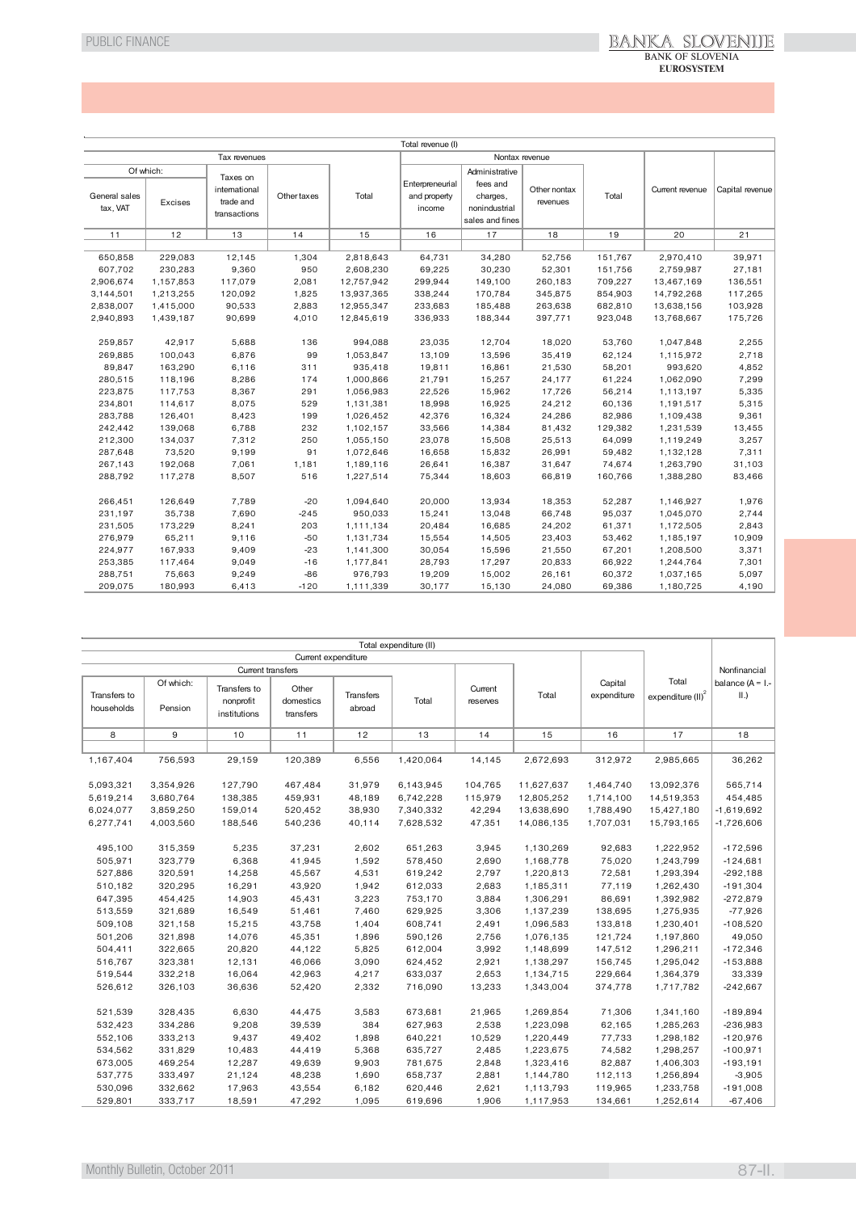| Tax revenues | | | | | Nontax revenue | | | | Current revenue | Capital revenue |
|---|---|---|---|---|---|---|---|---|---|---|
| Of which: | | Taxes on international trade and transactions | Other taxes | Total | Enterpreneurial and property income | Administrative fees and charges, nonindustrial sales and fines | Other nontax revenues | Total | | |
| General sales tax, VAT | Excises | | | | | | | | | |
| 11 | 12 | 13 | 14 | 15 | 16 | 17 | 18 | 19 | 20 | 21 |
| 650,858 | 229,083 | 12,145 | 1,304 | 2,818,643 | 64,731 | 34,280 | 52,756 | 151,767 | 2,970,410 | 39,971 |
| 607,702 | 230,283 | 9,360 | 950 | 2,608,230 | 69,225 | 30,230 | 52,301 | 151,756 | 2,759,987 | 27,181 |
| 2,906,674 | 1,157,853 | 117,079 | 2,081 | 12,757,942 | 299,944 | 149,100 | 260,183 | 709,227 | 13,467,169 | 136,551 |
| 3,144,501 | 1,213,255 | 120,092 | 1,825 | 13,937,365 | 338,244 | 170,784 | 345,875 | 854,903 | 14,792,268 | 117,265 |
| 2,838,007 | 1,415,000 | 90,533 | 2,883 | 12,955,347 | 233,683 | 185,488 | 263,638 | 682,810 | 13,638,156 | 103,928 |
| 2,940,893 | 1,439,187 | 90,699 | 4,010 | 12,845,619 | 336,933 | 188,344 | 397,771 | 923,048 | 13,768,667 | 175,726 |
| 259,857 | 42,917 | 5,688 | 136 | 994,088 | 23,035 | 12,704 | 18,020 | 53,760 | 1,047,848 | 2,255 |
| 269,885 | 100,043 | 6,876 | 99 | 1,053,847 | 13,109 | 13,596 | 35,419 | 62,124 | 1,115,972 | 2,718 |
| 89,847 | 163,290 | 6,116 | 311 | 935,418 | 19,811 | 16,861 | 21,530 | 58,201 | 993,620 | 4,852 |
| 280,515 | 118,196 | 8,286 | 174 | 1,000,866 | 21,791 | 15,257 | 24,177 | 61,224 | 1,062,090 | 7,299 |
| 223,875 | 117,753 | 8,367 | 291 | 1,056,983 | 22,526 | 15,962 | 17,726 | 56,214 | 1,113,197 | 5,335 |
| 234,801 | 114,617 | 8,075 | 529 | 1,131,381 | 18,998 | 16,925 | 24,212 | 60,136 | 1,191,517 | 5,315 |
| 283,788 | 126,401 | 8,423 | 199 | 1,026,452 | 42,376 | 16,324 | 24,286 | 82,986 | 1,109,438 | 9,361 |
| 242,442 | 139,068 | 6,788 | 232 | 1,102,157 | 33,566 | 14,384 | 81,432 | 129,382 | 1,231,539 | 13,455 |
| 212,300 | 134,037 | 7,312 | 250 | 1,055,150 | 23,078 | 15,508 | 25,513 | 64,099 | 1,119,249 | 3,257 |
| 287,648 | 73,520 | 9,199 | 91 | 1,072,646 | 16,658 | 15,832 | 26,991 | 59,482 | 1,132,128 | 7,311 |
| 267,143 | 192,068 | 7,061 | 1,181 | 1,189,116 | 26,641 | 16,387 | 31,647 | 74,674 | 1,263,790 | 31,103 |
| 288,792 | 117,278 | 8,507 | 516 | 1,227,514 | 75,344 | 18,603 | 66,819 | 160,766 | 1,388,280 | 83,466 |
| 266,451 | 126,649 | 7,789 | -20 | 1,094,640 | 20,000 | 13,934 | 18,353 | 52,287 | 1,146,927 | 1,976 |
| 231,197 | 35,738 | 7,690 | -245 | 950,033 | 15,241 | 13,048 | 66,748 | 95,037 | 1,045,070 | 2,744 |
| 231,505 | 173,229 | 8,241 | 203 | 1,111,134 | 20,484 | 16,685 | 24,202 | 61,371 | 1,172,505 | 2,843 |
| 276,979 | 65,211 | 9,116 | -50 | 1,131,734 | 15,554 | 14,505 | 23,403 | 53,462 | 1,185,197 | 10,909 |
| 224,977 | 167,933 | 9,409 | -23 | 1,141,300 | 30,054 | 15,596 | 21,550 | 67,201 | 1,208,500 | 3,371 |
| 253,385 | 117,464 | 9,049 | -16 | 1,177,841 | 28,793 | 17,297 | 20,833 | 66,922 | 1,244,764 | 7,301 |
| 288,751 | 75,663 | 9,249 | -86 | 976,793 | 19,209 | 15,002 | 26,161 | 60,372 | 1,037,165 | 5,097 |
| 209,075 | 180,993 | 6,413 | -120 | 1,111,339 | 30,177 | 15,130 | 24,080 | 69,386 | 1,180,725 | 4,190 |

| Current transfers | | | | | | Current reserves | Total current expenditure | Capital expenditure | Total expenditure (II)[2] | Nonfinancial balance (A = I.-II.) |
|---|---|---|---|---|---|---|---|---|---|---|
| Transfers to households | Of which: Pension | Transfers to nonprofit institutions | Other domestics transfers | Transfers abroad | Total | | | | | |
| 8 | 9 | 10 | 11 | 12 | 13 | 14 | 15 | 16 | 17 | 18 |
| 1,167,404 | 756,593 | 29,159 | 120,389 | 6,556 | 1,420,064 | 14,145 | 2,672,693 | 312,972 | 2,985,665 | 36,262 |
| 5,093,321 | 3,354,926 | 127,790 | 467,484 | 31,979 | 6,143,945 | 104,765 | 11,627,637 | 1,464,740 | 13,092,376 | 565,714 |
| 5,619,214 | 3,680,764 | 138,385 | 459,931 | 48,189 | 6,742,228 | 115,979 | 12,805,252 | 1,714,100 | 14,519,353 | 454,485 |
| 6,024,077 | 3,859,250 | 159,014 | 520,452 | 38,930 | 7,340,332 | 42,294 | 13,638,690 | 1,788,490 | 15,427,180 | -1,619,692 |
| 6,277,741 | 4,003,560 | 188,546 | 540,236 | 40,114 | 7,628,532 | 47,351 | 14,086,135 | 1,707,031 | 15,793,165 | -1,726,606 |
| 495,100 | 315,359 | 5,235 | 37,231 | 2,602 | 651,263 | 3,945 | 1,130,269 | 92,683 | 1,222,952 | -172,596 |
| 505,971 | 323,779 | 6,368 | 41,945 | 1,592 | 578,450 | 2,690 | 1,168,778 | 75,020 | 1,243,799 | -124,681 |
| 527,886 | 320,591 | 14,258 | 45,567 | 4,531 | 619,242 | 2,797 | 1,220,813 | 72,581 | 1,293,394 | -292,188 |
| 510,182 | 320,295 | 16,291 | 43,920 | 1,942 | 612,033 | 2,683 | 1,185,311 | 77,119 | 1,262,430 | -191,304 |
| 647,395 | 454,425 | 14,903 | 45,431 | 3,223 | 753,170 | 3,884 | 1,306,291 | 86,691 | 1,392,982 | -272,879 |
| 513,559 | 321,689 | 16,549 | 51,461 | 7,460 | 629,925 | 3,306 | 1,137,239 | 138,695 | 1,275,935 | -77,926 |
| 509,108 | 321,158 | 15,215 | 43,758 | 1,404 | 608,741 | 2,491 | 1,096,583 | 133,818 | 1,230,401 | -108,520 |
| 501,206 | 321,898 | 14,076 | 45,351 | 1,896 | 590,126 | 2,756 | 1,076,135 | 121,724 | 1,197,860 | 49,050 |
| 504,411 | 322,665 | 20,820 | 44,122 | 5,825 | 612,004 | 3,992 | 1,148,699 | 147,512 | 1,296,211 | -172,346 |
| 516,767 | 323,381 | 12,131 | 46,066 | 3,090 | 624,452 | 2,921 | 1,138,297 | 156,745 | 1,295,042 | -153,888 |
| 519,544 | 332,218 | 16,064 | 42,963 | 4,217 | 633,037 | 2,653 | 1,134,715 | 229,664 | 1,364,379 | 33,339 |
| 526,612 | 326,103 | 36,636 | 52,420 | 2,332 | 716,090 | 13,233 | 1,343,004 | 374,778 | 1,717,782 | -242,667 |
| 521,539 | 328,435 | 6,630 | 44,475 | 3,583 | 673,681 | 21,965 | 1,269,854 | 71,306 | 1,341,160 | -189,894 |
| 532,423 | 334,286 | 9,208 | 39,539 | 384 | 627,963 | 2,538 | 1,223,098 | 62,165 | 1,285,263 | -236,983 |
| 552,106 | 333,213 | 9,437 | 49,402 | 1,898 | 640,221 | 10,529 | 1,220,449 | 77,733 | 1,298,182 | -120,976 |
| 534,562 | 331,829 | 10,483 | 44,419 | 5,368 | 635,727 | 2,485 | 1,223,675 | 74,582 | 1,298,257 | -100,971 |
| 673,005 | 469,254 | 12,287 | 49,639 | 9,903 | 781,675 | 2,848 | 1,323,416 | 82,887 | 1,406,303 | -193,191 |
| 537,775 | 333,497 | 21,124 | 48,238 | 1,690 | 658,737 | 2,881 | 1,144,780 | 112,113 | 1,256,894 | -3,905 |
| 530,096 | 332,662 | 17,963 | 43,554 | 6,182 | 620,446 | 2,621 | 1,113,793 | 119,965 | 1,233,758 | -191,008 |
| 529,801 | 333,717 | 18,591 | 47,292 | 1,095 | 619,696 | 1,906 | 1,117,953 | 134,661 | 1,252,614 | -67,406 |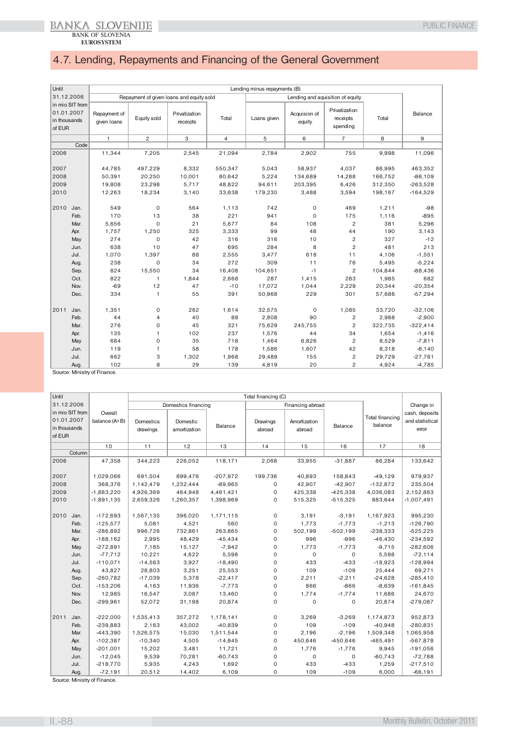## 4.7. Lending, Repayments and Financing of the General Government

| Until 31.12.2006 in mio SIT from 01.01.2007 in thousands of EUR | Lending minus repayments (B) | | | | | | | | |
|---|---|---|---|---|---|---|---|---|---|
| | Repayment of given loans and equity sold | | | | Lending and aquisition of equity | | | | Balance |
| | Repayment of given loans | Equity sold | Privatization receipts | Total | Loans given | Acquision of equity | Privatization receipts spending | Total | |
| | 1 | 2 | 3 | 4 | 5 | 6 | 7 | 8 | 9 |
| Code | | | | | | | | | |
| 2006 | 11,344 | 7,205 | 2,545 | 21,094 | 2,784 | 2,902 | 755 | 9,998 | 11,096 |
| 2007 | 44,785 | 497,229 | 8,332 | 550,347 | 5,043 | 58,937 | 4,037 | 86,995 | 463,352 |
| 2008 | 50,391 | 20,250 | 10,001 | 80,642 | 5,224 | 134,689 | 14,288 | 166,752 | -86,109 |
| 2009 | 19,808 | 23,298 | 5,717 | 48,822 | 94,611 | 203,395 | 6,426 | 312,350 | -263,528 |
| 2010 | 12,263 | 18,234 | 3,140 | 33,638 | 179,230 | 3,488 | 3,594 | 198,167 | -164,529 |
| 2010 Jan. | 549 | 0 | 564 | 1,113 | 742 | 0 | 469 | 1,211 | -98 |
| Feb. | 170 | 13 | 38 | 221 | 941 | 0 | 175 | 1,116 | -895 |
| Mar. | 5,656 | 0 | 21 | 5,677 | 84 | 108 | 2 | 381 | 5,296 |
| Apr. | 1,757 | 1,250 | 325 | 3,333 | 99 | 48 | 44 | 190 | 3,143 |
| May | 274 | 0 | 42 | 316 | 316 | 10 | 2 | 327 | -12 |
| Jun. | 638 | 10 | 47 | 695 | 284 | 8 | 2 | 481 | 213 |
| Jul. | 1,070 | 1,397 | 88 | 2,555 | 3,477 | 618 | 11 | 4,106 | -1,551 |
| Aug. | 238 | 0 | 34 | 272 | 309 | 11 | 76 | 5,495 | -5,224 |
| Sep. | 824 | 15,550 | 34 | 16,408 | 104,651 | -1 | 2 | 104,844 | -88,436 |
| Oct. | 822 | 1 | 1,844 | 2,668 | 287 | 1,415 | 283 | 1,985 | 682 |
| Nov. | -69 | 12 | 47 | -10 | 17,072 | 1,044 | 2,229 | 20,344 | -20,354 |
| Dec. | 334 | 1 | 55 | 391 | 50,968 | 229 | 301 | 57,686 | -57,294 |
| 2011 Jan. | 1,351 | 0 | 262 | 1,614 | 32,575 | 0 | 1,085 | 33,720 | -32,106 |
| Feb. | 44 | 4 | 40 | 88 | 2,808 | 90 | 2 | 2,988 | -2,900 |
| Mar. | 276 | 0 | 45 | 321 | 75,629 | 245,755 | 2 | 322,735 | -322,414 |
| Apr. | 135 | 1 | 102 | 237 | 1,576 | 44 | 34 | 1,654 | -1,416 |
| May | 684 | 0 | 35 | 718 | 1,464 | 6,826 | 2 | 8,529 | -7,811 |
| Jun. | 119 | 1 | 58 | 178 | 1,586 | 1,607 | 42 | 8,318 | -8,140 |
| Jul. | 662 | 3 | 1,302 | 1,968 | 29,489 | 155 | 2 | 29,729 | -27,761 |
| Aug. | 102 | 8 | 29 | 139 | 4,819 | 20 | 2 | 4,924 | -4,785 |

Source: Ministry of Finance.

| Until 31.12.2006 in mio SIT from 01.01.2007 in thousands of EUR | Overall balance (A+B) | Total financing (C) | | | | | | | Change in cash, deposits and statistical error |
|---|---|---|---|---|---|---|---|---|---|
| | | Domestics financing | | | Financing abroad | | | Total financing balance | |
| | | Domestics drawings | Domestic amortization | Balance | Drawings abroad | Amortization abroad | Balance | | |
| | 10 | 11 | 12 | 13 | 14 | 15 | 16 | 17 | 18 |
| Column | | | | | | | | | |
| 2006 | 47,358 | 344,223 | 226,052 | 118,171 | 2,068 | 33,955 | -31,887 | 86,284 | 133,642 |
| 2007 | 1,029,066 | 691,504 | 899,476 | -207,972 | 199,736 | 40,893 | 158,843 | -49,129 | 979,937 |
| 2008 | 368,376 | 1,142,479 | 1,232,444 | -89,965 | 0 | 42,907 | -42,907 | -132,872 | 235,504 |
| 2009 | -1,883,220 | 4,926,369 | 464,948 | 4,461,421 | 0 | 425,338 | -425,338 | 4,036,083 | 2,152,863 |
| 2010 | -1,891,135 | 2,659,326 | 1,260,357 | 1,398,969 | 0 | 515,325 | -515,325 | 883,644 | -1,007,491 |
| 2010 Jan. | -172,693 | 1,567,135 | 396,020 | 1,171,115 | 0 | 3,191 | -3,191 | 1,167,923 | 995,230 |
| Feb. | -125,577 | 5,081 | 4,521 | 560 | 0 | 1,773 | -1,773 | -1,213 | -126,790 |
| Mar. | -286,892 | 996,726 | 732,861 | 263,865 | 0 | 502,199 | -502,199 | -238,333 | -525,225 |
| Apr. | -188,162 | 2,995 | 48,429 | -45,434 | 0 | 996 | -996 | -46,430 | -234,592 |
| May | -272,891 | 7,185 | 15,127 | -7,942 | 0 | 1,773 | -1,773 | -9,715 | -282,606 |
| Jun. | -77,712 | 10,221 | 4,622 | 5,598 | 0 | 0 | 0 | 5,598 | -72,114 |
| Jul. | -110,071 | -14,563 | 3,927 | -18,490 | 0 | 433 | -433 | -18,923 | -128,994 |
| Aug. | 43,827 | 28,803 | 3,251 | 25,553 | 0 | 109 | -109 | 25,444 | 69,271 |
| Sep. | -260,782 | -17,039 | 5,378 | -22,417 | 0 | 2,211 | -2,211 | -24,628 | -285,410 |
| Oct. | -153,206 | 4,163 | 11,936 | -7,773 | 0 | 866 | -866 | -8,639 | -161,845 |
| Nov. | 12,985 | 16,547 | 3,087 | 13,460 | 0 | 1,774 | -1,774 | 11,686 | 24,670 |
| Dec. | -299,961 | 52,072 | 31,198 | 20,874 | 0 | 0 | 0 | 20,874 | -279,087 |
| 2011 Jan. | -222,000 | 1,535,413 | 357,272 | 1,178,141 | 0 | 3,269 | -3,269 | 1,174,873 | 952,873 |
| Feb. | -239,883 | 2,163 | 43,002 | -40,839 | 0 | 109 | -109 | -40,948 | -280,831 |
| Mar. | -443,390 | 1,526,575 | 15,030 | 1,511,544 | 0 | 2,196 | -2,196 | 1,509,348 | 1,065,958 |
| Apr. | -102,387 | -10,340 | 4,505 | -14,845 | 0 | 450,646 | -450,646 | -465,491 | -567,878 |
| May | -201,001 | 15,202 | 3,481 | 11,721 | 0 | 1,776 | -1,776 | 9,945 | -191,056 |
| Jun. | -12,045 | 9,539 | 70,281 | -60,743 | 0 | 0 | 0 | -60,743 | -72,788 |
| Jul. | -218,770 | 5,935 | 4,243 | 1,692 | 0 | 433 | -433 | 1,259 | -217,510 |
| Aug. | -72,191 | 20,512 | 14,402 | 6,109 | 0 | 109 | -109 | 6,000 | -66,191 |

Source: Ministry of Finance.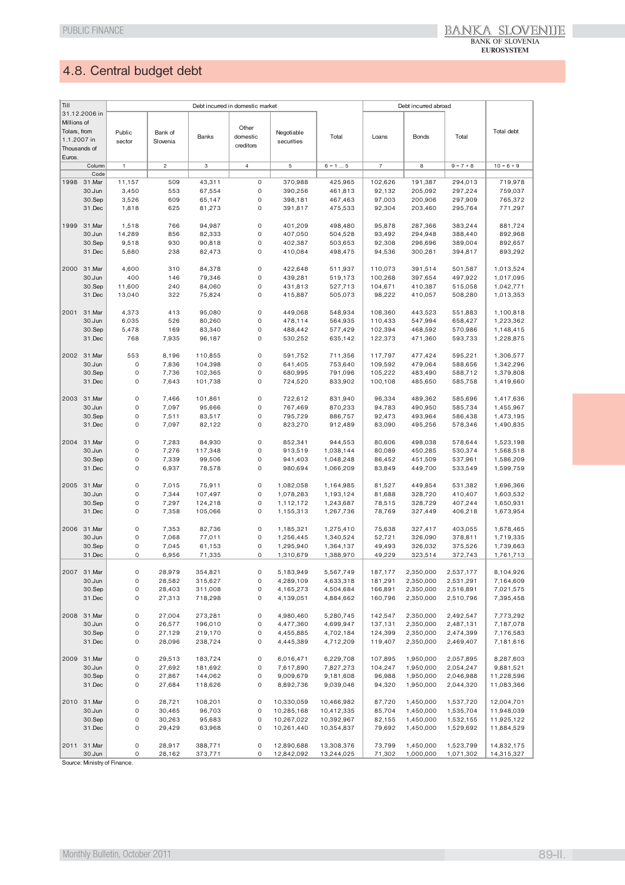## 4.8. Central budget debt

| Till 31.12.2006 in Millions of Tolars, from 1.1.2007 in Thousands of Euros. | | Debt incurred in domestic market | | | | | | Debt incurred abroad | | | Total debt |
|---|---|---|---|---|---|---|---|---|---|---|---|
| | | Public sector | Bank of Slovenia | Banks | Other domestic creditors | Negotiable securities | Total | Loans | Bonds | Total | |
| | Column | 1 | 2 | 3 | 4 | 5 | 6 = 1 ... 5 | 7 | 8 | 9 = 7 + 8 | 10 = 6 + 9 |
| | Code | | | | | | | | | | |
| 1998 | 31.Mar | 11,157 | 509 | 43,311 | 0 | 370,988 | 425,965 | 102,626 | 191,387 | 294,013 | 719,978 |
| | 30.Jun | 3,450 | 553 | 67,554 | 0 | 390,256 | 461,813 | 92,132 | 205,092 | 297,224 | 759,037 |
| | 30.Sep | 3,526 | 609 | 65,147 | 0 | 398,181 | 467,463 | 97,003 | 200,906 | 297,909 | 765,372 |
| | 31.Dec | 1,818 | 625 | 81,273 | 0 | 391,817 | 475,533 | 92,304 | 203,460 | 295,764 | 771,297 |
| 1999 | 31.Mar | 1,518 | 766 | 94,987 | 0 | 401,209 | 498,480 | 95,878 | 287,366 | 383,244 | 881,724 |
| | 30.Jun | 14,289 | 856 | 82,333 | 0 | 407,050 | 504,528 | 93,492 | 294,948 | 388,440 | 892,968 |
| | 30.Sep | 9,518 | 930 | 90,818 | 0 | 402,387 | 503,653 | 92,308 | 296,696 | 389,004 | 892,657 |
| | 31.Dec | 5,680 | 238 | 82,473 | 0 | 410,084 | 498,475 | 94,536 | 300,281 | 394,817 | 893,292 |
| 2000 | 31.Mar | 4,600 | 310 | 84,378 | 0 | 422,648 | 511,937 | 110,073 | 391,514 | 501,587 | 1,013,524 |
| | 30.Jun | 400 | 146 | 79,346 | 0 | 439,281 | 519,173 | 100,268 | 397,654 | 497,922 | 1,017,095 |
| | 30.Sep | 11,600 | 240 | 84,060 | 0 | 431,813 | 527,713 | 104,671 | 410,387 | 515,058 | 1,042,771 |
| | 31.Dec | 13,040 | 322 | 75,824 | 0 | 415,887 | 505,073 | 98,222 | 410,057 | 508,280 | 1,013,353 |
| 2001 | 31.Mar | 4,373 | 413 | 95,080 | 0 | 449,068 | 548,934 | 108,360 | 443,523 | 551,883 | 1,100,818 |
| | 30.Jun | 6,035 | 526 | 80,260 | 0 | 478,114 | 564,935 | 110,433 | 547,994 | 658,427 | 1,223,362 |
| | 30.Sep | 5,478 | 169 | 83,340 | 0 | 488,442 | 577,429 | 102,394 | 468,592 | 570,986 | 1,148,415 |
| | 31.Dec | 768 | 7,935 | 96,187 | 0 | 530,252 | 635,142 | 122,373 | 471,360 | 593,733 | 1,228,875 |
| 2002 | 31.Mar | 553 | 8,196 | 110,855 | 0 | 591,752 | 711,356 | 117,797 | 477,424 | 595,221 | 1,306,577 |
| | 30.Jun | 0 | 7,836 | 104,398 | 0 | 641,405 | 753,640 | 109,592 | 479,064 | 588,656 | 1,342,296 |
| | 30.Sep | 0 | 7,736 | 102,365 | 0 | 680,995 | 791,096 | 105,222 | 483,490 | 588,712 | 1,379,808 |
| | 31.Dec | 0 | 7,643 | 101,738 | 0 | 724,520 | 833,902 | 100,108 | 485,650 | 585,758 | 1,419,660 |
| 2003 | 31.Mar | 0 | 7,466 | 101,861 | 0 | 722,612 | 831,940 | 96,334 | 489,362 | 585,696 | 1,417,636 |
| | 30.Jun | 0 | 7,097 | 95,666 | 0 | 767,469 | 870,233 | 94,783 | 490,950 | 585,734 | 1,455,967 |
| | 30.Sep | 0 | 7,511 | 83,517 | 0 | 795,729 | 886,757 | 92,473 | 493,964 | 586,438 | 1,473,195 |
| | 31.Dec | 0 | 7,097 | 82,122 | 0 | 823,270 | 912,489 | 83,090 | 495,256 | 578,346 | 1,490,835 |
| 2004 | 31.Mar | 0 | 7,283 | 84,930 | 0 | 852,341 | 944,553 | 80,606 | 498,038 | 578,644 | 1,523,198 |
| | 30.Jun | 0 | 7,276 | 117,348 | 0 | 913,519 | 1,038,144 | 80,089 | 450,285 | 530,374 | 1,568,518 |
| | 30.Sep | 0 | 7,339 | 99,506 | 0 | 941,403 | 1,048,248 | 86,452 | 451,509 | 537,961 | 1,586,209 |
| | 31.Dec | 0 | 6,937 | 78,578 | 0 | 980,694 | 1,066,209 | 83,849 | 449,700 | 533,549 | 1,599,759 |
| 2005 | 31.Mar | 0 | 7,015 | 75,911 | 0 | 1,082,058 | 1,164,985 | 81,527 | 449,854 | 531,382 | 1,696,366 |
| | 30.Jun | 0 | 7,344 | 107,497 | 0 | 1,078,283 | 1,193,124 | 81,688 | 328,720 | 410,407 | 1,603,532 |
| | 30.Sep | 0 | 7,297 | 124,218 | 0 | 1,112,172 | 1,243,687 | 78,515 | 328,729 | 407,244 | 1,650,931 |
| | 31.Dec | 0 | 7,358 | 105,066 | 0 | 1,155,313 | 1,267,736 | 78,769 | 327,449 | 406,218 | 1,673,954 |
| 2006 | 31.Mar | 0 | 7,353 | 82,736 | 0 | 1,185,321 | 1,275,410 | 75,638 | 327,417 | 403,055 | 1,678,465 |
| | 30.Jun | 0 | 7,068 | 77,011 | 0 | 1,256,445 | 1,340,524 | 52,721 | 326,090 | 378,811 | 1,719,335 |
| | 30.Sep | 0 | 7,045 | 61,153 | 0 | 1,295,940 | 1,364,137 | 49,493 | 326,032 | 375,526 | 1,739,663 |
| | 31.Dec | 0 | 6,956 | 71,335 | 0 | 1,310,679 | 1,388,970 | 49,229 | 323,514 | 372,743 | 1,761,713 |
| 2007 | 31.Mar | 0 | 28,979 | 354,821 | 0 | 5,183,949 | 5,567,749 | 187,177 | 2,350,000 | 2,537,177 | 8,104,926 |
| | 30.Jun | 0 | 28,582 | 315,627 | 0 | 4,289,109 | 4,633,318 | 181,291 | 2,350,000 | 2,531,291 | 7,164,609 |
| | 30.Sep | 0 | 28,403 | 311,008 | 0 | 4,165,273 | 4,504,684 | 166,891 | 2,350,000 | 2,516,891 | 7,021,575 |
| | 31.Dec | 0 | 27,313 | 718,298 | 0 | 4,139,051 | 4,884,662 | 160,796 | 2,350,000 | 2,510,796 | 7,395,458 |
| 2008 | 31.Mar | 0 | 27,004 | 273,281 | 0 | 4,980,460 | 5,280,745 | 142,547 | 2,350,000 | 2,492,547 | 7,773,292 |
| | 30.Jun | 0 | 26,577 | 196,010 | 0 | 4,477,360 | 4,699,947 | 137,131 | 2,350,000 | 2,487,131 | 7,187,078 |
| | 30.Sep | 0 | 27,129 | 219,170 | 0 | 4,455,885 | 4,702,184 | 124,399 | 2,350,000 | 2,474,399 | 7,176,583 |
| | 31.Dec | 0 | 28,096 | 238,724 | 0 | 4,445,389 | 4,712,209 | 119,407 | 2,350,000 | 2,469,407 | 7,181,616 |
| 2009 | 31.Mar | 0 | 29,513 | 183,724 | 0 | 6,016,471 | 6,229,708 | 107,895 | 1,950,000 | 2,057,895 | 8,287,603 |
| | 30.Jun | 0 | 27,692 | 181,692 | 0 | 7,617,890 | 7,827,273 | 104,247 | 1,950,000 | 2,054,247 | 9,881,521 |
| | 30.Sep | 0 | 27,867 | 144,062 | 0 | 9,009,679 | 9,181,608 | 96,988 | 1,950,000 | 2,046,988 | 11,228,596 |
| | 31.Dec | 0 | 27,684 | 118,626 | 0 | 8,892,736 | 9,039,046 | 94,320 | 1,950,000 | 2,044,320 | 11,083,366 |
| 2010 | 31.Mar | 0 | 28,721 | 108,201 | 0 | 10,330,059 | 10,466,982 | 87,720 | 1,450,000 | 1,537,720 | 12,004,701 |
| | 30.Jun | 0 | 30,465 | 96,703 | 0 | 10,285,168 | 10,412,335 | 85,704 | 1,450,000 | 1,535,704 | 11,948,039 |
| | 30.Sep | 0 | 30,263 | 95,683 | 0 | 10,267,022 | 10,392,967 | 82,155 | 1,450,000 | 1,532,155 | 11,925,122 |
| | 31.Dec | 0 | 29,429 | 63,968 | 0 | 10,261,440 | 10,354,837 | 79,692 | 1,450,000 | 1,529,692 | 11,884,529 |
| 2011 | 31.Mar | 0 | 28,917 | 388,771 | 0 | 12,890,688 | 13,308,376 | 73,799 | 1,450,000 | 1,523,799 | 14,832,175 |
| | 30.Jun | 0 | 28,162 | 373,771 | 0 | 12,842,092 | 13,244,025 | 71,302 | 1,000,000 | 1,071,302 | 14,315,327 |

Source: Ministry of Finance.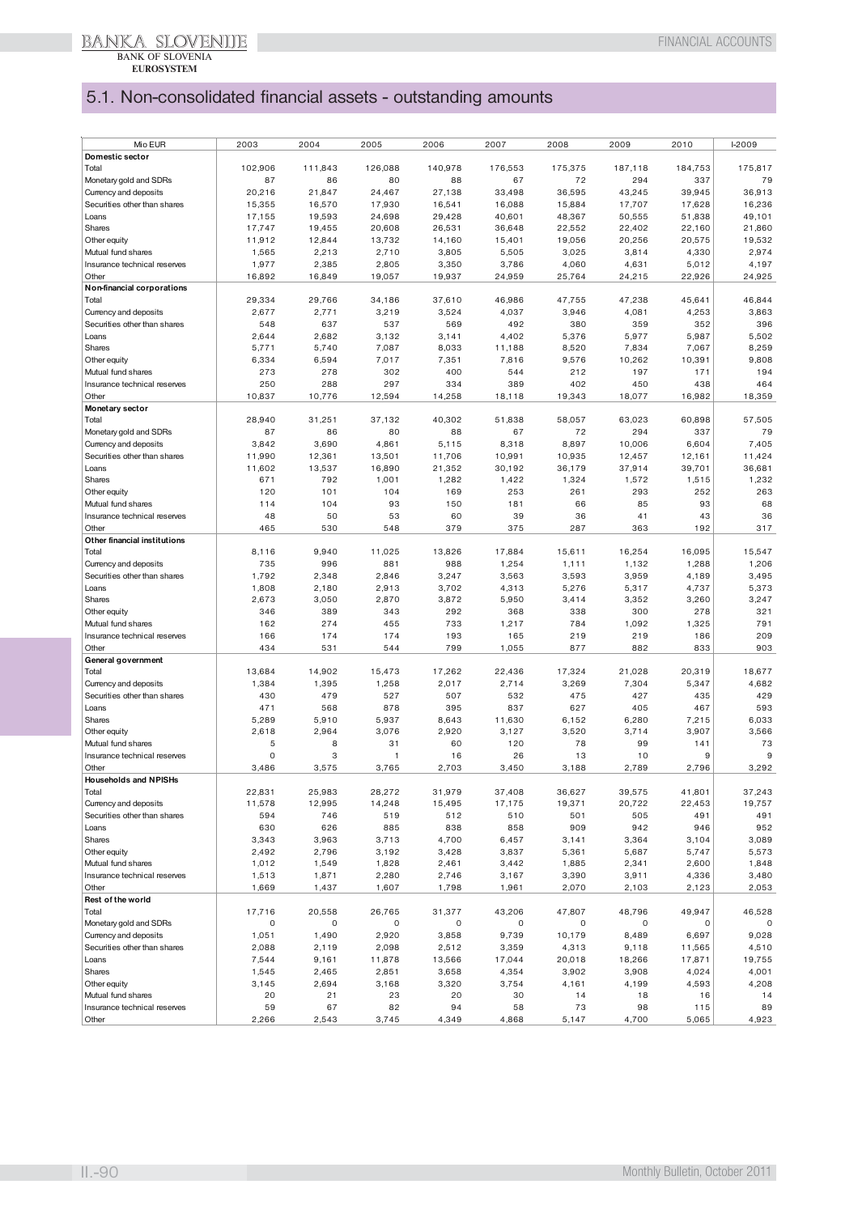## 5.1. Non-consolidated financial assets - outstanding amounts

| Mio EUR | 2003 | 2004 | 2005 | 2006 | 2007 | 2008 | 2009 | 2010 | I-2009 |
|---|---|---|---|---|---|---|---|---|---|
| **Domestic sector** | | | | | | | | | |
| Total | 102,906 | 111,843 | 126,088 | 140,978 | 176,553 | 175,375 | 187,118 | 184,753 | 175,817 |
| Monetary gold and SDRs | 87 | 86 | 80 | 88 | 67 | 72 | 294 | 337 | 79 |
| Currency and deposits | 20,216 | 21,847 | 24,467 | 27,138 | 33,498 | 36,595 | 43,245 | 39,945 | 36,913 |
| Securities other than shares | 15,355 | 16,570 | 17,930 | 16,541 | 16,088 | 15,884 | 17,707 | 17,628 | 16,236 |
| Loans | 17,155 | 19,593 | 24,698 | 29,428 | 40,601 | 48,367 | 50,555 | 51,838 | 49,101 |
| Shares | 17,747 | 19,455 | 20,608 | 26,531 | 36,648 | 22,552 | 22,402 | 22,160 | 21,860 |
| Other equity | 11,912 | 12,844 | 13,732 | 14,160 | 15,401 | 19,056 | 20,256 | 20,575 | 19,532 |
| Mutual fund shares | 1,565 | 2,213 | 2,710 | 3,805 | 5,505 | 3,025 | 3,814 | 4,330 | 2,974 |
| Insurance technical reserves | 1,977 | 2,385 | 2,805 | 3,350 | 3,786 | 4,060 | 4,631 | 5,012 | 4,197 |
| Other | 16,892 | 16,849 | 19,057 | 19,937 | 24,959 | 25,764 | 24,215 | 22,926 | 24,925 |
| **Non-financial corporations** | | | | | | | | | |
| Total | 29,334 | 29,766 | 34,186 | 37,610 | 46,986 | 47,755 | 47,238 | 45,641 | 46,844 |
| Currency and deposits | 2,677 | 2,771 | 3,219 | 3,524 | 4,037 | 3,946 | 4,081 | 4,253 | 3,863 |
| Securities other than shares | 548 | 637 | 537 | 569 | 492 | 380 | 359 | 352 | 396 |
| Loans | 2,644 | 2,682 | 3,132 | 3,141 | 4,402 | 5,376 | 5,977 | 5,987 | 5,502 |
| Shares | 5,771 | 5,740 | 7,087 | 8,033 | 11,188 | 8,520 | 7,834 | 7,067 | 8,259 |
| Other equity | 6,334 | 6,594 | 7,017 | 7,351 | 7,816 | 9,576 | 10,262 | 10,391 | 9,808 |
| Mutual fund shares | 273 | 278 | 302 | 400 | 544 | 212 | 197 | 171 | 194 |
| Insurance technical reserves | 250 | 288 | 297 | 334 | 389 | 402 | 450 | 438 | 464 |
| Other | 10,837 | 10,776 | 12,594 | 14,258 | 18,118 | 19,343 | 18,077 | 16,982 | 18,359 |
| **Monetary sector** | | | | | | | | | |
| Total | 28,940 | 31,251 | 37,132 | 40,302 | 51,838 | 58,057 | 63,023 | 60,898 | 57,505 |
| Monetary gold and SDRs | 87 | 86 | 80 | 88 | 67 | 72 | 294 | 337 | 79 |
| Currency and deposits | 3,842 | 3,690 | 4,861 | 5,115 | 8,318 | 8,897 | 10,006 | 6,604 | 7,405 |
| Securities other than shares | 11,990 | 12,361 | 13,501 | 11,706 | 10,991 | 10,935 | 12,457 | 12,161 | 11,424 |
| Loans | 11,602 | 13,537 | 16,890 | 21,352 | 30,192 | 36,179 | 37,914 | 39,701 | 36,681 |
| Shares | 671 | 792 | 1,001 | 1,282 | 1,422 | 1,324 | 1,572 | 1,515 | 1,232 |
| Other equity | 120 | 101 | 104 | 169 | 253 | 261 | 293 | 252 | 263 |
| Mutual fund shares | 114 | 104 | 93 | 150 | 181 | 66 | 85 | 93 | 68 |
| Insurance technical reserves | 48 | 50 | 53 | 60 | 39 | 36 | 41 | 43 | 36 |
| Other | 465 | 530 | 548 | 379 | 375 | 287 | 363 | 192 | 317 |
| **Other financial institutions** | | | | | | | | | |
| Total | 8,116 | 9,940 | 11,025 | 13,826 | 17,884 | 15,611 | 16,254 | 16,095 | 15,547 |
| Currency and deposits | 735 | 996 | 881 | 988 | 1,254 | 1,111 | 1,132 | 1,288 | 1,206 |
| Securities other than shares | 1,792 | 2,348 | 2,846 | 3,247 | 3,563 | 3,593 | 3,959 | 4,189 | 3,495 |
| Loans | 1,808 | 2,180 | 2,913 | 3,702 | 4,313 | 5,276 | 5,317 | 4,737 | 5,373 |
| Shares | 2,673 | 3,050 | 2,870 | 3,872 | 5,950 | 3,414 | 3,352 | 3,260 | 3,247 |
| Other equity | 346 | 389 | 343 | 292 | 368 | 338 | 300 | 278 | 321 |
| Mutual fund shares | 162 | 274 | 455 | 733 | 1,217 | 784 | 1,092 | 1,325 | 791 |
| Insurance technical reserves | 166 | 174 | 174 | 193 | 165 | 219 | 219 | 186 | 209 |
| Other | 434 | 531 | 544 | 799 | 1,055 | 877 | 882 | 833 | 903 |
| **General government** | | | | | | | | | |
| Total | 13,684 | 14,902 | 15,473 | 17,262 | 22,436 | 17,324 | 21,028 | 20,319 | 18,677 |
| Currency and deposits | 1,384 | 1,395 | 1,258 | 2,017 | 2,714 | 3,269 | 7,304 | 5,347 | 4,682 |
| Securities other than shares | 430 | 479 | 527 | 507 | 532 | 475 | 427 | 435 | 429 |
| Loans | 471 | 568 | 878 | 395 | 837 | 627 | 405 | 467 | 593 |
| Shares | 5,289 | 5,910 | 5,937 | 8,643 | 11,630 | 6,152 | 6,280 | 7,215 | 6,033 |
| Other equity | 2,618 | 2,964 | 3,076 | 2,920 | 3,127 | 3,520 | 3,714 | 3,907 | 3,566 |
| Mutual fund shares | 5 | 8 | 31 | 60 | 120 | 78 | 99 | 141 | 73 |
| Insurance technical reserves | 0 | 3 | 1 | 16 | 26 | 13 | 10 | 9 | 9 |
| Other | 3,486 | 3,575 | 3,765 | 2,703 | 3,450 | 3,188 | 2,789 | 2,796 | 3,292 |
| **Households and NPISHs** | | | | | | | | | |
| Total | 22,831 | 25,983 | 28,272 | 31,979 | 37,408 | 36,627 | 39,575 | 41,801 | 37,243 |
| Currency and deposits | 11,578 | 12,995 | 14,248 | 15,495 | 17,175 | 19,371 | 20,722 | 22,453 | 19,757 |
| Securities other than shares | 594 | 746 | 519 | 512 | 510 | 501 | 505 | 491 | 491 |
| Loans | 630 | 626 | 885 | 838 | 858 | 909 | 942 | 946 | 952 |
| Shares | 3,343 | 3,963 | 3,713 | 4,700 | 6,457 | 3,141 | 3,364 | 3,104 | 3,089 |
| Other equity | 2,492 | 2,796 | 3,192 | 3,428 | 3,837 | 5,361 | 5,687 | 5,747 | 5,573 |
| Mutual fund shares | 1,012 | 1,549 | 1,828 | 2,461 | 3,442 | 1,885 | 2,341 | 2,600 | 1,848 |
| Insurance technical reserves | 1,513 | 1,871 | 2,280 | 2,746 | 3,167 | 3,390 | 3,911 | 4,336 | 3,480 |
| Other | 1,669 | 1,437 | 1,607 | 1,798 | 1,961 | 2,070 | 2,103 | 2,123 | 2,053 |
| **Rest of the world** | | | | | | | | | |
| Total | 17,716 | 20,558 | 26,765 | 31,377 | 43,206 | 47,807 | 48,796 | 49,947 | 46,528 |
| Monetary gold and SDRs | 0 | 0 | 0 | 0 | 0 | 0 | 0 | 0 | 0 |
| Currency and deposits | 1,051 | 1,490 | 2,920 | 3,858 | 9,739 | 10,179 | 8,489 | 6,697 | 9,028 |
| Securities other than shares | 2,088 | 2,119 | 2,098 | 2,512 | 3,359 | 4,313 | 9,118 | 11,565 | 4,510 |
| Loans | 7,544 | 9,161 | 11,878 | 13,566 | 17,044 | 20,018 | 18,266 | 17,871 | 19,755 |
| Shares | 1,545 | 2,465 | 2,851 | 3,658 | 4,354 | 3,902 | 3,908 | 4,024 | 4,001 |
| Other equity | 3,145 | 2,694 | 3,168 | 3,320 | 3,754 | 4,161 | 4,199 | 4,593 | 4,208 |
| Mutual fund shares | 20 | 21 | 23 | 20 | 30 | 14 | 18 | 16 | 14 |
| Insurance technical reserves | 59 | 67 | 82 | 94 | 58 | 73 | 98 | 115 | 89 |
| Other | 2,266 | 2,543 | 3,745 | 4,349 | 4,868 | 5,147 | 4,700 | 5,065 | 4,923 |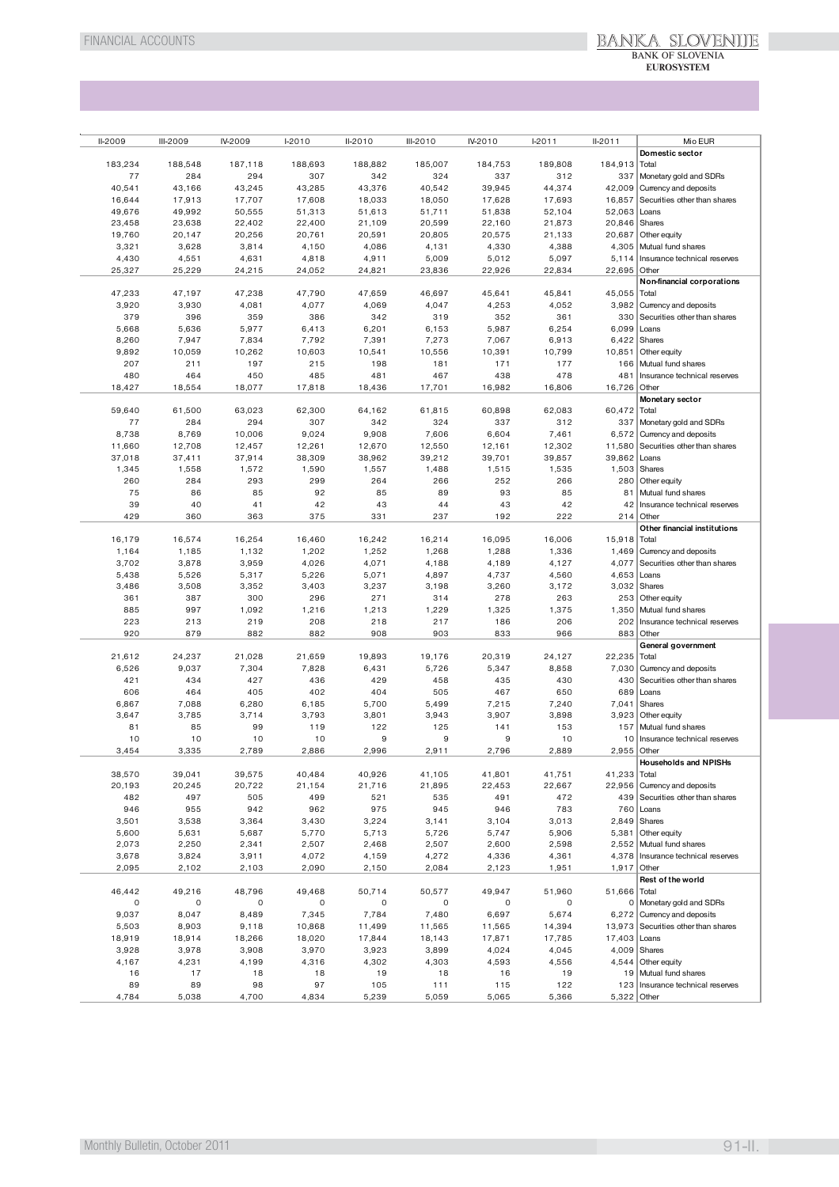| II-2009 | III-2009 | IV-2009 | I-2010 | II-2010 | III-2010 | IV-2010 | I-2011 | II-2011 | Mio EUR |
|---|---|---|---|---|---|---|---|---|---|
| | | | | | | | | | **Domestic sector** |
| 183,234 | 188,548 | 187,118 | 188,693 | 188,882 | 185,007 | 184,753 | 189,808 | 184,913 | Total |
| 77 | 284 | 294 | 307 | 342 | 324 | 337 | 312 | 337 | Monetary gold and SDRs |
| 40,541 | 43,166 | 43,245 | 43,285 | 43,376 | 40,542 | 39,945 | 44,374 | 42,009 | Currency and deposits |
| 16,644 | 17,913 | 17,707 | 17,608 | 18,033 | 18,050 | 17,628 | 17,693 | 16,857 | Securities other than shares |
| 49,676 | 49,992 | 50,555 | 51,313 | 51,613 | 51,711 | 51,838 | 52,104 | 52,063 | Loans |
| 23,458 | 23,638 | 22,402 | 22,400 | 21,109 | 20,599 | 22,160 | 21,873 | 20,846 | Shares |
| 19,760 | 20,147 | 20,256 | 20,761 | 20,591 | 20,805 | 20,575 | 21,133 | 20,687 | Other equity |
| 3,321 | 3,628 | 3,814 | 4,150 | 4,086 | 4,131 | 4,330 | 4,388 | 4,305 | Mutual fund shares |
| 4,430 | 4,551 | 4,631 | 4,818 | 4,911 | 5,009 | 5,012 | 5,097 | 5,114 | Insurance technical reserves |
| 25,327 | 25,229 | 24,215 | 24,052 | 24,821 | 23,836 | 22,926 | 22,834 | 22,695 | Other |
| | | | | | | | | | **Non-financial corporations** |
| 47,233 | 47,197 | 47,238 | 47,790 | 47,659 | 46,697 | 45,641 | 45,841 | 45,055 | Total |
| 3,920 | 3,930 | 4,081 | 4,077 | 4,069 | 4,047 | 4,253 | 4,052 | 3,982 | Currency and deposits |
| 379 | 396 | 359 | 386 | 342 | 319 | 352 | 361 | 330 | Securities other than shares |
| 5,668 | 5,636 | 5,977 | 6,413 | 6,201 | 6,153 | 5,987 | 6,254 | 6,099 | Loans |
| 8,260 | 7,947 | 7,834 | 7,792 | 7,391 | 7,273 | 7,067 | 6,913 | 6,422 | Shares |
| 9,892 | 10,059 | 10,262 | 10,603 | 10,541 | 10,556 | 10,391 | 10,799 | 10,851 | Other equity |
| 207 | 211 | 197 | 215 | 198 | 181 | 171 | 177 | 166 | Mutual fund shares |
| 480 | 464 | 450 | 485 | 481 | 467 | 438 | 478 | 481 | Insurance technical reserves |
| 18,427 | 18,554 | 18,077 | 17,818 | 18,436 | 17,701 | 16,982 | 16,806 | 16,726 | Other |
| | | | | | | | | | **Monetary sector** |
| 59,640 | 61,500 | 63,023 | 62,300 | 64,162 | 61,815 | 60,898 | 62,083 | 60,472 | Total |
| 77 | 284 | 294 | 307 | 342 | 324 | 337 | 312 | 337 | Monetary gold and SDRs |
| 8,738 | 8,769 | 10,006 | 9,024 | 9,908 | 7,606 | 6,604 | 7,461 | 6,572 | Currency and deposits |
| 11,660 | 12,708 | 12,457 | 12,261 | 12,670 | 12,550 | 12,161 | 12,302 | 11,580 | Securities other than shares |
| 37,018 | 37,411 | 37,914 | 38,309 | 38,962 | 39,212 | 39,701 | 39,857 | 39,862 | Loans |
| 1,345 | 1,558 | 1,572 | 1,590 | 1,557 | 1,488 | 1,515 | 1,535 | 1,503 | Shares |
| 260 | 284 | 293 | 299 | 264 | 266 | 252 | 266 | 280 | Other equity |
| 75 | 86 | 85 | 92 | 85 | 89 | 93 | 85 | 81 | Mutual fund shares |
| 39 | 40 | 41 | 42 | 43 | 44 | 43 | 42 | 42 | Insurance technical reserves |
| 429 | 360 | 363 | 375 | 331 | 237 | 192 | 222 | 214 | Other |
| | | | | | | | | | **Other financial institutions** |
| 16,179 | 16,574 | 16,254 | 16,460 | 16,242 | 16,214 | 16,095 | 16,006 | 15,918 | Total |
| 1,164 | 1,185 | 1,132 | 1,202 | 1,252 | 1,268 | 1,288 | 1,336 | 1,469 | Currency and deposits |
| 3,702 | 3,878 | 3,959 | 4,026 | 4,071 | 4,188 | 4,189 | 4,127 | 4,077 | Securities other than shares |
| 5,438 | 5,526 | 5,317 | 5,226 | 5,071 | 4,897 | 4,737 | 4,560 | 4,653 | Loans |
| 3,486 | 3,508 | 3,352 | 3,403 | 3,237 | 3,198 | 3,260 | 3,172 | 3,032 | Shares |
| 361 | 387 | 300 | 296 | 271 | 314 | 278 | 263 | 253 | Other equity |
| 885 | 997 | 1,092 | 1,216 | 1,213 | 1,229 | 1,325 | 1,375 | 1,350 | Mutual fund shares |
| 223 | 213 | 219 | 208 | 218 | 217 | 186 | 206 | 202 | Insurance technical reserves |
| 920 | 879 | 882 | 882 | 908 | 903 | 833 | 966 | 883 | Other |
| | | | | | | | | | **General government** |
| 21,612 | 24,237 | 21,028 | 21,659 | 19,893 | 19,176 | 20,319 | 24,127 | 22,235 | Total |
| 6,526 | 9,037 | 7,304 | 7,828 | 6,431 | 5,726 | 5,347 | 8,858 | 7,030 | Currency and deposits |
| 421 | 434 | 427 | 436 | 429 | 458 | 435 | 430 | 430 | Securities other than shares |
| 606 | 464 | 405 | 402 | 404 | 505 | 467 | 650 | 689 | Loans |
| 6,867 | 7,088 | 6,280 | 6,185 | 5,700 | 5,499 | 7,215 | 7,240 | 7,041 | Shares |
| 3,647 | 3,785 | 3,714 | 3,793 | 3,801 | 3,943 | 3,907 | 3,898 | 3,923 | Other equity |
| 81 | 85 | 99 | 119 | 122 | 125 | 141 | 153 | 157 | Mutual fund shares |
| 10 | 10 | 10 | 10 | 9 | 9 | 9 | 10 | 10 | Insurance technical reserves |
| 3,454 | 3,335 | 2,789 | 2,886 | 2,996 | 2,911 | 2,796 | 2,889 | 2,955 | Other |
| | | | | | | | | | **Households and NPISHs** |
| 38,570 | 39,041 | 39,575 | 40,484 | 40,926 | 41,105 | 41,801 | 41,751 | 41,233 | Total |
| 20,193 | 20,245 | 20,722 | 21,154 | 21,716 | 21,895 | 22,453 | 22,667 | 22,956 | Currency and deposits |
| 482 | 497 | 505 | 499 | 521 | 535 | 491 | 472 | 439 | Securities other than shares |
| 946 | 955 | 942 | 962 | 975 | 945 | 946 | 783 | 760 | Loans |
| 3,501 | 3,538 | 3,364 | 3,430 | 3,224 | 3,141 | 3,104 | 3,013 | 2,849 | Shares |
| 5,600 | 5,631 | 5,687 | 5,770 | 5,713 | 5,726 | 5,747 | 5,906 | 5,381 | Other equity |
| 2,073 | 2,250 | 2,341 | 2,507 | 2,468 | 2,507 | 2,600 | 2,598 | 2,552 | Mutual fund shares |
| 3,678 | 3,824 | 3,911 | 4,072 | 4,159 | 4,272 | 4,336 | 4,361 | 4,378 | Insurance technical reserves |
| 2,095 | 2,102 | 2,103 | 2,090 | 2,150 | 2,084 | 2,123 | 1,951 | 1,917 | Other |
| | | | | | | | | | **Rest of the world** |
| 46,442 | 49,216 | 48,796 | 49,468 | 50,714 | 50,577 | 49,947 | 51,960 | 51,666 | Total |
| 0 | 0 | 0 | 0 | 0 | 0 | 0 | 0 | 0 | Monetary gold and SDRs |
| 9,037 | 8,047 | 8,489 | 7,345 | 7,784 | 7,480 | 6,697 | 5,674 | 6,272 | Currency and deposits |
| 5,503 | 8,903 | 9,118 | 10,868 | 11,499 | 11,565 | 11,565 | 14,394 | 13,973 | Securities other than shares |
| 18,919 | 18,914 | 18,266 | 18,020 | 17,844 | 18,143 | 17,871 | 17,785 | 17,403 | Loans |
| 3,928 | 3,978 | 3,908 | 3,970 | 3,923 | 3,899 | 4,024 | 4,045 | 4,009 | Shares |
| 4,167 | 4,231 | 4,199 | 4,316 | 4,302 | 4,303 | 4,593 | 4,556 | 4,544 | Other equity |
| 16 | 17 | 18 | 18 | 19 | 18 | 16 | 19 | 19 | Mutual fund shares |
| 89 | 89 | 98 | 97 | 105 | 111 | 115 | 122 | 123 | Insurance technical reserves |
| 4,784 | 5,038 | 4,700 | 4,834 | 5,239 | 5,059 | 5,065 | 5,366 | 5,322 | Other |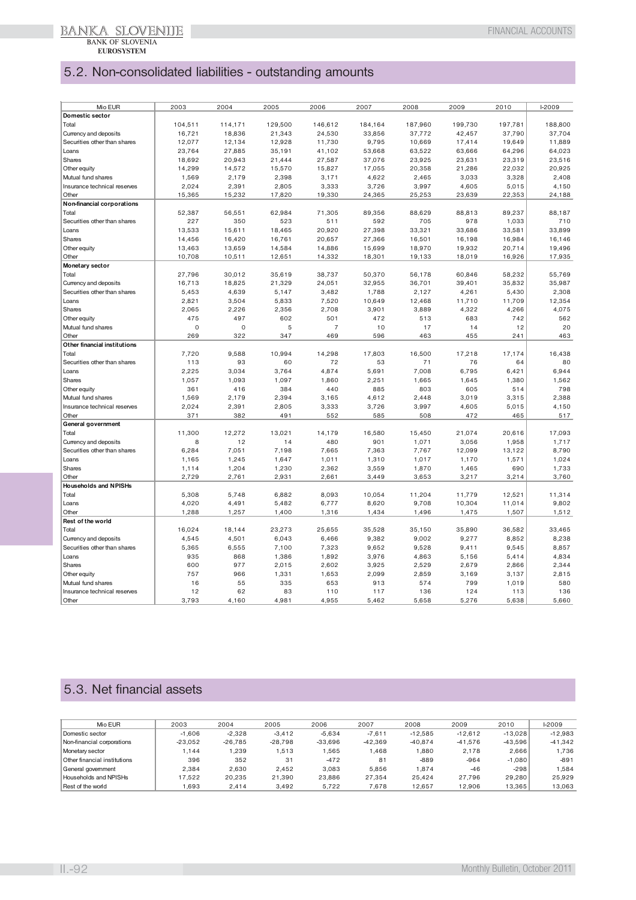## 5.2. Non-consolidated liabilities - outstanding amounts

| Mio EUR | 2003 | 2004 | 2005 | 2006 | 2007 | 2008 | 2009 | 2010 | I-2009 |
|---|---|---|---|---|---|---|---|---|---|
| **Domestic sector** | | | | | | | | | |
| Total | 104,511 | 114,171 | 129,500 | 146,612 | 184,164 | 187,960 | 199,730 | 197,781 | 188,800 |
| Currency and deposits | 16,721 | 18,836 | 21,343 | 24,530 | 33,856 | 37,772 | 42,457 | 37,790 | 37,704 |
| Securities other than shares | 12,077 | 12,134 | 12,928 | 11,730 | 9,795 | 10,669 | 17,414 | 19,649 | 11,889 |
| Loans | 23,764 | 27,885 | 35,191 | 41,102 | 53,668 | 63,522 | 63,666 | 64,296 | 64,023 |
| Shares | 18,692 | 20,943 | 21,444 | 27,587 | 37,076 | 23,925 | 23,631 | 23,319 | 23,516 |
| Other equity | 14,299 | 14,572 | 15,570 | 15,827 | 17,055 | 20,358 | 21,286 | 22,032 | 20,925 |
| Mutual fund shares | 1,569 | 2,179 | 2,398 | 3,171 | 4,622 | 2,465 | 3,033 | 3,328 | 2,408 |
| Insurance technical reserves | 2,024 | 2,391 | 2,805 | 3,333 | 3,726 | 3,997 | 4,605 | 5,015 | 4,150 |
| Other | 15,365 | 15,232 | 17,820 | 19,330 | 24,365 | 25,253 | 23,639 | 22,353 | 24,188 |
| **Non-financial corporations** | | | | | | | | | |
| Total | 52,387 | 56,551 | 62,984 | 71,305 | 89,356 | 88,629 | 88,813 | 89,237 | 88,187 |
| Securities other than shares | 227 | 350 | 523 | 511 | 592 | 705 | 978 | 1,033 | 710 |
| Loans | 13,533 | 15,611 | 18,465 | 20,920 | 27,398 | 33,321 | 33,686 | 33,581 | 33,899 |
| Shares | 14,456 | 16,420 | 16,761 | 20,657 | 27,366 | 16,501 | 16,198 | 16,984 | 16,146 |
| Other equity | 13,463 | 13,659 | 14,584 | 14,886 | 15,699 | 18,970 | 19,932 | 20,714 | 19,496 |
| Other | 10,708 | 10,511 | 12,651 | 14,332 | 18,301 | 19,133 | 18,019 | 16,926 | 17,935 |
| **Monetary sector** | | | | | | | | | |
| Total | 27,796 | 30,012 | 35,619 | 38,737 | 50,370 | 56,178 | 60,846 | 58,232 | 55,769 |
| Currency and deposits | 16,713 | 18,825 | 21,329 | 24,051 | 32,955 | 36,701 | 39,401 | 35,832 | 35,987 |
| Securities other than shares | 5,453 | 4,639 | 5,147 | 3,482 | 1,788 | 2,127 | 4,261 | 5,430 | 2,308 |
| Loans | 2,821 | 3,504 | 5,833 | 7,520 | 10,649 | 12,468 | 11,710 | 11,709 | 12,354 |
| Shares | 2,065 | 2,226 | 2,356 | 2,708 | 3,901 | 3,889 | 4,322 | 4,266 | 4,075 |
| Other equity | 475 | 497 | 602 | 501 | 472 | 513 | 683 | 742 | 562 |
| Mutual fund shares | 0 | 0 | 5 | 7 | 10 | 17 | 14 | 12 | 20 |
| Other | 269 | 322 | 347 | 469 | 596 | 463 | 455 | 241 | 463 |
| **Other financial institutions** | | | | | | | | | |
| Total | 7,720 | 9,588 | 10,994 | 14,298 | 17,803 | 16,500 | 17,218 | 17,174 | 16,438 |
| Securities other than shares | 113 | 93 | 60 | 72 | 53 | 71 | 76 | 64 | 80 |
| Loans | 2,225 | 3,034 | 3,764 | 4,874 | 5,691 | 7,008 | 6,795 | 6,421 | 6,944 |
| Shares | 1,057 | 1,093 | 1,097 | 1,860 | 2,251 | 1,665 | 1,645 | 1,380 | 1,562 |
| Other equity | 361 | 416 | 384 | 440 | 885 | 803 | 605 | 514 | 798 |
| Mutual fund shares | 1,569 | 2,179 | 2,394 | 3,165 | 4,612 | 2,448 | 3,019 | 3,315 | 2,388 |
| Insurance technical reserves | 2,024 | 2,391 | 2,805 | 3,333 | 3,726 | 3,997 | 4,605 | 5,015 | 4,150 |
| Other | 371 | 382 | 491 | 552 | 585 | 508 | 472 | 465 | 517 |
| **General government** | | | | | | | | | |
| Total | 11,300 | 12,272 | 13,021 | 14,179 | 16,580 | 15,450 | 21,074 | 20,616 | 17,093 |
| Currency and deposits | 8 | 12 | 14 | 480 | 901 | 1,071 | 3,056 | 1,958 | 1,717 |
| Securities other than shares | 6,284 | 7,051 | 7,198 | 7,665 | 7,363 | 7,767 | 12,099 | 13,122 | 8,790 |
| Loans | 1,165 | 1,245 | 1,647 | 1,011 | 1,310 | 1,017 | 1,170 | 1,571 | 1,024 |
| Shares | 1,114 | 1,204 | 1,230 | 2,362 | 3,559 | 1,870 | 1,465 | 690 | 1,733 |
| Other | 2,729 | 2,761 | 2,931 | 2,661 | 3,449 | 3,653 | 3,217 | 3,214 | 3,760 |
| **Households and NPISHs** | | | | | | | | | |
| Total | 5,308 | 5,748 | 6,882 | 8,093 | 10,054 | 11,204 | 11,779 | 12,521 | 11,314 |
| Loans | 4,020 | 4,491 | 5,482 | 6,777 | 8,620 | 9,708 | 10,304 | 11,014 | 9,802 |
| Other | 1,288 | 1,257 | 1,400 | 1,316 | 1,434 | 1,496 | 1,475 | 1,507 | 1,512 |
| **Rest of the world** | | | | | | | | | |
| Total | 16,024 | 18,144 | 23,273 | 25,655 | 35,528 | 35,150 | 35,890 | 36,582 | 33,465 |
| Currency and deposits | 4,545 | 4,501 | 6,043 | 6,466 | 9,382 | 9,002 | 9,277 | 8,852 | 8,238 |
| Securities other than shares | 5,365 | 6,555 | 7,100 | 7,323 | 9,652 | 9,528 | 9,411 | 9,545 | 8,857 |
| Loans | 935 | 868 | 1,386 | 1,892 | 3,976 | 4,863 | 5,156 | 5,414 | 4,834 |
| Shares | 600 | 977 | 2,015 | 2,602 | 3,925 | 2,529 | 2,679 | 2,866 | 2,344 |
| Other equity | 757 | 966 | 1,331 | 1,653 | 2,099 | 2,859 | 3,169 | 3,137 | 2,815 |
| Mutual fund shares | 16 | 55 | 335 | 653 | 913 | 574 | 799 | 1,019 | 580 |
| Insurance technical reserves | 12 | 62 | 83 | 110 | 117 | 136 | 124 | 113 | 136 |
| Other | 3,793 | 4,160 | 4,981 | 4,955 | 5,462 | 5,658 | 5,276 | 5,638 | 5,660 |

## 5.3. Net financial assets

| Mio EUR | 2003 | 2004 | 2005 | 2006 | 2007 | 2008 | 2009 | 2010 | I-2009 |
|---|---|---|---|---|---|---|---|---|---|
| Domestic sector | -1,606 | -2,328 | -3,412 | -5,634 | -7,611 | -12,585 | -12,612 | -13,028 | -12,983 |
| Non-financial corporations | -23,052 | -26,785 | -28,798 | -33,696 | -42,369 | -40,874 | -41,576 | -43,596 | -41,342 |
| Monetary sector | 1,144 | 1,239 | 1,513 | 1,565 | 1,468 | 1,880 | 2,178 | 2,666 | 1,736 |
| Other financial institutions | 396 | 352 | 31 | -472 | 81 | -889 | -964 | -1,080 | -891 |
| General government | 2,384 | 2,630 | 2,452 | 3,083 | 5,856 | 1,874 | -46 | -298 | 1,584 |
| Households and NPISHs | 17,522 | 20,235 | 21,390 | 23,886 | 27,354 | 25,424 | 27,796 | 29,280 | 25,929 |
| Rest of the world | 1,693 | 2,414 | 3,492 | 5,722 | 7,678 | 12,657 | 12,906 | 13,365 | 13,063 |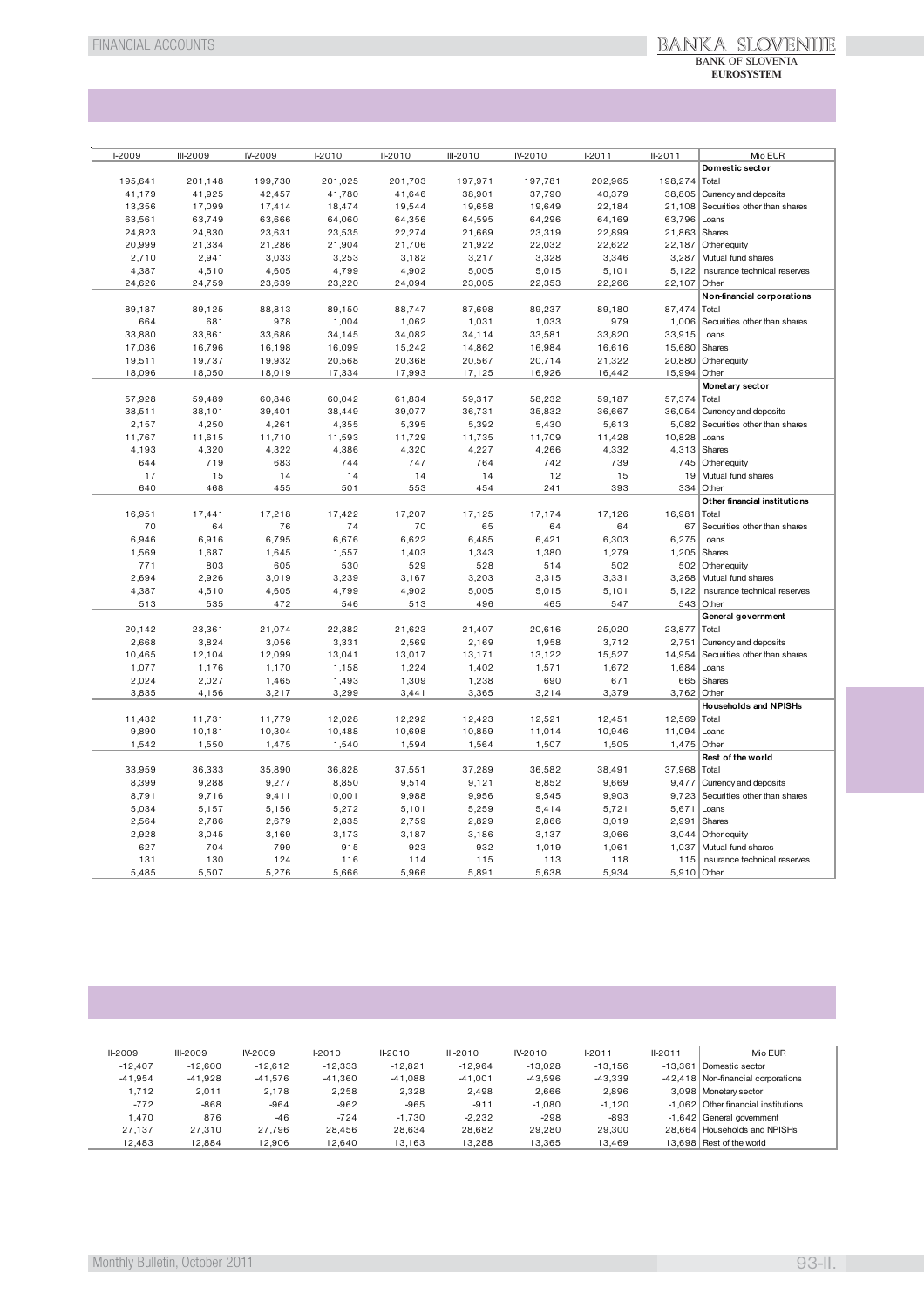| II-2009 | III-2009 | IV-2009 | I-2010 | II-2010 | III-2010 | IV-2010 | I-2011 | II-2011 | Mio EUR |
|---|---|---|---|---|---|---|---|---|---|
| | | | | | | | | | **Domestic sector** |
| 195,641 | 201,148 | 199,730 | 201,025 | 201,703 | 197,971 | 197,781 | 202,965 | 198,274 | Total |
| 41,179 | 41,925 | 42,457 | 41,780 | 41,646 | 38,901 | 37,790 | 40,379 | 38,805 | Currency and deposits |
| 13,356 | 17,099 | 17,414 | 18,474 | 19,544 | 19,658 | 19,649 | 22,184 | 21,108 | Securities other than shares |
| 63,561 | 63,749 | 63,666 | 64,060 | 64,356 | 64,595 | 64,296 | 64,169 | 63,796 | Loans |
| 24,823 | 24,830 | 23,631 | 23,535 | 22,274 | 21,669 | 23,319 | 22,899 | 21,863 | Shares |
| 20,999 | 21,334 | 21,286 | 21,904 | 21,706 | 21,922 | 22,032 | 22,622 | 22,187 | Other equity |
| 2,710 | 2,941 | 3,033 | 3,253 | 3,182 | 3,217 | 3,328 | 3,346 | 3,287 | Mutual fund shares |
| 4,387 | 4,510 | 4,605 | 4,799 | 4,902 | 5,005 | 5,015 | 5,101 | 5,122 | Insurance technical reserves |
| 24,626 | 24,759 | 23,639 | 23,220 | 24,094 | 23,005 | 22,353 | 22,266 | 22,107 | Other |
| | | | | | | | | | **Non-financial corporations** |
| 89,187 | 89,125 | 88,813 | 89,150 | 88,747 | 87,698 | 89,237 | 89,180 | 87,474 | Total |
| 664 | 681 | 978 | 1,004 | 1,062 | 1,031 | 1,033 | 979 | 1,006 | Securities other than shares |
| 33,880 | 33,861 | 33,686 | 34,145 | 34,082 | 34,114 | 33,581 | 33,820 | 33,915 | Loans |
| 17,036 | 16,796 | 16,198 | 16,099 | 15,242 | 14,862 | 16,984 | 16,616 | 15,680 | Shares |
| 19,511 | 19,737 | 19,932 | 20,568 | 20,368 | 20,567 | 20,714 | 21,322 | 20,880 | Other equity |
| 18,096 | 18,050 | 18,019 | 17,334 | 17,993 | 17,125 | 16,926 | 16,442 | 15,994 | Other |
| | | | | | | | | | **Monetary sector** |
| 57,928 | 59,489 | 60,846 | 60,042 | 61,834 | 59,317 | 58,232 | 59,187 | 57,374 | Total |
| 38,511 | 38,101 | 39,401 | 38,449 | 39,077 | 36,731 | 35,832 | 36,667 | 36,054 | Currency and deposits |
| 2,157 | 4,250 | 4,261 | 4,355 | 5,395 | 5,392 | 5,430 | 5,613 | 5,082 | Securities other than shares |
| 11,767 | 11,615 | 11,710 | 11,593 | 11,729 | 11,735 | 11,709 | 11,428 | 10,828 | Loans |
| 4,193 | 4,320 | 4,322 | 4,386 | 4,320 | 4,227 | 4,266 | 4,332 | 4,313 | Shares |
| 644 | 719 | 683 | 744 | 747 | 764 | 742 | 739 | 745 | Other equity |
| 17 | 15 | 14 | 14 | 14 | 14 | 12 | 15 | 19 | Mutual fund shares |
| 640 | 468 | 455 | 501 | 553 | 454 | 241 | 393 | 334 | Other |
| | | | | | | | | | **Other financial institutions** |
| 16,951 | 17,441 | 17,218 | 17,422 | 17,207 | 17,125 | 17,174 | 17,126 | 16,981 | Total |
| 70 | 64 | 76 | 74 | 70 | 65 | 64 | 64 | 67 | Securities other than shares |
| 6,946 | 6,916 | 6,795 | 6,676 | 6,622 | 6,485 | 6,421 | 6,303 | 6,275 | Loans |
| 1,569 | 1,687 | 1,645 | 1,557 | 1,403 | 1,343 | 1,380 | 1,279 | 1,205 | Shares |
| 771 | 803 | 605 | 530 | 529 | 528 | 514 | 502 | 502 | Other equity |
| 2,694 | 2,926 | 3,019 | 3,239 | 3,167 | 3,203 | 3,315 | 3,331 | 3,268 | Mutual fund shares |
| 4,387 | 4,510 | 4,605 | 4,799 | 4,902 | 5,005 | 5,015 | 5,101 | 5,122 | Insurance technical reserves |
| 513 | 535 | 472 | 546 | 513 | 496 | 465 | 547 | 543 | Other |
| | | | | | | | | | **General government** |
| 20,142 | 23,361 | 21,074 | 22,382 | 21,623 | 21,407 | 20,616 | 25,020 | 23,877 | Total |
| 2,668 | 3,824 | 3,056 | 3,331 | 2,569 | 2,169 | 1,958 | 3,712 | 2,751 | Currency and deposits |
| 10,465 | 12,104 | 12,099 | 13,041 | 13,017 | 13,171 | 13,122 | 15,527 | 14,954 | Securities other than shares |
| 1,077 | 1,176 | 1,170 | 1,158 | 1,224 | 1,402 | 1,571 | 1,672 | 1,684 | Loans |
| 2,024 | 2,027 | 1,465 | 1,493 | 1,309 | 1,238 | 690 | 671 | 665 | Shares |
| 3,835 | 4,156 | 3,217 | 3,299 | 3,441 | 3,365 | 3,214 | 3,379 | 3,762 | Other |
| | | | | | | | | | **Households and NPISHs** |
| 11,432 | 11,731 | 11,779 | 12,028 | 12,292 | 12,423 | 12,521 | 12,451 | 12,569 | Total |
| 9,890 | 10,181 | 10,304 | 10,488 | 10,698 | 10,859 | 11,014 | 10,946 | 11,094 | Loans |
| 1,542 | 1,550 | 1,475 | 1,540 | 1,594 | 1,564 | 1,507 | 1,505 | 1,475 | Other |
| | | | | | | | | | **Rest of the world** |
| 33,959 | 36,333 | 35,890 | 36,828 | 37,551 | 37,289 | 36,582 | 38,491 | 37,968 | Total |
| 8,399 | 9,288 | 9,277 | 8,850 | 9,514 | 9,121 | 8,852 | 9,669 | 9,477 | Currency and deposits |
| 8,791 | 9,716 | 9,411 | 10,001 | 9,988 | 9,956 | 9,545 | 9,903 | 9,723 | Securities other than shares |
| 5,034 | 5,157 | 5,156 | 5,272 | 5,101 | 5,259 | 5,414 | 5,721 | 5,671 | Loans |
| 2,564 | 2,786 | 2,679 | 2,835 | 2,759 | 2,829 | 2,866 | 3,019 | 2,991 | Shares |
| 2,928 | 3,045 | 3,169 | 3,173 | 3,187 | 3,186 | 3,137 | 3,066 | 3,044 | Other equity |
| 627 | 704 | 799 | 915 | 923 | 932 | 1,019 | 1,061 | 1,037 | Mutual fund shares |
| 131 | 130 | 124 | 116 | 114 | 115 | 113 | 118 | 115 | Insurance technical reserves |
| 5,485 | 5,507 | 5,276 | 5,666 | 5,966 | 5,891 | 5,638 | 5,934 | 5,910 | Other |

| II-2009 | III-2009 | IV-2009 | I-2010 | II-2010 | III-2010 | IV-2010 | I-2011 | II-2011 | Mio EUR |
|---|---|---|---|---|---|---|---|---|---|
| -12,407 | -12,600 | -12,612 | -12,333 | -12,821 | -12,964 | -13,028 | -13,156 | -13,361 | Domestic sector |
| -41,954 | -41,928 | -41,576 | -41,360 | -41,088 | -41,001 | -43,596 | -43,339 | -42,418 | Non-financial corporations |
| 1,712 | 2,011 | 2,178 | 2,258 | 2,328 | 2,498 | 2,666 | 2,896 | 3,098 | Monetary sector |
| -772 | -868 | -964 | -962 | -965 | -911 | -1,080 | -1,120 | -1,062 | Other financial institutions |
| 1,470 | 876 | -46 | -724 | -1,730 | -2,232 | -298 | -893 | -1,642 | General government |
| 27,137 | 27,310 | 27,796 | 28,456 | 28,634 | 28,682 | 29,280 | 29,300 | 28,664 | Households and NPISHs |
| 12,483 | 12,884 | 12,906 | 12,640 | 13,163 | 13,288 | 13,365 | 13,469 | 13,698 | Rest of the world |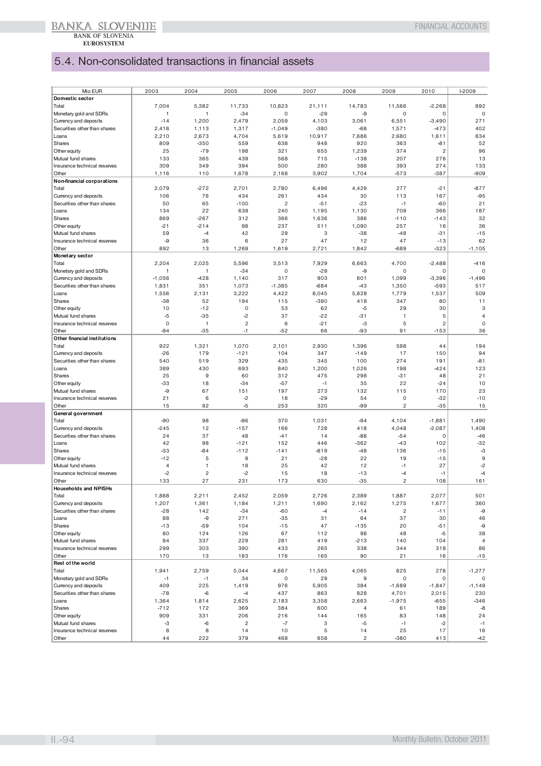## 5.4. Non-consolidated transactions in financial assets

| Mio EUR | 2003 | 2004 | 2005 | 2006 | 2007 | 2008 | 2009 | 2010 | I-2009 |
|---|---|---|---|---|---|---|---|---|---|
| **Domestic sector** | | | | | | | | | |
| Total | 7,004 | 5,382 | 11,733 | 10,823 | 21,111 | 14,783 | 11,566 | -2,268 | 892 |
| Monetary gold and SDRs | 1 | 1 | -34 | 0 | -29 | -9 | 0 | 0 | 0 |
| Currency and deposits | -14 | 1,200 | 2,479 | 2,059 | 4,103 | 3,061 | 6,551 | -3,490 | 271 |
| Securities other than shares | 2,416 | 1,113 | 1,317 | -1,049 | -380 | -68 | 1,571 | -473 | 402 |
| Loans | 2,210 | 2,673 | 4,704 | 5,619 | 10,917 | 7,686 | 2,680 | 1,611 | 834 |
| Shares | 809 | -350 | 559 | 638 | 948 | 920 | 363 | -81 | 52 |
| Other equity | 25 | -79 | 198 | 321 | 655 | 1,239 | 374 | 2 | 96 |
| Mutual fund shares | 133 | 365 | 439 | 568 | 715 | -138 | 207 | 276 | 13 |
| Insurance technical reserves | 309 | 349 | 394 | 500 | 280 | 388 | 393 | 274 | 133 |
| Other | 1,116 | 110 | 1,678 | 2,168 | 3,902 | 1,704 | -573 | -387 | -909 |
| **Non-financial corporations** | | | | | | | | | |
| Total | 2,079 | -272 | 2,701 | 2,780 | 6,496 | 4,429 | 277 | -21 | -877 |
| Currency and deposits | 106 | 76 | 434 | 261 | 434 | 30 | 113 | 167 | -95 |
| Securities other than shares | 50 | 65 | -100 | 2 | -51 | -23 | -1 | -60 | 21 |
| Loans | 134 | 22 | 639 | 240 | 1,195 | 1,130 | 709 | 366 | 187 |
| Shares | 869 | -267 | 312 | 366 | 1,636 | 386 | -110 | -143 | 32 |
| Other equity | -21 | -214 | 98 | 237 | 511 | 1,090 | 257 | 16 | 36 |
| Mutual fund shares | 59 | -4 | 42 | 29 | 3 | -38 | -48 | -31 | -15 |
| Insurance technical reserves | -9 | 36 | 6 | 27 | 47 | 12 | 47 | -13 | 62 |
| Other | 892 | 13 | 1,269 | 1,619 | 2,721 | 1,842 | -689 | -323 | -1,105 |
| **Monetary sector** | | | | | | | | | |
| Total | 2,204 | 2,025 | 5,596 | 3,513 | 7,929 | 6,663 | 4,700 | -2,488 | -416 |
| Monetary gold and SDRs | 1 | 1 | -34 | 0 | -29 | -9 | 0 | 0 | 0 |
| Currency and deposits | -1,056 | -428 | 1,140 | 317 | 903 | 601 | 1,099 | -3,396 | -1,496 |
| Securities other than shares | 1,831 | 351 | 1,073 | -1,385 | -684 | -43 | 1,350 | -593 | 517 |
| Loans | 1,556 | 2,131 | 3,222 | 4,422 | 8,045 | 5,828 | 1,779 | 1,537 | 509 |
| Shares | -38 | 52 | 194 | 115 | -390 | 418 | 347 | 80 | 11 |
| Other equity | 10 | -12 | 0 | 53 | 62 | -5 | 29 | 30 | 3 |
| Mutual fund shares | -5 | -35 | -2 | 37 | -22 | -31 | 1 | 5 | 4 |
| Insurance technical reserves | 0 | 1 | 2 | 6 | -21 | -3 | 5 | 2 | 0 |
| Other | -94 | -35 | -1 | -52 | 66 | -93 | 91 | -153 | 36 |
| **Other financial institutions** | | | | | | | | | |
| Total | 922 | 1,321 | 1,070 | 2,101 | 2,930 | 1,396 | 598 | 44 | 194 |
| Currency and deposits | -26 | 179 | -121 | 104 | 347 | -149 | 17 | 150 | 94 |
| Securities other than shares | 540 | 519 | 329 | 435 | 345 | 100 | 274 | 191 | -81 |
| Loans | 389 | 430 | 693 | 840 | 1,200 | 1,026 | 198 | -424 | 123 |
| Shares | 25 | 9 | 60 | 312 | 475 | 298 | -31 | 48 | 21 |
| Other equity | -33 | 18 | -34 | -57 | -1 | 35 | 22 | -24 | 10 |
| Mutual fund shares | -9 | 67 | 151 | 197 | 273 | 132 | 115 | 170 | 23 |
| Insurance technical reserves | 21 | 6 | -2 | 18 | -29 | 54 | 0 | -32 | -10 |
| Other | 15 | 92 | -5 | 253 | 320 | -99 | 2 | -35 | 15 |
| **General government** | | | | | | | | | |
| Total | -90 | 98 | -86 | 370 | 1,031 | -94 | 4,104 | -1,881 | 1,490 |
| Currency and deposits | -245 | 12 | -157 | 166 | 728 | 418 | 4,048 | -2,087 | 1,408 |
| Securities other than shares | 24 | 37 | 48 | -41 | 14 | -88 | -54 | 0 | -46 |
| Loans | 42 | 98 | -121 | 152 | 446 | -362 | -43 | 102 | -32 |
| Shares | -33 | -84 | -112 | -141 | -819 | -48 | 136 | -15 | -3 |
| Other equity | -12 | 5 | 9 | 21 | -28 | 22 | 19 | -15 | 9 |
| Mutual fund shares | 4 | 1 | 18 | 25 | 42 | 12 | -1 | 27 | -2 |
| Insurance technical reserves | -2 | 2 | -2 | 15 | 18 | -13 | -4 | -1 | -4 |
| Other | 133 | 27 | 231 | 173 | 630 | -35 | 2 | 108 | 161 |
| **Households and NPISHs** | | | | | | | | | |
| Total | 1,888 | 2,211 | 2,452 | 2,059 | 2,726 | 2,389 | 1,887 | 2,077 | 501 |
| Currency and deposits | 1,207 | 1,361 | 1,184 | 1,211 | 1,690 | 2,162 | 1,275 | 1,677 | 360 |
| Securities other than shares | -28 | 142 | -34 | -60 | -4 | -14 | 2 | -11 | -9 |
| Loans | 88 | -9 | 271 | -35 | 31 | 64 | 37 | 30 | 46 |
| Shares | -13 | -59 | 104 | -15 | 47 | -135 | 20 | -51 | -9 |
| Other equity | 80 | 124 | 126 | 67 | 112 | 98 | 48 | -5 | 38 |
| Mutual fund shares | 84 | 337 | 229 | 281 | 419 | -213 | 140 | 104 | 4 |
| Insurance technical reserves | 299 | 303 | 390 | 433 | 265 | 338 | 344 | 318 | 86 |
| Other | 170 | 13 | 183 | 176 | 165 | 90 | 21 | 16 | -15 |
| **Rest of the world** | | | | | | | | | |
| Total | 1,941 | 2,759 | 5,044 | 4,667 | 11,565 | 4,065 | 825 | 278 | -1,277 |
| Monetary gold and SDRs | -1 | -1 | 34 | 0 | 29 | 9 | 0 | 0 | 0 |
| Currency and deposits | 409 | 225 | 1,419 | 976 | 5,905 | 384 | -1,689 | -1,847 | -1,149 |
| Securities other than shares | -78 | -6 | -4 | 437 | 863 | 828 | 4,701 | 2,015 | 230 |
| Loans | 1,364 | 1,814 | 2,625 | 2,183 | 3,358 | 2,663 | -1,975 | -655 | -346 |
| Shares | -712 | 172 | 369 | 384 | 600 | 4 | 61 | 189 | -8 |
| Other equity | 909 | 331 | 206 | 216 | 144 | 165 | 83 | 148 | 24 |
| Mutual fund shares | -3 | -6 | 2 | -7 | 3 | -5 | -1 | -2 | -1 |
| Insurance technical reserves | 8 | 8 | 14 | 10 | 5 | 14 | 25 | 17 | 16 |
| Other | 44 | 222 | 379 | 468 | 658 | 2 | -380 | 413 | -42 |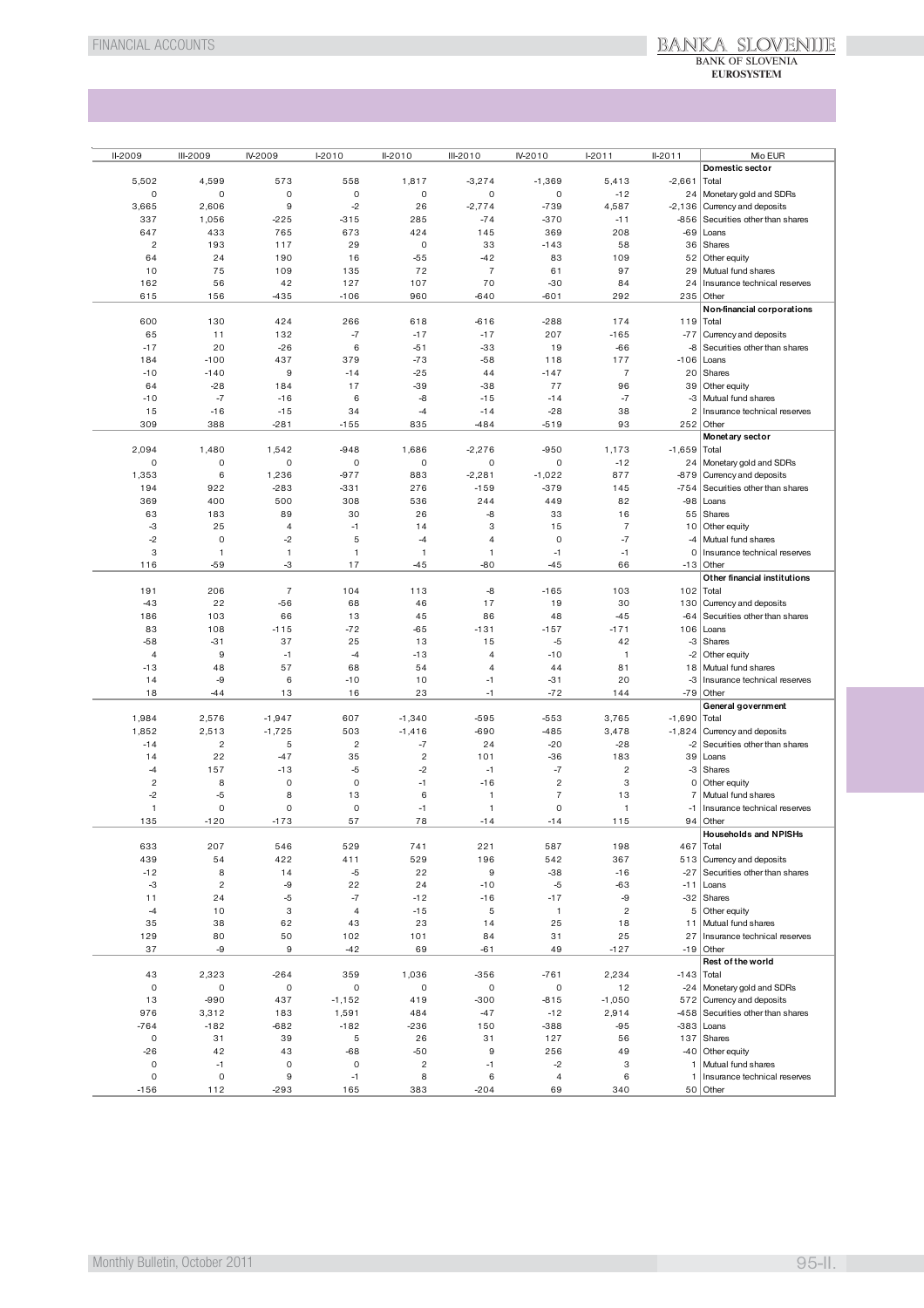| II-2009 | III-2009 | IV-2009 | I-2010 | II-2010 | III-2010 | IV-2010 | I-2011 | II-2011 | Mio EUR |
|---|---|---|---|---|---|---|---|---|---|
| | | | | | | | | | **Domestic sector** |
| 5,502 | 4,599 | 573 | 558 | 1,817 | -3,274 | -1,369 | 5,413 | -2,661 | Total |
| 0 | 0 | 0 | 0 | 0 | 0 | 0 | -12 | 24 | Monetary gold and SDRs |
| 3,665 | 2,606 | 9 | -2 | 26 | -2,774 | -739 | 4,587 | -2,136 | Currency and deposits |
| 337 | 1,056 | -225 | -315 | 285 | -74 | -370 | -11 | -856 | Securities other than shares |
| 647 | 433 | 765 | 673 | 424 | 145 | 369 | 208 | -69 | Loans |
| 2 | 193 | 117 | 29 | 0 | 33 | -143 | 58 | 36 | Shares |
| 64 | 24 | 190 | 16 | -55 | -42 | 83 | 109 | 52 | Other equity |
| 10 | 75 | 109 | 135 | 72 | 7 | 61 | 97 | 29 | Mutual fund shares |
| 162 | 56 | 42 | 127 | 107 | 70 | -30 | 84 | 24 | Insurance technical reserves |
| 615 | 156 | -435 | -106 | 960 | -640 | -601 | 292 | 235 | Other |
| | | | | | | | | | **Non-financial corporations** |
| 600 | 130 | 424 | 266 | 618 | -616 | -288 | 174 | 119 | Total |
| 65 | 11 | 132 | -7 | -17 | -17 | 207 | -165 | -77 | Currency and deposits |
| -17 | 20 | -26 | 6 | -51 | -33 | 19 | -66 | -8 | Securities other than shares |
| 184 | -100 | 437 | 379 | -73 | -58 | 118 | 177 | -106 | Loans |
| -10 | -140 | 9 | -14 | -25 | 44 | -147 | 7 | 20 | Shares |
| 64 | -28 | 184 | 17 | -39 | -38 | 77 | 96 | 39 | Other equity |
| -10 | -7 | -16 | 6 | -8 | -15 | -14 | -7 | -3 | Mutual fund shares |
| 15 | -16 | -15 | 34 | -4 | -14 | -28 | 38 | 2 | Insurance technical reserves |
| 309 | 388 | -281 | -155 | 835 | -484 | -519 | 93 | 252 | Other |
| | | | | | | | | | **Monetary sector** |
| 2,094 | 1,480 | 1,542 | -948 | 1,686 | -2,276 | -950 | 1,173 | -1,659 | Total |
| 0 | 0 | 0 | 0 | 0 | 0 | 0 | -12 | 24 | Monetary gold and SDRs |
| 1,353 | 6 | 1,236 | -977 | 883 | -2,281 | -1,022 | 877 | -879 | Currency and deposits |
| 194 | 922 | -283 | -331 | 276 | -159 | -379 | 145 | -754 | Securities other than shares |
| 369 | 400 | 500 | 308 | 536 | 244 | 449 | 82 | -98 | Loans |
| 63 | 183 | 89 | 30 | 26 | -8 | 33 | 16 | 55 | Shares |
| -3 | 25 | 4 | -1 | 14 | 3 | 15 | 7 | 10 | Other equity |
| -2 | 0 | -2 | 5 | -4 | 4 | 0 | -7 | -4 | Mutual fund shares |
| 3 | 1 | 1 | 1 | 1 | 1 | -1 | -1 | 0 | Insurance technical reserves |
| 116 | -59 | -3 | 17 | -45 | -80 | -45 | 66 | -13 | Other |
| | | | | | | | | | **Other financial institutions** |
| 191 | 206 | 7 | 104 | 113 | -8 | -165 | 103 | 102 | Total |
| -43 | 22 | -56 | 68 | 46 | 17 | 19 | 30 | 130 | Currency and deposits |
| 186 | 103 | 66 | 13 | 45 | 86 | 48 | -45 | -64 | Securities other than shares |
| 83 | 108 | -115 | -72 | -65 | -131 | -157 | -171 | 106 | Loans |
| -58 | -31 | 37 | 25 | 13 | 15 | -5 | 42 | -3 | Shares |
| 4 | 9 | -1 | -4 | -13 | 4 | -10 | 1 | -2 | Other equity |
| -13 | 48 | 57 | 68 | 54 | 4 | 44 | 81 | 18 | Mutual fund shares |
| 14 | -9 | 6 | -10 | 10 | -1 | -31 | 20 | -3 | Insurance technical reserves |
| 18 | -44 | 13 | 16 | 23 | -1 | -72 | 144 | -79 | Other |
| | | | | | | | | | **General government** |
| 1,984 | 2,576 | -1,947 | 607 | -1,340 | -595 | -553 | 3,765 | -1,690 | Total |
| 1,852 | 2,513 | -1,725 | 503 | -1,416 | -690 | -485 | 3,478 | -1,824 | Currency and deposits |
| -14 | 2 | 5 | 2 | -7 | 24 | -20 | -28 | -2 | Securities other than shares |
| 14 | 22 | -47 | 35 | 2 | 101 | -36 | 183 | 39 | Loans |
| -4 | 157 | -13 | -5 | -2 | -1 | -7 | 2 | -3 | Shares |
| 2 | 8 | 0 | 0 | -1 | -16 | 2 | 3 | 0 | Other equity |
| -2 | -5 | 8 | 13 | 6 | 1 | 7 | 13 | 7 | Mutual fund shares |
| 1 | 0 | 0 | 0 | -1 | 1 | 0 | 1 | -1 | Insurance technical reserves |
| 135 | -120 | -173 | 57 | 78 | -14 | -14 | 115 | 94 | Other |
| | | | | | | | | | **Households and NPISHs** |
| 633 | 207 | 546 | 529 | 741 | 221 | 587 | 198 | 467 | Total |
| 439 | 54 | 422 | 411 | 529 | 196 | 542 | 367 | 513 | Currency and deposits |
| -12 | 8 | 14 | -5 | 22 | 9 | -38 | -16 | -27 | Securities other than shares |
| -3 | 2 | -9 | 22 | 24 | -10 | -5 | -63 | -11 | Loans |
| 11 | 24 | -5 | -7 | -12 | -16 | -17 | -9 | -32 | Shares |
| -4 | 10 | 3 | 4 | -15 | 5 | 1 | 2 | 5 | Other equity |
| 35 | 38 | 62 | 43 | 23 | 14 | 25 | 18 | 11 | Mutual fund shares |
| 129 | 80 | 50 | 102 | 101 | 84 | 31 | 25 | 27 | Insurance technical reserves |
| 37 | -9 | 9 | -42 | 69 | -61 | 49 | -127 | -19 | Other |
| | | | | | | | | | **Rest of the world** |
| 43 | 2,323 | -264 | 359 | 1,036 | -356 | -761 | 2,234 | -143 | Total |
| 0 | 0 | 0 | 0 | 0 | 0 | 0 | 12 | -24 | Monetary gold and SDRs |
| 13 | -990 | 437 | -1,152 | 419 | -300 | -815 | -1,050 | 572 | Currency and deposits |
| 976 | 3,312 | 183 | 1,591 | 484 | -47 | -12 | 2,914 | -458 | Securities other than shares |
| -764 | -182 | -682 | -182 | -236 | 150 | -388 | -95 | -383 | Loans |
| 0 | 31 | 39 | 5 | 26 | 31 | 127 | 56 | 137 | Shares |
| -26 | 42 | 43 | -68 | -50 | 9 | 256 | 49 | -40 | Other equity |
| 0 | -1 | 0 | 0 | 2 | -1 | -2 | 3 | 1 | Mutual fund shares |
| 0 | 0 | 9 | -1 | 8 | 6 | 4 | 6 | 1 | Insurance technical reserves |
| -156 | 112 | -293 | 165 | 383 | -204 | 69 | 340 | 50 | Other |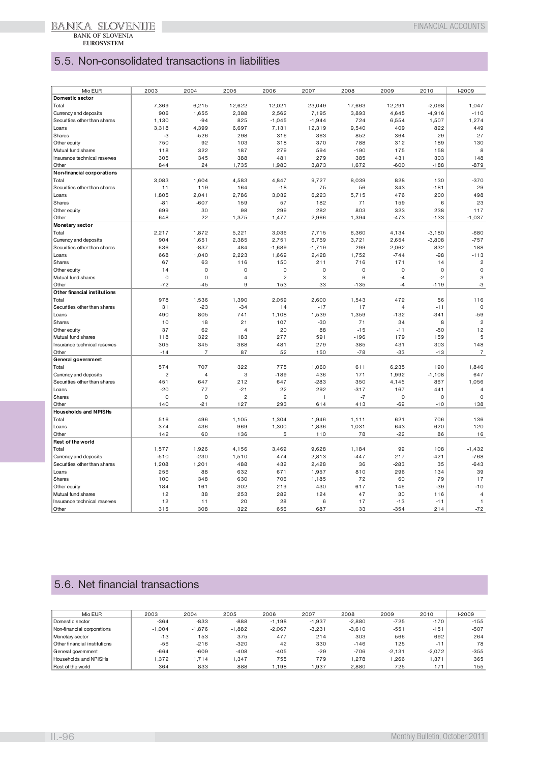## 5.5. Non-consolidated transactions in liabilities

| Mio EUR | 2003 | 2004 | 2005 | 2006 | 2007 | 2008 | 2009 | 2010 | I-2009 |
|---|---|---|---|---|---|---|---|---|---|
| **Domestic sector** | | | | | | | | | |
| Total | 7,369 | 6,215 | 12,622 | 12,021 | 23,049 | 17,663 | 12,291 | -2,098 | 1,047 |
| Currency and deposits | 906 | 1,655 | 2,388 | 2,562 | 7,195 | 3,893 | 4,645 | -4,916 | -110 |
| Securities other than shares | 1,130 | -94 | 825 | -1,045 | -1,944 | 724 | 6,554 | 1,507 | 1,274 |
| Loans | 3,318 | 4,399 | 6,697 | 7,131 | 12,319 | 9,540 | 409 | 822 | 449 |
| Shares | -3 | -526 | 298 | 316 | 363 | 852 | 364 | 29 | 27 |
| Other equity | 750 | 92 | 103 | 318 | 370 | 788 | 312 | 189 | 130 |
| Mutual fund shares | 118 | 322 | 187 | 279 | 594 | -190 | 175 | 158 | 8 |
| Insurance technical reserves | 305 | 345 | 388 | 481 | 279 | 385 | 431 | 303 | 148 |
| Other | 844 | 24 | 1,735 | 1,980 | 3,873 | 1,672 | -600 | -188 | -879 |
| **Non-financial corporations** | | | | | | | | | |
| Total | 3,083 | 1,604 | 4,583 | 4,847 | 9,727 | 8,039 | 828 | 130 | -370 |
| Securities other than shares | 11 | 119 | 164 | -18 | 75 | 56 | 343 | -181 | 29 |
| Loans | 1,805 | 2,041 | 2,786 | 3,032 | 6,223 | 5,715 | 476 | 200 | 498 |
| Shares | -81 | -607 | 159 | 57 | 182 | 71 | 159 | 6 | 23 |
| Other equity | 699 | 30 | 98 | 299 | 282 | 803 | 323 | 238 | 117 |
| Other | 648 | 22 | 1,375 | 1,477 | 2,966 | 1,394 | -473 | -133 | -1,037 |
| **Monetary sector** | | | | | | | | | |
| Total | 2,217 | 1,872 | 5,221 | 3,036 | 7,715 | 6,360 | 4,134 | -3,180 | -680 |
| Currency and deposits | 904 | 1,651 | 2,385 | 2,751 | 6,759 | 3,721 | 2,654 | -3,808 | -757 |
| Securities other than shares | 636 | -837 | 484 | -1,689 | -1,719 | 299 | 2,062 | 832 | 188 |
| Loans | 668 | 1,040 | 2,223 | 1,669 | 2,428 | 1,752 | -744 | -98 | -113 |
| Shares | 67 | 63 | 116 | 150 | 211 | 716 | 171 | 14 | 2 |
| Other equity | 14 | 0 | 0 | 0 | 0 | 0 | 0 | 0 | 0 |
| Mutual fund shares | 0 | 0 | 4 | 2 | 3 | 6 | -4 | -2 | 3 |
| Other | -72 | -45 | 9 | 153 | 33 | -135 | -4 | -119 | -3 |
| **Other financial institutions** | | | | | | | | | |
| Total | 978 | 1,536 | 1,390 | 2,059 | 2,600 | 1,543 | 472 | 56 | 116 |
| Securities other than shares | 31 | -23 | -34 | 14 | -17 | 17 | 4 | -11 | 0 |
| Loans | 490 | 805 | 741 | 1,108 | 1,539 | 1,359 | -132 | -341 | -59 |
| Shares | 10 | 18 | 21 | 107 | -30 | 71 | 34 | 8 | 2 |
| Other equity | 37 | 62 | 4 | 20 | 88 | -15 | -11 | -50 | 12 |
| Mutual fund shares | 118 | 322 | 183 | 277 | 591 | -196 | 179 | 159 | 5 |
| Insurance technical reserves | 305 | 345 | 388 | 481 | 279 | 385 | 431 | 303 | 148 |
| Other | -14 | 7 | 87 | 52 | 150 | -78 | -33 | -13 | 7 |
| **General government** | | | | | | | | | |
| Total | 574 | 707 | 322 | 775 | 1,060 | 611 | 6,235 | 190 | 1,846 |
| Currency and deposits | 2 | 4 | 3 | -189 | 436 | 171 | 1,992 | -1,108 | 647 |
| Securities other than shares | 451 | 647 | 212 | 647 | -283 | 350 | 4,145 | 867 | 1,056 |
| Loans | -20 | 77 | -21 | 22 | 292 | -317 | 167 | 441 | 4 |
| Shares | 0 | 0 | 2 | 2 | 1 | -7 | 0 | 0 | 0 |
| Other | 140 | -21 | 127 | 293 | 614 | 413 | -69 | -10 | 138 |
| **Households and NPISHs** | | | | | | | | | |
| Total | 516 | 496 | 1,105 | 1,304 | 1,946 | 1,111 | 621 | 706 | 136 |
| Loans | 374 | 436 | 969 | 1,300 | 1,836 | 1,031 | 643 | 620 | 120 |
| Other | 142 | 60 | 136 | 5 | 110 | 78 | -22 | 86 | 16 |
| **Rest of the world** | | | | | | | | | |
| Total | 1,577 | 1,926 | 4,156 | 3,469 | 9,628 | 1,184 | 99 | 108 | -1,432 |
| Currency and deposits | -510 | -230 | 1,510 | 474 | 2,813 | -447 | 217 | -421 | -768 |
| Securities other than shares | 1,208 | 1,201 | 488 | 432 | 2,428 | 36 | -283 | 35 | -643 |
| Loans | 256 | 88 | 632 | 671 | 1,957 | 810 | 296 | 134 | 39 |
| Shares | 100 | 348 | 630 | 706 | 1,185 | 72 | 60 | 79 | 17 |
| Other equity | 184 | 161 | 302 | 219 | 430 | 617 | 146 | -39 | -10 |
| Mutual fund shares | 12 | 38 | 253 | 282 | 124 | 47 | 30 | 116 | 4 |
| Insurance technical reserves | 12 | 11 | 20 | 28 | 6 | 17 | -13 | -11 | 1 |
| Other | 315 | 308 | 322 | 656 | 687 | 33 | -354 | 214 | -72 |

## 5.6. Net financial transactions

| Mio EUR | 2003 | 2004 | 2005 | 2006 | 2007 | 2008 | 2009 | 2010 | I-2009 |
|---|---|---|---|---|---|---|---|---|---|
| Domestic sector | -364 | -833 | -888 | -1,198 | -1,937 | -2,880 | -725 | -170 | -155 |
| Non-financial corporations | -1,004 | -1,876 | -1,882 | -2,067 | -3,231 | -3,610 | -551 | -151 | -507 |
| Monetary sector | -13 | 153 | 375 | 477 | 214 | 303 | 566 | 692 | 264 |
| Other financial institutions | -56 | -216 | -320 | 42 | 330 | -146 | 125 | -11 | 78 |
| General government | -664 | -609 | -408 | -405 | -29 | -706 | -2,131 | -2,072 | -355 |
| Households and NPISHs | 1,372 | 1,714 | 1,347 | 755 | 779 | 1,278 | 1,266 | 1,371 | 365 |
| Rest of the world | 364 | 833 | 888 | 1,198 | 1,937 | 2,880 | 725 | 171 | 155 |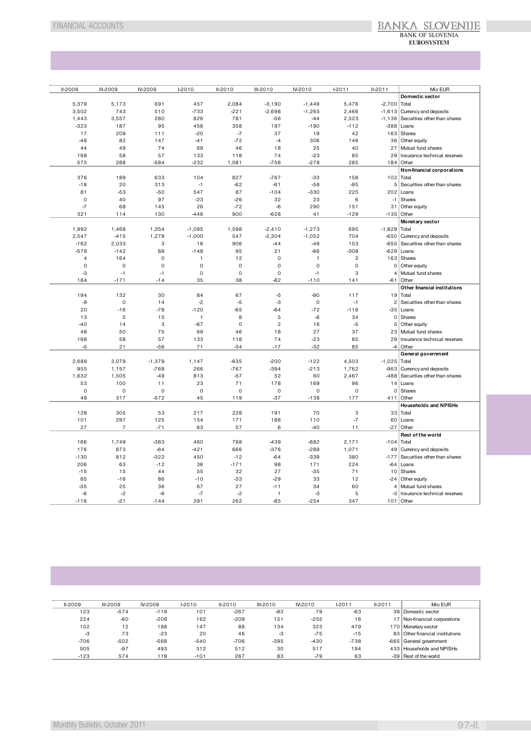| II-2009 | III-2009 | IV-2009 | I-2010 | II-2010 | III-2010 | IV-2010 | I-2011 | II-2011 | Mio EUR |
|---|---|---|---|---|---|---|---|---|---|
| | | | | | | | | | **Domestic sector** |
| 5,379 | 5,173 | 691 | 457 | 2,084 | -3,190 | -1,449 | 5,476 | -2,700 | Total |
| 3,502 | 743 | 510 | -733 | -221 | -2,698 | -1,265 | 2,466 | -1,613 | Currency and deposits |
| 1,443 | 3,557 | 280 | 826 | 781 | -56 | -44 | 2,523 | -1,136 | Securities other than shares |
| -323 | 187 | 95 | 456 | 358 | 197 | -190 | -112 | -388 | Loans |
| 17 | 209 | 111 | -20 | -7 | 37 | 19 | 42 | 163 | Shares |
| -48 | 82 | 147 | -41 | -72 | -4 | 306 | 146 | 36 | Other equity |
| 44 | 49 | 74 | 69 | 46 | 18 | 25 | 40 | 27 | Mutual fund shares |
| 168 | 58 | 57 | 133 | 118 | 74 | -23 | 85 | 29 | Insurance technical reserves |
| 575 | 288 | -584 | -232 | 1,081 | -758 | -278 | 285 | 184 | Other |
| | | | | | | | | | **Non-financial corporations** |
| 376 | 189 | 633 | 104 | 827 | -767 | -33 | 158 | 102 | Total |
| -18 | 20 | 313 | -1 | -62 | -61 | -58 | -95 | 5 | Securities other than shares |
| 81 | -53 | -50 | 547 | 87 | -104 | -330 | 225 | 202 | Loans |
| 0 | 40 | 97 | -23 | -26 | 32 | 23 | 6 | -1 | Shares |
| -7 | 68 | 145 | 26 | -72 | -6 | 290 | 151 | 31 | Other equity |
| 321 | 114 | 130 | -446 | 900 | -628 | 41 | -129 | -135 | Other |
| | | | | | | | | | **Monetary sector** |
| 1,992 | 1,468 | 1,354 | -1,095 | 1,598 | -2,410 | -1,273 | 695 | -1,829 | Total |
| 2,547 | -415 | 1,279 | -1,000 | 547 | -2,304 | -1,052 | 704 | -650 | Currency and deposits |
| -162 | 2,033 | 3 | 16 | 906 | -44 | -46 | 153 | -655 | Securities other than shares |
| -578 | -142 | 88 | -148 | 95 | 21 | -66 | -308 | -629 | Loans |
| 4 | 164 | 0 | 1 | 12 | 0 | 1 | 2 | 163 | Shares |
| 0 | 0 | 0 | 0 | 0 | 0 | 0 | 0 | 0 | Other equity |
| -3 | -1 | -1 | 0 | 0 | 0 | -1 | 3 | 4 | Mutual fund shares |
| 184 | -171 | -14 | 35 | 38 | -82 | -110 | 141 | -61 | Other |
| | | | | | | | | | **Other financial institutions** |
| 194 | 132 | 30 | 84 | 67 | -5 | -90 | 117 | 19 | Total |
| -9 | 0 | 14 | -2 | -5 | -3 | 0 | -1 | 2 | Securities other than shares |
| 20 | -16 | -78 | -120 | -65 | -84 | -72 | -118 | -35 | Loans |
| 13 | 5 | 15 | 1 | 8 | 5 | -6 | 34 | 0 | Shares |
| -40 | 14 | 3 | -67 | 0 | 2 | 16 | -5 | 5 | Other equity |
| 48 | 50 | 75 | 69 | 46 | 18 | 27 | 37 | 23 | Mutual fund shares |
| 168 | 58 | 57 | 133 | 118 | 74 | -23 | 85 | 29 | Insurance technical reserves |
| -5 | 21 | -56 | 71 | -34 | -17 | -32 | 85 | -4 | Other |
| | | | | | | | | | **General government** |
| 2,689 | 3,079 | -1,379 | 1,147 | -635 | -200 | -122 | 4,503 | -1,025 | Total |
| 955 | 1,157 | -768 | 266 | -767 | -394 | -213 | 1,762 | -963 | Currency and deposits |
| 1,632 | 1,505 | -49 | 813 | -57 | 52 | 60 | 2,467 | -488 | Securities other than shares |
| 53 | 100 | 11 | 23 | 71 | 178 | 169 | 96 | 14 | Loans |
| 0 | 0 | 0 | 0 | 0 | 0 | 0 | 0 | 0 | Shares |
| 49 | 317 | -572 | 45 | 119 | -37 | -138 | 177 | 411 | Other |
| | | | | | | | | | **Households and NPISHs** |
| 128 | 305 | 53 | 217 | 228 | 191 | 70 | 3 | 33 | Total |
| 101 | 297 | 125 | 154 | 171 | 186 | 110 | -7 | 60 | Loans |
| 27 | 7 | -71 | 63 | 57 | 6 | -40 | 11 | -27 | Other |
| | | | | | | | | | **Rest of the world** |
| 166 | 1,749 | -383 | 460 | 768 | -439 | -682 | 2,171 | -104 | Total |
| 176 | 873 | -64 | -421 | 666 | -376 | -289 | 1,071 | 49 | Currency and deposits |
| -130 | 812 | -322 | 450 | -12 | -64 | -339 | 380 | -177 | Securities other than shares |
| 206 | 63 | -12 | 36 | -171 | 98 | 171 | 224 | -64 | Loans |
| -15 | 15 | 44 | 55 | 32 | 27 | -35 | 71 | 10 | Shares |
| 85 | -16 | 86 | -10 | -33 | -29 | 33 | 12 | -24 | Other equity |
| -35 | 25 | 36 | 67 | 27 | -11 | 34 | 60 | 4 | Mutual fund shares |
| -6 | -2 | -6 | -7 | -2 | 1 | -3 | 5 | -3 | Insurance technical reserves |
| -116 | -21 | -144 | 291 | 262 | -85 | -254 | 347 | 101 | Other |

| II-2009 | III-2009 | IV-2009 | I-2010 | II-2010 | III-2010 | IV-2010 | I-2011 | II-2011 | Mio EUR |
|---|---|---|---|---|---|---|---|---|---|
| 123 | -574 | -119 | 101 | -267 | -83 | 79 | -63 | 39 | Domestic sector |
| 224 | -60 | -209 | 162 | -209 | 151 | -255 | 16 | 17 | Non-financial corporations |
| 102 | 12 | 188 | 147 | 88 | 134 | 323 | 479 | 170 | Monetary sector |
| -3 | 73 | -23 | 20 | 46 | -3 | -75 | -15 | 83 | Other financial institutions |
| -706 | -502 | -568 | -540 | -706 | -395 | -430 | -738 | -665 | General government |
| 505 | -97 | 493 | 312 | 512 | 30 | 517 | 194 | 433 | Households and NPISHs |
| -123 | 574 | 119 | -101 | 267 | 83 | -79 | 63 | -39 | Rest of the world |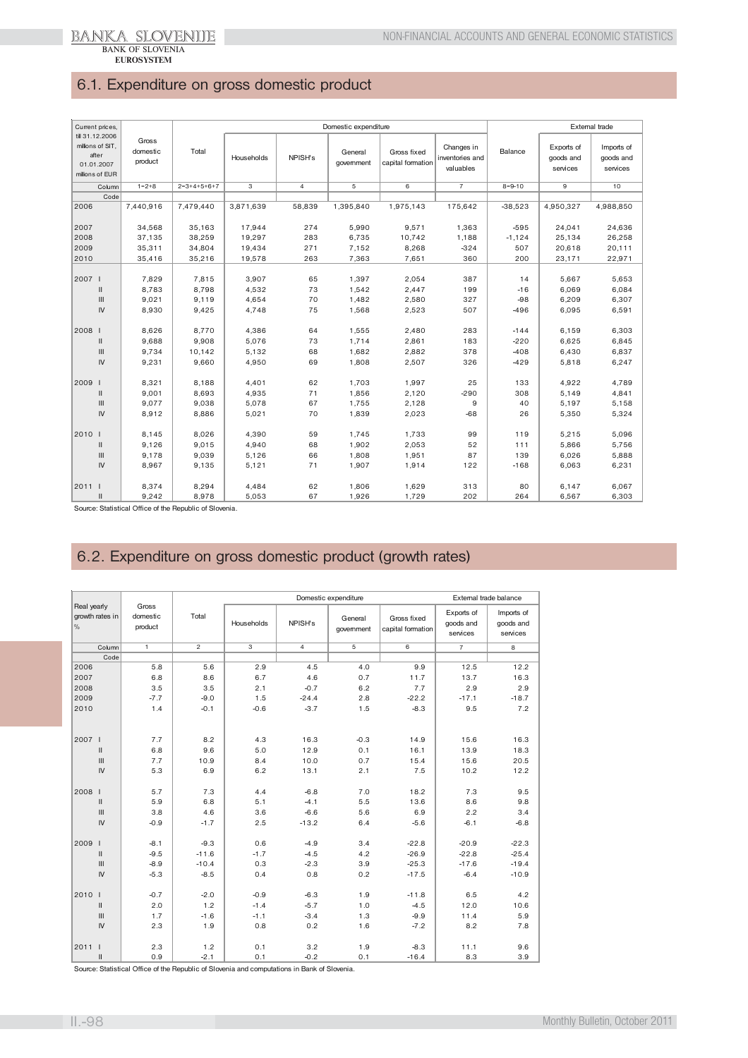## 6.1. Expenditure on gross domestic product

| Current prices, till 31.12.2006 millions of SIT, after 01.01.2007 millions of EUR | Gross domestic product | Domestic expenditure | | | | | | | External trade | | |
|---|---|---|---|---|---|---|---|---|---|---|---|
| | | Total | Households | NPISH's | General government | Gross fixed capital formation | Changes in inventories and valuables | Balance | Exports of goods and services | Imports of goods and services |
| Column | 1=2+8 | 2=3+4+5+6+7 | 3 | 4 | 5 | 6 | 7 | 8=9-10 | 9 | 10 |
| Code | | | | | | | | | | |
| 2006 | 7,440,916 | 7,479,440 | 3,871,639 | 58,839 | 1,395,840 | 1,975,143 | 175,642 | -38,523 | 4,950,327 | 4,988,850 |
| 2007 | 34,568 | 35,163 | 17,944 | 274 | 5,990 | 9,571 | 1,363 | -595 | 24,041 | 24,636 |
| 2008 | 37,135 | 38,259 | 19,297 | 283 | 6,735 | 10,742 | 1,188 | -1,124 | 25,134 | 26,258 |
| 2009 | 35,311 | 34,804 | 19,434 | 271 | 7,152 | 8,268 | -324 | 507 | 20,618 | 20,111 |
| 2010 | 35,416 | 35,216 | 19,578 | 263 | 7,363 | 7,651 | 360 | 200 | 23,171 | 22,971 |
| 2007 I | 7,829 | 7,815 | 3,907 | 65 | 1,397 | 2,054 | 387 | 14 | 5,667 | 5,653 |
| II | 8,783 | 8,798 | 4,532 | 73 | 1,542 | 2,447 | 199 | -16 | 6,069 | 6,084 |
| III | 9,021 | 9,119 | 4,654 | 70 | 1,482 | 2,580 | 327 | -98 | 6,209 | 6,307 |
| IV | 8,930 | 9,425 | 4,748 | 75 | 1,568 | 2,523 | 507 | -496 | 6,095 | 6,591 |
| 2008 I | 8,626 | 8,770 | 4,386 | 64 | 1,555 | 2,480 | 283 | -144 | 6,159 | 6,303 |
| II | 9,688 | 9,908 | 5,076 | 73 | 1,714 | 2,861 | 183 | -220 | 6,625 | 6,845 |
| III | 9,734 | 10,142 | 5,132 | 68 | 1,682 | 2,882 | 378 | -408 | 6,430 | 6,837 |
| IV | 9,231 | 9,660 | 4,950 | 69 | 1,808 | 2,507 | 326 | -429 | 5,818 | 6,247 |
| 2009 I | 8,321 | 8,188 | 4,401 | 62 | 1,703 | 1,997 | 25 | 133 | 4,922 | 4,789 |
| II | 9,001 | 8,693 | 4,935 | 71 | 1,856 | 2,120 | -290 | 308 | 5,149 | 4,841 |
| III | 9,077 | 9,038 | 5,078 | 67 | 1,755 | 2,128 | 9 | 40 | 5,197 | 5,158 |
| IV | 8,912 | 8,886 | 5,021 | 70 | 1,839 | 2,023 | -68 | 26 | 5,350 | 5,324 |
| 2010 I | 8,145 | 8,026 | 4,390 | 59 | 1,745 | 1,733 | 99 | 119 | 5,215 | 5,096 |
| II | 9,126 | 9,015 | 4,940 | 68 | 1,902 | 2,053 | 52 | 111 | 5,866 | 5,756 |
| III | 9,178 | 9,039 | 5,126 | 66 | 1,808 | 1,951 | 87 | 139 | 6,026 | 5,888 |
| IV | 8,967 | 9,135 | 5,121 | 71 | 1,907 | 1,914 | 122 | -168 | 6,063 | 6,231 |
| 2011 I | 8,374 | 8,294 | 4,484 | 62 | 1,806 | 1,629 | 313 | 80 | 6,147 | 6,067 |
| II | 9,242 | 8,978 | 5,053 | 67 | 1,926 | 1,729 | 202 | 264 | 6,567 | 6,303 |

Source: Statistical Office of the Republic of Slovenia.

## 6.2. Expenditure on gross domestic product (growth rates)

| Real yearly growth rates in % | Gross domestic product | Domestic expenditure | | | | | External trade balance | |
|---|---|---|---|---|---|---|---|---|
| | | Total | Households | NPISH's | General government | Gross fixed capital formation | Exports of goods and services | Imports of goods and services |
| Column | 1 | 2 | 3 | 4 | 5 | 6 | 7 | 8 |
| Code | | | | | | | | |
| 2006 | 5.8 | 5.6 | 2.9 | 4.5 | 4.0 | 9.9 | 12.5 | 12.2 |
| 2007 | 6.8 | 8.6 | 6.7 | 4.6 | 0.7 | 11.7 | 13.7 | 16.3 |
| 2008 | 3.5 | 3.5 | 2.1 | -0.7 | 6.2 | 7.7 | 2.9 | 2.9 |
| 2009 | -7.7 | -9.0 | 1.5 | -24.4 | 2.8 | -22.2 | -17.1 | -18.7 |
| 2010 | 1.4 | -0.1 | -0.6 | -3.7 | 1.5 | -8.3 | 9.5 | 7.2 |
| 2007 I | 7.7 | 8.2 | 4.3 | 16.3 | -0.3 | 14.9 | 15.6 | 16.3 |
| II | 6.8 | 9.6 | 5.0 | 12.9 | 0.1 | 16.1 | 13.9 | 18.3 |
| III | 7.7 | 10.9 | 8.4 | 10.0 | 0.7 | 15.4 | 15.6 | 20.5 |
| IV | 5.3 | 6.9 | 6.2 | 13.1 | 2.1 | 7.5 | 10.2 | 12.2 |
| 2008 I | 5.7 | 7.3 | 4.4 | -6.8 | 7.0 | 18.2 | 7.3 | 9.5 |
| II | 5.9 | 6.8 | 5.1 | -4.1 | 5.5 | 13.6 | 8.6 | 9.8 |
| III | 3.8 | 4.6 | 3.6 | -6.6 | 5.6 | 6.9 | 2.2 | 3.4 |
| IV | -0.9 | -1.7 | 2.5 | -13.2 | 6.4 | -5.6 | -6.1 | -6.8 |
| 2009 I | -8.1 | -9.3 | 0.6 | -4.9 | 3.4 | -22.8 | -20.9 | -22.3 |
| II | -9.5 | -11.6 | -1.7 | -4.5 | 4.2 | -26.9 | -22.8 | -25.4 |
| III | -8.9 | -10.4 | 0.3 | -2.3 | 3.9 | -25.3 | -17.6 | -19.4 |
| IV | -5.3 | -8.5 | 0.4 | 0.8 | 0.2 | -17.5 | -6.4 | -10.9 |
| 2010 I | -0.7 | -2.0 | -0.9 | -6.3 | 1.9 | -11.8 | 6.5 | 4.2 |
| II | 2.0 | 1.2 | -1.4 | -5.7 | 1.0 | -4.5 | 12.0 | 10.6 |
| III | 1.7 | -1.6 | -1.1 | -3.4 | 1.3 | -9.9 | 11.4 | 5.9 |
| IV | 2.3 | 1.9 | 0.8 | 0.2 | 1.6 | -7.2 | 8.2 | 7.8 |
| 2011 I | 2.3 | 1.2 | 0.1 | 3.2 | 1.9 | -8.3 | 11.1 | 9.6 |
| II | 0.9 | -2.1 | 0.1 | -0.2 | 0.1 | -16.4 | 8.3 | 3.9 |

Source: Statistical Office of the Republic of Slovenia and computations in Bank of Slovenia.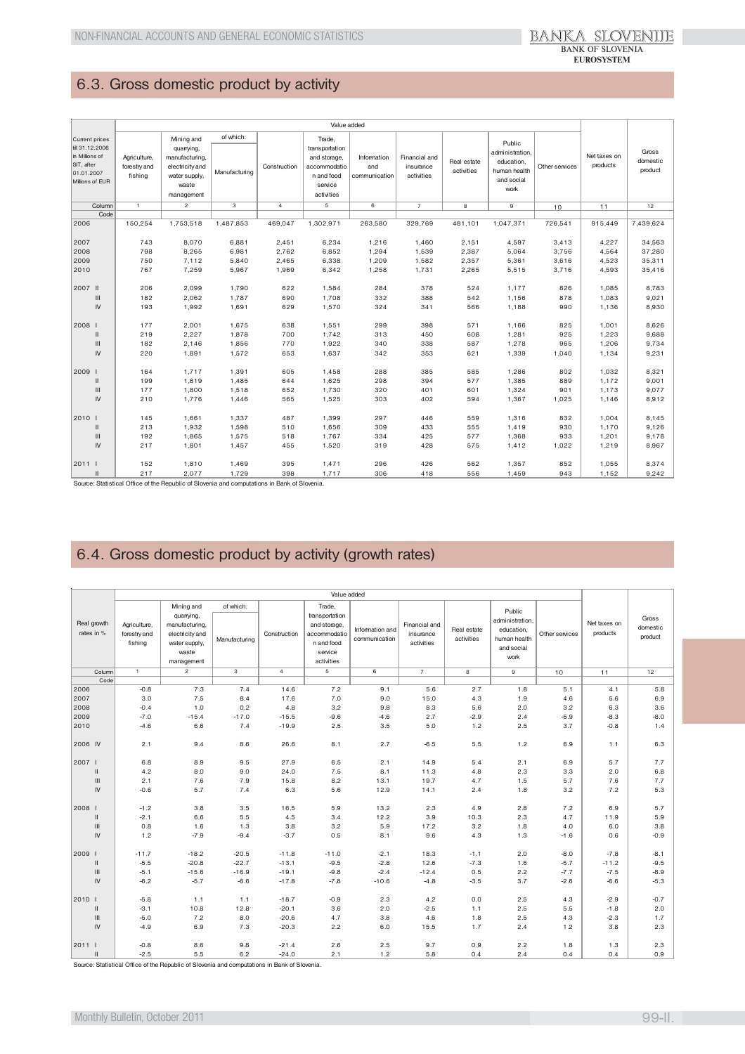## 6.3. Gross domestic product by activity

| Current prices till 31.12.2006 in Millions of SIT, after 01.01.2007 Millions of EUR | Value added | | | | | | | | | | Net taxes on products | Gross domestic product |
|---|---|---|---|---|---|---|---|---|---|---|---|---|
| | Agriculture, forestry and fishing | Mining and quarying, manufacturing, electricity and water supply, waste management | of which: Manufacturing | Construction | Trade, transportation and storage, accommodation and food service activities | Information and communication | Financial and insurance activities | Real estate activities | Public administration, education, human health and social work | Other services | | |
| Column | 1 | 2 | 3 | 4 | 5 | 6 | 7 | 8 | 9 | 10 | 11 | 12 |
| Code | | | | | | | | | | | | |
| 2006 | 150,254 | 1,753,518 | 1,487,853 | 469,047 | 1,302,971 | 263,580 | 329,769 | 481,101 | 1,047,371 | 726,541 | 915,449 | 7,439,624 |
| 2007 | 743 | 8,070 | 6,881 | 2,451 | 6,234 | 1,216 | 1,460 | 2,151 | 4,597 | 3,413 | 4,227 | 34,563 |
| 2008 | 798 | 8,265 | 6,981 | 2,762 | 6,852 | 1,294 | 1,539 | 2,387 | 5,064 | 3,756 | 4,564 | 37,280 |
| 2009 | 750 | 7,112 | 5,840 | 2,465 | 6,338 | 1,209 | 1,582 | 2,357 | 5,361 | 3,616 | 4,523 | 35,311 |
| 2010 | 767 | 7,259 | 5,967 | 1,969 | 6,342 | 1,258 | 1,731 | 2,265 | 5,515 | 3,716 | 4,593 | 35,416 |
| 2007 II | 206 | 2,099 | 1,790 | 622 | 1,584 | 284 | 378 | 524 | 1,177 | 826 | 1,085 | 8,783 |
| III | 182 | 2,062 | 1,787 | 690 | 1,708 | 332 | 388 | 542 | 1,156 | 878 | 1,083 | 9,021 |
| IV | 193 | 1,992 | 1,691 | 629 | 1,570 | 324 | 341 | 566 | 1,188 | 990 | 1,136 | 8,930 |
| 2008 I | 177 | 2,001 | 1,675 | 638 | 1,551 | 299 | 398 | 571 | 1,166 | 825 | 1,001 | 8,626 |
| II | 219 | 2,227 | 1,878 | 700 | 1,742 | 313 | 450 | 608 | 1,281 | 925 | 1,223 | 9,688 |
| III | 182 | 2,146 | 1,856 | 770 | 1,922 | 340 | 338 | 587 | 1,278 | 965 | 1,206 | 9,734 |
| IV | 220 | 1,891 | 1,572 | 653 | 1,637 | 342 | 353 | 621 | 1,339 | 1,040 | 1,134 | 9,231 |
| 2009 I | 164 | 1,717 | 1,391 | 605 | 1,458 | 288 | 385 | 585 | 1,286 | 802 | 1,032 | 8,321 |
| II | 199 | 1,819 | 1,485 | 644 | 1,625 | 298 | 394 | 577 | 1,385 | 889 | 1,172 | 9,001 |
| III | 177 | 1,800 | 1,518 | 652 | 1,730 | 320 | 401 | 601 | 1,324 | 901 | 1,173 | 9,077 |
| IV | 210 | 1,776 | 1,446 | 565 | 1,525 | 303 | 402 | 594 | 1,367 | 1,025 | 1,146 | 8,912 |
| 2010 I | 145 | 1,661 | 1,337 | 487 | 1,399 | 297 | 446 | 559 | 1,316 | 832 | 1,004 | 8,145 |
| II | 213 | 1,932 | 1,598 | 510 | 1,656 | 309 | 433 | 555 | 1,419 | 930 | 1,170 | 9,126 |
| III | 192 | 1,865 | 1,575 | 518 | 1,767 | 334 | 425 | 577 | 1,368 | 933 | 1,201 | 9,178 |
| IV | 217 | 1,801 | 1,457 | 455 | 1,520 | 319 | 428 | 575 | 1,412 | 1,022 | 1,219 | 8,967 |
| 2011 I | 152 | 1,810 | 1,469 | 395 | 1,471 | 296 | 426 | 562 | 1,357 | 852 | 1,055 | 8,374 |
| II | 217 | 2,077 | 1,729 | 398 | 1,717 | 306 | 418 | 556 | 1,459 | 943 | 1,152 | 9,242 |

Source: Statistical Office of the Republic of Slovenia and computations in Bank of Slovenia.

## 6.4. Gross domestic product by activity (growth rates)

| Real growth rates in % | Value added | | | | | | | | | | Net taxes on products | Gross domestic product |
|---|---|---|---|---|---|---|---|---|---|---|---|---|
| | Agriculture, forestry and fishing | Mining and quarying, manufacturing, electricity and water supply, waste management | of which: Manufacturing | Construction | Trade, transportation and storage, accommodation and food service activities | Information and communication | Financial and insurance activities | Real estate activities | Public administration, education, human health and social work | Other services | | |
| Column | 1 | 2 | 3 | 4 | 5 | 6 | 7 | 8 | 9 | 10 | 11 | 12 |
| Code | | | | | | | | | | | | |
| 2006 | -0.8 | 7.3 | 7.4 | 14.6 | 7.2 | 9.1 | 5.6 | 2.7 | 1.8 | 5.1 | 4.1 | 5.8 |
| 2007 | 3.0 | 7.5 | 8.4 | 17.6 | 7.0 | 9.0 | 15.0 | 4.3 | 1.9 | 4.6 | 5.6 | 6.9 |
| 2008 | -0.4 | 1.0 | 0.2 | 4.8 | 3.2 | 9.8 | 8.3 | 5.6 | 2.0 | 3.2 | 6.3 | 3.6 |
| 2009 | -7.0 | -15.4 | -17.0 | -15.5 | -9.6 | -4.6 | 2.7 | -2.9 | 2.4 | -5.9 | -8.3 | -8.0 |
| 2010 | -4.6 | 6.6 | 7.4 | -19.9 | 2.5 | 3.5 | 5.0 | 1.2 | 2.5 | 3.7 | -0.8 | 1.4 |
| 2006 IV | 2.1 | 9.4 | 8.6 | 26.6 | 8.1 | 2.7 | -6.5 | 5.5 | 1.2 | 6.9 | 1.1 | 6.3 |
| 2007 I | 6.8 | 8.9 | 9.5 | 27.9 | 6.5 | 2.1 | 14.9 | 5.4 | 2.1 | 6.9 | 5.7 | 7.7 |
| II | 4.2 | 8.0 | 9.0 | 24.0 | 7.5 | 8.1 | 11.3 | 4.8 | 2.3 | 3.3 | 2.0 | 6.8 |
| III | 2.1 | 7.6 | 7.9 | 15.8 | 8.2 | 13.1 | 19.7 | 4.7 | 1.5 | 5.7 | 7.6 | 7.7 |
| IV | -0.6 | 5.7 | 7.4 | 6.3 | 5.6 | 12.9 | 14.1 | 2.4 | 1.8 | 3.2 | 7.2 | 5.3 |
| 2008 I | -1.2 | 3.8 | 3.5 | 16.5 | 5.9 | 13.2 | 2.3 | 4.9 | 2.8 | 7.2 | 6.9 | 5.7 |
| II | -2.1 | 6.6 | 5.5 | 4.5 | 3.4 | 12.2 | 3.9 | 10.3 | 2.3 | 4.7 | 11.9 | 5.9 |
| III | 0.8 | 1.6 | 1.3 | 3.8 | 3.2 | 5.9 | 17.2 | 3.2 | 1.8 | 4.0 | 6.0 | 3.8 |
| IV | 1.2 | -7.9 | -9.4 | -3.7 | 0.5 | 8.1 | 9.6 | 4.3 | 1.3 | -1.6 | 0.6 | -0.9 |
| 2009 I | -11.7 | -18.2 | -20.5 | -11.8 | -11.0 | -2.1 | 18.3 | -1.1 | 2.0 | -8.0 | -7.8 | -8.1 |
| II | -5.5 | -20.8 | -22.7 | -13.1 | -9.5 | -2.8 | 12.6 | -7.3 | 1.6 | -5.7 | -11.2 | -9.5 |
| III | -5.1 | -15.6 | -16.9 | -19.1 | -9.8 | -2.4 | -12.4 | 0.5 | 2.2 | -7.7 | -7.5 | -8.9 |
| IV | -6.2 | -5.7 | -6.6 | -17.8 | -7.8 | -10.6 | -4.8 | -3.5 | 3.7 | -2.6 | -6.6 | -5.3 |
| 2010 I | -5.8 | 1.1 | 1.1 | -18.7 | -0.9 | 2.3 | 4.2 | 0.0 | 2.5 | 4.3 | -2.9 | -0.7 |
| II | -3.1 | 10.8 | 12.8 | -20.1 | 3.6 | 2.0 | -2.5 | 1.1 | 2.5 | 5.5 | -1.8 | 2.0 |
| III | -5.0 | 7.2 | 8.0 | -20.6 | 4.7 | 3.8 | 4.6 | 1.8 | 2.5 | 4.3 | -2.3 | 1.7 |
| IV | -4.9 | 6.9 | 7.3 | -20.3 | 2.2 | 6.0 | 15.5 | 1.7 | 2.4 | 1.2 | 3.8 | 2.3 |
| 2011 I | -0.8 | 8.6 | 9.8 | -21.4 | 2.6 | 2.5 | 9.7 | 0.9 | 2.2 | 1.8 | 1.3 | 2.3 |
| II | -2.5 | 5.5 | 6.2 | -24.0 | 2.1 | 1.2 | 5.8 | 0.4 | 2.4 | 0.4 | 0.4 | 0.9 |

Source: Statistical Office of the Republic of Slovenia and computations in Bank of Slovenia.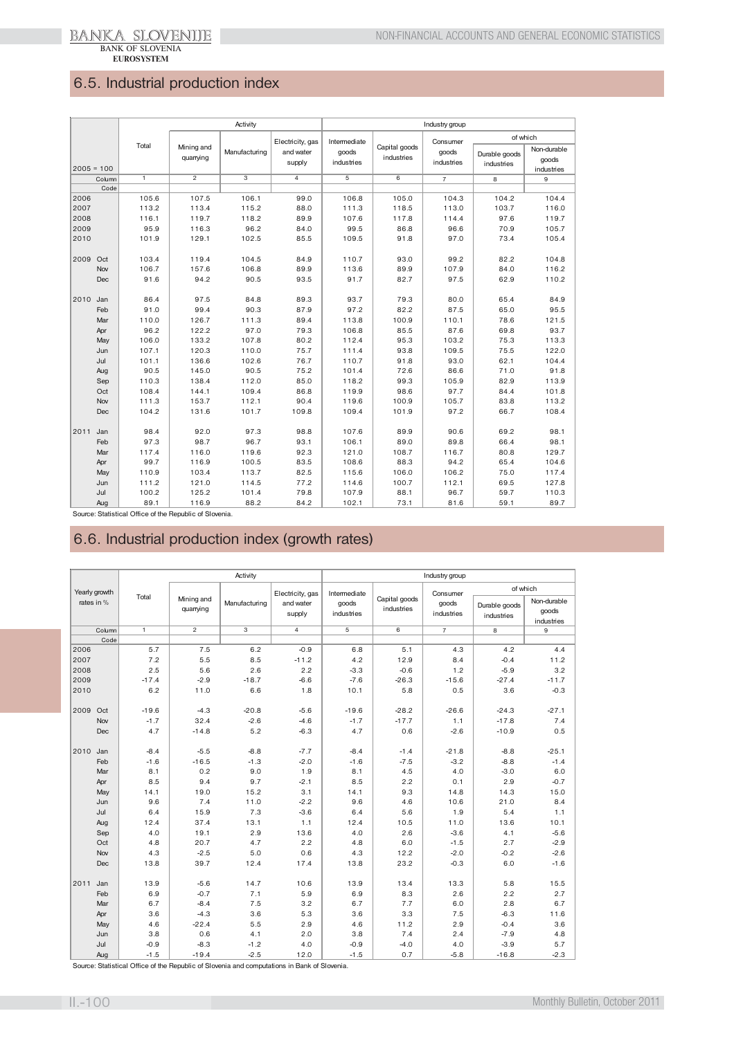## 6.5. Industrial production index

| 2005 = 100 | | Total | Activity | | | Industry group | | | | |
|---|---|---|---|---|---|---|---|---|---|---|
| | | | Mining and quarrying | Manufacturing | Electricity, gas and water supply | Intermediate goods industries | Capital goods industries | Consumer goods industries | of which | |
| | | | | | | | | | Durable goods industries | Non-durable goods industries |
| | Column | 1 | 2 | 3 | 4 | 5 | 6 | 7 | 8 | 9 |
| | Code | | | | | | | | | |
| 2006 | | 105.6 | 107.5 | 106.1 | 99.0 | 106.8 | 105.0 | 104.3 | 104.2 | 104.4 |
| 2007 | | 113.2 | 113.4 | 115.2 | 88.0 | 111.3 | 118.5 | 113.0 | 103.7 | 116.0 |
| 2008 | | 116.1 | 119.7 | 118.2 | 89.9 | 107.6 | 117.8 | 114.4 | 97.6 | 119.7 |
| 2009 | | 95.9 | 116.3 | 96.2 | 84.0 | 99.5 | 86.8 | 96.6 | 70.9 | 105.7 |
| 2010 | | 101.9 | 129.1 | 102.5 | 85.5 | 109.5 | 91.8 | 97.0 | 73.4 | 105.4 |
| 2009 | Oct | 103.4 | 119.4 | 104.5 | 84.9 | 110.7 | 93.0 | 99.2 | 82.2 | 104.8 |
| | Nov | 106.7 | 157.6 | 106.8 | 89.9 | 113.6 | 89.9 | 107.9 | 84.0 | 116.2 |
| | Dec | 91.6 | 94.2 | 90.5 | 93.5 | 91.7 | 82.7 | 97.5 | 62.9 | 110.2 |
| 2010 | Jan | 86.4 | 97.5 | 84.8 | 89.3 | 93.7 | 79.3 | 80.0 | 65.4 | 84.9 |
| | Feb | 91.0 | 99.4 | 90.3 | 87.9 | 97.2 | 82.2 | 87.5 | 65.0 | 95.5 |
| | Mar | 110.0 | 126.7 | 111.3 | 89.4 | 113.8 | 100.9 | 110.1 | 78.6 | 121.5 |
| | Apr | 96.2 | 122.2 | 97.0 | 79.3 | 106.8 | 85.5 | 87.6 | 69.8 | 93.7 |
| | May | 106.0 | 133.2 | 107.8 | 80.2 | 112.4 | 95.3 | 103.2 | 75.3 | 113.3 |
| | Jun | 107.1 | 120.3 | 110.0 | 75.7 | 111.4 | 93.8 | 109.5 | 75.5 | 122.0 |
| | Jul | 101.1 | 136.6 | 102.6 | 76.7 | 110.7 | 91.8 | 93.0 | 62.1 | 104.4 |
| | Aug | 90.5 | 145.0 | 90.5 | 75.2 | 101.4 | 72.6 | 86.6 | 71.0 | 91.8 |
| | Sep | 110.3 | 138.4 | 112.0 | 85.0 | 118.2 | 99.3 | 105.9 | 82.9 | 113.9 |
| | Oct | 108.4 | 144.1 | 109.4 | 86.8 | 119.9 | 98.6 | 97.7 | 84.4 | 101.8 |
| | Nov | 111.3 | 153.7 | 112.1 | 90.4 | 119.6 | 100.9 | 105.7 | 83.8 | 113.2 |
| | Dec | 104.2 | 131.6 | 101.7 | 109.8 | 109.4 | 101.9 | 97.2 | 66.7 | 108.4 |
| 2011 | Jan | 98.4 | 92.0 | 97.3 | 98.8 | 107.6 | 89.9 | 90.6 | 69.2 | 98.1 |
| | Feb | 97.3 | 98.7 | 96.7 | 93.1 | 106.1 | 89.0 | 89.8 | 66.4 | 98.1 |
| | Mar | 117.4 | 116.0 | 119.6 | 92.3 | 121.0 | 108.7 | 116.7 | 80.8 | 129.7 |
| | Apr | 99.7 | 116.9 | 100.5 | 83.5 | 108.6 | 88.3 | 94.2 | 65.4 | 104.6 |
| | May | 110.9 | 103.4 | 113.7 | 82.5 | 115.6 | 106.0 | 106.2 | 75.0 | 117.4 |
| | Jun | 111.2 | 121.0 | 114.5 | 77.2 | 114.6 | 100.7 | 112.1 | 69.5 | 127.8 |
| | Jul | 100.2 | 125.2 | 101.4 | 79.8 | 107.9 | 88.1 | 96.7 | 59.7 | 110.3 |
| | Aug | 89.1 | 116.9 | 88.2 | 84.2 | 102.1 | 73.1 | 81.6 | 59.1 | 89.7 |

Source: Statistical Office of the Republic of Slovenia.

## 6.6. Industrial production index (growth rates)

| Yearly growth rates in % | | Total | Activity | | | Industry group | | | | |
|---|---|---|---|---|---|---|---|---|---|---|
| | | | Mining and quarrying | Manufacturing | Electricity, gas and water supply | Intermediate goods industries | Capital goods industries | Consumer goods industries | of which | |
| | | | | | | | | | Durable goods industries | Non-durable goods industries |
| | Column | 1 | 2 | 3 | 4 | 5 | 6 | 7 | 8 | 9 |
| | Code | | | | | | | | | |
| 2006 | | 5.7 | 7.5 | 6.2 | -0.9 | 6.8 | 5.1 | 4.3 | 4.2 | 4.4 |
| 2007 | | 7.2 | 5.5 | 8.5 | -11.2 | 4.2 | 12.9 | 8.4 | -0.4 | 11.2 |
| 2008 | | 2.5 | 5.6 | 2.6 | 2.2 | -3.3 | -0.6 | 1.2 | -5.9 | 3.2 |
| 2009 | | -17.4 | -2.9 | -18.7 | -6.6 | -7.6 | -26.3 | -15.6 | -27.4 | -11.7 |
| 2010 | | 6.2 | 11.0 | 6.6 | 1.8 | 10.1 | 5.8 | 0.5 | 3.6 | -0.3 |
| 2009 | Oct | -19.6 | -4.3 | -20.8 | -5.6 | -19.6 | -28.2 | -26.6 | -24.3 | -27.1 |
| | Nov | -1.7 | 32.4 | -2.6 | -4.6 | -1.7 | -17.7 | 1.1 | -17.8 | 7.4 |
| | Dec | 4.7 | -14.8 | 5.2 | -6.3 | 4.7 | 0.6 | -2.6 | -10.9 | 0.5 |
| 2010 | Jan | -8.4 | -5.5 | -8.8 | -7.7 | -8.4 | -1.4 | -21.8 | -8.8 | -25.1 |
| | Feb | -1.6 | -16.5 | -1.3 | -2.0 | -1.6 | -7.5 | -3.2 | -8.8 | -1.4 |
| | Mar | 8.1 | 0.2 | 9.0 | 1.9 | 8.1 | 4.5 | 4.0 | -3.0 | 6.0 |
| | Apr | 8.5 | 9.4 | 9.7 | -2.1 | 8.5 | 2.2 | 0.1 | 2.9 | -0.7 |
| | May | 14.1 | 19.0 | 15.2 | 3.1 | 14.1 | 9.3 | 14.8 | 14.3 | 15.0 |
| | Jun | 9.6 | 7.4 | 11.0 | -2.2 | 9.6 | 4.6 | 10.6 | 21.0 | 8.4 |
| | Jul | 6.4 | 15.9 | 7.3 | -3.6 | 6.4 | 5.6 | 1.9 | 5.4 | 1.1 |
| | Aug | 12.4 | 37.4 | 13.1 | 1.1 | 12.4 | 10.5 | 11.0 | 13.6 | 10.1 |
| | Sep | 4.0 | 19.1 | 2.9 | 13.6 | 4.0 | 2.6 | -3.6 | 4.1 | -5.6 |
| | Oct | 4.8 | 20.7 | 4.7 | 2.2 | 4.8 | 6.0 | -1.5 | 2.7 | -2.9 |
| | Nov | 4.3 | -2.5 | 5.0 | 0.6 | 4.3 | 12.2 | -2.0 | -0.2 | -2.6 |
| | Dec | 13.8 | 39.7 | 12.4 | 17.4 | 13.8 | 23.2 | -0.3 | 6.0 | -1.6 |
| 2011 | Jan | 13.9 | -5.6 | 14.7 | 10.6 | 13.9 | 13.4 | 13.3 | 5.8 | 15.5 |
| | Feb | 6.9 | -0.7 | 7.1 | 5.9 | 6.9 | 8.3 | 2.6 | 2.2 | 2.7 |
| | Mar | 6.7 | -8.4 | 7.5 | 3.2 | 6.7 | 7.7 | 6.0 | 2.8 | 6.7 |
| | Apr | 3.6 | -4.3 | 3.6 | 5.3 | 3.6 | 3.3 | 7.5 | -6.3 | 11.6 |
| | May | 4.6 | -22.4 | 5.5 | 2.9 | 4.6 | 11.2 | 2.9 | -0.4 | 3.6 |
| | Jun | 3.8 | 0.6 | 4.1 | 2.0 | 3.8 | 7.4 | 2.4 | -7.9 | 4.8 |
| | Jul | -0.9 | -8.3 | -1.2 | 4.0 | -0.9 | -4.0 | 4.0 | -3.9 | 5.7 |
| | Aug | -1.5 | -19.4 | -2.5 | 12.0 | -1.5 | 0.7 | -5.8 | -16.8 | -2.3 |

Source: Statistical Office of the Republic of Slovenia and computations in Bank of Slovenia.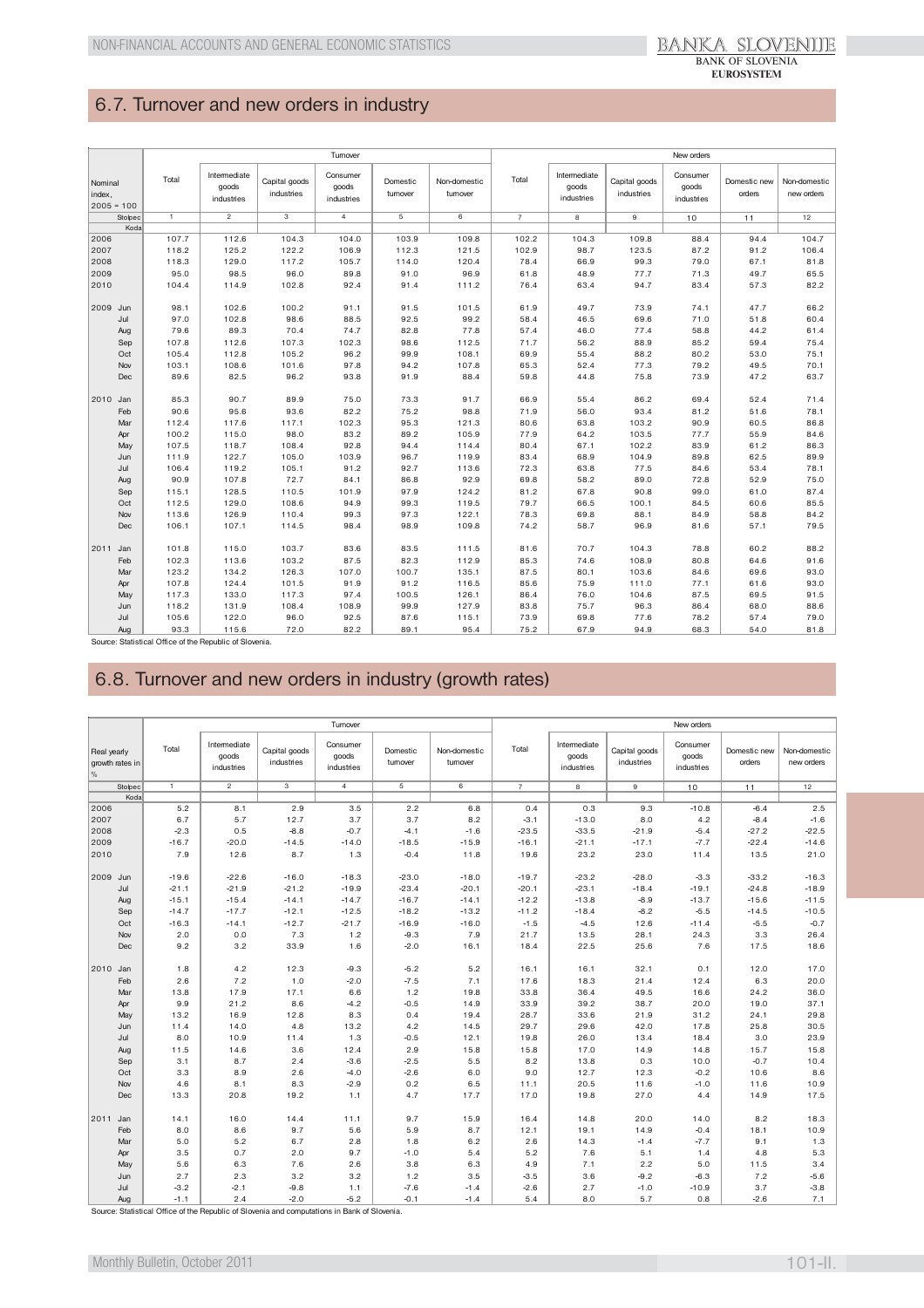## 6.7. Turnover and new orders in industry

| Nominal index, 2005 = 100 | Turnover | | | | | | New orders | | | | | |
|---|---|---|---|---|---|---|---|---|---|---|---|---|
| | Total | Intermediate goods industries | Capital goods industries | Consumer goods industries | Domestic turnover | Non-domestic turnover | Total | Intermediate goods industries | Capital goods industries | Consumer goods industries | Domestic new orders | Non-domestic new orders |
| Stolpec | 1 | 2 | 3 | 4 | 5 | 6 | 7 | 8 | 9 | 10 | 11 | 12 |
| Koda | | | | | | | | | | | | |
| 2006 | 107.7 | 112.6 | 104.3 | 104.0 | 103.9 | 109.8 | 102.2 | 104.3 | 109.8 | 88.4 | 94.4 | 104.7 |
| 2007 | 118.2 | 125.2 | 122.2 | 106.9 | 112.3 | 121.5 | 102.9 | 98.7 | 123.5 | 87.2 | 91.2 | 106.4 |
| 2008 | 118.3 | 129.0 | 117.2 | 105.7 | 114.0 | 120.4 | 78.4 | 66.9 | 99.3 | 79.0 | 67.1 | 81.8 |
| 2009 | 95.0 | 98.5 | 96.0 | 89.8 | 91.0 | 96.9 | 61.8 | 48.9 | 77.7 | 71.3 | 49.7 | 65.5 |
| 2010 | 104.4 | 114.9 | 102.8 | 92.4 | 91.4 | 111.2 | 76.4 | 63.4 | 94.7 | 83.4 | 57.3 | 82.2 |
| 2009 Jun | 98.1 | 102.6 | 100.2 | 91.1 | 91.5 | 101.5 | 61.9 | 49.7 | 73.9 | 74.1 | 47.7 | 66.2 |
| Jul | 97.0 | 102.8 | 98.6 | 88.5 | 92.5 | 99.2 | 58.4 | 46.5 | 69.6 | 71.0 | 51.8 | 60.4 |
| Aug | 79.6 | 89.3 | 70.4 | 74.7 | 82.8 | 77.8 | 57.4 | 46.0 | 77.4 | 58.8 | 44.2 | 61.4 |
| Sep | 107.8 | 112.6 | 107.3 | 102.3 | 98.6 | 112.5 | 71.7 | 56.2 | 88.9 | 85.2 | 59.4 | 75.4 |
| Oct | 105.4 | 112.8 | 105.2 | 96.2 | 99.9 | 108.1 | 69.9 | 55.4 | 88.2 | 80.2 | 53.0 | 75.1 |
| Nov | 103.1 | 108.6 | 101.6 | 97.8 | 94.2 | 107.8 | 65.3 | 52.4 | 77.3 | 79.2 | 49.5 | 70.1 |
| Dec | 89.6 | 82.5 | 96.2 | 93.8 | 91.9 | 88.4 | 59.8 | 44.8 | 75.8 | 73.9 | 47.2 | 63.7 |
| 2010 Jan | 85.3 | 90.7 | 89.9 | 75.0 | 73.3 | 91.7 | 66.9 | 55.4 | 86.2 | 69.4 | 52.4 | 71.4 |
| Feb | 90.6 | 95.6 | 93.6 | 82.2 | 75.2 | 98.8 | 71.9 | 56.0 | 93.4 | 81.2 | 51.6 | 78.1 |
| Mar | 112.4 | 117.6 | 117.1 | 102.3 | 95.3 | 121.3 | 80.6 | 63.8 | 103.2 | 90.9 | 60.5 | 86.8 |
| Apr | 100.2 | 115.0 | 98.0 | 83.2 | 89.2 | 105.9 | 77.9 | 64.2 | 103.5 | 77.7 | 55.9 | 84.6 |
| May | 107.5 | 118.7 | 108.4 | 92.8 | 94.4 | 114.4 | 80.4 | 67.1 | 102.2 | 83.9 | 61.2 | 86.3 |
| Jun | 111.9 | 122.7 | 105.0 | 103.9 | 96.7 | 119.9 | 83.4 | 68.9 | 104.9 | 89.8 | 62.5 | 89.9 |
| Jul | 106.4 | 119.2 | 105.1 | 91.2 | 92.7 | 113.6 | 72.3 | 63.8 | 77.5 | 84.6 | 53.4 | 78.1 |
| Aug | 90.9 | 107.8 | 72.7 | 84.1 | 86.8 | 92.9 | 69.8 | 58.2 | 89.0 | 72.8 | 52.9 | 75.0 |
| Sep | 115.1 | 128.5 | 110.5 | 101.9 | 97.9 | 124.2 | 81.2 | 67.8 | 90.8 | 99.0 | 61.0 | 87.4 |
| Oct | 112.5 | 129.0 | 108.6 | 94.9 | 99.3 | 119.5 | 79.7 | 66.5 | 100.1 | 84.5 | 60.6 | 85.5 |
| Nov | 113.6 | 126.9 | 110.4 | 99.3 | 97.3 | 122.1 | 78.3 | 69.8 | 88.1 | 84.9 | 58.8 | 84.2 |
| Dec | 106.1 | 107.1 | 114.5 | 98.4 | 98.9 | 109.8 | 74.2 | 58.7 | 96.9 | 81.6 | 57.1 | 79.5 |
| 2011 Jan | 101.8 | 115.0 | 103.7 | 83.6 | 83.5 | 111.5 | 81.6 | 70.7 | 104.3 | 78.8 | 60.2 | 88.2 |
| Feb | 102.3 | 113.6 | 103.2 | 87.5 | 82.3 | 112.9 | 85.3 | 74.6 | 108.9 | 80.8 | 64.6 | 91.6 |
| Mar | 123.2 | 134.2 | 126.3 | 107.0 | 100.7 | 135.1 | 87.5 | 80.1 | 103.6 | 84.6 | 69.6 | 93.0 |
| Apr | 107.8 | 124.4 | 101.5 | 91.9 | 91.2 | 116.5 | 85.6 | 75.9 | 111.0 | 77.1 | 61.6 | 93.0 |
| May | 117.3 | 133.0 | 117.3 | 97.4 | 100.5 | 126.1 | 86.4 | 76.0 | 104.6 | 87.5 | 69.5 | 91.5 |
| Jun | 118.2 | 131.9 | 108.4 | 108.9 | 99.9 | 127.9 | 83.8 | 75.7 | 96.3 | 86.4 | 68.0 | 88.6 |
| Jul | 105.6 | 122.0 | 96.0 | 92.5 | 87.6 | 115.1 | 73.9 | 69.8 | 77.6 | 78.2 | 57.4 | 79.0 |
| Aug | 93.3 | 115.6 | 72.0 | 82.2 | 89.1 | 95.4 | 75.2 | 67.9 | 94.9 | 68.3 | 54.0 | 81.8 |

Source: Statistical Office of the Republic of Slovenia.

## 6.8. Turnover and new orders in industry (growth rates)

| Real yearly growth rates in % | Turnover | | | | | | New orders | | | | | |
|---|---|---|---|---|---|---|---|---|---|---|---|---|
| | Total | Intermediate goods industries | Capital goods industries | Consumer goods industries | Domestic turnover | Non-domestic turnover | Total | Intermediate goods industries | Capital goods industries | Consumer goods industries | Domestic new orders | Non-domestic new orders |
| Stolpec | 1 | 2 | 3 | 4 | 5 | 6 | 7 | 8 | 9 | 10 | 11 | 12 |
| Koda | | | | | | | | | | | | |
| 2006 | 5.2 | 8.1 | 2.9 | 3.5 | 2.2 | 6.8 | 0.4 | 0.3 | 9.3 | -10.8 | -6.4 | 2.5 |
| 2007 | 6.7 | 5.7 | 12.7 | 3.7 | 3.7 | 8.2 | -3.1 | -13.0 | 8.0 | 4.2 | -8.4 | -1.6 |
| 2008 | -2.3 | 0.5 | -8.8 | -0.7 | -4.1 | -1.6 | -23.5 | -33.5 | -21.9 | -5.4 | -27.2 | -22.5 |
| 2009 | -16.7 | -20.0 | -14.5 | -14.0 | -18.5 | -15.9 | -16.1 | -21.1 | -17.1 | -7.7 | -22.4 | -14.6 |
| 2010 | 7.9 | 12.6 | 8.7 | 1.3 | -0.4 | 11.8 | 19.6 | 23.2 | 23.0 | 11.4 | 13.5 | 21.0 |
| 2009 Jun | -19.6 | -22.6 | -16.0 | -18.3 | -23.0 | -18.0 | -19.7 | -23.2 | -28.0 | -3.3 | -33.2 | -16.3 |
| Jul | -21.1 | -21.9 | -21.2 | -19.9 | -23.4 | -20.1 | -20.1 | -23.1 | -18.4 | -19.1 | -24.8 | -18.9 |
| Aug | -15.1 | -15.4 | -14.1 | -14.7 | -16.7 | -14.1 | -12.2 | -13.8 | -8.9 | -13.7 | -15.6 | -11.5 |
| Sep | -14.7 | -17.7 | -12.1 | -12.5 | -18.2 | -13.2 | -11.2 | -18.4 | -8.2 | -5.5 | -14.5 | -10.5 |
| Oct | -16.3 | -14.1 | -12.7 | -21.7 | -16.9 | -16.0 | -1.5 | -4.5 | 12.6 | -11.4 | -5.5 | -0.7 |
| Nov | 2.0 | 0.0 | 7.3 | 1.2 | -9.3 | 7.9 | 21.7 | 13.5 | 28.1 | 24.3 | 3.3 | 26.4 |
| Dec | 9.2 | 3.2 | 33.9 | 1.6 | -2.0 | 16.1 | 18.4 | 22.5 | 25.6 | 7.6 | 17.5 | 18.6 |
| 2010 Jan | 1.8 | 4.2 | 12.3 | -9.3 | -5.2 | 5.2 | 16.1 | 16.1 | 32.1 | 0.1 | 12.0 | 17.0 |
| Feb | 2.6 | 7.2 | 1.0 | -2.0 | -7.5 | 7.1 | 17.6 | 18.3 | 21.4 | 12.4 | 6.3 | 20.0 |
| Mar | 13.8 | 17.9 | 17.1 | 6.6 | 1.2 | 19.8 | 33.8 | 36.4 | 49.5 | 16.6 | 24.2 | 36.0 |
| Apr | 9.9 | 21.2 | 8.6 | -4.2 | -0.5 | 14.9 | 33.9 | 39.2 | 38.7 | 20.0 | 19.0 | 37.1 |
| May | 13.2 | 16.9 | 12.8 | 8.3 | 0.4 | 19.4 | 28.7 | 33.6 | 21.9 | 31.2 | 24.1 | 29.8 |
| Jun | 11.4 | 14.0 | 4.8 | 13.2 | 4.2 | 14.5 | 29.7 | 29.6 | 42.0 | 17.8 | 25.8 | 30.5 |
| Jul | 8.0 | 10.9 | 11.4 | 1.3 | -0.5 | 12.1 | 19.8 | 26.0 | 13.4 | 18.4 | 3.0 | 23.9 |
| Aug | 11.5 | 14.6 | 3.6 | 12.4 | 2.9 | 15.8 | 15.8 | 17.0 | 14.9 | 14.8 | 15.7 | 15.8 |
| Sep | 3.1 | 8.7 | 2.4 | -3.6 | -2.5 | 5.5 | 8.2 | 13.8 | 0.3 | 10.0 | -0.7 | 10.4 |
| Oct | 3.3 | 8.9 | 2.6 | -4.0 | -2.6 | 6.0 | 9.0 | 12.7 | 12.3 | -0.2 | 10.6 | 8.6 |
| Nov | 4.6 | 8.1 | 8.3 | -2.9 | 0.2 | 6.5 | 11.1 | 20.5 | 11.6 | -1.0 | 11.6 | 10.9 |
| Dec | 13.3 | 20.8 | 19.2 | 1.1 | 4.7 | 17.7 | 17.0 | 19.8 | 27.0 | 4.4 | 14.9 | 17.5 |
| 2011 Jan | 14.1 | 16.0 | 14.4 | 11.1 | 9.7 | 15.9 | 16.4 | 14.8 | 20.0 | 14.0 | 8.2 | 18.3 |
| Feb | 8.0 | 8.6 | 9.7 | 5.6 | 5.9 | 8.7 | 12.1 | 19.1 | 14.9 | -0.4 | 18.1 | 10.9 |
| Mar | 5.0 | 5.2 | 6.7 | 2.8 | 1.8 | 6.2 | 2.6 | 14.3 | -1.4 | -7.7 | 9.1 | 1.3 |
| Apr | 3.5 | 0.7 | 2.0 | 9.7 | -1.0 | 5.4 | 5.2 | 7.6 | 5.1 | 1.4 | 4.8 | 5.3 |
| May | 5.6 | 6.3 | 7.6 | 2.6 | 3.8 | 6.3 | 4.9 | 7.1 | 2.2 | 5.0 | 11.5 | 3.4 |
| Jun | 2.7 | 2.3 | 3.2 | 3.2 | 1.2 | 3.5 | -3.5 | 3.6 | -9.2 | -6.3 | 7.2 | -5.6 |
| Jul | -3.2 | -2.1 | -9.8 | 1.1 | -7.6 | -1.4 | -2.6 | 2.7 | -1.0 | -10.9 | 3.7 | -3.8 |
| Aug | -1.1 | 2.4 | -2.0 | -5.2 | -0.1 | -1.4 | 5.4 | 8.0 | 5.7 | 0.8 | -2.6 | 7.1 |

Source: Statistical Office of the Republic of Slovenia and computations in Bank of Slovenia.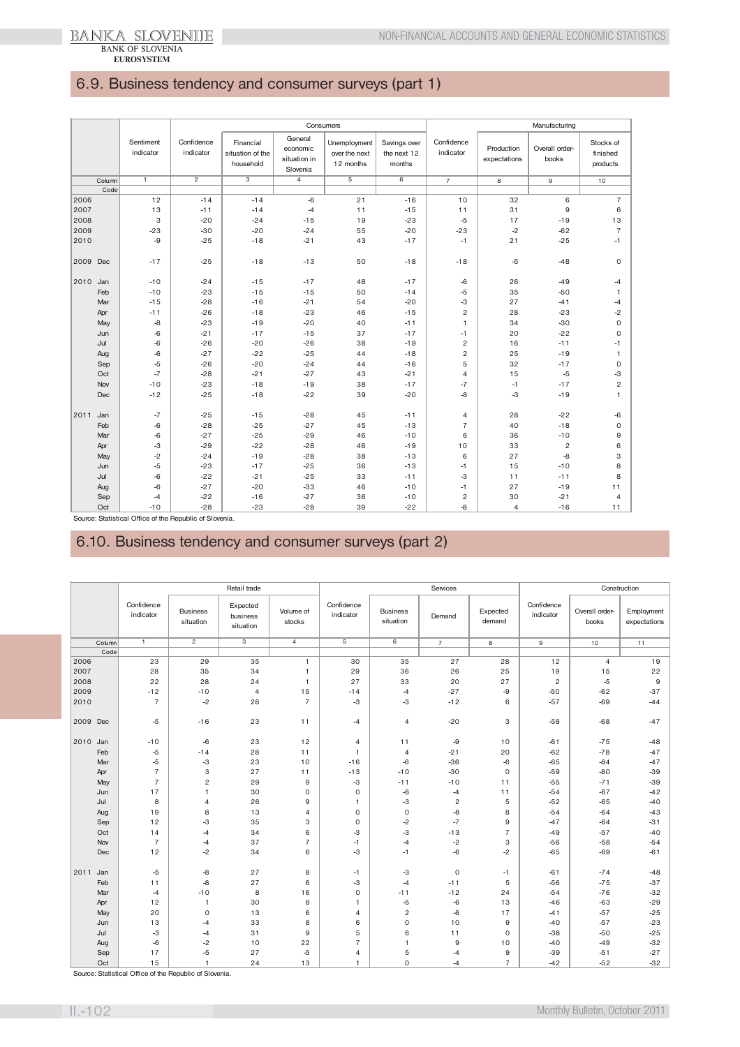## 6.9. Business tendency and consumer surveys (part 1)

| | Consumers | | | | | | Manufacturing | | | |
|---|---|---|---|---|---|---|---|---|---|---|
| | Sentiment indicator | Confidence indicator | Financial situation of the household | General economic situation in Slovenia | Unemployment over the next 12 months | Savings over the next 12 months | Confidence indicator | Production expectations | Overall order-books | Stocks of finished products |
| Column | 1 | 2 | 3 | 4 | 5 | 6 | 7 | 8 | 9 | 10 |
| Code | | | | | | | | | | |
| 2006 | 12 | -14 | -14 | -6 | 21 | -16 | 10 | 32 | 6 | 7 |
| 2007 | 13 | -11 | -14 | -4 | 11 | -15 | 11 | 31 | 9 | 6 |
| 2008 | 3 | -20 | -24 | -15 | 19 | -23 | -5 | 17 | -19 | 13 |
| 2009 | -23 | -30 | -20 | -24 | 55 | -20 | -23 | -2 | -62 | 7 |
| 2010 | -9 | -25 | -18 | -21 | 43 | -17 | -1 | 21 | -25 | -1 |
| 2009 Dec | -17 | -25 | -18 | -13 | 50 | -18 | -18 | -5 | -48 | 0 |
| 2010 Jan | -10 | -24 | -15 | -17 | 48 | -17 | -6 | 26 | -49 | -4 |
| Feb | -10 | -23 | -15 | -15 | 50 | -14 | -5 | 35 | -50 | 1 |
| Mar | -15 | -28 | -16 | -21 | 54 | -20 | -3 | 27 | -41 | -4 |
| Apr | -11 | -26 | -18 | -23 | 46 | -15 | 2 | 28 | -23 | -2 |
| May | -8 | -23 | -19 | -20 | 40 | -11 | 1 | 34 | -30 | 0 |
| Jun | -6 | -21 | -17 | -15 | 37 | -17 | -1 | 20 | -22 | 0 |
| Jul | -6 | -26 | -20 | -26 | 38 | -19 | 2 | 16 | -11 | -1 |
| Aug | -6 | -27 | -22 | -25 | 44 | -18 | 2 | 25 | -19 | 1 |
| Sep | -5 | -26 | -20 | -24 | 44 | -16 | 5 | 32 | -17 | 0 |
| Oct | -7 | -28 | -21 | -27 | 43 | -21 | 4 | 15 | -5 | -3 |
| Nov | -10 | -23 | -18 | -19 | 38 | -17 | -7 | -1 | -17 | 2 |
| Dec | -12 | -25 | -18 | -22 | 39 | -20 | -8 | -3 | -19 | 1 |
| 2011 Jan | -7 | -25 | -15 | -28 | 45 | -11 | 4 | 28 | -22 | -6 |
| Feb | -6 | -28 | -25 | -27 | 45 | -13 | 7 | 40 | -18 | 0 |
| Mar | -6 | -27 | -25 | -29 | 46 | -10 | 6 | 36 | -10 | 9 |
| Apr | -3 | -29 | -22 | -28 | 46 | -19 | 10 | 33 | 2 | 6 |
| May | -2 | -24 | -19 | -28 | 38 | -13 | 6 | 27 | -8 | 3 |
| Jun | -5 | -23 | -17 | -25 | 36 | -13 | -1 | 15 | -10 | 8 |
| Jul | -6 | -22 | -21 | -25 | 33 | -11 | -3 | 11 | -11 | 8 |
| Aug | -6 | -27 | -20 | -33 | 46 | -10 | -1 | 27 | -19 | 11 |
| Sep | -4 | -22 | -16 | -27 | 36 | -10 | 2 | 30 | -21 | 4 |
| Oct | -10 | -28 | -23 | -28 | 39 | -22 | -8 | 4 | -16 | 11 |

Source: Statistical Office of the Republic of Slovenia.

## 6.10. Business tendency and consumer surveys (part 2)

| | Retail trade | | | | Services | | | | Construction | | |
|---|---|---|---|---|---|---|---|---|---|---|---|
| | Confidence indicator | Business situation | Expected business situation | Volume of stocks | Confidence indicator | Business situation | Demand | Expected demand | Confidence indicator | Overall order-books | Employment expectations |
| Column | 1 | 2 | 3 | 4 | 5 | 6 | 7 | 8 | 9 | 10 | 11 |
| Code | | | | | | | | | | | |
| 2006 | 23 | 29 | 35 | 1 | 30 | 35 | 27 | 28 | 12 | 4 | 19 |
| 2007 | 28 | 35 | 34 | 1 | 29 | 36 | 26 | 25 | 19 | 15 | 22 |
| 2008 | 22 | 28 | 24 | 1 | 27 | 33 | 20 | 27 | 2 | -5 | 9 |
| 2009 | -12 | -10 | 4 | 15 | -14 | -4 | -27 | -9 | -50 | -62 | -37 |
| 2010 | 7 | -2 | 28 | 7 | -3 | -3 | -12 | 6 | -57 | -69 | -44 |
| 2009 Dec | -5 | -16 | 23 | 11 | -4 | 4 | -20 | 3 | -58 | -68 | -47 |
| 2010 Jan | -10 | -6 | 23 | 12 | 4 | 11 | -9 | 10 | -61 | -75 | -48 |
| Feb | -5 | -14 | 28 | 11 | 1 | 4 | -21 | 20 | -62 | -78 | -47 |
| Mar | -5 | -3 | 23 | 10 | -16 | -6 | -36 | -6 | -65 | -84 | -47 |
| Apr | 7 | 3 | 27 | 11 | -13 | -10 | -30 | 0 | -59 | -80 | -39 |
| May | 7 | 2 | 29 | 9 | -3 | -11 | -10 | 11 | -55 | -71 | -39 |
| Jun | 17 | 1 | 30 | 0 | 0 | -6 | -4 | 11 | -54 | -67 | -42 |
| Jul | 8 | 4 | 26 | 9 | 1 | -3 | 2 | 5 | -52 | -65 | -40 |
| Aug | 19 | 8 | 13 | 4 | 0 | 0 | -8 | 8 | -54 | -64 | -43 |
| Sep | 12 | -3 | 35 | 3 | 0 | -2 | -7 | 9 | -47 | -64 | -31 |
| Oct | 14 | -4 | 34 | 6 | -3 | -3 | -13 | 7 | -49 | -57 | -40 |
| Nov | 7 | -4 | 37 | 7 | -1 | -4 | -2 | 3 | -56 | -58 | -54 |
| Dec | 12 | -2 | 34 | 6 | -3 | -1 | -6 | -2 | -65 | -69 | -61 |
| 2011 Jan | -5 | -8 | 27 | 8 | -1 | -3 | 0 | -1 | -61 | -74 | -48 |
| Feb | 11 | -8 | 27 | 6 | -3 | -4 | -11 | 5 | -56 | -75 | -37 |
| Mar | -4 | -10 | 8 | 16 | 0 | -11 | -12 | 24 | -54 | -76 | -32 |
| Apr | 12 | 1 | 30 | 8 | 1 | -5 | -6 | 13 | -46 | -63 | -29 |
| May | 20 | 0 | 13 | 6 | 4 | 2 | -6 | 17 | -41 | -57 | -25 |
| Jun | 13 | -4 | 33 | 8 | 6 | 0 | 10 | 9 | -40 | -57 | -23 |
| Jul | -3 | -4 | 31 | 9 | 5 | 6 | 11 | 0 | -38 | -50 | -25 |
| Aug | -6 | -2 | 10 | 22 | 7 | 1 | 9 | 10 | -40 | -49 | -32 |
| Sep | 17 | -5 | 27 | -5 | 4 | 5 | -4 | 9 | -39 | -51 | -27 |
| Oct | 15 | 1 | 24 | 13 | 1 | 0 | -4 | 7 | -42 | -52 | -32 |

Source: Statistical Office of the Republic of Slovenia.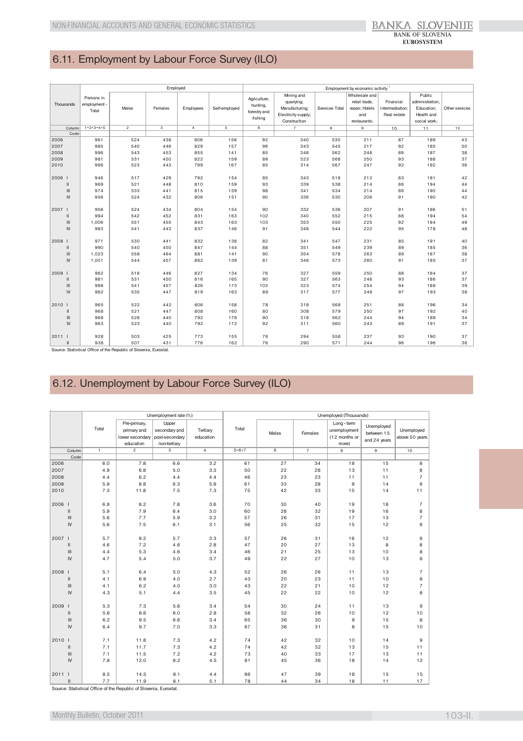## 6.11. Employment by Labour Force Survey (ILO)

| Thousands | | Persons in employment - Total | Employed | | | | Employment by economic activity[1] | | | | | | |
|---|---|---|---|---|---|---|---|---|---|---|---|---|---|
| | | | Males | Females | Employees | Self-employed | Agriculture, hunting, forestry and fishing | Mining and quarrying; Manufacturing; Electricity supply; Construction | Services Total | Wholesale and retail trade, repair; Hotels and restaurants; | Financial intermediation; Real estate | Public administration; Education; Health and social work; | Other services |
| | Column | 1=2+3=4+5 | 2 | 3 | 4 | 5 | 6 | 7 | 8 | 9 | 10 | 11 | 12 |
| | Code | | | | | | | | | | | | |
| 2006 | | 961 | 524 | 438 | 806 | 156 | 92 | 340 | 530 | 211 | 87 | 189 | 43 |
| 2007 | | 985 | 540 | 446 | 829 | 157 | 96 | 343 | 545 | 217 | 92 | 185 | 50 |
| 2008 | | 996 | 543 | 453 | 855 | 141 | 85 | 348 | 562 | 248 | 89 | 187 | 38 |
| 2009 | | 981 | 531 | 450 | 822 | 159 | 89 | 323 | 568 | 250 | 93 | 188 | 37 |
| 2010 | | 966 | 523 | 443 | 799 | 167 | 85 | 314 | 567 | 247 | 92 | 192 | 36 |
| 2006 | I | 946 | 517 | 429 | 792 | 154 | 85 | 343 | 518 | 212 | 83 | 181 | 42 |
| | II | 969 | 521 | 448 | 810 | 159 | 93 | 339 | 538 | 214 | 86 | 194 | 44 |
| | III | 974 | 533 | 441 | 815 | 159 | 98 | 341 | 534 | 214 | 86 | 190 | 44 |
| | IV | 956 | 524 | 432 | 806 | 151 | 90 | 336 | 530 | 206 | 91 | 190 | 42 |
| 2007 | I | 958 | 524 | 434 | 804 | 154 | 90 | 332 | 536 | 207 | 91 | 186 | 51 |
| | II | 994 | 542 | 452 | 831 | 163 | 102 | 340 | 552 | 215 | 88 | 194 | 54 |
| | III | 1,006 | 551 | 455 | 843 | 163 | 103 | 353 | 550 | 225 | 92 | 184 | 49 |
| | IV | 983 | 541 | 443 | 837 | 146 | 91 | 349 | 544 | 222 | 95 | 178 | 48 |
| 2008 | I | 971 | 530 | 441 | 832 | 138 | 82 | 341 | 547 | 231 | 85 | 191 | 40 |
| | II | 990 | 540 | 450 | 847 | 144 | 88 | 351 | 549 | 239 | 89 | 185 | 36 |
| | III | 1,023 | 558 | 464 | 881 | 141 | 90 | 354 | 578 | 263 | 89 | 187 | 38 |
| | IV | 1,001 | 544 | 457 | 862 | 139 | 81 | 346 | 573 | 260 | 91 | 185 | 37 |
| 2009 | I | 962 | 516 | 446 | 827 | 134 | 76 | 327 | 559 | 250 | 88 | 184 | 37 |
| | II | 981 | 531 | 450 | 816 | 165 | 90 | 327 | 563 | 248 | 93 | 186 | 37 |
| | III | 998 | 541 | 457 | 826 | 173 | 102 | 323 | 574 | 254 | 94 | 188 | 39 |
| | IV | 982 | 535 | 447 | 819 | 163 | 89 | 317 | 577 | 249 | 97 | 193 | 38 |
| 2010 | I | 965 | 522 | 442 | 806 | 158 | 78 | 318 | 568 | 251 | 88 | 196 | 34 |
| | II | 968 | 521 | 447 | 808 | 160 | 80 | 308 | 579 | 250 | 97 | 192 | 40 |
| | III | 968 | 528 | 440 | 792 | 176 | 90 | 316 | 562 | 244 | 94 | 189 | 34 |
| | IV | 963 | 523 | 440 | 792 | 172 | 92 | 311 | 560 | 243 | 89 | 191 | 37 |
| 2011 | I | 928 | 503 | 425 | 773 | 155 | 76 | 294 | 558 | 237 | 93 | 190 | 37 |
| | II | 938 | 507 | 431 | 776 | 162 | 76 | 290 | 571 | 244 | 96 | 196 | 36 |

Source: Statistical Office of the Republic of Slovenia, Eurostat.

## 6.12. Unemployment by Labour Force Survey (ILO)

| | | Unemployment rate (%) | | | | Unemployed (Thousands) | | | | | |
|---|---|---|---|---|---|---|---|---|---|---|---|
| | | Total | Pre-primary, primary and lower secondary education | Upper secondary and post-secondary non-tertiary | Tertiary education | Total | Males | Females | Long - term unemployment (12 months or more) | Unemployed between 15 and 24 years | Unemployed above 50 years |
| | Column | 1 | 2 | 3 | 4 | 5=6+7 | 6 | 7 | 8 | 9 | 10 |
| | Code | | | | | | | | | | |
| 2006 | | 6.0 | 7.8 | 6.6 | 3.2 | 61 | 27 | 34 | 18 | 15 | 8 |
| 2007 | | 4.9 | 6.8 | 5.0 | 3.3 | 50 | 22 | 28 | 13 | 11 | 8 |
| 2008 | | 4.4 | 6.2 | 4.4 | 4.4 | 46 | 23 | 23 | 11 | 11 | 7 |
| 2009 | | 5.9 | 8.8 | 6.3 | 5.9 | 61 | 33 | 28 | 9 | 14 | 9 |
| 2010 | | 7.3 | 11.8 | 7.5 | 7.3 | 75 | 42 | 33 | 15 | 14 | 11 |
| 2006 | I | 6.9 | 8.2 | 7.8 | 3.6 | 70 | 30 | 40 | 19 | 18 | 7 |
| | II | 5.9 | 7.9 | 6.4 | 3.0 | 60 | 28 | 32 | 19 | 16 | 8 |
| | III | 5.6 | 7.7 | 5.9 | 3.2 | 57 | 26 | 31 | 17 | 13 | 7 |
| | IV | 5.6 | 7.5 | 6.1 | 3.1 | 56 | 25 | 32 | 15 | 12 | 9 |
| 2007 | I | 5.7 | 9.2 | 5.7 | 3.3 | 57 | 26 | 31 | 16 | 12 | 9 |
| | II | 4.6 | 7.2 | 4.6 | 2.8 | 47 | 20 | 27 | 13 | 8 | 8 |
| | III | 4.4 | 5.3 | 4.6 | 3.4 | 46 | 21 | 25 | 13 | 10 | 8 |
| | IV | 4.7 | 5.4 | 5.0 | 3.7 | 49 | 22 | 27 | 10 | 13 | 8 |
| 2008 | I | 5.1 | 6.4 | 5.0 | 4.3 | 52 | 26 | 26 | 11 | 13 | 7 |
| | II | 4.1 | 6.9 | 4.0 | 2.7 | 43 | 20 | 23 | 11 | 10 | 8 |
| | III | 4.1 | 6.2 | 4.0 | 3.0 | 43 | 22 | 21 | 10 | 12 | 7 |
| | IV | 4.3 | 5.1 | 4.4 | 3.5 | 45 | 22 | 22 | 10 | 12 | 8 |
| 2009 | I | 5.3 | 7.3 | 5.6 | 3.4 | 54 | 30 | 24 | 11 | 13 | 9 |
| | II | 5.6 | 8.6 | 6.0 | 2.8 | 58 | 32 | 26 | 10 | 12 | 10 |
| | III | 6.2 | 9.5 | 6.6 | 3.4 | 65 | 36 | 30 | 9 | 15 | 8 |
| | IV | 6.4 | 9.7 | 7.0 | 3.3 | 67 | 36 | 31 | 8 | 15 | 10 |
| 2010 | I | 7.1 | 11.8 | 7.3 | 4.2 | 74 | 42 | 32 | 10 | 14 | 9 |
| | II | 7.1 | 11.7 | 7.3 | 4.2 | 74 | 42 | 32 | 13 | 15 | 11 |
| | III | 7.1 | 11.5 | 7.2 | 4.2 | 73 | 40 | 33 | 17 | 13 | 11 |
| | IV | 7.8 | 12.0 | 8.2 | 4.5 | 81 | 45 | 36 | 18 | 14 | 12 |
| 2011 | I | 8.5 | 14.5 | 9.1 | 4.4 | 86 | 47 | 39 | 18 | 15 | 15 |
| | II | 7.7 | 11.9 | 8.1 | 5.1 | 78 | 44 | 34 | 18 | 11 | 17 |

Source: Statistical Office of the Republic of Slovenia, Eurostat.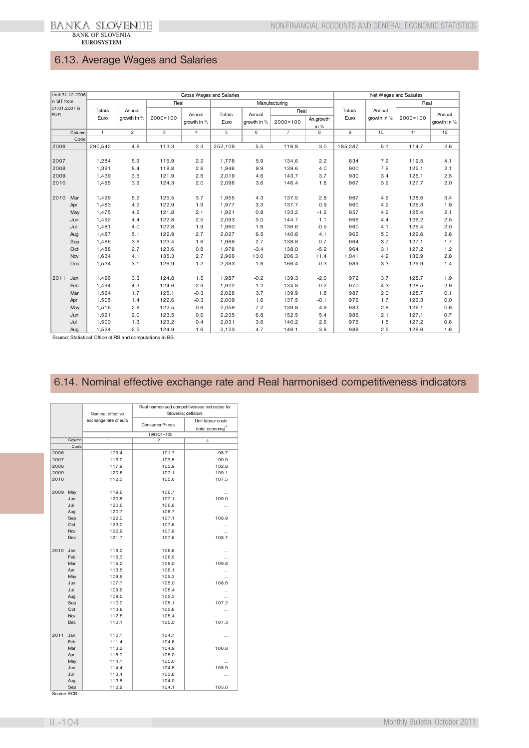## 6.13. Average Wages and Salaries

| Until 31.12.2006 in SIT from 01.01.2007 in EUR | Gross Wages and Salaries | | | | | | | | Net Wages and Salaries | | | |
|---|---|---|---|---|---|---|---|---|---|---|---|---|
| | Tolars Euro | Annual growth in % | Real | | Manufacturing | | | | Tolars Euro | Annual growth in % | Real | |
| | | | 2000=100 | Annual growth in % | Tolars Euro | Annual growth in % | Real | | | | 2000=100 | Annual growth in % |
| | | | | | | | 2000=100 | An.growth in % | | | | |
| Column | 1 | 2 | 3 | 4 | 5 | 6 | 7 | 8 | 9 | 10 | 11 | 12 |
| Code | | | | | | | | | | | | |
| 2006 | 290,542 | 4.8 | 113.3 | 2.3 | 252,109 | 5.5 | 116.8 | 3.0 | 185,287 | 5.1 | 114.7 | 2.6 |
| 2007 | 1,284 | 5.9 | 115.9 | 2.2 | 1,778 | 5.9 | 134.6 | 2.2 | 834 | 7.9 | 119.5 | 4.1 |
| 2008 | 1,391 | 8.4 | 118.8 | 2.6 | 1,946 | 9.9 | 139.6 | 4.0 | 900 | 7.9 | 122.1 | 2.1 |
| 2009 | 1,439 | 3.5 | 121.9 | 2.6 | 2,019 | 4.6 | 143.7 | 3.7 | 930 | 3.4 | 125.1 | 2.5 |
| 2010 | 1,495 | 3.9 | 124.3 | 2.0 | 2,096 | 3.6 | 146.4 | 1.8 | 967 | 3.9 | 127.7 | 2.0 |
| 2010 Mar | 1,499 | 5.2 | 125.5 | 3.7 | 1,955 | 4.3 | 137.5 | 2.8 | 967 | 4.9 | 128.6 | 3.4 |
| Apr | 1,483 | 4.2 | 122.9 | 1.9 | 1,977 | 3.3 | 137.7 | 0.9 | 960 | 4.2 | 126.3 | 1.9 |
| May | 1,475 | 4.2 | 121.8 | 2.1 | 1,921 | 0.8 | 133.2 | -1.2 | 957 | 4.2 | 125.4 | 2.1 |
| Jun | 1,492 | 4.4 | 122.8 | 2.5 | 2,093 | 3.0 | 144.7 | 1.1 | 966 | 4.4 | 126.2 | 2.5 |
| Jul | 1,481 | 4.0 | 122.8 | 1.9 | 1,960 | 1.6 | 136.6 | -0.5 | 960 | 4.1 | 126.4 | 2.0 |
| Aug | 1,487 | 5.1 | 122.9 | 2.7 | 2,027 | 6.5 | 140.8 | 4.1 | 965 | 5.0 | 126.6 | 2.6 |
| Sep | 1,486 | 3.6 | 123.4 | 1.6 | 1,989 | 2.7 | 138.8 | 0.7 | 964 | 3.7 | 127.1 | 1.7 |
| Oct | 1,488 | 2.7 | 123.6 | 0.8 | 1,978 | -3.4 | 138.0 | -5.2 | 964 | 3.1 | 127.2 | 1.2 |
| Nov | 1,634 | 4.1 | 135.3 | 2.7 | 2,966 | 13.0 | 206.3 | 11.4 | 1,041 | 4.2 | 136.9 | 2.8 |
| Dec | 1,534 | 3.1 | 126.9 | 1.2 | 2,393 | 1.6 | 166.4 | -0.3 | 989 | 3.3 | 129.9 | 1.4 |
| 2011 Jan | 1,496 | 3.3 | 124.8 | 1.5 | 1,987 | -0.2 | 139.3 | -2.0 | 972 | 3.7 | 128.7 | 1.9 |
| Feb | 1,494 | 4.3 | 124.6 | 2.9 | 1,922 | 1.2 | 134.8 | -0.2 | 970 | 4.3 | 128.5 | 2.9 |
| Mar | 1,524 | 1.7 | 125.1 | -0.3 | 2,028 | 3.7 | 139.9 | 1.8 | 987 | 2.0 | 128.7 | 0.1 |
| Apr | 1,505 | 1.4 | 122.6 | -0.3 | 2,009 | 1.6 | 137.5 | -0.1 | 976 | 1.7 | 126.3 | 0.0 |
| May | 1,516 | 2.8 | 122.5 | 0.6 | 2,059 | 7.2 | 139.8 | 4.9 | 983 | 2.8 | 126.1 | 0.6 |
| Jun | 1,521 | 2.0 | 123.5 | 0.6 | 2,235 | 6.8 | 152.5 | 5.4 | 986 | 2.1 | 127.1 | 0.7 |
| Jul | 1,500 | 1.3 | 123.2 | 0.4 | 2,031 | 3.6 | 140.2 | 2.6 | 975 | 1.5 | 127.2 | 0.6 |
| Aug | 1,524 | 2.5 | 124.9 | 1.6 | 2,123 | 4.7 | 146.1 | 3.8 | 988 | 2.5 | 128.6 | 1.6 |

Source: Statistical Office of RS and computations in BS.

## 6.14. Nominal effective exchange rate and Real harmonised competitiveness indicators

| | Nominal effective exchange rate of euro | Real harmonised competitiveness indicators for Slovenia; deflators | |
|---|---|---|---|
| | | Consumer Prices | Unit labour costs (total economy)[1] |
| | 1999Q1=100 | | |
| Column | 1 | 2 | 3 |
| Code | | | |
| 2006 | 109.4 | 101.7 | 98.7 |
| 2007 | 113.0 | 103.5 | 99.9 |
| 2008 | 117.9 | 105.9 | 102.8 |
| 2009 | 120.6 | 107.1 | 109.1 |
| 2010 | 112.3 | 105.6 | 107.5 |
| 2009 May | 119.6 | 106.7 | ... |
| Jun | 120.8 | 107.1 | 109.0 |
| Jul | 120.6 | 106.8 | ... |
| Aug | 120.7 | 106.7 | ... |
| Sep | 122.0 | 107.1 | 108.9 |
| Oct | 123.0 | 107.6 | ... |
| Nov | 122.9 | 107.9 | ... |
| Dec | 121.7 | 107.6 | 108.7 |
| 2010 Jan | 119.2 | 106.8 | ... |
| Feb | 116.3 | 106.5 | ... |
| Mar | 115.2 | 106.0 | 109.8 |
| Apr | 113.5 | 106.1 | ... |
| May | 109.9 | 105.3 | ... |
| Jun | 107.7 | 105.0 | 108.6 |
| Jul | 109.9 | 105.4 | ... |
| Aug | 109.5 | 105.3 | ... |
| Sep | 110.0 | 105.1 | 107.2 |
| Oct | 113.8 | 105.8 | ... |
| Nov | 112.5 | 105.4 | ... |
| Dec | 110.1 | 105.0 | 107.3 |
| 2011 Jan | 110.1 | 104.7 | ... |
| Feb | 111.4 | 104.6 | ... |
| Mar | 113.2 | 104.9 | 106.8 |
| Apr | 115.0 | 105.0 | ... |
| May | 114.1 | 105.0 | ... |
| Jun | 114.4 | 104.5 | 105.9 |
| Jul | 113.4 | 103.8 | ... |
| Aug | 113.8 | 104.0 | ... |
| Sep | 112.8 | 104.1 | 105.6 |

Source: ECB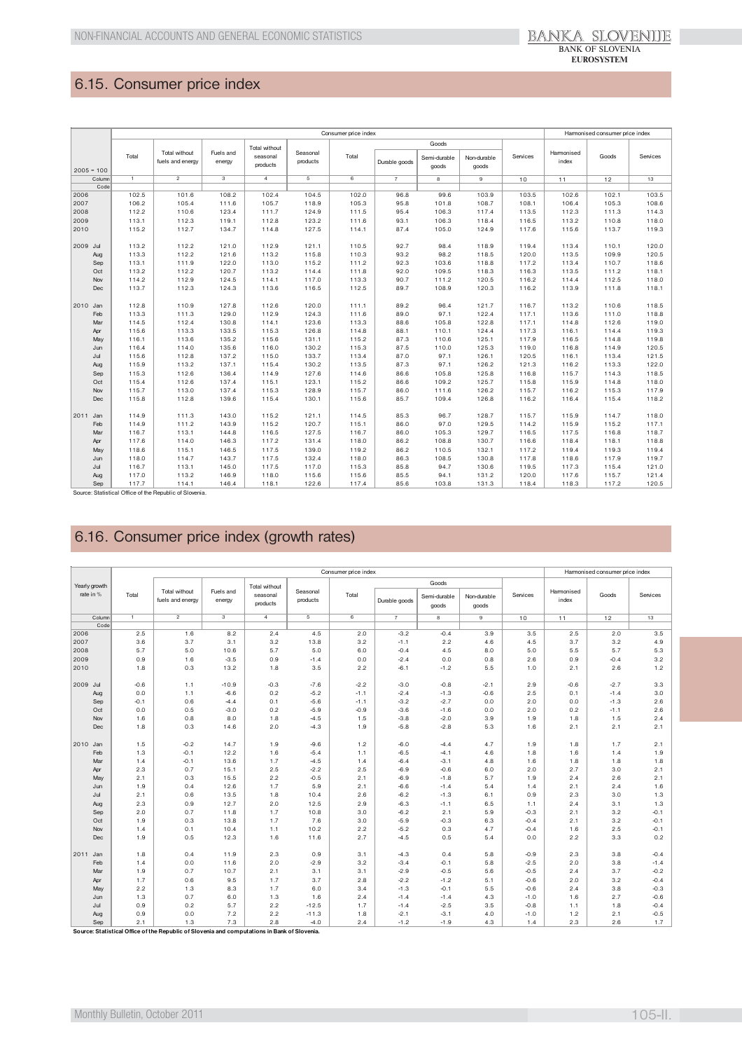## 6.15. Consumer price index

| 2005 = 100 | Consumer price index | | | | | | | | | | Harmonised consumer price index | | |
|---|---|---|---|---|---|---|---|---|---|---|---|---|---|
| | Total | Total without fuels and energy | Fuels and energy | Total without seasonal products | Seasonal products | Total | Goods | | | Services | Harmonised index | Goods | Services |
| | | | | | | | Durable goods | Semi-durable goods | Non-durable goods | | | | |
| Column | 1 | 2 | 3 | 4 | 5 | 6 | 7 | 8 | 9 | 10 | 11 | 12 | 13 |
| Code | | | | | | | | | | | | | |
| 2006 | 102.5 | 101.6 | 108.2 | 102.4 | 104.5 | 102.0 | 96.8 | 99.6 | 103.9 | 103.5 | 102.6 | 102.1 | 103.5 |
| 2007 | 106.2 | 105.4 | 111.6 | 105.7 | 118.9 | 105.3 | 95.8 | 101.8 | 108.7 | 108.1 | 106.4 | 105.3 | 108.6 |
| 2008 | 112.2 | 110.6 | 123.4 | 111.7 | 124.9 | 111.5 | 95.4 | 106.3 | 117.4 | 113.5 | 112.3 | 111.3 | 114.3 |
| 2009 | 113.1 | 112.3 | 119.1 | 112.8 | 123.2 | 111.6 | 93.1 | 106.3 | 118.4 | 116.5 | 113.2 | 110.8 | 118.0 |
| 2010 | 115.2 | 112.7 | 134.7 | 114.8 | 127.5 | 114.1 | 87.4 | 105.0 | 124.9 | 117.6 | 115.6 | 113.7 | 119.3 |
| 2009 Jul | 113.2 | 112.2 | 121.0 | 112.9 | 121.1 | 110.5 | 92.7 | 98.4 | 118.9 | 119.4 | 113.4 | 110.1 | 120.0 |
| Aug | 113.3 | 112.2 | 121.6 | 113.2 | 115.8 | 110.3 | 93.2 | 98.2 | 118.5 | 120.0 | 113.5 | 109.9 | 120.5 |
| Sep | 113.1 | 111.9 | 122.0 | 113.0 | 115.2 | 111.2 | 92.3 | 103.6 | 118.8 | 117.2 | 113.4 | 110.7 | 118.6 |
| Oct | 113.2 | 112.2 | 120.7 | 113.2 | 114.4 | 111.8 | 92.0 | 109.5 | 118.3 | 116.3 | 113.5 | 111.2 | 118.1 |
| Nov | 114.2 | 112.9 | 124.5 | 114.1 | 117.0 | 113.3 | 90.7 | 111.2 | 120.5 | 116.2 | 114.4 | 112.5 | 118.0 |
| Dec | 113.7 | 112.3 | 124.3 | 113.6 | 116.5 | 112.5 | 89.7 | 108.9 | 120.3 | 116.2 | 113.9 | 111.8 | 118.1 |
| 2010 Jan | 112.8 | 110.9 | 127.8 | 112.6 | 120.0 | 111.1 | 89.2 | 96.4 | 121.7 | 116.7 | 113.2 | 110.6 | 118.5 |
| Feb | 113.3 | 111.3 | 129.0 | 112.9 | 124.3 | 111.6 | 89.0 | 97.1 | 122.4 | 117.1 | 113.6 | 111.0 | 118.8 |
| Mar | 114.5 | 112.4 | 130.8 | 114.1 | 123.6 | 113.3 | 88.6 | 105.8 | 122.8 | 117.1 | 114.8 | 112.6 | 119.0 |
| Apr | 115.6 | 113.3 | 133.5 | 115.3 | 126.8 | 114.8 | 88.1 | 110.1 | 124.4 | 117.3 | 116.1 | 114.4 | 119.3 |
| May | 116.1 | 113.6 | 135.2 | 115.6 | 131.1 | 115.2 | 87.3 | 110.6 | 125.1 | 117.9 | 116.5 | 114.8 | 119.8 |
| Jun | 116.4 | 114.0 | 135.6 | 116.0 | 130.2 | 115.3 | 87.5 | 110.0 | 125.3 | 119.0 | 116.8 | 114.9 | 120.5 |
| Jul | 115.6 | 112.8 | 137.2 | 115.0 | 133.7 | 113.4 | 87.0 | 97.1 | 126.1 | 120.5 | 116.1 | 113.4 | 121.5 |
| Aug | 115.9 | 113.2 | 137.1 | 115.4 | 130.2 | 113.5 | 87.3 | 97.1 | 126.2 | 121.3 | 116.2 | 113.3 | 122.0 |
| Sep | 115.3 | 112.6 | 136.4 | 114.9 | 127.6 | 114.6 | 86.6 | 105.8 | 125.8 | 116.8 | 115.7 | 114.3 | 118.5 |
| Oct | 115.4 | 112.6 | 137.4 | 115.1 | 123.1 | 115.2 | 86.6 | 109.2 | 125.7 | 115.8 | 115.9 | 114.8 | 118.0 |
| Nov | 115.7 | 113.0 | 137.4 | 115.3 | 128.9 | 115.7 | 86.0 | 111.6 | 126.2 | 115.7 | 116.2 | 115.3 | 117.9 |
| Dec | 115.8 | 112.8 | 139.6 | 115.4 | 130.1 | 115.6 | 85.7 | 109.4 | 126.8 | 116.2 | 116.4 | 115.4 | 118.2 |
| 2011 Jan | 114.9 | 111.3 | 143.0 | 115.2 | 121.1 | 114.5 | 85.3 | 96.7 | 128.7 | 115.7 | 115.9 | 114.7 | 118.0 |
| Feb | 114.9 | 111.2 | 143.9 | 115.2 | 120.7 | 115.1 | 86.0 | 97.0 | 129.5 | 114.2 | 115.9 | 115.2 | 117.1 |
| Mar | 116.7 | 113.1 | 144.8 | 116.5 | 127.5 | 116.7 | 86.0 | 105.3 | 129.7 | 116.5 | 117.5 | 116.8 | 118.7 |
| Apr | 117.6 | 114.0 | 146.3 | 117.2 | 131.4 | 118.0 | 86.2 | 108.8 | 130.7 | 116.6 | 118.4 | 118.1 | 118.8 |
| May | 118.6 | 115.1 | 146.5 | 117.5 | 139.0 | 119.2 | 86.2 | 110.5 | 132.1 | 117.2 | 119.4 | 119.3 | 119.4 |
| Jun | 118.0 | 114.7 | 143.7 | 117.5 | 132.4 | 118.0 | 86.3 | 108.5 | 130.8 | 117.8 | 118.6 | 117.9 | 119.7 |
| Jul | 116.7 | 113.1 | 145.0 | 117.5 | 117.0 | 115.3 | 85.8 | 94.7 | 130.6 | 119.5 | 117.3 | 115.4 | 121.0 |
| Aug | 117.0 | 113.2 | 146.9 | 118.0 | 115.6 | 115.6 | 85.5 | 94.1 | 131.2 | 120.0 | 117.6 | 115.7 | 121.4 |
| Sep | 117.7 | 114.1 | 146.4 | 118.1 | 122.6 | 117.4 | 85.6 | 103.8 | 131.3 | 118.4 | 118.3 | 117.2 | 120.5 |

Source: Statistical Office of the Republic of Slovenia.

## 6.16. Consumer price index (growth rates)

| Yearly growth rate in % | Consumer price index | | | | | | | | | | Harmonised consumer price index | | |
|---|---|---|---|---|---|---|---|---|---|---|---|---|---|
| | Total | Total without fuels and energy | Fuels and energy | Total without seasonal products | Seasonal products | Total | Goods | | | Services | Harmonised index | Goods | Services |
| | | | | | | | Durable goods | Semi-durable goods | Non-durable goods | | | | |
| Column | 1 | 2 | 3 | 4 | 5 | 6 | 7 | 8 | 9 | 10 | 11 | 12 | 13 |
| Code | | | | | | | | | | | | | |
| 2006 | 2.5 | 1.6 | 8.2 | 2.4 | 4.5 | 2.0 | -3.2 | -0.4 | 3.9 | 3.5 | 2.5 | 2.0 | 3.5 |
| 2007 | 3.6 | 3.7 | 3.1 | 3.2 | 13.8 | 3.2 | -1.1 | 2.2 | 4.6 | 4.5 | 3.7 | 3.2 | 4.9 |
| 2008 | 5.7 | 5.0 | 10.6 | 5.7 | 5.0 | 6.0 | -0.4 | 4.5 | 8.0 | 5.0 | 5.5 | 5.7 | 5.3 |
| 2009 | 0.9 | 1.6 | -3.5 | 0.9 | -1.4 | 0.0 | -2.4 | 0.0 | 0.8 | 2.6 | 0.9 | -0.4 | 3.2 |
| 2010 | 1.8 | 0.3 | 13.2 | 1.8 | 3.5 | 2.2 | -6.1 | -1.2 | 5.5 | 1.0 | 2.1 | 2.6 | 1.2 |
| 2009 Jul | -0.6 | 1.1 | -10.9 | -0.3 | -7.6 | -2.2 | -3.0 | -0.8 | -2.1 | 2.9 | -0.6 | -2.7 | 3.3 |
| Aug | 0.0 | 1.1 | -6.6 | 0.2 | -5.2 | -1.1 | -2.4 | -1.3 | -0.6 | 2.5 | 0.1 | -1.4 | 3.0 |
| Sep | -0.1 | 0.6 | -4.4 | 0.1 | -5.6 | -1.1 | -3.2 | -2.7 | 0.0 | 2.0 | 0.0 | -1.3 | 2.6 |
| Oct | 0.0 | 0.5 | -3.0 | 0.2 | -5.9 | -0.9 | -3.6 | -1.6 | 0.0 | 2.0 | 0.2 | -1.1 | 2.6 |
| Nov | 1.6 | 0.8 | 8.0 | 1.8 | -4.5 | 1.5 | -3.8 | -2.0 | 3.9 | 1.9 | 1.8 | 1.5 | 2.4 |
| Dec | 1.8 | 0.3 | 14.6 | 2.0 | -4.3 | 1.9 | -5.8 | -2.8 | 5.3 | 1.6 | 2.1 | 2.1 | 2.1 |
| 2010 Jan | 1.5 | -0.2 | 14.7 | 1.9 | -9.6 | 1.2 | -6.0 | -4.4 | 4.7 | 1.9 | 1.8 | 1.7 | 2.1 |
| Feb | 1.3 | -0.1 | 12.2 | 1.6 | -5.4 | 1.1 | -6.5 | -4.1 | 4.6 | 1.8 | 1.6 | 1.4 | 1.9 |
| Mar | 1.4 | -0.1 | 13.6 | 1.7 | -4.5 | 1.4 | -6.4 | -3.1 | 4.8 | 1.6 | 1.8 | 1.8 | 1.8 |
| Apr | 2.3 | 0.7 | 15.1 | 2.5 | -2.2 | 2.5 | -6.9 | -0.6 | 6.0 | 2.0 | 2.7 | 3.0 | 2.1 |
| May | 2.1 | 0.3 | 15.5 | 2.2 | -0.5 | 2.1 | -6.9 | -1.8 | 5.7 | 1.9 | 2.4 | 2.6 | 2.1 |
| Jun | 1.9 | 0.4 | 12.6 | 1.7 | 5.9 | 2.1 | -6.6 | -1.4 | 5.4 | 1.4 | 2.1 | 2.4 | 1.6 |
| Jul | 2.1 | 0.6 | 13.5 | 1.8 | 10.4 | 2.6 | -6.2 | -1.3 | 6.1 | 0.9 | 2.3 | 3.0 | 1.3 |
| Aug | 2.3 | 0.9 | 12.7 | 2.0 | 12.5 | 2.9 | -6.3 | -1.1 | 6.5 | 1.1 | 2.4 | 3.1 | 1.3 |
| Sep | 2.0 | 0.7 | 11.8 | 1.7 | 10.8 | 3.0 | -6.2 | 2.1 | 5.9 | -0.3 | 2.1 | 3.2 | -0.1 |
| Oct | 1.9 | 0.3 | 13.8 | 1.7 | 7.6 | 3.0 | -5.9 | -0.3 | 6.3 | -0.4 | 2.1 | 3.2 | -0.1 |
| Nov | 1.4 | 0.1 | 10.4 | 1.1 | 10.2 | 2.2 | -5.2 | 0.3 | 4.7 | -0.4 | 1.6 | 2.5 | -0.1 |
| Dec | 1.9 | 0.5 | 12.3 | 1.6 | 11.6 | 2.7 | -4.5 | 0.5 | 5.4 | 0.0 | 2.2 | 3.3 | 0.2 |
| 2011 Jan | 1.8 | 0.4 | 11.9 | 2.3 | 0.9 | 3.1 | -4.3 | 0.4 | 5.8 | -0.9 | 2.3 | 3.8 | -0.4 |
| Feb | 1.4 | 0.0 | 11.6 | 2.0 | -2.9 | 3.2 | -3.4 | -0.1 | 5.8 | -2.5 | 2.0 | 3.8 | -1.4 |
| Mar | 1.9 | 0.7 | 10.7 | 2.1 | 3.1 | 3.1 | -2.9 | -0.5 | 5.6 | -0.5 | 2.4 | 3.7 | -0.2 |
| Apr | 1.7 | 0.6 | 9.5 | 1.7 | 3.7 | 2.8 | -2.2 | -1.2 | 5.1 | -0.6 | 2.0 | 3.2 | -0.4 |
| May | 2.2 | 1.3 | 8.3 | 1.7 | 6.0 | 3.4 | -1.3 | -0.1 | 5.5 | -0.6 | 2.4 | 3.8 | -0.3 |
| Jun | 1.3 | 0.7 | 6.0 | 1.3 | 1.6 | 2.4 | -1.4 | -1.4 | 4.3 | -1.0 | 1.6 | 2.7 | -0.6 |
| Jul | 0.9 | 0.2 | 5.7 | 2.2 | -12.5 | 1.7 | -1.4 | -2.5 | 3.5 | -0.8 | 1.1 | 1.8 | -0.4 |
| Aug | 0.9 | 0.0 | 7.2 | 2.2 | -11.3 | 1.8 | -2.1 | -3.1 | 4.0 | -1.0 | 1.2 | 2.1 | -0.5 |
| Sep | 2.1 | 1.3 | 7.3 | 2.8 | -4.0 | 2.4 | -1.2 | -1.9 | 4.3 | 1.4 | 2.3 | 2.6 | 1.7 |

**Source: Statistical Office of the Republic of Slovenia and computations in Bank of Slovenia.**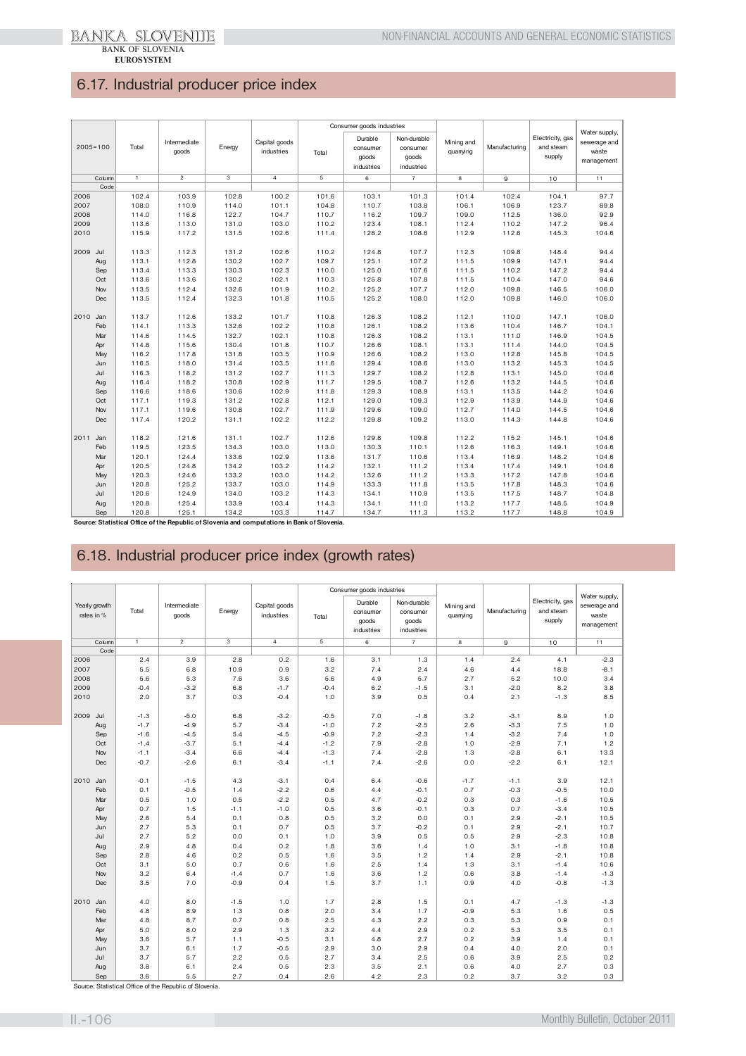## 6.17. Industrial producer price index

| 2005=100 | | Total | Intermediate goods | Energy | Capital goods industries | Consumer goods industries | | | Mining and quarrying | Manufacturing | Electricity, gas and steam supply | Water supply, sewerage and waste management |
|---|---|---|---|---|---|---|---|---|---|---|---|---|
| | | | | | | Total | Durable consumer goods industries | Non-durable consumer goods industries | | | | |
| Column | | 1 | 2 | 3 | 4 | 5 | 6 | 7 | 8 | 9 | 10 | 11 |
| Code | | | | | | | | | | | | |
| 2006 | | 102.4 | 103.9 | 102.8 | 100.2 | 101.6 | 103.1 | 101.3 | 101.4 | 102.4 | 104.1 | 97.7 |
| 2007 | | 108.0 | 110.9 | 114.0 | 101.1 | 104.8 | 110.7 | 103.8 | 106.1 | 106.9 | 123.7 | 89.8 |
| 2008 | | 114.0 | 116.8 | 122.7 | 104.7 | 110.7 | 116.2 | 109.7 | 109.0 | 112.5 | 136.0 | 92.9 |
| 2009 | | 113.6 | 113.0 | 131.0 | 103.0 | 110.2 | 123.4 | 108.1 | 112.4 | 110.2 | 147.2 | 96.4 |
| 2010 | | 115.9 | 117.2 | 131.5 | 102.6 | 111.4 | 128.2 | 108.6 | 112.9 | 112.6 | 145.3 | 104.6 |
| 2009 | Jul | 113.3 | 112.3 | 131.2 | 102.6 | 110.2 | 124.8 | 107.7 | 112.3 | 109.8 | 148.4 | 94.4 |
| | Aug | 113.1 | 112.8 | 130.2 | 102.7 | 109.7 | 125.1 | 107.2 | 111.5 | 109.9 | 147.1 | 94.4 |
| | Sep | 113.4 | 113.3 | 130.3 | 102.3 | 110.0 | 125.0 | 107.6 | 111.5 | 110.2 | 147.2 | 94.4 |
| | Oct | 113.6 | 113.6 | 130.2 | 102.1 | 110.3 | 125.8 | 107.8 | 111.5 | 110.4 | 147.0 | 94.6 |
| | Nov | 113.5 | 112.4 | 132.6 | 101.9 | 110.2 | 125.2 | 107.7 | 112.0 | 109.8 | 146.5 | 106.0 |
| | Dec | 113.5 | 112.4 | 132.3 | 101.8 | 110.5 | 125.2 | 108.0 | 112.0 | 109.8 | 146.0 | 106.0 |
| 2010 | Jan | 113.7 | 112.6 | 133.2 | 101.7 | 110.8 | 126.3 | 108.2 | 112.1 | 110.0 | 147.1 | 106.0 |
| | Feb | 114.1 | 113.3 | 132.6 | 102.2 | 110.8 | 126.1 | 108.2 | 113.6 | 110.4 | 146.7 | 104.1 |
| | Mar | 114.6 | 114.5 | 132.7 | 102.1 | 110.8 | 126.3 | 108.2 | 113.1 | 111.0 | 146.9 | 104.5 |
| | Apr | 114.8 | 115.6 | 130.4 | 101.8 | 110.7 | 126.6 | 108.1 | 113.1 | 111.4 | 144.0 | 104.5 |
| | May | 116.2 | 117.8 | 131.8 | 103.5 | 110.9 | 126.6 | 108.2 | 113.0 | 112.8 | 145.8 | 104.5 |
| | Jun | 116.5 | 118.0 | 131.4 | 103.5 | 111.6 | 129.4 | 108.6 | 113.0 | 113.2 | 145.3 | 104.5 |
| | Jul | 116.3 | 118.2 | 131.2 | 102.7 | 111.3 | 129.7 | 108.2 | 112.8 | 113.1 | 145.0 | 104.6 |
| | Aug | 116.4 | 118.2 | 130.8 | 102.9 | 111.7 | 129.5 | 108.7 | 112.6 | 113.2 | 144.5 | 104.6 |
| | Sep | 116.6 | 118.6 | 130.6 | 102.9 | 111.8 | 129.3 | 108.9 | 113.1 | 113.5 | 144.2 | 104.6 |
| | Oct | 117.1 | 119.3 | 131.2 | 102.8 | 112.1 | 129.0 | 109.3 | 112.9 | 113.9 | 144.9 | 104.6 |
| | Nov | 117.1 | 119.6 | 130.8 | 102.7 | 111.9 | 129.6 | 109.0 | 112.7 | 114.0 | 144.5 | 104.6 |
| | Dec | 117.4 | 120.2 | 131.1 | 102.2 | 112.2 | 129.8 | 109.2 | 113.0 | 114.3 | 144.8 | 104.6 |
| 2011 | Jan | 118.2 | 121.6 | 131.1 | 102.7 | 112.6 | 129.8 | 109.8 | 112.2 | 115.2 | 145.1 | 104.6 |
| | Feb | 119.5 | 123.5 | 134.3 | 103.0 | 113.0 | 130.3 | 110.1 | 112.6 | 116.3 | 149.1 | 104.6 |
| | Mar | 120.1 | 124.4 | 133.6 | 102.9 | 113.6 | 131.7 | 110.6 | 113.4 | 116.9 | 148.2 | 104.6 |
| | Apr | 120.5 | 124.8 | 134.2 | 103.2 | 114.2 | 132.1 | 111.2 | 113.4 | 117.4 | 149.1 | 104.6 |
| | May | 120.3 | 124.6 | 133.2 | 103.0 | 114.2 | 132.6 | 111.2 | 113.3 | 117.2 | 147.8 | 104.6 |
| | Jun | 120.8 | 125.2 | 133.7 | 103.0 | 114.9 | 133.3 | 111.8 | 113.5 | 117.8 | 148.3 | 104.6 |
| | Jul | 120.6 | 124.9 | 134.0 | 103.2 | 114.3 | 134.1 | 110.9 | 113.5 | 117.5 | 148.7 | 104.8 |
| | Aug | 120.8 | 125.4 | 133.9 | 103.4 | 114.3 | 134.1 | 111.0 | 113.2 | 117.7 | 148.5 | 104.9 |
| | Sep | 120.8 | 125.1 | 134.2 | 103.3 | 114.7 | 134.7 | 111.3 | 113.2 | 117.7 | 148.8 | 104.9 |

**Source: Statistical Office of the Republic of Slovenia and computations in Bank of Slovenia.**

## 6.18. Industrial producer price index (growth rates)

| Yearly growth rates in % | | Total | Intermediate goods | Energy | Capital goods industries | Consumer goods industries | | | Mining and quarrying | Manufacturing | Electricity, gas and steam supply | Water supply, sewerage and waste management |
|---|---|---|---|---|---|---|---|---|---|---|---|---|
| | | | | | | Total | Durable consumer goods industries | Non-durable consumer goods industries | | | | |
| Column | | 1 | 2 | 3 | 4 | 5 | 6 | 7 | 8 | 9 | 10 | 11 |
| Code | | | | | | | | | | | | |
| 2006 | | 2.4 | 3.9 | 2.8 | 0.2 | 1.6 | 3.1 | 1.3 | 1.4 | 2.4 | 4.1 | -2.3 |
| 2007 | | 5.5 | 6.8 | 10.9 | 0.9 | 3.2 | 7.4 | 2.4 | 4.6 | 4.4 | 18.8 | -8.1 |
| 2008 | | 5.6 | 5.3 | 7.6 | 3.6 | 5.6 | 4.9 | 5.7 | 2.7 | 5.2 | 10.0 | 3.4 |
| 2009 | | -0.4 | -3.2 | 6.8 | -1.7 | -0.4 | 6.2 | -1.5 | 3.1 | -2.0 | 8.2 | 3.8 |
| 2010 | | 2.0 | 3.7 | 0.3 | -0.4 | 1.0 | 3.9 | 0.5 | 0.4 | 2.1 | -1.3 | 8.5 |
| 2009 | Jul | -1.3 | -5.0 | 6.8 | -3.2 | -0.5 | 7.0 | -1.8 | 3.2 | -3.1 | 8.9 | 1.0 |
| | Aug | -1.7 | -4.9 | 5.7 | -3.4 | -1.0 | 7.2 | -2.5 | 2.6 | -3.3 | 7.5 | 1.0 |
| | Sep | -1.6 | -4.5 | 5.4 | -4.5 | -0.9 | 7.2 | -2.3 | 1.4 | -3.2 | 7.4 | 1.0 |
| | Oct | -1.4 | -3.7 | 5.1 | -4.4 | -1.2 | 7.9 | -2.8 | 1.0 | -2.9 | 7.1 | 1.2 |
| | Nov | -1.1 | -3.4 | 6.6 | -4.4 | -1.3 | 7.4 | -2.8 | 1.3 | -2.8 | 6.1 | 13.3 |
| | Dec | -0.7 | -2.6 | 6.1 | -3.4 | -1.1 | 7.4 | -2.6 | 0.0 | -2.2 | 6.1 | 12.1 |
| 2010 | Jan | -0.1 | -1.5 | 4.3 | -3.1 | 0.4 | 6.4 | -0.6 | -1.7 | -1.1 | 3.9 | 12.1 |
| | Feb | 0.1 | -0.5 | 1.4 | -2.2 | 0.6 | 4.4 | -0.1 | 0.7 | -0.3 | -0.5 | 10.0 |
| | Mar | 0.5 | 1.0 | 0.5 | -2.2 | 0.5 | 4.7 | -0.2 | 0.3 | 0.3 | -1.6 | 10.5 |
| | Apr | 0.7 | 1.5 | -1.1 | -1.0 | 0.5 | 3.6 | -0.1 | 0.3 | 0.7 | -3.4 | 10.5 |
| | May | 2.6 | 5.4 | 0.1 | 0.8 | 0.5 | 3.2 | 0.0 | 0.1 | 2.9 | -2.1 | 10.5 |
| | Jun | 2.7 | 5.3 | 0.1 | 0.7 | 0.5 | 3.7 | -0.2 | 0.1 | 2.9 | -2.1 | 10.7 |
| | Jul | 2.7 | 5.2 | 0.0 | 0.1 | 1.0 | 3.9 | 0.5 | 0.5 | 2.9 | -2.3 | 10.8 |
| | Aug | 2.9 | 4.8 | 0.4 | 0.2 | 1.8 | 3.6 | 1.4 | 1.0 | 3.1 | -1.8 | 10.8 |
| | Sep | 2.8 | 4.6 | 0.2 | 0.5 | 1.6 | 3.5 | 1.2 | 1.4 | 2.9 | -2.1 | 10.8 |
| | Oct | 3.1 | 5.0 | 0.7 | 0.6 | 1.6 | 2.5 | 1.4 | 1.3 | 3.1 | -1.4 | 10.6 |
| | Nov | 3.2 | 6.4 | -1.4 | 0.7 | 1.6 | 3.6 | 1.2 | 0.6 | 3.8 | -1.4 | -1.3 |
| | Dec | 3.5 | 7.0 | -0.9 | 0.4 | 1.5 | 3.7 | 1.1 | 0.9 | 4.0 | -0.8 | -1.3 |
| 2010 | Jan | 4.0 | 8.0 | -1.5 | 1.0 | 1.7 | 2.8 | 1.5 | 0.1 | 4.7 | -1.3 | -1.3 |
| | Feb | 4.8 | 8.9 | 1.3 | 0.8 | 2.0 | 3.4 | 1.7 | -0.9 | 5.3 | 1.6 | 0.5 |
| | Mar | 4.8 | 8.7 | 0.7 | 0.8 | 2.5 | 4.3 | 2.2 | 0.3 | 5.3 | 0.9 | 0.1 |
| | Apr | 5.0 | 8.0 | 2.9 | 1.3 | 3.2 | 4.4 | 2.9 | 0.2 | 5.3 | 3.5 | 0.1 |
| | May | 3.6 | 5.7 | 1.1 | -0.5 | 3.1 | 4.8 | 2.7 | 0.2 | 3.9 | 1.4 | 0.1 |
| | Jun | 3.7 | 6.1 | 1.7 | -0.5 | 2.9 | 3.0 | 2.9 | 0.4 | 4.0 | 2.0 | 0.1 |
| | Jul | 3.7 | 5.7 | 2.2 | 0.5 | 2.7 | 3.4 | 2.5 | 0.6 | 3.9 | 2.5 | 0.2 |
| | Aug | 3.8 | 6.1 | 2.4 | 0.5 | 2.3 | 3.5 | 2.1 | 0.6 | 4.0 | 2.7 | 0.3 |
| | Sep | 3.6 | 5.5 | 2.7 | 0.4 | 2.6 | 4.2 | 2.3 | 0.2 | 3.7 | 3.2 | 0.3 |

Source: Statistical Office of the Republic of Slovenia.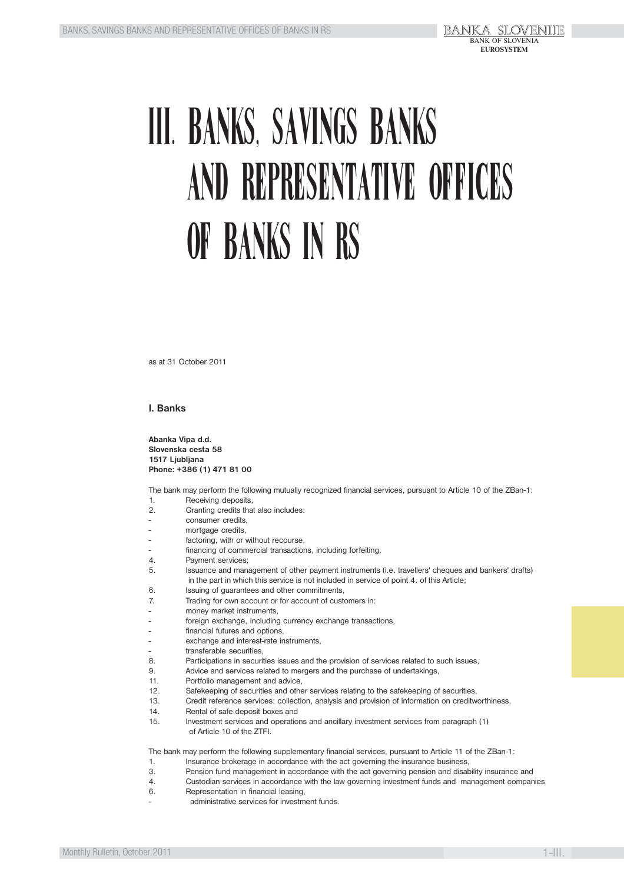# III. BANKS, SAVINGS BANKS AND REPRESENTATIVE OFFICES OF BANKS IN RS

as at 31 October 2011

### I. Banks

**Abanka Vipa d.d.**
**Slovenska cesta 58**
**1517 Ljubljana**
**Phone: +386 (1) 471 81 00**

The bank may perform the following mutually recognized financial services, pursuant to Article 10 of the ZBan-1:

1. Receiving deposits,
2. Granting credits that also includes:
   - consumer credits,
   - mortgage credits,
   - factoring, with or without recourse,
   - financing of commercial transactions, including forfeiting,
4. Payment services;
5. Issuance and management of other payment instruments (i.e. travellers' cheques and bankers' drafts) in the part in which this service is not included in service of point 4. of this Article;
6. Issuing of guarantees and other commitments,
7. Trading for own account or for account of customers in:
   - money market instruments,
   - foreign exchange, including currency exchange transactions,
   - financial futures and options,
   - exchange and interest-rate instruments,
   - transferable securities,
8. Participations in securities issues and the provision of services related to such issues,
9. Advice and services related to mergers and the purchase of undertakings,
11. Portfolio management and advice,
12. Safekeeping of securities and other services relating to the safekeeping of securities,
13. Credit reference services: collection, analysis and provision of information on creditworthiness,
14. Rental of safe deposit boxes and
15. Investment services and operations and ancillary investment services from paragraph (1) of Article 10 of the ZTFI.

The bank may perform the following supplementary financial services, pursuant to Article 11 of the ZBan-1:

1. Insurance brokerage in accordance with the act governing the insurance business,
3. Pension fund management in accordance with the act governing pension and disability insurance and
4. Custodian services in accordance with the law governing investment funds and management companies
6. Representation in financial leasing,
   - administrative services for investment funds.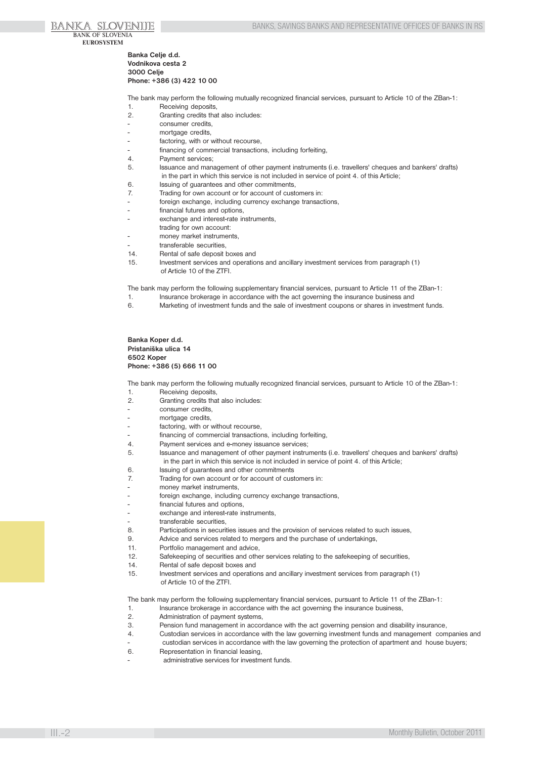**Banka Celje d.d.**
**Vodnikova cesta 2**
**3000 Celje**
**Phone: +386 (3) 422 10 00**

The bank may perform the following mutually recognized financial services, pursuant to Article 10 of the ZBan-1:

1. Receiving deposits,
2. Granting credits that also includes:
   - consumer credits,
   - mortgage credits,
   - factoring, with or without recourse,
   - financing of commercial transactions, including forfeiting,
4. Payment services;
5. Issuance and management of other payment instruments (i.e. travellers' cheques and bankers' drafts) in the part in which this service is not included in service of point 4. of this Article;
6. Issuing of guarantees and other commitments,
7. Trading for own account or for account of customers in:
   - foreign exchange, including currency exchange transactions,
   - financial futures and options,
   - exchange and interest-rate instruments,

   trading for own account:
   - money market instruments,
   - transferable securities,
14. Rental of safe deposit boxes and
15. Investment services and operations and ancillary investment services from paragraph (1) of Article 10 of the ZTFI.

The bank may perform the following supplementary financial services, pursuant to Article 11 of the ZBan-1:

1. Insurance brokerage in accordance with the act governing the insurance business and
6. Marketing of investment funds and the sale of investment coupons or shares in investment funds.

**Banka Koper d.d.**
**Pristaniška ulica 14**
**6502 Koper**
**Phone: +386 (5) 666 11 00**

The bank may perform the following mutually recognized financial services, pursuant to Article 10 of the ZBan-1:

1. Receiving deposits,
2. Granting credits that also includes:
   - consumer credits,
   - mortgage credits,
   - factoring, with or without recourse,
   - financing of commercial transactions, including forfeiting,
4. Payment services and e-money issuance services;
5. Issuance and management of other payment instruments (i.e. travellers' cheques and bankers' drafts) in the part in which this service is not included in service of point 4. of this Article;
6. Issuing of guarantees and other commitments
7. Trading for own account or for account of customers in:
   - money market instruments,
   - foreign exchange, including currency exchange transactions,
   - financial futures and options,
   - exchange and interest-rate instruments,
   - transferable securities,
8. Participations in securities issues and the provision of services related to such issues,
9. Advice and services related to mergers and the purchase of undertakings,
11. Portfolio management and advice,
12. Safekeeping of securities and other services relating to the safekeeping of securities,
14. Rental of safe deposit boxes and
15. Investment services and operations and ancillary investment services from paragraph (1) of Article 10 of the ZTFI.

The bank may perform the following supplementary financial services, pursuant to Article 11 of the ZBan-1:

1. Insurance brokerage in accordance with the act governing the insurance business,
2. Administration of payment systems,
3. Pension fund management in accordance with the act governing pension and disability insurance,
4. Custodian services in accordance with the law governing investment funds and management companies and
   - custodian services in accordance with the law governing the protection of apartment and house buyers;
6. Representation in financial leasing,
   - administrative services for investment funds.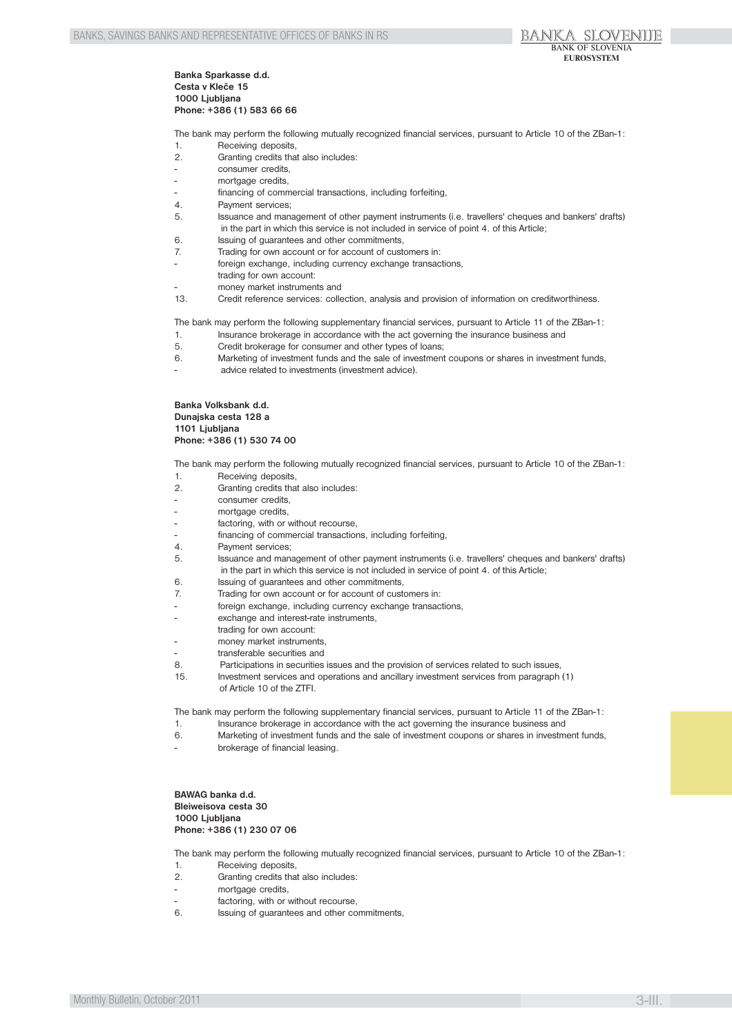**Banka Sparkasse d.d.**
**Cesta v Kleče 15**
**1000 Ljubljana**
**Phone: +386 (1) 583 66 66**

The bank may perform the following mutually recognized financial services, pursuant to Article 10 of the ZBan-1:

1. Receiving deposits,
2. Granting credits that also includes:
   - consumer credits,
   - mortgage credits,
   - financing of commercial transactions, including forfeiting,
4. Payment services;
5. Issuance and management of other payment instruments (i.e. travellers' cheques and bankers' drafts) in the part in which this service is not included in service of point 4. of this Article;
6. Issuing of guarantees and other commitments,
7. Trading for own account or for account of customers in:
   - foreign exchange, including currency exchange transactions,

   trading for own account:
   - money market instruments and
13. Credit reference services: collection, analysis and provision of information on creditworthiness.

The bank may perform the following supplementary financial services, pursuant to Article 11 of the ZBan-1:

1. Insurance brokerage in accordance with the act governing the insurance business and
5. Credit brokerage for consumer and other types of loans;
6. Marketing of investment funds and the sale of investment coupons or shares in investment funds,
   - advice related to investments (investment advice).

**Banka Volksbank d.d.**
**Dunajska cesta 128 a**
**1101 Ljubljana**
**Phone: +386 (1) 530 74 00**

The bank may perform the following mutually recognized financial services, pursuant to Article 10 of the ZBan-1:

1. Receiving deposits,
2. Granting credits that also includes:
   - consumer credits,
   - mortgage credits,
   - factoring, with or without recourse,
   - financing of commercial transactions, including forfeiting,
4. Payment services;
5. Issuance and management of other payment instruments (i.e. travellers' cheques and bankers' drafts) in the part in which this service is not included in service of point 4. of this Article;
6. Issuing of guarantees and other commitments,
7. Trading for own account or for account of customers in:
   - foreign exchange, including currency exchange transactions,
   - exchange and interest-rate instruments,

   trading for own account:
   - money market instruments,
   - transferable securities and
8. Participations in securities issues and the provision of services related to such issues,
15. Investment services and operations and ancillary investment services from paragraph (1) of Article 10 of the ZTFI.

The bank may perform the following supplementary financial services, pursuant to Article 11 of the ZBan-1:

1. Insurance brokerage in accordance with the act governing the insurance business and
6. Marketing of investment funds and the sale of investment coupons or shares in investment funds,
   - brokerage of financial leasing.

**BAWAG banka d.d.**
**Bleiweisova cesta 30**
**1000 Ljubljana**
**Phone: +386 (1) 230 07 06**

The bank may perform the following mutually recognized financial services, pursuant to Article 10 of the ZBan-1:

1. Receiving deposits,
2. Granting credits that also includes:
   - mortgage credits,
   - factoring, with or without recourse,
6. Issuing of guarantees and other commitments,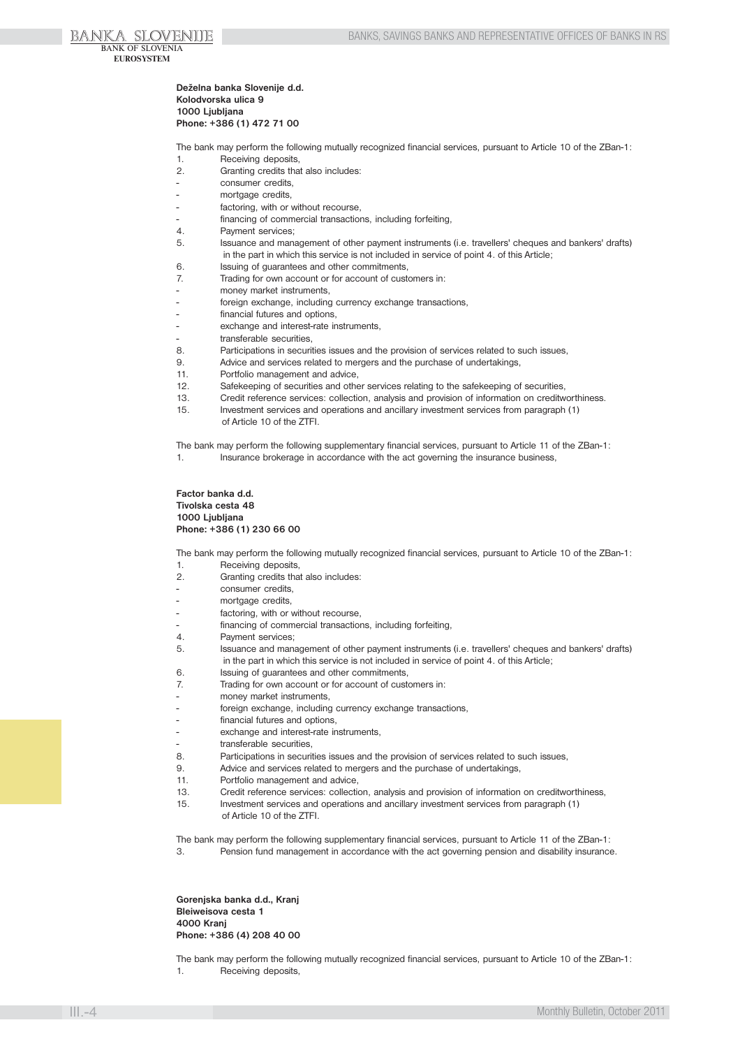**Deželna banka Slovenije d.d.**
**Kolodvorska ulica 9**
**1000 Ljubljana**
**Phone: +386 (1) 472 71 00**

The bank may perform the following mutually recognized financial services, pursuant to Article 10 of the ZBan-1:

1. Receiving deposits,
2. Granting credits that also includes:
   - consumer credits,
   - mortgage credits,
   - factoring, with or without recourse,
   - financing of commercial transactions, including forfeiting,
4. Payment services;
5. Issuance and management of other payment instruments (i.e. travellers' cheques and bankers' drafts) in the part in which this service is not included in service of point 4. of this Article;
6. Issuing of guarantees and other commitments,
7. Trading for own account or for account of customers in:
   - money market instruments,
   - foreign exchange, including currency exchange transactions,
   - financial futures and options,
   - exchange and interest-rate instruments,
   - transferable securities,
8. Participations in securities issues and the provision of services related to such issues,
9. Advice and services related to mergers and the purchase of undertakings,
11. Portfolio management and advice,
12. Safekeeping of securities and other services relating to the safekeeping of securities,
13. Credit reference services: collection, analysis and provision of information on creditworthiness.
15. Investment services and operations and ancillary investment services from paragraph (1) of Article 10 of the ZTFI.

The bank may perform the following supplementary financial services, pursuant to Article 11 of the ZBan-1:

1. Insurance brokerage in accordance with the act governing the insurance business,

**Factor banka d.d.**
**Tivolska cesta 48**
**1000 Ljubljana**
**Phone: +386 (1) 230 66 00**

The bank may perform the following mutually recognized financial services, pursuant to Article 10 of the ZBan-1:

1. Receiving deposits,
2. Granting credits that also includes:
   - consumer credits,
   - mortgage credits,
   - factoring, with or without recourse,
   - financing of commercial transactions, including forfeiting,
4. Payment services;
5. Issuance and management of other payment instruments (i.e. travellers' cheques and bankers' drafts) in the part in which this service is not included in service of point 4. of this Article;
6. Issuing of guarantees and other commitments,
7. Trading for own account or for account of customers in:
   - money market instruments,
   - foreign exchange, including currency exchange transactions,
   - financial futures and options,
   - exchange and interest-rate instruments,
   - transferable securities,
8. Participations in securities issues and the provision of services related to such issues,
9. Advice and services related to mergers and the purchase of undertakings,
11. Portfolio management and advice,
13. Credit reference services: collection, analysis and provision of information on creditworthiness,
15. Investment services and operations and ancillary investment services from paragraph (1) of Article 10 of the ZTFI.

The bank may perform the following supplementary financial services, pursuant to Article 11 of the ZBan-1:

3. Pension fund management in accordance with the act governing pension and disability insurance.

**Gorenjska banka d.d., Kranj**
**Bleiweisova cesta 1**
**4000 Kranj**
**Phone: +386 (4) 208 40 00**

The bank may perform the following mutually recognized financial services, pursuant to Article 10 of the ZBan-1:

1. Receiving deposits,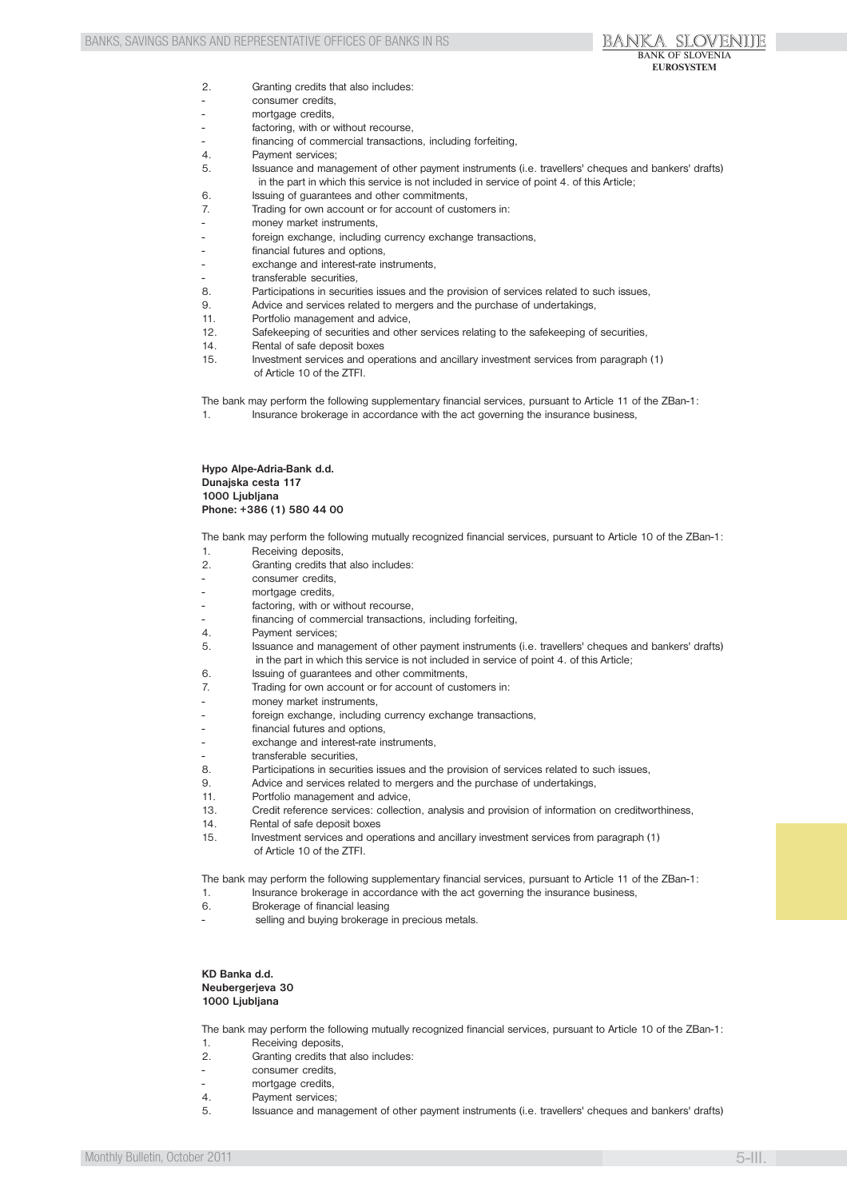2. Granting credits that also includes:
- consumer credits,
- mortgage credits,
- factoring, with or without recourse,
- financing of commercial transactions, including forfeiting,
4. Payment services;
5. Issuance and management of other payment instruments (i.e. travellers' cheques and bankers' drafts) in the part in which this service is not included in service of point 4. of this Article;
6. Issuing of guarantees and other commitments,
7. Trading for own account or for account of customers in:
- money market instruments,
- foreign exchange, including currency exchange transactions,
- financial futures and options,
- exchange and interest-rate instruments,
- transferable securities,
8. Participations in securities issues and the provision of services related to such issues,
9. Advice and services related to mergers and the purchase of undertakings,
11. Portfolio management and advice,
12. Safekeeping of securities and other services relating to the safekeeping of securities,
14. Rental of safe deposit boxes
15. Investment services and operations and ancillary investment services from paragraph (1) of Article 10 of the ZTFI.

The bank may perform the following supplementary financial services, pursuant to Article 11 of the ZBan-1:
1. Insurance brokerage in accordance with the act governing the insurance business,

**Hypo Alpe-Adria-Bank d.d.**
**Dunajska cesta 117**
**1000 Ljubljana**
**Phone: +386 (1) 580 44 00**

The bank may perform the following mutually recognized financial services, pursuant to Article 10 of the ZBan-1:
1. Receiving deposits,
2. Granting credits that also includes:
- consumer credits,
- mortgage credits,
- factoring, with or without recourse,
- financing of commercial transactions, including forfeiting,
4. Payment services;
5. Issuance and management of other payment instruments (i.e. travellers' cheques and bankers' drafts) in the part in which this service is not included in service of point 4. of this Article;
6. Issuing of guarantees and other commitments,
7. Trading for own account or for account of customers in:
- money market instruments,
- foreign exchange, including currency exchange transactions,
- financial futures and options,
- exchange and interest-rate instruments,
- transferable securities,
8. Participations in securities issues and the provision of services related to such issues,
9. Advice and services related to mergers and the purchase of undertakings,
11. Portfolio management and advice,
13. Credit reference services: collection, analysis and provision of information on creditworthiness,
14. Rental of safe deposit boxes
15. Investment services and operations and ancillary investment services from paragraph (1) of Article 10 of the ZTFI.

The bank may perform the following supplementary financial services, pursuant to Article 11 of the ZBan-1:
1. Insurance brokerage in accordance with the act governing the insurance business,
6. Brokerage of financial leasing
- selling and buying brokerage in precious metals.

**KD Banka d.d.**
**Neubergerjeva 30**
**1000 Ljubljana**

The bank may perform the following mutually recognized financial services, pursuant to Article 10 of the ZBan-1:
1. Receiving deposits,
2. Granting credits that also includes:
- consumer credits,
- mortgage credits,
4. Payment services;
5. Issuance and management of other payment instruments (i.e. travellers' cheques and bankers' drafts)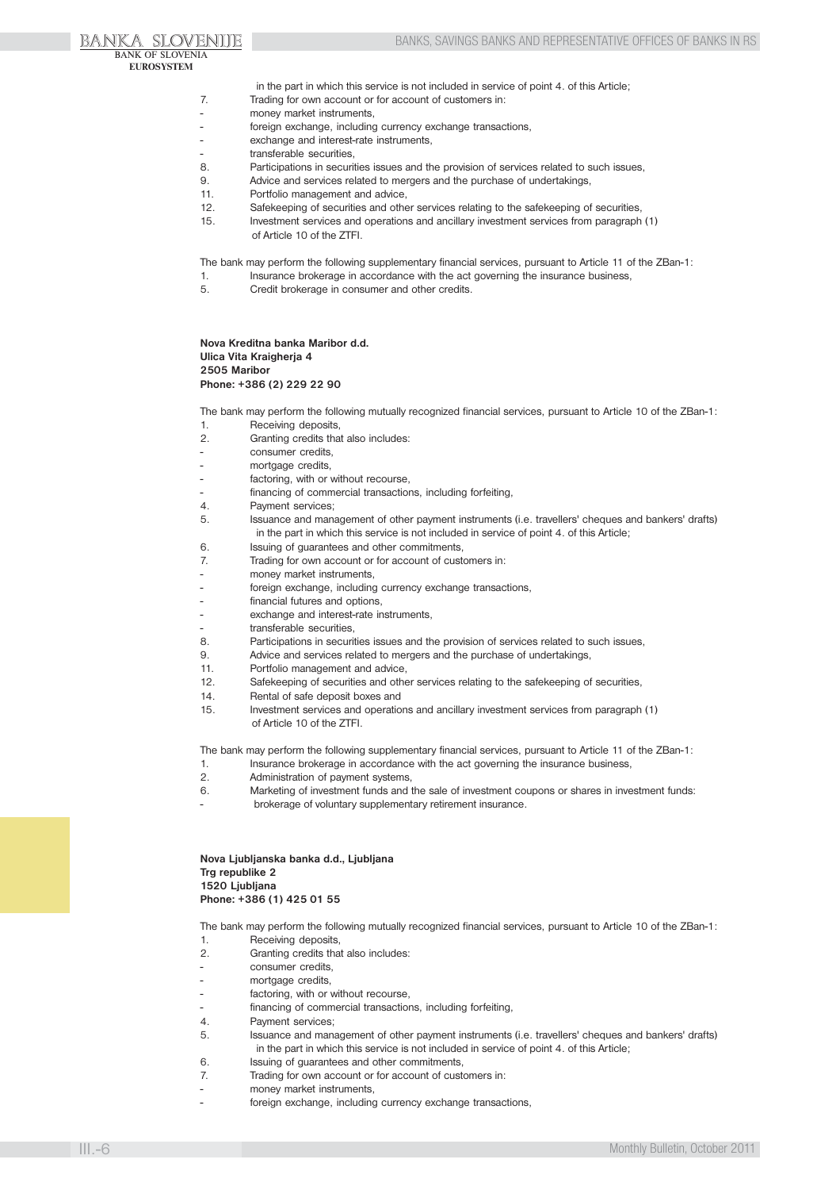in the part in which this service is not included in service of point 4. of this Article;

7. Trading for own account or for account of customers in:
- money market instruments,
- foreign exchange, including currency exchange transactions,
- exchange and interest-rate instruments,
- transferable securities,

8. Participations in securities issues and the provision of services related to such issues,
9. Advice and services related to mergers and the purchase of undertakings,
11. Portfolio management and advice,
12. Safekeeping of securities and other services relating to the safekeeping of securities,
15. Investment services and operations and ancillary investment services from paragraph (1) of Article 10 of the ZTFI.

The bank may perform the following supplementary financial services, pursuant to Article 11 of the ZBan-1:

1. Insurance brokerage in accordance with the act governing the insurance business,
5. Credit brokerage in consumer and other credits.

**Nova Kreditna banka Maribor d.d.**
**Ulica Vita Kraigherja 4**
**2505 Maribor**
**Phone: +386 (2) 229 22 90**

The bank may perform the following mutually recognized financial services, pursuant to Article 10 of the ZBan-1:

1. Receiving deposits,
2. Granting credits that also includes:
- consumer credits,
- mortgage credits,
- factoring, with or without recourse,
- financing of commercial transactions, including forfeiting,

4. Payment services;
5. Issuance and management of other payment instruments (i.e. travellers' cheques and bankers' drafts) in the part in which this service is not included in service of point 4. of this Article;
6. Issuing of guarantees and other commitments,
7. Trading for own account or for account of customers in:
- money market instruments,
- foreign exchange, including currency exchange transactions,
- financial futures and options,
- exchange and interest-rate instruments,
- transferable securities,

8. Participations in securities issues and the provision of services related to such issues,
9. Advice and services related to mergers and the purchase of undertakings,
11. Portfolio management and advice,
12. Safekeeping of securities and other services relating to the safekeeping of securities,
14. Rental of safe deposit boxes and
15. Investment services and operations and ancillary investment services from paragraph (1) of Article 10 of the ZTFI.

The bank may perform the following supplementary financial services, pursuant to Article 11 of the ZBan-1:

1. Insurance brokerage in accordance with the act governing the insurance business,
2. Administration of payment systems,
6. Marketing of investment funds and the sale of investment coupons or shares in investment funds:
- brokerage of voluntary supplementary retirement insurance.

**Nova Ljubljanska banka d.d., Ljubljana**
**Trg republike 2**
**1520 Ljubljana**
**Phone: +386 (1) 425 01 55**

The bank may perform the following mutually recognized financial services, pursuant to Article 10 of the ZBan-1:

1. Receiving deposits,
2. Granting credits that also includes:
- consumer credits,
- mortgage credits,
- factoring, with or without recourse,
- financing of commercial transactions, including forfeiting,

4. Payment services;
5. Issuance and management of other payment instruments (i.e. travellers' cheques and bankers' drafts) in the part in which this service is not included in service of point 4. of this Article;
6. Issuing of guarantees and other commitments,
7. Trading for own account or for account of customers in:
- money market instruments,
- foreign exchange, including currency exchange transactions,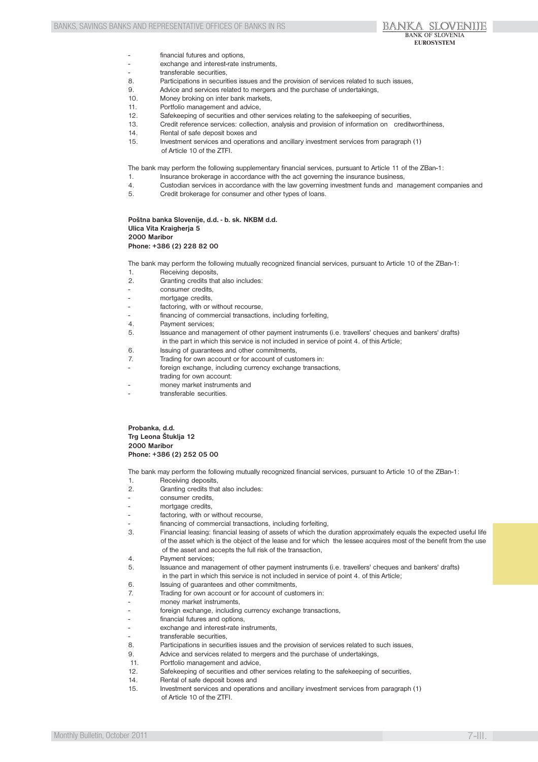- financial futures and options,
- exchange and interest-rate instruments,
- transferable securities,

8. Participations in securities issues and the provision of services related to such issues,
9. Advice and services related to mergers and the purchase of undertakings,
10. Money broking on inter bank markets,
11. Portfolio management and advice,
12. Safekeeping of securities and other services relating to the safekeeping of securities,
13. Credit reference services: collection, analysis and provision of information on creditworthiness,
14. Rental of safe deposit boxes and
15. Investment services and operations and ancillary investment services from paragraph (1) of Article 10 of the ZTFI.

The bank may perform the following supplementary financial services, pursuant to Article 11 of the ZBan-1:

1. Insurance brokerage in accordance with the act governing the insurance business,
4. Custodian services in accordance with the law governing investment funds and management companies and
5. Credit brokerage for consumer and other types of loans.

**Poštna banka Slovenije, d.d. - b. sk. NKBM d.d.**
**Ulica Vita Kraigherja 5**
**2000 Maribor**
**Phone: +386 (2) 228 82 00**

The bank may perform the following mutually recognized financial services, pursuant to Article 10 of the ZBan-1:

1. Receiving deposits,
2. Granting credits that also includes:
   - consumer credits,
   - mortgage credits,
   - factoring, with or without recourse,
   - financing of commercial transactions, including forfeiting,
4. Payment services;
5. Issuance and management of other payment instruments (i.e. travellers' cheques and bankers' drafts) in the part in which this service is not included in service of point 4. of this Article;
6. Issuing of guarantees and other commitments,
7. Trading for own account or for account of customers in:
   - foreign exchange, including currency exchange transactions,

   trading for own account:
   - money market instruments and
   - transferable securities.

**Probanka, d.d.**
**Trg Leona Štuklja 12**
**2000 Maribor**
**Phone: +386 (2) 252 05 00**

The bank may perform the following mutually recognized financial services, pursuant to Article 10 of the ZBan-1:

1. Receiving deposits,
2. Granting credits that also includes:
   - consumer credits,
   - mortgage credits,
   - factoring, with or without recourse,
   - financing of commercial transactions, including forfeiting,
3. Financial leasing: financial leasing of assets of which the duration approximately equals the expected useful life of the asset which is the object of the lease and for which the lessee acquires most of the benefit from the use of the asset and accepts the full risk of the transaction,
4. Payment services;
5. Issuance and management of other payment instruments (i.e. travellers' cheques and bankers' drafts) in the part in which this service is not included in service of point 4. of this Article;
6. Issuing of guarantees and other commitments,
7. Trading for own account or for account of customers in:
   - money market instruments,
   - foreign exchange, including currency exchange transactions,
   - financial futures and options,
   - exchange and interest-rate instruments,
   - transferable securities,
8. Participations in securities issues and the provision of services related to such issues,
9. Advice and services related to mergers and the purchase of undertakings,
11. Portfolio management and advice,
12. Safekeeping of securities and other services relating to the safekeeping of securities,
14. Rental of safe deposit boxes and
15. Investment services and operations and ancillary investment services from paragraph (1) of Article 10 of the ZTFI.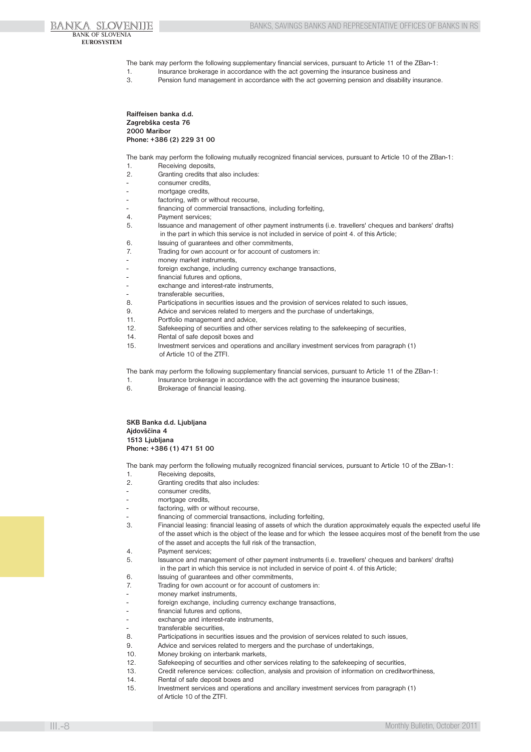The bank may perform the following supplementary financial services, pursuant to Article 11 of the ZBan-1:

1. Insurance brokerage in accordance with the act governing the insurance business and
3. Pension fund management in accordance with the act governing pension and disability insurance.

**Raiffeisen banka d.d.**
**Zagrebška cesta 76**
**2000 Maribor**
**Phone: +386 (2) 229 31 00**

The bank may perform the following mutually recognized financial services, pursuant to Article 10 of the ZBan-1:

1. Receiving deposits,
2. Granting credits that also includes:
   - consumer credits,
   - mortgage credits,
   - factoring, with or without recourse,
   - financing of commercial transactions, including forfeiting,
4. Payment services;
5. Issuance and management of other payment instruments (i.e. travellers' cheques and bankers' drafts) in the part in which this service is not included in service of point 4. of this Article;
6. Issuing of guarantees and other commitments,
7. Trading for own account or for account of customers in:
   - money market instruments,
   - foreign exchange, including currency exchange transactions,
   - financial futures and options,
   - exchange and interest-rate instruments,
   - transferable securities,
8. Participations in securities issues and the provision of services related to such issues,
9. Advice and services related to mergers and the purchase of undertakings,
11. Portfolio management and advice,
12. Safekeeping of securities and other services relating to the safekeeping of securities,
14. Rental of safe deposit boxes and
15. Investment services and operations and ancillary investment services from paragraph (1) of Article 10 of the ZTFI.

The bank may perform the following supplementary financial services, pursuant to Article 11 of the ZBan-1:

1. Insurance brokerage in accordance with the act governing the insurance business;
6. Brokerage of financial leasing.

**SKB Banka d.d. Ljubljana**
**Ajdovščina 4**
**1513 Ljubljana**
**Phone: +386 (1) 471 51 00**

The bank may perform the following mutually recognized financial services, pursuant to Article 10 of the ZBan-1:

1. Receiving deposits,
2. Granting credits that also includes:
   - consumer credits,
   - mortgage credits,
   - factoring, with or without recourse,
   - financing of commercial transactions, including forfeiting,
3. Financial leasing: financial leasing of assets of which the duration approximately equals the expected useful life of the asset which is the object of the lease and for which the lessee acquires most of the benefit from the use of the asset and accepts the full risk of the transaction,
4. Payment services;
5. Issuance and management of other payment instruments (i.e. travellers' cheques and bankers' drafts) in the part in which this service is not included in service of point 4. of this Article;
6. Issuing of guarantees and other commitments,
7. Trading for own account or for account of customers in:
   - money market instruments,
   - foreign exchange, including currency exchange transactions,
   - financial futures and options,
   - exchange and interest-rate instruments,
   - transferable securities,
8. Participations in securities issues and the provision of services related to such issues,
9. Advice and services related to mergers and the purchase of undertakings,
10. Money broking on interbank markets,
12. Safekeeping of securities and other services relating to the safekeeping of securities,
13. Credit reference services: collection, analysis and provision of information on creditworthiness,
14. Rental of safe deposit boxes and
15. Investment services and operations and ancillary investment services from paragraph (1) of Article 10 of the ZTFI.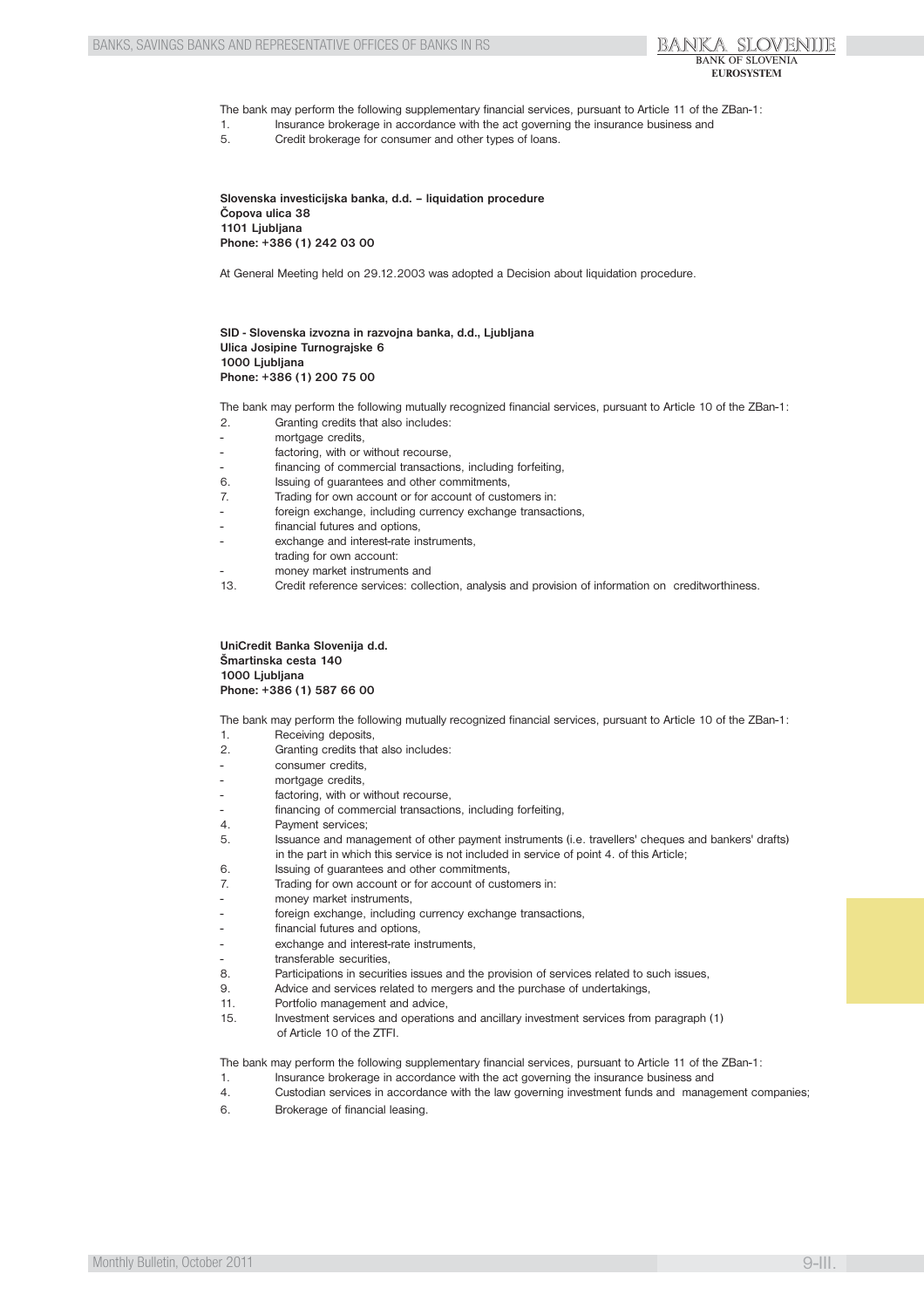The bank may perform the following supplementary financial services, pursuant to Article 11 of the ZBan-1:

1. Insurance brokerage in accordance with the act governing the insurance business and
5. Credit brokerage for consumer and other types of loans.

**Slovenska investicijska banka, d.d. – liquidation procedure**
**Čopova ulica 38**
**1101 Ljubljana**
**Phone: +386 (1) 242 03 00**

At General Meeting held on 29.12.2003 was adopted a Decision about liquidation procedure.

**SID - Slovenska izvozna in razvojna banka, d.d., Ljubljana**
**Ulica Josipine Turnograjske 6**
**1000 Ljubljana**
**Phone: +386 (1) 200 75 00**

The bank may perform the following mutually recognized financial services, pursuant to Article 10 of the ZBan-1:

2. Granting credits that also includes:
   - mortgage credits,
   - factoring, with or without recourse,
   - financing of commercial transactions, including forfeiting,
6. Issuing of guarantees and other commitments,
7. Trading for own account or for account of customers in:
   - foreign exchange, including currency exchange transactions,
   - financial futures and options,
   - exchange and interest-rate instruments,

   trading for own account:
   - money market instruments and
13. Credit reference services: collection, analysis and provision of information on creditworthiness.

**UniCredit Banka Slovenija d.d.**
**Šmartinska cesta 140**
**1000 Ljubljana**
**Phone: +386 (1) 587 66 00**

The bank may perform the following mutually recognized financial services, pursuant to Article 10 of the ZBan-1:

1. Receiving deposits,
2. Granting credits that also includes:
   - consumer credits,
   - mortgage credits,
   - factoring, with or without recourse,
   - financing of commercial transactions, including forfeiting,
4. Payment services;
5. Issuance and management of other payment instruments (i.e. travellers' cheques and bankers' drafts) in the part in which this service is not included in service of point 4. of this Article;
6. Issuing of guarantees and other commitments,
7. Trading for own account or for account of customers in:
   - money market instruments,
   - foreign exchange, including currency exchange transactions,
   - financial futures and options,
   - exchange and interest-rate instruments,
   - transferable securities,
8. Participations in securities issues and the provision of services related to such issues,
9. Advice and services related to mergers and the purchase of undertakings,
11. Portfolio management and advice,
15. Investment services and operations and ancillary investment services from paragraph (1) of Article 10 of the ZTFI.

The bank may perform the following supplementary financial services, pursuant to Article 11 of the ZBan-1:

1. Insurance brokerage in accordance with the act governing the insurance business and
4. Custodian services in accordance with the law governing investment funds and management companies;
6. Brokerage of financial leasing.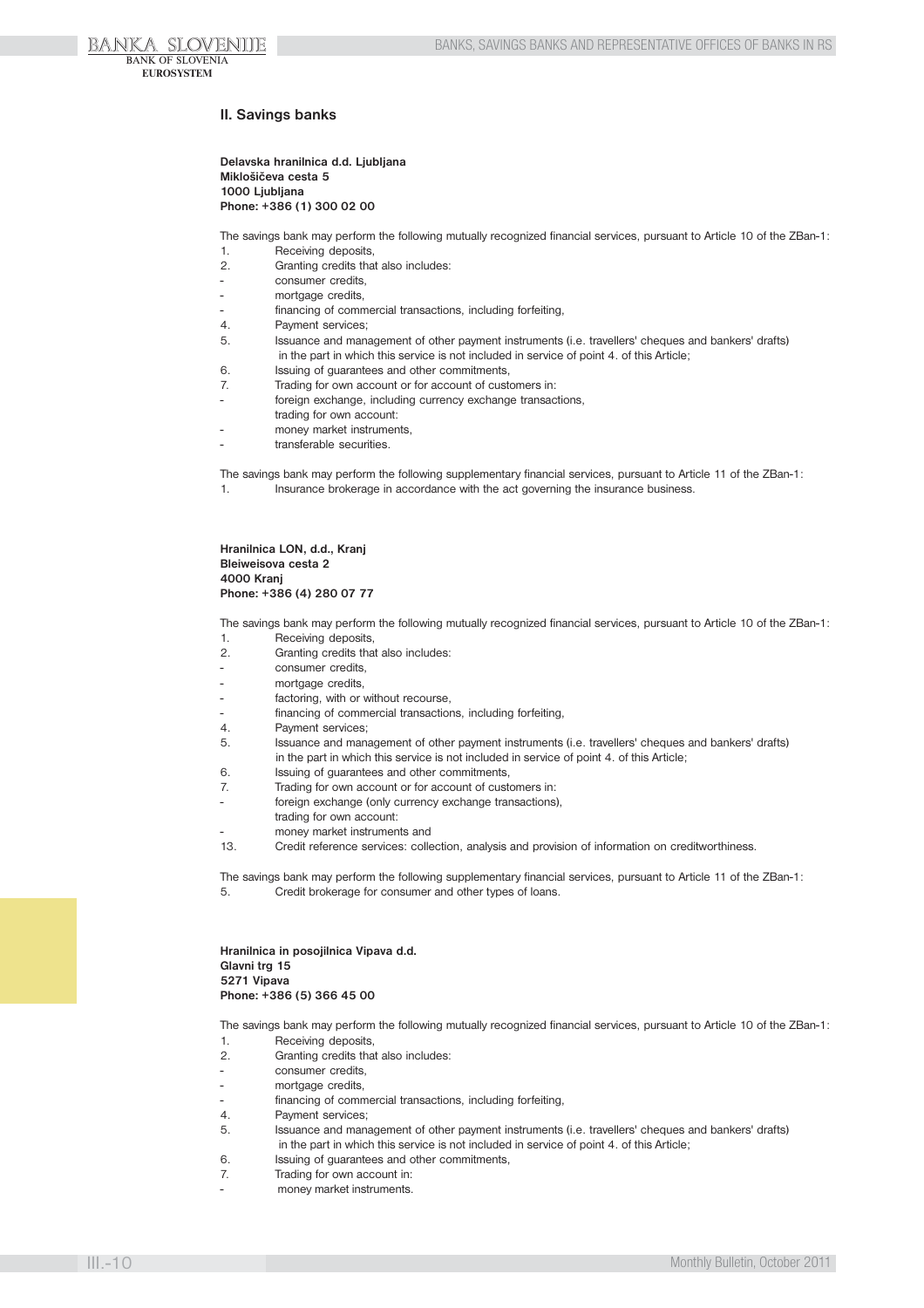## II. Savings banks

**Delavska hranilnica d.d. Ljubljana**
**Miklošičeva cesta 5**
**1000 Ljubljana**
**Phone: +386 (1) 300 02 00**

The savings bank may perform the following mutually recognized financial services, pursuant to Article 10 of the ZBan-1:

1. Receiving deposits,
2. Granting credits that also includes:
   - consumer credits,
   - mortgage credits,
   - financing of commercial transactions, including forfeiting,
4. Payment services;
5. Issuance and management of other payment instruments (i.e. travellers' cheques and bankers' drafts) in the part in which this service is not included in service of point 4. of this Article;
6. Issuing of guarantees and other commitments,
7. Trading for own account or for account of customers in:
   - foreign exchange, including currency exchange transactions,
   
   trading for own account:
   - money market instruments,
   - transferable securities.

The savings bank may perform the following supplementary financial services, pursuant to Article 11 of the ZBan-1:

1. Insurance brokerage in accordance with the act governing the insurance business.

**Hranilnica LON, d.d., Kranj**
**Bleiweisova cesta 2**
**4000 Kranj**
**Phone: +386 (4) 280 07 77**

The savings bank may perform the following mutually recognized financial services, pursuant to Article 10 of the ZBan-1:

1. Receiving deposits,
2. Granting credits that also includes:
   - consumer credits,
   - mortgage credits,
   - factoring, with or without recourse,
   - financing of commercial transactions, including forfeiting,
4. Payment services;
5. Issuance and management of other payment instruments (i.e. travellers' cheques and bankers' drafts) in the part in which this service is not included in service of point 4. of this Article;
6. Issuing of guarantees and other commitments,
7. Trading for own account or for account of customers in:
   - foreign exchange (only currency exchange transactions),
   
   trading for own account:
   - money market instruments and
13. Credit reference services: collection, analysis and provision of information on creditworthiness.

The savings bank may perform the following supplementary financial services, pursuant to Article 11 of the ZBan-1:

5. Credit brokerage for consumer and other types of loans.

**Hranilnica in posojilnica Vipava d.d.**
**Glavni trg 15**
**5271 Vipava**
**Phone: +386 (5) 366 45 00**

The savings bank may perform the following mutually recognized financial services, pursuant to Article 10 of the ZBan-1:

1. Receiving deposits,
2. Granting credits that also includes:
   - consumer credits,
   - mortgage credits,
   - financing of commercial transactions, including forfeiting,
4. Payment services;
5. Issuance and management of other payment instruments (i.e. travellers' cheques and bankers' drafts) in the part in which this service is not included in service of point 4. of this Article;
6. Issuing of guarantees and other commitments,
7. Trading for own account in:
   - money market instruments.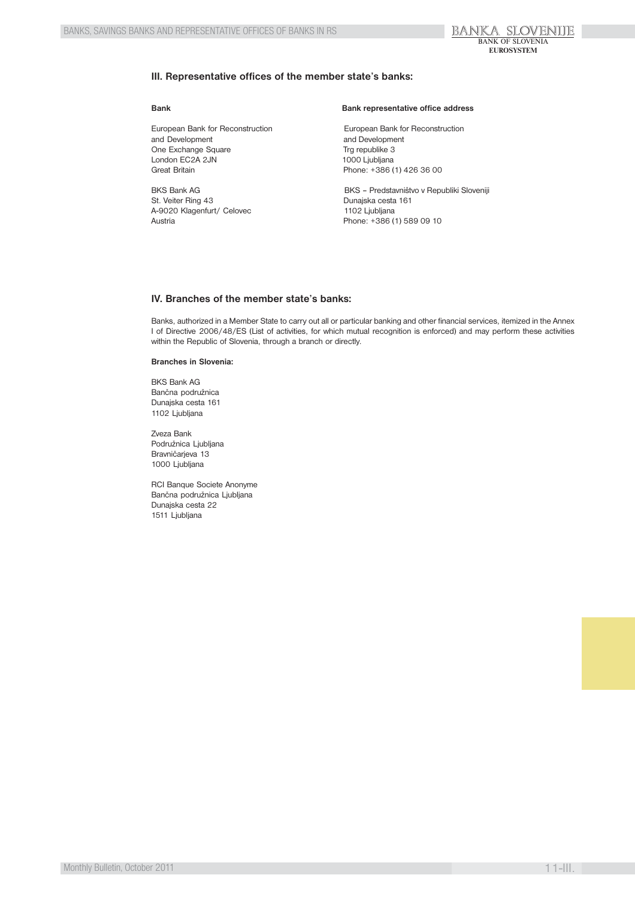### III. Representative offices of the member state's banks:

| Bank | Bank representative office address |
|---|---|
| European Bank for Reconstruction and Development<br>One Exchange Square<br>London EC2A 2JN<br>Great Britain | European Bank for Reconstruction and Development<br>Trg republike 3<br>1000 Ljubljana<br>Phone: +386 (1) 426 36 00 |
| BKS Bank AG<br>St. Veiter Ring 43<br>A-9020 Klagenfurt/ Celovec<br>Austria | BKS – Predstavništvo v Republiki Sloveniji<br>Dunajska cesta 161<br>1102 Ljubljana<br>Phone: +386 (1) 589 09 10 |

### IV. Branches of the member state's banks:

Banks, authorized in a Member State to carry out all or particular banking and other financial services, itemized in the Annex I of Directive 2006/48/ES (List of activities, for which mutual recognition is enforced) and may perform these activities within the Republic of Slovenia, through a branch or directly.

**Branches in Slovenia:**

BKS Bank AG
Bančna podružnica
Dunajska cesta 161
1102 Ljubljana

Zveza Bank
Podružnica Ljubljana
Bravničarjeva 13
1000 Ljubljana

RCI Banque Societe Anonyme
Bančna podružnica Ljubljana
Dunajska cesta 22
1511 Ljubljana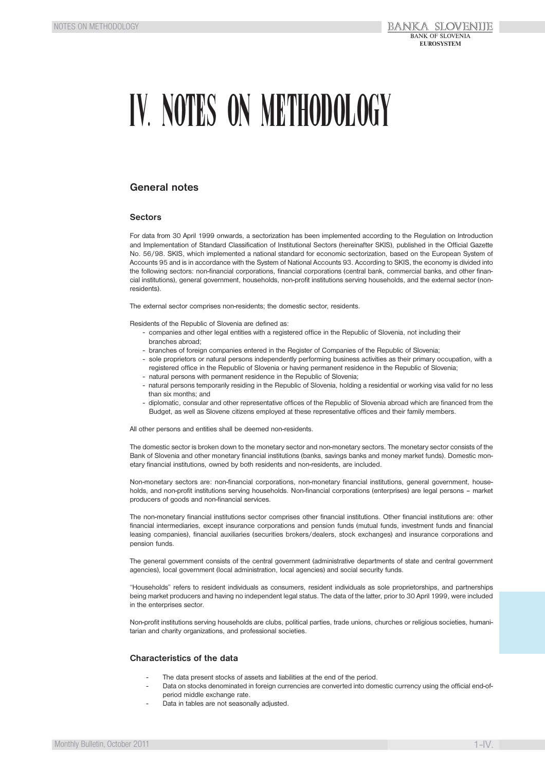# IV. NOTES ON METHODOLOGY

## General notes

### Sectors

For data from 30 April 1999 onwards, a sectorization has been implemented according to the Regulation on Introduction and Implementation of Standard Classification of Institutional Sectors (hereinafter SKIS), published in the Official Gazette No. 56/98. SKIS, which implemented a national standard for economic sectorization, based on the European System of Accounts 95 and is in accordance with the System of National Accounts 93. According to SKIS, the economy is divided into the following sectors: non-financial corporations, financial corporations (central bank, commercial banks, and other financial institutions), general government, households, non-profit institutions serving households, and the external sector (non-residents).

The external sector comprises non-residents; the domestic sector, residents.

Residents of the Republic of Slovenia are defined as:

- companies and other legal entities with a registered office in the Republic of Slovenia, not including their branches abroad;
- branches of foreign companies entered in the Register of Companies of the Republic of Slovenia;
- sole proprietors or natural persons independently performing business activities as their primary occupation, with a registered office in the Republic of Slovenia or having permanent residence in the Republic of Slovenia;
- natural persons with permanent residence in the Republic of Slovenia;
- natural persons temporarily residing in the Republic of Slovenia, holding a residential or working visa valid for no less than six months; and
- diplomatic, consular and other representative offices of the Republic of Slovenia abroad which are financed from the Budget, as well as Slovene citizens employed at these representative offices and their family members.

All other persons and entities shall be deemed non-residents.

The domestic sector is broken down to the monetary sector and non-monetary sectors. The monetary sector consists of the Bank of Slovenia and other monetary financial institutions (banks, savings banks and money market funds). Domestic monetary financial institutions, owned by both residents and non-residents, are included.

Non-monetary sectors are: non-financial corporations, non-monetary financial institutions, general government, households, and non-profit institutions serving households. Non-financial corporations (enterprises) are legal persons – market producers of goods and non-financial services.

The non-monetary financial institutions sector comprises other financial institutions. Other financial institutions are: other financial intermediaries, except insurance corporations and pension funds (mutual funds, investment funds and financial leasing companies), financial auxiliaries (securities brokers/dealers, stock exchanges) and insurance corporations and pension funds.

The general government consists of the central government (administrative departments of state and central government agencies), local government (local administration, local agencies) and social security funds.

"Households" refers to resident individuals as consumers, resident individuals as sole proprietorships, and partnerships being market producers and having no independent legal status. The data of the latter, prior to 30 April 1999, were included in the enterprises sector.

Non-profit institutions serving households are clubs, political parties, trade unions, churches or religious societies, humanitarian and charity organizations, and professional societies.

### Characteristics of the data

- The data present stocks of assets and liabilities at the end of the period.
- Data on stocks denominated in foreign currencies are converted into domestic currency using the official end-of-period middle exchange rate.
- Data in tables are not seasonally adjusted.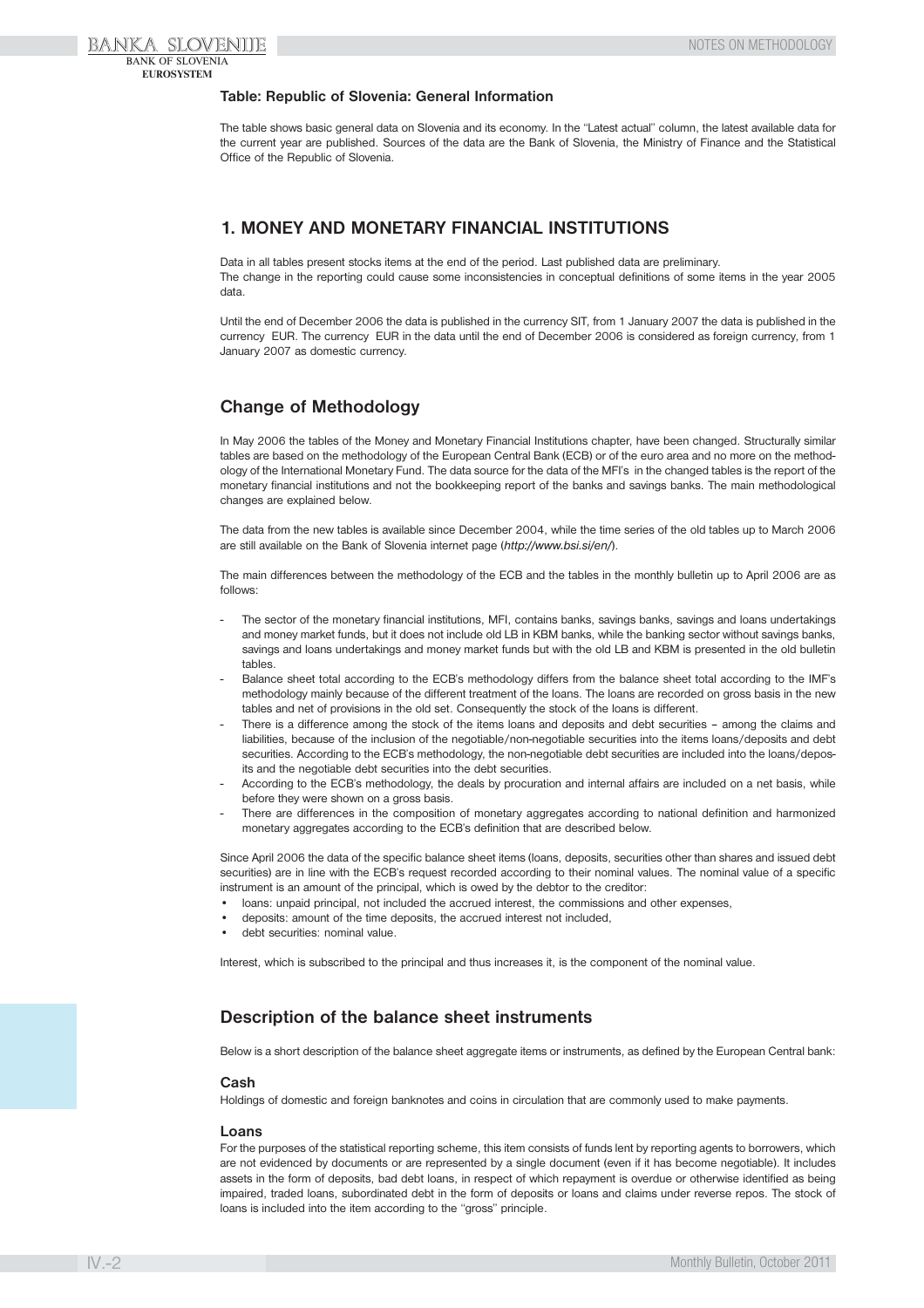### Table: Republic of Slovenia: General Information

The table shows basic general data on Slovenia and its economy. In the "Latest actual" column, the latest available data for the current year are published. Sources of the data are the Bank of Slovenia, the Ministry of Finance and the Statistical Office of the Republic of Slovenia.

## 1. MONEY AND MONETARY FINANCIAL INSTITUTIONS

Data in all tables present stocks items at the end of the period. Last published data are preliminary.
The change in the reporting could cause some inconsistencies in conceptual definitions of some items in the year 2005 data.

Until the end of December 2006 the data is published in the currency SIT, from 1 January 2007 the data is published in the currency EUR. The currency EUR in the data until the end of December 2006 is considered as foreign currency, from 1 January 2007 as domestic currency.

## Change of Methodology

In May 2006 the tables of the Money and Monetary Financial Institutions chapter, have been changed. Structurally similar tables are based on the methodology of the European Central Bank (ECB) or of the euro area and no more on the methodology of the International Monetary Fund. The data source for the data of the MFI's in the changed tables is the report of the monetary financial institutions and not the bookkeeping report of the banks and savings banks. The main methodological changes are explained below.

The data from the new tables is available since December 2004, while the time series of the old tables up to March 2006 are still available on the Bank of Slovenia internet page (*http://www.bsi.si/en/*).

The main differences between the methodology of the ECB and the tables in the monthly bulletin up to April 2006 are as follows:

- The sector of the monetary financial institutions, MFI, contains banks, savings banks, savings and loans undertakings and money market funds, but it does not include old LB in KBM banks, while the banking sector without savings banks, savings and loans undertakings and money market funds but with the old LB and KBM is presented in the old bulletin tables.
- Balance sheet total according to the ECB's methodology differs from the balance sheet total according to the IMF's methodology mainly because of the different treatment of the loans. The loans are recorded on gross basis in the new tables and net of provisions in the old set. Consequently the stock of the loans is different.
- There is a difference among the stock of the items loans and deposits and debt securities – among the claims and liabilities, because of the inclusion of the negotiable/non-negotiable securities into the items loans/deposits and debt securities. According to the ECB's methodology, the non-negotiable debt securities are included into the loans/deposits and the negotiable debt securities into the debt securities.
- According to the ECB's methodology, the deals by procuration and internal affairs are included on a net basis, while before they were shown on a gross basis.
- There are differences in the composition of monetary aggregates according to national definition and harmonized monetary aggregates according to the ECB's definition that are described below.

Since April 2006 the data of the specific balance sheet items (loans, deposits, securities other than shares and issued debt securities) are in line with the ECB's request recorded according to their nominal values. The nominal value of a specific instrument is an amount of the principal, which is owed by the debtor to the creditor:

- loans: unpaid principal, not included the accrued interest, the commissions and other expenses,
- deposits: amount of the time deposits, the accrued interest not included,
- debt securities: nominal value.

Interest, which is subscribed to the principal and thus increases it, is the component of the nominal value.

## Description of the balance sheet instruments

Below is a short description of the balance sheet aggregate items or instruments, as defined by the European Central bank:

### Cash

Holdings of domestic and foreign banknotes and coins in circulation that are commonly used to make payments.

### Loans

For the purposes of the statistical reporting scheme, this item consists of funds lent by reporting agents to borrowers, which are not evidenced by documents or are represented by a single document (even if it has become negotiable). It includes assets in the form of deposits, bad debt loans, in respect of which repayment is overdue or otherwise identified as being impaired, traded loans, subordinated debt in the form of deposits or loans and claims under reverse repos. The stock of loans is included into the item according to the "gross" principle.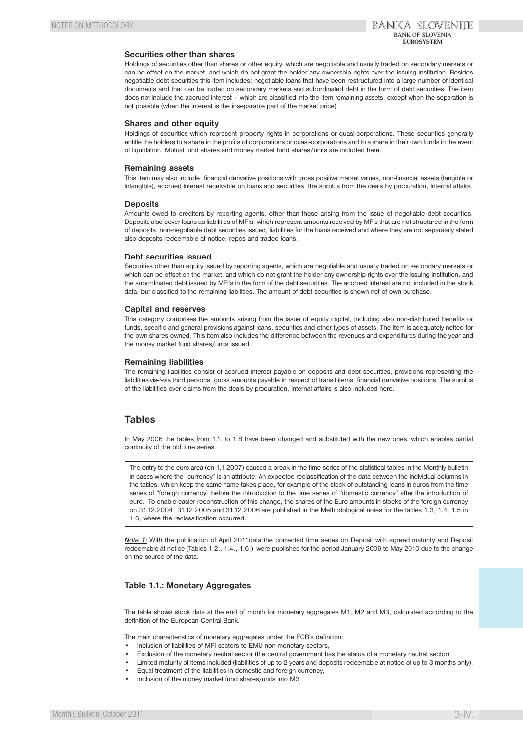### Securities other than shares

Holdings of securities other than shares or other equity, which are negotiable and usually traded on secondary markets or can be offset on the market, and which do not grant the holder any ownership rights over the issuing institution. Besides negotiable debt securities this item includes: negotiable loans that have been restructured into a large number of identical documents and that can be traded on secondary markets and subordinated debt in the form of debt securities. The item does not include the accrued interest – which are classified into the item remaining assets, except when the separation is not possible (when the interest is the inseparable part of the market price).

### Shares and other equity

Holdings of securities which represent property rights in corporations or quasi-corporations. These securities generally entitle the holders to a share in the profits of corporations or quasi-corporations and to a share in their own funds in the event of liquidation. Mutual fund shares and money market fund shares/units are included here.

### Remaining assets

This item may also include: financial derivative positions with gross positive market values, non-financial assets (tangible or intangible), accrued interest receivable on loans and securities, the surplus from the deals by procuration, internal affairs.

### Deposits

Amounts owed to creditors by reporting agents, other than those arising from the issue of negotiable debt securities. Deposits also cover loans as liabilities of MFIs, which represent amounts received by MFIs that are not structured in the form of deposits, non-negotiable debt securities issued, liabilities for the loans received and where they are not separately stated also deposits redeemable at notice, repos and traded loans.

### Debt securities issued

Securities other than equity issued by reporting agents, which are negotiable and usually traded on secondary markets or which can be offset on the market, and which do not grant the holder any ownership rights over the issuing institution, and the subordinated debt issued by MFI's in the form of the debt securities. The accrued interest are not included in the stock data, but classified to the remaining liabilities. The amount of debt securities is shown net of own purchase.

### Capital and reserves

This category comprises the amounts arising from the issue of equity capital, including also non-distributed benefits or funds, specific and general provisions against loans, securities and other types of assets. The item is adequately netted for the own shares owned. This item also includes the difference between the revenues and expenditures during the year and the money market fund shares/units issued.

### Remaining liabilities

The remaining liabilities consist of accrued interest payable on deposits and debt securities, provisions representing the liabilities vis-ŕ-vis third persons, gross amounts payable in respect of transit items, financial derivative positions. The surplus of the liabilities over claims from the deals by procuration, internal affairs is also included here.

## Tables

In May 2006 the tables from 1.1. to 1.8 have been changed and substituted with the new ones, which enables partial continuity of the old time series.

The entry to the euro area (on 1,1.2007) caused a break in the time series of the statistical tables in the Monthly bulletin in cases where the "currency" is an attribute. An expected reclassification of the data between the individual columns in the tables, which keep the same name takes place, for example of the stock of outstanding loans in euros from the time series of "foreign currency" before the introduction to the time series of "domestic currency" after the introduction of euro. To enable easier reconstruction of this change, the shares of the Euro amounts in stocks of the foreign currency on 31.12.2004, 31.12.2005 and 31.12.2006 are published in the Methodological notes for the tables 1.3, 1.4, 1.5 in 1.6, where the reclassification occurred.

*Note 1:* With the publication of April 2011data the corrected time series on Deposit with agreed maturity and Deposit redeemable at notice (Tables 1.2., 1.4., 1.6.) were published for the period January 2009 to May 2010 due to the change on the source of the data.

### Table 1.1.: Monetary Aggregates

The table shows stock data at the end of month for monetary aggregates M1, M2 and M3, calculated according to the definition of the European Central Bank.

The main characteristics of monetary aggregates under the ECB's definition:

- Inclusion of liabilities of MFI sectors to EMU non-monetary sectors,
- Exclusion of the monetary neutral sector (the central government has the status of a monetary neutral sector),
- Limited maturity of items included (liabilities of up to 2 years and deposits redeemable at notice of up to 3 months only),
- Equal treatment of the liabilities in domestic and foreign currency,
- Inclusion of the money market fund shares/units into M3.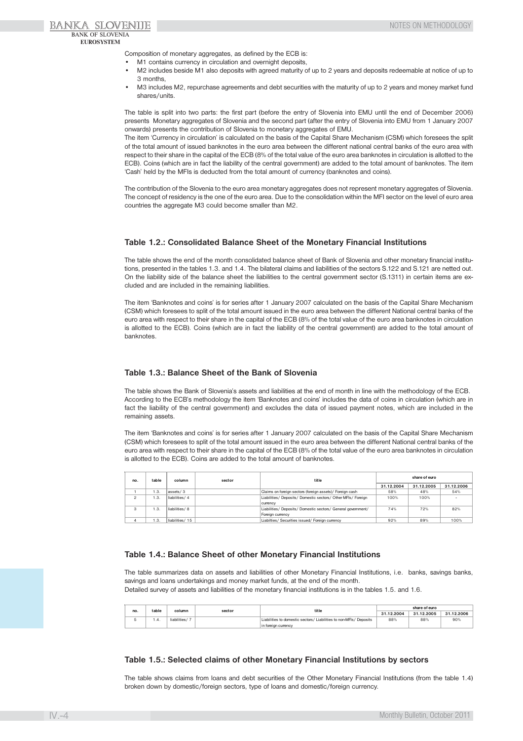Composition of monetary aggregates, as defined by the ECB is:

- M1 contains currency in circulation and overnight deposits,
- M2 includes beside M1 also deposits with agreed maturity of up to 2 years and deposits redeemable at notice of up to 3 months,
- M3 includes M2, repurchase agreements and debt securities with the maturity of up to 2 years and money market fund shares/units.

The table is split into two parts: the first part (before the entry of Slovenia into EMU until the end of December 2006) presents Monetary aggregates of Slovenia and the second part (after the entry of Slovenia into EMU from 1 January 2007 onwards) presents the contribution of Slovenia to monetary aggregates of EMU.

The item 'Currency in circulation' is calculated on the basis of the Capital Share Mechanism (CSM) which foresees the split of the total amount of issued banknotes in the euro area between the different national central banks of the euro area with respect to their share in the capital of the ECB (8% of the total value of the euro area banknotes in circulation is allotted to the ECB). Coins (which are in fact the liability of the central government) are added to the total amount of banknotes. The item 'Cash' held by the MFIs is deducted from the total amount of currency (banknotes and coins).

The contribution of the Slovenia to the euro area monetary aggregates does not represent monetary aggregates of Slovenia. The concept of residency is the one of the euro area. Due to the consolidation within the MFI sector on the level of euro area countries the aggregate M3 could become smaller than M2.

### Table 1.2.: Consolidated Balance Sheet of the Monetary Financial Institutions

The table shows the end of the month consolidated balance sheet of Bank of Slovenia and other monetary financial institutions, presented in the tables 1.3. and 1.4. The bilateral claims and liabilities of the sectors S.122 and S.121 are netted out. On the liability side of the balance sheet the liabilities to the central government sector (S.1311) in certain items are excluded and are included in the remaining liabilities.

The item 'Banknotes and coins' is for series after 1 January 2007 calculated on the basis of the Capital Share Mechanism (CSM) which foresees to split of the total amount issued in the euro area between the different National central banks of the euro area with respect to their share in the capital of the ECB (8% of the total value of the euro area banknotes in circulation is allotted to the ECB). Coins (which are in fact the liability of the central government) are added to the total amount of banknotes.

### Table 1.3.: Balance Sheet of the Bank of Slovenia

The table shows the Bank of Slovenia's assets and liabilities at the end of month in line with the methodology of the ECB. According to the ECB's methodology the item 'Banknotes and coins' includes the data of coins in circulation (which are in fact the liability of the central government) and excludes the data of issued payment notes, which are included in the remaining assets.

The item 'Banknotes and coins' is for series after 1 January 2007 calculated on the basis of the Capital Share Mechanism (CSM) which foresees to split of the total amount issued in the euro area between the different National central banks of the euro area with respect to their share in the capital of the ECB (8% of the total value of the euro area banknotes in circulation is allotted to the ECB). Coins are added to the total amount of banknotes.

| no. | table | column | sector | title | share of euro | | |
|---|---|---|---|---|---|---|---|
| | | | | | 31.12.2004 | 31.12.2005 | 31.12.2006 |
| 1 | 1.3. | assets/ 3 | | Claims on foreign sectors (foreign assets)/ Foreign cash | 58% | 48% | 54% |
| 2 | 1.3. | liabilities/ 4 | | Liabilities/ Deposits/ Domestic sectors/ Other MFIs/ Foreign currency | 100% | 100% | - |
| 3 | 1.3. | liabilities/ 8 | | Liabilities/ Deposits/ Domestic sectors/ General government/ Foreign currency | 74% | 72% | 82% |
| 4 | 1.3. | liabilities/ 15 | | Liabilties/ Securities issued/ Foreign currency | 92% | 89% | 100% |

### Table 1.4.: Balance Sheet of other Monetary Financial Institutions

The table summarizes data on assets and liabilities of other Monetary Financial Institutions, i.e. banks, savings banks, savings and loans undertakings and money market funds, at the end of the month.
Detailed survey of assets and liabilities of the monetary financial institutions is in the tables 1.5. and 1.6.

| no. | table | column | sector | title | share of euro | | |
|---|---|---|---|---|---|---|---|
| | | | | | 31.12.2004 | 31.12.2005 | 31.12.2006 |
| 5 | 1.4. | liabilities/ 7 | | Liabilities to domestic sectors/ Liabilities to non-MFIs/ Deposits in foreign currency | 88% | 88% | 90% |

### Table 1.5.: Selected claims of other Monetary Financial Institutions by sectors

The table shows claims from loans and debt securities of the Other Monetary Financial Institutions (from the table 1.4) broken down by domestic/foreign sectors, type of loans and domestic/foreign currency.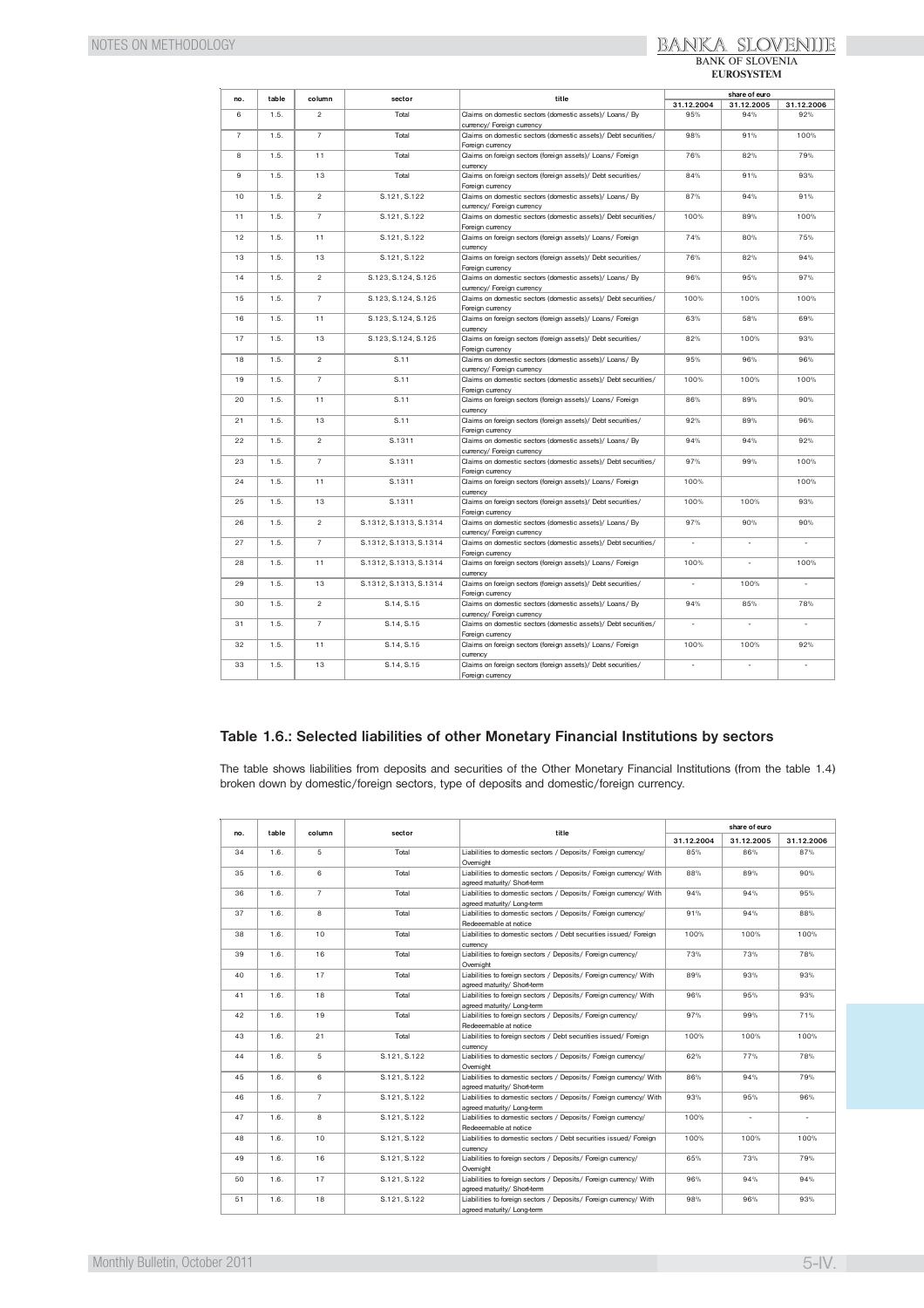| no. | table | column | sector | title | share of euro | | |
|---|---|---|---|---|---|---|---|
| | | | | | 31.12.2004 | 31.12.2005 | 31.12.2006 |
| 6 | 1.5. | 2 | Total | Claims on domestic sectors (domestic assets)/ Loans/ By currency/ Foreign currency | 95% | 94% | 92% |
| 7 | 1.5. | 7 | Total | Claims on domestic sectors (domestic assets)/ Debt securities/ Foreign currency | 98% | 91% | 100% |
| 8 | 1.5. | 11 | Total | Claims on foreign sectors (foreign assets)/ Loans/ Foreign currency | 76% | 82% | 79% |
| 9 | 1.5. | 13 | Total | Claims on foreign sectors (foreign assets)/ Debt securities/ Foreign currency | 84% | 91% | 93% |
| 10 | 1.5. | 2 | S.121, S.122 | Claims on domestic sectors (domestic assets)/ Loans/ By currency/ Foreign currency | 87% | 94% | 91% |
| 11 | 1.5. | 7 | S.121, S.122 | Claims on domestic sectors (domestic assets)/ Debt securities/ Foreign currency | 100% | 89% | 100% |
| 12 | 1.5. | 11 | S.121, S.122 | Claims on foreign sectors (foreign assets)/ Loans/ Foreign currency | 74% | 80% | 75% |
| 13 | 1.5. | 13 | S.121, S.122 | Claims on foreign sectors (foreign assets)/ Debt securities/ Foreign currency | 76% | 82% | 94% |
| 14 | 1.5. | 2 | S.123, S.124, S.125 | Claims on domestic sectors (domestic assets)/ Loans/ By currency/ Foreign currency | 96% | 95% | 97% |
| 15 | 1.5. | 7 | S.123, S.124, S.125 | Claims on domestic sectors (domestic assets)/ Debt securities/ Foreign currency | 100% | 100% | 100% |
| 16 | 1.5. | 11 | S.123, S.124, S.125 | Claims on foreign sectors (foreign assets)/ Loans/ Foreign currency | 63% | 58% | 69% |
| 17 | 1.5. | 13 | S.123, S.124, S.125 | Claims on foreign sectors (foreign assets)/ Debt securities/ Foreign currency | 82% | 100% | 93% |
| 18 | 1.5. | 2 | S.11 | Claims on domestic sectors (domestic assets)/ Loans/ By currency/ Foreign currency | 95% | 96% | 96% |
| 19 | 1.5. | 7 | S.11 | Claims on domestic sectors (domestic assets)/ Debt securities/ Foreign currency | 100% | 100% | 100% |
| 20 | 1.5. | 11 | S.11 | Claims on foreign sectors (foreign assets)/ Loans/ Foreign currency | 86% | 89% | 90% |
| 21 | 1.5. | 13 | S.11 | Claims on foreign sectors (foreign assets)/ Debt securities/ Foreign currency | 92% | 89% | 96% |
| 22 | 1.5. | 2 | S.1311 | Claims on domestic sectors (domestic assets)/ Loans/ By currency/ Foreign currency | 94% | 94% | 92% |
| 23 | 1.5. | 7 | S.1311 | Claims on domestic sectors (domestic assets)/ Debt securities/ Foreign currency | 97% | 99% | 100% |
| 24 | 1.5. | 11 | S.1311 | Claims on foreign sectors (foreign assets)/ Loans/ Foreign currency | 100% | | 100% |
| 25 | 1.5. | 13 | S.1311 | Claims on foreign sectors (foreign assets)/ Debt securities/ Foreign currency | 100% | 100% | 93% |
| 26 | 1.5. | 2 | S.1312, S.1313, S.1314 | Claims on domestic sectors (domestic assets)/ Loans/ By currency/ Foreign currency | 97% | 90% | 90% |
| 27 | 1.5. | 7 | S.1312, S.1313, S.1314 | Claims on domestic sectors (domestic assets)/ Debt securities/ Foreign currency | - | - | - |
| 28 | 1.5. | 11 | S.1312, S.1313, S.1314 | Claims on foreign sectors (foreign assets)/ Loans/ Foreign currency | 100% | - | 100% |
| 29 | 1.5. | 13 | S.1312, S.1313, S.1314 | Claims on foreign sectors (foreign assets)/ Debt securities/ Foreign currency | - | 100% | - |
| 30 | 1.5. | 2 | S.14, S.15 | Claims on domestic sectors (domestic assets)/ Loans/ By currency/ Foreign currency | 94% | 85% | 78% |
| 31 | 1.5. | 7 | S.14, S.15 | Claims on domestic sectors (domestic assets)/ Debt securities/ Foreign currency | - | - | - |
| 32 | 1.5. | 11 | S.14, S.15 | Claims on foreign sectors (foreign assets)/ Loans/ Foreign currency | 100% | 100% | 92% |
| 33 | 1.5. | 13 | S.14, S.15 | Claims on foreign sectors (foreign assets)/ Debt securities/ Foreign currency | - | - | - |

### Table 1.6.: Selected liabilities of other Monetary Financial Institutions by sectors

The table shows liabilities from deposits and securities of the Other Monetary Financial Institutions (from the table 1.4) broken down by domestic/foreign sectors, type of deposits and domestic/foreign currency.

| no. | table | column | sector | title | share of euro | | |
|---|---|---|---|---|---|---|---|
| | | | | | 31.12.2004 | 31.12.2005 | 31.12.2006 |
| 34 | 1.6. | 5 | Total | Liabilities to domestic sectors / Deposits / Foreign currency/ Overnight | 85% | 86% | 87% |
| 35 | 1.6. | 6 | Total | Liabilities to domestic sectors / Deposits / Foreign currency/ With agreed maturity/ Short-term | 88% | 89% | 90% |
| 36 | 1.6. | 7 | Total | Liabilities to domestic sectors / Deposits / Foreign currency/ With agreed maturity/ Long-term | 94% | 94% | 95% |
| 37 | 1.6. | 8 | Total | Liabilities to domestic sectors / Deposits / Foreign currency/ Redeemable at notice | 91% | 94% | 88% |
| 38 | 1.6. | 10 | Total | Liabilities to domestic sectors / Debt securities issued/ Foreign currency | 100% | 100% | 100% |
| 39 | 1.6. | 16 | Total | Liabilities to foreign sectors / Deposits/ Foreign currency/ Overnight | 73% | 73% | 78% |
| 40 | 1.6. | 17 | Total | Liabilities to foreign sectors / Deposits / Foreign currency/ With agreed maturity/ Short-term | 89% | 93% | 93% |
| 41 | 1.6. | 18 | Total | Liabilities to foreign sectors / Deposits / Foreign currency/ With agreed maturity/ Long-term | 96% | 95% | 93% |
| 42 | 1.6. | 19 | Total | Liabilities to foreign sectors / Deposits / Foreign currency/ Redeemable at notice | 97% | 99% | 71% |
| 43 | 1.6. | 21 | Total | Liabilities to foreign sectors / Debt securities issued/ Foreign currency | 100% | 100% | 100% |
| 44 | 1.6. | 5 | S.121, S.122 | Liabilities to domestic sectors / Deposits / Foreign currency/ Overnight | 62% | 77% | 78% |
| 45 | 1.6. | 6 | S.121, S.122 | Liabilities to domestic sectors / Deposits / Foreign currency/ With agreed maturity/ Short-term | 86% | 94% | 79% |
| 46 | 1.6. | 7 | S.121, S.122 | Liabilities to domestic sectors / Deposits / Foreign currency/ With agreed maturity/ Long-term | 93% | 95% | 96% |
| 47 | 1.6. | 8 | S.121, S.122 | Liabilities to domestic sectors / Deposits / Foreign currency/ Redeemable at notice | 100% | - | - |
| 48 | 1.6. | 10 | S.121, S.122 | Liabilities to domestic sectors / Debt securities issued/ Foreign currency | 100% | 100% | 100% |
| 49 | 1.6. | 16 | S.121, S.122 | Liabilities to foreign sectors / Deposits/ Foreign currency/ Overnight | 65% | 73% | 79% |
| 50 | 1.6. | 17 | S.121, S.122 | Liabilities to foreign sectors / Deposits / Foreign currency/ With agreed maturity/ Short-term | 96% | 94% | 94% |
| 51 | 1.6. | 18 | S.121, S.122 | Liabilities to foreign sectors / Deposits / Foreign currency/ With agreed maturity/ Long-term | 98% | 96% | 93% |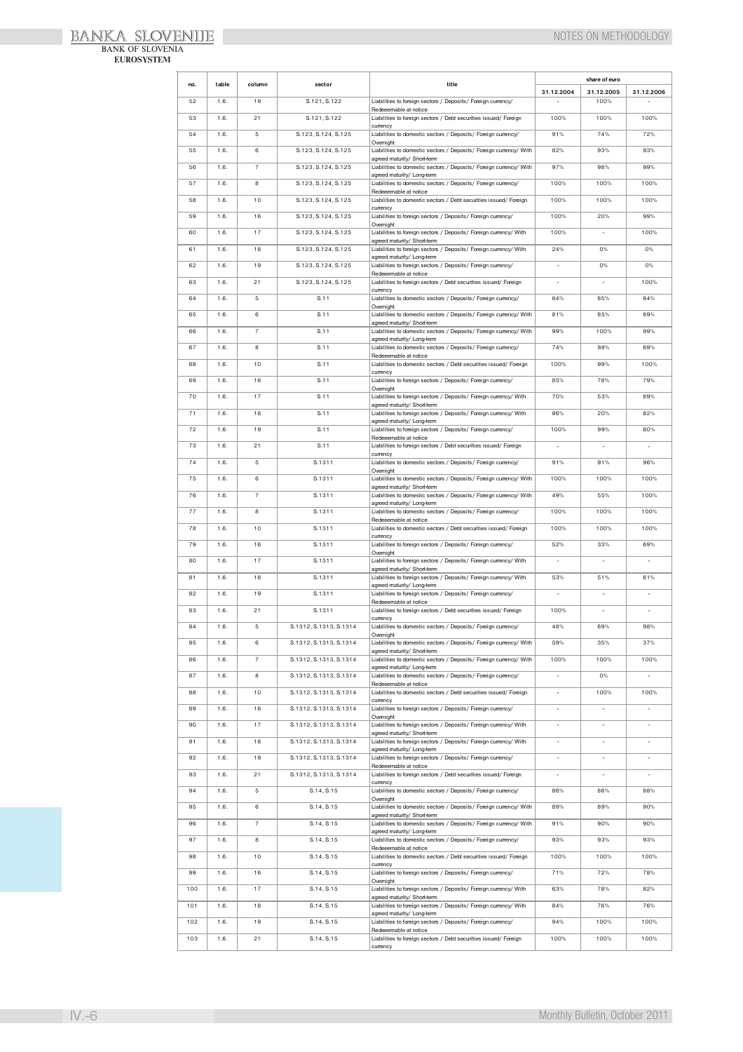| no. | table | column | sector | title | share of euro | | |
|---|---|---|---|---|---|---|---|
| | | | | | 31.12.2004 | 31.12.2005 | 31.12.2006 |
| 52 | 1.6. | 19 | S.121, S.122 | Liabilities to foreign sectors / Deposits/ Foreign currency/ Redeeemable at notice | - | 100% | - |
| 53 | 1.6. | 21 | S.121, S.122 | Liabilities to foreign sectors / Debt securities issued/ Foreign currency | 100% | 100% | 100% |
| 54 | 1.6. | 5 | S.123, S.124, S.125 | Liabilities to domestic sectors / Deposits/ Foreign currency/ Overnight | 91% | 74% | 72% |
| 55 | 1.6. | 6 | S.123, S.124, S.125 | Liabilities to domestic sectors / Deposits/ Foreign currency/ With agreed maturity/ Short-term | 82% | 93% | 93% |
| 56 | 1.6. | 7 | S.123, S.124, S.125 | Liabilities to domestic sectors / Deposits/ Foreign currency/ With agreed maturity/ Long-term | 97% | 98% | 99% |
| 57 | 1.6. | 8 | S.123, S.124, S.125 | Liabilities to domestic sectors / Deposits/ Foreign currency/ Redeeemable at notice | 100% | 100% | 100% |
| 58 | 1.6. | 10 | S.123, S.124, S.125 | Liabilities to domestic sectors / Debt securities issued/ Foreign currency | 100% | 100% | 100% |
| 59 | 1.6. | 16 | S.123, S.124, S.125 | Liabilities to foreign sectors / Deposits/ Foreign currency/ Overnight | 100% | 20% | 99% |
| 60 | 1.6. | 17 | S.123, S.124, S.125 | Liabilities to foreign sectors / Deposits/ Foreign currency/ With agreed maturity/ Short-term | 100% | - | 100% |
| 61 | 1.6. | 18 | S.123, S.124, S.125 | Liabilities to foreign sectors / Deposits/ Foreign currency/ With agreed maturity/ Long-term | 24% | 0% | 0% |
| 62 | 1.6. | 19 | S.123, S.124, S.125 | Liabilities to foreign sectors / Deposits/ Foreign currency/ Redeeemable at notice | - | 0% | 0% |
| 63 | 1.6. | 21 | S.123, S.124, S.125 | Liabilities to foreign sectors / Debt securities issued/ Foreign currency | - | - | 100% |
| 64 | 1.6. | 5 | S.11 | Liabilities to domestic sectors / Deposits/ Foreign currency/ Overnight | 84% | 85% | 84% |
| 65 | 1.6. | 6 | S.11 | Liabilities to domestic sectors / Deposits/ Foreign currency/ With agreed maturity/ Short-term | 81% | 85% | 89% |
| 66 | 1.6. | 7 | S.11 | Liabilities to domestic sectors / Deposits/ Foreign currency/ With agreed maturity/ Long-term | 99% | 100% | 99% |
| 67 | 1.6. | 8 | S.11 | Liabilities to domestic sectors / Deposits/ Foreign currency/ Redeeemable at notice | 74% | 98% | 69% |
| 68 | 1.6. | 10 | S.11 | Liabilities to domestic sectors / Debt securities issued/ Foreign currency | 100% | 99% | 100% |
| 69 | 1.6. | 16 | S.11 | Liabilities to foreign sectors / Deposits/ Foreign currency/ Overnight | 85% | 78% | 79% |
| 70 | 1.6. | 17 | S.11 | Liabilities to foreign sectors / Deposits/ Foreign currency/ With agreed maturity/ Short-term | 70% | 53% | 89% |
| 71 | 1.6. | 18 | S.11 | Liabilities to foreign sectors / Deposits/ Foreign currency/ With agreed maturity/ Long-term | 86% | 20% | 82% |
| 72 | 1.6. | 19 | S.11 | Liabilities to foreign sectors / Deposits/ Foreign currency/ Redeeemable at notice | 100% | 99% | 80% |
| 73 | 1.6. | 21 | S.11 | Liabilities to foreign sectors / Debt securities issued/ Foreign currency | - | - | - |
| 74 | 1.6. | 5 | S.1311 | Liabilities to domestic sectors / Deposits/ Foreign currency/ Overnight | 91% | 91% | 96% |
| 75 | 1.6. | 6 | S.1311 | Liabilities to domestic sectors / Deposits/ Foreign currency/ With agreed maturity/ Short-term | 100% | 100% | 100% |
| 76 | 1.6. | 7 | S.1311 | Liabilities to domestic sectors / Deposits/ Foreign currency/ With agreed maturity/ Long-term | 49% | 55% | 100% |
| 77 | 1.6. | 8 | S.1311 | Liabilities to domestic sectors / Deposits/ Foreign currency/ Redeeemable at notice | 100% | 100% | 100% |
| 78 | 1.6. | 10 | S.1311 | Liabilities to domestic sectors / Debt securities issued/ Foreign currency | 100% | 100% | 100% |
| 79 | 1.6. | 16 | S.1311 | Liabilities to foreign sectors / Deposits/ Foreign currency/ Overnight | 52% | 33% | 69% |
| 80 | 1.6. | 17 | S.1311 | Liabilities to foreign sectors / Deposits/ Foreign currency/ With agreed maturity/ Short-term | - | - | - |
| 81 | 1.6. | 18 | S.1311 | Liabilities to foreign sectors / Deposits/ Foreign currency/ With agreed maturity/ Long-term | 53% | 51% | 61% |
| 82 | 1.6. | 19 | S.1311 | Liabilities to foreign sectors / Deposits/ Foreign currency/ Redeeemable at notice | - | - | - |
| 83 | 1.6. | 21 | S.1311 | Liabilities to foreign sectors / Debt securities issued/ Foreign currency | 100% | - | - |
| 84 | 1.6. | 5 | S.1312, S.1313, S.1314 | Liabilities to domestic sectors / Deposits/ Foreign currency/ Overnight | 48% | 69% | 98% |
| 85 | 1.6. | 6 | S.1312, S.1313, S.1314 | Liabilities to domestic sectors / Deposits/ Foreign currency/ With agreed maturity/ Short-term | 59% | 35% | 37% |
| 86 | 1.6. | 7 | S.1312, S.1313, S.1314 | Liabilities to domestic sectors / Deposits/ Foreign currency/ With agreed maturity/ Long-term | 100% | 100% | 100% |
| 87 | 1.6. | 8 | S.1312, S.1313, S.1314 | Liabilities to domestic sectors / Deposits/ Foreign currency/ Redeeemable at notice | - | 0% | - |
| 88 | 1.6. | 10 | S.1312, S.1313, S.1314 | Liabilities to domestic sectors / Debt securities issued/ Foreign currency | - | 100% | 100% |
| 89 | 1.6. | 16 | S.1312, S.1313, S.1314 | Liabilities to foreign sectors / Deposits/ Foreign currency/ Overnight | - | - | - |
| 90 | 1.6. | 17 | S.1312, S.1313, S.1314 | Liabilities to foreign sectors / Deposits/ Foreign currency/ With agreed maturity/ Short-term | - | - | - |
| 91 | 1.6. | 18 | S.1312, S.1313, S.1314 | Liabilities to foreign sectors / Deposits/ Foreign currency/ With agreed maturity/ Long-term | - | - | - |
| 92 | 1.6. | 19 | S.1312, S.1313, S.1314 | Liabilities to foreign sectors / Deposits/ Foreign currency/ Redeeemable at notice | - | - | - |
| 93 | 1.6. | 21 | S.1312, S.1313, S.1314 | Liabilities to foreign sectors / Debt securities issued/ Foreign currency | - | - | - |
| 94 | 1.6. | 5 | S.14, S.15 | Liabilities to domestic sectors / Deposits/ Foreign currency/ Overnight | 86% | 86% | 88% |
| 95 | 1.6. | 6 | S.14, S.15 | Liabilities to domestic sectors / Deposits/ Foreign currency/ With agreed maturity/ Short-term | 89% | 89% | 90% |
| 96 | 1.6. | 7 | S.14, S.15 | Liabilities to domestic sectors / Deposits/ Foreign currency/ With agreed maturity/ Long-term | 91% | 90% | 90% |
| 97 | 1.6. | 8 | S.14, S.15 | Liabilities to domestic sectors / Deposits/ Foreign currency/ Redeeemable at notice | 93% | 93% | 93% |
| 98 | 1.6. | 10 | S.14, S.15 | Liabilities to domestic sectors / Debt securities issued/ Foreign currency | 100% | 100% | 100% |
| 99 | 1.6. | 16 | S.14, S.15 | Liabilities to foreign sectors / Deposits/ Foreign currency/ Overnight | 71% | 72% | 78% |
| 100 | 1.6. | 17 | S.14, S.15 | Liabilities to foreign sectors / Deposits/ Foreign currency/ With agreed maturity/ Short-term | 63% | 78% | 82% |
| 101 | 1.6. | 18 | S.14, S.15 | Liabilities to foreign sectors / Deposits/ Foreign currency/ With agreed maturity/ Long-term | 84% | 76% | 76% |
| 102 | 1.6. | 19 | S.14, S.15 | Liabilities to foreign sectors / Deposits/ Foreign currency/ Redeeemable at notice | 94% | 100% | 100% |
| 103 | 1.6. | 21 | S.14, S.15 | Liabilities to foreign sectors / Debt securities issued/ Foreign currency | 100% | 100% | 100% |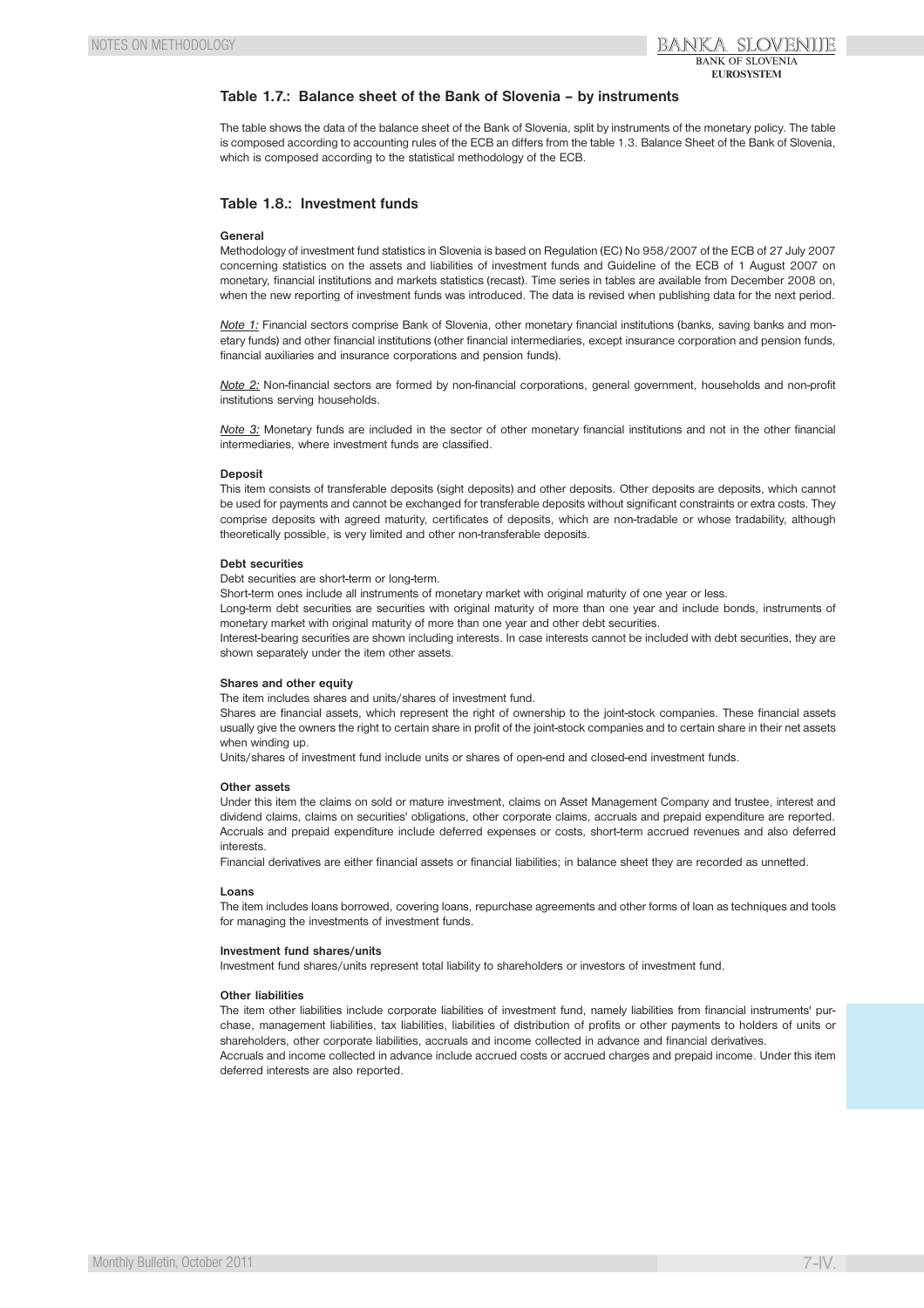## Table 1.7.: Balance sheet of the Bank of Slovenia – by instruments

The table shows the data of the balance sheet of the Bank of Slovenia, split by instruments of the monetary policy. The table is composed according to accounting rules of the ECB an differs from the table 1.3. Balance Sheet of the Bank of Slovenia, which is composed according to the statistical methodology of the ECB.

## Table 1.8.: Investment funds

**General**

Methodology of investment fund statistics in Slovenia is based on Regulation (EC) No 958/2007 of the ECB of 27 July 2007 concerning statistics on the assets and liabilities of investment funds and Guideline of the ECB of 1 August 2007 on monetary, financial institutions and markets statistics (recast). Time series in tables are available from December 2008 on, when the new reporting of investment funds was introduced. The data is revised when publishing data for the next period.

*Note 1:* Financial sectors comprise Bank of Slovenia, other monetary financial institutions (banks, saving banks and monetary funds) and other financial institutions (other financial intermediaries, except insurance corporation and pension funds, financial auxiliaries and insurance corporations and pension funds).

*Note 2:* Non-financial sectors are formed by non-financial corporations, general government, households and non-profit institutions serving households.

*Note 3:* Monetary funds are included in the sector of other monetary financial institutions and not in the other financial intermediaries, where investment funds are classified.

**Deposit**

This item consists of transferable deposits (sight deposits) and other deposits. Other deposits are deposits, which cannot be used for payments and cannot be exchanged for transferable deposits without significant constraints or extra costs. They comprise deposits with agreed maturity, certificates of deposits, which are non-tradable or whose tradability, although theoretically possible, is very limited and other non-transferable deposits.

**Debt securities**

Debt securities are short-term or long-term.
Short-term ones include all instruments of monetary market with original maturity of one year or less.
Long-term debt securities are securities with original maturity of more than one year and include bonds, instruments of monetary market with original maturity of more than one year and other debt securities.
Interest-bearing securities are shown including interests. In case interests cannot be included with debt securities, they are shown separately under the item other assets.

**Shares and other equity**

The item includes shares and units/shares of investment fund.
Shares are financial assets, which represent the right of ownership to the joint-stock companies. These financial assets usually give the owners the right to certain share in profit of the joint-stock companies and to certain share in their net assets when winding up.
Units/shares of investment fund include units or shares of open-end and closed-end investment funds.

**Other assets**

Under this item the claims on sold or mature investment, claims on Asset Management Company and trustee, interest and dividend claims, claims on securities' obligations, other corporate claims, accruals and prepaid expenditure are reported. Accruals and prepaid expenditure include deferred expenses or costs, short-term accrued revenues and also deferred interests.
Financial derivatives are either financial assets or financial liabilities; in balance sheet they are recorded as unnetted.

**Loans**

The item includes loans borrowed, covering loans, repurchase agreements and other forms of loan as techniques and tools for managing the investments of investment funds.

**Investment fund shares/units**

Investment fund shares/units represent total liability to shareholders or investors of investment fund.

**Other liabilities**

The item other liabilities include corporate liabilities of investment fund, namely liabilities from financial instruments' purchase, management liabilities, tax liabilities, liabilities of distribution of profits or other payments to holders of units or shareholders, other corporate liabilities, accruals and income collected in advance and financial derivatives.
Accruals and income collected in advance include accrued costs or accrued charges and prepaid income. Under this item deferred interests are also reported.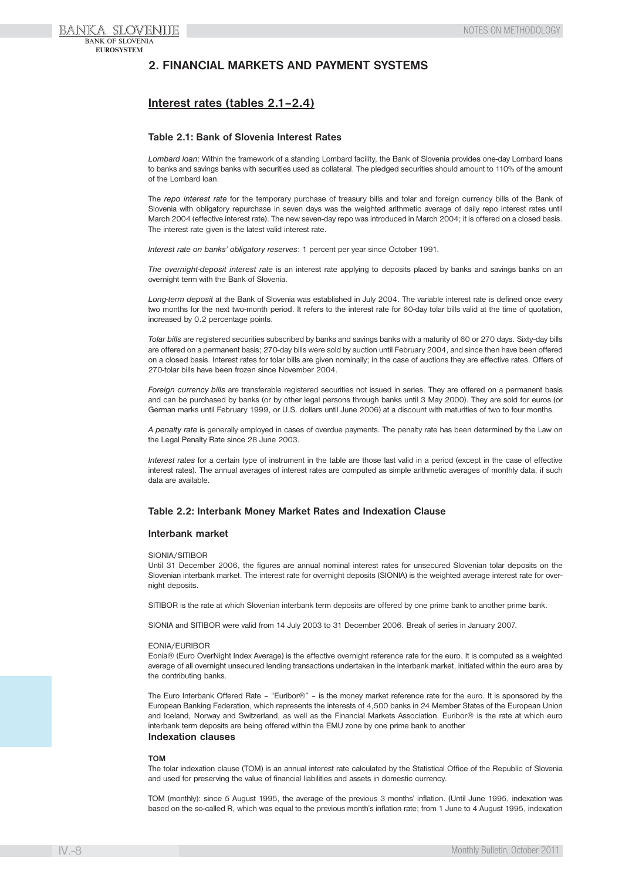## 2. FINANCIAL MARKETS AND PAYMENT SYSTEMS

### Interest rates (tables 2.1–2.4)

#### Table 2.1: Bank of Slovenia Interest Rates

*Lombard loan*: Within the framework of a standing Lombard facility, the Bank of Slovenia provides one-day Lombard loans to banks and savings banks with securities used as collateral. The pledged securities should amount to 110% of the amount of the Lombard loan.

The *repo interest rate* for the temporary purchase of treasury bills and tolar and foreign currency bills of the Bank of Slovenia with obligatory repurchase in seven days was the weighted arithmetic average of daily repo interest rates until March 2004 (effective interest rate). The new seven-day repo was introduced in March 2004; it is offered on a closed basis. The interest rate given is the latest valid interest rate.

*Interest rate on banks' obligatory reserves*: 1 percent per year since October 1991.

*The overnight-deposit interest rate* is an interest rate applying to deposits placed by banks and savings banks on an overnight term with the Bank of Slovenia.

*Long-term deposit* at the Bank of Slovenia was established in July 2004. The variable interest rate is defined once every two months for the next two-month period. It refers to the interest rate for 60-day tolar bills valid at the time of quotation, increased by 0.2 percentage points.

*Tolar bills* are registered securities subscribed by banks and savings banks with a maturity of 60 or 270 days. Sixty-day bills are offered on a permanent basis; 270-day bills were sold by auction until February 2004, and since then have been offered on a closed basis. Interest rates for tolar bills are given nominally; in the case of auctions they are effective rates. Offers of 270-tolar bills have been frozen since November 2004.

*Foreign currency bills* are transferable registered securities not issued in series. They are offered on a permanent basis and can be purchased by banks (or by other legal persons through banks until 3 May 2000). They are sold for euros (or German marks until February 1999, or U.S. dollars until June 2006) at a discount with maturities of two to four months.

*A penalty rate* is generally employed in cases of overdue payments. The penalty rate has been determined by the Law on the Legal Penalty Rate since 28 June 2003.

*Interest rates* for a certain type of instrument in the table are those last valid in a period (except in the case of effective interest rates). The annual averages of interest rates are computed as simple arithmetic averages of monthly data, if such data are available.

#### Table 2.2: Interbank Money Market Rates and Indexation Clause

#### Interbank market

SIONIA/SITIBOR

Until 31 December 2006, the figures are annual nominal interest rates for unsecured Slovenian tolar deposits on the Slovenian interbank market. The interest rate for overnight deposits (SIONIA) is the weighted average interest rate for overnight deposits.

SITIBOR is the rate at which Slovenian interbank term deposits are offered by one prime bank to another prime bank.

SIONIA and SITIBOR were valid from 14 July 2003 to 31 December 2006. Break of series in January 2007.

EONIA/EURIBOR

Eonia® (Euro OverNight Index Average) is the effective overnight reference rate for the euro. It is computed as a weighted average of all overnight unsecured lending transactions undertaken in the interbank market, initiated within the euro area by the contributing banks.

The Euro Interbank Offered Rate – "Euribor®" – is the money market reference rate for the euro. It is sponsored by the European Banking Federation, which represents the interests of 4,500 banks in 24 Member States of the European Union and Iceland, Norway and Switzerland, as well as the Financial Markets Association. Euribor® is the rate at which euro interbank term deposits are being offered within the EMU zone by one prime bank to another

#### Indexation clauses

**TOM**

The tolar indexation clause (TOM) is an annual interest rate calculated by the Statistical Office of the Republic of Slovenia and used for preserving the value of financial liabilities and assets in domestic currency.

TOM (monthly): since 5 August 1995, the average of the previous 3 months' inflation. (Until June 1995, indexation was based on the so-called R, which was equal to the previous month's inflation rate; from 1 June to 4 August 1995, indexation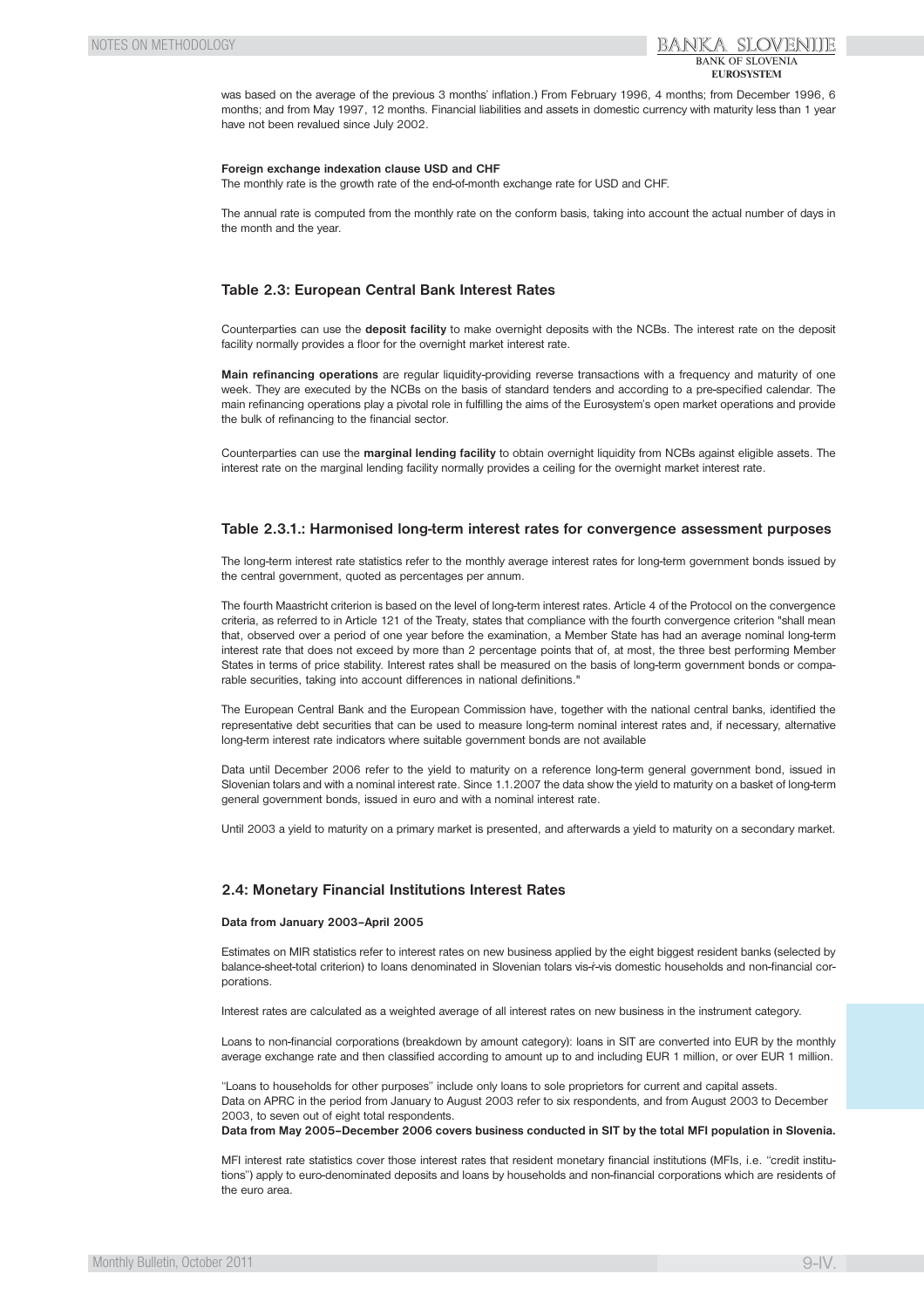was based on the average of the previous 3 months' inflation.) From February 1996, 4 months; from December 1996, 6 months; and from May 1997, 12 months. Financial liabilities and assets in domestic currency with maturity less than 1 year have not been revalued since July 2002.

**Foreign exchange indexation clause USD and CHF**

The monthly rate is the growth rate of the end-of-month exchange rate for USD and CHF.

The annual rate is computed from the monthly rate on the conform basis, taking into account the actual number of days in the month and the year.

### Table 2.3: European Central Bank Interest Rates

Counterparties can use the **deposit facility** to make overnight deposits with the NCBs. The interest rate on the deposit facility normally provides a floor for the overnight market interest rate.

**Main refinancing operations** are regular liquidity-providing reverse transactions with a frequency and maturity of one week. They are executed by the NCBs on the basis of standard tenders and according to a pre-specified calendar. The main refinancing operations play a pivotal role in fulfilling the aims of the Eurosystem's open market operations and provide the bulk of refinancing to the financial sector.

Counterparties can use the **marginal lending facility** to obtain overnight liquidity from NCBs against eligible assets. The interest rate on the marginal lending facility normally provides a ceiling for the overnight market interest rate.

### Table 2.3.1.: Harmonised long-term interest rates for convergence assessment purposes

The long-term interest rate statistics refer to the monthly average interest rates for long-term government bonds issued by the central government, quoted as percentages per annum.

The fourth Maastricht criterion is based on the level of long-term interest rates. Article 4 of the Protocol on the convergence criteria, as referred to in Article 121 of the Treaty, states that compliance with the fourth convergence criterion "shall mean that, observed over a period of one year before the examination, a Member State has had an average nominal long-term interest rate that does not exceed by more than 2 percentage points that of, at most, the three best performing Member States in terms of price stability. Interest rates shall be measured on the basis of long-term government bonds or comparable securities, taking into account differences in national definitions."

The European Central Bank and the European Commission have, together with the national central banks, identified the representative debt securities that can be used to measure long-term nominal interest rates and, if necessary, alternative long-term interest rate indicators where suitable government bonds are not available

Data until December 2006 refer to the yield to maturity on a reference long-term general government bond, issued in Slovenian tolars and with a nominal interest rate. Since 1.1.2007 the data show the yield to maturity on a basket of long-term general government bonds, issued in euro and with a nominal interest rate.

Until 2003 a yield to maturity on a primary market is presented, and afterwards a yield to maturity on a secondary market.

### 2.4: Monetary Financial Institutions Interest Rates

**Data from January 2003–April 2005**

Estimates on MIR statistics refer to interest rates on new business applied by the eight biggest resident banks (selected by balance-sheet-total criterion) to loans denominated in Slovenian tolars vis-ŕ-vis domestic households and non-financial corporations.

Interest rates are calculated as a weighted average of all interest rates on new business in the instrument category.

Loans to non-financial corporations (breakdown by amount category): loans in SIT are converted into EUR by the monthly average exchange rate and then classified according to amount up to and including EUR 1 million, or over EUR 1 million.

"Loans to households for other purposes" include only loans to sole proprietors for current and capital assets.
Data on APRC in the period from January to August 2003 refer to six respondents, and from August 2003 to December 2003, to seven out of eight total respondents.
**Data from May 2005–December 2006 covers business conducted in SIT by the total MFI population in Slovenia.**

MFI interest rate statistics cover those interest rates that resident monetary financial institutions (MFIs, i.e. "credit institutions") apply to euro-denominated deposits and loans by households and non-financial corporations which are residents of the euro area.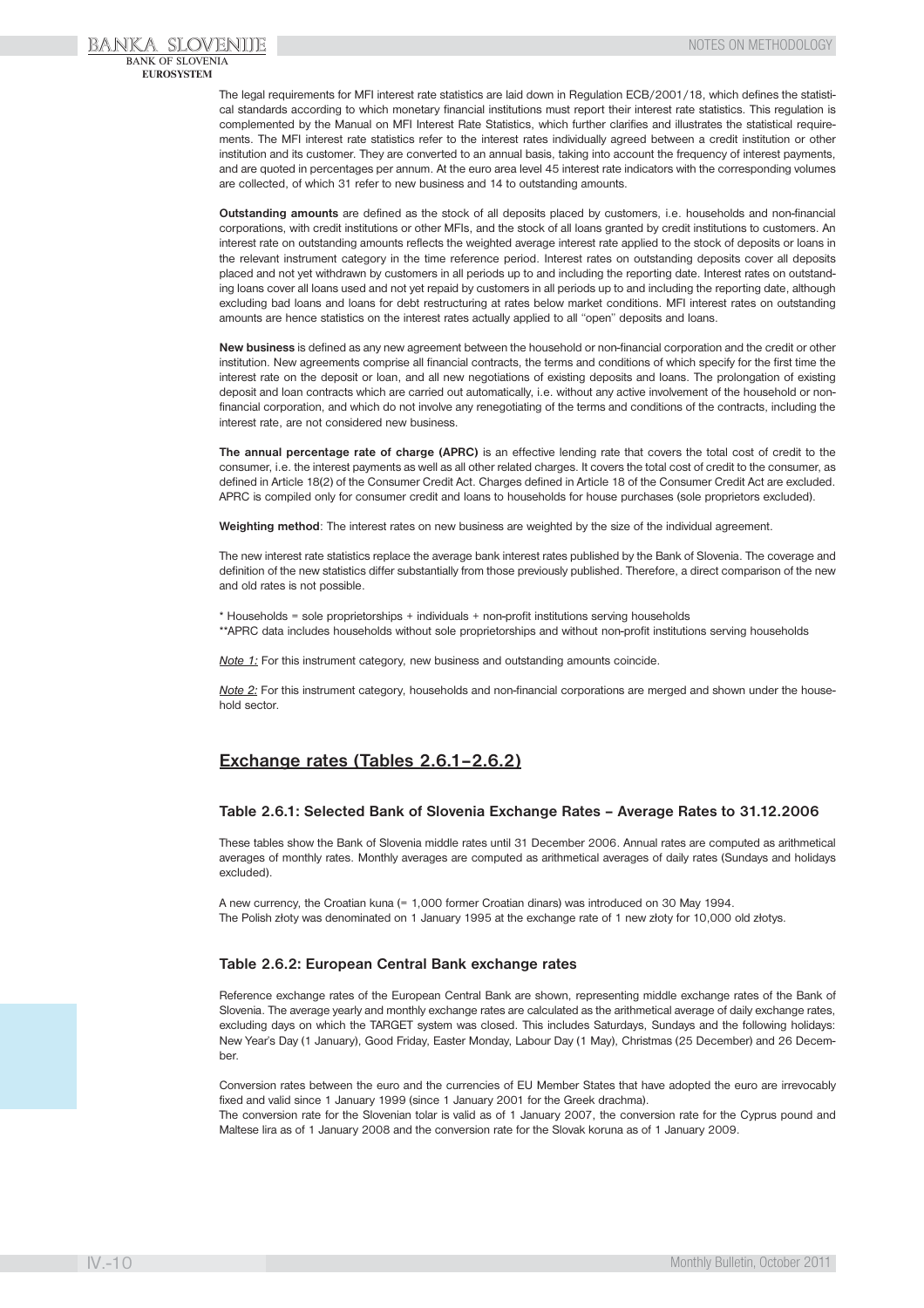The legal requirements for MFI interest rate statistics are laid down in Regulation ECB/2001/18, which defines the statistical standards according to which monetary financial institutions must report their interest rate statistics. This regulation is complemented by the Manual on MFI Interest Rate Statistics, which further clarifies and illustrates the statistical requirements. The MFI interest rate statistics refer to the interest rates individually agreed between a credit institution or other institution and its customer. They are converted to an annual basis, taking into account the frequency of interest payments, and are quoted in percentages per annum. At the euro area level 45 interest rate indicators with the corresponding volumes are collected, of which 31 refer to new business and 14 to outstanding amounts.

**Outstanding amounts** are defined as the stock of all deposits placed by customers, i.e. households and non-financial corporations, with credit institutions or other MFIs, and the stock of all loans granted by credit institutions to customers. An interest rate on outstanding amounts reflects the weighted average interest rate applied to the stock of deposits or loans in the relevant instrument category in the time reference period. Interest rates on outstanding deposits cover all deposits placed and not yet withdrawn by customers in all periods up to and including the reporting date. Interest rates on outstanding loans cover all loans used and not yet repaid by customers in all periods up to and including the reporting date, although excluding bad loans and loans for debt restructuring at rates below market conditions. MFI interest rates on outstanding amounts are hence statistics on the interest rates actually applied to all "open" deposits and loans.

**New business** is defined as any new agreement between the household or non-financial corporation and the credit or other institution. New agreements comprise all financial contracts, the terms and conditions of which specify for the first time the interest rate on the deposit or loan, and all new negotiations of existing deposits and loans. The prolongation of existing deposit and loan contracts which are carried out automatically, i.e. without any active involvement of the household or non-financial corporation, and which do not involve any renegotiating of the terms and conditions of the contracts, including the interest rate, are not considered new business.

**The annual percentage rate of charge (APRC)** is an effective lending rate that covers the total cost of credit to the consumer, i.e. the interest payments as well as all other related charges. It covers the total cost of credit to the consumer, as defined in Article 18(2) of the Consumer Credit Act. Charges defined in Article 18 of the Consumer Credit Act are excluded. APRC is compiled only for consumer credit and loans to households for house purchases (sole proprietors excluded).

**Weighting method**: The interest rates on new business are weighted by the size of the individual agreement.

The new interest rate statistics replace the average bank interest rates published by the Bank of Slovenia. The coverage and definition of the new statistics differ substantially from those previously published. Therefore, a direct comparison of the new and old rates is not possible.

* Households = sole proprietorships + individuals + non-profit institutions serving households
**APRC data includes households without sole proprietorships and without non-profit institutions serving households

*Note 1:* For this instrument category, new business and outstanding amounts coincide.

*Note 2:* For this instrument category, households and non-financial corporations are merged and shown under the household sector.

## Exchange rates (Tables 2.6.1–2.6.2)

### Table 2.6.1: Selected Bank of Slovenia Exchange Rates – Average Rates to 31.12.2006

These tables show the Bank of Slovenia middle rates until 31 December 2006. Annual rates are computed as arithmetical averages of monthly rates. Monthly averages are computed as arithmetical averages of daily rates (Sundays and holidays excluded).

A new currency, the Croatian kuna (= 1,000 former Croatian dinars) was introduced on 30 May 1994.
The Polish złoty was denominated on 1 January 1995 at the exchange rate of 1 new złoty for 10,000 old złotys.

### Table 2.6.2: European Central Bank exchange rates

Reference exchange rates of the European Central Bank are shown, representing middle exchange rates of the Bank of Slovenia. The average yearly and monthly exchange rates are calculated as the arithmetical average of daily exchange rates, excluding days on which the TARGET system was closed. This includes Saturdays, Sundays and the following holidays: New Year's Day (1 January), Good Friday, Easter Monday, Labour Day (1 May), Christmas (25 December) and 26 December.

Conversion rates between the euro and the currencies of EU Member States that have adopted the euro are irrevocably fixed and valid since 1 January 1999 (since 1 January 2001 for the Greek drachma).
The conversion rate for the Slovenian tolar is valid as of 1 January 2007, the conversion rate for the Cyprus pound and Maltese lira as of 1 January 2008 and the conversion rate for the Slovak koruna as of 1 January 2009.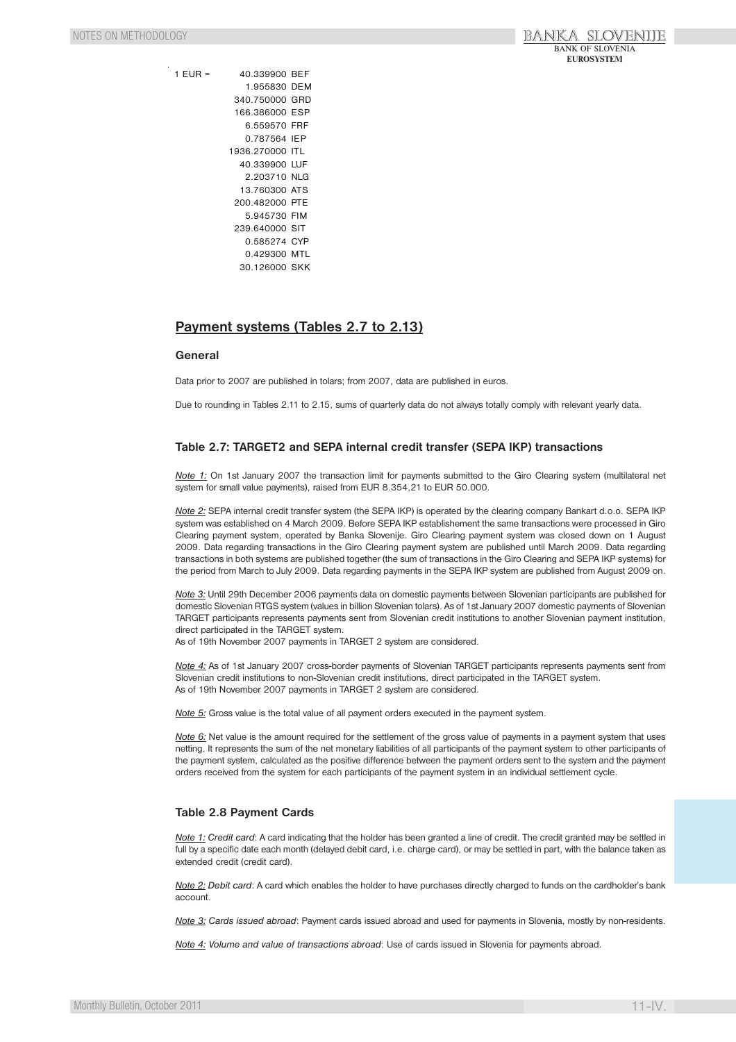| 1 EUR = | 40.339900 | BEF |
|---|---|---|
| | 1.955830 | DEM |
| | 340.750000 | GRD |
| | 166.386000 | ESP |
| | 6.559570 | FRF |
| | 0.787564 | IEP |
| | 1936.270000 | ITL |
| | 40.339900 | LUF |
| | 2.203710 | NLG |
| | 13.760300 | ATS |
| | 200.482000 | PTE |
| | 5.945730 | FIM |
| | 239.640000 | SIT |
| | 0.585274 | CYP |
| | 0.429300 | MTL |
| | 30.126000 | SKK |

## Payment systems (Tables 2.7 to 2.13)

### General

Data prior to 2007 are published in tolars; from 2007, data are published in euros.

Due to rounding in Tables 2.11 to 2.15, sums of quarterly data do not always totally comply with relevant yearly data.

### Table 2.7: TARGET2 and SEPA internal credit transfer (SEPA IKP) transactions

_Note 1:_ On 1st January 2007 the transaction limit for payments submitted to the Giro Clearing system (multilateral net system for small value payments), raised from EUR 8.354,21 to EUR 50.000.

_Note 2:_ SEPA internal credit transfer system (the SEPA IKP) is operated by the clearing company Bankart d.o.o. SEPA IKP system was established on 4 March 2009. Before SEPA IKP establishement the same transactions were processed in Giro Clearing payment system, operated by Banka Slovenije. Giro Clearing payment system was closed down on 1 August 2009. Data regarding transactions in the Giro Clearing payment system are published until March 2009. Data regarding transactions in both systems are published together (the sum of transactions in the Giro Clearing and SEPA IKP systems) for the period from March to July 2009. Data regarding payments in the SEPA IKP system are published from August 2009 on.

_Note 3:_ Until 29th December 2006 payments data on domestic payments between Slovenian participants are published for domestic Slovenian RTGS system (values in billion Slovenian tolars). As of 1st January 2007 domestic payments of Slovenian TARGET participants represents payments sent from Slovenian credit institutions to another Slovenian payment institution, direct participated in the TARGET system.
As of 19th November 2007 payments in TARGET 2 system are considered.

_Note 4:_ As of 1st January 2007 cross-border payments of Slovenian TARGET participants represents payments sent from Slovenian credit institutions to non-Slovenian credit institutions, direct participated in the TARGET system.
As of 19th November 2007 payments in TARGET 2 system are considered.

_Note 5:_ Gross value is the total value of all payment orders executed in the payment system.

_Note 6:_ Net value is the amount required for the settlement of the gross value of payments in a payment system that uses netting. It represents the sum of the net monetary liabilities of all participants of the payment system to other participants of the payment system, calculated as the positive difference between the payment orders sent to the system and the payment orders received from the system for each participants of the payment system in an individual settlement cycle.

### Table 2.8 Payment Cards

_Note 1:_ _Credit card_: A card indicating that the holder has been granted a line of credit. The credit granted may be settled in full by a specific date each month (delayed debit card, i.e. charge card), or may be settled in part, with the balance taken as extended credit (credit card).

_Note 2:_ _Debit card_: A card which enables the holder to have purchases directly charged to funds on the cardholder's bank account.

_Note 3:_ _Cards issued abroad_: Payment cards issued abroad and used for payments in Slovenia, mostly by non-residents.

_Note 4:_ _Volume and value of transactions abroad_: Use of cards issued in Slovenia for payments abroad.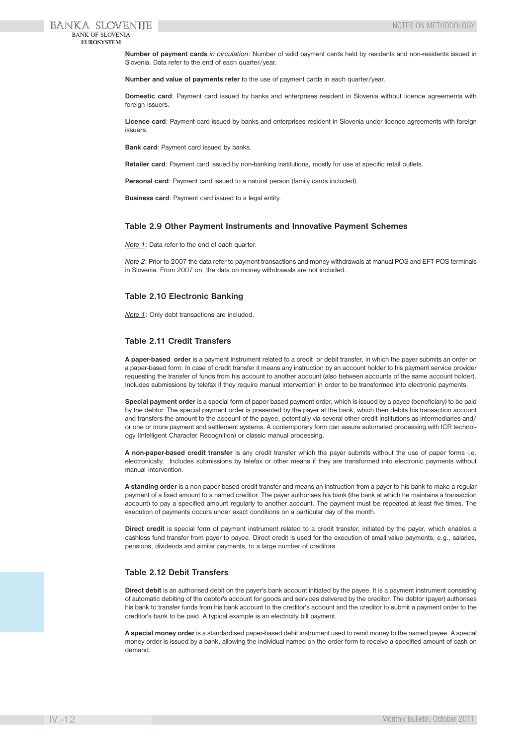**Number of payment cards** *in circulation*: Number of valid payment cards held by residents and non-residents issued in Slovenia. Data refer to the end of each quarter/year.

**Number and value of payments refer** to the use of payment cards in each quarter/year.

**Domestic card**: Payment card issued by banks and enterprises resident in Slovenia without licence agreements with foreign issuers.

**Licence card**: Payment card issued by banks and enterprises resident in Slovenia under licence agreements with foreign issuers.

**Bank card**: Payment card issued by banks.

**Retailer card**: Payment card issued by non-banking institutions, mostly for use at specific retail outlets.

**Personal card**: Payment card issued to a natural person (family cards included).

**Business card**: Payment card issued to a legal entity.

### Table 2.9 Other Payment Instruments and Innovative Payment Schemes

*Note 1*: Data refer to the end of each quarter.

*Note 2*: Prior to 2007 the data refer to payment transactions and money withdrawals at manual POS and EFT POS terminals in Slovenia. From 2007 on, the data on money withdrawals are not included.

### Table 2.10 Electronic Banking

*Note 1*: Only debt transactions are included.

### Table 2.11 Credit Transfers

**A paper-based order** is a payment instrument related to a credit or debit transfer, in which the payer submits an order on a paper-based form. In case of credit transfer it means any instruction by an account holder to his payment service provider requesting the transfer of funds from his account to another account (also between accounts of the same account holder). Includes submissions by telefax if they require manual intervention in order to be transformed into electronic payments.

**Special payment order** is a special form of paper-based payment order, which is issued by a payee (beneficiary) to be paid by the debtor. The special payment order is presented by the payer at the bank, which then debits his transaction account and transfers the amount to the account of the payee, potentially via several other credit institutions as intermediaries and/or one or more payment and settlement systems. A contemporary form can assure automated processing with ICR technology (Intelligent Character Recognition) or classic manual processing.

**A non-paper-based credit transfer** is any credit transfer which the payer submits without the use of paper forms i.e. electronically. Includes submissions by telefax or other means if they are transformed into electronic payments without manual intervention.

**A standing order** is a non-paper-based credit transfer and means an instruction from a payer to his bank to make a regular payment of a fixed amount to a named creditor. The payer authorises his bank (the bank at which he maintains a transaction account) to pay a specified amount regularly to another account. The payment must be repeated at least five times. The execution of payments occurs under exact conditions on a particular day of the month.

**Direct credit** is special form of payment instrument related to a credit transfer, initiated by the payer, which enables a cashless fund transfer from payer to payee. Direct credit is used for the execution of small value payments, e.g., salaries, pensions, dividends and similar payments, to a large number of creditors.

### Table 2.12 Debit Transfers

**Direct debit** is an authorised debit on the payer's bank account initiated by the payee. It is a payment instrument consisting of automatic debiting of the debtor's account for goods and services delivered by the creditor. The debtor (payer) authorises his bank to transfer funds from his bank account to the creditor's account and the creditor to submit a payment order to the creditor's bank to be paid. A typical example is an electricity bill payment.

**A special money order** is a standardised paper-based debit instrument used to remit money to the named payee. A special money order is issued by a bank, allowing the individual named on the order form to receive a specified amount of cash on demand.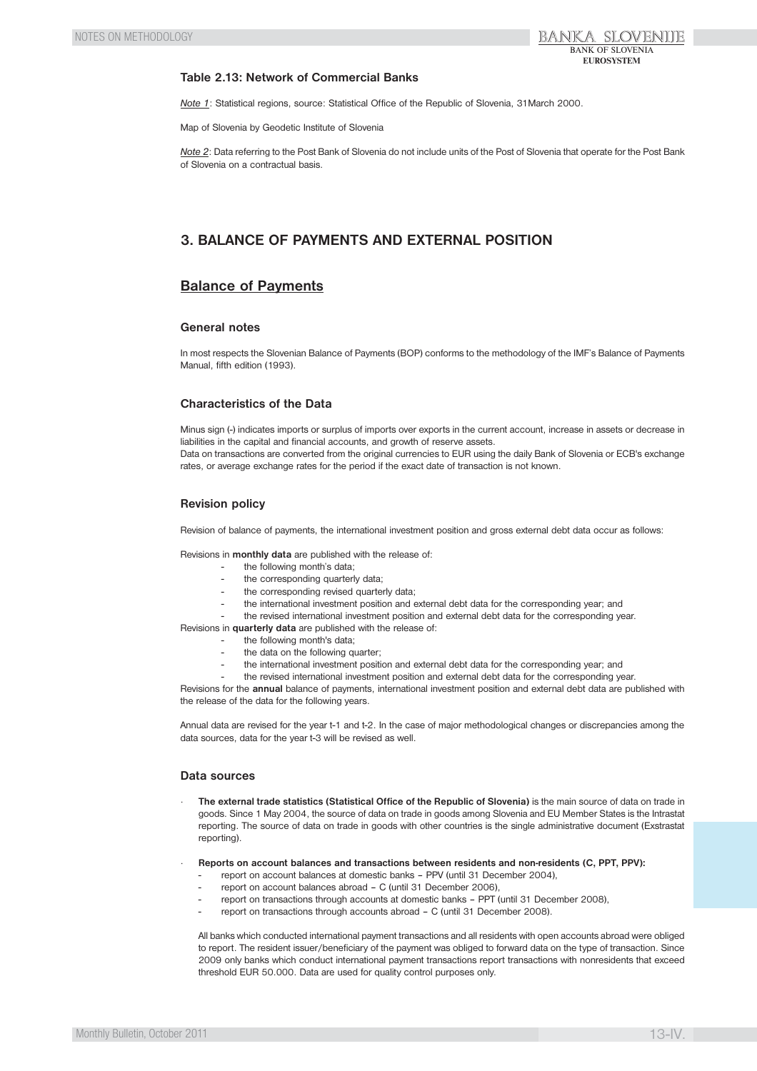### Table 2.13: Network of Commercial Banks

*Note 1*: Statistical regions, source: Statistical Office of the Republic of Slovenia, 31March 2000.

Map of Slovenia by Geodetic Institute of Slovenia

*Note 2*: Data referring to the Post Bank of Slovenia do not include units of the Post of Slovenia that operate for the Post Bank of Slovenia on a contractual basis.

## 3. BALANCE OF PAYMENTS AND EXTERNAL POSITION

## Balance of Payments

### General notes

In most respects the Slovenian Balance of Payments (BOP) conforms to the methodology of the IMF's Balance of Payments Manual, fifth edition (1993).

### Characteristics of the Data

Minus sign (-) indicates imports or surplus of imports over exports in the current account, increase in assets or decrease in liabilities in the capital and financial accounts, and growth of reserve assets.
Data on transactions are converted from the original currencies to EUR using the daily Bank of Slovenia or ECB's exchange rates, or average exchange rates for the period if the exact date of transaction is not known.

### Revision policy

Revision of balance of payments, the international investment position and gross external debt data occur as follows:

Revisions in **monthly data** are published with the release of:

- the following month's data;
- the corresponding quarterly data;
- the corresponding revised quarterly data;
- the international investment position and external debt data for the corresponding year; and
- the revised international investment position and external debt data for the corresponding year.

Revisions in **quarterly data** are published with the release of:

- the following month's data;
- the data on the following quarter;
- the international investment position and external debt data for the corresponding year; and
- the revised international investment position and external debt data for the corresponding year.

Revisions for the **annual** balance of payments, international investment position and external debt data are published with the release of the data for the following years.

Annual data are revised for the year t-1 and t-2. In the case of major methodological changes or discrepancies among the data sources, data for the year t-3 will be revised as well.

### Data sources

- **The external trade statistics (Statistical Office of the Republic of Slovenia)** is the main source of data on trade in goods. Since 1 May 2004, the source of data on trade in goods among Slovenia and EU Member States is the Intrastat reporting. The source of data on trade in goods with other countries is the single administrative document (Exstrastat reporting).

- **Reports on account balances and transactions between residents and non-residents (C, PPT, PPV):**
  - report on account balances at domestic banks – PPV (until 31 December 2004),
  - report on account balances abroad – C (until 31 December 2006),
  - report on transactions through accounts at domestic banks – PPT (until 31 December 2008),
  - report on transactions through accounts abroad – C (until 31 December 2008).

  All banks which conducted international payment transactions and all residents with open accounts abroad were obliged to report. The resident issuer/beneficiary of the payment was obliged to forward data on the type of transaction. Since 2009 only banks which conduct international payment transactions report transactions with nonresidents that exceed threshold EUR 50.000. Data are used for quality control purposes only.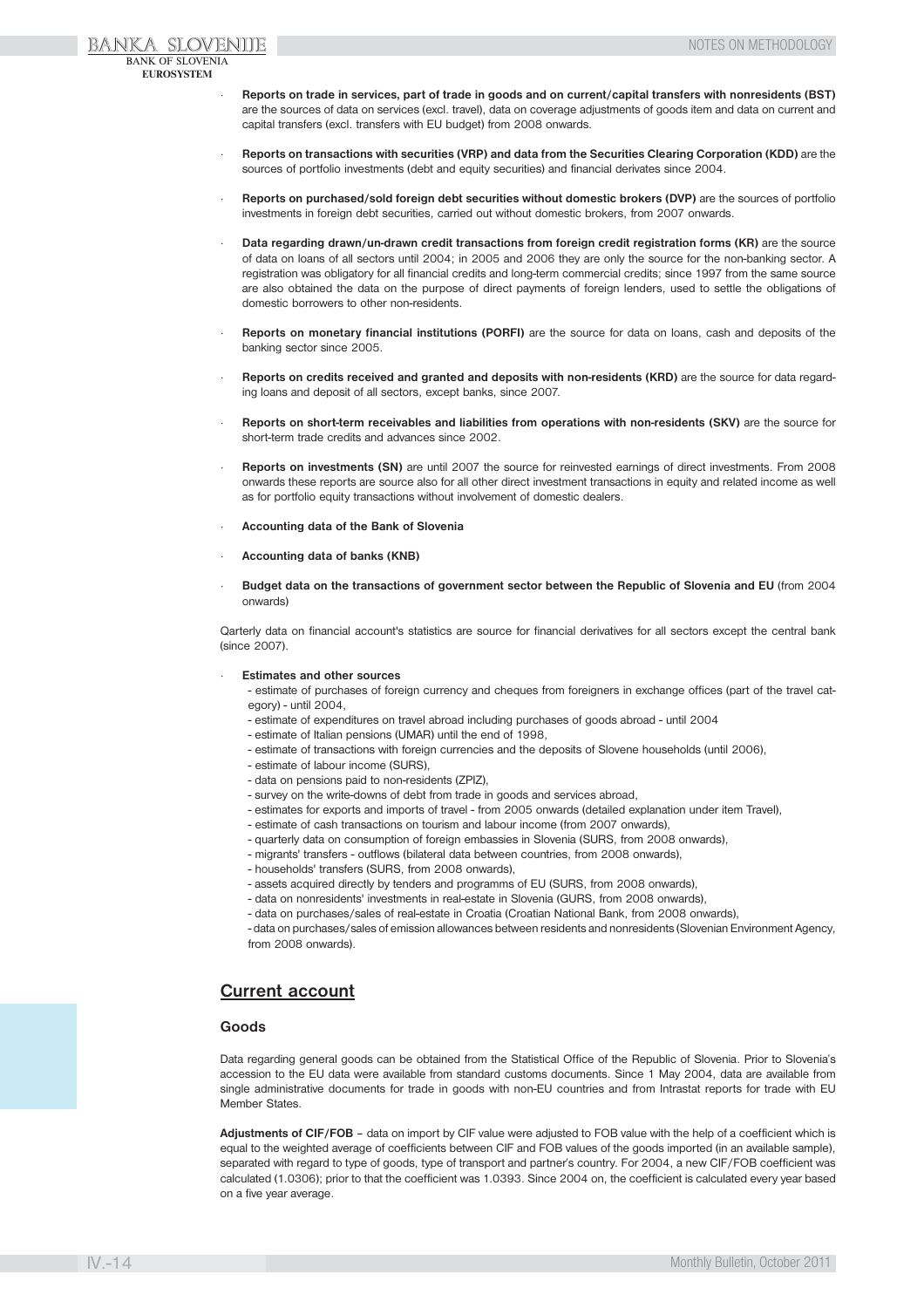- **Reports on trade in services, part of trade in goods and on current/capital transfers with nonresidents (BST)** are the sources of data on services (excl. travel), data on coverage adjustments of goods item and data on current and capital transfers (excl. transfers with EU budget) from 2008 onwards.

- **Reports on transactions with securities (VRP) and data from the Securities Clearing Corporation (KDD)** are the sources of portfolio investments (debt and equity securities) and financial derivates since 2004.

- **Reports on purchased/sold foreign debt securities without domestic brokers (DVP)** are the sources of portfolio investments in foreign debt securities, carried out without domestic brokers, from 2007 onwards.

- **Data regarding drawn/un-drawn credit transactions from foreign credit registration forms (KR)** are the source of data on loans of all sectors until 2004; in 2005 and 2006 they are only the source for the non-banking sector. A registration was obligatory for all financial credits and long-term commercial credits; since 1997 from the same source are also obtained the data on the purpose of direct payments of foreign lenders, used to settle the obligations of domestic borrowers to other non-residents.

- **Reports on monetary financial institutions (PORFI)** are the source for data on loans, cash and deposits of the banking sector since 2005.

- **Reports on credits received and granted and deposits with non-residents (KRD)** are the source for data regarding loans and deposit of all sectors, except banks, since 2007.

- **Reports on short-term receivables and liabilities from operations with non-residents (SKV)** are the source for short-term trade credits and advances since 2002.

- **Reports on investments (SN)** are until 2007 the source for reinvested earnings of direct investments. From 2008 onwards these reports are source also for all other direct investment transactions in equity and related income as well as for portfolio equity transactions without involvement of domestic dealers.

- **Accounting data of the Bank of Slovenia**

- **Accounting data of banks (KNB)**

- **Budget data on the transactions of government sector between the Republic of Slovenia and EU** (from 2004 onwards)

Qarterly data on financial account's statistics are source for financial derivatives for all sectors except the central bank (since 2007).

- **Estimates and other sources**
  - estimate of purchases of foreign currency and cheques from foreigners in exchange offices (part of the travel category) - until 2004,
  - estimate of expenditures on travel abroad including purchases of goods abroad - until 2004
  - estimate of Italian pensions (UMAR) until the end of 1998,
  - estimate of transactions with foreign currencies and the deposits of Slovene households (until 2006),
  - estimate of labour income (SURS),
  - data on pensions paid to non-residents (ZPIZ),
  - survey on the write-downs of debt from trade in goods and services abroad,
  - estimates for exports and imports of travel - from 2005 onwards (detailed explanation under item Travel),
  - estimate of cash transactions on tourism and labour income (from 2007 onwards),
  - quarterly data on consumption of foreign embassies in Slovenia (SURS, from 2008 onwards),
  - migrants' transfers - outflows (bilateral data between countries, from 2008 onwards),
  - households' transfers (SURS, from 2008 onwards),
  - assets acquired directly by tenders and programms of EU (SURS, from 2008 onwards),
  - data on nonresidents' investments in real-estate in Slovenia (GURS, from 2008 onwards),
  - data on purchases/sales of real-estate in Croatia (Croatian National Bank, from 2008 onwards),
  - data on purchases/sales of emission allowances between residents and nonresidents (Slovenian Environment Agency, from 2008 onwards).

## Current account

### Goods

Data regarding general goods can be obtained from the Statistical Office of the Republic of Slovenia. Prior to Slovenia's accession to the EU data were available from standard customs documents. Since 1 May 2004, data are available from single administrative documents for trade in goods with non-EU countries and from Intrastat reports for trade with EU Member States.

**Adjustments of CIF/FOB** – data on import by CIF value were adjusted to FOB value with the help of a coefficient which is equal to the weighted average of coefficients between CIF and FOB values of the goods imported (in an available sample), separated with regard to type of goods, type of transport and partner's country. For 2004, a new CIF/FOB coefficient was calculated (1.0306); prior to that the coefficient was 1.0393. Since 2004 on, the coefficient is calculated every year based on a five year average.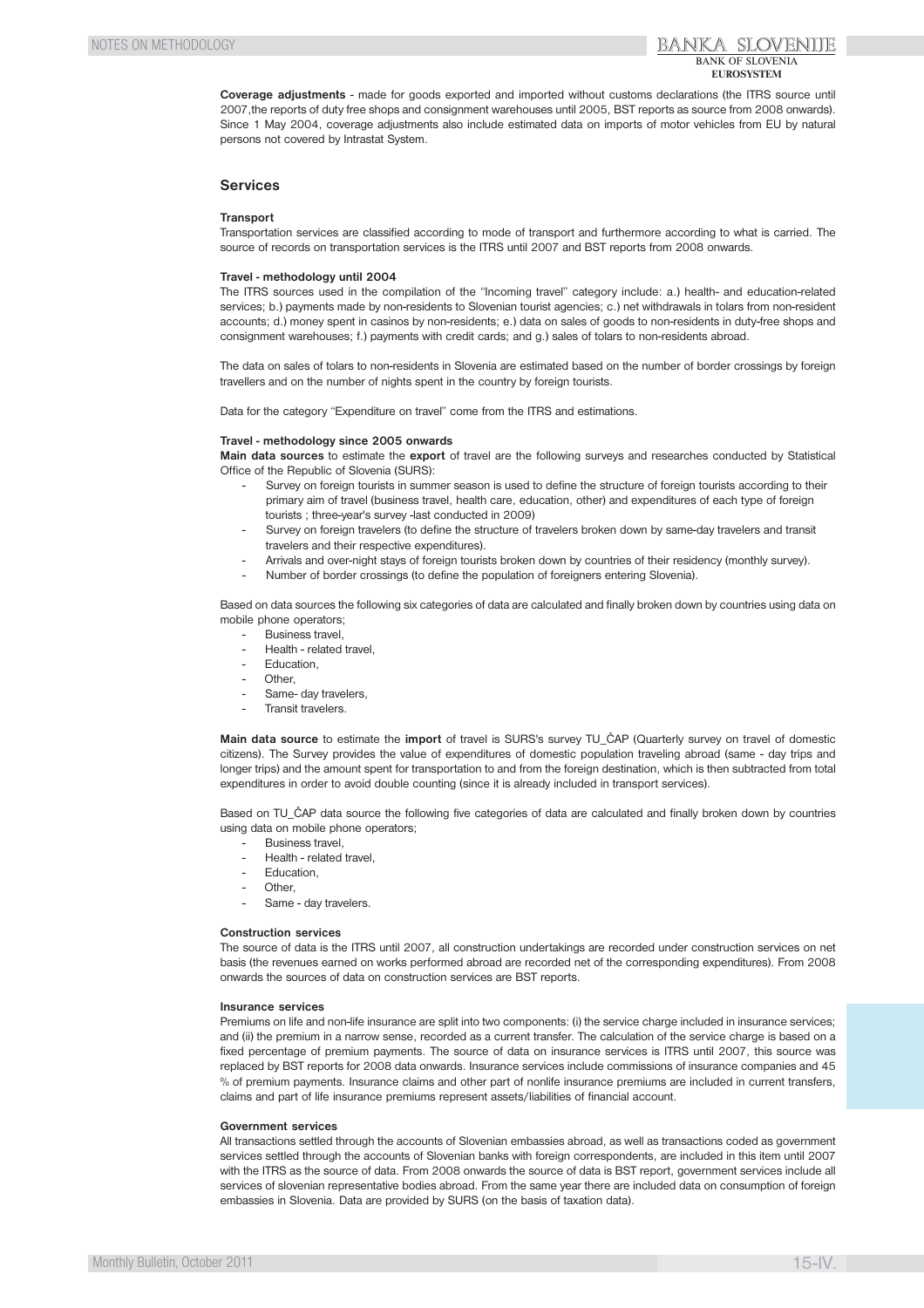**Coverage adjustments** - made for goods exported and imported without customs declarations (the ITRS source until 2007,the reports of duty free shops and consignment warehouses until 2005, BST reports as source from 2008 onwards). Since 1 May 2004, coverage adjustments also include estimated data on imports of motor vehicles from EU by natural persons not covered by Intrastat System.

## Services

#### Transport

Transportation services are classified according to mode of transport and furthermore according to what is carried. The source of records on transportation services is the ITRS until 2007 and BST reports from 2008 onwards.

#### Travel - methodology until 2004

The ITRS sources used in the compilation of the "Incoming travel" category include: a.) health- and education-related services; b.) payments made by non-residents to Slovenian tourist agencies; c.) net withdrawals in tolars from non-resident accounts; d.) money spent in casinos by non-residents; e.) data on sales of goods to non-residents in duty-free shops and consignment warehouses; f.) payments with credit cards; and g.) sales of tolars to non-residents abroad.

The data on sales of tolars to non-residents in Slovenia are estimated based on the number of border crossings by foreign travellers and on the number of nights spent in the country by foreign tourists.

Data for the category "Expenditure on travel" come from the ITRS and estimations.

#### Travel - methodology since 2005 onwards

**Main data sources** to estimate the **export** of travel are the following surveys and researches conducted by Statistical Office of the Republic of Slovenia (SURS):

- Survey on foreign tourists in summer season is used to define the structure of foreign tourists according to their primary aim of travel (business travel, health care, education, other) and expenditures of each type of foreign tourists ; three-year's survey -last conducted in 2009)
- Survey on foreign travelers (to define the structure of travelers broken down by same-day travelers and transit travelers and their respective expenditures).
- Arrivals and over-night stays of foreign tourists broken down by countries of their residency (monthly survey).
- Number of border crossings (to define the population of foreigners entering Slovenia).

Based on data sources the following six categories of data are calculated and finally broken down by countries using data on mobile phone operators;

- Business travel,
- Health - related travel,
- Education,
- Other,
- Same- day travelers,
- Transit travelers.

**Main data source** to estimate the **import** of travel is SURS's survey TU_ČAP (Quarterly survey on travel of domestic citizens). The Survey provides the value of expenditures of domestic population traveling abroad (same - day trips and longer trips) and the amount spent for transportation to and from the foreign destination, which is then subtracted from total expenditures in order to avoid double counting (since it is already included in transport services).

Based on TU_ČAP data source the following five categories of data are calculated and finally broken down by countries using data on mobile phone operators;

- Business travel,
- Health - related travel,
- Education,
- Other,
- Same - day travelers.

#### Construction services

The source of data is the ITRS until 2007, all construction undertakings are recorded under construction services on net basis (the revenues earned on works performed abroad are recorded net of the corresponding expenditures). From 2008 onwards the sources of data on construction services are BST reports.

#### Insurance services

Premiums on life and non-life insurance are split into two components: (i) the service charge included in insurance services; and (ii) the premium in a narrow sense, recorded as a current transfer. The calculation of the service charge is based on a fixed percentage of premium payments. The source of data on insurance services is ITRS until 2007, this source was replaced by BST reports for 2008 data onwards. Insurance services include commissions of insurance companies and 45 % of premium payments. Insurance claims and other part of nonlife insurance premiums are included in current transfers, claims and part of life insurance premiums represent assets/liabilities of financial account.

#### Government services

All transactions settled through the accounts of Slovenian embassies abroad, as well as transactions coded as government services settled through the accounts of Slovenian banks with foreign correspondents, are included in this item until 2007 with the ITRS as the source of data. From 2008 onwards the source of data is BST report, government services include all services of slovenian representative bodies abroad. From the same year there are included data on consumption of foreign embassies in Slovenia. Data are provided by SURS (on the basis of taxation data).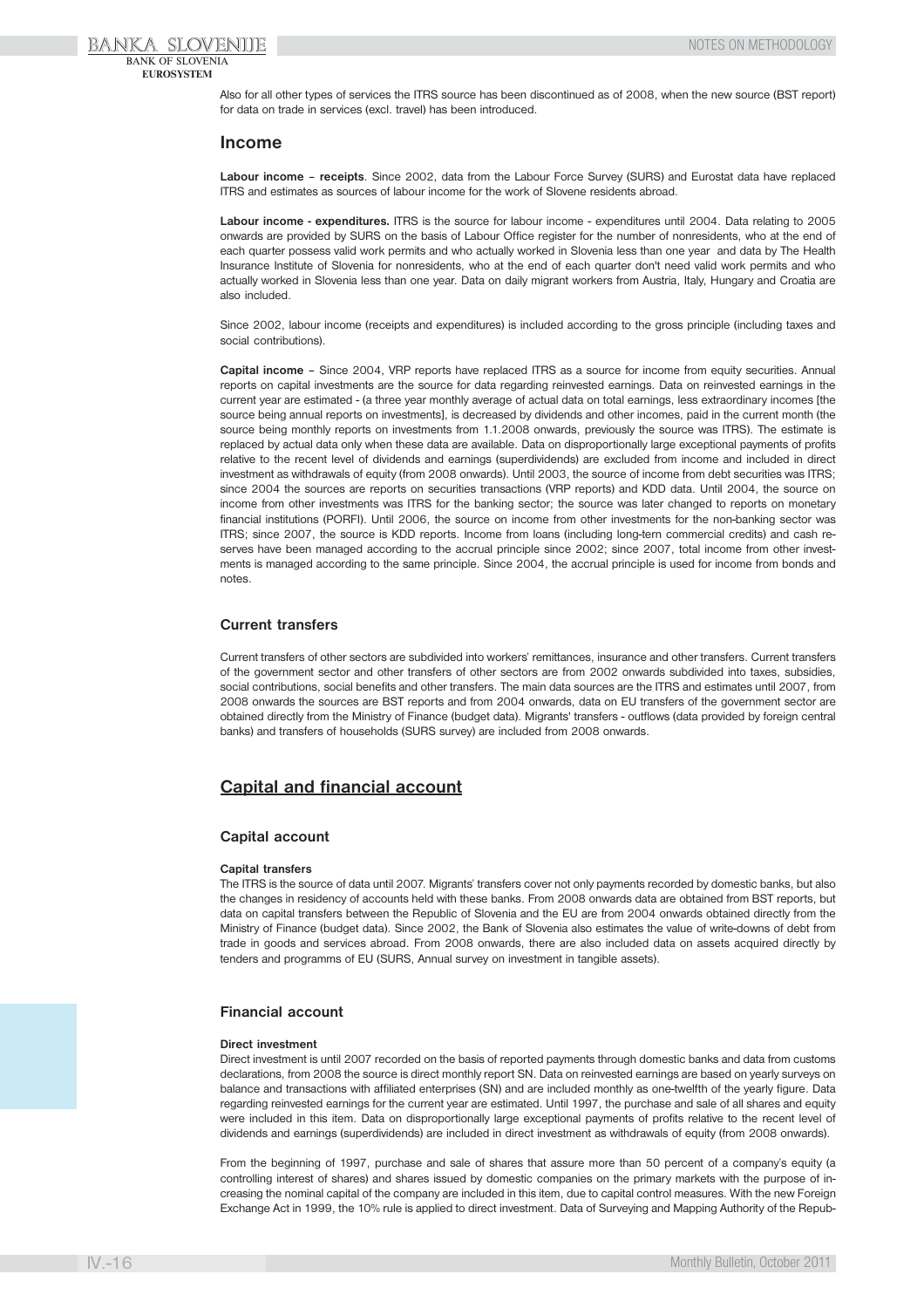Also for all other types of services the ITRS source has been discontinued as of 2008, when the new source (BST report) for data on trade in services (excl. travel) has been introduced.

## Income

**Labour income – receipts**. Since 2002, data from the Labour Force Survey (SURS) and Eurostat data have replaced ITRS and estimates as sources of labour income for the work of Slovene residents abroad.

**Labour income - expenditures.** ITRS is the source for labour income - expenditures until 2004. Data relating to 2005 onwards are provided by SURS on the basis of Labour Office register for the number of nonresidents, who at the end of each quarter possess valid work permits and who actually worked in Slovenia less than one year and data by The Health Insurance Institute of Slovenia for nonresidents, who at the end of each quarter don't need valid work permits and who actually worked in Slovenia less than one year. Data on daily migrant workers from Austria, Italy, Hungary and Croatia are also included.

Since 2002, labour income (receipts and expenditures) is included according to the gross principle (including taxes and social contributions).

**Capital income** – Since 2004, VRP reports have replaced ITRS as a source for income from equity securities. Annual reports on capital investments are the source for data regarding reinvested earnings. Data on reinvested earnings in the current year are estimated - (a three year monthly average of actual data on total earnings, less extraordinary incomes [the source being annual reports on investments], is decreased by dividends and other incomes, paid in the current month (the source being monthly reports on investments from 1.1.2008 onwards, previously the source was ITRS). The estimate is replaced by actual data only when these data are available. Data on disproportionally large exceptional payments of profits relative to the recent level of dividends and earnings (superdividends) are excluded from income and included in direct investment as withdrawals of equity (from 2008 onwards). Until 2003, the source of income from debt securities was ITRS; since 2004 the sources are reports on securities transactions (VRP reports) and KDD data. Until 2004, the source on income from other investments was ITRS for the banking sector; the source was later changed to reports on monetary financial institutions (PORFI). Until 2006, the source on income from other investments for the non-banking sector was ITRS; since 2007, the source is KDD reports. Income from loans (including long-tern commercial credits) and cash reserves have been managed according to the accrual principle since 2002; since 2007, total income from other investments is managed according to the same principle. Since 2004, the accrual principle is used for income from bonds and notes.

### Current transfers

Current transfers of other sectors are subdivided into workers' remittances, insurance and other transfers. Current transfers of the government sector and other transfers of other sectors are from 2002 onwards subdivided into taxes, subsidies, social contributions, social benefits and other transfers. The main data sources are the ITRS and estimates until 2007, from 2008 onwards the sources are BST reports and from 2004 onwards, data on EU transfers of the government sector are obtained directly from the Ministry of Finance (budget data). Migrants' transfers - outflows (data provided by foreign central banks) and transfers of households (SURS survey) are included from 2008 onwards.

## Capital and financial account

### Capital account

#### Capital transfers

The ITRS is the source of data until 2007. Migrants' transfers cover not only payments recorded by domestic banks, but also the changes in residency of accounts held with these banks. From 2008 onwards data are obtained from BST reports, but data on capital transfers between the Republic of Slovenia and the EU are from 2004 onwards obtained directly from the Ministry of Finance (budget data). Since 2002, the Bank of Slovenia also estimates the value of write-downs of debt from trade in goods and services abroad. From 2008 onwards, there are also included data on assets acquired directly by tenders and programms of EU (SURS, Annual survey on investment in tangible assets).

### Financial account

#### Direct investment

Direct investment is until 2007 recorded on the basis of reported payments through domestic banks and data from customs declarations, from 2008 the source is direct monthly report SN. Data on reinvested earnings are based on yearly surveys on balance and transactions with affiliated enterprises (SN) and are included monthly as one-twelfth of the yearly figure. Data regarding reinvested earnings for the current year are estimated. Until 1997, the purchase and sale of all shares and equity were included in this item. Data on disproportionally large exceptional payments of profits relative to the recent level of dividends and earnings (superdividends) are included in direct investment as withdrawals of equity (from 2008 onwards).

From the beginning of 1997, purchase and sale of shares that assure more than 50 percent of a company's equity (a controlling interest of shares) and shares issued by domestic companies on the primary markets with the purpose of increasing the nominal capital of the company are included in this item, due to capital control measures. With the new Foreign Exchange Act in 1999, the 10% rule is applied to direct investment. Data of Surveying and Mapping Authority of the Repub-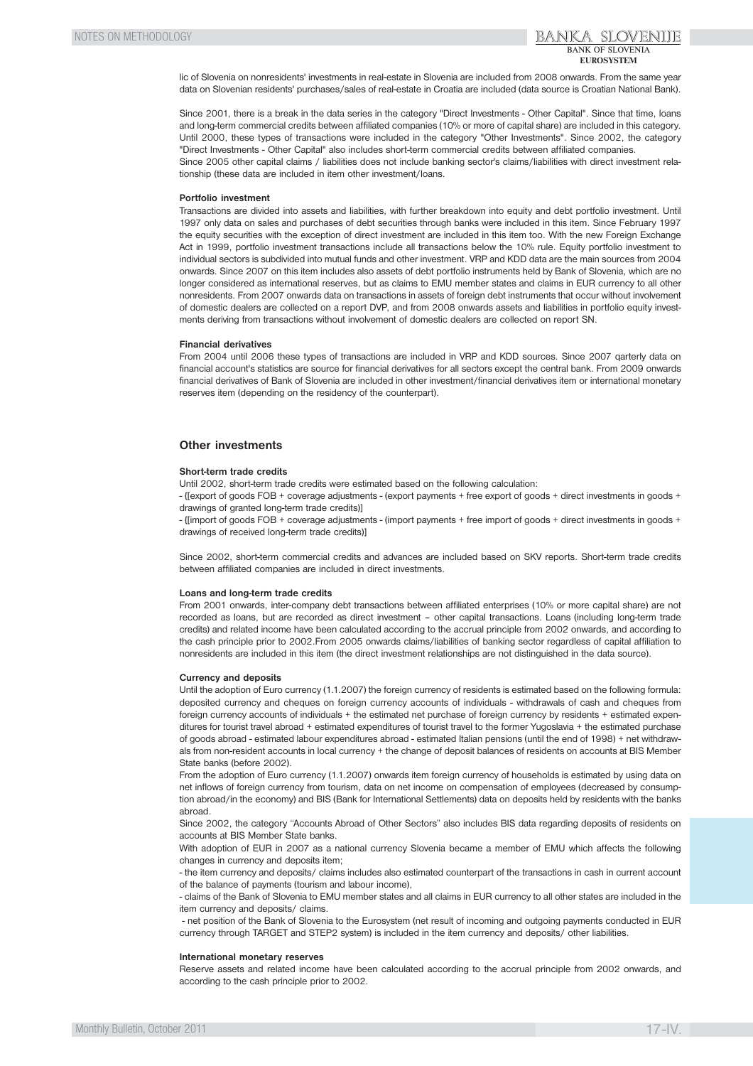lic of Slovenia on nonresidents' investments in real-estate in Slovenia are included from 2008 onwards. From the same year data on Slovenian residents' purchases/sales of real-estate in Croatia are included (data source is Croatian National Bank).

Since 2001, there is a break in the data series in the category "Direct Investments - Other Capital". Since that time, loans and long-term commercial credits between affiliated companies (10% or more of capital share) are included in this category. Until 2000, these types of transactions were included in the category "Other Investments". Since 2002, the category "Direct Investments - Other Capital" also includes short-term commercial credits between affiliated companies.
Since 2005 other capital claims / liabilities does not include banking sector's claims/liabilities with direct investment relationship (these data are included in item other investment/loans.

**Portfolio investment**

Transactions are divided into assets and liabilities, with further breakdown into equity and debt portfolio investment. Until 1997 only data on sales and purchases of debt securities through banks were included in this item. Since February 1997 the equity securities with the exception of direct investment are included in this item too. With the new Foreign Exchange Act in 1999, portfolio investment transactions include all transactions below the 10% rule. Equity portfolio investment to individual sectors is subdivided into mutual funds and other investment. VRP and KDD data are the main sources from 2004 onwards. Since 2007 on this item includes also assets of debt portfolio instruments held by Bank of Slovenia, which are no longer considered as international reserves, but as claims to EMU member states and claims in EUR currency to all other nonresidents. From 2007 onwards data on transactions in assets of foreign debt instruments that occur without involvement of domestic dealers are collected on a report DVP, and from 2008 onwards assets and liabilities in portfolio equity investments deriving from transactions without involvement of domestic dealers are collected on report SN.

**Financial derivatives**

From 2004 until 2006 these types of transactions are included in VRP and KDD sources. Since 2007 qarterly data on financial account's statistics are source for financial derivatives for all sectors except the central bank. From 2009 onwards financial derivatives of Bank of Slovenia are included in other investment/financial derivatives item or international monetary reserves item (depending on the residency of the counterpart).

## Other investments

**Short-term trade credits**

Until 2002, short-term trade credits were estimated based on the following calculation:
- {[export of goods FOB + coverage adjustments - (export payments + free export of goods + direct investments in goods + drawings of granted long-term trade credits)]
- {[import of goods FOB + coverage adjustments - (import payments + free import of goods + direct investments in goods + drawings of received long-term trade credits)]

Since 2002, short-term commercial credits and advances are included based on SKV reports. Short-term trade credits between affiliated companies are included in direct investments.

**Loans and long-term trade credits**

From 2001 onwards, inter-company debt transactions between affiliated enterprises (10% or more capital share) are not recorded as loans, but are recorded as direct investment – other capital transactions. Loans (including long-term trade credits) and related income have been calculated according to the accrual principle from 2002 onwards, and according to the cash principle prior to 2002.From 2005 onwards claims/liabilities of banking sector regardless of capital affiliation to nonresidents are included in this item (the direct investment relationships are not distinguished in the data source).

**Currency and deposits**

Until the adoption of Euro currency (1.1.2007) the foreign currency of residents is estimated based on the following formula: deposited currency and cheques on foreign currency accounts of individuals - withdrawals of cash and cheques from foreign currency accounts of individuals + the estimated net purchase of foreign currency by residents + estimated expenditures for tourist travel abroad + estimated expenditures of tourist travel to the former Yugoslavia + the estimated purchase of goods abroad - estimated labour expenditures abroad - estimated Italian pensions (until the end of 1998) + net withdrawals from non-resident accounts in local currency + the change of deposit balances of residents on accounts at BIS Member State banks (before 2002).
From the adoption of Euro currency (1.1.2007) onwards item foreign currency of households is estimated by using data on net inflows of foreign currency from tourism, data on net income on compensation of employees (decreased by consumption abroad/in the economy) and BIS (Bank for International Settlements) data on deposits held by residents with the banks abroad.
Since 2002, the category "Accounts Abroad of Other Sectors" also includes BIS data regarding deposits of residents on accounts at BIS Member State banks.
With adoption of EUR in 2007 as a national currency Slovenia became a member of EMU which affects the following changes in currency and deposits item;
- the item currency and deposits/ claims includes also estimated counterpart of the transactions in cash in current account of the balance of payments (tourism and labour income),
- claims of the Bank of Slovenia to EMU member states and all claims in EUR currency to all other states are included in the item currency and deposits/ claims.
- net position of the Bank of Slovenia to the Eurosystem (net result of incoming and outgoing payments conducted in EUR currency through TARGET and STEP2 system) is included in the item currency and deposits/ other liabilities.

**International monetary reserves**

Reserve assets and related income have been calculated according to the accrual principle from 2002 onwards, and according to the cash principle prior to 2002.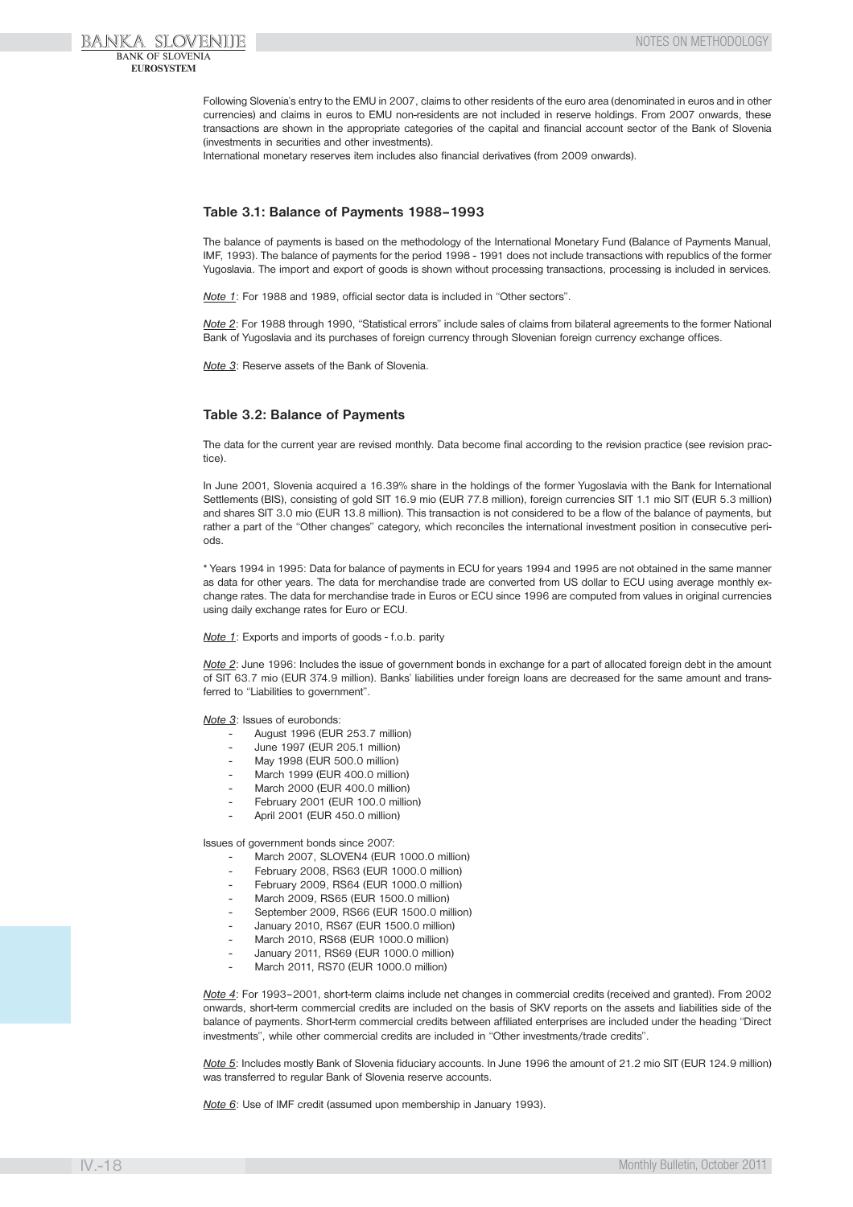Following Slovenia's entry to the EMU in 2007, claims to other residents of the euro area (denominated in euros and in other currencies) and claims in euros to EMU non-residents are not included in reserve holdings. From 2007 onwards, these transactions are shown in the appropriate categories of the capital and financial account sector of the Bank of Slovenia (investments in securities and other investments).

International monetary reserves item includes also financial derivatives (from 2009 onwards).

### Table 3.1: Balance of Payments 1988–1993

The balance of payments is based on the methodology of the International Monetary Fund (Balance of Payments Manual, IMF, 1993). The balance of payments for the period 1998 - 1991 does not include transactions with republics of the former Yugoslavia. The import and export of goods is shown without processing transactions, processing is included in services.

*Note 1*: For 1988 and 1989, official sector data is included in "Other sectors".

*Note 2*: For 1988 through 1990, "Statistical errors" include sales of claims from bilateral agreements to the former National Bank of Yugoslavia and its purchases of foreign currency through Slovenian foreign currency exchange offices.

*Note 3*: Reserve assets of the Bank of Slovenia.

### Table 3.2: Balance of Payments

The data for the current year are revised monthly. Data become final according to the revision practice (see revision practice).

In June 2001, Slovenia acquired a 16.39% share in the holdings of the former Yugoslavia with the Bank for International Settlements (BIS), consisting of gold SIT 16.9 mio (EUR 77.8 million), foreign currencies SIT 1.1 mio SIT (EUR 5.3 million) and shares SIT 3.0 mio (EUR 13.8 million). This transaction is not considered to be a flow of the balance of payments, but rather a part of the "Other changes" category, which reconciles the international investment position in consecutive periods.

* Years 1994 in 1995: Data for balance of payments in ECU for years 1994 and 1995 are not obtained in the same manner as data for other years. The data for merchandise trade are converted from US dollar to ECU using average monthly exchange rates. The data for merchandise trade in Euros or ECU since 1996 are computed from values in original currencies using daily exchange rates for Euro or ECU.

*Note 1*: Exports and imports of goods - f.o.b. parity

*Note 2*: June 1996: Includes the issue of government bonds in exchange for a part of allocated foreign debt in the amount of SIT 63.7 mio (EUR 374.9 million). Banks' liabilities under foreign loans are decreased for the same amount and transferred to "Liabilities to government".

*Note 3*: Issues of eurobonds:

- August 1996 (EUR 253.7 million)
- June 1997 (EUR 205.1 million)
- May 1998 (EUR 500.0 million)
- March 1999 (EUR 400.0 million)
- March 2000 (EUR 400.0 million)
- February 2001 (EUR 100.0 million)
- April 2001 (EUR 450.0 million)

Issues of government bonds since 2007:

- March 2007, SLOVEN4 (EUR 1000.0 million)
- February 2008, RS63 (EUR 1000.0 million)
- February 2009, RS64 (EUR 1000.0 million)
- March 2009, RS65 (EUR 1500.0 million)
- September 2009, RS66 (EUR 1500.0 million)
- January 2010, RS67 (EUR 1500.0 million)
- March 2010, RS68 (EUR 1000.0 million)
- January 2011, RS69 (EUR 1000.0 million)
- March 2011, RS70 (EUR 1000.0 million)

*Note 4*: For 1993–2001, short-term claims include net changes in commercial credits (received and granted). From 2002 onwards, short-term commercial credits are included on the basis of SKV reports on the assets and liabilities side of the balance of payments. Short-term commercial credits between affiliated enterprises are included under the heading "Direct investments", while other commercial credits are included in "Other investments/trade credits".

*Note 5*: Includes mostly Bank of Slovenia fiduciary accounts. In June 1996 the amount of 21.2 mio SIT (EUR 124.9 million) was transferred to regular Bank of Slovenia reserve accounts.

*Note 6*: Use of IMF credit (assumed upon membership in January 1993).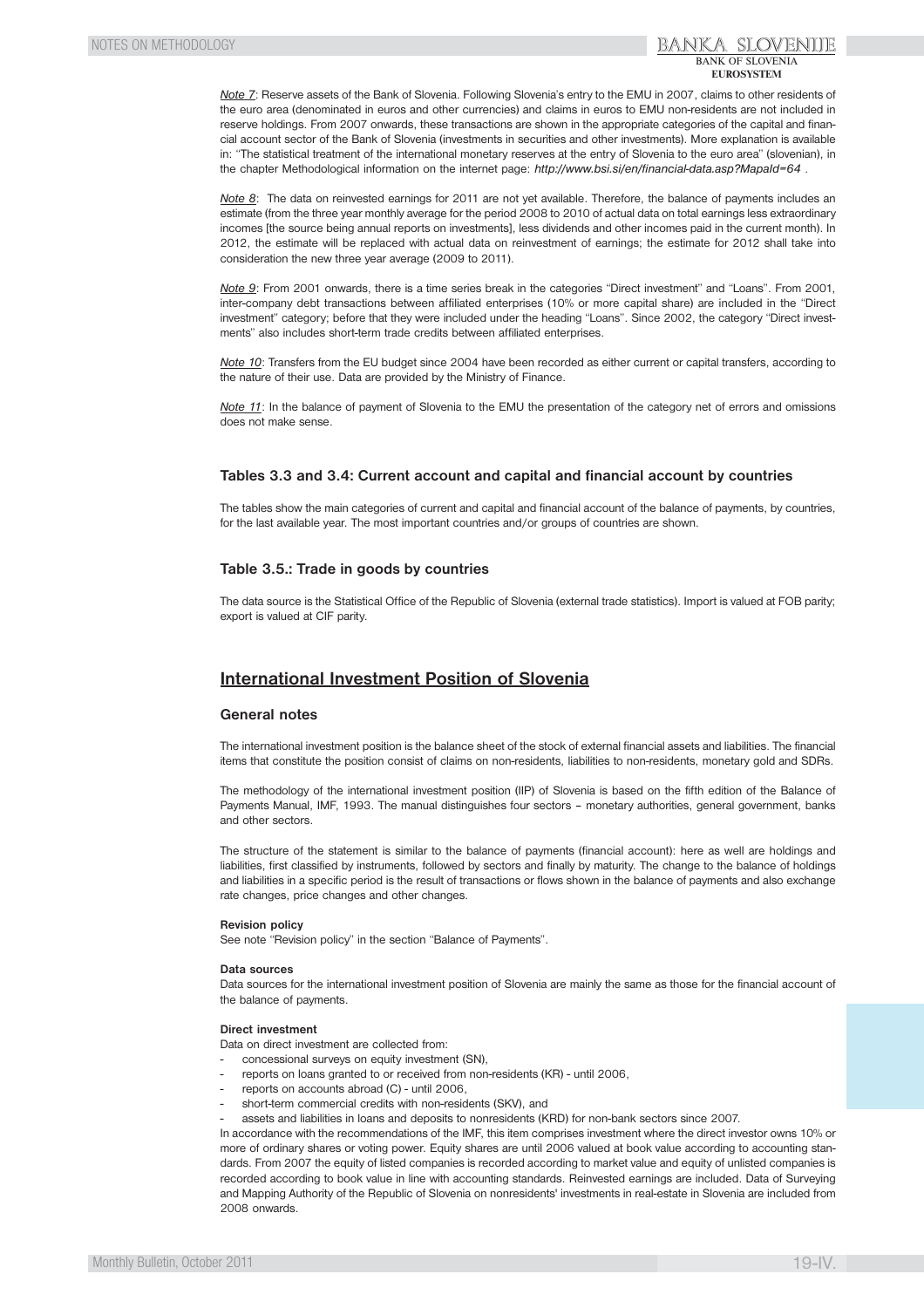*Note 7*: Reserve assets of the Bank of Slovenia. Following Slovenia's entry to the EMU in 2007, claims to other residents of the euro area (denominated in euros and other currencies) and claims in euros to EMU non-residents are not included in reserve holdings. From 2007 onwards, these transactions are shown in the appropriate categories of the capital and financial account sector of the Bank of Slovenia (investments in securities and other investments). More explanation is available in: "The statistical treatment of the international monetary reserves at the entry of Slovenia to the euro area" (slovenian), in the chapter Methodological information on the internet page: *http://www.bsi.si/en/financial-data.asp?MapaId=64* .

*Note 8*: The data on reinvested earnings for 2011 are not yet available. Therefore, the balance of payments includes an estimate (from the three year monthly average for the period 2008 to 2010 of actual data on total earnings less extraordinary incomes [the source being annual reports on investments], less dividends and other incomes paid in the current month). In 2012, the estimate will be replaced with actual data on reinvestment of earnings; the estimate for 2012 shall take into consideration the new three year average (2009 to 2011).

*Note 9*: From 2001 onwards, there is a time series break in the categories "Direct investment" and "Loans". From 2001, inter-company debt transactions between affiliated enterprises (10% or more capital share) are included in the "Direct investment" category; before that they were included under the heading "Loans". Since 2002, the category "Direct investments" also includes short-term trade credits between affiliated enterprises.

*Note 10*: Transfers from the EU budget since 2004 have been recorded as either current or capital transfers, according to the nature of their use. Data are provided by the Ministry of Finance.

*Note 11*: In the balance of payment of Slovenia to the EMU the presentation of the category net of errors and omissions does not make sense.

### Tables 3.3 and 3.4: Current account and capital and financial account by countries

The tables show the main categories of current and capital and financial account of the balance of payments, by countries, for the last available year. The most important countries and/or groups of countries are shown.

### Table 3.5.: Trade in goods by countries

The data source is the Statistical Office of the Republic of Slovenia (external trade statistics). Import is valued at FOB parity; export is valued at CIF parity.

## International Investment Position of Slovenia

### General notes

The international investment position is the balance sheet of the stock of external financial assets and liabilities. The financial items that constitute the position consist of claims on non-residents, liabilities to non-residents, monetary gold and SDRs.

The methodology of the international investment position (IIP) of Slovenia is based on the fifth edition of the Balance of Payments Manual, IMF, 1993. The manual distinguishes four sectors – monetary authorities, general government, banks and other sectors.

The structure of the statement is similar to the balance of payments (financial account): here as well are holdings and liabilities, first classified by instruments, followed by sectors and finally by maturity. The change to the balance of holdings and liabilities in a specific period is the result of transactions or flows shown in the balance of payments and also exchange rate changes, price changes and other changes.

**Revision policy**

See note "Revision policy" in the section "Balance of Payments".

**Data sources**

Data sources for the international investment position of Slovenia are mainly the same as those for the financial account of the balance of payments.

**Direct investment**

Data on direct investment are collected from:

- concessional surveys on equity investment (SN),
- reports on loans granted to or received from non-residents (KR) - until 2006,
- reports on accounts abroad (C) - until 2006,
- short-term commercial credits with non-residents (SKV), and
- assets and liabilities in loans and deposits to nonresidents (KRD) for non-bank sectors since 2007.

In accordance with the recommendations of the IMF, this item comprises investment where the direct investor owns 10% or more of ordinary shares or voting power. Equity shares are until 2006 valued at book value according to accounting standards. From 2007 the equity of listed companies is recorded according to market value and equity of unlisted companies is recorded according to book value in line with accounting standards. Reinvested earnings are included. Data of Surveying and Mapping Authority of the Republic of Slovenia on nonresidents' investments in real-estate in Slovenia are included from 2008 onwards.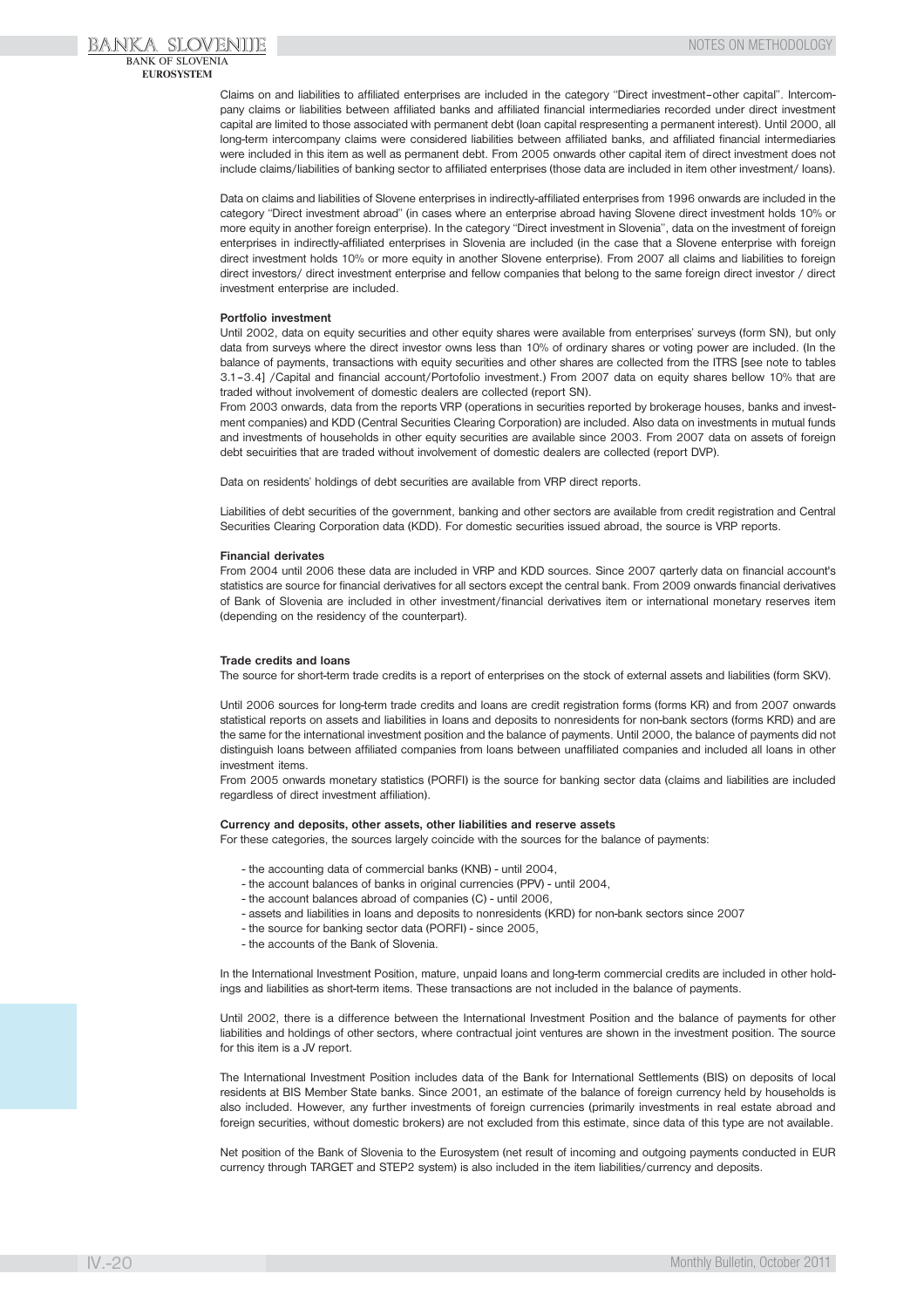Claims on and liabilities to affiliated enterprises are included in the category "Direct investment–other capital". Intercompany claims or liabilities between affiliated banks and affiliated financial intermediaries recorded under direct investment capital are limited to those associated with permanent debt (loan capital respresenting a permanent interest). Until 2000, all long-term intercompany claims were considered liabilities between affiliated banks, and affiliated financial intermediaries were included in this item as well as permanent debt. From 2005 onwards other capital item of direct investment does not include claims/liabilities of banking sector to affiliated enterprises (those data are included in item other investment/ loans).

Data on claims and liabilities of Slovene enterprises in indirectly-affiliated enterprises from 1996 onwards are included in the category "Direct investment abroad" (in cases where an enterprise abroad having Slovene direct investment holds 10% or more equity in another foreign enterprise). In the category "Direct investment in Slovenia", data on the investment of foreign enterprises in indirectly-affiliated enterprises in Slovenia are included (in the case that a Slovene enterprise with foreign direct investment holds 10% or more equity in another Slovene enterprise). From 2007 all claims and liabilities to foreign direct investors/ direct investment enterprise and fellow companies that belong to the same foreign direct investor / direct investment enterprise are included.

**Portfolio investment**

Until 2002, data on equity securities and other equity shares were available from enterprises' surveys (form SN), but only data from surveys where the direct investor owns less than 10% of ordinary shares or voting power are included. (In the balance of payments, transactions with equity securities and other shares are collected from the ITRS [see note to tables 3.1–3.4] /Capital and financial account/Portofolio investment.) From 2007 data on equity shares bellow 10% that are traded without involvement of domestic dealers are collected (report SN).

From 2003 onwards, data from the reports VRP (operations in securities reported by brokerage houses, banks and investment companies) and KDD (Central Securities Clearing Corporation) are included. Also data on investments in mutual funds and investments of households in other equity securities are available since 2003. From 2007 data on assets of foreign debt secuirities that are traded without involvement of domestic dealers are collected (report DVP).

Data on residents' holdings of debt securities are available from VRP direct reports.

Liabilities of debt securities of the government, banking and other sectors are available from credit registration and Central Securities Clearing Corporation data (KDD). For domestic securities issued abroad, the source is VRP reports.

**Financial derivates**

From 2004 until 2006 these data are included in VRP and KDD sources. Since 2007 qarterly data on financial account's statistics are source for financial derivatives for all sectors except the central bank. From 2009 onwards financial derivatives of Bank of Slovenia are included in other investment/financial derivatives item or international monetary reserves item (depending on the residency of the counterpart).

**Trade credits and loans**

The source for short-term trade credits is a report of enterprises on the stock of external assets and liabilities (form SKV).

Until 2006 sources for long-term trade credits and loans are credit registration forms (forms KR) and from 2007 onwards statistical reports on assets and liabilities in loans and deposits to nonresidents for non-bank sectors (forms KRD) and are the same for the international investment position and the balance of payments. Until 2000, the balance of payments did not distinguish loans between affiliated companies from loans between unaffiliated companies and included all loans in other investment items.

From 2005 onwards monetary statistics (PORFI) is the source for banking sector data (claims and liabilities are included regardless of direct investment affiliation).

**Currency and deposits, other assets, other liabilities and reserve assets**

For these categories, the sources largely coincide with the sources for the balance of payments:

- the accounting data of commercial banks (KNB) - until 2004,
- the account balances of banks in original currencies (PPV) - until 2004,
- the account balances abroad of companies (C) - until 2006,
- assets and liabilities in loans and deposits to nonresidents (KRD) for non-bank sectors since 2007
- the source for banking sector data (PORFI) - since 2005,
- the accounts of the Bank of Slovenia.

In the International Investment Position, mature, unpaid loans and long-term commercial credits are included in other holdings and liabilities as short-term items. These transactions are not included in the balance of payments.

Until 2002, there is a difference between the International Investment Position and the balance of payments for other liabilities and holdings of other sectors, where contractual joint ventures are shown in the investment position. The source for this item is a JV report.

The International Investment Position includes data of the Bank for International Settlements (BIS) on deposits of local residents at BIS Member State banks. Since 2001, an estimate of the balance of foreign currency held by households is also included. However, any further investments of foreign currencies (primarily investments in real estate abroad and foreign securities, without domestic brokers) are not excluded from this estimate, since data of this type are not available.

Net position of the Bank of Slovenia to the Eurosystem (net result of incoming and outgoing payments conducted in EUR currency through TARGET and STEP2 system) is also included in the item liabilities/currency and deposits.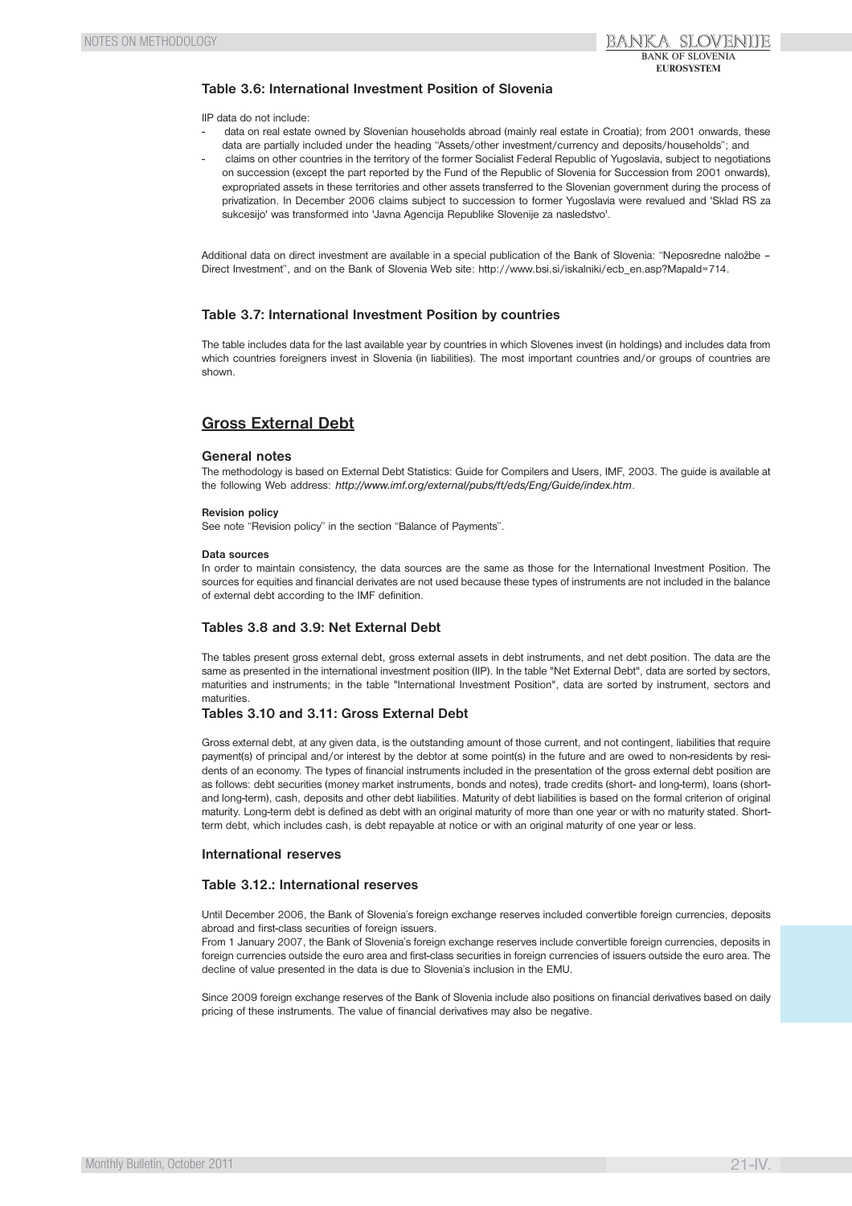### Table 3.6: International Investment Position of Slovenia

IIP data do not include:

- data on real estate owned by Slovenian households abroad (mainly real estate in Croatia); from 2001 onwards, these data are partially included under the heading "Assets/other investment/currency and deposits/households"; and
- claims on other countries in the territory of the former Socialist Federal Republic of Yugoslavia, subject to negotiations on succession (except the part reported by the Fund of the Republic of Slovenia for Succession from 2001 onwards), expropriated assets in these territories and other assets transferred to the Slovenian government during the process of privatization. In December 2006 claims subject to succession to former Yugoslavia were revalued and 'Sklad RS za sukcesijo' was transformed into 'Javna Agencija Republike Slovenije za nasledstvo'.

Additional data on direct investment are available in a special publication of the Bank of Slovenia: "Neposredne naložbe – Direct Investment", and on the Bank of Slovenia Web site: http://www.bsi.si/iskalniki/ecb_en.asp?MapaId=714.

### Table 3.7: International Investment Position by countries

The table includes data for the last available year by countries in which Slovenes invest (in holdings) and includes data from which countries foreigners invest in Slovenia (in liabilities). The most important countries and/or groups of countries are shown.

## Gross External Debt

### General notes

The methodology is based on External Debt Statistics: Guide for Compilers and Users, IMF, 2003. The guide is available at the following Web address: *http://www.imf.org/external/pubs/ft/eds/Eng/Guide/index.htm*.

**Revision policy**

See note "Revision policy" in the section "Balance of Payments".

**Data sources**

In order to maintain consistency, the data sources are the same as those for the International Investment Position. The sources for equities and financial derivates are not used because these types of instruments are not included in the balance of external debt according to the IMF definition.

### Tables 3.8 and 3.9: Net External Debt

The tables present gross external debt, gross external assets in debt instruments, and net debt position. The data are the same as presented in the international investment position (IIP). In the table "Net External Debt", data are sorted by sectors, maturities and instruments; in the table "International Investment Position", data are sorted by instrument, sectors and maturities.

### Tables 3.10 and 3.11: Gross External Debt

Gross external debt, at any given data, is the outstanding amount of those current, and not contingent, liabilities that require payment(s) of principal and/or interest by the debtor at some point(s) in the future and are owed to non-residents by residents of an economy. The types of financial instruments included in the presentation of the gross external debt position are as follows: debt securities (money market instruments, bonds and notes), trade credits (short- and long-term), loans (short- and long-term), cash, deposits and other debt liabilities. Maturity of debt liabilities is based on the formal criterion of original maturity. Long-term debt is defined as debt with an original maturity of more than one year or with no maturity stated. Short-term debt, which includes cash, is debt repayable at notice or with an original maturity of one year or less.

### International reserves

### Table 3.12.: International reserves

Until December 2006, the Bank of Slovenia's foreign exchange reserves included convertible foreign currencies, deposits abroad and first-class securities of foreign issuers.
From 1 January 2007, the Bank of Slovenia's foreign exchange reserves include convertible foreign currencies, deposits in foreign currencies outside the euro area and first-class securities in foreign currencies of issuers outside the euro area. The decline of value presented in the data is due to Slovenia's inclusion in the EMU.

Since 2009 foreign exchange reserves of the Bank of Slovenia include also positions on financial derivatives based on daily pricing of these instruments. The value of financial derivatives may also be negative.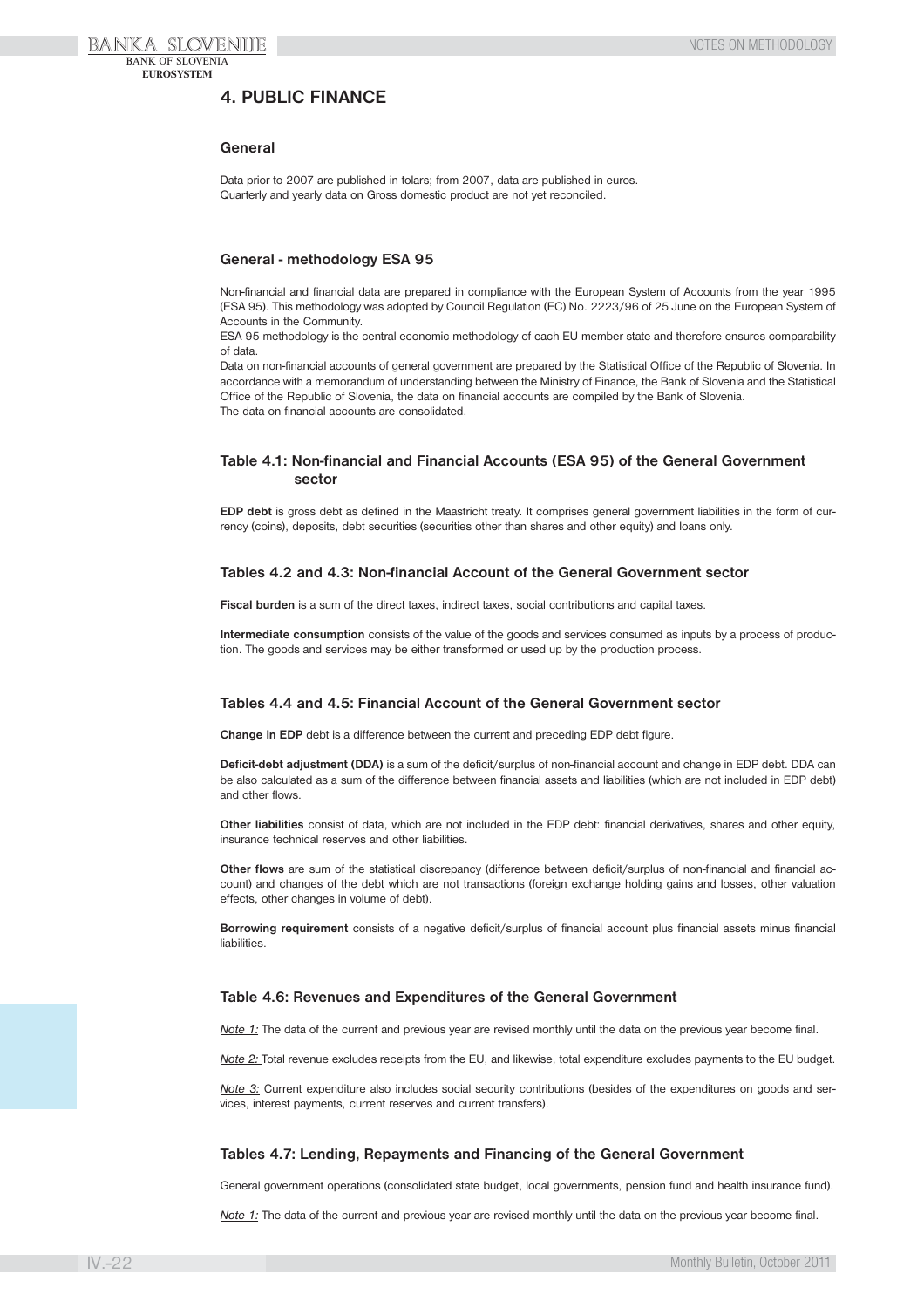# 4. PUBLIC FINANCE

## General

Data prior to 2007 are published in tolars; from 2007, data are published in euros.
Quarterly and yearly data on Gross domestic product are not yet reconciled.

## General - methodology ESA 95

Non-financial and financial data are prepared in compliance with the European System of Accounts from the year 1995 (ESA 95). This methodology was adopted by Council Regulation (EC) No. 2223/96 of 25 June on the European System of Accounts in the Community.
ESA 95 methodology is the central economic methodology of each EU member state and therefore ensures comparability of data.
Data on non-financial accounts of general government are prepared by the Statistical Office of the Republic of Slovenia. In accordance with a memorandum of understanding between the Ministry of Finance, the Bank of Slovenia and the Statistical Office of the Republic of Slovenia, the data on financial accounts are compiled by the Bank of Slovenia.
The data on financial accounts are consolidated.

## Table 4.1: Non-financial and Financial Accounts (ESA 95) of the General Government sector

**EDP debt** is gross debt as defined in the Maastricht treaty. It comprises general government liabilities in the form of currency (coins), deposits, debt securities (securities other than shares and other equity) and loans only.

## Tables 4.2 and 4.3: Non-financial Account of the General Government sector

**Fiscal burden** is a sum of the direct taxes, indirect taxes, social contributions and capital taxes.

**Intermediate consumption** consists of the value of the goods and services consumed as inputs by a process of production. The goods and services may be either transformed or used up by the production process.

## Tables 4.4 and 4.5: Financial Account of the General Government sector

**Change in EDP** debt is a difference between the current and preceding EDP debt figure.

**Deficit-debt adjustment (DDA)** is a sum of the deficit/surplus of non-financial account and change in EDP debt. DDA can be also calculated as a sum of the difference between financial assets and liabilities (which are not included in EDP debt) and other flows.

**Other liabilities** consist of data, which are not included in the EDP debt: financial derivatives, shares and other equity, insurance technical reserves and other liabilities.

**Other flows** are sum of the statistical discrepancy (difference between deficit/surplus of non-financial and financial account) and changes of the debt which are not transactions (foreign exchange holding gains and losses, other valuation effects, other changes in volume of debt).

**Borrowing requirement** consists of a negative deficit/surplus of financial account plus financial assets minus financial liabilities.

## Table 4.6: Revenues and Expenditures of the General Government

*Note 1:* The data of the current and previous year are revised monthly until the data on the previous year become final.

*Note 2:* Total revenue excludes receipts from the EU, and likewise, total expenditure excludes payments to the EU budget.

*Note 3:* Current expenditure also includes social security contributions (besides of the expenditures on goods and services, interest payments, current reserves and current transfers).

## Tables 4.7: Lending, Repayments and Financing of the General Government

General government operations (consolidated state budget, local governments, pension fund and health insurance fund).

*Note 1:* The data of the current and previous year are revised monthly until the data on the previous year become final.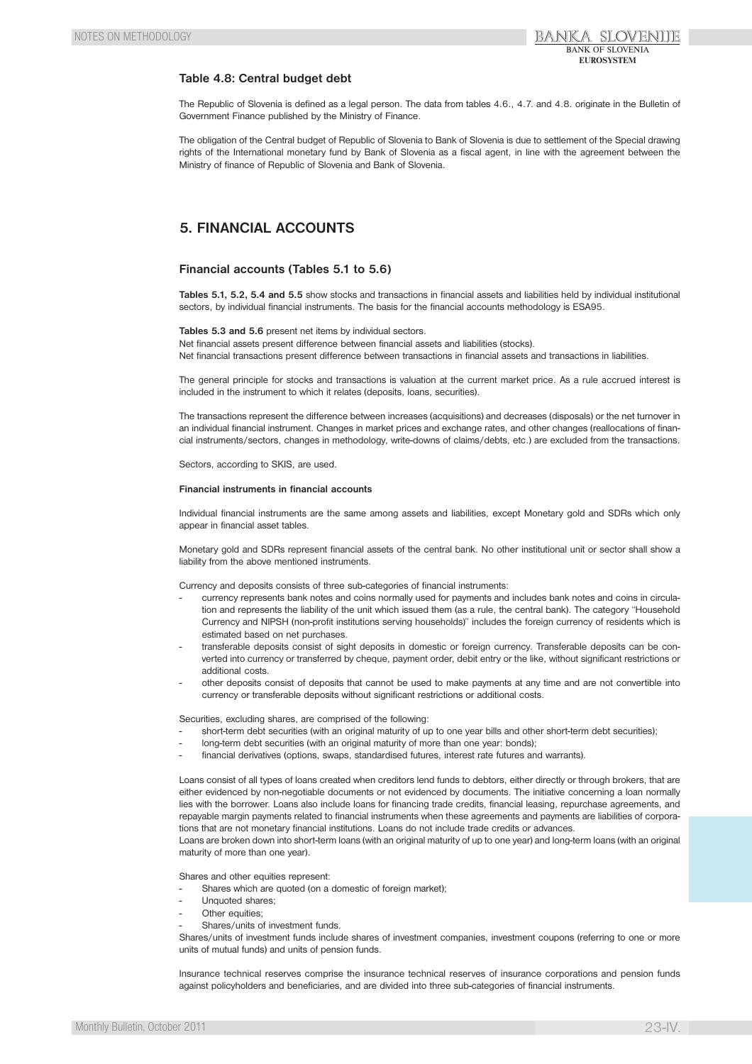### Table 4.8: Central budget debt

The Republic of Slovenia is defined as a legal person. The data from tables 4.6., 4.7. and 4.8. originate in the Bulletin of Government Finance published by the Ministry of Finance.

The obligation of the Central budget of Republic of Slovenia to Bank of Slovenia is due to settlement of the Special drawing rights of the International monetary fund by Bank of Slovenia as a fiscal agent, in line with the agreement between the Ministry of finance of Republic of Slovenia and Bank of Slovenia.

## 5. FINANCIAL ACCOUNTS

### Financial accounts (Tables 5.1 to 5.6)

**Tables 5.1, 5.2, 5.4 and 5.5** show stocks and transactions in financial assets and liabilities held by individual institutional sectors, by individual financial instruments. The basis for the financial accounts methodology is ESA95.

**Tables 5.3 and 5.6** present net items by individual sectors.
Net financial assets present difference between financial assets and liabilities (stocks).
Net financial transactions present difference between transactions in financial assets and transactions in liabilities.

The general principle for stocks and transactions is valuation at the current market price. As a rule accrued interest is included in the instrument to which it relates (deposits, loans, securities).

The transactions represent the difference between increases (acquisitions) and decreases (disposals) or the net turnover in an individual financial instrument. Changes in market prices and exchange rates, and other changes (reallocations of financial instruments/sectors, changes in methodology, write-downs of claims/debts, etc.) are excluded from the transactions.

Sectors, according to SKIS, are used.

**Financial instruments in financial accounts**

Individual financial instruments are the same among assets and liabilities, except Monetary gold and SDRs which only appear in financial asset tables.

Monetary gold and SDRs represent financial assets of the central bank. No other institutional unit or sector shall show a liability from the above mentioned instruments.

Currency and deposits consists of three sub-categories of financial instruments:

- currency represents bank notes and coins normally used for payments and includes bank notes and coins in circulation and represents the liability of the unit which issued them (as a rule, the central bank). The category "Household Currency and NIPSH (non-profit institutions serving households)" includes the foreign currency of residents which is estimated based on net purchases.
- transferable deposits consist of sight deposits in domestic or foreign currency. Transferable deposits can be converted into currency or transferred by cheque, payment order, debit entry or the like, without significant restrictions or additional costs.
- other deposits consist of deposits that cannot be used to make payments at any time and are not convertible into currency or transferable deposits without significant restrictions or additional costs.

Securities, excluding shares, are comprised of the following:

- short-term debt securities (with an original maturity of up to one year bills and other short-term debt securities);
- long-term debt securities (with an original maturity of more than one year: bonds);
- financial derivatives (options, swaps, standardised futures, interest rate futures and warrants).

Loans consist of all types of loans created when creditors lend funds to debtors, either directly or through brokers, that are either evidenced by non-negotiable documents or not evidenced by documents. The initiative concerning a loan normally lies with the borrower. Loans also include loans for financing trade credits, financial leasing, repurchase agreements, and repayable margin payments related to financial instruments when these agreements and payments are liabilities of corporations that are not monetary financial institutions. Loans do not include trade credits or advances.
Loans are broken down into short-term loans (with an original maturity of up to one year) and long-term loans (with an original maturity of more than one year).

Shares and other equities represent:

- Shares which are quoted (on a domestic of foreign market);
- Unquoted shares;
- Other equities;
- Shares/units of investment funds.

Shares/units of investment funds include shares of investment companies, investment coupons (referring to one or more units of mutual funds) and units of pension funds.

Insurance technical reserves comprise the insurance technical reserves of insurance corporations and pension funds against policyholders and beneficiaries, and are divided into three sub-categories of financial instruments.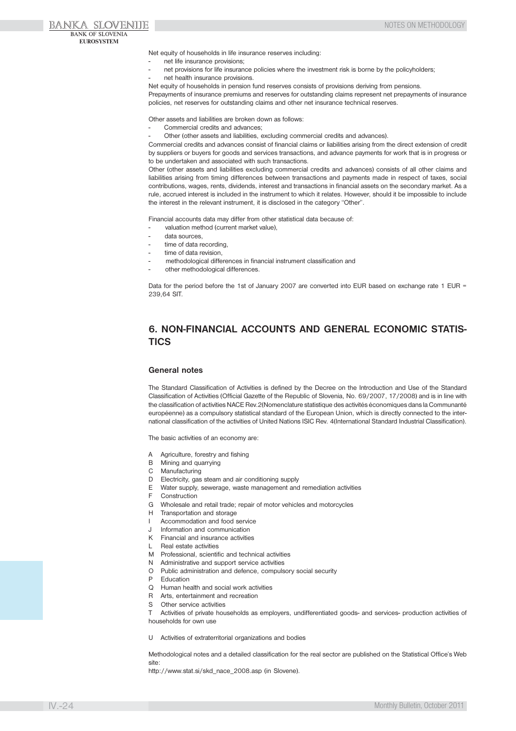Net equity of households in life insurance reserves including:

- net life insurance provisions;
- net provisions for life insurance policies where the investment risk is borne by the policyholders;
- net health insurance provisions.

Net equity of households in pension fund reserves consists of provisions deriving from pensions.
Prepayments of insurance premiums and reserves for outstanding claims represent net prepayments of insurance policies, net reserves for outstanding claims and other net insurance technical reserves.

Other assets and liabilities are broken down as follows:

- Commercial credits and advances;
- Other (other assets and liabilities, excluding commercial credits and advances).

Commercial credits and advances consist of financial claims or liabilities arising from the direct extension of credit by suppliers or buyers for goods and services transactions, and advance payments for work that is in progress or to be undertaken and associated with such transactions.
Other (other assets and liabilities excluding commercial credits and advances) consists of all other claims and liabilities arising from timing differences between transactions and payments made in respect of taxes, social contributions, wages, rents, dividends, interest and transactions in financial assets on the secondary market. As a rule, accrued interest is included in the instrument to which it relates. However, should it be impossible to include the interest in the relevant instrument, it is disclosed in the category "Other".

Financial accounts data may differ from other statistical data because of:

- valuation method (current market value),
- data sources,
- time of data recording,
- time of data revision,
- methodological differences in financial instrument classification and
- other methodological differences.

Data for the period before the 1st of January 2007 are converted into EUR based on exchange rate 1 EUR = 239,64 SIT.

## 6. NON-FINANCIAL ACCOUNTS AND GENERAL ECONOMIC STATISTICS

### General notes

The Standard Classification of Activities is defined by the Decree on the Introduction and Use of the Standard Classification of Activities (Official Gazette of the Republic of Slovenia, No. 69/2007, 17/2008) and is in line with the classification of activities NACE Rev.2(Nomenclature statistique des activités économiques dans la Communanté européenne) as a compulsory statistical standard of the European Union, which is directly connected to the international classification of the activities of United Nations ISIC Rev. 4(International Standard Industrial Classification).

The basic activities of an economy are:

A Agriculture, forestry and fishing
B Mining and quarrying
C Manufacturing
D Electricity, gas steam and air conditioning supply
E Water supply, sewerage, waste management and remediation activities
F Construction
G Wholesale and retail trade; repair of motor vehicles and motorcycles
H Transportation and storage
I Accommodation and food service
J Information and communication
K Financial and insurance activities
L Real estate activities
M Professional, scientific and technical activities
N Administrative and support service activities
O Public administration and defence, compulsory social security
P Education
Q Human health and social work activities
R Arts, entertainment and recreation
S Other service activities
T Activities of private households as employers, undifferentiated goods- and services- production activities of households for own use

U Activities of extraterritorial organizations and bodies

Methodological notes and a detailed classification for the real sector are published on the Statistical Office's Web site:
http://www.stat.si/skd_nace_2008.asp (in Slovene).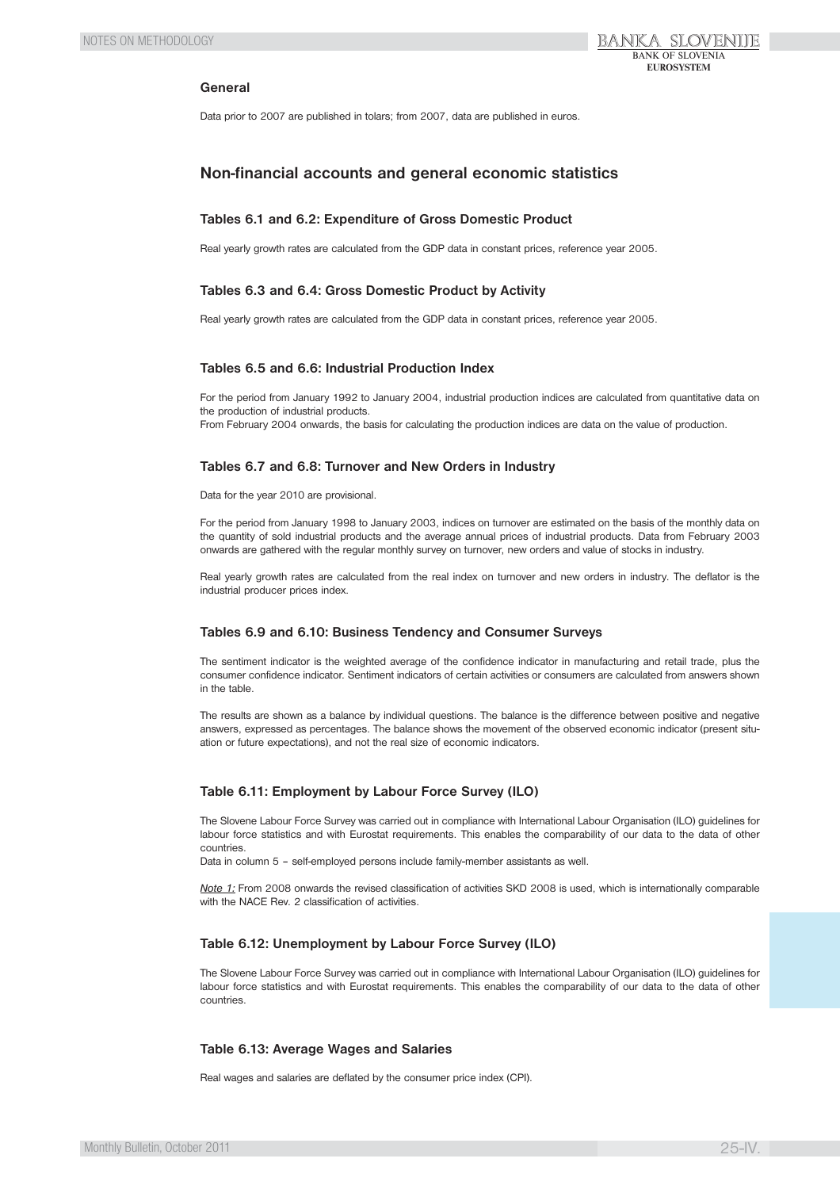### General

Data prior to 2007 are published in tolars; from 2007, data are published in euros.

## Non-financial accounts and general economic statistics

### Tables 6.1 and 6.2: Expenditure of Gross Domestic Product

Real yearly growth rates are calculated from the GDP data in constant prices, reference year 2005.

### Tables 6.3 and 6.4: Gross Domestic Product by Activity

Real yearly growth rates are calculated from the GDP data in constant prices, reference year 2005.

### Tables 6.5 and 6.6: Industrial Production Index

For the period from January 1992 to January 2004, industrial production indices are calculated from quantitative data on the production of industrial products.
From February 2004 onwards, the basis for calculating the production indices are data on the value of production.

### Tables 6.7 and 6.8: Turnover and New Orders in Industry

Data for the year 2010 are provisional.

For the period from January 1998 to January 2003, indices on turnover are estimated on the basis of the monthly data on the quantity of sold industrial products and the average annual prices of industrial products. Data from February 2003 onwards are gathered with the regular monthly survey on turnover, new orders and value of stocks in industry.

Real yearly growth rates are calculated from the real index on turnover and new orders in industry. The deflator is the industrial producer prices index.

### Tables 6.9 and 6.10: Business Tendency and Consumer Surveys

The sentiment indicator is the weighted average of the confidence indicator in manufacturing and retail trade, plus the consumer confidence indicator. Sentiment indicators of certain activities or consumers are calculated from answers shown in the table.

The results are shown as a balance by individual questions. The balance is the difference between positive and negative answers, expressed as percentages. The balance shows the movement of the observed economic indicator (present situation or future expectations), and not the real size of economic indicators.

### Table 6.11: Employment by Labour Force Survey (ILO)

The Slovene Labour Force Survey was carried out in compliance with International Labour Organisation (ILO) guidelines for labour force statistics and with Eurostat requirements. This enables the comparability of our data to the data of other countries.
Data in column 5 – self-employed persons include family-member assistants as well.

*Note 1:* From 2008 onwards the revised classification of activities SKD 2008 is used, which is internationally comparable with the NACE Rev. 2 classification of activities.

### Table 6.12: Unemployment by Labour Force Survey (ILO)

The Slovene Labour Force Survey was carried out in compliance with International Labour Organisation (ILO) guidelines for labour force statistics and with Eurostat requirements. This enables the comparability of our data to the data of other countries.

### Table 6.13: Average Wages and Salaries

Real wages and salaries are deflated by the consumer price index (CPI).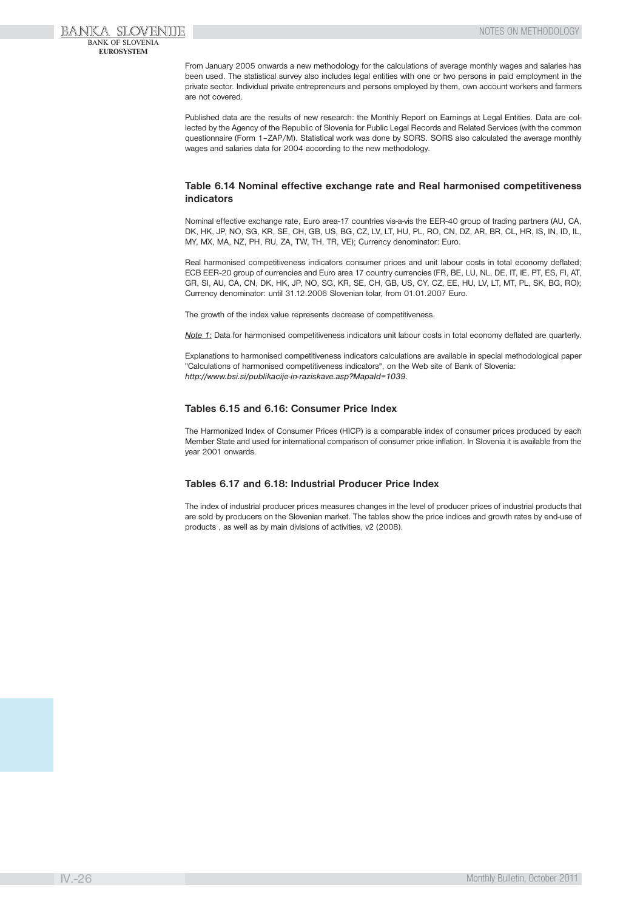From January 2005 onwards a new methodology for the calculations of average monthly wages and salaries has been used. The statistical survey also includes legal entities with one or two persons in paid employment in the private sector. Individual private entrepreneurs and persons employed by them, own account workers and farmers are not covered.

Published data are the results of new research: the Monthly Report on Earnings at Legal Entities. Data are collected by the Agency of the Republic of Slovenia for Public Legal Records and Related Services (with the common questionnaire (Form 1–ZAP/M). Statistical work was done by SORS. SORS also calculated the average monthly wages and salaries data for 2004 according to the new methodology.

### Table 6.14 Nominal effective exchange rate and Real harmonised competitiveness indicators

Nominal effective exchange rate, Euro area-17 countries vis-a-vis the EER-40 group of trading partners (AU, CA, DK, HK, JP, NO, SG, KR, SE, CH, GB, US, BG, CZ, LV, LT, HU, PL, RO, CN, DZ, AR, BR, CL, HR, IS, IN, ID, IL, MY, MX, MA, NZ, PH, RU, ZA, TW, TH, TR, VE); Currency denominator: Euro.

Real harmonised competitiveness indicators consumer prices and unit labour costs in total economy deflated; ECB EER-20 group of currencies and Euro area 17 country currencies (FR, BE, LU, NL, DE, IT, IE, PT, ES, FI, AT, GR, SI, AU, CA, CN, DK, HK, JP, NO, SG, KR, SE, CH, GB, US, CY, CZ, EE, HU, LV, LT, MT, PL, SK, BG, RO); Currency denominator: until 31.12.2006 Slovenian tolar, from 01.01.2007 Euro.

The growth of the index value represents decrease of competitiveness.

*Note 1:* Data for harmonised competitiveness indicators unit labour costs in total economy deflated are quarterly.

Explanations to harmonised competitiveness indicators calculations are available in special methodological paper "Calculations of harmonised competitiveness indicators", on the Web site of Bank of Slovenia: *http://www.bsi.si/publikacije-in-raziskave.asp?MapaId=1039.*

### Tables 6.15 and 6.16: Consumer Price Index

The Harmonized Index of Consumer Prices (HICP) is a comparable index of consumer prices produced by each Member State and used for international comparison of consumer price inflation. In Slovenia it is available from the year 2001 onwards.

### Tables 6.17 and 6.18: Industrial Producer Price Index

The index of industrial producer prices measures changes in the level of producer prices of industrial products that are sold by producers on the Slovenian market. The tables show the price indices and growth rates by end-use of products , as well as by main divisions of activities, v2 (2008).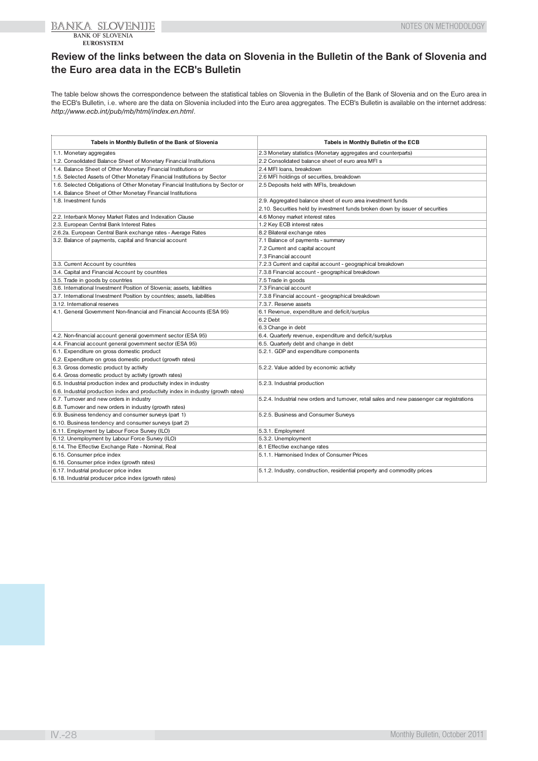## Review of the links between the data on Slovenia in the Bulletin of the Bank of Slovenia and the Euro area data in the ECB's Bulletin

The table below shows the correspondence between the statistical tables on Slovenia in the Bulletin of the Bank of Slovenia and on the Euro area in the ECB's Bulletin, i.e. where are the data on Slovenia included into the Euro area aggregates. The ECB's Bulletin is available on the internet address: *http://www.ecb.int/pub/mb/html/index.en.html*.

| Tabels in Monthly Bulletin of the Bank of Slovenia | Tabels in Monthly Bulletin of the ECB |
|---|---|
| 1.1. Monetary aggregates | 2.3 Monetary statistics (Monetary aggregates and counterparts) |
| 1.2. Consolidated Balance Sheet of Monetary Financial Institutions | 2.2 Consolidated balance sheet of euro area MFI s |
| 1.4. Balance Sheet of Other Monetary Financial Institutions or | 2.4 MFI loans, breakdown |
| 1.5. Selected Assets of Other Monetary Financial Institutions by Sector | 2.6 MFI holdings of securities, breakdown |
| 1.6. Selected Obligations of Other Monetary Financial Institutions by Sector or<br>1.4. Balance Sheet of Other Monetary Financial Institutions | 2.5 Deposits held with MFIs, breakdown |
| 1.8. Investment funds | 2.9. Aggregated balance sheet of euro area investment funds<br>2.10. Securities held by investment funds broken down by issuer of securities |
| 2.2. Interbank Money Market Rates and Indexation Clause | 4.6 Money market interest rates |
| 2.3. European Central Bank Interest Rates | 1.2 Key ECB interest rates |
| 2.6.2a. European Central Bank exchange rates - Average Rates | 8.2 Bilateral exchange rates |
| 3.2. Balance of payments, capital and financial account | 7.1 Balance of payments - summary<br>7.2 Current and capital account<br>7.3 Financial account |
| 3.3. Current Account by countries | 7.2.3 Current and capital account - geographical breakdown |
| 3.4. Capital and Financial Account by countries | 7.3.8 Financial account - geographical breakdown |
| 3.5. Trade in goods by countries | 7.5 Trade in goods |
| 3.6. International Investment Position of Slovenia; assets, liabilities | 7.3 Financial account |
| 3.7. International Investment Position by countries; assets, liabilities | 7.3.8 Financial account - geographical breakdown |
| 3.12. International reserves | 7.3.7. Reserve assets |
| 4.1. General Government Non-financial and Financial Accounts (ESA 95) | 6.1 Revenue, expenditure and deficit/surplus<br>6.2 Debt<br>6.3 Change in debt |
| 4.2. Non-financial account general government sector (ESA 95) | 6.4. Quarterly revenue, expenditure and deficit/surplus |
| 4.4. Financial account general government sector (ESA 95) | 6.5. Quarterly debt and change in debt |
| 6.1. Expenditure on gross domestic product<br>6.2. Expenditure on gross domestic product (growth rates) | 5.2.1. GDP and expenditure components |
| 6.3. Gross domestic product by activity<br>6.4. Gross domestic product by activity (growth rates) | 5.2.2. Value added by economic activity |
| 6.5. Industrial production index and productivity index in industry<br>6.6. Industrial production index and productivity index in industry (growth rates) | 5.2.3. Industrial production |
| 6.7. Turnover and new orders in industry<br>6.8. Turnover and new orders in industry (growth rates) | 5.2.4. Industrial new orders and turnover, retail sales and new passenger car registrations |
| 6.9. Business tendency and consumer surveys (part 1)<br>6.10. Business tendency and consumer surveys (part 2) | 5.2.5. Business and Consumer Surveys |
| 6.11. Employment by Labour Force Survey (ILO) | 5.3.1. Employment |
| 6.12. Unemployment by Labour Force Survey (ILO) | 5.3.2. Unemployment |
| 6.14. The Effective Exchange Rate - Nominal, Real | 8.1 Effective exchange rates |
| 6.15. Consumer price index<br>6.16. Consumer price index (growth rates) | 5.1.1. Harmonised Index of Consumer Prices |
| 6.17. Industrial producer price index<br>6.18. Industrial producer price index (growth rates) | 5.1.2. Industry, construction, residential property and commodity prices |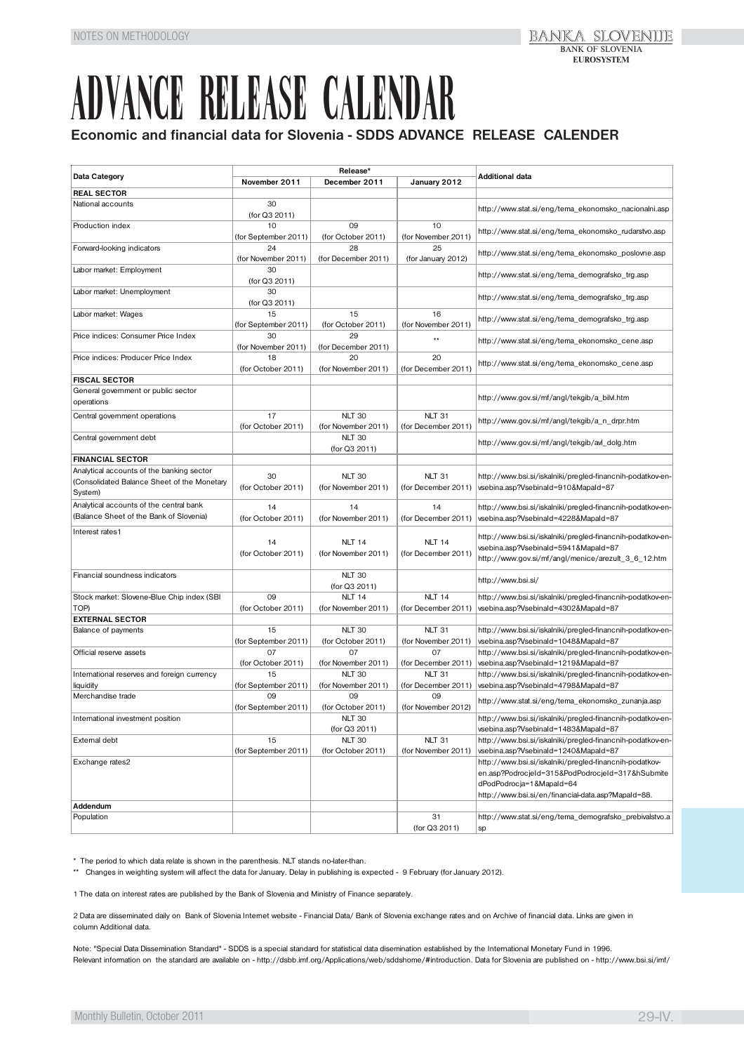# ADVANCE RELEASE CALENDAR

## Economic and financial data for Slovenia - SDDS ADVANCE RELEASE CALENDER

| Data Category | Release* | | | Additional data |
|---|---|---|---|---|
| | November 2011 | December 2011 | January 2012 | |
| **REAL SECTOR** | | | | |
| National accounts | 30 (for Q3 2011) | | | http://www.stat.si/eng/tema_ekonomsko_nacionalni.asp |
| Production index | 10 (for September 2011) | 09 (for October 2011) | 10 (for November 2011) | http://www.stat.si/eng/tema_ekonomsko_rudarstvo.asp |
| Forward-looking indicators | 24 (for November 2011) | 28 (for December 2011) | 25 (for January 2012) | http://www.stat.si/eng/tema_ekonomsko_poslovne.asp |
| Labor market: Employment | 30 (for Q3 2011) | | | http://www.stat.si/eng/tema_demografsko_trg.asp |
| Labor market: Unemployment | 30 (for Q3 2011) | | | http://www.stat.si/eng/tema_demografsko_trg.asp |
| Labor market: Wages | 15 (for September 2011) | 15 (for October 2011) | 16 (for November 2011) | http://www.stat.si/eng/tema_demografsko_trg.asp |
| Price indices: Consumer Price Index | 30 (for November 2011) | 29 (for December 2011) | ** | http://www.stat.si/eng/tema_ekonomsko_cene.asp |
| Price indices: Producer Price Index | 18 (for October 2011) | 20 (for November 2011) | 20 (for December 2011) | http://www.stat.si/eng/tema_ekonomsko_cene.asp |
| **FISCAL SECTOR** | | | | |
| General government or public sector operations | | | | http://www.gov.si/mf/angl/tekgib/a_bilvl.htm |
| Central government operations | 17 (for October 2011) | NLT 30 (for November 2011) | NLT 31 (for December 2011) | http://www.gov.si/mf/angl/tekgib/a_n_drpr.htm |
| Central government debt | | NLT 30 (for Q3 2011) | | http://www.gov.si/mf/angl/tekgib/avl_dolg.htm |
| **FINANCIAL SECTOR** | | | | |
| Analytical accounts of the banking sector (Consolidated Balance Sheet of the Monetary System) | 30 (for October 2011) | NLT 30 (for November 2011) | NLT 31 (for December 2011) | http://www.bsi.si/iskalniki/pregled-financnih-podatkov-en-vsebina.asp?VsebinaId=910&MapaId=87 |
| Analytical accounts of the central bank (Balance Sheet of the Bank of Slovenia) | 14 (for October 2011) | 14 (for November 2011) | 14 (for December 2011) | http://www.bsi.si/iskalniki/pregled-financnih-podatkov-en-vsebina.asp?VsebinaId=4228&MapaId=87 |
| Interest rates1 | 14 (for October 2011) | NLT 14 (for November 2011) | NLT 14 (for December 2011) | http://www.bsi.si/iskalniki/pregled-financnih-podatkov-en-vsebina.asp?VsebinaId=5941&MapaId=87 http://www.gov.si/mf/angl/menice/arezult_3_6_12.htm |
| Financial soundness indicators | | NLT 30 (for Q3 2011) | | http://www.bsi.si/ |
| Stock market: Slovene-Blue Chip index (SBI TOP) | 09 (for October 2011) | NLT 14 (for November 2011) | NLT 14 (for December 2011) | http://www.bsi.si/iskalniki/pregled-financnih-podatkov-en-vsebina.asp?VsebinaId=4302&MapaId=87 |
| **EXTERNAL SECTOR** | | | | |
| Balance of payments | 15 (for September 2011) | NLT 30 (for October 2011) | NLT 31 (for November 2011) | http://www.bsi.si/iskalniki/pregled-financnih-podatkov-en-vsebina.asp?VsebinaId=1048&MapaId=87 |
| Official reserve assets | 07 (for October 2011) | 07 (for November 2011) | 07 (for December 2011) | http://www.bsi.si/iskalniki/pregled-financnih-podatkov-en-vsebina.asp?VsebinaId=1219&MapaId=87 |
| International reserves and foreign currency liquidity | 15 (for September 2011) | NLT 30 (for November 2011) | NLT 31 (for December 2011) | http://www.bsi.si/iskalniki/pregled-financnih-podatkov-en-vsebina.asp?VsebinaId=4798&MapaId=87 |
| Merchandise trade | 09 (for September 2011) | 09 (for October 2011) | 09 (for November 2012) | http://www.stat.si/eng/tema_ekonomsko_zunanja.asp |
| International investment position | | NLT 30 (for Q3 2011) | | http://www.bsi.si/iskalniki/pregled-financnih-podatkov-en-vsebina.asp?VsebinaId=1483&MapaId=87 |
| External debt | 15 (for September 2011) | NLT 30 (for October 2011) | NLT 31 (for November 2011) | http://www.bsi.si/iskalniki/pregled-financnih-podatkov-en-vsebina.asp?VsebinaId=1240&MapaId=87 |
| Exchange rates2 | | | | http://www.bsi.si/iskalniki/pregled-financnih-podatkov-en.asp?PodrocjeId=315&PodPodrocjeId=317&hSubmitedPodPodrocja=1&MapaId=64 http://www.bsi.si/en/financial-data.asp?MapaId=88. |
| **Addendum** | | | | |
| Population | | | 31 (for Q3 2011) | http://www.stat.si/eng/tema_demografsko_prebivalstvo.asp |

\* The period to which data relate is shown in the parenthesis. NLT stands no-later-than.

** Changes in weighting system will affect the data for January. Delay in publishing is expected - 9 February (for January 2012).

1 The data on interest rates are published by the Bank of Slovenia and Ministry of Finance separately.

2 Data are disseminated daily on Bank of Slovenia Internet website - Financial Data/ Bank of Slovenia exchange rates and on Archive of financial data. Links are given in column Additional data.

Note: "Special Data Dissemination Standard" - SDDS is a special standard for statistical data disemination established by the International Monetary Fund in 1996. Relevant information on the standard are available on - http://dsbb.imf.org/Applications/web/sddshome/#introduction. Data for Slovenia are published on - http://www.bsi.si/imf/